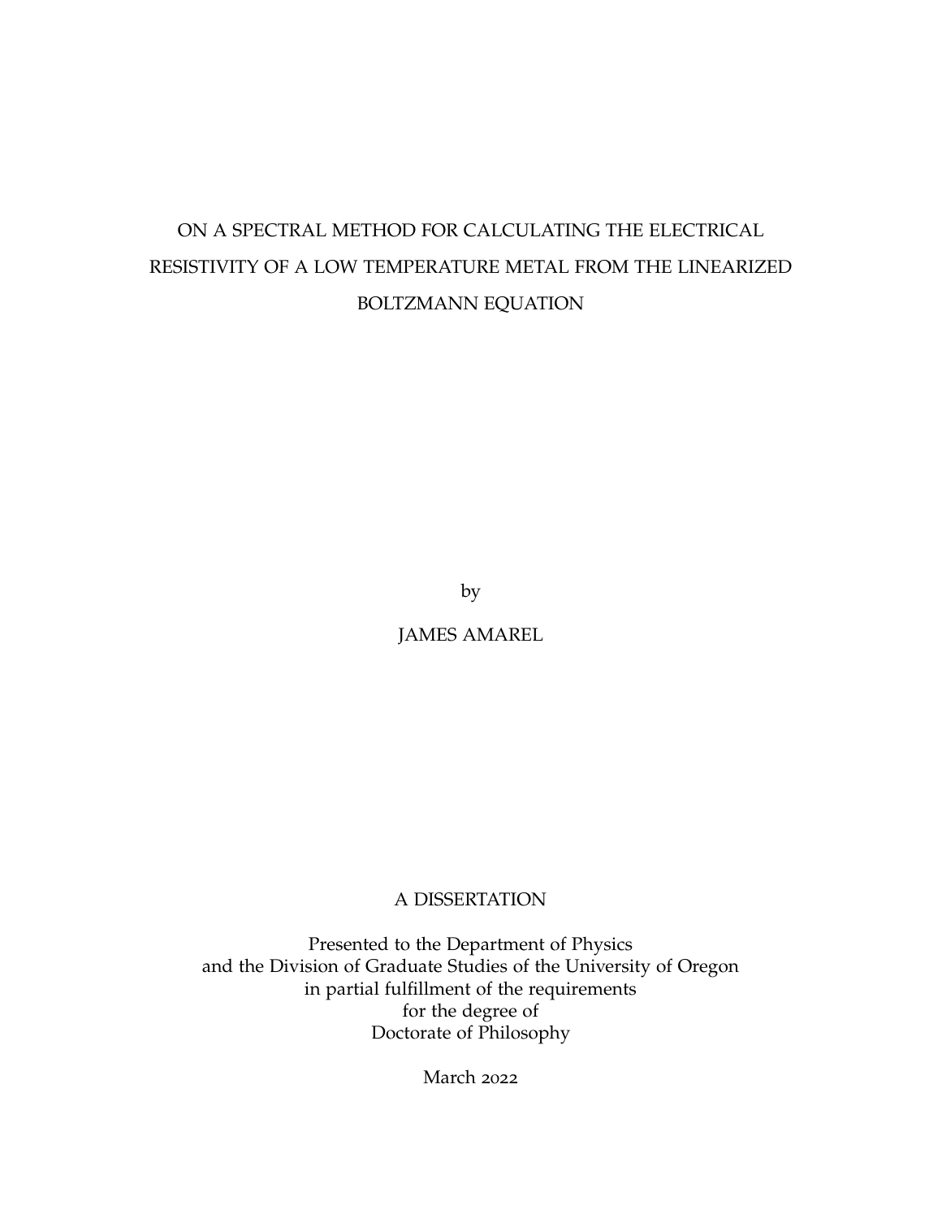# ON A SPECTRAL METHOD FOR CALCULATING THE ELECTRICAL RESISTIVITY OF A LOW TEMPERATURE METAL FROM THE LINEARIZED BOLTZMANN EQUATION

by

JAMES AMAREL

A DISSERTATION

Presented to the Department of Physics
and the Division of Graduate Studies of the University of Oregon
in partial fulfillment of the requirements
for the degree of
Doctorate of Philosophy

March 2022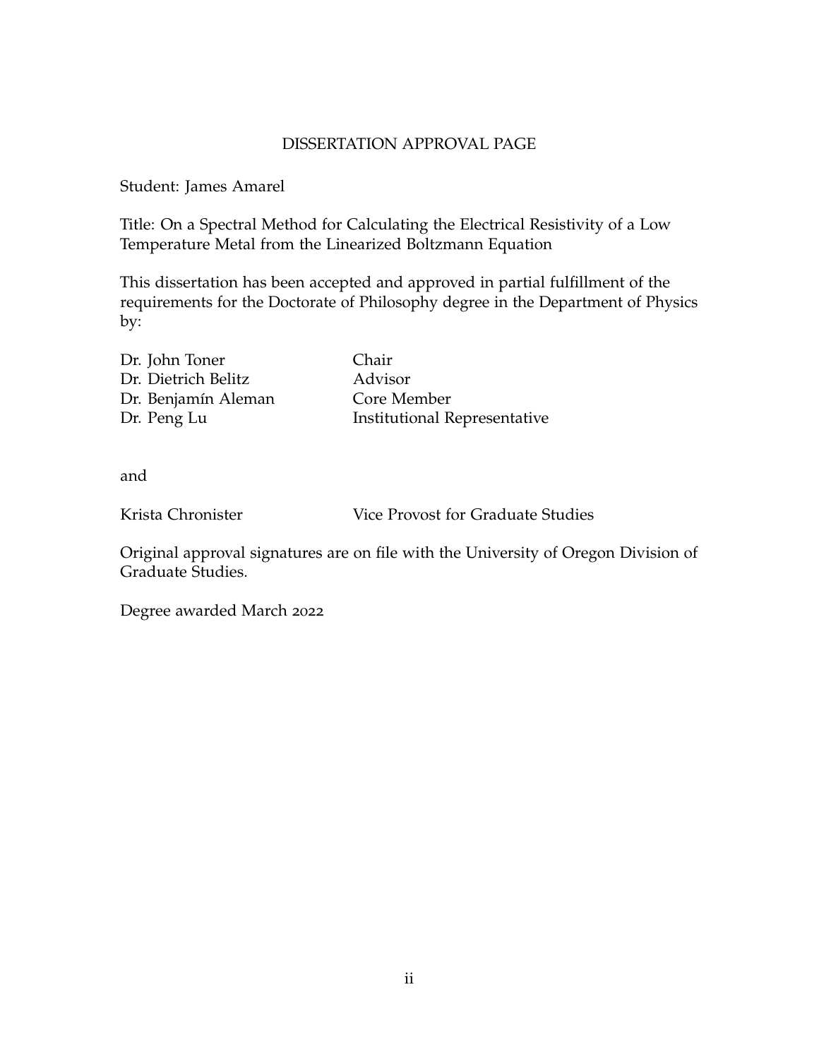# DISSERTATION APPROVAL PAGE

Student: James Amarel

Title: On a Spectral Method for Calculating the Electrical Resistivity of a Low Temperature Metal from the Linearized Boltzmann Equation

This dissertation has been accepted and approved in partial fulfillment of the requirements for the Doctorate of Philosophy degree in the Department of Physics by:

| | |
|---|---|
| Dr. John Toner | Chair |
| Dr. Dietrich Belitz | Advisor |
| Dr. Benjamín Aleman | Core Member |
| Dr. Peng Lu | Institutional Representative |

and

| | |
|---|---|
| Krista Chronister | Vice Provost for Graduate Studies |

Original approval signatures are on file with the University of Oregon Division of Graduate Studies.

Degree awarded March 2022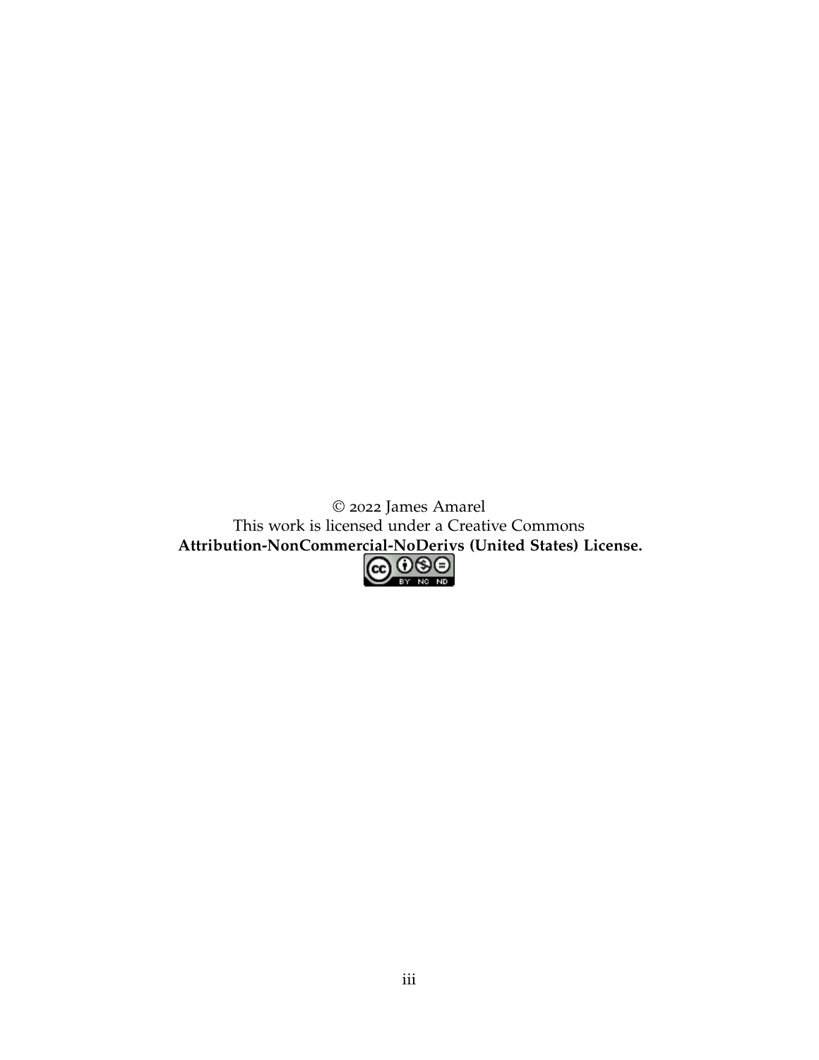© 2022 James Amarel
This work is licensed under a Creative Commons
**Attribution-NonCommercial-NoDerivs (United States) License.**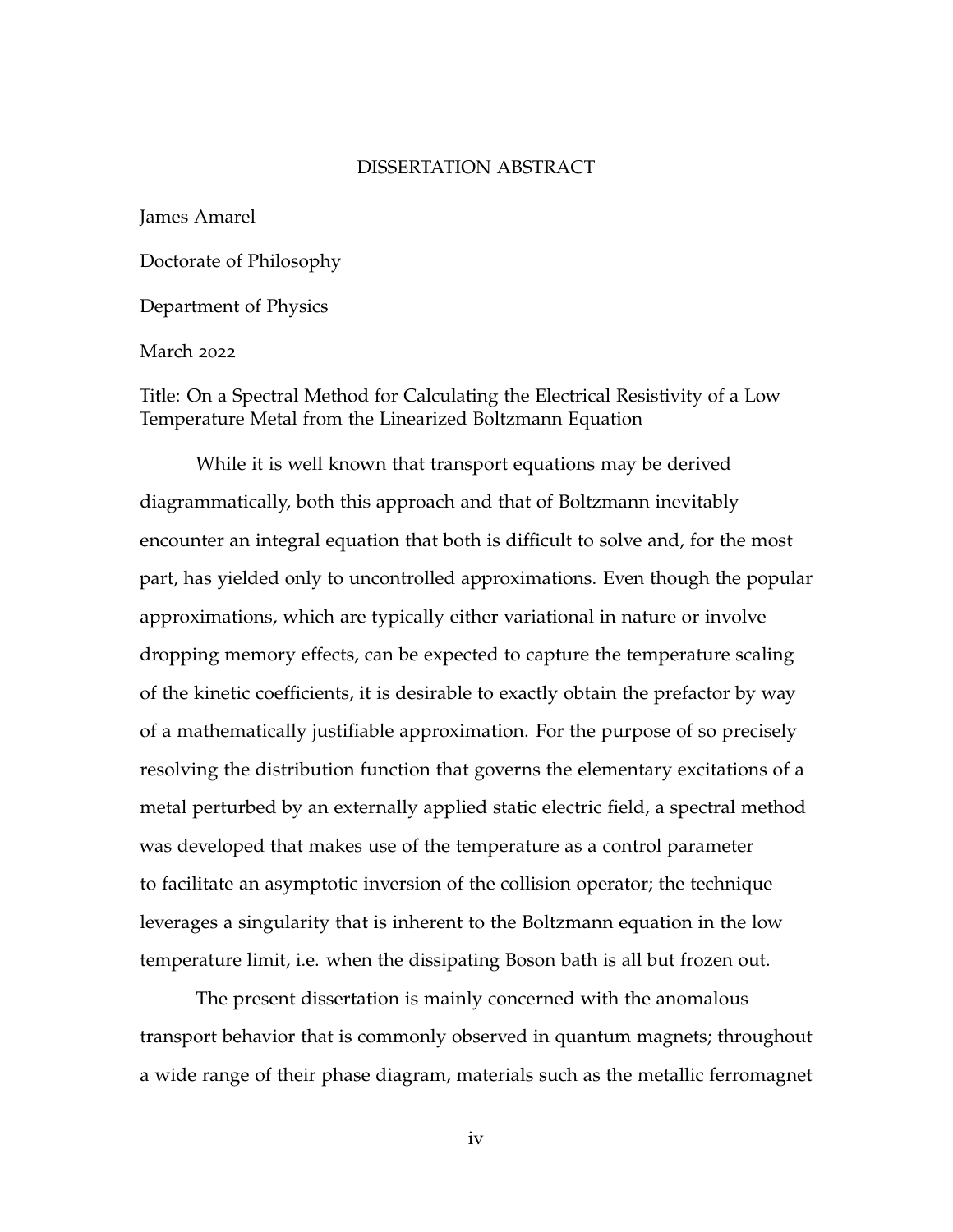# DISSERTATION ABSTRACT

James Amarel

Doctorate of Philosophy

Department of Physics

March 2022

Title: On a Spectral Method for Calculating the Electrical Resistivity of a Low Temperature Metal from the Linearized Boltzmann Equation

While it is well known that transport equations may be derived diagrammatically, both this approach and that of Boltzmann inevitably encounter an integral equation that both is difficult to solve and, for the most part, has yielded only to uncontrolled approximations. Even though the popular approximations, which are typically either variational in nature or involve dropping memory effects, can be expected to capture the temperature scaling of the kinetic coefficients, it is desirable to exactly obtain the prefactor by way of a mathematically justifiable approximation. For the purpose of so precisely resolving the distribution function that governs the elementary excitations of a metal perturbed by an externally applied static electric field, a spectral method was developed that makes use of the temperature as a control parameter to facilitate an asymptotic inversion of the collision operator; the technique leverages a singularity that is inherent to the Boltzmann equation in the low temperature limit, i.e. when the dissipating Boson bath is all but frozen out.

The present dissertation is mainly concerned with the anomalous transport behavior that is commonly observed in quantum magnets; throughout a wide range of their phase diagram, materials such as the metallic ferromagnet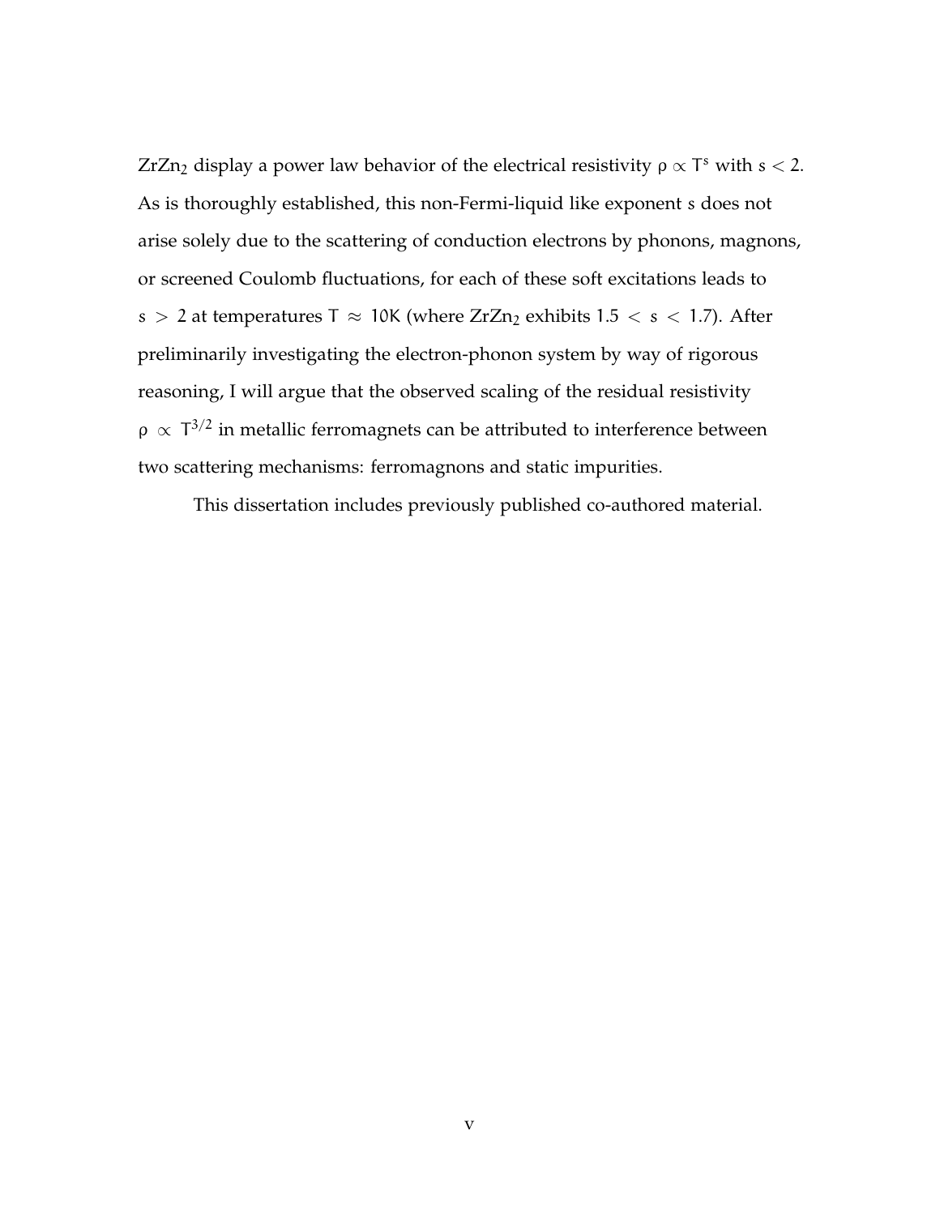$ZrZn_2$ display a power law behavior of the electrical resistivity $\rho \propto T^s$ with $s < 2$. As is thoroughly established, this non-Fermi-liquid like exponent $s$ does not arise solely due to the scattering of conduction electrons by phonons, magnons, or screened Coulomb fluctuations, for each of these soft excitations leads to $s > 2$ at temperatures $T \approx 10\text{K}$ (where $ZrZn_2$ exhibits $1.5 < s < 1.7$). After preliminarily investigating the electron-phonon system by way of rigorous reasoning, I will argue that the observed scaling of the residual resistivity $\rho \propto T^{3/2}$ in metallic ferromagnets can be attributed to interference between two scattering mechanisms: ferromagnons and static impurities.

This dissertation includes previously published co-authored material.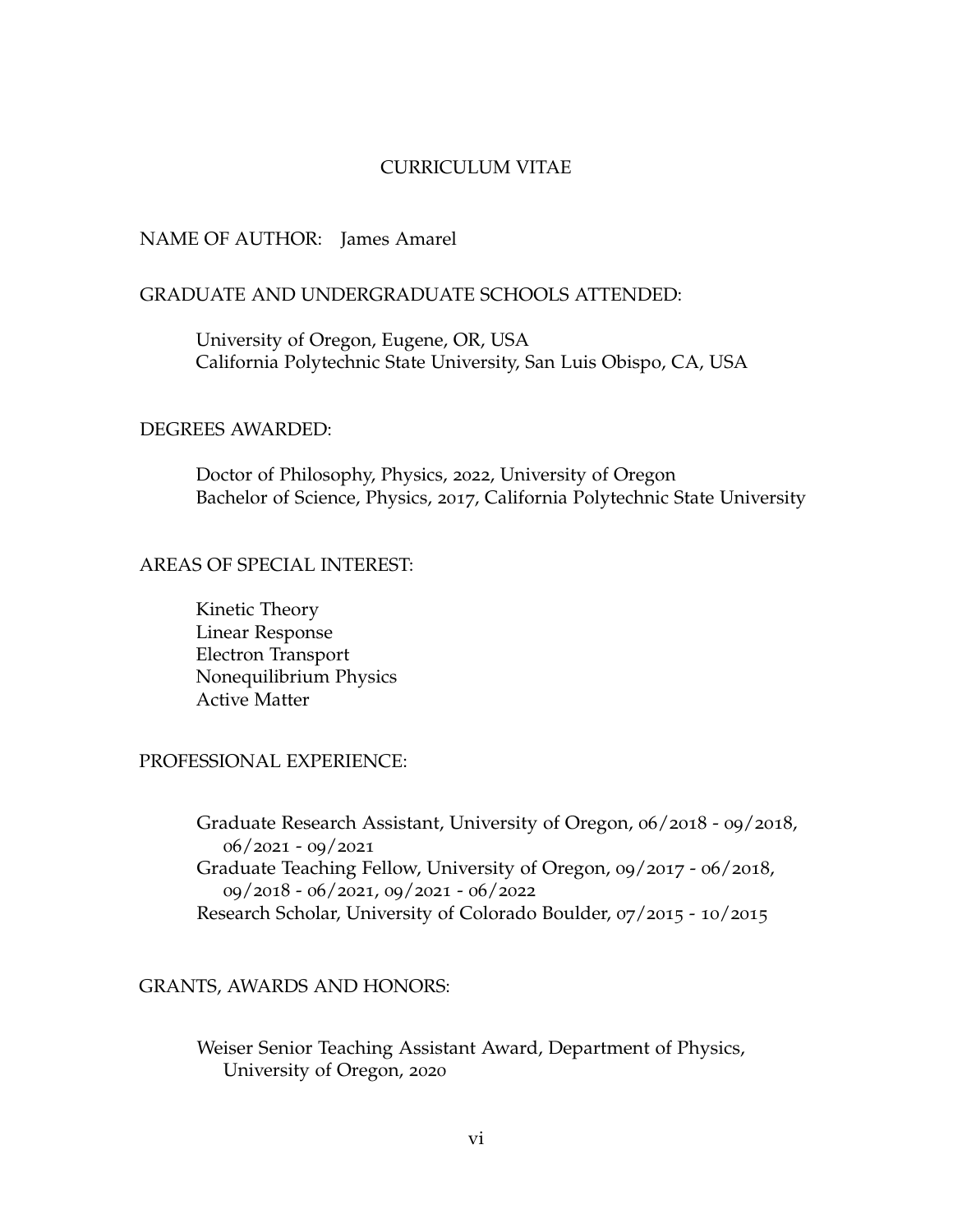# CURRICULUM VITAE

NAME OF AUTHOR: James Amarel

GRADUATE AND UNDERGRADUATE SCHOOLS ATTENDED:

University of Oregon, Eugene, OR, USA
California Polytechnic State University, San Luis Obispo, CA, USA

DEGREES AWARDED:

Doctor of Philosophy, Physics, 2022, University of Oregon
Bachelor of Science, Physics, 2017, California Polytechnic State University

AREAS OF SPECIAL INTEREST:

Kinetic Theory
Linear Response
Electron Transport
Nonequilibrium Physics
Active Matter

PROFESSIONAL EXPERIENCE:

Graduate Research Assistant, University of Oregon, 06/2018 - 09/2018, 06/2021 - 09/2021
Graduate Teaching Fellow, University of Oregon, 09/2017 - 06/2018, 09/2018 - 06/2021, 09/2021 - 06/2022
Research Scholar, University of Colorado Boulder, 07/2015 - 10/2015

GRANTS, AWARDS AND HONORS:

Weiser Senior Teaching Assistant Award, Department of Physics, University of Oregon, 2020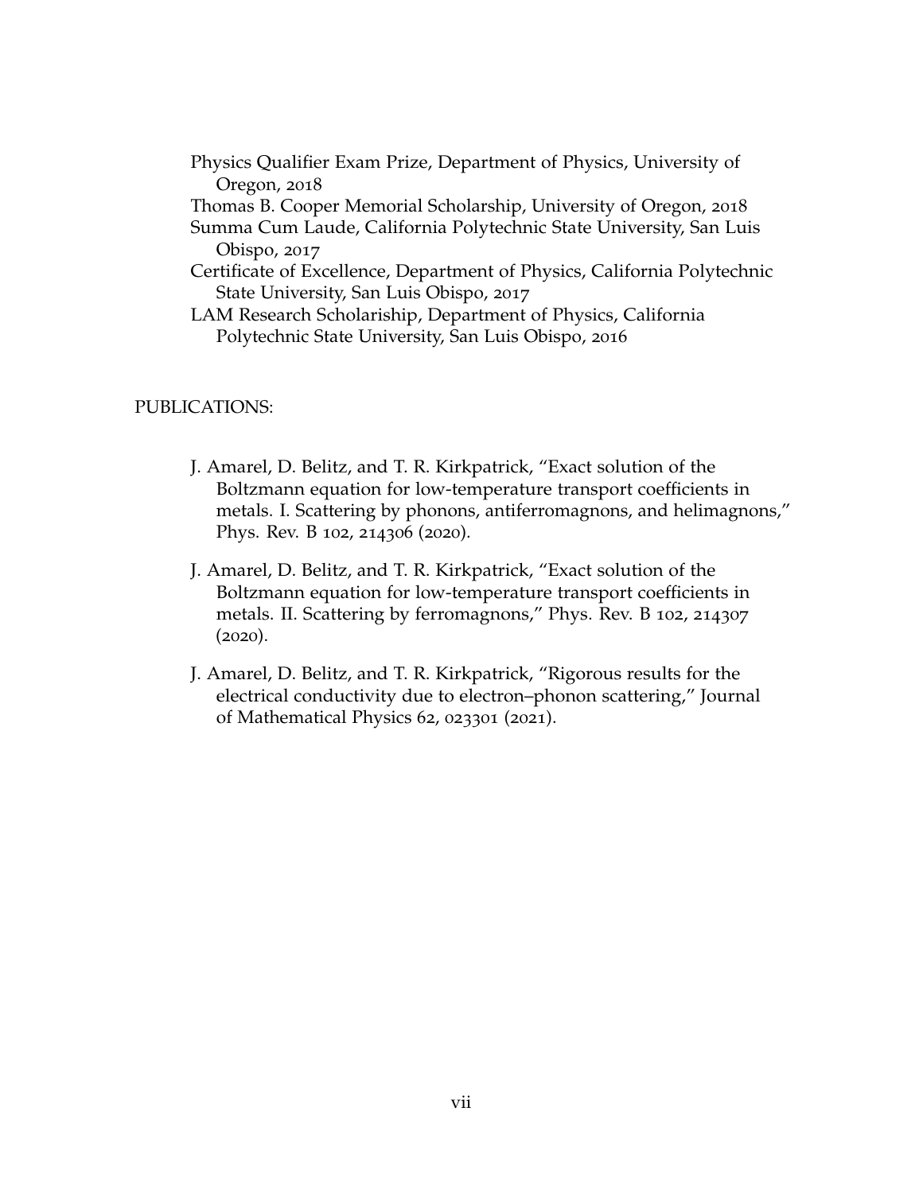Physics Qualifier Exam Prize, Department of Physics, University of Oregon, 2018

Thomas B. Cooper Memorial Scholarship, University of Oregon, 2018

Summa Cum Laude, California Polytechnic State University, San Luis Obispo, 2017

Certificate of Excellence, Department of Physics, California Polytechnic State University, San Luis Obispo, 2017

LAM Research Scholariship, Department of Physics, California Polytechnic State University, San Luis Obispo, 2016

PUBLICATIONS:

J. Amarel, D. Belitz, and T. R. Kirkpatrick, "Exact solution of the Boltzmann equation for low-temperature transport coefficients in metals. I. Scattering by phonons, antiferromagnons, and helimagnons," Phys. Rev. B 102, 214306 (2020).

J. Amarel, D. Belitz, and T. R. Kirkpatrick, "Exact solution of the Boltzmann equation for low-temperature transport coefficients in metals. II. Scattering by ferromagnons," Phys. Rev. B 102, 214307 (2020).

J. Amarel, D. Belitz, and T. R. Kirkpatrick, "Rigorous results for the electrical conductivity due to electron–phonon scattering," Journal of Mathematical Physics 62, 023301 (2021).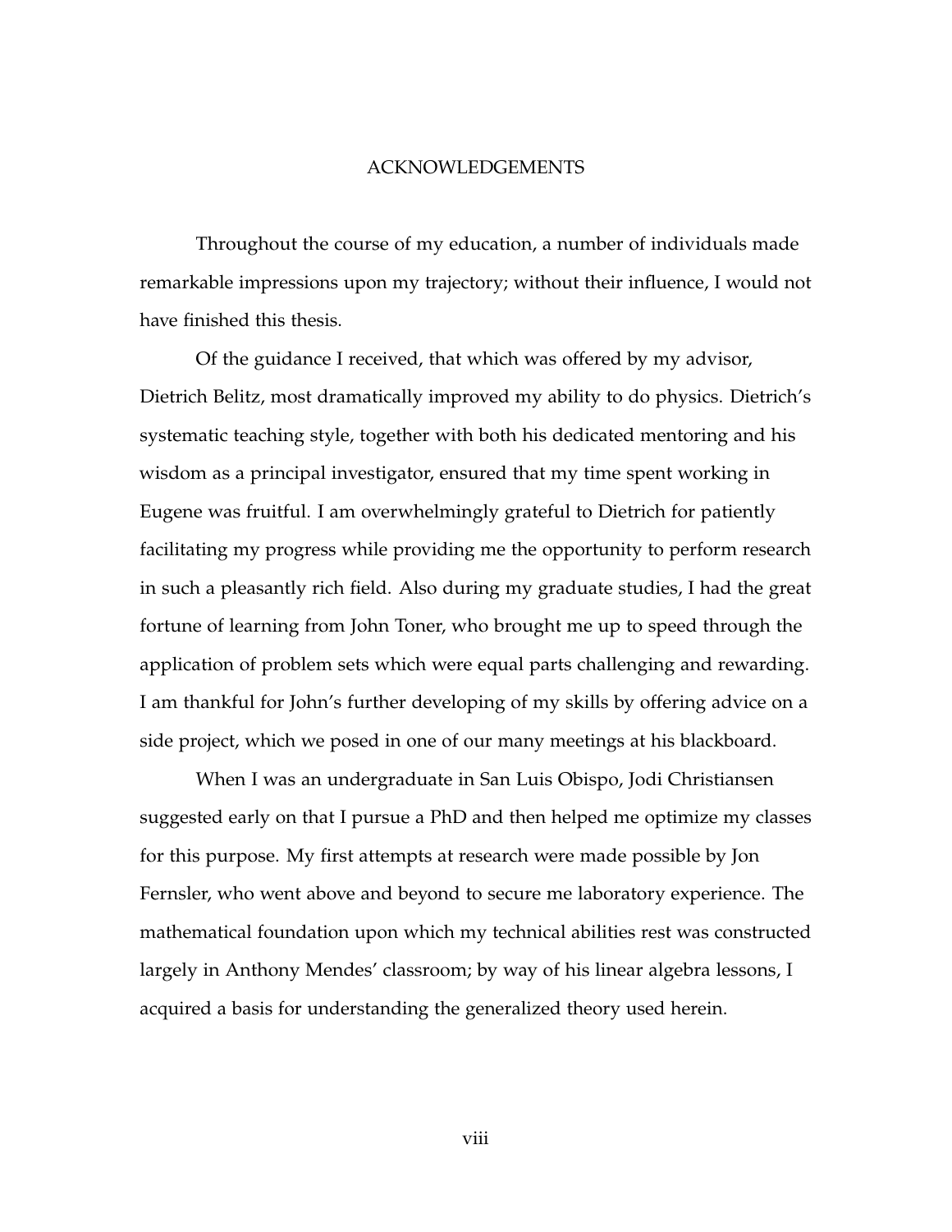# ACKNOWLEDGEMENTS

Throughout the course of my education, a number of individuals made remarkable impressions upon my trajectory; without their influence, I would not have finished this thesis.

Of the guidance I received, that which was offered by my advisor, Dietrich Belitz, most dramatically improved my ability to do physics. Dietrich's systematic teaching style, together with both his dedicated mentoring and his wisdom as a principal investigator, ensured that my time spent working in Eugene was fruitful. I am overwhelmingly grateful to Dietrich for patiently facilitating my progress while providing me the opportunity to perform research in such a pleasantly rich field. Also during my graduate studies, I had the great fortune of learning from John Toner, who brought me up to speed through the application of problem sets which were equal parts challenging and rewarding. I am thankful for John's further developing of my skills by offering advice on a side project, which we posed in one of our many meetings at his blackboard.

When I was an undergraduate in San Luis Obispo, Jodi Christiansen suggested early on that I pursue a PhD and then helped me optimize my classes for this purpose. My first attempts at research were made possible by Jon Fernsler, who went above and beyond to secure me laboratory experience. The mathematical foundation upon which my technical abilities rest was constructed largely in Anthony Mendes' classroom; by way of his linear algebra lessons, I acquired a basis for understanding the generalized theory used herein.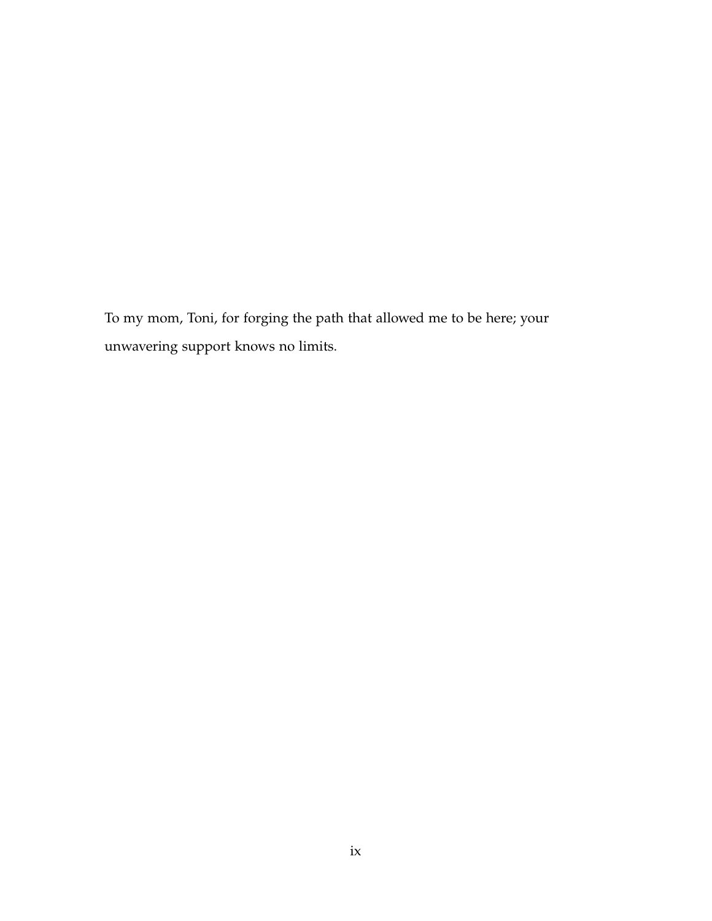To my mom, Toni, for forging the path that allowed me to be here; your unwavering support knows no limits.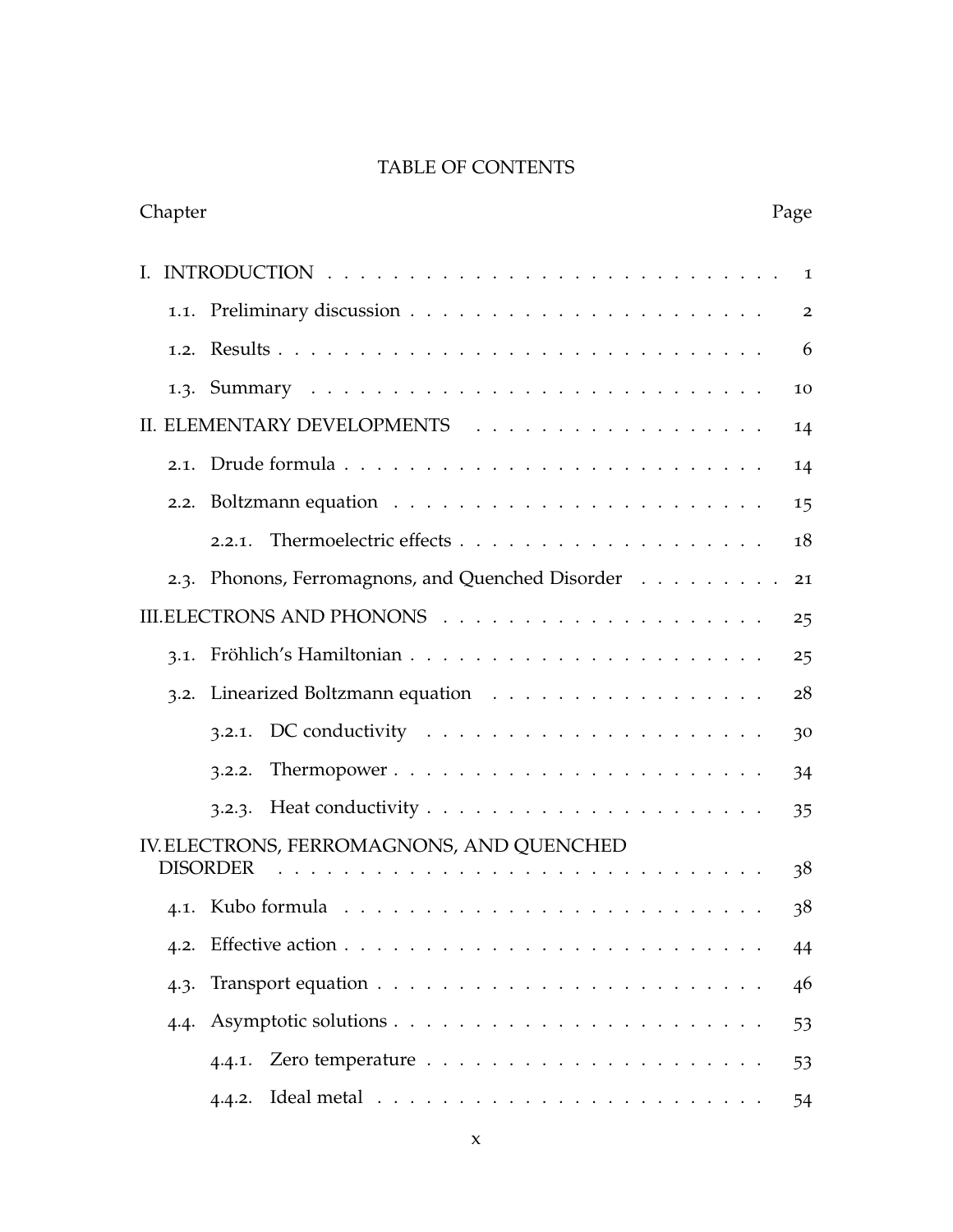# TABLE OF CONTENTS

| Chapter | Page |
|---|---|
| I. INTRODUCTION | 1 |
| 1.1. Preliminary discussion | 2 |
| 1.2. Results | 6 |
| 1.3. Summary | 10 |
| II. ELEMENTARY DEVELOPMENTS | 14 |
| 2.1. Drude formula | 14 |
| 2.2. Boltzmann equation | 15 |
| 2.2.1. Thermoelectric effects | 18 |
| 2.3. Phonons, Ferromagnons, and Quenched Disorder | 21 |
| III. ELECTRONS AND PHONONS | 25 |
| 3.1. Fröhlich's Hamiltonian | 25 |
| 3.2. Linearized Boltzmann equation | 28 |
| 3.2.1. DC conductivity | 30 |
| 3.2.2. Thermopower | 34 |
| 3.2.3. Heat conductivity | 35 |
| IV. ELECTRONS, FERROMAGNONS, AND QUENCHED DISORDER | 38 |
| 4.1. Kubo formula | 38 |
| 4.2. Effective action | 44 |
| 4.3. Transport equation | 46 |
| 4.4. Asymptotic solutions | 53 |
| 4.4.1. Zero temperature | 53 |
| 4.4.2. Ideal metal | 54 |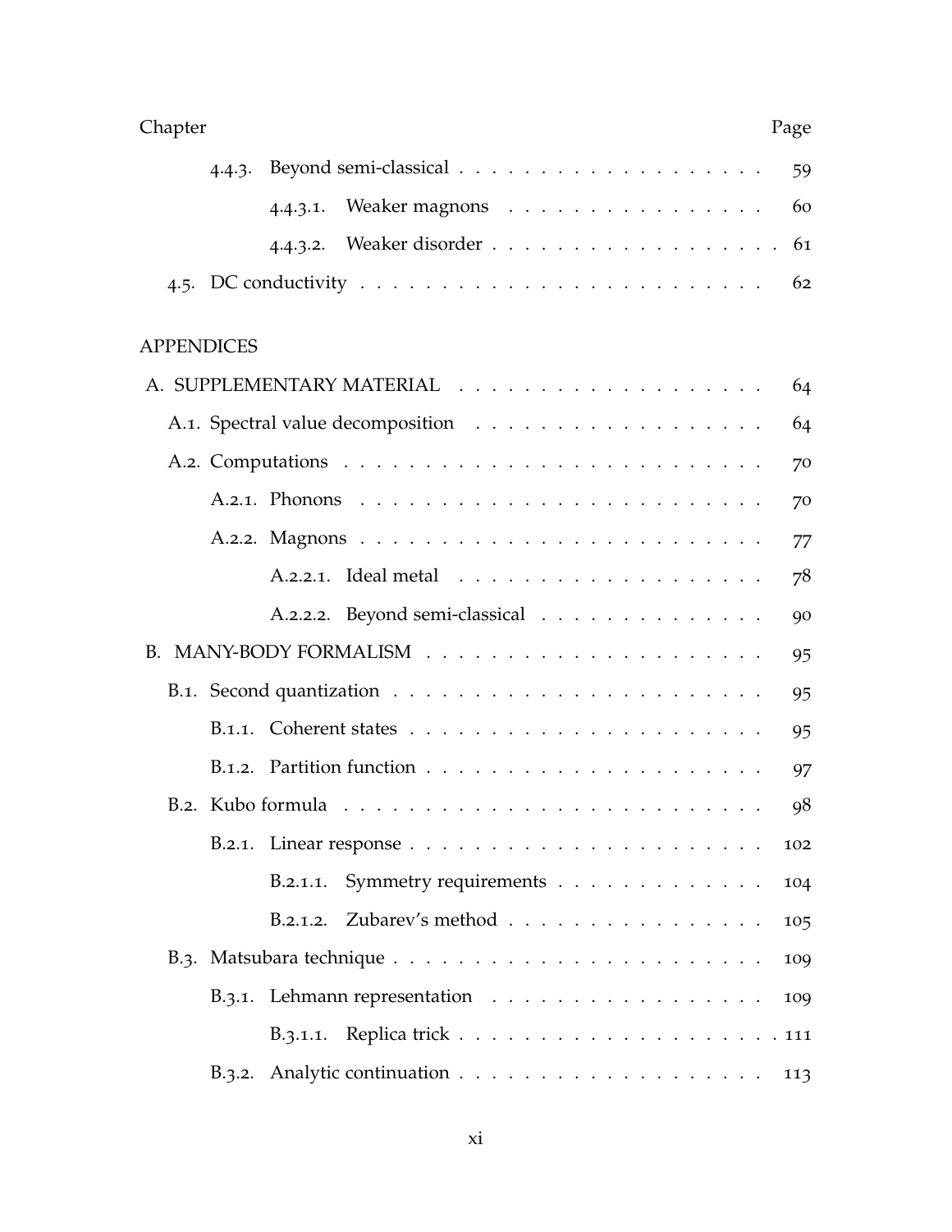| Chapter | Page |
|---|---|
| 4.4.3. Beyond semi-classical | 59 |
| 4.4.3.1. Weaker magnons | 60 |
| 4.4.3.2. Weaker disorder | 61 |
| 4.5. DC conductivity | 62 |

APPENDICES

| | |
|---|---|
| A. SUPPLEMENTARY MATERIAL | 64 |
| A.1. Spectral value decomposition | 64 |
| A.2. Computations | 70 |
| A.2.1. Phonons | 70 |
| A.2.2. Magnons | 77 |
| A.2.2.1. Ideal metal | 78 |
| A.2.2.2. Beyond semi-classical | 90 |
| B. MANY-BODY FORMALISM | 95 |
| B.1. Second quantization | 95 |
| B.1.1. Coherent states | 95 |
| B.1.2. Partition function | 97 |
| B.2. Kubo formula | 98 |
| B.2.1. Linear response | 102 |
| B.2.1.1. Symmetry requirements | 104 |
| B.2.1.2. Zubarev's method | 105 |
| B.3. Matsubara technique | 109 |
| B.3.1. Lehmann representation | 109 |
| B.3.1.1. Replica trick | 111 |
| B.3.2. Analytic continuation | 113 |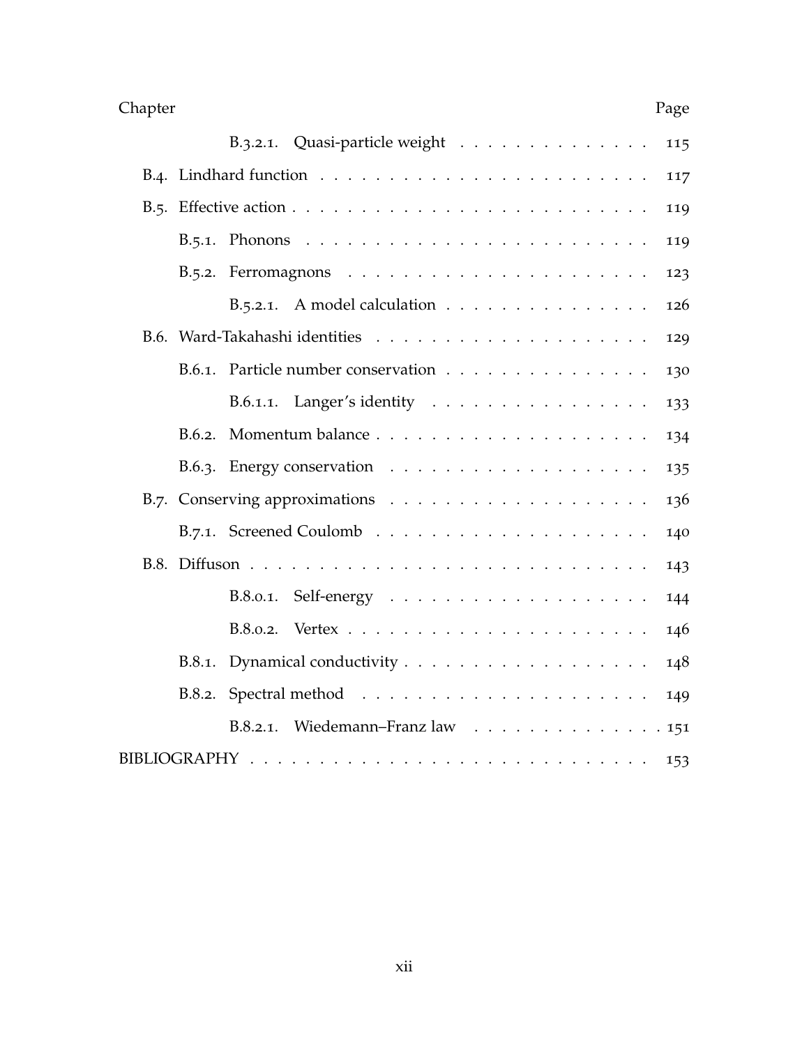| Chapter | Page |
|---|---|
| B.3.2.1. Quasi-particle weight | 115 |
| B.4. Lindhard function | 117 |
| B.5. Effective action | 119 |
| B.5.1. Phonons | 119 |
| B.5.2. Ferromagnons | 123 |
| B.5.2.1. A model calculation | 126 |
| B.6. Ward-Takahashi identities | 129 |
| B.6.1. Particle number conservation | 130 |
| B.6.1.1. Langer's identity | 133 |
| B.6.2. Momentum balance | 134 |
| B.6.3. Energy conservation | 135 |
| B.7. Conserving approximations | 136 |
| B.7.1. Screened Coulomb | 140 |
| B.8. Diffuson | 143 |
| B.8.0.1. Self-energy | 144 |
| B.8.0.2. Vertex | 146 |
| B.8.1. Dynamical conductivity | 148 |
| B.8.2. Spectral method | 149 |
| B.8.2.1. Wiedemann–Franz law | 151 |
| BIBLIOGRAPHY | 153 |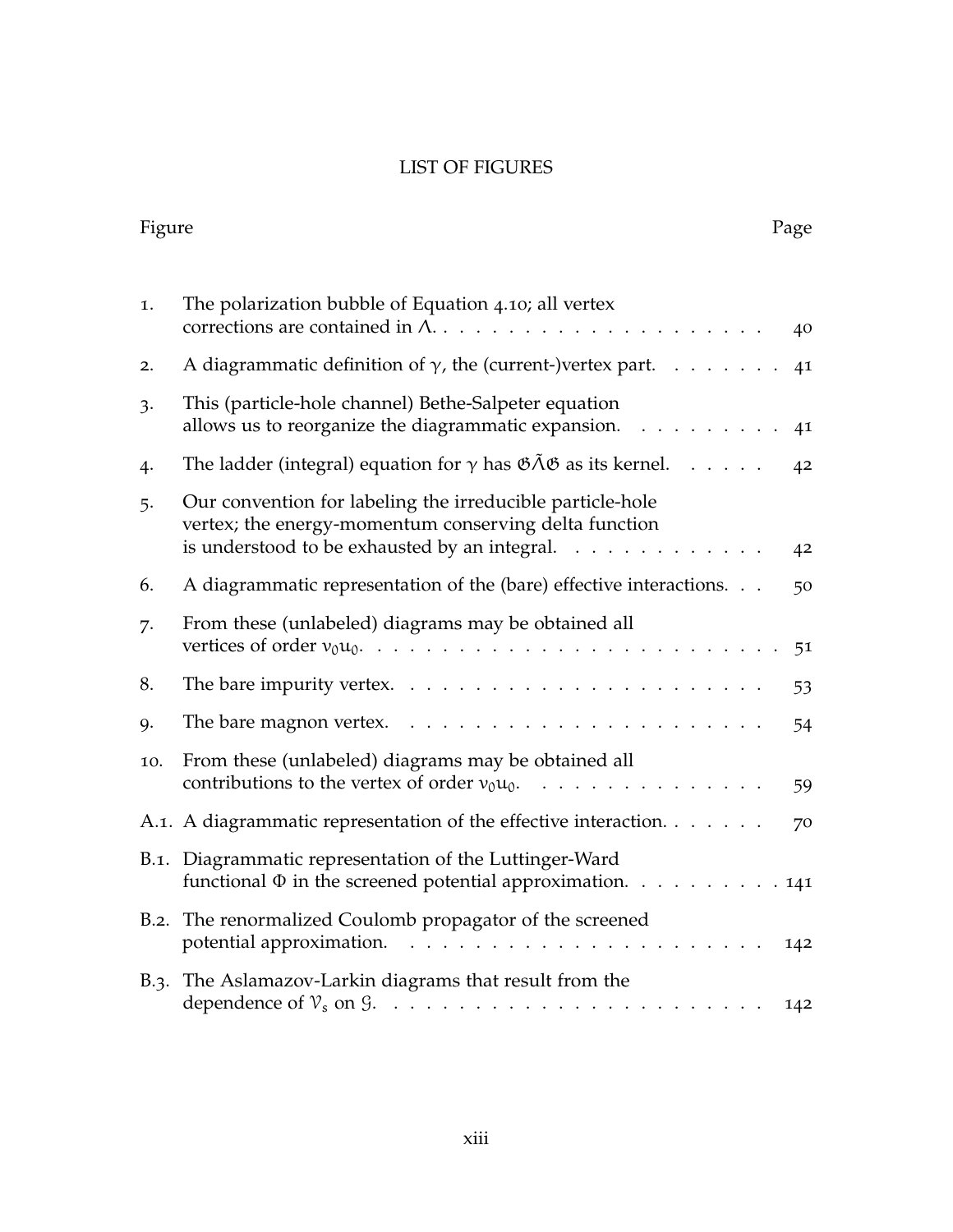# LIST OF FIGURES

| Figure | | Page |
|---|---|---|
| 1. | The polarization bubble of Equation 4.10; all vertex corrections are contained in $\Lambda$. | 40 |
| 2. | A diagrammatic definition of $\gamma$, the (current-)vertex part. | 41 |
| 3. | This (particle-hole channel) Bethe-Salpeter equation allows us to reorganize the diagrammatic expansion. | 41 |
| 4. | The ladder (integral) equation for $\gamma$ has $\mathfrak{G}\tilde{\Lambda}\mathfrak{G}$ as its kernel. | 42 |
| 5. | Our convention for labeling the irreducible particle-hole vertex; the energy-momentum conserving delta function is understood to be exhausted by an integral. | 42 |
| 6. | A diagrammatic representation of the (bare) effective interactions. | 50 |
| 7. | From these (unlabeled) diagrams may be obtained all vertices of order $v_0 u_0$. | 51 |
| 8. | The bare impurity vertex. | 53 |
| 9. | The bare magnon vertex. | 54 |
| 10. | From these (unlabeled) diagrams may be obtained all contributions to the vertex of order $v_0 u_0$. | 59 |
| A.1. | A diagrammatic representation of the effective interaction. | 70 |
| B.1. | Diagrammatic representation of the Luttinger-Ward functional $\Phi$ in the screened potential approximation. | 141 |
| B.2. | The renormalized Coulomb propagator of the screened potential approximation. | 142 |
| B.3. | The Aslamazov-Larkin diagrams that result from the dependence of $\mathcal{V}_s$ on $\mathcal{G}$. | 142 |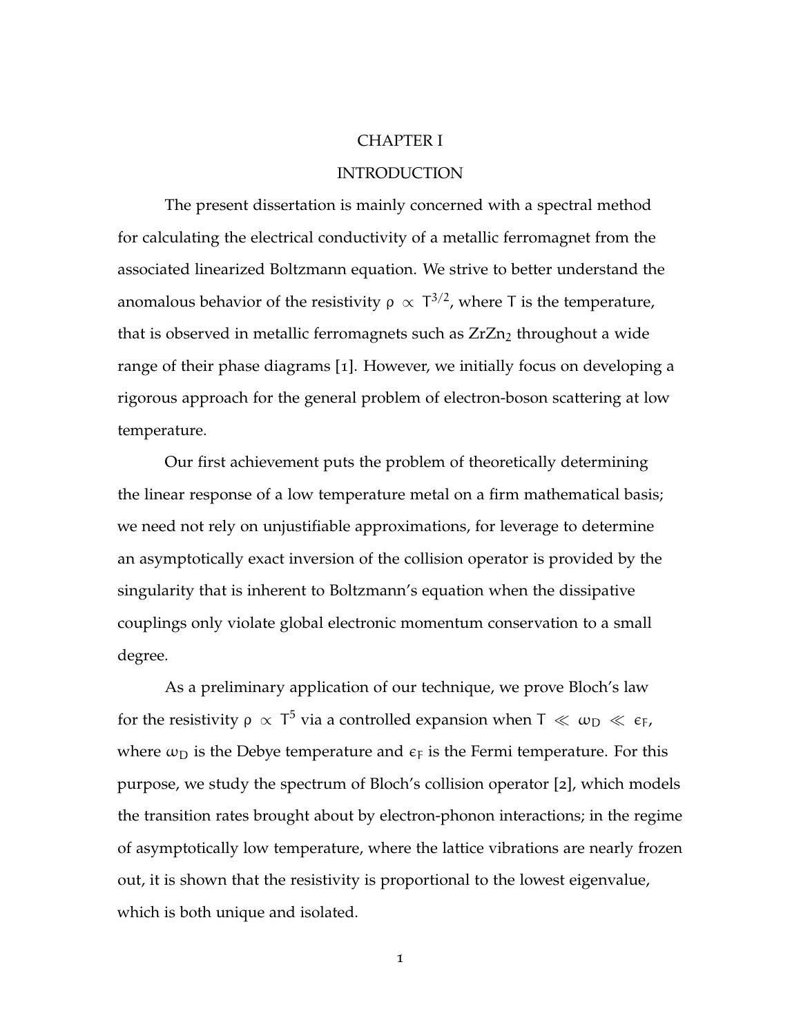# CHAPTER I

# INTRODUCTION

The present dissertation is mainly concerned with a spectral method for calculating the electrical conductivity of a metallic ferromagnet from the associated linearized Boltzmann equation. We strive to better understand the anomalous behavior of the resistivity $\rho \propto T^{3/2}$, where $T$ is the temperature, that is observed in metallic ferromagnets such as $ZrZn_2$ throughout a wide range of their phase diagrams [1]. However, we initially focus on developing a rigorous approach for the general problem of electron-boson scattering at low temperature.

Our first achievement puts the problem of theoretically determining the linear response of a low temperature metal on a firm mathematical basis; we need not rely on unjustifiable approximations, for leverage to determine an asymptotically exact inversion of the collision operator is provided by the singularity that is inherent to Boltzmann's equation when the dissipative couplings only violate global electronic momentum conservation to a small degree.

As a preliminary application of our technique, we prove Bloch's law for the resistivity $\rho \propto T^5$ via a controlled expansion when $T \ll \omega_D \ll \epsilon_F$, where $\omega_D$ is the Debye temperature and $\epsilon_F$ is the Fermi temperature. For this purpose, we study the spectrum of Bloch's collision operator [2], which models the transition rates brought about by electron-phonon interactions; in the regime of asymptotically low temperature, where the lattice vibrations are nearly frozen out, it is shown that the resistivity is proportional to the lowest eigenvalue, which is both unique and isolated.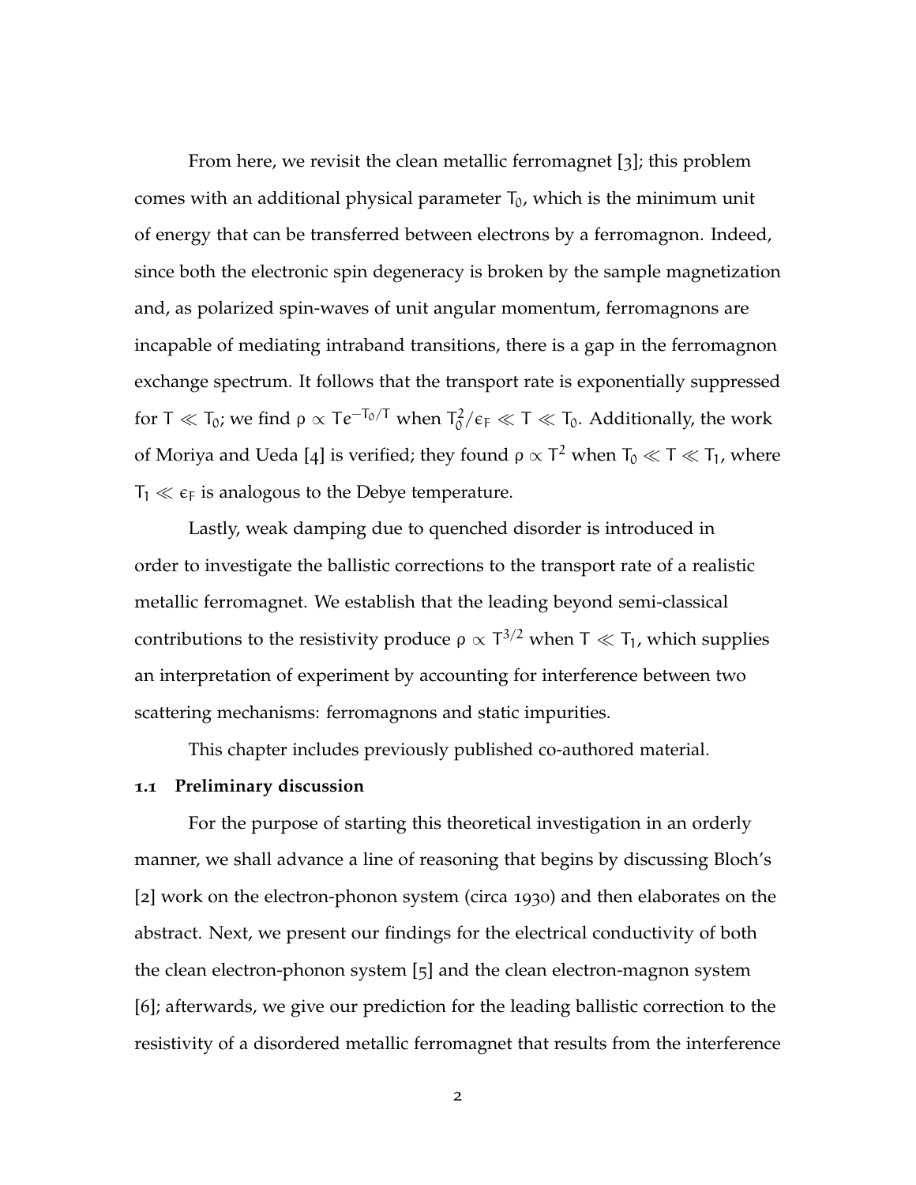From here, we revisit the clean metallic ferromagnet [3]; this problem comes with an additional physical parameter $T_0$, which is the minimum unit of energy that can be transferred between electrons by a ferromagnon. Indeed, since both the electronic spin degeneracy is broken by the sample magnetization and, as polarized spin-waves of unit angular momentum, ferromagnons are incapable of mediating intraband transitions, there is a gap in the ferromagnon exchange spectrum. It follows that the transport rate is exponentially suppressed for $T \ll T_0$; we find $\rho \propto T e^{-T_0/T}$ when $T_0^2/\epsilon_F \ll T \ll T_0$. Additionally, the work of Moriya and Ueda [4] is verified; they found $\rho \propto T^2$ when $T_0 \ll T \ll T_1$, where $T_1 \ll \epsilon_F$ is analogous to the Debye temperature.

Lastly, weak damping due to quenched disorder is introduced in order to investigate the ballistic corrections to the transport rate of a realistic metallic ferromagnet. We establish that the leading beyond semi-classical contributions to the resistivity produce $\rho \propto T^{3/2}$ when $T \ll T_1$, which supplies an interpretation of experiment by accounting for interference between two scattering mechanisms: ferromagnons and static impurities.

This chapter includes previously published co-authored material.

## 1.1 Preliminary discussion

For the purpose of starting this theoretical investigation in an orderly manner, we shall advance a line of reasoning that begins by discussing Bloch's [2] work on the electron-phonon system (circa 1930) and then elaborates on the abstract. Next, we present our findings for the electrical conductivity of both the clean electron-phonon system [5] and the clean electron-magnon system [6]; afterwards, we give our prediction for the leading ballistic correction to the resistivity of a disordered metallic ferromagnet that results from the interference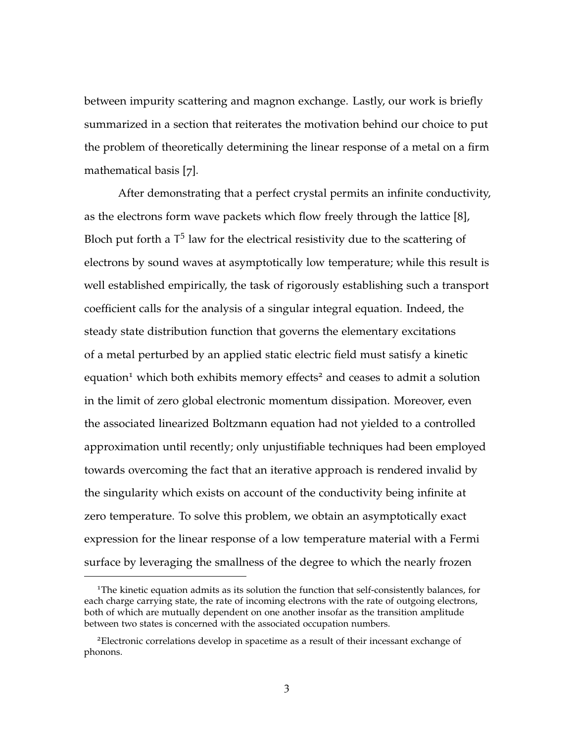between impurity scattering and magnon exchange. Lastly, our work is briefly summarized in a section that reiterates the motivation behind our choice to put the problem of theoretically determining the linear response of a metal on a firm mathematical basis [7].

After demonstrating that a perfect crystal permits an infinite conductivity, as the electrons form wave packets which flow freely through the lattice [8], Bloch put forth a $T^5$ law for the electrical resistivity due to the scattering of electrons by sound waves at asymptotically low temperature; while this result is well established empirically, the task of rigorously establishing such a transport coefficient calls for the analysis of a singular integral equation. Indeed, the steady state distribution function that governs the elementary excitations of a metal perturbed by an applied static electric field must satisfy a kinetic equation[1] which both exhibits memory effects[2] and ceases to admit a solution in the limit of zero global electronic momentum dissipation. Moreover, even the associated linearized Boltzmann equation had not yielded to a controlled approximation until recently; only unjustifiable techniques had been employed towards overcoming the fact that an iterative approach is rendered invalid by the singularity which exists on account of the conductivity being infinite at zero temperature. To solve this problem, we obtain an asymptotically exact expression for the linear response of a low temperature material with a Fermi surface by leveraging the smallness of the degree to which the nearly frozen

---

[1] The kinetic equation admits as its solution the function that self-consistently balances, for each charge carrying state, the rate of incoming electrons with the rate of outgoing electrons, both of which are mutually dependent on one another insofar as the transition amplitude between two states is concerned with the associated occupation numbers.

[2] Electronic correlations develop in spacetime as a result of their incessant exchange of phonons.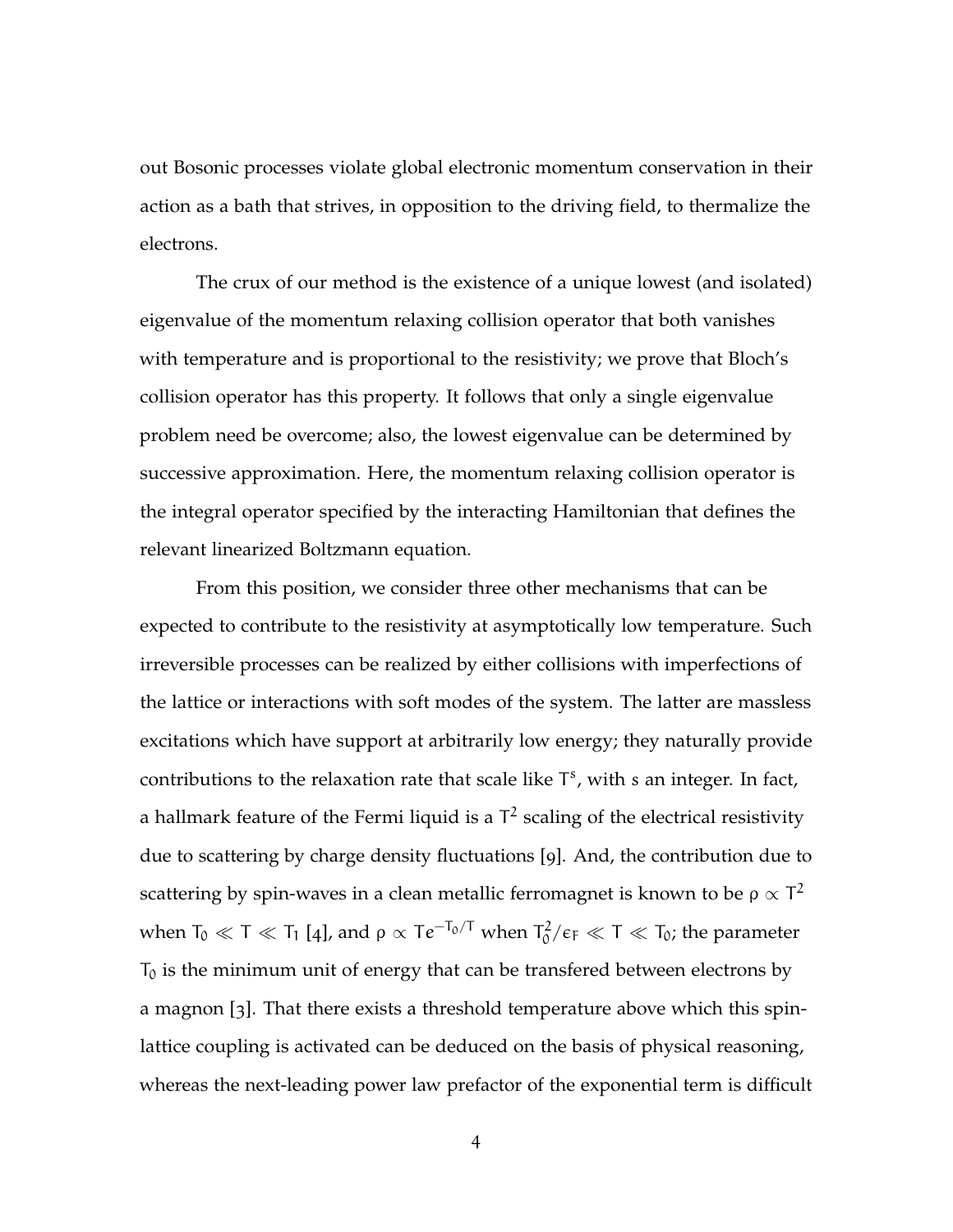out Bosonic processes violate global electronic momentum conservation in their action as a bath that strives, in opposition to the driving field, to thermalize the electrons.

The crux of our method is the existence of a unique lowest (and isolated) eigenvalue of the momentum relaxing collision operator that both vanishes with temperature and is proportional to the resistivity; we prove that Bloch's collision operator has this property. It follows that only a single eigenvalue problem need be overcome; also, the lowest eigenvalue can be determined by successive approximation. Here, the momentum relaxing collision operator is the integral operator specified by the interacting Hamiltonian that defines the relevant linearized Boltzmann equation.

From this position, we consider three other mechanisms that can be expected to contribute to the resistivity at asymptotically low temperature. Such irreversible processes can be realized by either collisions with imperfections of the lattice or interactions with soft modes of the system. The latter are massless excitations which have support at arbitrarily low energy; they naturally provide contributions to the relaxation rate that scale like $T^s$, with $s$ an integer. In fact, a hallmark feature of the Fermi liquid is a $T^2$ scaling of the electrical resistivity due to scattering by charge density fluctuations [9]. And, the contribution due to scattering by spin-waves in a clean metallic ferromagnet is known to be $\rho \propto T^2$ when $T_0 \ll T \ll T_1$ [4], and $\rho \propto T e^{-T_0/T}$ when $T_0^2/\epsilon_F \ll T \ll T_0$; the parameter $T_0$ is the minimum unit of energy that can be transfered between electrons by a magnon [3]. That there exists a threshold temperature above which this spin-lattice coupling is activated can be deduced on the basis of physical reasoning, whereas the next-leading power law prefactor of the exponential term is difficult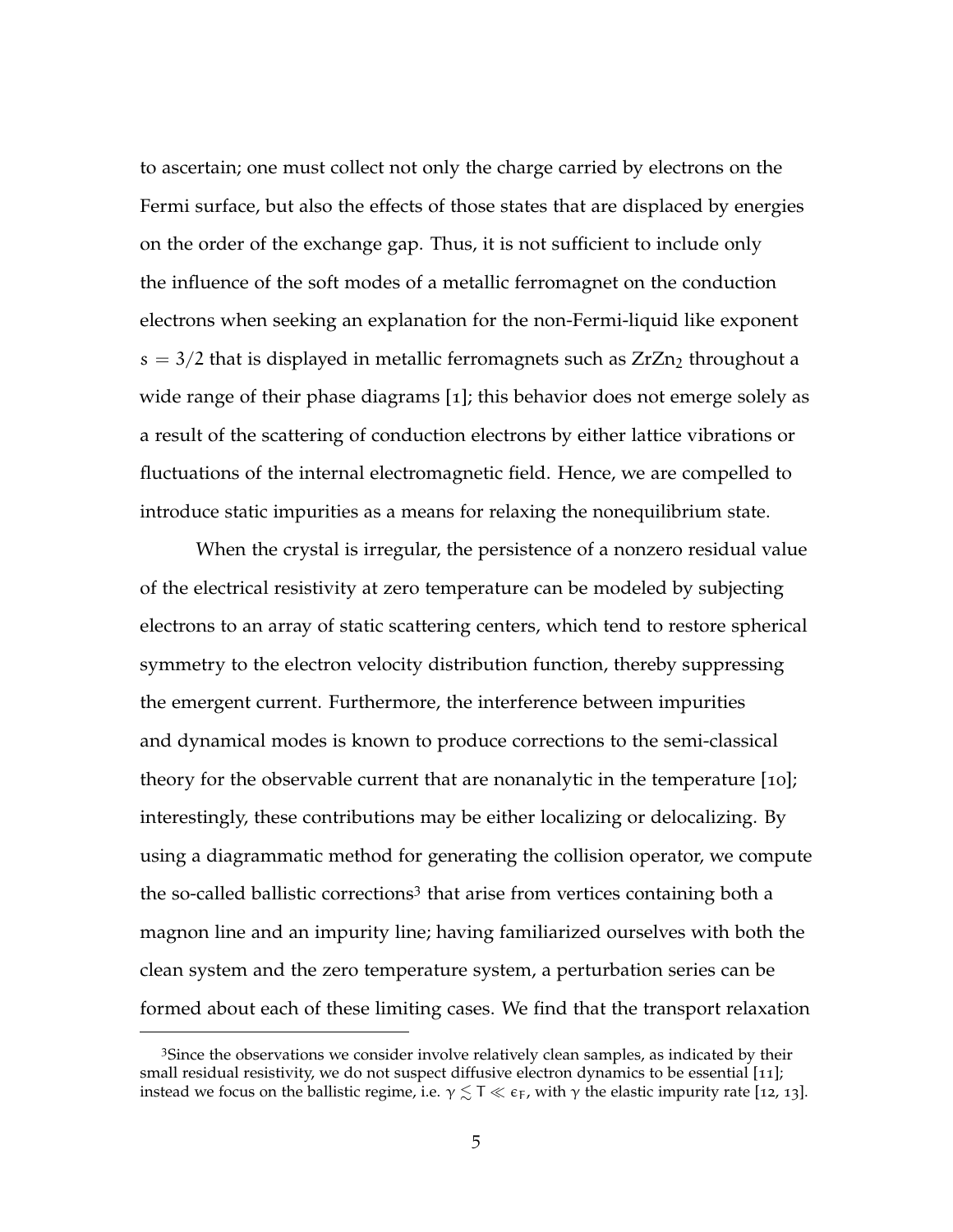to ascertain; one must collect not only the charge carried by electrons on the Fermi surface, but also the effects of those states that are displaced by energies on the order of the exchange gap. Thus, it is not sufficient to include only the influence of the soft modes of a metallic ferromagnet on the conduction electrons when seeking an explanation for the non-Fermi-liquid like exponent $s = 3/2$ that is displayed in metallic ferromagnets such as $ZrZn_2$ throughout a wide range of their phase diagrams [1]; this behavior does not emerge solely as a result of the scattering of conduction electrons by either lattice vibrations or fluctuations of the internal electromagnetic field. Hence, we are compelled to introduce static impurities as a means for relaxing the nonequilibrium state.

When the crystal is irregular, the persistence of a nonzero residual value of the electrical resistivity at zero temperature can be modeled by subjecting electrons to an array of static scattering centers, which tend to restore spherical symmetry to the electron velocity distribution function, thereby suppressing the emergent current. Furthermore, the interference between impurities and dynamical modes is known to produce corrections to the semi-classical theory for the observable current that are nonanalytic in the temperature [10]; interestingly, these contributions may be either localizing or delocalizing. By using a diagrammatic method for generating the collision operator, we compute the so-called ballistic corrections[3] that arise from vertices containing both a magnon line and an impurity line; having familiarized ourselves with both the clean system and the zero temperature system, a perturbation series can be formed about each of these limiting cases. We find that the transport relaxation

[3] Since the observations we consider involve relatively clean samples, as indicated by their small residual resistivity, we do not suspect diffusive electron dynamics to be essential [11]; instead we focus on the ballistic regime, i.e. $\gamma \lesssim T \ll \epsilon_F$, with $\gamma$ the elastic impurity rate [12, 13].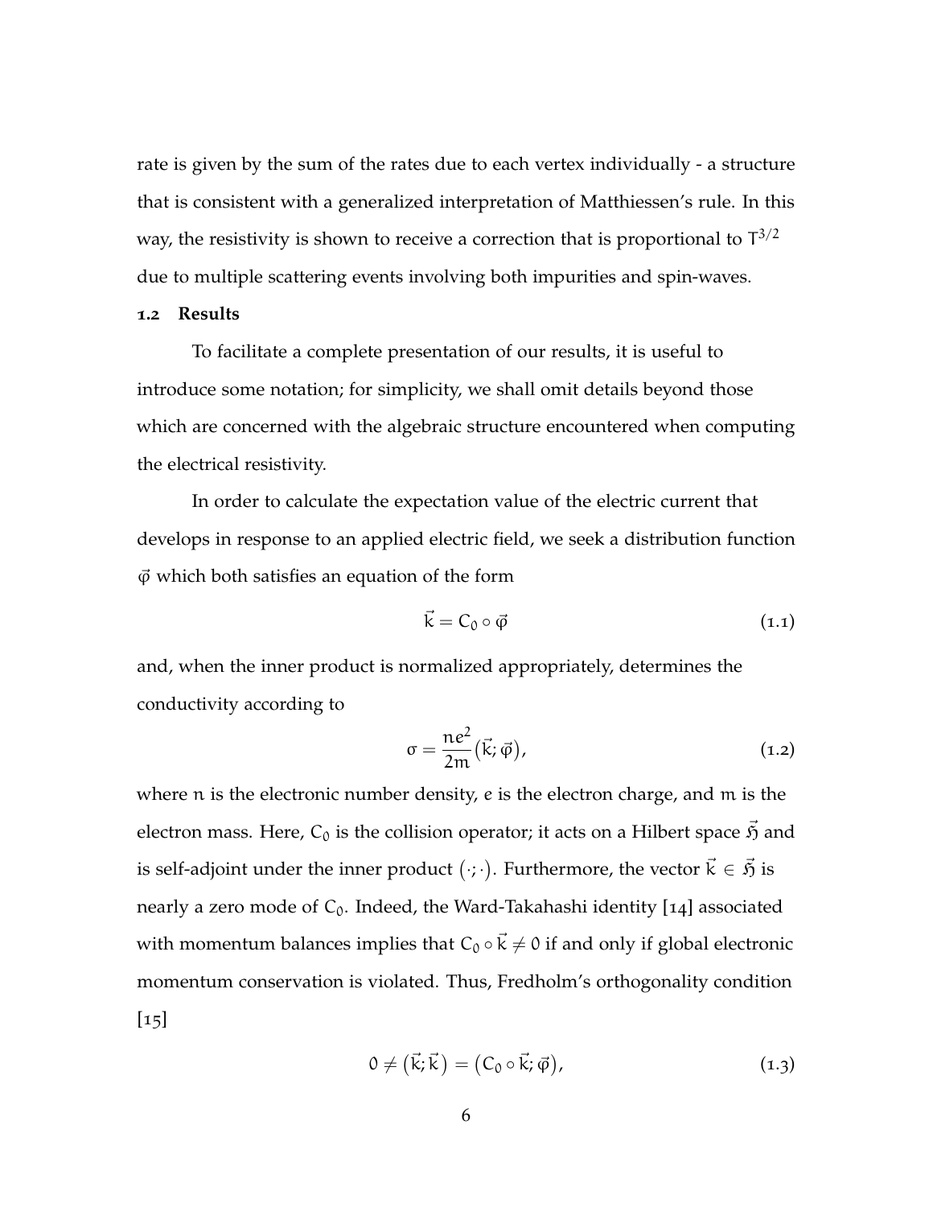rate is given by the sum of the rates due to each vertex individually - a structure that is consistent with a generalized interpretation of Matthiessen's rule. In this way, the resistivity is shown to receive a correction that is proportional to $T^{3/2}$ due to multiple scattering events involving both impurities and spin-waves.

### 1.2 Results

To facilitate a complete presentation of our results, it is useful to introduce some notation; for simplicity, we shall omit details beyond those which are concerned with the algebraic structure encountered when computing the electrical resistivity.

In order to calculate the expectation value of the electric current that develops in response to an applied electric field, we seek a distribution function $\vec{\varphi}$ which both satisfies an equation of the form

$$\vec{k} = C_0 \circ \vec{\varphi} \tag{1.1}$$

and, when the inner product is normalized appropriately, determines the conductivity according to

$$\sigma = \frac{ne^2}{2m}(\vec{k}; \vec{\varphi}), \tag{1.2}$$

where $n$ is the electronic number density, $e$ is the electron charge, and $m$ is the electron mass. Here, $C_0$ is the collision operator; it acts on a Hilbert space $\vec{\mathfrak{H}}$ and is self-adjoint under the inner product $(\cdot;\cdot)$. Furthermore, the vector $\vec{k} \in \vec{\mathfrak{H}}$ is nearly a zero mode of $C_0$. Indeed, the Ward-Takahashi identity [14] associated with momentum balances implies that $C_0 \circ \vec{k} \neq 0$ if and only if global electronic momentum conservation is violated. Thus, Fredholm's orthogonality condition [15]

$$0 \neq (\vec{k}; \vec{k}) = (C_0 \circ \vec{k}; \vec{\varphi}), \tag{1.3}$$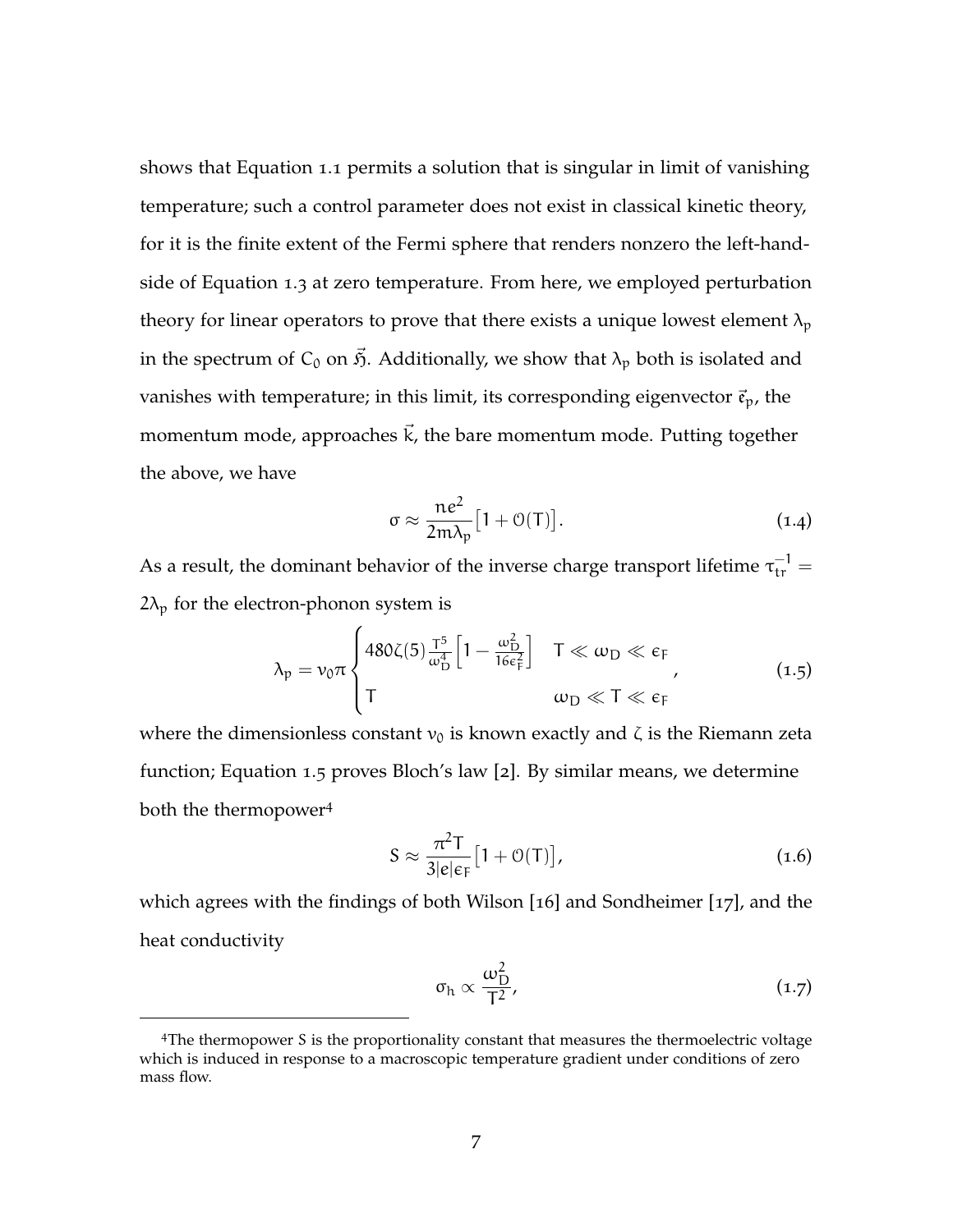shows that Equation 1.1 permits a solution that is singular in limit of vanishing temperature; such a control parameter does not exist in classical kinetic theory, for it is the finite extent of the Fermi sphere that renders nonzero the left-hand-side of Equation 1.3 at zero temperature. From here, we employed perturbation theory for linear operators to prove that there exists a unique lowest element $\lambda_p$ in the spectrum of $C_0$ on $\vec{\mathfrak{H}}$. Additionally, we show that $\lambda_p$ both is isolated and vanishes with temperature; in this limit, its corresponding eigenvector $\vec{\mathfrak{e}}_p$, the momentum mode, approaches $\vec{k}$, the bare momentum mode. Putting together the above, we have

$$\sigma \approx \frac{ne^2}{2m\lambda_p}\big[1 + \mathcal{O}(T)\big]. \tag{1.4}$$

As a result, the dominant behavior of the inverse charge transport lifetime $\tau_{tr}^{-1} = 2\lambda_p$ for the electron-phonon system is

$$\lambda_p = \nu_0 \pi \begin{cases} 480\zeta(5)\frac{T^5}{\omega_D^4}\left[1 - \frac{\omega_D^2}{16\epsilon_F^2}\right] & T \ll \omega_D \ll \epsilon_F \\ T & \omega_D \ll T \ll \epsilon_F \end{cases}, \tag{1.5}$$

where the dimensionless constant $\nu_0$ is known exactly and $\zeta$ is the Riemann zeta function; Equation 1.5 proves Bloch's law [2]. By similar means, we determine both the thermopower[4]

$$S \approx \frac{\pi^2 T}{3|e|\epsilon_F}\big[1 + \mathcal{O}(T)\big], \tag{1.6}$$

which agrees with the findings of both Wilson [16] and Sondheimer [17], and the heat conductivity

$$\sigma_h \propto \frac{\omega_D^2}{T^2}, \tag{1.7}$$

---

[4]The thermopower S is the proportionality constant that measures the thermoelectric voltage which is induced in response to a macroscopic temperature gradient under conditions of zero mass flow.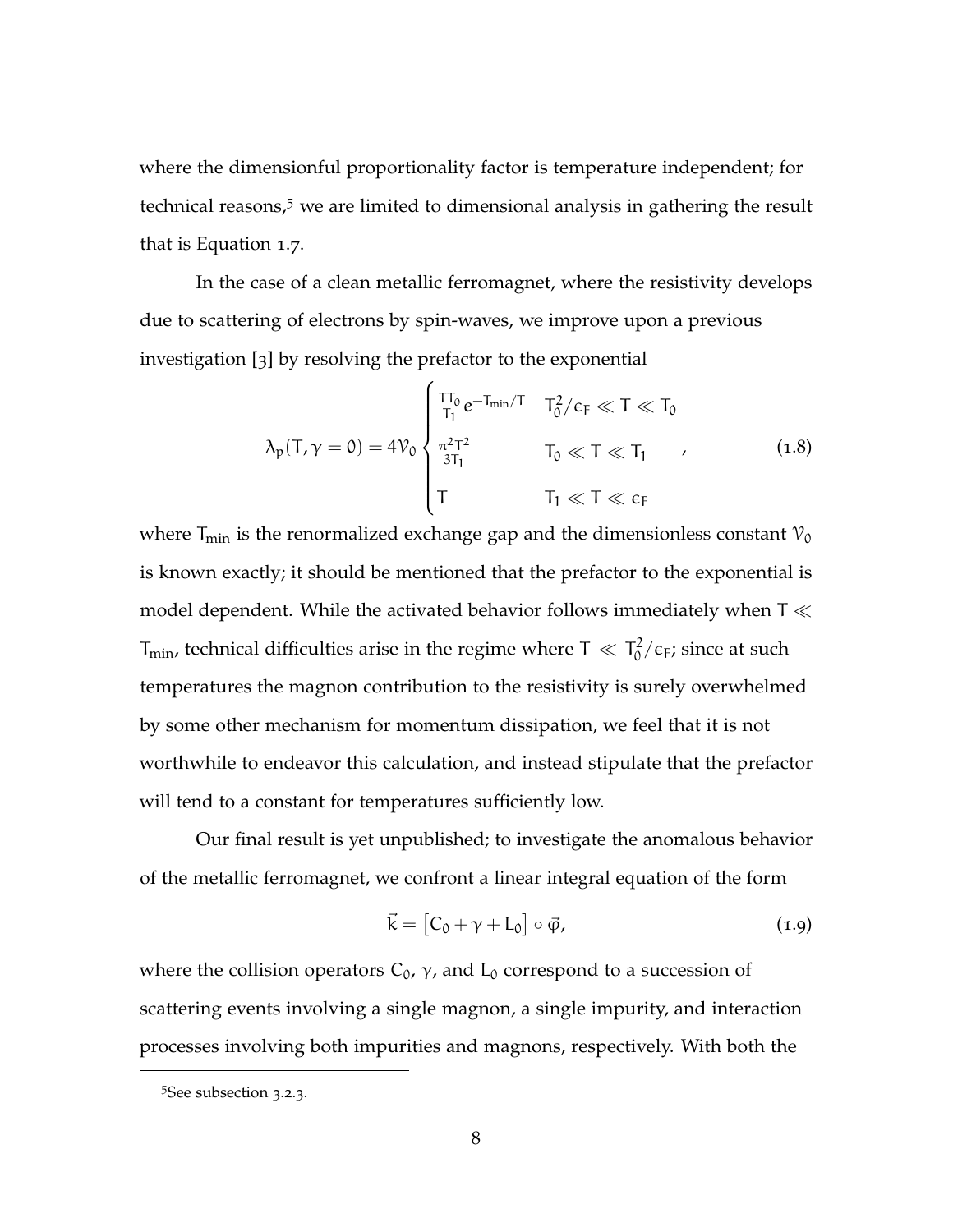where the dimensionful proportionality factor is temperature independent; for technical reasons,[5] we are limited to dimensional analysis in gathering the result that is Equation 1.7.

In the case of a clean metallic ferromagnet, where the resistivity develops due to scattering of electrons by spin-waves, we improve upon a previous investigation [3] by resolving the prefactor to the exponential

$$\lambda_p(T, \gamma = 0) = 4\mathcal{V}_0 \begin{cases} \frac{TT_0}{T_1} e^{-T_{\min}/T} & T_0^2/\epsilon_F \ll T \ll T_0 \\ \frac{\pi^2 T^2}{3T_1} & T_0 \ll T \ll T_1 \\ T & T_1 \ll T \ll \epsilon_F \end{cases}, \tag{1.8}$$

where $T_{\min}$ is the renormalized exchange gap and the dimensionless constant $\mathcal{V}_0$ is known exactly; it should be mentioned that the prefactor to the exponential is model dependent. While the activated behavior follows immediately when $T \ll T_{\min}$, technical difficulties arise in the regime where $T \ll T_0^2/\epsilon_F$; since at such temperatures the magnon contribution to the resistivity is surely overwhelmed by some other mechanism for momentum dissipation, we feel that it is not worthwhile to endeavor this calculation, and instead stipulate that the prefactor will tend to a constant for temperatures sufficiently low.

Our final result is yet unpublished; to investigate the anomalous behavior of the metallic ferromagnet, we confront a linear integral equation of the form

$$\vec{k} = \left[C_0 + \gamma + L_0\right] \circ \vec{\varphi}, \tag{1.9}$$

where the collision operators $C_0$, $\gamma$, and $L_0$ correspond to a succession of scattering events involving a single magnon, a single impurity, and interaction processes involving both impurities and magnons, respectively. With both the

[5] See subsection 3.2.3.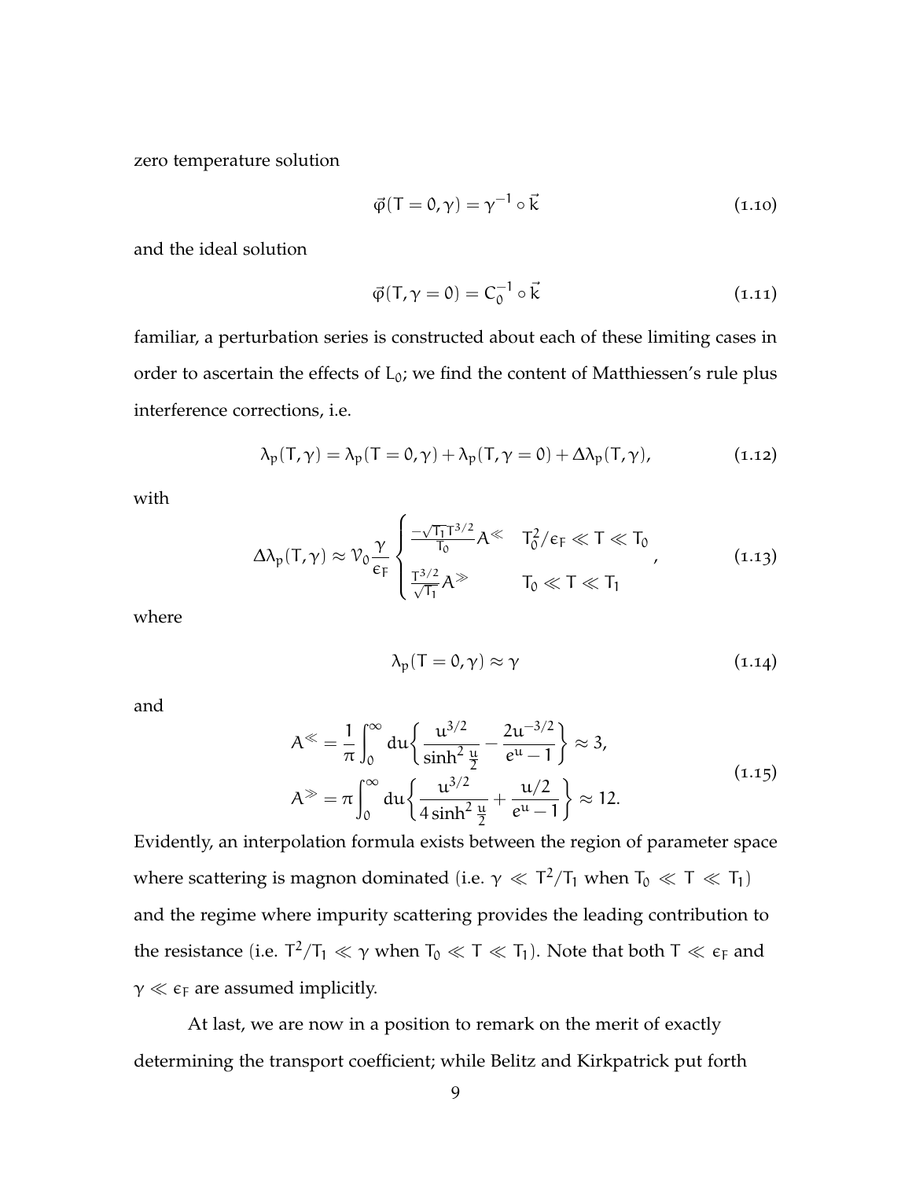zero temperature solution

$$\vec{\varphi}(T=0,\gamma) = \gamma^{-1} \circ \vec{k} \tag{1.10}$$

and the ideal solution

$$\vec{\varphi}(T,\gamma=0) = C_0^{-1} \circ \vec{k} \tag{1.11}$$

familiar, a perturbation series is constructed about each of these limiting cases in order to ascertain the effects of $L_0$; we find the content of Matthiessen's rule plus interference corrections, i.e.

$$\lambda_p(T,\gamma) = \lambda_p(T=0,\gamma) + \lambda_p(T,\gamma=0) + \Delta\lambda_p(T,\gamma), \tag{1.12}$$

with

$$\Delta\lambda_p(T,\gamma) \approx \mathcal{V}_0 \frac{\gamma}{\epsilon_F} \begin{cases} \frac{-\sqrt{T_1}T^{3/2}}{T_0} A^{\ll} & T_0^2/\epsilon_F \ll T \ll T_0 \\ \frac{T^{3/2}}{\sqrt{T_1}} A^{\gg} & T_0 \ll T \ll T_1 \end{cases}, \tag{1.13}$$

where

$$\lambda_p(T=0,\gamma) \approx \gamma \tag{1.14}$$

and

$$\begin{aligned} A^{\ll} &= \frac{1}{\pi}\int_0^\infty du \left\{ \frac{u^{3/2}}{\sinh^2 \frac{u}{2}} - \frac{2u^{-3/2}}{e^u - 1} \right\} \approx 3, \\ A^{\gg} &= \pi \int_0^\infty du \left\{ \frac{u^{3/2}}{4\sinh^2 \frac{u}{2}} + \frac{u/2}{e^u - 1} \right\} \approx 12. \end{aligned} \tag{1.15}$$

Evidently, an interpolation formula exists between the region of parameter space where scattering is magnon dominated (i.e. $\gamma \ll T^2/T_1$ when $T_0 \ll T \ll T_1$) and the regime where impurity scattering provides the leading contribution to the resistance (i.e. $T^2/T_1 \ll \gamma$ when $T_0 \ll T \ll T_1$). Note that both $T \ll \epsilon_F$ and $\gamma \ll \epsilon_F$ are assumed implicitly.

At last, we are now in a position to remark on the merit of exactly determining the transport coefficient; while Belitz and Kirkpatrick put forth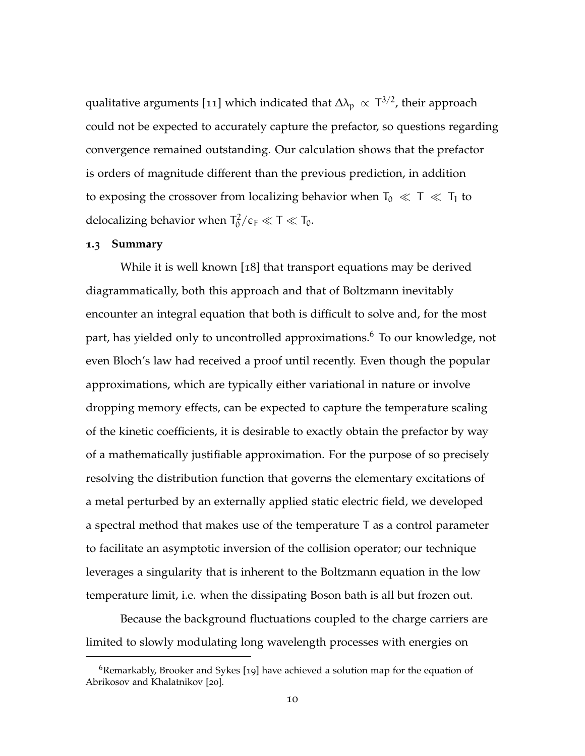qualitative arguments [11] which indicated that $\Delta\lambda_p \propto T^{3/2}$, their approach could not be expected to accurately capture the prefactor, so questions regarding convergence remained outstanding. Our calculation shows that the prefactor is orders of magnitude different than the previous prediction, in addition to exposing the crossover from localizing behavior when $T_0 \ll T \ll T_1$ to delocalizing behavior when $T_0^2/\epsilon_F \ll T \ll T_0$.

### 1.3 Summary

While it is well known [18] that transport equations may be derived diagrammatically, both this approach and that of Boltzmann inevitably encounter an integral equation that both is difficult to solve and, for the most part, has yielded only to uncontrolled approximations.[6] To our knowledge, not even Bloch's law had received a proof until recently. Even though the popular approximations, which are typically either variational in nature or involve dropping memory effects, can be expected to capture the temperature scaling of the kinetic coefficients, it is desirable to exactly obtain the prefactor by way of a mathematically justifiable approximation. For the purpose of so precisely resolving the distribution function that governs the elementary excitations of a metal perturbed by an externally applied static electric field, we developed a spectral method that makes use of the temperature T as a control parameter to facilitate an asymptotic inversion of the collision operator; our technique leverages a singularity that is inherent to the Boltzmann equation in the low temperature limit, i.e. when the dissipating Boson bath is all but frozen out.

Because the background fluctuations coupled to the charge carriers are limited to slowly modulating long wavelength processes with energies on

[6] Remarkably, Brooker and Sykes [19] have achieved a solution map for the equation of Abrikosov and Khalatnikov [20].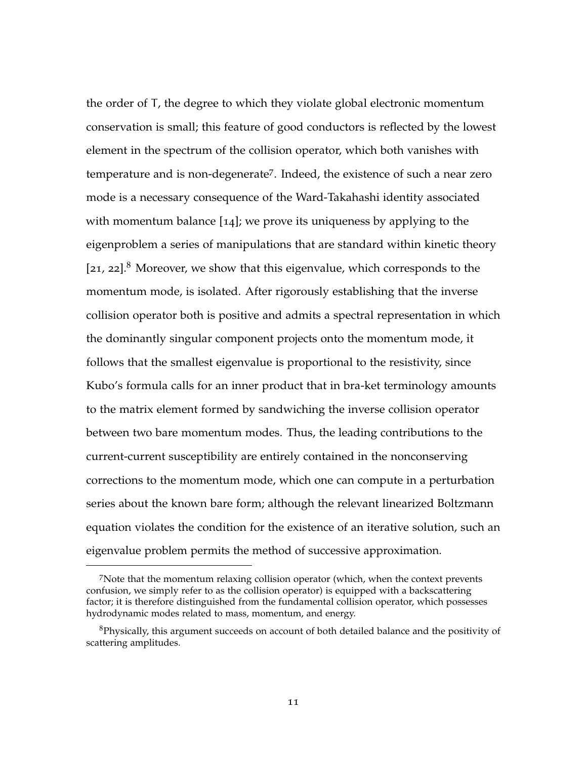the order of T, the degree to which they violate global electronic momentum conservation is small; this feature of good conductors is reflected by the lowest element in the spectrum of the collision operator, which both vanishes with temperature and is non-degenerate[7]. Indeed, the existence of such a near zero mode is a necessary consequence of the Ward-Takahashi identity associated with momentum balance [14]; we prove its uniqueness by applying to the eigenproblem a series of manipulations that are standard within kinetic theory [21, 22].[8] Moreover, we show that this eigenvalue, which corresponds to the momentum mode, is isolated. After rigorously establishing that the inverse collision operator both is positive and admits a spectral representation in which the dominantly singular component projects onto the momentum mode, it follows that the smallest eigenvalue is proportional to the resistivity, since Kubo's formula calls for an inner product that in bra-ket terminology amounts to the matrix element formed by sandwiching the inverse collision operator between two bare momentum modes. Thus, the leading contributions to the current-current susceptibility are entirely contained in the nonconserving corrections to the momentum mode, which one can compute in a perturbation series about the known bare form; although the relevant linearized Boltzmann equation violates the condition for the existence of an iterative solution, such an eigenvalue problem permits the method of successive approximation.

[7] Note that the momentum relaxing collision operator (which, when the context prevents confusion, we simply refer to as the collision operator) is equipped with a backscattering factor; it is therefore distinguished from the fundamental collision operator, which possesses hydrodynamic modes related to mass, momentum, and energy.

[8] Physically, this argument succeeds on account of both detailed balance and the positivity of scattering amplitudes.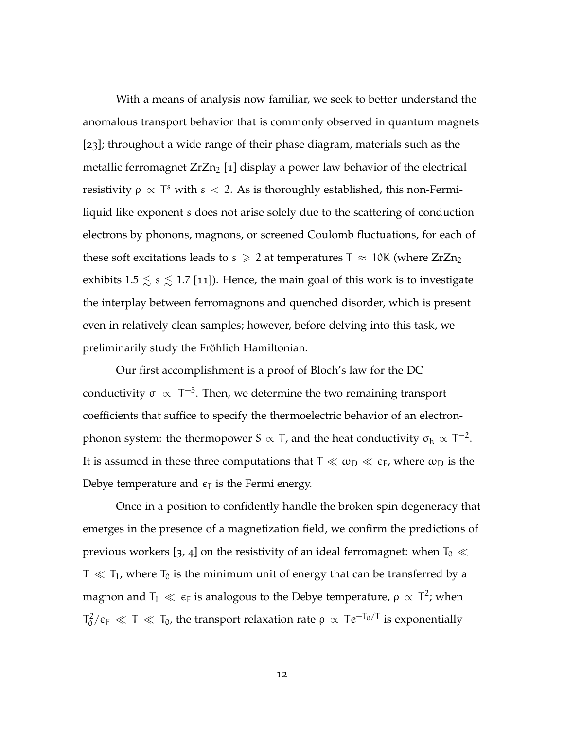With a means of analysis now familiar, we seek to better understand the anomalous transport behavior that is commonly observed in quantum magnets [23]; throughout a wide range of their phase diagram, materials such as the metallic ferromagnet $ZrZn_2$ [1] display a power law behavior of the electrical resistivity $\rho \propto T^s$ with $s < 2$. As is thoroughly established, this non-Fermi-liquid like exponent $s$ does not arise solely due to the scattering of conduction electrons by phonons, magnons, or screened Coulomb fluctuations, for each of these soft excitations leads to $s \geqslant 2$ at temperatures $T \approx 10\text{K}$ (where $ZrZn_2$ exhibits $1.5 \lesssim s \lesssim 1.7$ [11]). Hence, the main goal of this work is to investigate the interplay between ferromagnons and quenched disorder, which is present even in relatively clean samples; however, before delving into this task, we preliminarily study the Fröhlich Hamiltonian.

Our first accomplishment is a proof of Bloch's law for the DC conductivity $\sigma \propto T^{-5}$. Then, we determine the two remaining transport coefficients that suffice to specify the thermoelectric behavior of an electron-phonon system: the thermopower $S \propto T$, and the heat conductivity $\sigma_h \propto T^{-2}$. It is assumed in these three computations that $T \ll \omega_D \ll \epsilon_F$, where $\omega_D$ is the Debye temperature and $\epsilon_F$ is the Fermi energy.

Once in a position to confidently handle the broken spin degeneracy that emerges in the presence of a magnetization field, we confirm the predictions of previous workers [3, 4] on the resistivity of an ideal ferromagnet: when $T_0 \ll T \ll T_1$, where $T_0$ is the minimum unit of energy that can be transferred by a magnon and $T_1 \ll \epsilon_F$ is analogous to the Debye temperature, $\rho \propto T^2$; when $T_0^2/\epsilon_F \ll T \ll T_0$, the transport relaxation rate $\rho \propto Te^{-T_0/T}$ is exponentially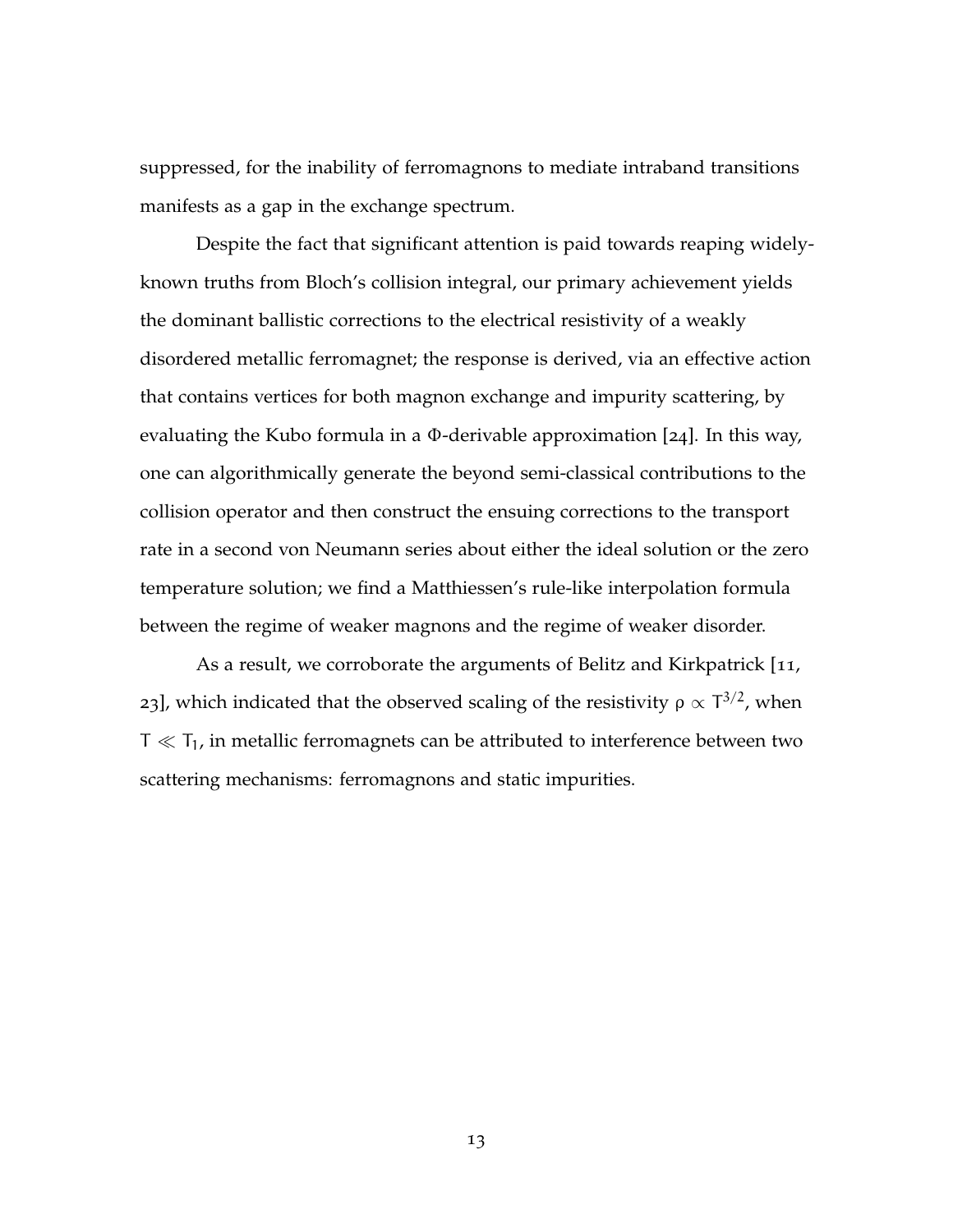suppressed, for the inability of ferromagnons to mediate intraband transitions manifests as a gap in the exchange spectrum.

Despite the fact that significant attention is paid towards reaping widely-known truths from Bloch's collision integral, our primary achievement yields the dominant ballistic corrections to the electrical resistivity of a weakly disordered metallic ferromagnet; the response is derived, via an effective action that contains vertices for both magnon exchange and impurity scattering, by evaluating the Kubo formula in a $\Phi$-derivable approximation [24]. In this way, one can algorithmically generate the beyond semi-classical contributions to the collision operator and then construct the ensuing corrections to the transport rate in a second von Neumann series about either the ideal solution or the zero temperature solution; we find a Matthiessen's rule-like interpolation formula between the regime of weaker magnons and the regime of weaker disorder.

As a result, we corroborate the arguments of Belitz and Kirkpatrick [11, 23], which indicated that the observed scaling of the resistivity $\rho \propto T^{3/2}$, when $T \ll T_1$, in metallic ferromagnets can be attributed to interference between two scattering mechanisms: ferromagnons and static impurities.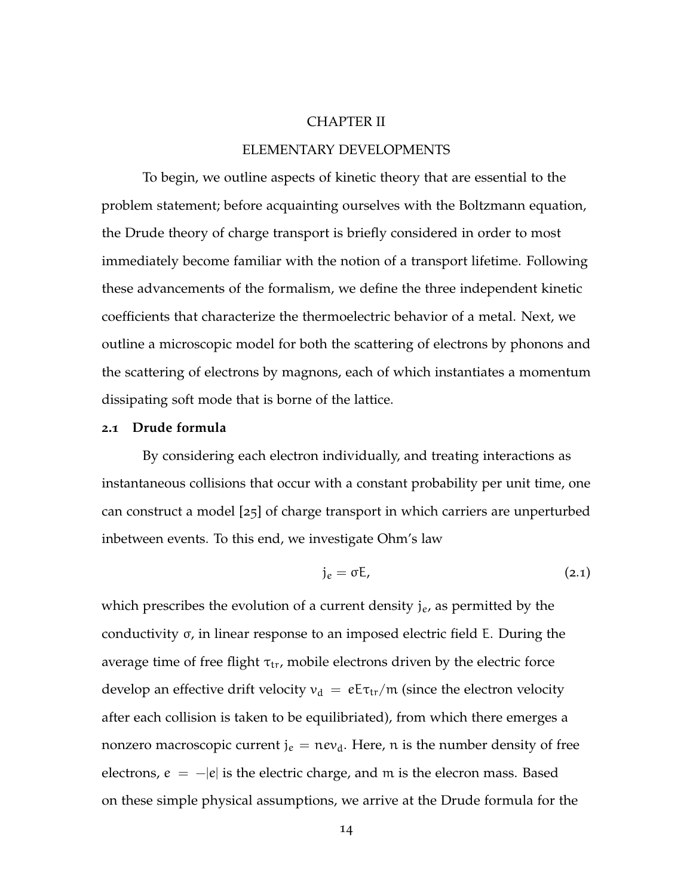# CHAPTER II

## ELEMENTARY DEVELOPMENTS

To begin, we outline aspects of kinetic theory that are essential to the problem statement; before acquainting ourselves with the Boltzmann equation, the Drude theory of charge transport is briefly considered in order to most immediately become familiar with the notion of a transport lifetime. Following these advancements of the formalism, we define the three independent kinetic coefficients that characterize the thermoelectric behavior of a metal. Next, we outline a microscopic model for both the scattering of electrons by phonons and the scattering of electrons by magnons, each of which instantiates a momentum dissipating soft mode that is borne of the lattice.

### 2.1 Drude formula

By considering each electron individually, and treating interactions as instantaneous collisions that occur with a constant probability per unit time, one can construct a model [25] of charge transport in which carriers are unperturbed inbetween events. To this end, we investigate Ohm's law

$$j_e = \sigma E, \tag{2.1}$$

which prescribes the evolution of a current density $j_e$, as permitted by the conductivity $\sigma$, in linear response to an imposed electric field $E$. During the average time of free flight $\tau_{tr}$, mobile electrons driven by the electric force develop an effective drift velocity $v_d = eE\tau_{tr}/m$ (since the electron velocity after each collision is taken to be equilibriated), from which there emerges a nonzero macroscopic current $j_e = nev_d$. Here, $n$ is the number density of free electrons, $e = -|e|$ is the electric charge, and $m$ is the elecron mass. Based on these simple physical assumptions, we arrive at the Drude formula for the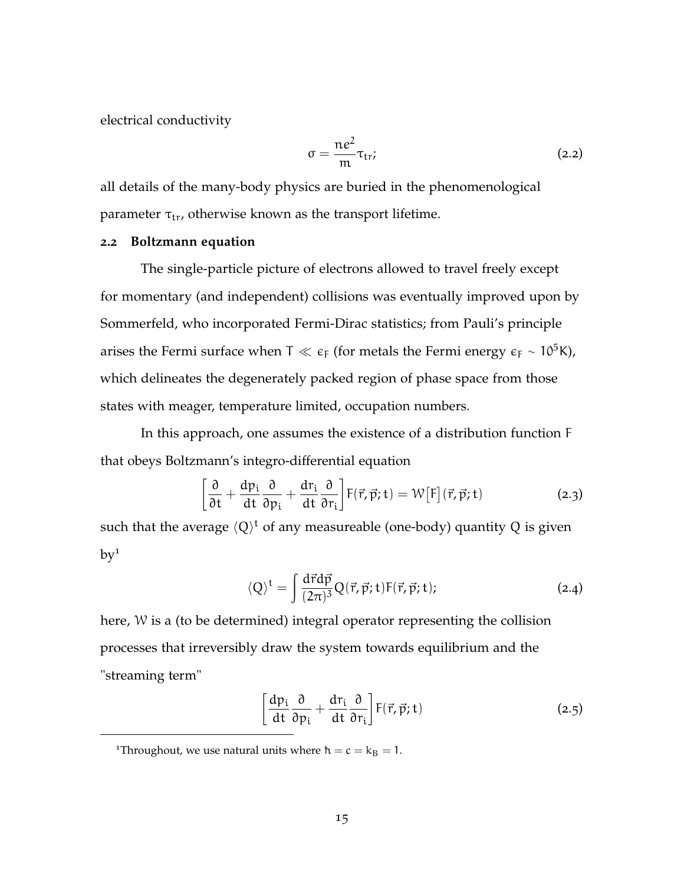electrical conductivity

$$\sigma = \frac{ne^2}{m}\tau_{tr}; \tag{2.2}$$

all details of the many-body physics are buried in the phenomenological parameter $\tau_{tr}$, otherwise known as the transport lifetime.

## 2.2 Boltzmann equation

The single-particle picture of electrons allowed to travel freely except for momentary (and independent) collisions was eventually improved upon by Sommerfeld, who incorporated Fermi-Dirac statistics; from Pauli's principle arises the Fermi surface when $T \ll \epsilon_F$ (for metals the Fermi energy $\epsilon_F \sim 10^5$K), which delineates the degenerately packed region of phase space from those states with meager, temperature limited, occupation numbers.

In this approach, one assumes the existence of a distribution function F that obeys Boltzmann's integro-differential equation

$$\left[\frac{\partial}{\partial t} + \frac{dp_i}{dt}\frac{\partial}{\partial p_i} + \frac{dr_i}{dt}\frac{\partial}{\partial r_i}\right] F(\vec{r}, \vec{p}; t) = \mathcal{W}\big[F\big](\vec{r}, \vec{p}; t) \tag{2.3}$$

such that the average $\langle Q \rangle^t$ of any measureable (one-body) quantity Q is given by[1]

$$\langle Q \rangle^t = \int \frac{d\vec{r}d\vec{p}}{(2\pi)^3} Q(\vec{r}, \vec{p}; t) F(\vec{r}, \vec{p}; t); \tag{2.4}$$

here, $\mathcal{W}$ is a (to be determined) integral operator representing the collision processes that irreversibly draw the system towards equilibrium and the "streaming term"

$$\left[\frac{dp_i}{dt}\frac{\partial}{\partial p_i} + \frac{dr_i}{dt}\frac{\partial}{\partial r_i}\right] F(\vec{r}, \vec{p}; t) \tag{2.5}$$

[1] Throughout, we use natural units where $\hbar = c = k_B = 1$.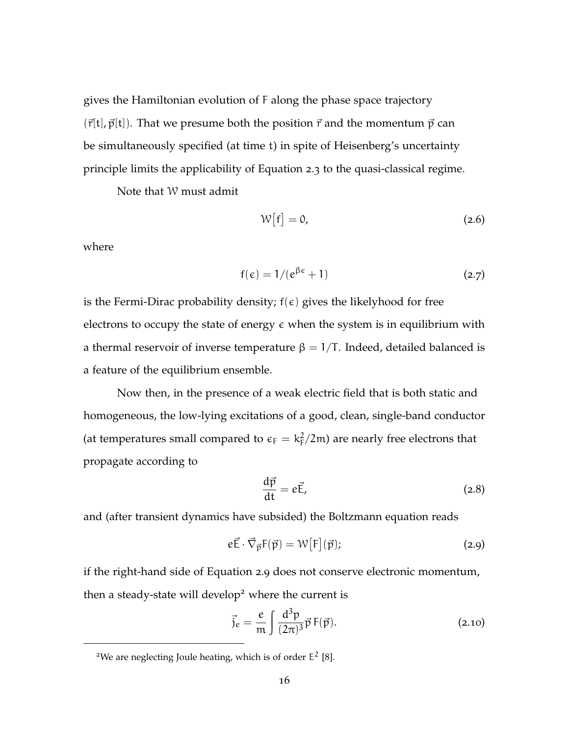gives the Hamiltonian evolution of F along the phase space trajectory $(\vec{r}[t], \vec{p}[t])$. That we presume both the position $\vec{r}$ and the momentum $\vec{p}$ can be simultaneously specified (at time t) in spite of Heisenberg's uncertainty principle limits the applicability of Equation 2.3 to the quasi-classical regime.

Note that $\mathcal{W}$ must admit

$$\mathcal{W}\big[f\big] = 0, \tag{2.6}$$

where

$$f(\epsilon) = 1/(e^{\beta\epsilon} + 1) \tag{2.7}$$

is the Fermi-Dirac probability density; $f(\epsilon)$ gives the likelyhood for free electrons to occupy the state of energy $\epsilon$ when the system is in equilibrium with a thermal reservoir of inverse temperature $\beta = 1/T$. Indeed, detailed balanced is a feature of the equilibrium ensemble.

Now then, in the presence of a weak electric field that is both static and homogeneous, the low-lying excitations of a good, clean, single-band conductor (at temperatures small compared to $\epsilon_F = k_F^2/2m$) are nearly free electrons that propagate according to

$$\frac{d\vec{p}}{dt} = e\vec{E}, \tag{2.8}$$

and (after transient dynamics have subsided) the Boltzmann equation reads

$$e\vec{E} \cdot \vec{\nabla}_{\vec{p}} F(\vec{p}) = \mathcal{W}\big[F\big](\vec{p}); \tag{2.9}$$

if the right-hand side of Equation 2.9 does not conserve electronic momentum, then a steady-state will develop[2] where the current is

$$\vec{j}_e = \frac{e}{m} \int \frac{d^3p}{(2\pi)^3} \vec{p}\, F(\vec{p}). \tag{2.10}$$

[2] We are neglecting Joule heating, which is of order $E^2$ [8].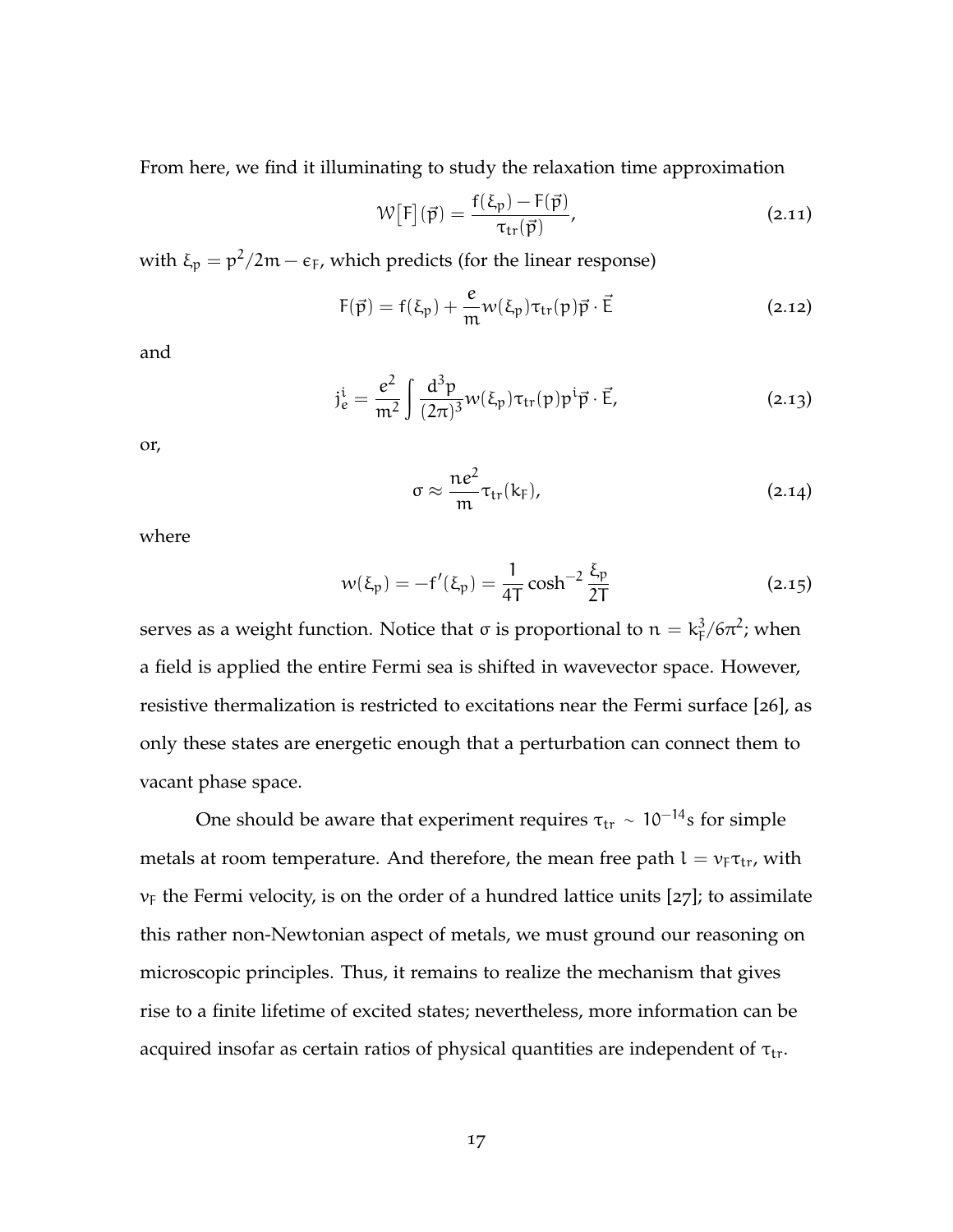From here, we find it illuminating to study the relaxation time approximation

$$\mathcal{W}\big[F\big](\vec{p}) = \frac{f(\xi_p) - F(\vec{p})}{\tau_{tr}(\vec{p})}, \tag{2.11}$$

with $\xi_p = p^2/2m - \epsilon_F$, which predicts (for the linear response)

$$F(\vec{p}) = f(\xi_p) + \frac{e}{m} w(\xi_p)\tau_{tr}(p)\vec{p} \cdot \vec{E} \tag{2.12}$$

and

$$j_e^i = \frac{e^2}{m^2} \int \frac{d^3p}{(2\pi)^3} w(\xi_p)\tau_{tr}(p)p^i\vec{p} \cdot \vec{E}, \tag{2.13}$$

or,

$$\sigma \approx \frac{ne^2}{m}\tau_{tr}(k_F), \tag{2.14}$$

where

$$w(\xi_p) = -f'(\xi_p) = \frac{1}{4T}\cosh^{-2}\frac{\xi_p}{2T} \tag{2.15}$$

serves as a weight function. Notice that $\sigma$ is proportional to $n = k_F^3/6\pi^2$; when a field is applied the entire Fermi sea is shifted in wavevector space. However, resistive thermalization is restricted to excitations near the Fermi surface [26], as only these states are energetic enough that a perturbation can connect them to vacant phase space.

One should be aware that experiment requires $\tau_{tr} \sim 10^{-14}$s for simple metals at room temperature. And therefore, the mean free path $l = v_F\tau_{tr}$, with $v_F$ the Fermi velocity, is on the order of a hundred lattice units [27]; to assimilate this rather non-Newtonian aspect of metals, we must ground our reasoning on microscopic principles. Thus, it remains to realize the mechanism that gives rise to a finite lifetime of excited states; nevertheless, more information can be acquired insofar as certain ratios of physical quantities are independent of $\tau_{tr}$.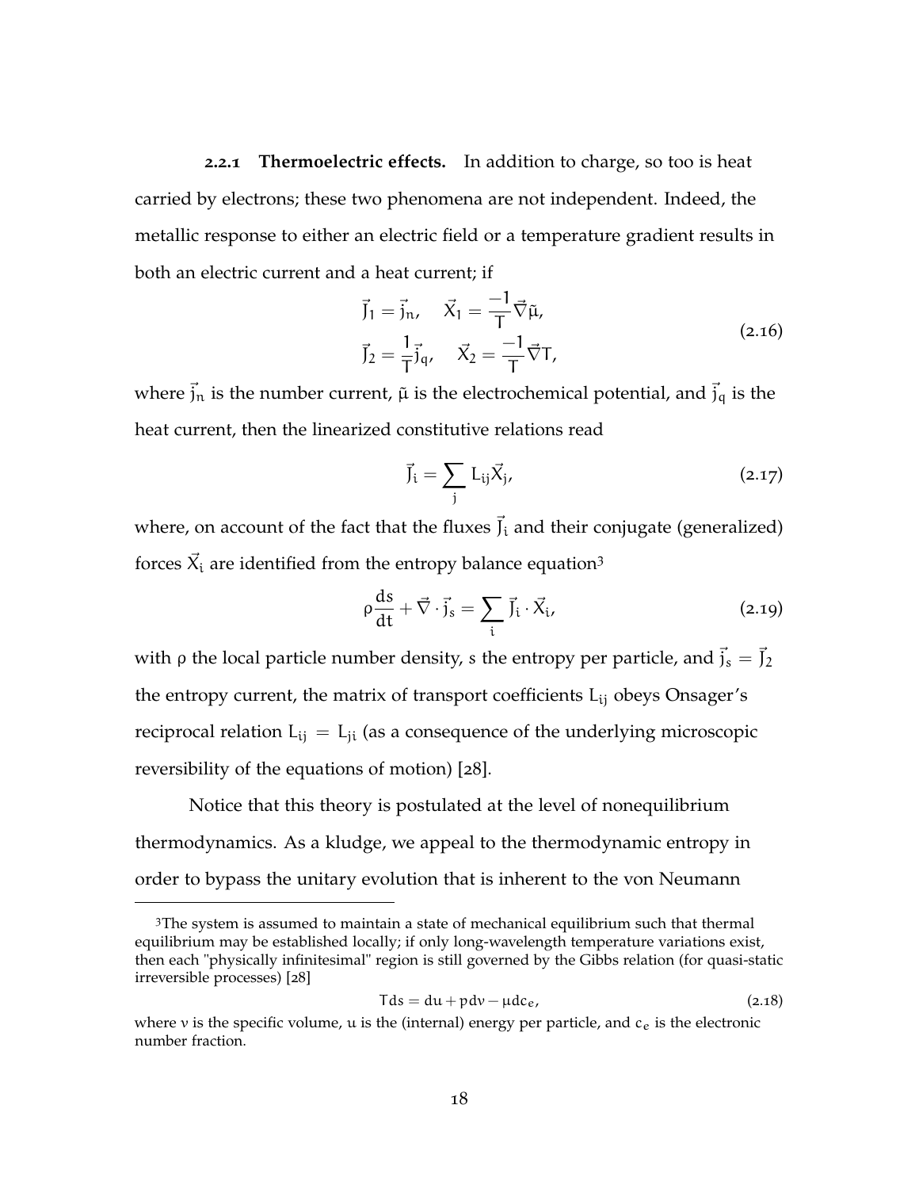#### 2.2.1 Thermoelectric effects.

In addition to charge, so too is heat carried by electrons; these two phenomena are not independent. Indeed, the metallic response to either an electric field or a temperature gradient results in both an electric current and a heat current; if

$$
\begin{aligned}
\vec{J}_1 &= \vec{j}_n, \quad \vec{X}_1 = \frac{-1}{T}\vec{\nabla}\tilde{\mu}, \\
\vec{J}_2 &= \frac{1}{T}\vec{j}_q, \quad \vec{X}_2 = \frac{-1}{T}\vec{\nabla}T,
\end{aligned}
\tag{2.16}
$$

where $\vec{j}_n$ is the number current, $\tilde{\mu}$ is the electrochemical potential, and $\vec{j}_q$ is the heat current, then the linearized constitutive relations read

$$
\vec{J}_i = \sum_j L_{ij}\vec{X}_j, \tag{2.17}
$$

where, on account of the fact that the fluxes $\vec{J}_i$ and their conjugate (generalized) forces $\vec{X}_i$ are identified from the entropy balance equation[3]

$$
\rho\frac{ds}{dt} + \vec{\nabla}\cdot\vec{j}_s = \sum_i \vec{J}_i \cdot \vec{X}_i, \tag{2.19}
$$

with $\rho$ the local particle number density, $s$ the entropy per particle, and $\vec{j}_s = \vec{J}_2$ the entropy current, the matrix of transport coefficients $L_{ij}$ obeys Onsager's reciprocal relation $L_{ij} = L_{ji}$ (as a consequence of the underlying microscopic reversibility of the equations of motion) [28].

Notice that this theory is postulated at the level of nonequilibrium thermodynamics. As a kludge, we appeal to the thermodynamic entropy in order to bypass the unitary evolution that is inherent to the von Neumann

---

[3] The system is assumed to maintain a state of mechanical equilibrium such that thermal equilibrium may be established locally; if only long-wavelength temperature variations exist, then each "physically infinitesimal" region is still governed by the Gibbs relation (for quasi-static irreversible processes) [28]

$$
T ds = du + p dv - \mu dc_e, \tag{2.18}
$$

where $v$ is the specific volume, $u$ is the (internal) energy per particle, and $c_e$ is the electronic number fraction.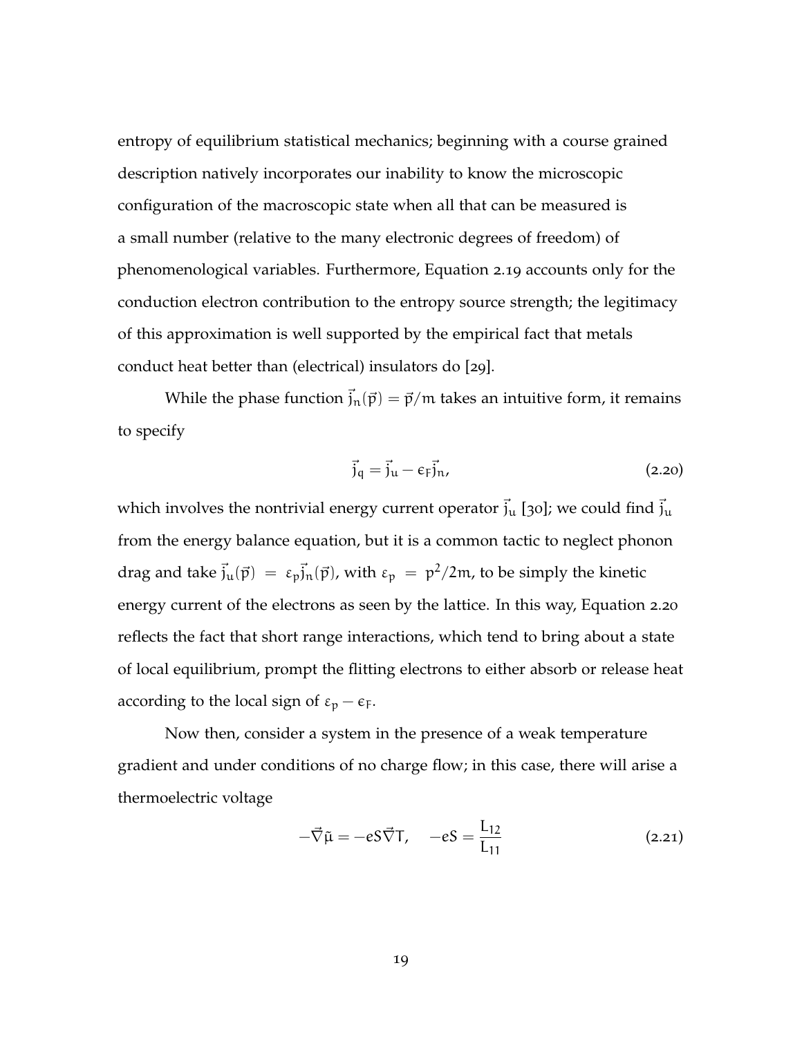entropy of equilibrium statistical mechanics; beginning with a course grained description natively incorporates our inability to know the microscopic configuration of the macroscopic state when all that can be measured is a small number (relative to the many electronic degrees of freedom) of phenomenological variables. Furthermore, Equation 2.19 accounts only for the conduction electron contribution to the entropy source strength; the legitimacy of this approximation is well supported by the empirical fact that metals conduct heat better than (electrical) insulators do [29].

While the phase function $\vec{j}_n(\vec{p}) = \vec{p}/m$ takes an intuitive form, it remains to specify

$$\vec{j}_q = \vec{j}_u - \epsilon_F \vec{j}_n, \tag{2.20}$$

which involves the nontrivial energy current operator $\vec{j}_u$ [30]; we could find $\vec{j}_u$ from the energy balance equation, but it is a common tactic to neglect phonon drag and take $\vec{j}_u(\vec{p}) = \varepsilon_p \vec{j}_n(\vec{p})$, with $\varepsilon_p = p^2/2m$, to be simply the kinetic energy current of the electrons as seen by the lattice. In this way, Equation 2.20 reflects the fact that short range interactions, which tend to bring about a state of local equilibrium, prompt the flitting electrons to either absorb or release heat according to the local sign of $\varepsilon_p - \epsilon_F$.

Now then, consider a system in the presence of a weak temperature gradient and under conditions of no charge flow; in this case, there will arise a thermoelectric voltage

$$-\vec{\nabla}\tilde{\mu} = -eS\vec{\nabla}T, \quad -eS = \frac{L_{12}}{L_{11}} \tag{2.21}$$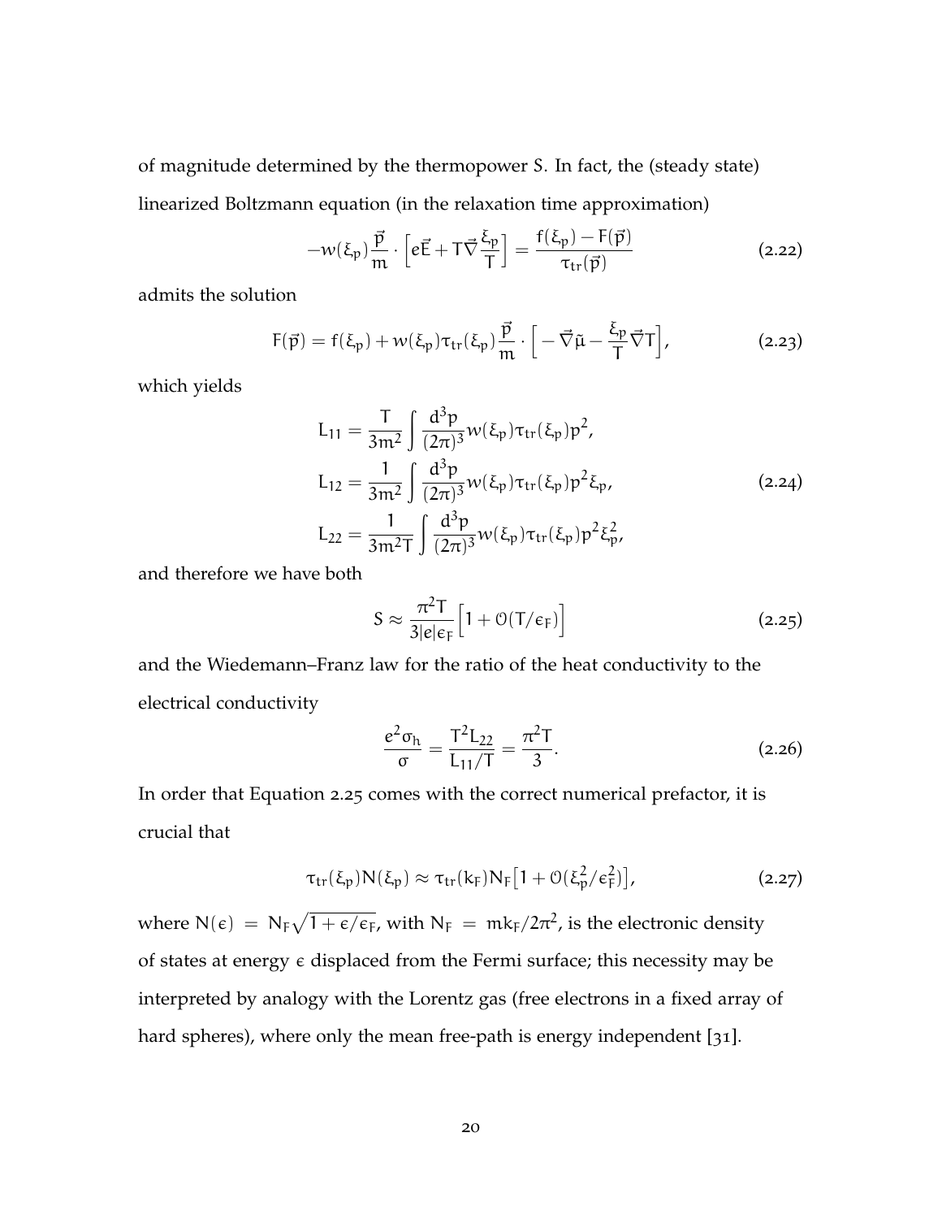of magnitude determined by the thermopower S. In fact, the (steady state) linearized Boltzmann equation (in the relaxation time approximation)

$$-w(\xi_p)\frac{\vec{p}}{m}\cdot\Big[e\vec{E}+T\vec{\nabla}\frac{\xi_p}{T}\Big]=\frac{f(\xi_p)-F(\vec{p})}{\tau_{tr}(\vec{p})} \tag{2.22}$$

admits the solution

$$F(\vec{p})=f(\xi_p)+w(\xi_p)\tau_{tr}(\xi_p)\frac{\vec{p}}{m}\cdot\Big[-\vec{\nabla}\tilde{\mu}-\frac{\xi_p}{T}\vec{\nabla}T\Big], \tag{2.23}$$

which yields

$$\begin{aligned}
L_{11}&=\frac{T}{3m^2}\int\frac{d^3p}{(2\pi)^3}w(\xi_p)\tau_{tr}(\xi_p)p^2,\\
L_{12}&=\frac{1}{3m^2}\int\frac{d^3p}{(2\pi)^3}w(\xi_p)\tau_{tr}(\xi_p)p^2\xi_p,\\
L_{22}&=\frac{1}{3m^2T}\int\frac{d^3p}{(2\pi)^3}w(\xi_p)\tau_{tr}(\xi_p)p^2\xi_p^2,
\end{aligned} \tag{2.24}$$

and therefore we have both

$$S\approx\frac{\pi^2T}{3|e|\epsilon_F}\Big[1+\mathcal{O}(T/\epsilon_F)\Big] \tag{2.25}$$

and the Wiedemann–Franz law for the ratio of the heat conductivity to the electrical conductivity

$$\frac{e^2\sigma_h}{\sigma}=\frac{T^2L_{22}}{L_{11}/T}=\frac{\pi^2T}{3}. \tag{2.26}$$

In order that Equation 2.25 comes with the correct numerical prefactor, it is crucial that

$$\tau_{tr}(\xi_p)N(\xi_p)\approx\tau_{tr}(k_F)N_F\big[1+\mathcal{O}(\xi_p^2/\epsilon_F^2)\big], \tag{2.27}$$

where $N(\epsilon)=N_F\sqrt{1+\epsilon/\epsilon_F}$, with $N_F=mk_F/2\pi^2$, is the electronic density of states at energy $\epsilon$ displaced from the Fermi surface; this necessity may be interpreted by analogy with the Lorentz gas (free electrons in a fixed array of hard spheres), where only the mean free-path is energy independent [31].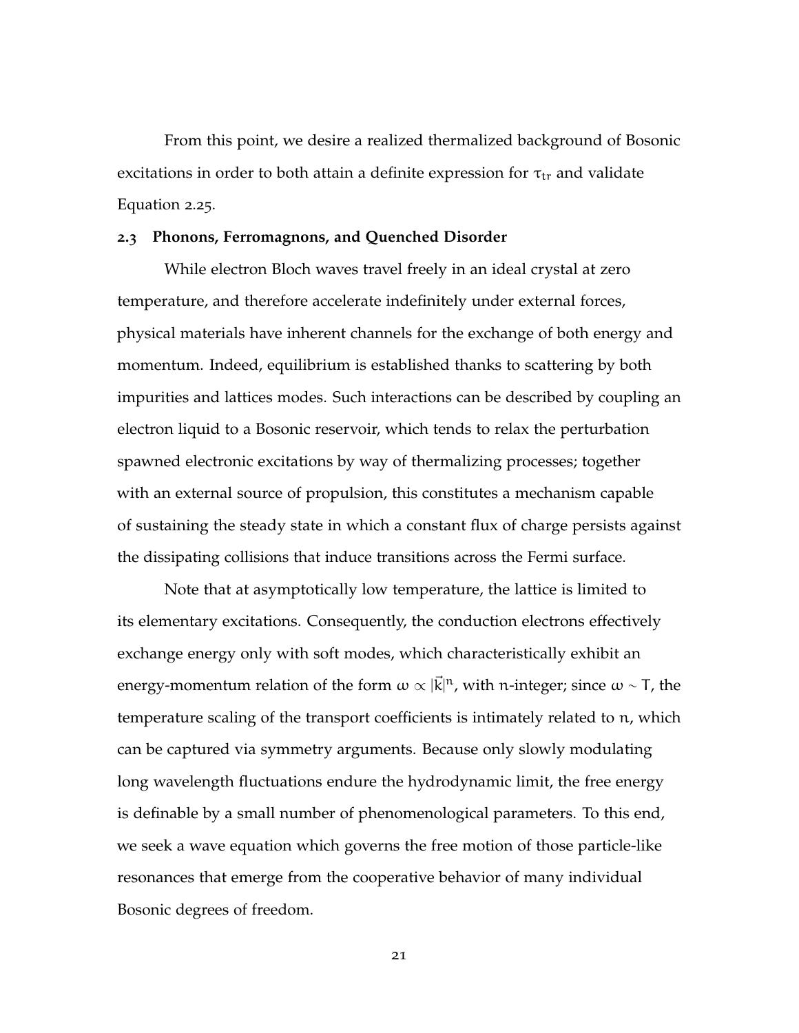From this point, we desire a realized thermalized background of Bosonic excitations in order to both attain a definite expression for $\tau_{tr}$ and validate Equation 2.25.

### 2.3 Phonons, Ferromagnons, and Quenched Disorder

While electron Bloch waves travel freely in an ideal crystal at zero temperature, and therefore accelerate indefinitely under external forces, physical materials have inherent channels for the exchange of both energy and momentum. Indeed, equilibrium is established thanks to scattering by both impurities and lattices modes. Such interactions can be described by coupling an electron liquid to a Bosonic reservoir, which tends to relax the perturbation spawned electronic excitations by way of thermalizing processes; together with an external source of propulsion, this constitutes a mechanism capable of sustaining the steady state in which a constant flux of charge persists against the dissipating collisions that induce transitions across the Fermi surface.

Note that at asymptotically low temperature, the lattice is limited to its elementary excitations. Consequently, the conduction electrons effectively exchange energy only with soft modes, which characteristically exhibit an energy-momentum relation of the form $\omega \propto |\vec{k}|^n$, with $n$-integer; since $\omega \sim T$, the temperature scaling of the transport coefficients is intimately related to $n$, which can be captured via symmetry arguments. Because only slowly modulating long wavelength fluctuations endure the hydrodynamic limit, the free energy is definable by a small number of phenomenological parameters. To this end, we seek a wave equation which governs the free motion of those particle-like resonances that emerge from the cooperative behavior of many individual Bosonic degrees of freedom.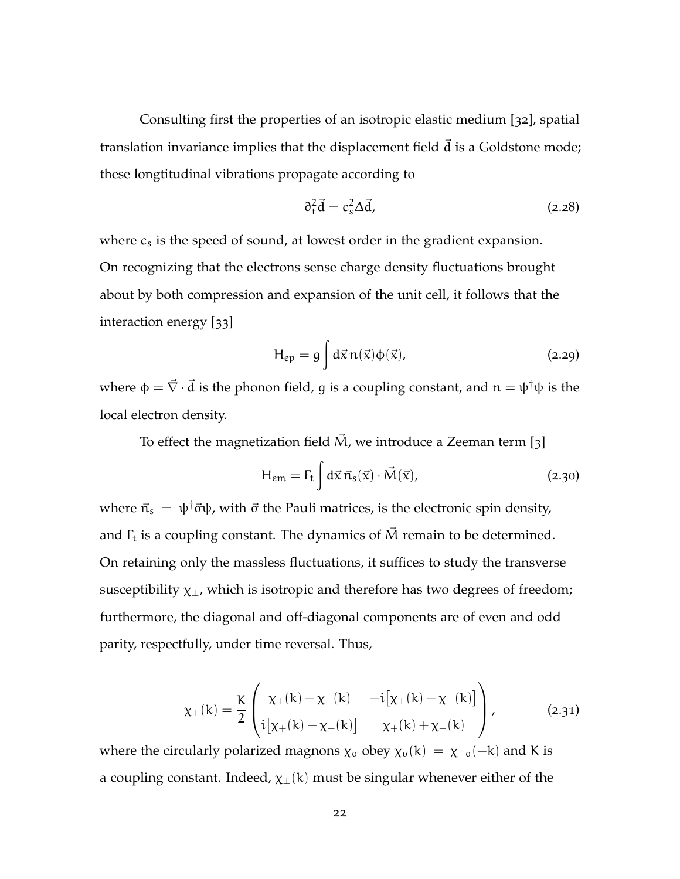Consulting first the properties of an isotropic elastic medium [32], spatial translation invariance implies that the displacement field $\vec{d}$ is a Goldstone mode; these longtitudinal vibrations propagate according to

$$\partial_t^2 \vec{d} = c_s^2 \Delta \vec{d}, \tag{2.28}$$

where $c_s$ is the speed of sound, at lowest order in the gradient expansion. On recognizing that the electrons sense charge density fluctuations brought about by both compression and expansion of the unit cell, it follows that the interaction energy [33]

$$H_{ep} = g \int d\vec{x}\, n(\vec{x}) \phi(\vec{x}), \tag{2.29}$$

where $\phi = \vec{\nabla} \cdot \vec{d}$ is the phonon field, $g$ is a coupling constant, and $n = \psi^\dagger \psi$ is the local electron density.

To effect the magnetization field $\vec{M}$, we introduce a Zeeman term [3]

$$H_{em} = \Gamma_t \int d\vec{x}\, \vec{n}_s(\vec{x}) \cdot \vec{M}(\vec{x}), \tag{2.30}$$

where $\vec{n}_s = \psi^\dagger \vec{\sigma} \psi$, with $\vec{\sigma}$ the Pauli matrices, is the electronic spin density, and $\Gamma_t$ is a coupling constant. The dynamics of $\vec{M}$ remain to be determined. On retaining only the massless fluctuations, it suffices to study the transverse susceptibility $\chi_\perp$, which is isotropic and therefore has two degrees of freedom; furthermore, the diagonal and off-diagonal components are of even and odd parity, respectfully, under time reversal. Thus,

$$\chi_\perp(k) = \frac{K}{2} \begin{pmatrix} \chi_+(k) + \chi_-(k) & -i\big[\chi_+(k) - \chi_-(k)\big] \\ i\big[\chi_+(k) - \chi_-(k)\big] & \chi_+(k) + \chi_-(k) \end{pmatrix}, \tag{2.31}$$

where the circularly polarized magnons $\chi_\sigma$ obey $\chi_\sigma(k) = \chi_{-\sigma}(-k)$ and $K$ is a coupling constant. Indeed, $\chi_\perp(k)$ must be singular whenever either of the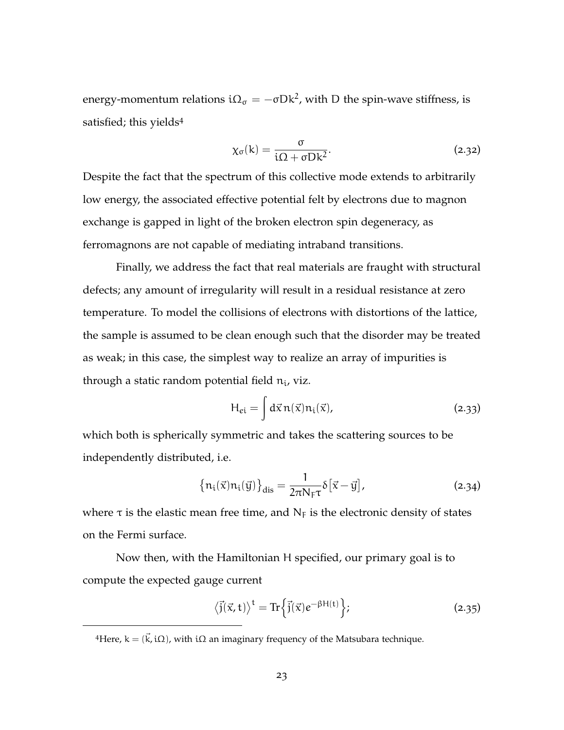energy-momentum relations $i\Omega_\sigma = -\sigma D k^2$, with D the spin-wave stiffness, is satisfied; this yields[4]

$$\chi_\sigma(k) = \frac{\sigma}{i\Omega + \sigma D k^2}. \tag{2.32}$$

Despite the fact that the spectrum of this collective mode extends to arbitrarily low energy, the associated effective potential felt by electrons due to magnon exchange is gapped in light of the broken electron spin degeneracy, as ferromagnons are not capable of mediating intraband transitions.

Finally, we address the fact that real materials are fraught with structural defects; any amount of irregularity will result in a residual resistance at zero temperature. To model the collisions of electrons with distortions of the lattice, the sample is assumed to be clean enough such that the disorder may be treated as weak; in this case, the simplest way to realize an array of impurities is through a static random potential field $n_i$, viz.

$$H_{ei} = \int d\vec{x}\, n(\vec{x}) n_i(\vec{x}), \tag{2.33}$$

which both is spherically symmetric and takes the scattering sources to be independently distributed, i.e.

$$\left\{ n_i(\vec{x}) n_i(\vec{y}) \right\}_{\text{dis}} = \frac{1}{2\pi N_F \tau} \delta\left[\vec{x} - \vec{y}\right], \tag{2.34}$$

where $\tau$ is the elastic mean free time, and $N_F$ is the electronic density of states on the Fermi surface.

Now then, with the Hamiltonian H specified, our primary goal is to compute the expected gauge current

$$\left\langle \vec{j}(\vec{x}, t) \right\rangle^t = \text{Tr}\left\{ \vec{j}(\vec{x}) e^{-\beta H(t)} \right\}; \tag{2.35}$$

[4]Here, $k = (\vec{k}, i\Omega)$, with $i\Omega$ an imaginary frequency of the Matsubara technique.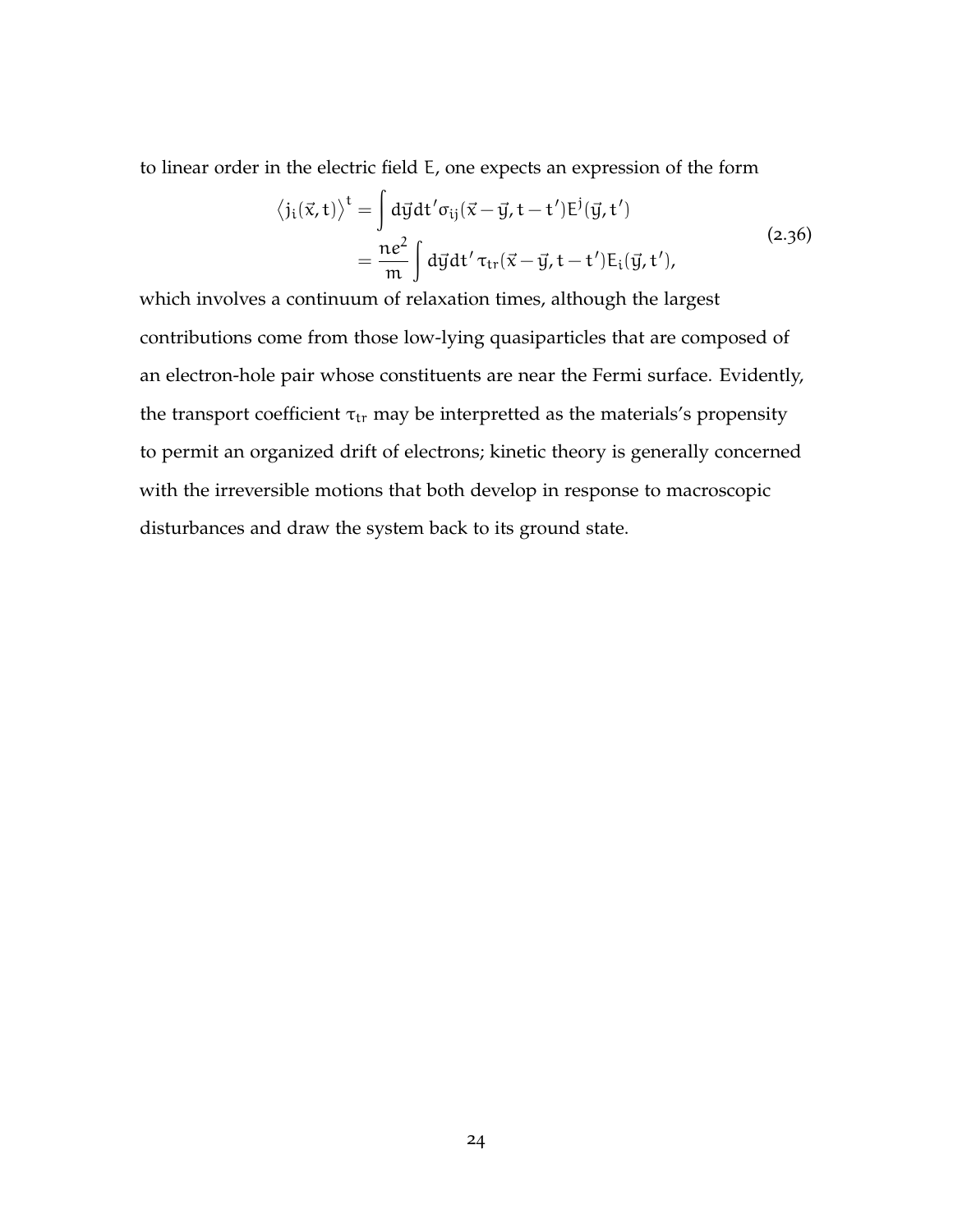to linear order in the electric field $E$, one expects an expression of the form

$$
\begin{aligned}
\left\langle j_i(\vec{x},t)\right\rangle^t &= \int d\vec{y}dt'\sigma_{ij}(\vec{x}-\vec{y},t-t')E^j(\vec{y},t') \\
&= \frac{ne^2}{m}\int d\vec{y}dt'\,\tau_{tr}(\vec{x}-\vec{y},t-t')E_i(\vec{y},t'),
\end{aligned}
\tag{2.36}
$$

which involves a continuum of relaxation times, although the largest contributions come from those low-lying quasiparticles that are composed of an electron-hole pair whose constituents are near the Fermi surface. Evidently, the transport coefficient $\tau_{tr}$ may be interpretted as the materials's propensity to permit an organized drift of electrons; kinetic theory is generally concerned with the irreversible motions that both develop in response to macroscopic disturbances and draw the system back to its ground state.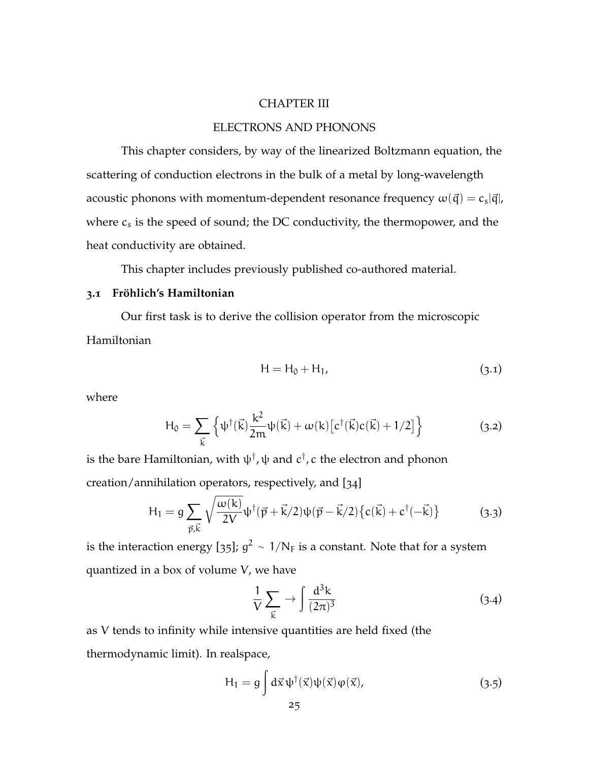# CHAPTER III

# ELECTRONS AND PHONONS

This chapter considers, by way of the linearized Boltzmann equation, the scattering of conduction electrons in the bulk of a metal by long-wavelength acoustic phonons with momentum-dependent resonance frequency $\omega(\vec{q}) = c_s|\vec{q}|$, where $c_s$ is the speed of sound; the DC conductivity, the thermopower, and the heat conductivity are obtained.

This chapter includes previously published co-authored material.

## 3.1 Fröhlich's Hamiltonian

Our first task is to derive the collision operator from the microscopic Hamiltonian

$$H = H_0 + H_1, \tag{3.1}$$

where

$$H_0 = \sum_{\vec{k}} \left\{ \psi^\dagger(\vec{k}) \frac{k^2}{2m} \psi(\vec{k}) + \omega(k) \left[ c^\dagger(\vec{k}) c(\vec{k}) + 1/2 \right] \right\} \tag{3.2}$$

is the bare Hamiltonian, with $\psi^\dagger, \psi$ and $c^\dagger, c$ the electron and phonon creation/annihilation operators, respectively, and [34]

$$H_1 = g \sum_{\vec{p},\vec{k}} \sqrt{\frac{\omega(k)}{2V}} \psi^\dagger(\vec{p} + \vec{k}/2) \psi(\vec{p} - \vec{k}/2) \left\{ c(\vec{k}) + c^\dagger(-\vec{k}) \right\} \tag{3.3}$$

is the interaction energy [35]; $g^2 \sim 1/N_F$ is a constant. Note that for a system quantized in a box of volume $V$, we have

$$\frac{1}{V} \sum_{\vec{k}} \to \int \frac{d^3k}{(2\pi)^3} \tag{3.4}$$

as $V$ tends to infinity while intensive quantities are held fixed (the thermodynamic limit). In realspace,

$$H_1 = g \int d\vec{x}\, \psi^\dagger(\vec{x}) \psi(\vec{x}) \varphi(\vec{x}), \tag{3.5}$$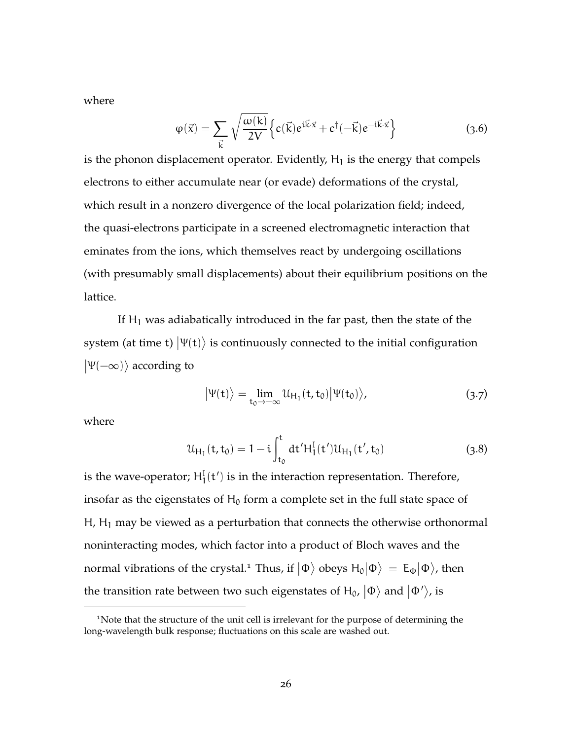where

$$\varphi(\vec{x}) = \sum_{\vec{k}} \sqrt{\frac{\omega(k)}{2V}} \Big\{ c(\vec{k}) e^{i\vec{k}\cdot\vec{x}} + c^{\dagger}(-\vec{k}) e^{-i\vec{k}\cdot\vec{x}} \Big\} \tag{3.6}$$

is the phonon displacement operator. Evidently, $H_1$ is the energy that compels electrons to either accumulate near (or evade) deformations of the crystal, which result in a nonzero divergence of the local polarization field; indeed, the quasi-electrons participate in a screened electromagnetic interaction that eminates from the ions, which themselves react by undergoing oscillations (with presumably small displacements) about their equilibrium positions on the lattice.

If $H_1$ was adiabatically introduced in the far past, then the state of the system (at time t) $|\Psi(t)\rangle$ is continuously connected to the initial configuration $|\Psi(-\infty)\rangle$ according to

$$|\Psi(t)\rangle = \lim_{t_0 \to -\infty} \mathcal{U}_{H_1}(t, t_0) |\Psi(t_0)\rangle, \tag{3.7}$$

where

$$\mathcal{U}_{H_1}(t, t_0) = 1 - i \int_{t_0}^{t} dt' H_1^I(t') \mathcal{U}_{H_1}(t', t_0) \tag{3.8}$$

is the wave-operator; $H_1^I(t')$ is in the interaction representation. Therefore, insofar as the eigenstates of $H_0$ form a complete set in the full state space of $H$, $H_1$ may be viewed as a perturbation that connects the otherwise orthonormal noninteracting modes, which factor into a product of Bloch waves and the normal vibrations of the crystal.[1] Thus, if $|\Phi\rangle$ obeys $H_0|\Phi\rangle = E_\Phi|\Phi\rangle$, then the transition rate between two such eigenstates of $H_0$, $|\Phi\rangle$ and $|\Phi'\rangle$, is

[1] Note that the structure of the unit cell is irrelevant for the purpose of determining the long-wavelength bulk response; fluctuations on this scale are washed out.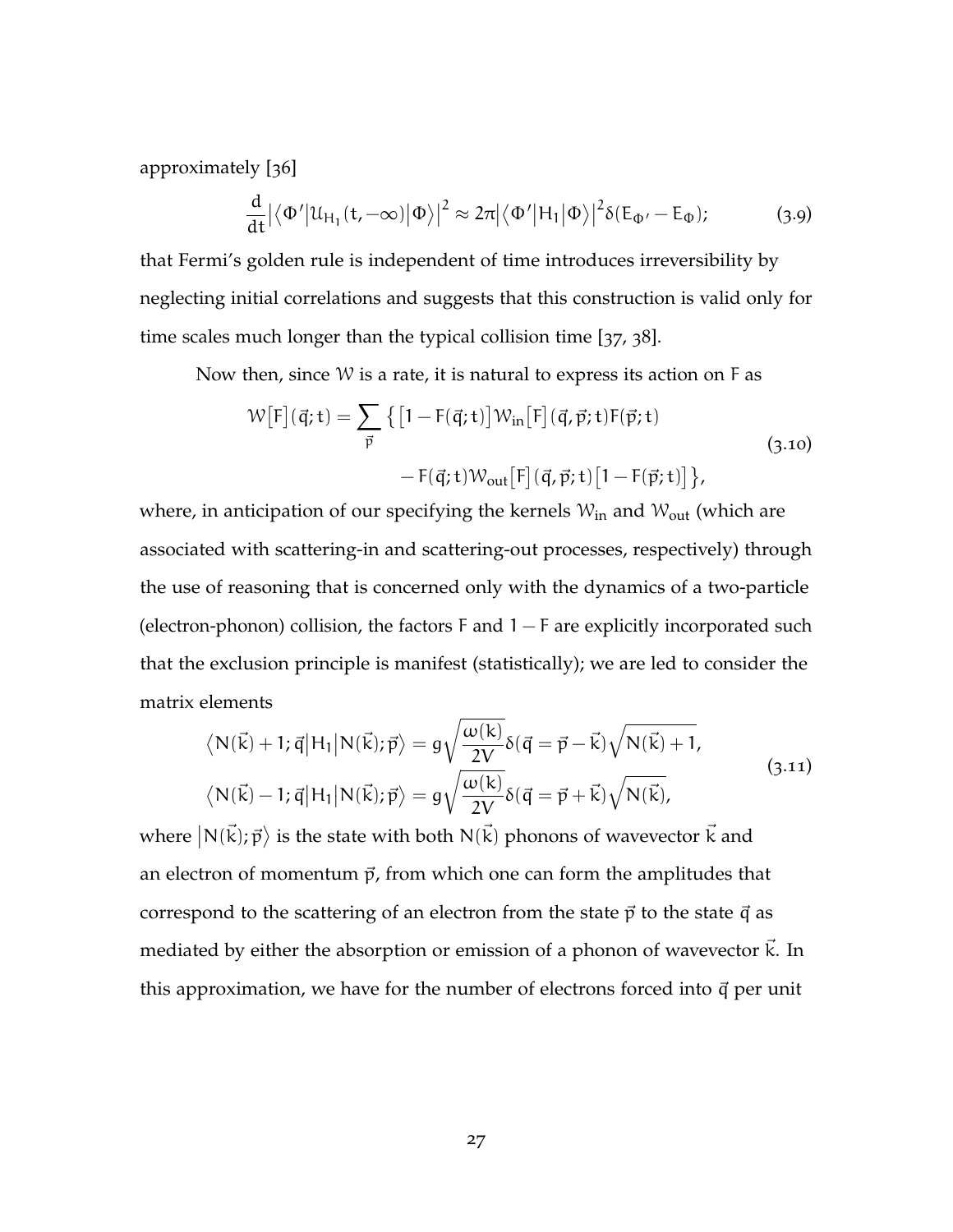approximately [36]

$$\frac{d}{dt}\left|\left\langle \Phi' \middle| \mathcal{U}_{H_1}(t,-\infty) \middle| \Phi \right\rangle\right|^2 \approx 2\pi \left|\left\langle \Phi' \middle| H_1 \middle| \Phi \right\rangle\right|^2 \delta(E_{\Phi'} - E_{\Phi}); \tag{3.9}$$

that Fermi's golden rule is independent of time introduces irreversibility by neglecting initial correlations and suggests that this construction is valid only for time scales much longer than the typical collision time [37, 38].

Now then, since $\mathcal{W}$ is a rate, it is natural to express its action on F as

$$\begin{aligned} \mathcal{W}\big[F\big](\vec{q};t) = \sum_{\vec{p}} \big\{ \big[1 - F(\vec{q};t)\big] \mathcal{W}_{\text{in}}\big[F\big](\vec{q},\vec{p};t) F(\vec{p};t) \\ - F(\vec{q};t) \mathcal{W}_{\text{out}}\big[F\big](\vec{q},\vec{p};t)\big[1 - F(\vec{p};t)\big] \big\}, \end{aligned} \tag{3.10}$$

where, in anticipation of our specifying the kernels $\mathcal{W}_{\text{in}}$ and $\mathcal{W}_{\text{out}}$ (which are associated with scattering-in and scattering-out processes, respectively) through the use of reasoning that is concerned only with the dynamics of a two-particle (electron-phonon) collision, the factors F and $1 - F$ are explicitly incorporated such that the exclusion principle is manifest (statistically); we are led to consider the matrix elements

$$\begin{aligned} \left\langle N(\vec{k}) + 1; \vec{q} \middle| H_1 \middle| N(\vec{k}); \vec{p} \right\rangle &= g \sqrt{\frac{\omega(k)}{2V}} \delta(\vec{q} = \vec{p} - \vec{k}) \sqrt{N(\vec{k}) + 1}, \\ \left\langle N(\vec{k}) - 1; \vec{q} \middle| H_1 \middle| N(\vec{k}); \vec{p} \right\rangle &= g \sqrt{\frac{\omega(k)}{2V}} \delta(\vec{q} = \vec{p} + \vec{k}) \sqrt{N(\vec{k})}, \end{aligned} \tag{3.11}$$

where $\left|N(\vec{k}); \vec{p}\right\rangle$ is the state with both $N(\vec{k})$ phonons of wavevector $\vec{k}$ and an electron of momentum $\vec{p}$, from which one can form the amplitudes that correspond to the scattering of an electron from the state $\vec{p}$ to the state $\vec{q}$ as mediated by either the absorption or emission of a phonon of wavevector $\vec{k}$. In this approximation, we have for the number of electrons forced into $\vec{q}$ per unit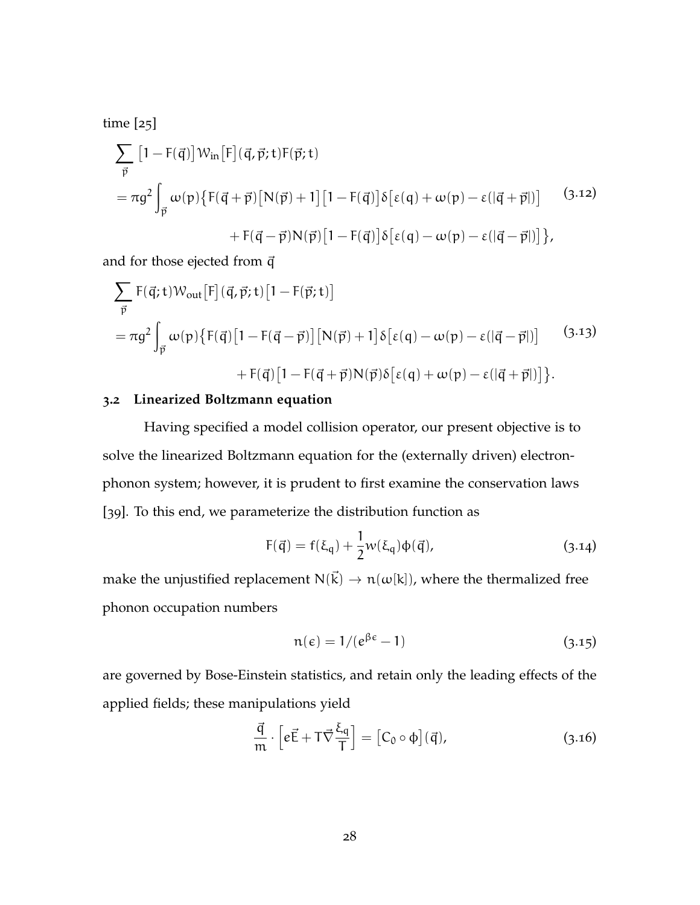time [25]

$$
\begin{aligned}
&\sum_{\vec{p}} \big[1 - F(\vec{q})\big] \mathcal{W}_{\text{in}}\big[F\big](\vec{q}, \vec{p}; t) F(\vec{p}; t) \\
&= \pi g^2 \int_{\vec{p}} \omega(p) \big\{ F(\vec{q} + \vec{p}) \big[N(\vec{p}) + 1\big] \big[1 - F(\vec{q})\big] \delta\big[\varepsilon(q) + \omega(p) - \varepsilon(|\vec{q} + \vec{p}|)\big] \\
&\qquad\qquad + F(\vec{q} - \vec{p}) N(\vec{p}) \big[1 - F(\vec{q})\big] \delta\big[\varepsilon(q) - \omega(p) - \varepsilon(|\vec{q} - \vec{p}|)\big] \big\},
\end{aligned}
\tag{3.12}
$$

and for those ejected from $\vec{q}$

$$
\begin{aligned}
&\sum_{\vec{p}} F(\vec{q}; t) \mathcal{W}_{\text{out}}\big[F\big](\vec{q}, \vec{p}; t) \big[1 - F(\vec{p}; t)\big] \\
&= \pi g^2 \int_{\vec{p}} \omega(p) \big\{ F(\vec{q}) \big[1 - F(\vec{q} - \vec{p})\big] \big[N(\vec{p}) + 1\big] \delta\big[\varepsilon(q) - \omega(p) - \varepsilon(|\vec{q} - \vec{p}|)\big] \\
&\qquad\qquad + F(\vec{q}) \big[1 - F(\vec{q} + \vec{p}) N(\vec{p}) \delta\big[\varepsilon(q) + \omega(p) - \varepsilon(|\vec{q} + \vec{p}|)\big] \big\}.
\end{aligned}
\tag{3.13}
$$

## 3.2 Linearized Boltzmann equation

Having specified a model collision operator, our present objective is to solve the linearized Boltzmann equation for the (externally driven) electron-phonon system; however, it is prudent to first examine the conservation laws [39]. To this end, we parameterize the distribution function as

$$
F(\vec{q}) = f(\xi_q) + \frac{1}{2} w(\xi_q) \phi(\vec{q}),
\tag{3.14}
$$

make the unjustified replacement $N(\vec{k}) \to n(\omega[k])$, where the thermalized free phonon occupation numbers

$$
n(\epsilon) = 1/(e^{\beta\epsilon} - 1)
\tag{3.15}
$$

are governed by Bose-Einstein statistics, and retain only the leading effects of the applied fields; these manipulations yield

$$
\frac{\vec{q}}{m} \cdot \left[ e\vec{E} + T\vec{\nabla} \frac{\xi_q}{T} \right] = \big[C_0 \circ \phi\big](\vec{q}),
\tag{3.16}
$$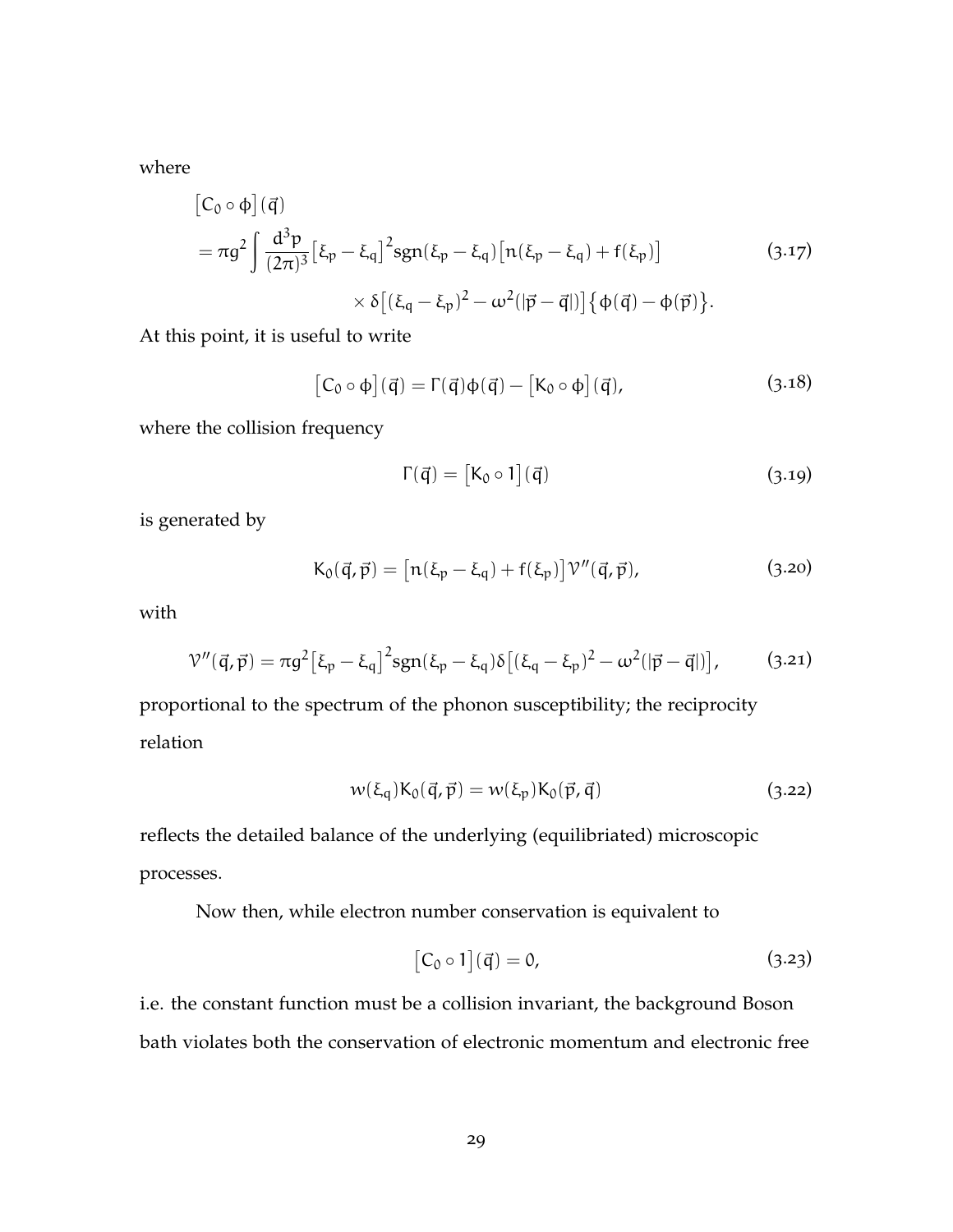where

$$
\begin{aligned}
&\left[C_0 \circ \phi\right](\vec{q}) \\
&= \pi g^2 \int \frac{d^3p}{(2\pi)^3} \left[\xi_p - \xi_q\right]^2 \operatorname{sgn}(\xi_p - \xi_q) \left[n(\xi_p - \xi_q) + f(\xi_p)\right] \\
&\qquad\qquad \times \delta\left[(\xi_q - \xi_p)^2 - \omega^2(|\vec{p} - \vec{q}|)\right] \left\{\phi(\vec{q}) - \phi(\vec{p})\right\}.
\end{aligned}
\tag{3.17}
$$

At this point, it is useful to write

$$
\left[C_0 \circ \phi\right](\vec{q}) = \Gamma(\vec{q})\phi(\vec{q}) - \left[K_0 \circ \phi\right](\vec{q}),
\tag{3.18}
$$

where the collision frequency

$$
\Gamma(\vec{q}) = \left[K_0 \circ 1\right](\vec{q})
\tag{3.19}
$$

is generated by

$$
K_0(\vec{q}, \vec{p}) = \left[n(\xi_p - \xi_q) + f(\xi_p)\right] \mathcal{V}''(\vec{q}, \vec{p}),
\tag{3.20}
$$

with

$$
\mathcal{V}''(\vec{q}, \vec{p}) = \pi g^2 \left[\xi_p - \xi_q\right]^2 \operatorname{sgn}(\xi_p - \xi_q) \delta\left[(\xi_q - \xi_p)^2 - \omega^2(|\vec{p} - \vec{q}|)\right],
\tag{3.21}
$$

proportional to the spectrum of the phonon susceptibility; the reciprocity relation

$$
w(\xi_q) K_0(\vec{q}, \vec{p}) = w(\xi_p) K_0(\vec{p}, \vec{q})
\tag{3.22}
$$

reflects the detailed balance of the underlying (equilibriated) microscopic processes.

Now then, while electron number conservation is equivalent to

$$
\left[C_0 \circ 1\right](\vec{q}) = 0,
\tag{3.23}
$$

i.e. the constant function must be a collision invariant, the background Boson bath violates both the conservation of electronic momentum and electronic free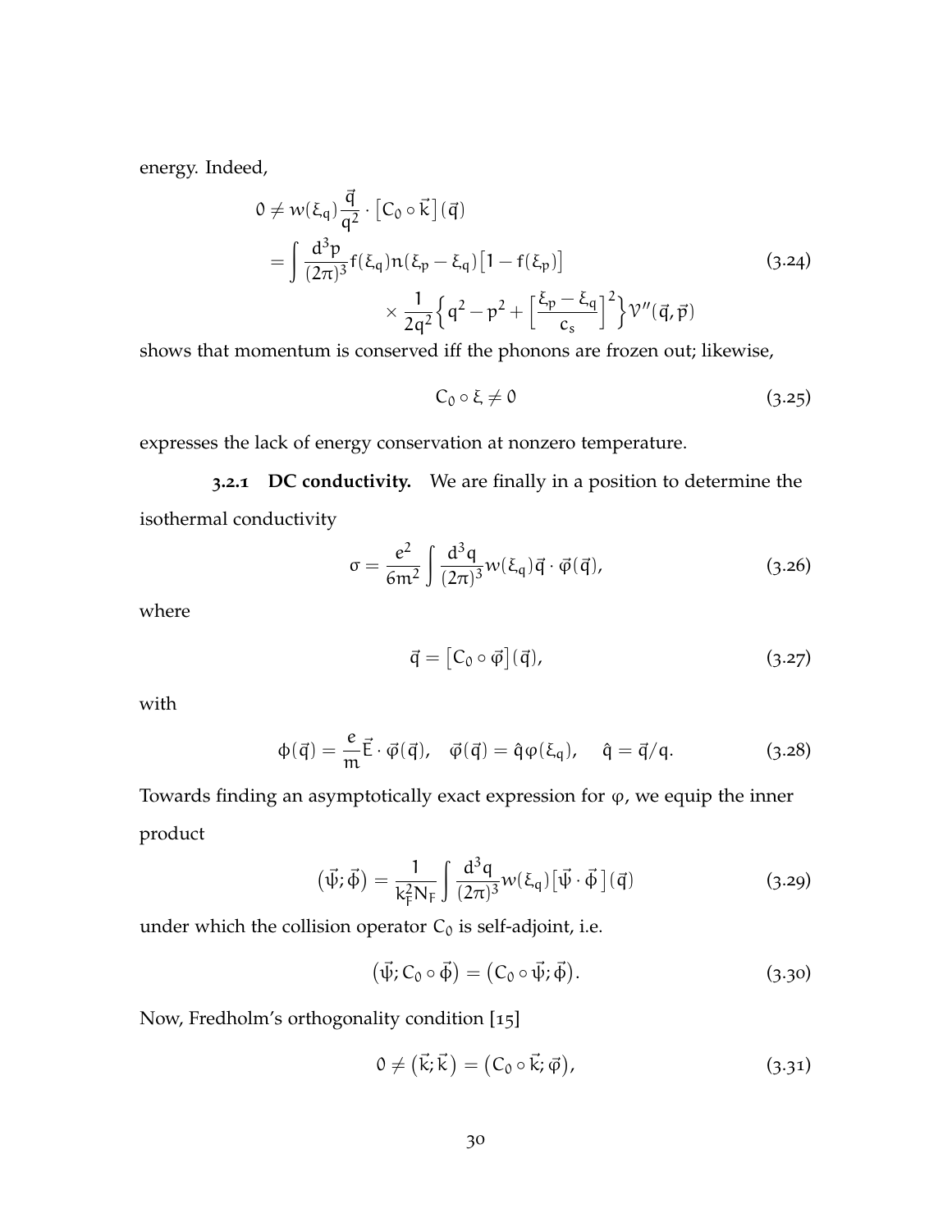energy. Indeed,

$$
\begin{aligned}
0 \neq w(\xi_q)\frac{\vec{q}}{q^2}\cdot\big[C_0 \circ \vec{k}\big](\vec{q}) \\
= \int \frac{d^3p}{(2\pi)^3} f(\xi_q) n(\xi_p - \xi_q)\big[1 - f(\xi_p)\big] \\
\times \frac{1}{2q^2}\Big\{q^2 - p^2 + \Big[\frac{\xi_p - \xi_q}{c_s}\Big]^2\Big\}\mathcal{V}''(\vec{q},\vec{p})
\end{aligned}
\tag{3.24}
$$

shows that momentum is conserved iff the phonons are frozen out; likewise,

$$
C_0 \circ \xi \neq 0 \tag{3.25}
$$

expresses the lack of energy conservation at nonzero temperature.

### 3.2.1 DC conductivity.

We are finally in a position to determine the isothermal conductivity

$$
\sigma = \frac{e^2}{6m^2}\int \frac{d^3q}{(2\pi)^3} w(\xi_q)\vec{q}\cdot\vec{\varphi}(\vec{q}), \tag{3.26}
$$

where

$$
\vec{q} = \big[C_0 \circ \vec{\varphi}\big](\vec{q}), \tag{3.27}
$$

with

$$
\phi(\vec{q}) = \frac{e}{m}\vec{E}\cdot\vec{\varphi}(\vec{q}), \quad \vec{\varphi}(\vec{q}) = \hat{q}\varphi(\xi_q), \quad \hat{q} = \vec{q}/q. \tag{3.28}
$$

Towards finding an asymptotically exact expression for $\varphi$, we equip the inner product

$$
\big(\vec{\psi};\vec{\phi}\big) = \frac{1}{k_F^2 N_F}\int \frac{d^3q}{(2\pi)^3} w(\xi_q)\big[\vec{\psi}\cdot\vec{\phi}\big](\vec{q}) \tag{3.29}
$$

under which the collision operator $C_0$ is self-adjoint, i.e.

$$
\big(\vec{\psi}; C_0 \circ \vec{\phi}\big) = \big(C_0 \circ \vec{\psi};\vec{\phi}\big). \tag{3.30}
$$

Now, Fredholm's orthogonality condition [15]

$$
0 \neq \big(\vec{k};\vec{k}\big) = \big(C_0 \circ \vec{k};\vec{\varphi}\big), \tag{3.31}
$$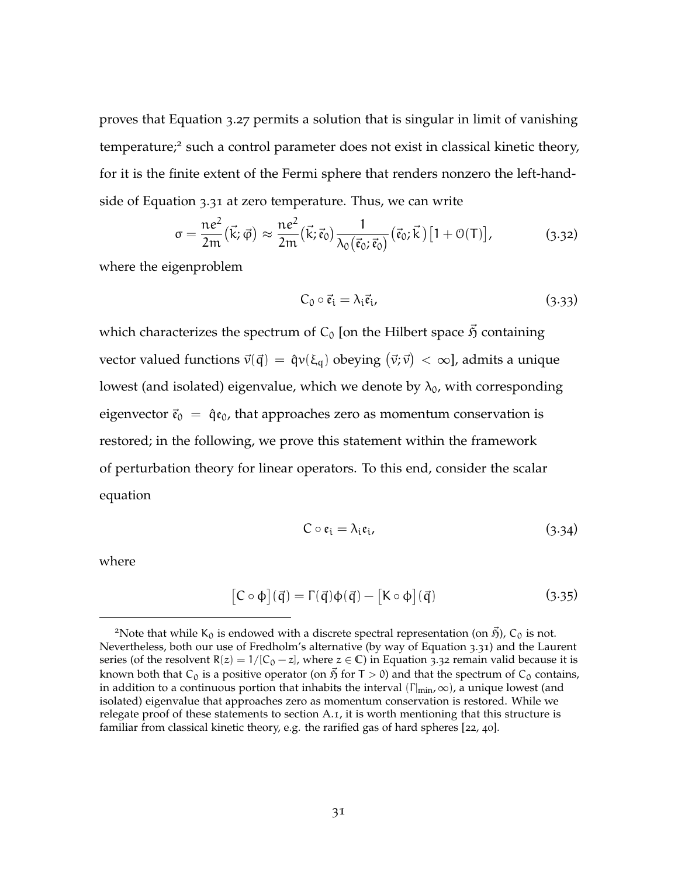proves that Equation 3.27 permits a solution that is singular in limit of vanishing temperature;[2] such a control parameter does not exist in classical kinetic theory, for it is the finite extent of the Fermi sphere that renders nonzero the left-hand-side of Equation 3.31 at zero temperature. Thus, we can write

$$\sigma = \frac{ne^2}{2m}\big(\vec{k};\vec{\varphi}\big) \approx \frac{ne^2}{2m}\big(\vec{k};\vec{\mathfrak{e}}_0\big)\frac{1}{\lambda_0\big(\vec{\mathfrak{e}}_0;\vec{\mathfrak{e}}_0\big)}\big(\vec{\mathfrak{e}}_0;\vec{k}\,\big)\big[1+\mathcal{O}(T)\big], \tag{3.32}$$

where the eigenproblem

$$C_0 \circ \vec{\mathfrak{e}}_i = \lambda_i \vec{\mathfrak{e}}_i, \tag{3.33}$$

which characterizes the spectrum of $C_0$ [on the Hilbert space $\vec{\mathfrak{H}}$ containing vector valued functions $\vec{v}(\vec{q}) = \hat{q}v(\xi_q)$ obeying $\big(\vec{v};\vec{v}\big) < \infty$], admits a unique lowest (and isolated) eigenvalue, which we denote by $\lambda_0$, with corresponding eigenvector $\vec{\mathfrak{e}}_0 = \hat{q}\mathfrak{e}_0$, that approaches zero as momentum conservation is restored; in the following, we prove this statement within the framework of perturbation theory for linear operators. To this end, consider the scalar equation

$$C \circ \mathfrak{e}_i = \lambda_i \mathfrak{e}_i, \tag{3.34}$$

where

$$\big[C \circ \phi\big](\vec{q}) = \Gamma(\vec{q})\phi(\vec{q}) - \big[K \circ \phi\big](\vec{q}) \tag{3.35}$$

---

[2] Note that while $K_0$ is endowed with a discrete spectral representation (on $\vec{\mathfrak{H}}$), $C_0$ is not. Nevertheless, both our use of Fredholm's alternative (by way of Equation 3.31) and the Laurent series (of the resolvent $R(z) = 1/[C_0 - z]$, where $z \in \mathbb{C}$) in Equation 3.32 remain valid because it is known both that $C_0$ is a positive operator (on $\vec{\mathfrak{H}}$ for $T > 0$) and that the spectrum of $C_0$ contains, in addition to a continuous portion that inhabits the interval $(\Gamma|_{\min}, \infty)$, a unique lowest (and isolated) eigenvalue that approaches zero as momentum conservation is restored. While we relegate proof of these statements to section A.1, it is worth mentioning that this structure is familiar from classical kinetic theory, e.g. the rarified gas of hard spheres [22, 40].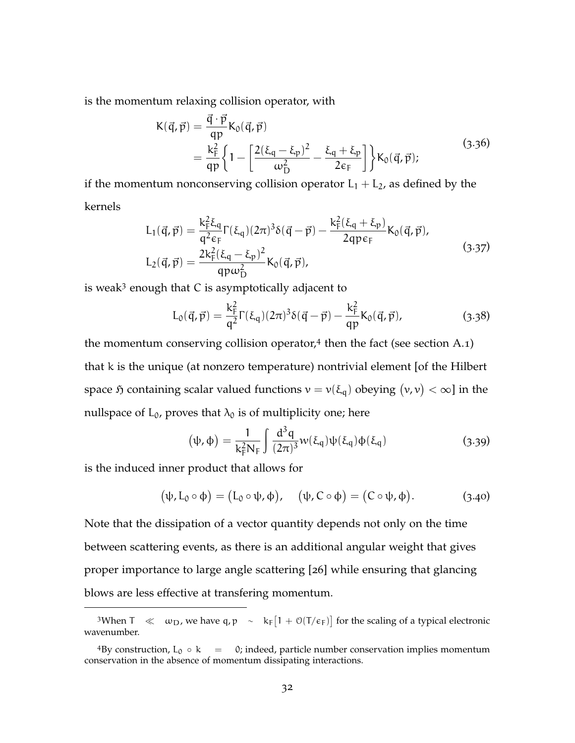is the momentum relaxing collision operator, with

$$
\begin{aligned}
K(\vec{q},\vec{p}) &= \frac{\vec{q}\cdot\vec{p}}{qp}K_0(\vec{q},\vec{p}) \\
&= \frac{k_F^2}{qp}\left\{1 - \left[\frac{2(\xi_q-\xi_p)^2}{\omega_D^2} - \frac{\xi_q+\xi_p}{2\epsilon_F}\right]\right\}K_0(\vec{q},\vec{p});
\end{aligned}
\tag{3.36}
$$

if the momentum nonconserving collision operator $L_1 + L_2$, as defined by the kernels

$$
\begin{aligned}
L_1(\vec{q},\vec{p}) &= \frac{k_F^2\xi_q}{q^2\epsilon_F}\Gamma(\xi_q)(2\pi)^3\delta(\vec{q}-\vec{p}) - \frac{k_F^2(\xi_q+\xi_p)}{2qp\epsilon_F}K_0(\vec{q},\vec{p}), \\
L_2(\vec{q},\vec{p}) &= \frac{2k_F^2(\xi_q-\xi_p)^2}{qp\omega_D^2}K_0(\vec{q},\vec{p}),
\end{aligned}
\tag{3.37}
$$

is weak[3] enough that C is asymptotically adjacent to

$$
L_0(\vec{q},\vec{p}) = \frac{k_F^2}{q^2}\Gamma(\xi_q)(2\pi)^3\delta(\vec{q}-\vec{p}) - \frac{k_F^2}{qp}K_0(\vec{q},\vec{p}),
\tag{3.38}
$$

the momentum conserving collision operator,[4] then the fact (see section A.1) that $k$ is the unique (at nonzero temperature) nontrivial element [of the Hilbert space $\mathfrak{H}$ containing scalar valued functions $\nu = \nu(\xi_q)$ obeying $(\nu,\nu) < \infty$] in the nullspace of $L_0$, proves that $\lambda_0$ is of multiplicity one; here

$$
(\psi,\phi) = \frac{1}{k_F^2 N_F}\int\frac{d^3q}{(2\pi)^3}w(\xi_q)\psi(\xi_q)\phi(\xi_q)
\tag{3.39}
$$

is the induced inner product that allows for

$$
(\psi, L_0\circ\phi) = (L_0\circ\psi,\phi), \quad (\psi, C\circ\phi) = (C\circ\psi,\phi).
\tag{3.40}
$$

Note that the dissipation of a vector quantity depends not only on the time between scattering events, as there is an additional angular weight that gives proper importance to large angle scattering [26] while ensuring that glancing blows are less effective at transfering momentum.

---

[3] When $T \ll \omega_D$, we have $q, p \sim k_F[1 + \mathcal{O}(T/\epsilon_F)]$ for the scaling of a typical electronic wavenumber.

[4] By construction, $L_0 \circ k = 0$; indeed, particle number conservation implies momentum conservation in the absence of momentum dissipating interactions.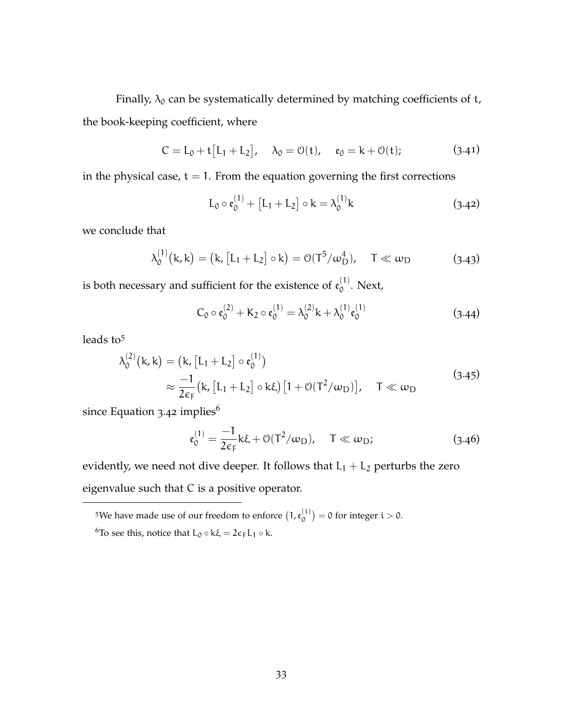Finally, $\lambda_0$ can be systematically determined by matching coefficients of $t$, the book-keeping coefficient, where

$$C = L_0 + t\big[L_1 + L_2\big], \quad \lambda_0 = \mathcal{O}(t), \quad \mathfrak{e}_0 = k + \mathcal{O}(t); \tag{3.41}$$

in the physical case, $t = 1$. From the equation governing the first corrections

$$L_0 \circ \mathfrak{e}_0^{(1)} + \big[L_1 + L_2\big] \circ k = \lambda_0^{(1)} k \tag{3.42}$$

we conclude that

$$\lambda_0^{(1)}\big(k, k\big) = \big(k, \big[L_1 + L_2\big] \circ k\big) = \mathcal{O}(T^5/\omega_D^4), \quad T \ll \omega_D \tag{3.43}$$

is both necessary and sufficient for the existence of $\mathfrak{e}_0^{(1)}$. Next,

$$C_0 \circ \mathfrak{e}_0^{(2)} + K_2 \circ \mathfrak{e}_0^{(1)} = \lambda_0^{(2)} k + \lambda_0^{(1)} \mathfrak{e}_0^{(1)} \tag{3.44}$$

leads to[5]

$$\begin{aligned} \lambda_0^{(2)}\big(k, k\big) &= \big(k, \big[L_1 + L_2\big] \circ \mathfrak{e}_0^{(1)}\big) \\ &\approx \frac{-1}{2\epsilon_F}\big(k, \big[L_1 + L_2\big] \circ k\xi\big)\big[1 + \mathcal{O}(T^2/\omega_D)\big], \quad T \ll \omega_D \end{aligned} \tag{3.45}$$

since Equation 3.42 implies[6]

$$\mathfrak{e}_0^{(1)} = \frac{-1}{2\epsilon_F} k\xi + \mathcal{O}(T^2/\omega_D), \quad T \ll \omega_D; \tag{3.46}$$

evidently, we need not dive deeper. It follows that $L_1 + L_2$ perturbs the zero eigenvalue such that $C$ is a positive operator.

---

[5] We have made use of our freedom to enforce $\big(1, \mathfrak{e}_0^{(i)}\big) = 0$ for integer $i > 0$.

[6] To see this, notice that $L_0 \circ k\xi = 2\epsilon_F L_1 \circ k$.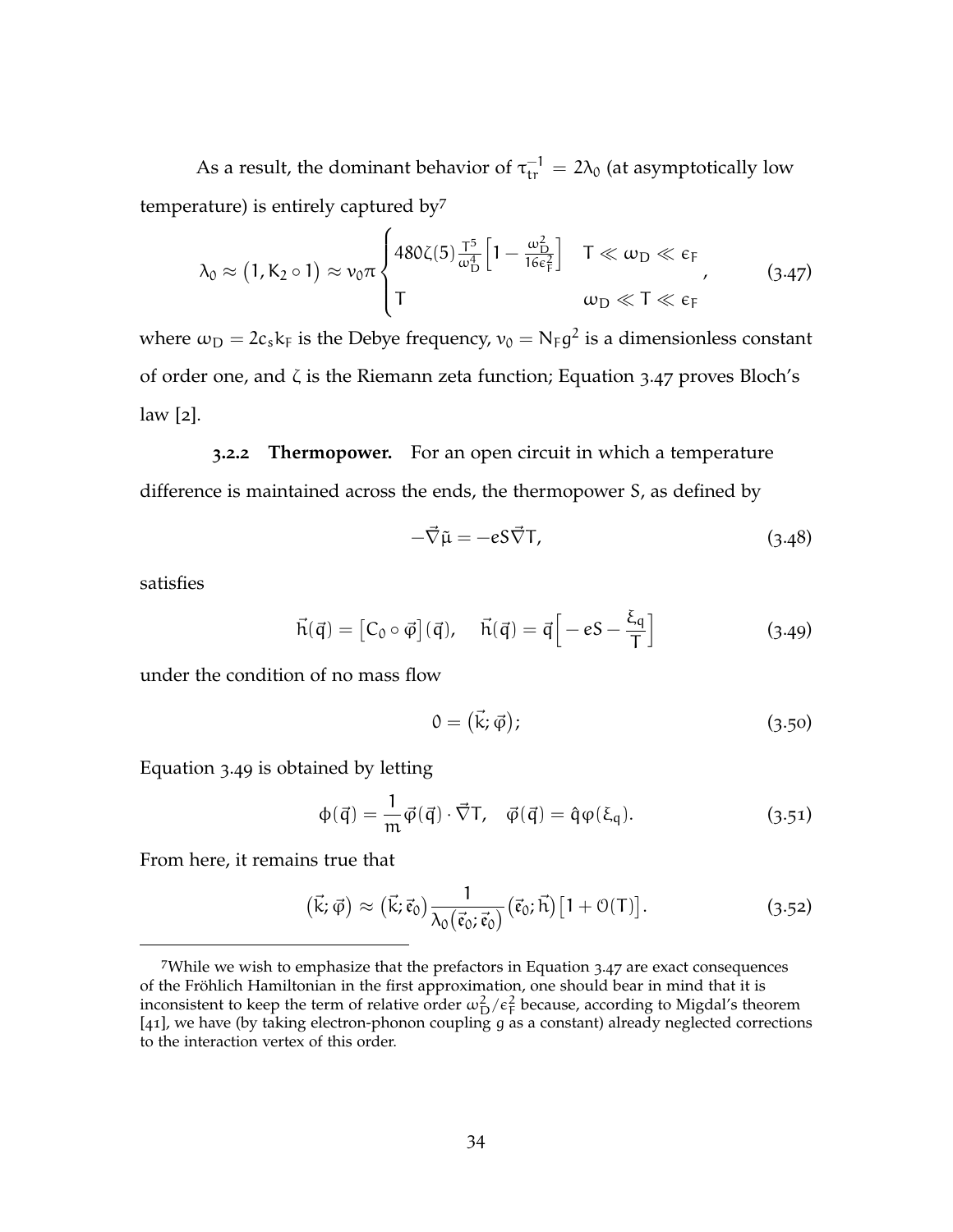As a result, the dominant behavior of $\tau_{tr}^{-1} = 2\lambda_0$ (at asymptotically low temperature) is entirely captured by[7]

$$\lambda_0 \approx \left(1, K_2 \circ 1\right) \approx \nu_0 \pi \begin{cases} 480\zeta(5)\frac{T^5}{\omega_D^4}\left[1 - \frac{\omega_D^2}{16\epsilon_F^2}\right] & T \ll \omega_D \ll \epsilon_F \\ T & \omega_D \ll T \ll \epsilon_F \end{cases}, \tag{3.47}$$

where $\omega_D = 2c_s k_F$ is the Debye frequency, $\nu_0 = N_F g^2$ is a dimensionless constant of order one, and $\zeta$ is the Riemann zeta function; Equation 3.47 proves Bloch's law [2].

### 3.2.2 Thermopower.

For an open circuit in which a temperature difference is maintained across the ends, the thermopower $S$, as defined by

$$-\vec{\nabla}\tilde{\mu} = -eS\vec{\nabla}T, \tag{3.48}$$

satisfies

$$\vec{h}(\vec{q}) = \left[C_0 \circ \vec{\varphi}\right](\vec{q}), \quad \vec{h}(\vec{q}) = \vec{q}\left[-eS - \frac{\xi_q}{T}\right] \tag{3.49}$$

under the condition of no mass flow

$$0 = \left(\vec{k}; \vec{\varphi}\right); \tag{3.50}$$

Equation 3.49 is obtained by letting

$$\phi(\vec{q}) = \frac{1}{m}\vec{\varphi}(\vec{q}) \cdot \vec{\nabla}T, \quad \vec{\varphi}(\vec{q}) = \hat{q}\varphi(\xi_q). \tag{3.51}$$

From here, it remains true that

$$\left(\vec{k}; \vec{\varphi}\right) \approx \left(\vec{k}; \vec{e}_0\right)\frac{1}{\lambda_0\left(\vec{e}_0; \vec{e}_0\right)}\left(\vec{e}_0; \vec{h}\right)\left[1 + \mathcal{O}(T)\right]. \tag{3.52}$$

[7] While we wish to emphasize that the prefactors in Equation 3.47 are exact consequences of the Fröhlich Hamiltonian in the first approximation, one should bear in mind that it is inconsistent to keep the term of relative order $\omega_D^2/\epsilon_F^2$ because, according to Migdal's theorem [41], we have (by taking electron-phonon coupling $g$ as a constant) already neglected corrections to the interaction vertex of this order.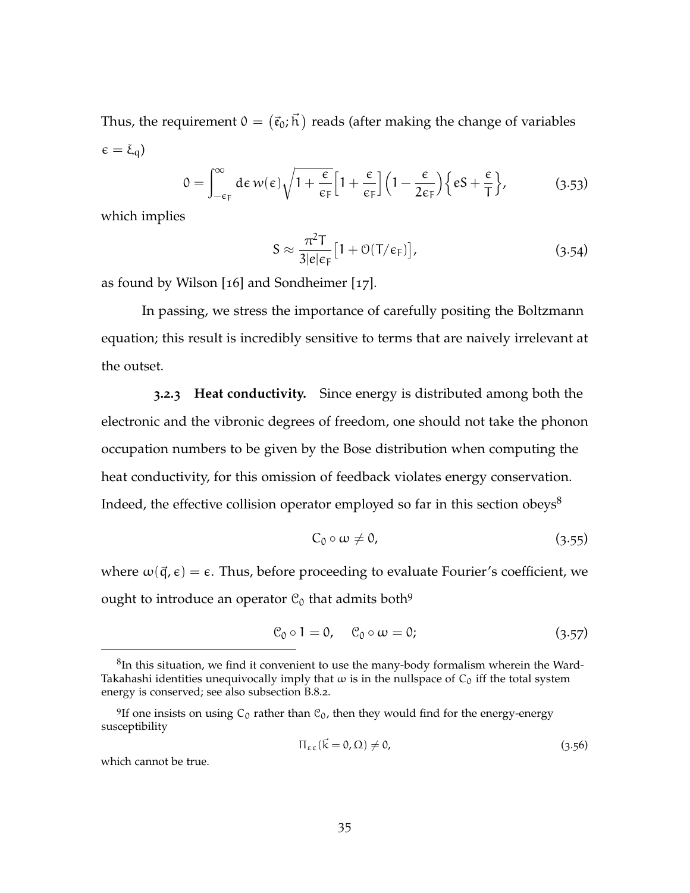Thus, the requirement $0 = (\vec{\mathfrak{e}}_0; \vec{\mathfrak{h}})$ reads (after making the change of variables $\epsilon = \xi_q$)

$$0 = \int_{-\epsilon_F}^{\infty} d\epsilon\, w(\epsilon) \sqrt{1 + \frac{\epsilon}{\epsilon_F}} \Big[1 + \frac{\epsilon}{\epsilon_F}\Big] \Big(1 - \frac{\epsilon}{2\epsilon_F}\Big) \Big\{ eS + \frac{\epsilon}{T} \Big\}, \tag{3.53}$$

which implies

$$S \approx \frac{\pi^2 T}{3|e|\epsilon_F} \big[1 + \mathcal{O}(T/\epsilon_F)\big], \tag{3.54}$$

as found by Wilson [16] and Sondheimer [17].

In passing, we stress the importance of carefully positing the Boltzmann equation; this result is incredibly sensitive to terms that are naively irrelevant at the outset.

**3.2.3 Heat conductivity.** Since energy is distributed among both the electronic and the vibronic degrees of freedom, one should not take the phonon occupation numbers to be given by the Bose distribution when computing the heat conductivity, for this omission of feedback violates energy conservation. Indeed, the effective collision operator employed so far in this section obeys[8]

$$C_0 \circ \omega \neq 0, \tag{3.55}$$

where $\omega(\vec{q}, \epsilon) = \epsilon$. Thus, before proceeding to evaluate Fourier's coefficient, we ought to introduce an operator $\mathcal{C}_0$ that admits both[9]

$$\mathcal{C}_0 \circ 1 = 0, \quad \mathcal{C}_0 \circ \omega = 0; \tag{3.57}$$

---

[8] In this situation, we find it convenient to use the many-body formalism wherein the Ward-Takahashi identities unequivocally imply that $\omega$ is in the nullspace of $C_0$ iff the total system energy is conserved; see also subsection B.8.2.

[9] If one insists on using $C_0$ rather than $\mathcal{C}_0$, then they would find for the energy-energy susceptibility

$$\Pi_{\varepsilon\varepsilon}(\vec{k} = 0, \Omega) \neq 0, \tag{3.56}$$

which cannot be true.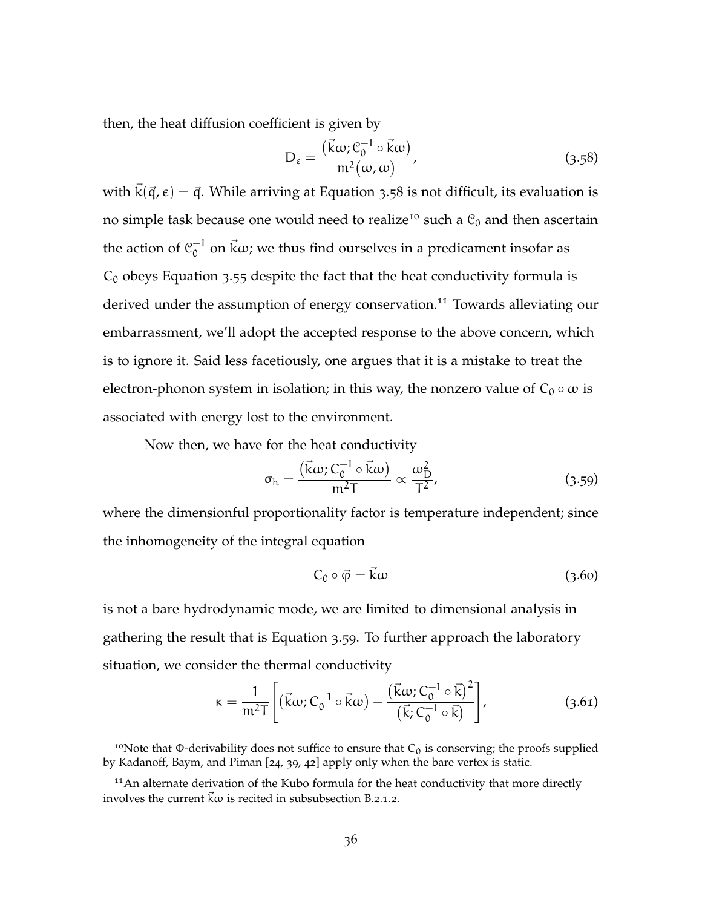then, the heat diffusion coefficient is given by

$$D_\varepsilon = \frac{\left(\vec{k}\omega; \mathcal{C}_0^{-1} \circ \vec{k}\omega\right)}{m^2\left(\omega, \omega\right)}, \tag{3.58}$$

with $\vec{k}(\vec{q}, \epsilon) = \vec{q}$. While arriving at Equation 3.58 is not difficult, its evaluation is no simple task because one would need to realize[10] such a $\mathcal{C}_0$ and then ascertain the action of $\mathcal{C}_0^{-1}$ on $\vec{k}\omega$; we thus find ourselves in a predicament insofar as $C_0$ obeys Equation 3.55 despite the fact that the heat conductivity formula is derived under the assumption of energy conservation.[11] Towards alleviating our embarrassment, we'll adopt the accepted response to the above concern, which is to ignore it. Said less facetiously, one argues that it is a mistake to treat the electron-phonon system in isolation; in this way, the nonzero value of $C_0 \circ \omega$ is associated with energy lost to the environment.

Now then, we have for the heat conductivity

$$\sigma_h = \frac{\left(\vec{k}\omega; C_0^{-1} \circ \vec{k}\omega\right)}{m^2 T} \propto \frac{\omega_D^2}{T^2}, \tag{3.59}$$

where the dimensionful proportionality factor is temperature independent; since the inhomogeneity of the integral equation

$$C_0 \circ \vec{\varphi} = \vec{k}\omega \tag{3.60}$$

is not a bare hydrodynamic mode, we are limited to dimensional analysis in gathering the result that is Equation 3.59. To further approach the laboratory situation, we consider the thermal conductivity

$$\kappa = \frac{1}{m^2 T}\left[\left(\vec{k}\omega; C_0^{-1} \circ \vec{k}\omega\right) - \frac{\left(\vec{k}\omega; C_0^{-1} \circ \vec{k}\right)^2}{\left(\vec{k}; C_0^{-1} \circ \vec{k}\right)}\right], \tag{3.61}$$

---

[10] Note that $\Phi$-derivability does not suffice to ensure that $C_0$ is conserving; the proofs supplied by Kadanoff, Baym, and Piman [24, 39, 42] apply only when the bare vertex is static.

[11] An alternate derivation of the Kubo formula for the heat conductivity that more directly involves the current $\vec{k}\omega$ is recited in subsubsection B.2.1.2.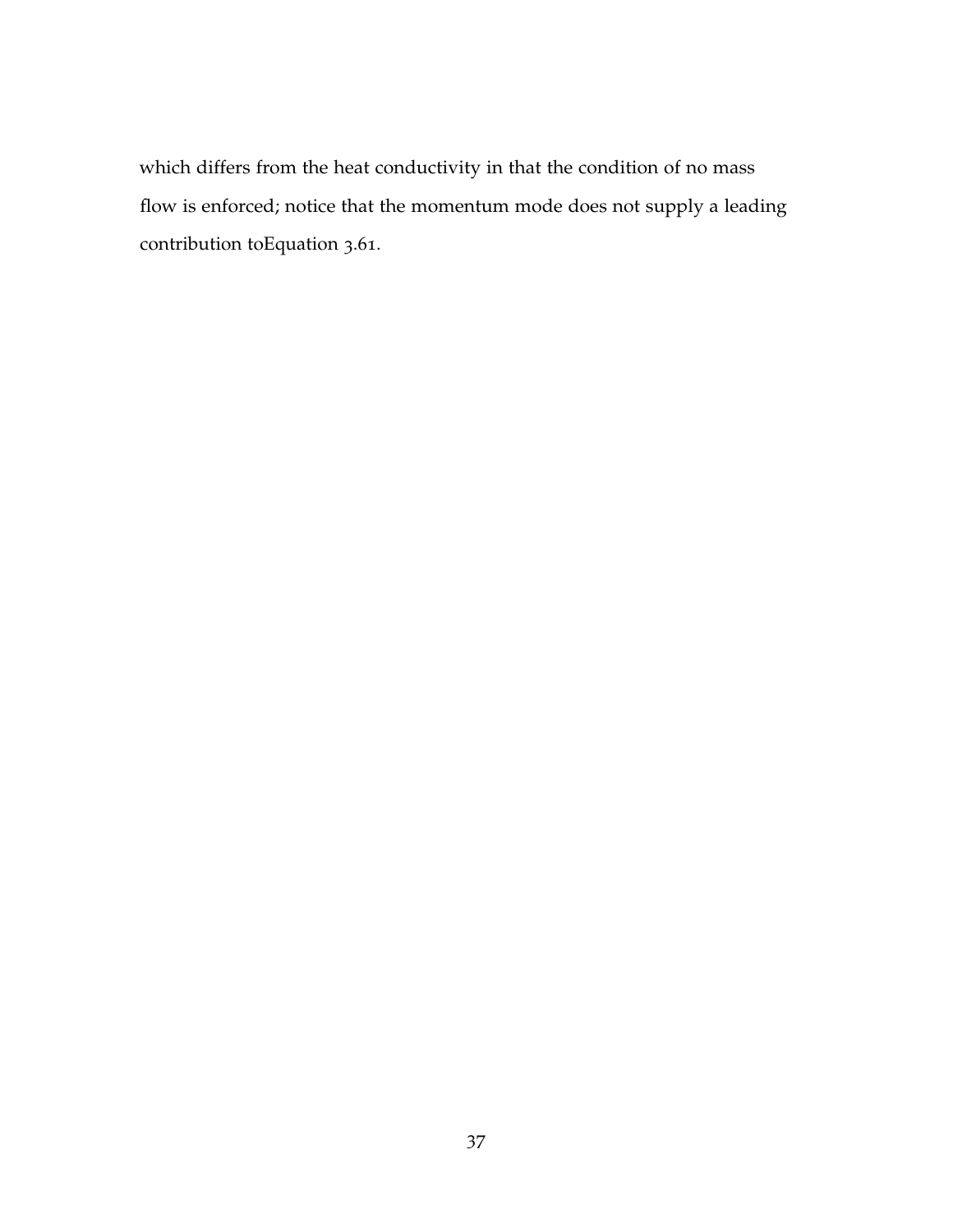which differs from the heat conductivity in that the condition of no mass flow is enforced; notice that the momentum mode does not supply a leading contribution toEquation 3.61.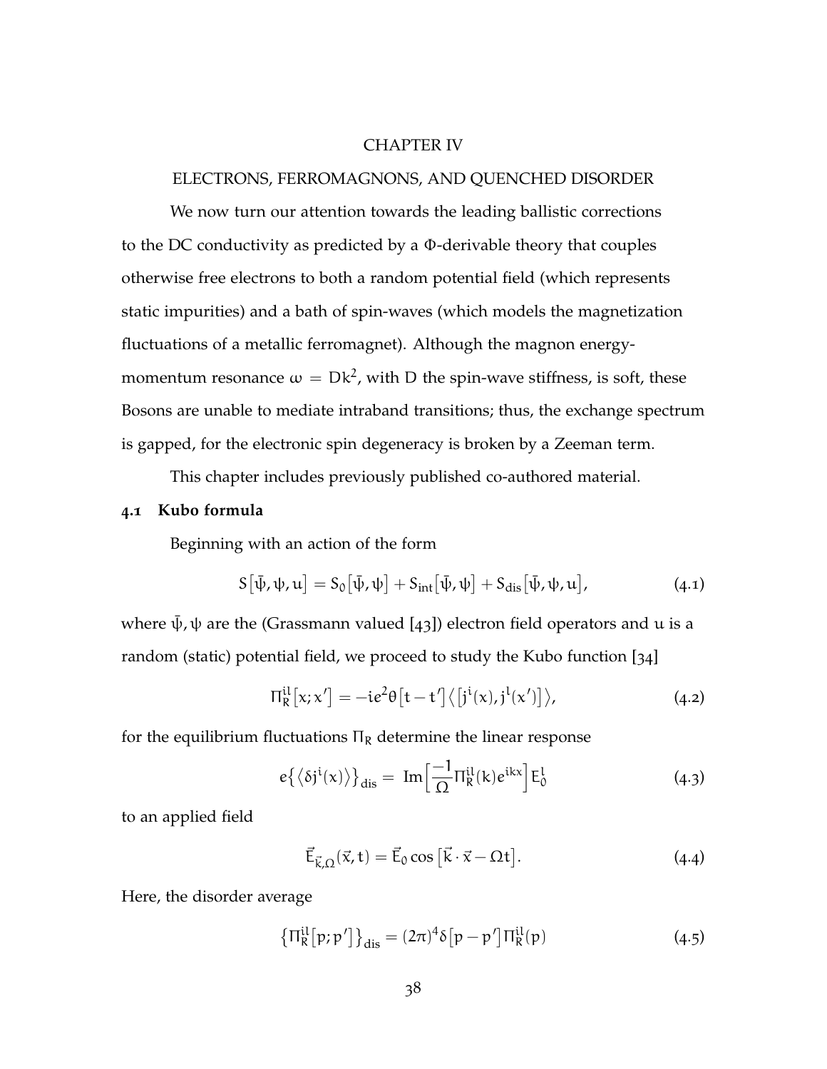# CHAPTER IV

# ELECTRONS, FERROMAGNONS, AND QUENCHED DISORDER

We now turn our attention towards the leading ballistic corrections to the DC conductivity as predicted by a $\Phi$-derivable theory that couples otherwise free electrons to both a random potential field (which represents static impurities) and a bath of spin-waves (which models the magnetization fluctuations of a metallic ferromagnet). Although the magnon energy-momentum resonance $\omega = Dk^2$, with D the spin-wave stiffness, is soft, these Bosons are unable to mediate intraband transitions; thus, the exchange spectrum is gapped, for the electronic spin degeneracy is broken by a Zeeman term.

This chapter includes previously published co-authored material.

## 4.1 Kubo formula

Beginning with an action of the form

$$S\big[\bar{\psi}, \psi, u\big] = S_0\big[\bar{\psi}, \psi\big] + S_{\text{int}}\big[\bar{\psi}, \psi\big] + S_{\text{dis}}\big[\bar{\psi}, \psi, u\big], \tag{4.1}$$

where $\bar{\psi}, \psi$ are the (Grassmann valued [43]) electron field operators and $u$ is a random (static) potential field, we proceed to study the Kubo function [34]

$$\Pi_R^{il}\big[x; x'\big] = -ie^2\theta\big[t - t'\big]\big\langle\big[j^i(x), j^l(x')\big]\big\rangle, \tag{4.2}$$

for the equilibrium fluctuations $\Pi_R$ determine the linear response

$$e\big\{\big\langle\delta j^i(x)\big\rangle\big\}_{\text{dis}} = \text{Im}\Big[\frac{-1}{\Omega}\Pi_R^{il}(k)e^{ikx}\Big]E_0^l \tag{4.3}$$

to an applied field

$$\vec{E}_{\vec{k},\Omega}(\vec{x}, t) = \vec{E}_0 \cos\big[\vec{k}\cdot\vec{x} - \Omega t\big]. \tag{4.4}$$

Here, the disorder average

$$\big\{\Pi_R^{il}\big[p; p'\big]\big\}_{\text{dis}} = (2\pi)^4\delta\big[p - p'\big]\Pi_R^{il}(p) \tag{4.5}$$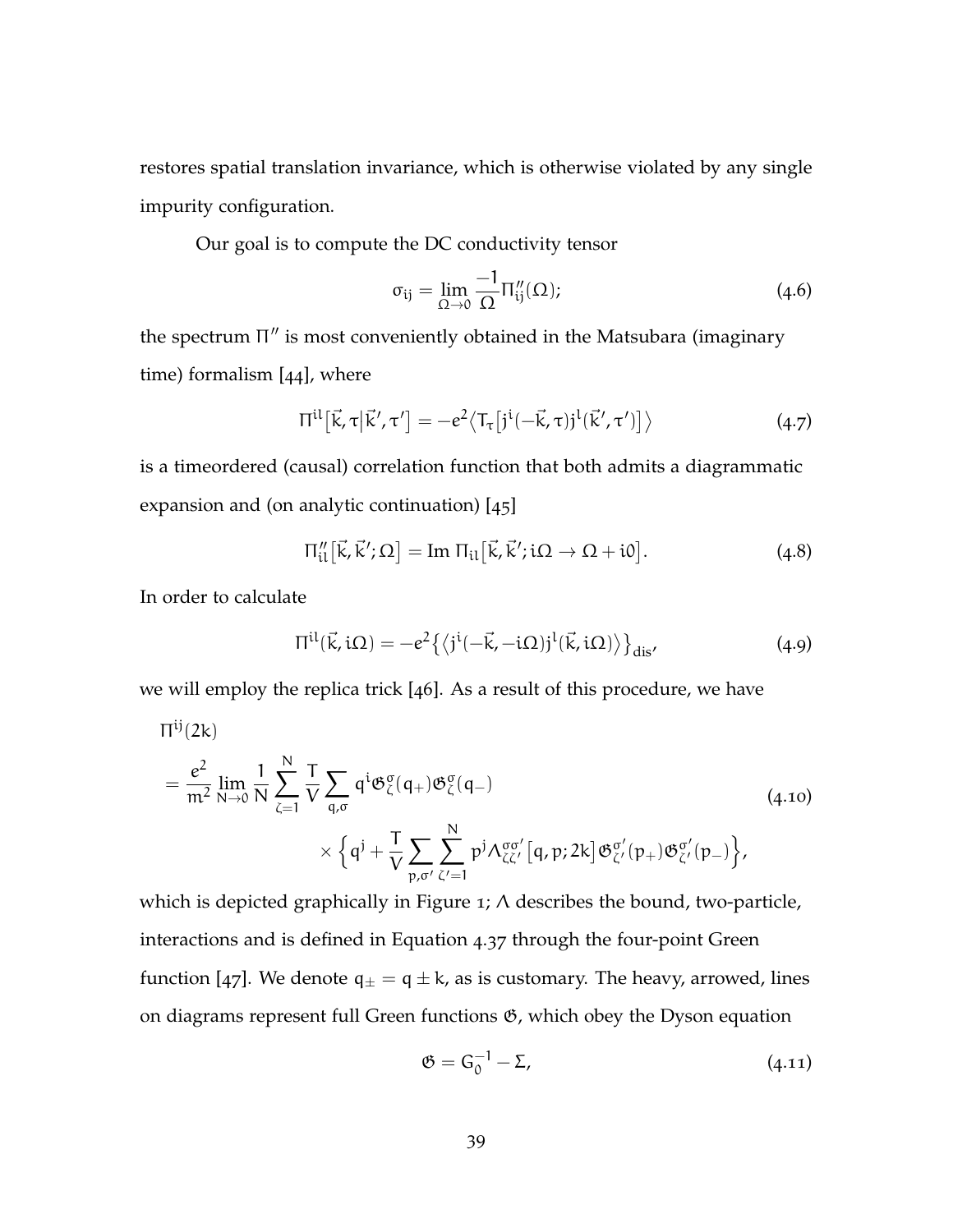restores spatial translation invariance, which is otherwise violated by any single impurity configuration.

Our goal is to compute the DC conductivity tensor

$$\sigma_{ij} = \lim_{\Omega \to 0} \frac{-1}{\Omega} \Pi''_{ij}(\Omega); \tag{4.6}$$

the spectrum $\Pi''$ is most conveniently obtained in the Matsubara (imaginary time) formalism [44], where

$$\Pi^{il}\big[\vec{k}, \tau \big| \vec{k}', \tau'\big] = -e^2 \big\langle T_\tau \big[ j^i(-\vec{k}, \tau) j^l(\vec{k}', \tau') \big] \big\rangle \tag{4.7}$$

is a timeordered (causal) correlation function that both admits a diagrammatic expansion and (on analytic continuation) [45]

$$\Pi''_{il}\big[\vec{k}, \vec{k}'; \Omega\big] = \text{Im } \Pi_{il}\big[\vec{k}, \vec{k}'; i\Omega \to \Omega + i0\big]. \tag{4.8}$$

In order to calculate

$$\Pi^{il}(\vec{k}, i\Omega) = -e^2 \big\{ \big\langle j^i(-\vec{k}, -i\Omega) j^l(\vec{k}, i\Omega) \big\rangle \big\}_{\text{dis}}, \tag{4.9}$$

we will employ the replica trick [46]. As a result of this procedure, we have

$$\begin{aligned} &\Pi^{ij}(2k) \\ &= \frac{e^2}{m^2} \lim_{N \to 0} \frac{1}{N} \sum_{\zeta=1}^{N} \frac{T}{V} \sum_{q,\sigma} q^i \mathfrak{G}^\sigma_\zeta(q_+) \mathfrak{G}^\sigma_\zeta(q_-) \\ &\qquad \times \Big\{ q^j + \frac{T}{V} \sum_{p,\sigma'} \sum_{\zeta'=1}^{N} p^j \Lambda^{\sigma\sigma'}_{\zeta\zeta'}\big[q, p; 2k\big] \mathfrak{G}^{\sigma'}_{\zeta'}(p_+) \mathfrak{G}^{\sigma'}_{\zeta'}(p_-) \Big\}, \end{aligned} \tag{4.10}$$

which is depicted graphically in Figure 1; $\Lambda$ describes the bound, two-particle, interactions and is defined in Equation 4.37 through the four-point Green function [47]. We denote $q_\pm = q \pm k$, as is customary. The heavy, arrowed, lines on diagrams represent full Green functions $\mathfrak{G}$, which obey the Dyson equation

$$\mathfrak{G} = G_0^{-1} - \Sigma, \tag{4.11}$$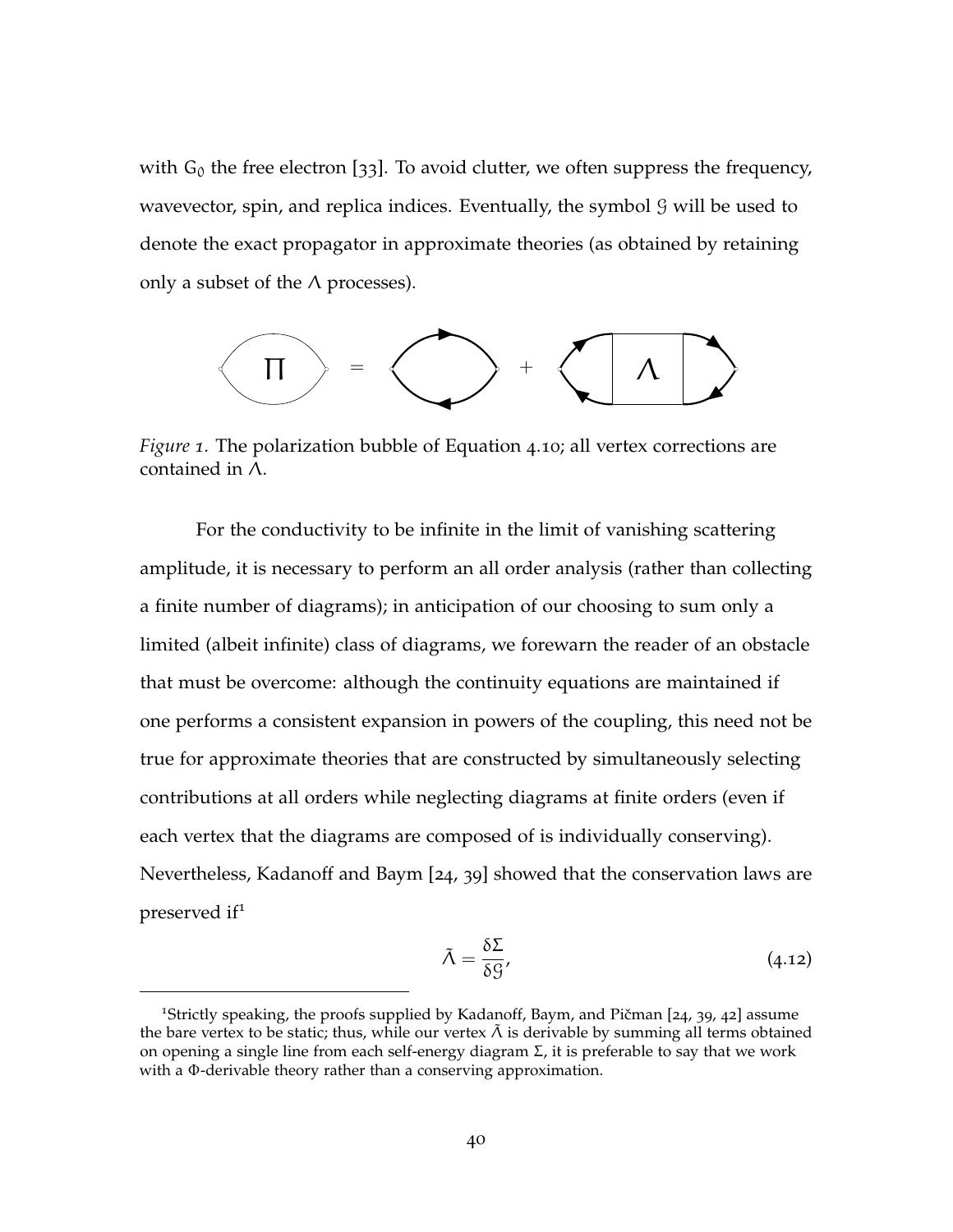with $G_0$ the free electron [33]. To avoid clutter, we often suppress the frequency, wavevector, spin, and replica indices. Eventually, the symbol $\mathcal{G}$ will be used to denote the exact propagator in approximate theories (as obtained by retaining only a subset of the $\Lambda$ processes).

*Figure 1.* The polarization bubble of Equation 4.10; all vertex corrections are contained in $\Lambda$.

For the conductivity to be infinite in the limit of vanishing scattering amplitude, it is necessary to perform an all order analysis (rather than collecting a finite number of diagrams); in anticipation of our choosing to sum only a limited (albeit infinite) class of diagrams, we forewarn the reader of an obstacle that must be overcome: although the continuity equations are maintained if one performs a consistent expansion in powers of the coupling, this need not be true for approximate theories that are constructed by simultaneously selecting contributions at all orders while neglecting diagrams at finite orders (even if each vertex that the diagrams are composed of is individually conserving). Nevertheless, Kadanoff and Baym [24, 39] showed that the conservation laws are preserved if[1]

$$\tilde{\Lambda} = \frac{\delta \Sigma}{\delta \mathcal{G}}, \tag{4.12}$$

[1]Strictly speaking, the proofs supplied by Kadanoff, Baym, and Pičman [24, 39, 42] assume the bare vertex to be static; thus, while our vertex $\tilde{\Lambda}$ is derivable by summing all terms obtained on opening a single line from each self-energy diagram $\Sigma$, it is preferable to say that we work with a $\Phi$-derivable theory rather than a conserving approximation.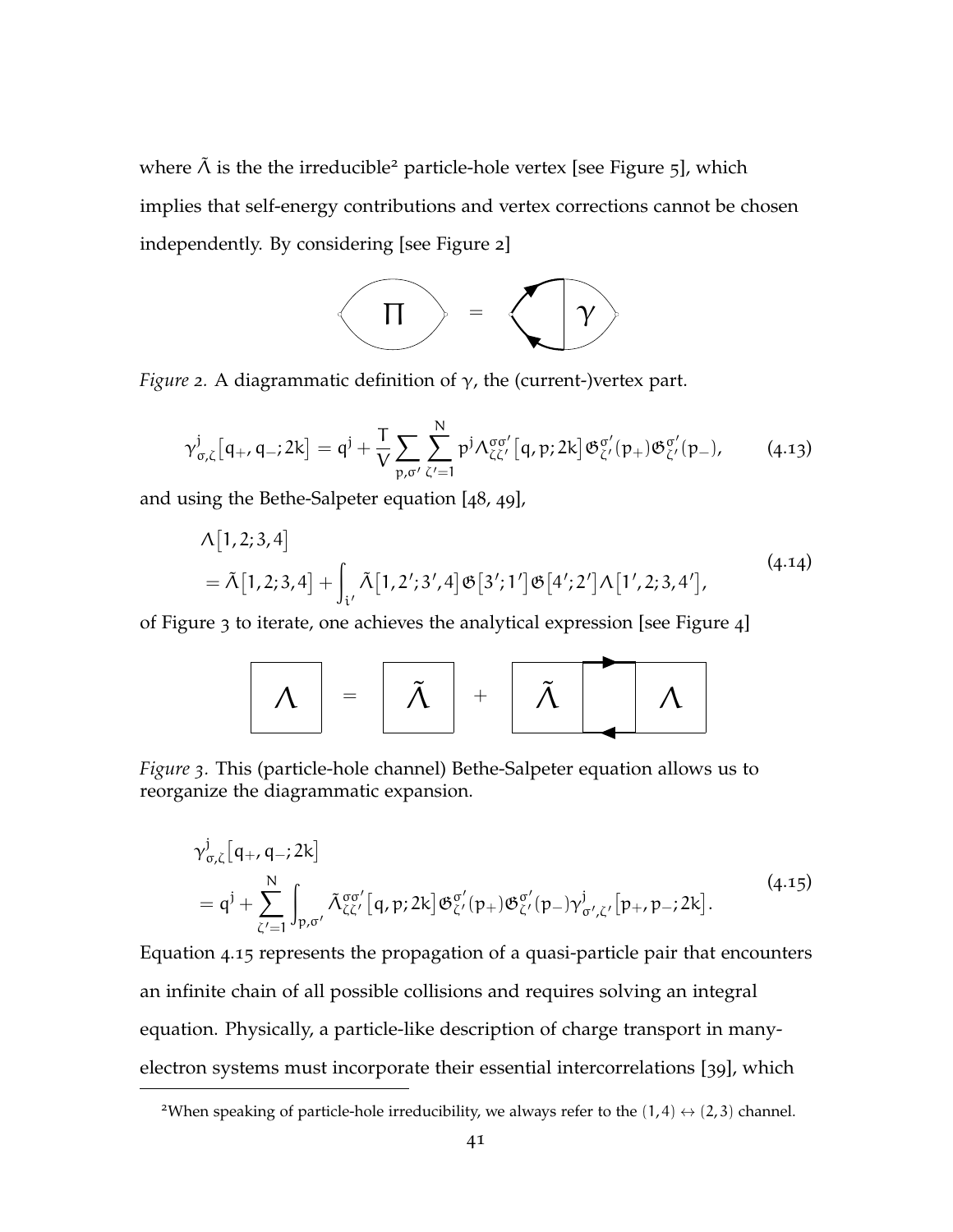where $\tilde{\Lambda}$ is the the irreducible[2] particle-hole vertex [see Figure 5], which implies that self-energy contributions and vertex corrections cannot be chosen independently. By considering [see Figure 2]

*Figure 2.* A diagrammatic definition of $\gamma$, the (current-)vertex part.

$$\gamma^{j}_{\sigma,\zeta}\big[q_{+}, q_{-}; 2k\big] = q^{j} + \frac{T}{V}\sum_{p,\sigma'}\sum_{\zeta'=1}^{N} p^{j}\Lambda^{\sigma\sigma'}_{\zeta\zeta'}\big[q, p; 2k\big]\mathfrak{G}^{\sigma'}_{\zeta'}(p_{+})\mathfrak{G}^{\sigma'}_{\zeta'}(p_{-}), \tag{4.13}$$

and using the Bethe-Salpeter equation [48, 49],

$$\begin{aligned} &\Lambda\big[1, 2; 3, 4\big] \\ &= \tilde{\Lambda}\big[1, 2; 3, 4\big] + \int_{i'} \tilde{\Lambda}\big[1, 2'; 3', 4\big]\mathfrak{G}\big[3'; 1'\big]\mathfrak{G}\big[4'; 2'\big]\Lambda\big[1', 2; 3, 4'\big], \end{aligned} \tag{4.14}$$

of Figure 3 to iterate, one achieves the analytical expression [see Figure 4]

*Figure 3.* This (particle-hole channel) Bethe-Salpeter equation allows us to reorganize the diagrammatic expansion.

$$\begin{aligned} &\gamma^{j}_{\sigma,\zeta}\big[q_{+}, q_{-}; 2k\big] \\ &= q^{j} + \sum_{\zeta'=1}^{N}\int_{p,\sigma'} \tilde{\Lambda}^{\sigma\sigma'}_{\zeta\zeta'}\big[q, p; 2k\big]\mathfrak{G}^{\sigma'}_{\zeta'}(p_{+})\mathfrak{G}^{\sigma'}_{\zeta'}(p_{-})\gamma^{j}_{\sigma',\zeta'}\big[p_{+}, p_{-}; 2k\big]. \end{aligned} \tag{4.15}$$

Equation 4.15 represents the propagation of a quasi-particle pair that encounters an infinite chain of all possible collisions and requires solving an integral equation. Physically, a particle-like description of charge transport in many-electron systems must incorporate their essential intercorrelations [39], which

[2] When speaking of particle-hole irreducibility, we always refer to the $(1, 4) \leftrightarrow (2, 3)$ channel.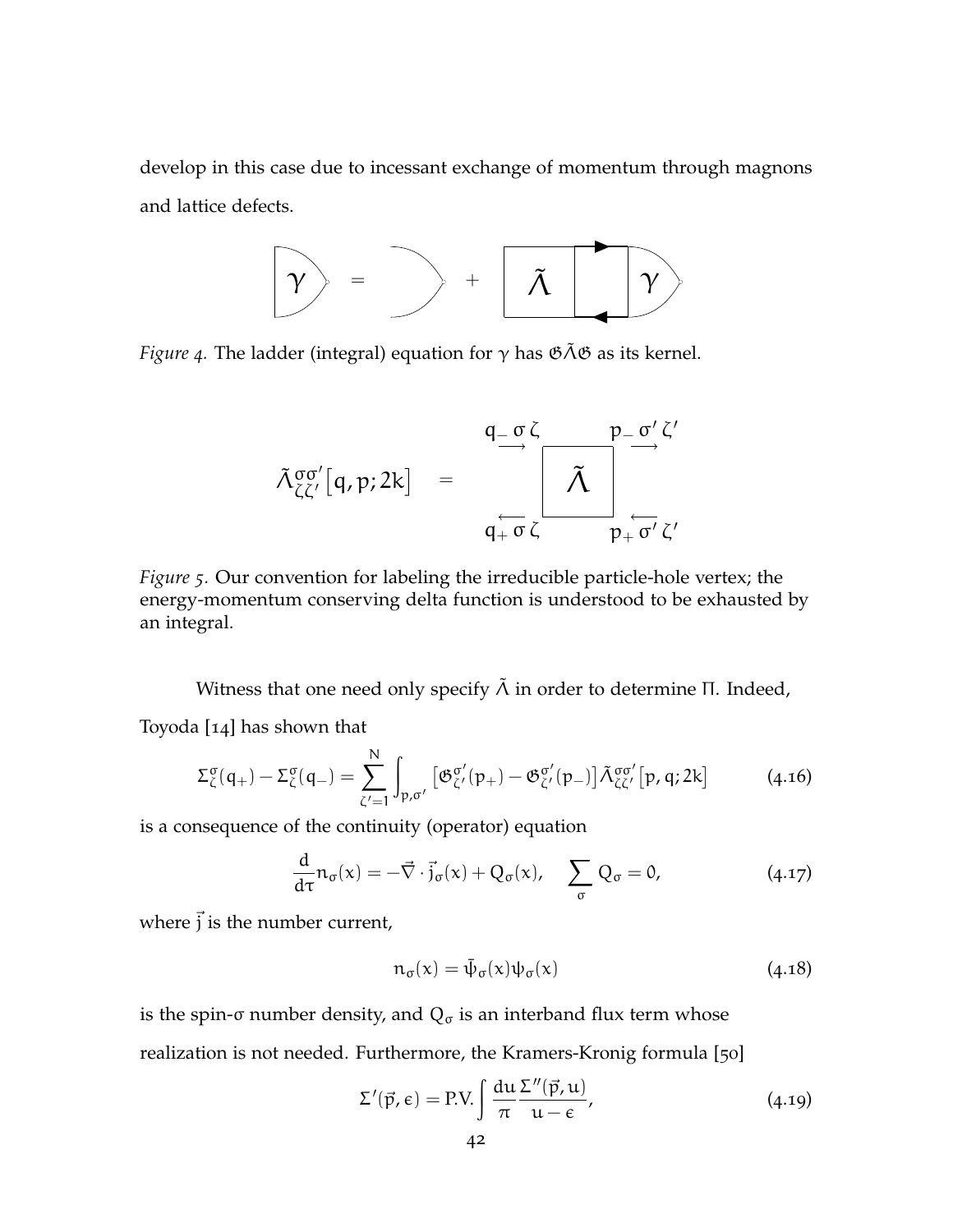develop in this case due to incessant exchange of momentum through magnons and lattice defects.

*Figure 4.* The ladder (integral) equation for $\gamma$ has $\mathfrak{G}\tilde{\Lambda}\mathfrak{G}$ as its kernel.

*Figure 5.* Our convention for labeling the irreducible particle-hole vertex; the energy-momentum conserving delta function is understood to be exhausted by an integral.

Witness that one need only specify $\tilde{\Lambda}$ in order to determine $\Pi$. Indeed, Toyoda [14] has shown that

$$\Sigma^{\sigma}_{\zeta}(q_+) - \Sigma^{\sigma}_{\zeta}(q_-) = \sum_{\zeta'=1}^{N} \int_{p,\sigma'} \left[\mathfrak{G}^{\sigma'}_{\zeta'}(p_+) - \mathfrak{G}^{\sigma'}_{\zeta'}(p_-)\right] \tilde{\Lambda}^{\sigma\sigma'}_{\zeta\zeta'}\left[p, q; 2k\right] \tag{4.16}$$

is a consequence of the continuity (operator) equation

$$\frac{d}{d\tau} n_\sigma(x) = -\vec{\nabla} \cdot \vec{j}_\sigma(x) + Q_\sigma(x), \quad \sum_\sigma Q_\sigma = 0, \tag{4.17}$$

where $\vec{j}$ is the number current,

$$n_\sigma(x) = \bar{\psi}_\sigma(x)\psi_\sigma(x) \tag{4.18}$$

is the spin-$\sigma$ number density, and $Q_\sigma$ is an interband flux term whose realization is not needed. Furthermore, the Kramers-Kronig formula [50]

$$\Sigma'(\vec{p}, \epsilon) = \text{P.V.} \int \frac{du}{\pi} \frac{\Sigma''(\vec{p}, u)}{u - \epsilon}, \tag{4.19}$$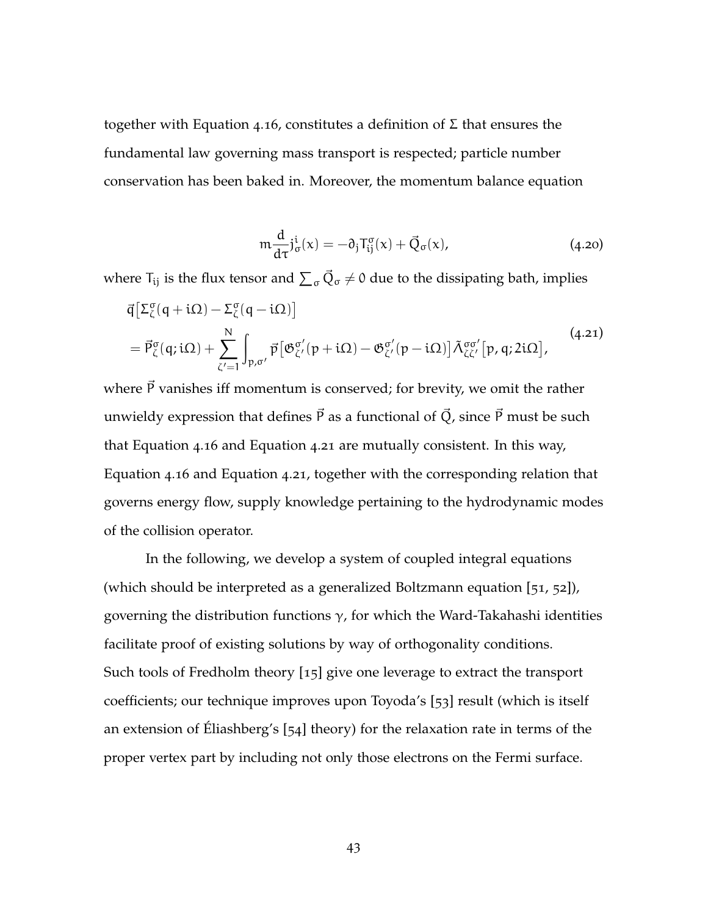together with Equation 4.16, constitutes a definition of $\Sigma$ that ensures the fundamental law governing mass transport is respected; particle number conservation has been baked in. Moreover, the momentum balance equation

$$m\frac{d}{d\tau}j^{i}_{\sigma}(x) = -\partial_j T^{\sigma}_{ij}(x) + \vec{Q}_{\sigma}(x), \tag{4.20}$$

where $T_{ij}$ is the flux tensor and $\sum_{\sigma}\vec{Q}_{\sigma} \neq 0$ due to the dissipating bath, implies

$$\begin{aligned}
&\vec{q}\left[\Sigma^{\sigma}_{\zeta}(q+i\Omega) - \Sigma^{\sigma}_{\zeta}(q-i\Omega)\right] \\
&= \vec{P}^{\sigma}_{\zeta}(q;i\Omega) + \sum_{\zeta'=1}^{N}\int_{p,\sigma'}\vec{p}\left[\mathfrak{G}^{\sigma'}_{\zeta'}(p+i\Omega) - \mathfrak{G}^{\sigma'}_{\zeta'}(p-i\Omega)\right]\tilde{\Lambda}^{\sigma\sigma'}_{\zeta\zeta'}\left[p,q;2i\Omega\right],
\end{aligned} \tag{4.21}$$

where $\vec{P}$ vanishes iff momentum is conserved; for brevity, we omit the rather unwieldy expression that defines $\vec{P}$ as a functional of $\vec{Q}$, since $\vec{P}$ must be such that Equation 4.16 and Equation 4.21 are mutually consistent. In this way, Equation 4.16 and Equation 4.21, together with the corresponding relation that governs energy flow, supply knowledge pertaining to the hydrodynamic modes of the collision operator.

In the following, we develop a system of coupled integral equations (which should be interpreted as a generalized Boltzmann equation [51, 52]), governing the distribution functions $\gamma$, for which the Ward-Takahashi identities facilitate proof of existing solutions by way of orthogonality conditions. Such tools of Fredholm theory [15] give one leverage to extract the transport coefficients; our technique improves upon Toyoda's [53] result (which is itself an extension of Éliashberg's [54] theory) for the relaxation rate in terms of the proper vertex part by including not only those electrons on the Fermi surface.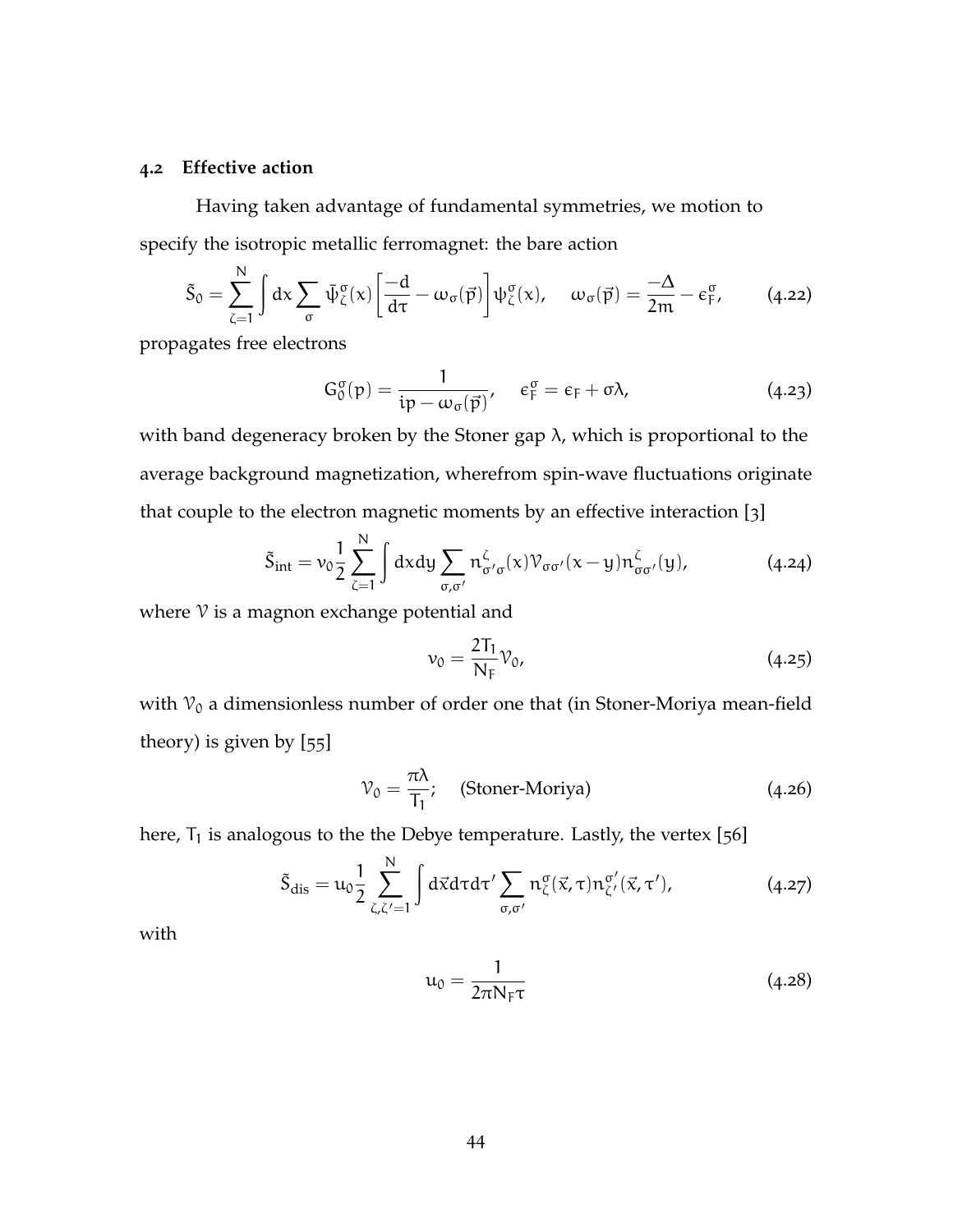### 4.2 Effective action

Having taken advantage of fundamental symmetries, we motion to specify the isotropic metallic ferromagnet: the bare action

$$\tilde{S}_0 = \sum_{\zeta=1}^{N} \int dx \sum_{\sigma} \bar{\psi}_{\zeta}^{\sigma}(x) \left[ \frac{-d}{d\tau} - \omega_{\sigma}(\vec{p}) \right] \psi_{\zeta}^{\sigma}(x), \quad \omega_{\sigma}(\vec{p}) = \frac{-\Delta}{2m} - \epsilon_F^{\sigma}, \tag{4.22}$$

propagates free electrons

$$G_0^{\sigma}(p) = \frac{1}{ip - \omega_{\sigma}(\vec{p})}, \quad \epsilon_F^{\sigma} = \epsilon_F + \sigma\lambda, \tag{4.23}$$

with band degeneracy broken by the Stoner gap $\lambda$, which is proportional to the average background magnetization, wherefrom spin-wave fluctuations originate that couple to the electron magnetic moments by an effective interaction [3]

$$\tilde{S}_{\text{int}} = \nu_0 \frac{1}{2} \sum_{\zeta=1}^{N} \int dx dy \sum_{\sigma,\sigma'} n_{\sigma'\sigma}^{\zeta}(x) \mathcal{V}_{\sigma\sigma'}(x-y) n_{\sigma\sigma'}^{\zeta}(y), \tag{4.24}$$

where $\mathcal{V}$ is a magnon exchange potential and

$$\nu_0 = \frac{2T_1}{N_F} \mathcal{V}_0, \tag{4.25}$$

with $\mathcal{V}_0$ a dimensionless number of order one that (in Stoner-Moriya mean-field theory) is given by [55]

$$\mathcal{V}_0 = \frac{\pi\lambda}{T_1}; \quad \text{(Stoner-Moriya)} \tag{4.26}$$

here, $T_1$ is analogous to the the Debye temperature. Lastly, the vertex [56]

$$\tilde{S}_{\text{dis}} = u_0 \frac{1}{2} \sum_{\zeta,\zeta'=1}^{N} \int d\vec{x} d\tau d\tau' \sum_{\sigma,\sigma'} n_{\zeta}^{\sigma}(\vec{x},\tau) n_{\zeta'}^{\sigma'}(\vec{x},\tau'), \tag{4.27}$$

with

$$u_0 = \frac{1}{2\pi N_F \tau} \tag{4.28}$$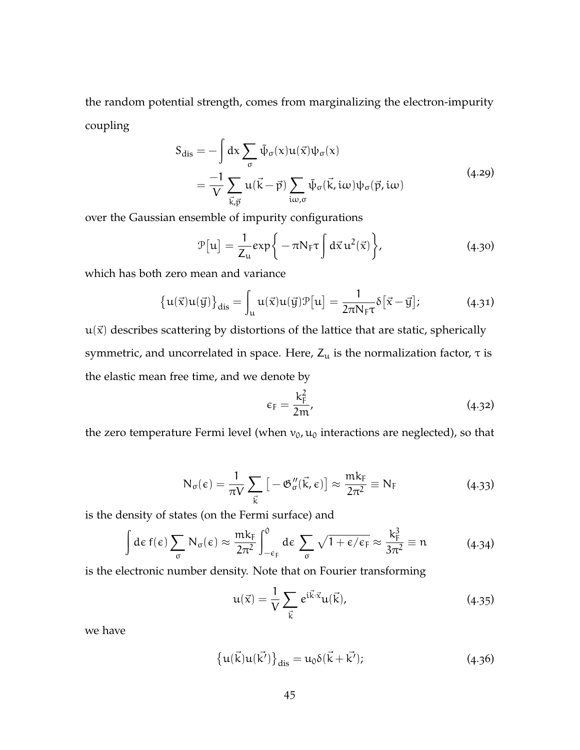the random potential strength, comes from marginalizing the electron-impurity coupling

$$
\begin{aligned}
S_{\text{dis}} &= -\int dx \sum_{\sigma} \bar{\psi}_{\sigma}(x) u(\vec{x}) \psi_{\sigma}(x) \\
&= \frac{-1}{V} \sum_{\vec{k},\vec{p}} u(\vec{k}-\vec{p}) \sum_{i\omega,\sigma} \bar{\psi}_{\sigma}(\vec{k}, i\omega) \psi_{\sigma}(\vec{p}, i\omega)
\end{aligned}
\tag{4.29}
$$

over the Gaussian ensemble of impurity configurations

$$
\mathcal{P}[u] = \frac{1}{Z_u} \exp\left\{ -\pi N_F \tau \int d\vec{x}\, u^2(\vec{x}) \right\}, \tag{4.30}
$$

which has both zero mean and variance

$$
\{u(\vec{x})u(\vec{y})\}_{\text{dis}} = \int_u u(\vec{x})u(\vec{y})\mathcal{P}[u] = \frac{1}{2\pi N_F \tau} \delta[\vec{x} - \vec{y}]; \tag{4.31}
$$

$u(\vec{x})$ describes scattering by distortions of the lattice that are static, spherically symmetric, and uncorrelated in space. Here, $Z_u$ is the normalization factor, $\tau$ is the elastic mean free time, and we denote by

$$
\epsilon_F = \frac{k_F^2}{2m}, \tag{4.32}
$$

the zero temperature Fermi level (when $v_0, u_0$ interactions are neglected), so that

$$
N_{\sigma}(\epsilon) = \frac{1}{\pi V} \sum_{\vec{k}} \left[ -\mathfrak{G}''_{\sigma}(\vec{k}, \epsilon) \right] \approx \frac{m k_F}{2\pi^2} \equiv N_F \tag{4.33}
$$

is the density of states (on the Fermi surface) and

$$
\int d\epsilon\, f(\epsilon) \sum_{\sigma} N_{\sigma}(\epsilon) \approx \frac{m k_F}{2\pi^2} \int_{-\epsilon_F}^{0} d\epsilon \sum_{\sigma} \sqrt{1 + \epsilon/\epsilon_F} \approx \frac{k_F^3}{3\pi^2} \equiv n \tag{4.34}
$$

is the electronic number density. Note that on Fourier transforming

$$
u(\vec{x}) = \frac{1}{V} \sum_{\vec{k}} e^{i\vec{k}\cdot\vec{x}} u(\vec{k}), \tag{4.35}
$$

we have

$$
\{u(\vec{k})u(\vec{k'})\}_{\text{dis}} = u_0 \delta(\vec{k} + \vec{k'}); \tag{4.36}
$$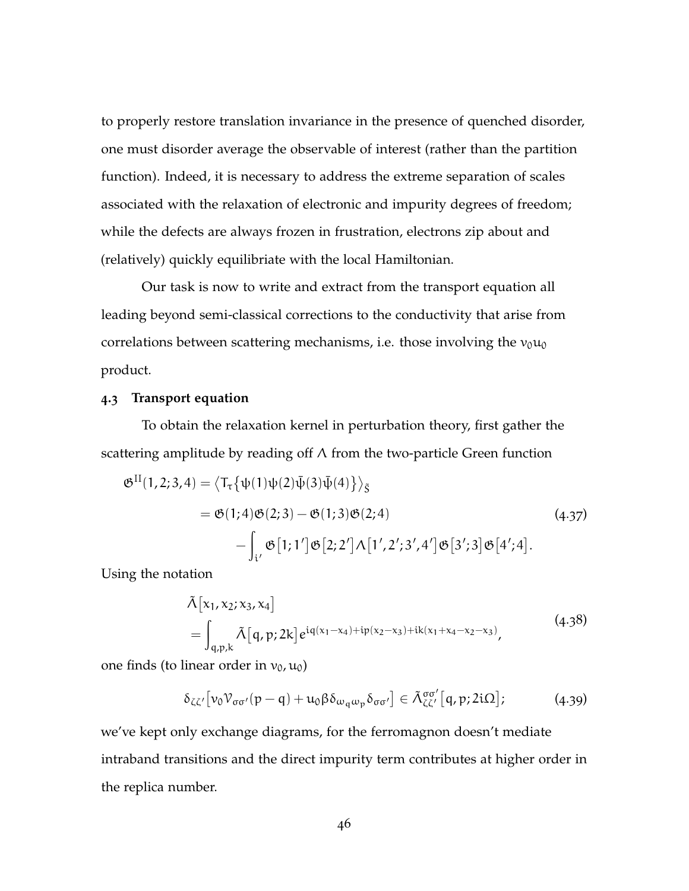to properly restore translation invariance in the presence of quenched disorder, one must disorder average the observable of interest (rather than the partition function). Indeed, it is necessary to address the extreme separation of scales associated with the relaxation of electronic and impurity degrees of freedom; while the defects are always frozen in frustration, electrons zip about and (relatively) quickly equilibriate with the local Hamiltonian.

Our task is now to write and extract from the transport equation all leading beyond semi-classical corrections to the conductivity that arise from correlations between scattering mechanisms, i.e. those involving the $v_0 u_0$ product.

### 4.3 Transport equation

To obtain the relaxation kernel in perturbation theory, first gather the scattering amplitude by reading off $\Lambda$ from the two-particle Green function

$$
\begin{aligned}
\mathfrak{G}^{\mathrm{II}}(1,2;3,4) &= \left\langle \mathrm{T}_\tau\left\{\psi(1)\psi(2)\bar{\psi}(3)\bar{\psi}(4)\right\}\right\rangle_{\tilde{S}} \\
&= \mathfrak{G}(1;4)\mathfrak{G}(2;3) - \mathfrak{G}(1;3)\mathfrak{G}(2;4) \\
&\quad - \int_{i'} \mathfrak{G}\left[1;1'\right]\mathfrak{G}\left[2;2'\right]\Lambda\left[1',2';3',4'\right]\mathfrak{G}\left[3';3\right]\mathfrak{G}\left[4';4\right].
\end{aligned} \tag{4.37}
$$

Using the notation

$$
\begin{aligned}
&\tilde{\Lambda}\left[x_1,x_2;x_3,x_4\right] \\
&= \int_{q,p,k} \tilde{\Lambda}\left[q,p;2k\right] e^{iq(x_1-x_4)+ip(x_2-x_3)+ik(x_1+x_4-x_2-x_3)},
\end{aligned} \tag{4.38}
$$

one finds (to linear order in $v_0, u_0$)

$$
\delta_{\zeta\zeta'}\left[v_0 \mathcal{V}_{\sigma\sigma'}(p-q) + u_0 \beta \delta_{\omega_q \omega_p} \delta_{\sigma\sigma'}\right] \in \tilde{\Lambda}^{\sigma\sigma'}_{\zeta\zeta'}\left[q,p;2i\Omega\right]; \tag{4.39}
$$

we've kept only exchange diagrams, for the ferromagnon doesn't mediate intraband transitions and the direct impurity term contributes at higher order in the replica number.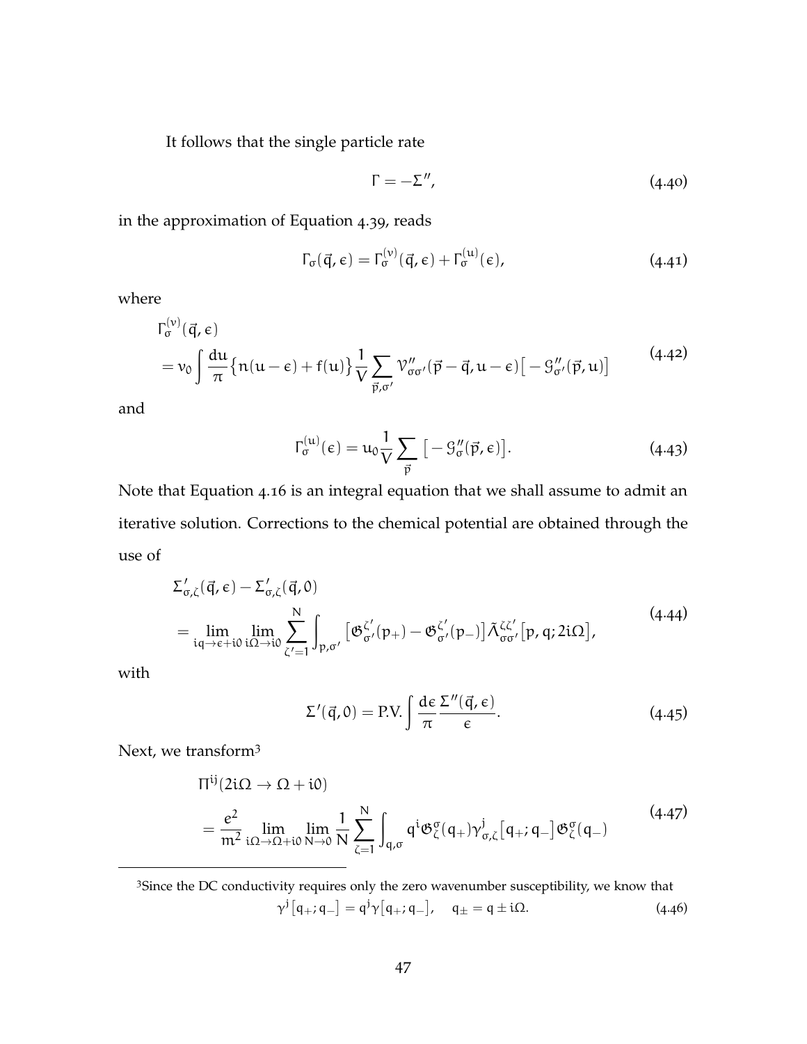It follows that the single particle rate

$$\Gamma = -\Sigma'', \tag{4.40}$$

in the approximation of Equation 4.39, reads

$$\Gamma_\sigma(\vec{q}, \epsilon) = \Gamma^{(v)}_\sigma(\vec{q}, \epsilon) + \Gamma^{(u)}_\sigma(\epsilon), \tag{4.41}$$

where

$$\begin{aligned}
&\Gamma^{(v)}_\sigma(\vec{q}, \epsilon) \\
&= \nu_0 \int \frac{du}{\pi} \big\{ n(u - \epsilon) + f(u) \big\} \frac{1}{V} \sum_{\vec{p}, \sigma'} \mathcal{V}''_{\sigma\sigma'}(\vec{p} - \vec{q}, u - \epsilon) \big[ -\mathcal{G}''_{\sigma'}(\vec{p}, u) \big]
\end{aligned} \tag{4.42}$$

and

$$\Gamma^{(u)}_\sigma(\epsilon) = u_0 \frac{1}{V} \sum_{\vec{p}} \big[ -\mathcal{G}''_\sigma(\vec{p}, \epsilon) \big]. \tag{4.43}$$

Note that Equation 4.16 is an integral equation that we shall assume to admit an iterative solution. Corrections to the chemical potential are obtained through the use of

$$\begin{aligned}
&\Sigma'_{\sigma,\zeta}(\vec{q}, \epsilon) - \Sigma'_{\sigma,\zeta}(\vec{q}, 0) \\
&= \lim_{iq \to \epsilon + i0} \lim_{i\Omega \to i0} \sum_{\zeta'=1}^{N} \int_{p, \sigma'} \big[ \mathfrak{G}^{\zeta'}_{\sigma'}(p_+) - \mathfrak{G}^{\zeta'}_{\sigma'}(p_-) \big] \tilde{\Lambda}^{\zeta\zeta'}_{\sigma\sigma'}\big[p, q; 2i\Omega\big],
\end{aligned} \tag{4.44}$$

with

$$\Sigma'(\vec{q}, 0) = \text{P.V.} \int \frac{d\epsilon}{\pi} \frac{\Sigma''(\vec{q}, \epsilon)}{\epsilon}. \tag{4.45}$$

Next, we transform[3]

$$\begin{aligned}
&\Pi^{ij}(2i\Omega \to \Omega + i0) \\
&= \frac{e^2}{m^2} \lim_{i\Omega \to \Omega + i0} \lim_{N \to 0} \frac{1}{N} \sum_{\zeta=1}^{N} \int_{q, \sigma} q^i \mathfrak{G}^\sigma_\zeta(q_+) \gamma^j_{\sigma,\zeta}\big[q_+; q_-\big] \mathfrak{G}^\sigma_\zeta(q_-)
\end{aligned} \tag{4.47}$$

[3]Since the DC conductivity requires only the zero wavenumber susceptibility, we know that

$$\gamma^j\big[q_+; q_-\big] = q^j \gamma\big[q_+; q_-\big], \quad q_\pm = q \pm i\Omega. \tag{4.46}$$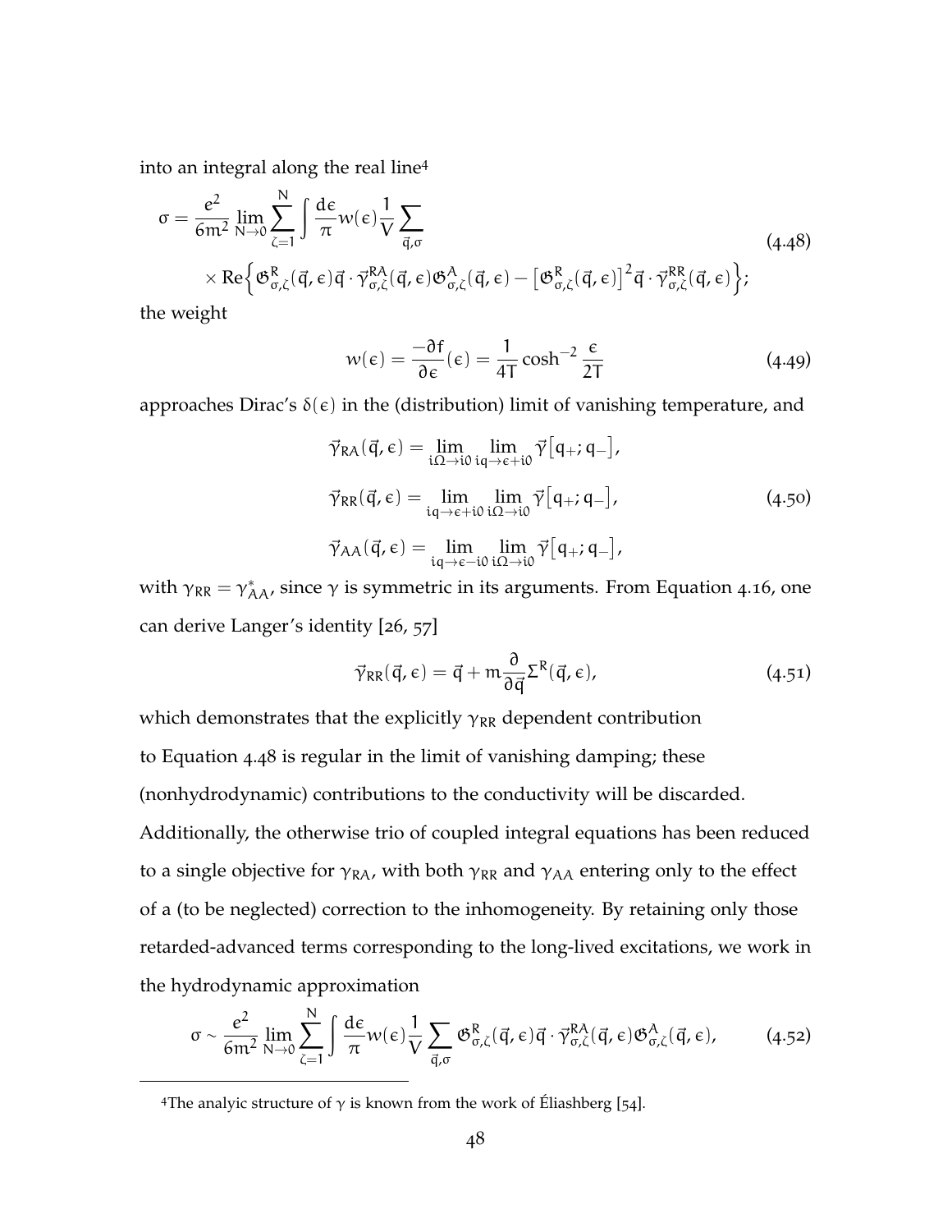into an integral along the real line[4]

$$
\sigma = \frac{e^2}{6m^2} \lim_{N\to 0} \sum_{\zeta=1}^{N} \int \frac{d\epsilon}{\pi} w(\epsilon) \frac{1}{V} \sum_{\vec{q},\sigma} \times \mathrm{Re}\Big\{ \mathfrak{G}^{R}_{\sigma,\zeta}(\vec{q},\epsilon) \vec{q} \cdot \vec{\gamma}^{RA}_{\sigma,\zeta}(\vec{q},\epsilon) \mathfrak{G}^{A}_{\sigma,\zeta}(\vec{q},\epsilon) - \big[\mathfrak{G}^{R}_{\sigma,\zeta}(\vec{q},\epsilon)\big]^2 \vec{q} \cdot \vec{\gamma}^{RR}_{\sigma,\zeta}(\vec{q},\epsilon) \Big\}; \tag{4.48}
$$

the weight

$$
w(\epsilon) = \frac{-\partial f}{\partial \epsilon}(\epsilon) = \frac{1}{4T} \cosh^{-2} \frac{\epsilon}{2T} \tag{4.49}
$$

approaches Dirac's $\delta(\epsilon)$ in the (distribution) limit of vanishing temperature, and

$$
\begin{aligned}
\vec{\gamma}_{RA}(\vec{q},\epsilon) &= \lim_{i\Omega\to i0} \lim_{iq\to \epsilon+i0} \vec{\gamma}\big[q_+; q_-\big], \\
\vec{\gamma}_{RR}(\vec{q},\epsilon) &= \lim_{iq\to \epsilon+i0} \lim_{i\Omega\to i0} \vec{\gamma}\big[q_+; q_-\big], \\
\vec{\gamma}_{AA}(\vec{q},\epsilon) &= \lim_{iq\to \epsilon-i0} \lim_{i\Omega\to i0} \vec{\gamma}\big[q_+; q_-\big],
\end{aligned} \tag{4.50}
$$

with $\gamma_{RR} = \gamma^*_{AA}$, since $\gamma$ is symmetric in its arguments. From Equation 4.16, one can derive Langer's identity [26, 57]

$$
\vec{\gamma}_{RR}(\vec{q},\epsilon) = \vec{q} + m \frac{\partial}{\partial \vec{q}} \Sigma^{R}(\vec{q},\epsilon), \tag{4.51}
$$

which demonstrates that the explicitly $\gamma_{RR}$ dependent contribution to Equation 4.48 is regular in the limit of vanishing damping; these (nonhydrodynamic) contributions to the conductivity will be discarded. Additionally, the otherwise trio of coupled integral equations has been reduced to a single objective for $\gamma_{RA}$, with both $\gamma_{RR}$ and $\gamma_{AA}$ entering only to the effect of a (to be neglected) correction to the inhomogeneity. By retaining only those retarded-advanced terms corresponding to the long-lived excitations, we work in the hydrodynamic approximation

$$
\sigma \sim \frac{e^2}{6m^2} \lim_{N\to 0} \sum_{\zeta=1}^{N} \int \frac{d\epsilon}{\pi} w(\epsilon) \frac{1}{V} \sum_{\vec{q},\sigma} \mathfrak{G}^{R}_{\sigma,\zeta}(\vec{q},\epsilon) \vec{q} \cdot \vec{\gamma}^{RA}_{\sigma,\zeta}(\vec{q},\epsilon) \mathfrak{G}^{A}_{\sigma,\zeta}(\vec{q},\epsilon), \tag{4.52}
$$

[4] The analyic structure of $\gamma$ is known from the work of Éliashberg [54].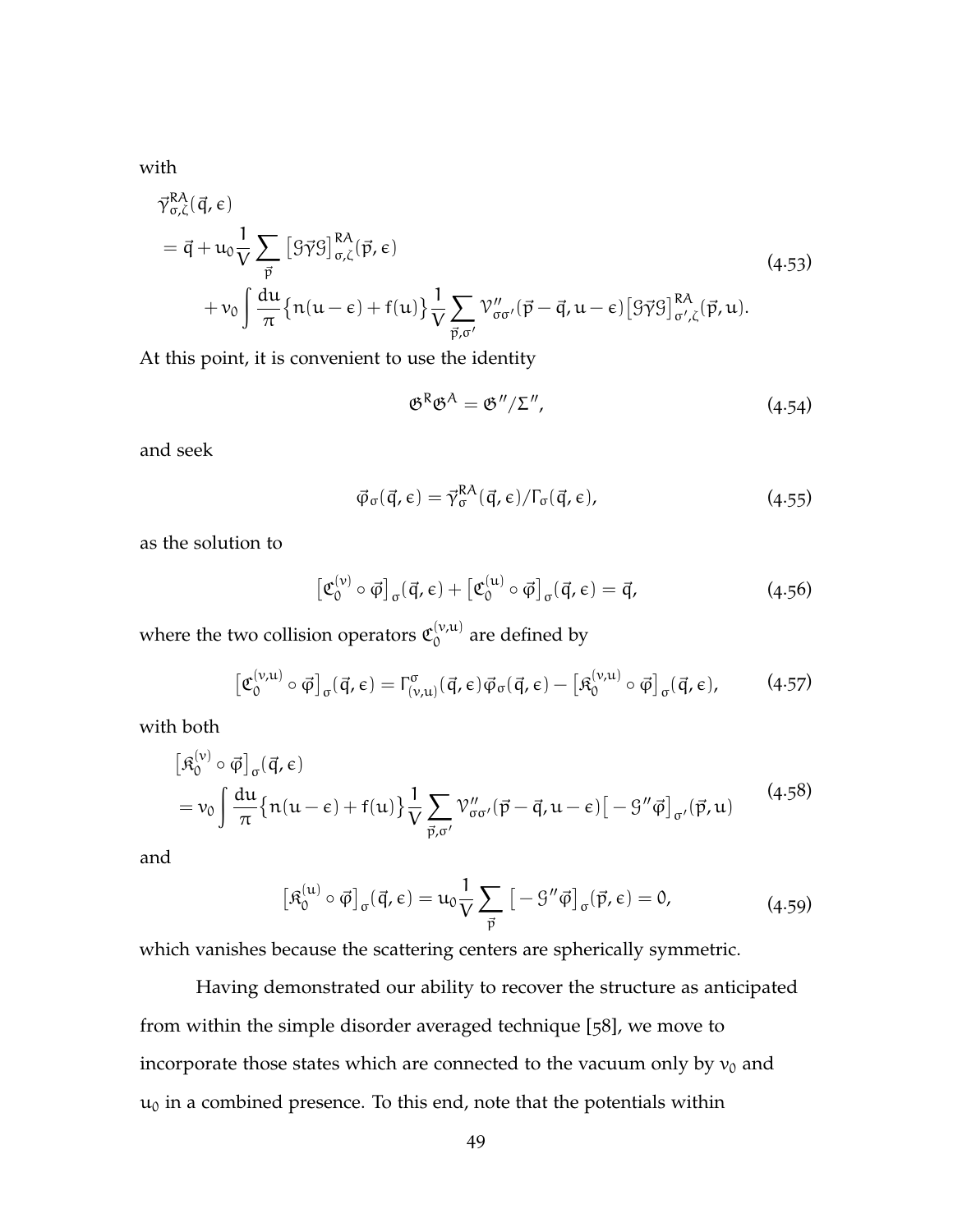with

$$
\begin{aligned}
&\vec{\gamma}^{RA}_{\sigma,\zeta}(\vec{q},\epsilon) \\
&= \vec{q} + u_0 \frac{1}{V}\sum_{\vec{p}} \left[\mathcal{G}\vec{\gamma}\mathcal{G}\right]^{RA}_{\sigma,\zeta}(\vec{p},\epsilon) \\
&\qquad + v_0 \int \frac{du}{\pi}\big\{n(u-\epsilon)+f(u)\big\}\frac{1}{V}\sum_{\vec{p},\sigma'} \mathcal{V}''_{\sigma\sigma'}(\vec{p}-\vec{q},u-\epsilon)\left[\mathcal{G}\vec{\gamma}\mathcal{G}\right]^{RA}_{\sigma',\zeta}(\vec{p},u).
\end{aligned}
\tag{4.53}
$$

At this point, it is convenient to use the identity

$$
\mathfrak{G}^R\mathfrak{G}^A = \mathfrak{G}''/\Sigma'', \tag{4.54}
$$

and seek

$$
\vec{\varphi}_\sigma(\vec{q},\epsilon) = \vec{\gamma}^{RA}_\sigma(\vec{q},\epsilon)/\Gamma_\sigma(\vec{q},\epsilon), \tag{4.55}
$$

as the solution to

$$
\left[\mathfrak{C}^{(v)}_0 \circ \vec{\varphi}\right]_\sigma(\vec{q},\epsilon) + \left[\mathfrak{C}^{(u)}_0 \circ \vec{\varphi}\right]_\sigma(\vec{q},\epsilon) = \vec{q}, \tag{4.56}
$$

where the two collision operators $\mathfrak{C}^{(v,u)}_0$ are defined by

$$
\left[\mathfrak{C}^{(v,u)}_0 \circ \vec{\varphi}\right]_\sigma(\vec{q},\epsilon) = \Gamma^\sigma_{(v,u)}(\vec{q},\epsilon)\vec{\varphi}_\sigma(\vec{q},\epsilon) - \left[\mathfrak{K}^{(v,u)}_0 \circ \vec{\varphi}\right]_\sigma(\vec{q},\epsilon), \tag{4.57}
$$

with both

$$
\begin{aligned}
&\left[\mathfrak{K}^{(v)}_0 \circ \vec{\varphi}\right]_\sigma(\vec{q},\epsilon) \\
&= v_0 \int \frac{du}{\pi}\big\{n(u-\epsilon)+f(u)\big\}\frac{1}{V}\sum_{\vec{p},\sigma'} \mathcal{V}''_{\sigma\sigma'}(\vec{p}-\vec{q},u-\epsilon)\left[-\mathcal{G}''\vec{\varphi}\right]_{\sigma'}(\vec{p},u)
\end{aligned}
\tag{4.58}
$$

and

$$
\left[\mathfrak{K}^{(u)}_0 \circ \vec{\varphi}\right]_\sigma(\vec{q},\epsilon) = u_0 \frac{1}{V}\sum_{\vec{p}} \left[-\mathcal{G}''\vec{\varphi}\right]_\sigma(\vec{p},\epsilon) = 0, \tag{4.59}
$$

which vanishes because the scattering centers are spherically symmetric.

Having demonstrated our ability to recover the structure as anticipated from within the simple disorder averaged technique [58], we move to incorporate those states which are connected to the vacuum only by $v_0$ and $u_0$ in a combined presence. To this end, note that the potentials within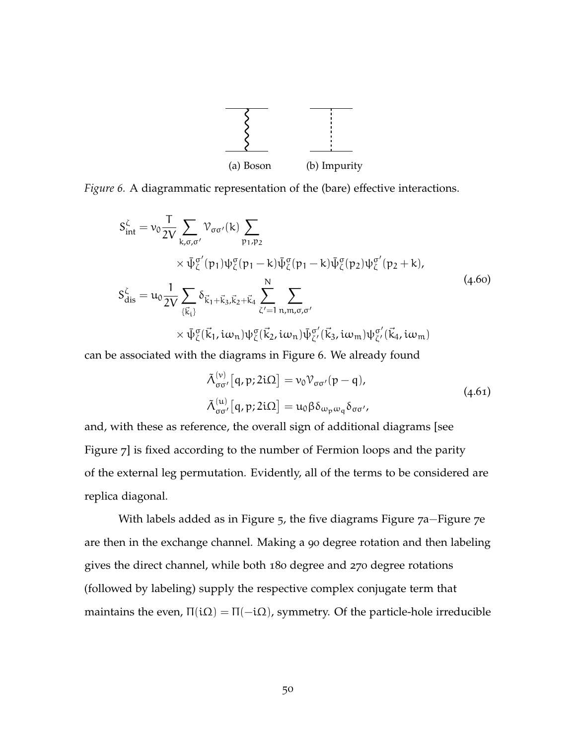(a) Boson (b) Impurity

*Figure 6.* A diagrammatic representation of the (bare) effective interactions.

$$
\begin{aligned}
S^{\zeta}_{\text{int}} &= v_0 \frac{T}{2V} \sum_{k,\sigma,\sigma'} \mathcal{V}_{\sigma\sigma'}(k) \sum_{p_1,p_2} \\
&\quad \times \bar{\psi}^{\sigma'}_{\zeta}(p_1)\psi^{\sigma}_{\zeta}(p_1 - k)\bar{\psi}^{\sigma}_{\zeta}(p_1 - k)\bar{\psi}^{\sigma}_{\zeta}(p_2)\psi^{\sigma'}_{\zeta}(p_2 + k), \\
S^{\zeta}_{\text{dis}} &= u_0 \frac{1}{2V} \sum_{\{\vec{k}_i\}} \delta_{\vec{k}_1+\vec{k}_3,\vec{k}_2+\vec{k}_4} \sum_{\zeta'=1}^{N} \sum_{n,m,\sigma,\sigma'} \\
&\quad \times \bar{\psi}^{\sigma}_{\zeta}(\vec{k}_1, i\omega_n)\psi^{\sigma}_{\zeta}(\vec{k}_2, i\omega_n)\bar{\psi}^{\sigma'}_{\zeta'}(\vec{k}_3, i\omega_m)\psi^{\sigma'}_{\zeta'}(\vec{k}_4, i\omega_m)
\end{aligned}
\tag{4.60}
$$

can be associated with the diagrams in Figure 6. We already found

$$
\begin{aligned}
\tilde{\Lambda}^{(v)}_{\sigma\sigma'}\big[q, p; 2i\Omega\big] &= v_0 \mathcal{V}_{\sigma\sigma'}(p - q), \\
\tilde{\Lambda}^{(u)}_{\sigma\sigma'}\big[q, p; 2i\Omega\big] &= u_0 \beta \delta_{\omega_p \omega_q} \delta_{\sigma\sigma'},
\end{aligned}
\tag{4.61}
$$

and, with these as reference, the overall sign of additional diagrams [see Figure 7] is fixed according to the number of Fermion loops and the parity of the external leg permutation. Evidently, all of the terms to be considered are replica diagonal.

With labels added as in Figure 5, the five diagrams Figure 7a–Figure 7e are then in the exchange channel. Making a 90 degree rotation and then labeling gives the direct channel, while both 180 degree and 270 degree rotations (followed by labeling) supply the respective complex conjugate term that maintains the even, $\Pi(i\Omega) = \Pi(-i\Omega)$, symmetry. Of the particle-hole irreducible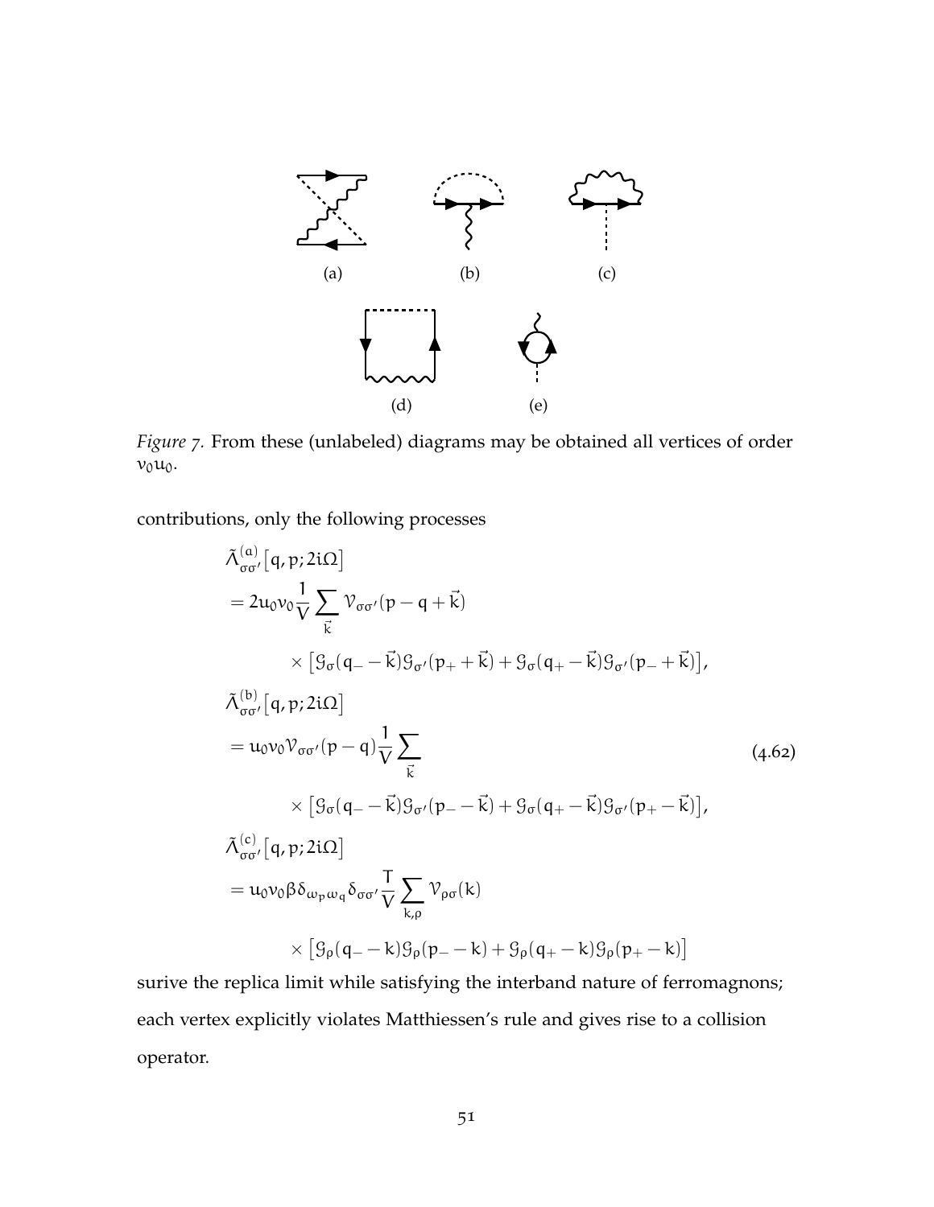*Figure 7.* From these (unlabeled) diagrams may be obtained all vertices of order $v_0 u_0$.

contributions, only the following processes

$$
\begin{aligned}
&\tilde{\Lambda}^{(a)}_{\sigma\sigma'}\big[q, p; 2i\Omega\big] \\
&= 2u_0 v_0 \frac{1}{V} \sum_{\vec{k}} \mathcal{V}_{\sigma\sigma'}(p - q + \vec{k}) \\
&\qquad \times \big[\mathcal{G}_\sigma(q_- - \vec{k})\mathcal{G}_{\sigma'}(p_+ + \vec{k}) + \mathcal{G}_\sigma(q_+ - \vec{k})\mathcal{G}_{\sigma'}(p_- + \vec{k})\big], \\
&\tilde{\Lambda}^{(b)}_{\sigma\sigma'}\big[q, p; 2i\Omega\big] \\
&= u_0 v_0 \mathcal{V}_{\sigma\sigma'}(p - q) \frac{1}{V} \sum_{\vec{k}} \\
&\qquad \times \big[\mathcal{G}_\sigma(q_- - \vec{k})\mathcal{G}_{\sigma'}(p_- - \vec{k}) + \mathcal{G}_\sigma(q_+ - \vec{k})\mathcal{G}_{\sigma'}(p_+ - \vec{k})\big], \\
&\tilde{\Lambda}^{(c)}_{\sigma\sigma'}\big[q, p; 2i\Omega\big] \\
&= u_0 v_0 \beta \delta_{\omega_p \omega_q} \delta_{\sigma\sigma'} \frac{T}{V} \sum_{k,\rho} \mathcal{V}_{\rho\sigma}(k) \\
&\qquad \times \big[\mathcal{G}_\rho(q_- - k)\mathcal{G}_\rho(p_- - k) + \mathcal{G}_\rho(q_+ - k)\mathcal{G}_\rho(p_+ - k)\big]
\end{aligned}
\tag{4.62}
$$

surive the replica limit while satisfying the interband nature of ferromagnons; each vertex explicitly violates Matthiessen's rule and gives rise to a collision operator.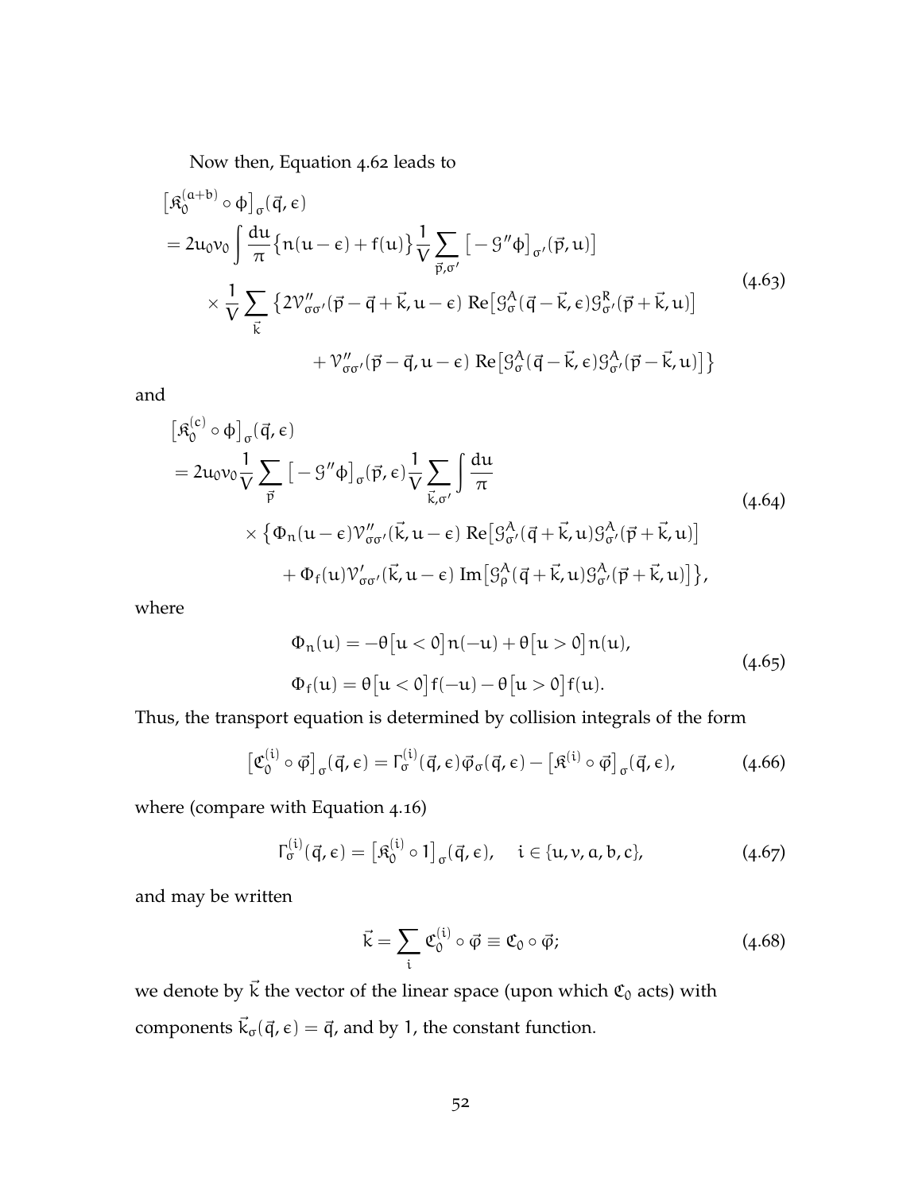Now then, Equation 4.62 leads to

$$
\begin{aligned}
&\left[\mathfrak{K}_0^{(a+b)} \circ \phi\right]_\sigma(\vec{q}, \epsilon) \\
&= 2u_0 v_0 \int \frac{du}{\pi} \left\{ n(u-\epsilon) + f(u) \right\} \frac{1}{V} \sum_{\vec{p},\sigma'} \left[ -\mathcal{G}''\phi \right]_{\sigma'}(\vec{p}, u) \\
&\quad \times \frac{1}{V} \sum_{\vec{k}} \left\{ 2\mathcal{V}''_{\sigma\sigma'}(\vec{p}-\vec{q}+\vec{k}, u-\epsilon) \,\mathrm{Re}\left[\mathcal{G}^A_\sigma(\vec{q}-\vec{k}, \epsilon)\mathcal{G}^R_{\sigma'}(\vec{p}+\vec{k}, u)\right] \right. \\
&\qquad \left. + \mathcal{V}''_{\sigma\sigma'}(\vec{p}-\vec{q}, u-\epsilon) \,\mathrm{Re}\left[\mathcal{G}^A_\sigma(\vec{q}-\vec{k}, \epsilon)\mathcal{G}^A_{\sigma'}(\vec{p}-\vec{k}, u)\right] \right\}
\end{aligned}
\tag{4.63}
$$

and

$$
\begin{aligned}
&\left[\mathfrak{K}_0^{(c)} \circ \phi\right]_\sigma(\vec{q}, \epsilon) \\
&= 2u_0 v_0 \frac{1}{V} \sum_{\vec{p}} \left[ -\mathcal{G}''\phi \right]_{\sigma}(\vec{p}, \epsilon) \frac{1}{V} \sum_{\vec{k},\sigma'} \int \frac{du}{\pi} \\
&\quad \times \left\{ \Phi_n(u-\epsilon) \mathcal{V}''_{\sigma\sigma'}(\vec{k}, u-\epsilon) \,\mathrm{Re}\left[\mathcal{G}^A_{\sigma'}(\vec{q}+\vec{k}, u)\mathcal{G}^A_{\sigma'}(\vec{p}+\vec{k}, u)\right] \right. \\
&\qquad \left. + \Phi_f(u) \mathcal{V}'_{\sigma\sigma'}(\vec{k}, u-\epsilon) \,\mathrm{Im}\left[\mathcal{G}^A_{\rho}(\vec{q}+\vec{k}, u)\mathcal{G}^A_{\sigma'}(\vec{p}+\vec{k}, u)\right] \right\},
\end{aligned}
\tag{4.64}
$$

where

$$
\begin{aligned}
\Phi_n(u) &= -\theta\left[u<0\right] n(-u) + \theta\left[u>0\right] n(u), \\
\Phi_f(u) &= \theta\left[u<0\right] f(-u) - \theta\left[u>0\right] f(u).
\end{aligned}
\tag{4.65}
$$

Thus, the transport equation is determined by collision integrals of the form

$$
\left[\mathfrak{C}_0^{(i)} \circ \vec{\varphi}\right]_\sigma(\vec{q}, \epsilon) = \Gamma_\sigma^{(i)}(\vec{q}, \epsilon)\vec{\varphi}_\sigma(\vec{q}, \epsilon) - \left[\mathfrak{K}^{(i)} \circ \vec{\varphi}\right]_\sigma(\vec{q}, \epsilon),
\tag{4.66}
$$

where (compare with Equation 4.16)

$$
\Gamma_\sigma^{(i)}(\vec{q}, \epsilon) = \left[\mathfrak{K}_0^{(i)} \circ 1\right]_\sigma(\vec{q}, \epsilon), \quad i \in \{u, v, a, b, c\},
\tag{4.67}
$$

and may be written

$$
\vec{k} = \sum_i \mathfrak{C}_0^{(i)} \circ \vec{\varphi} \equiv \mathfrak{C}_0 \circ \vec{\varphi};
\tag{4.68}
$$

we denote by $\vec{k}$ the vector of the linear space (upon which $\mathfrak{C}_0$ acts) with components $\vec{k}_\sigma(\vec{q}, \epsilon) = \vec{q}$, and by 1, the constant function.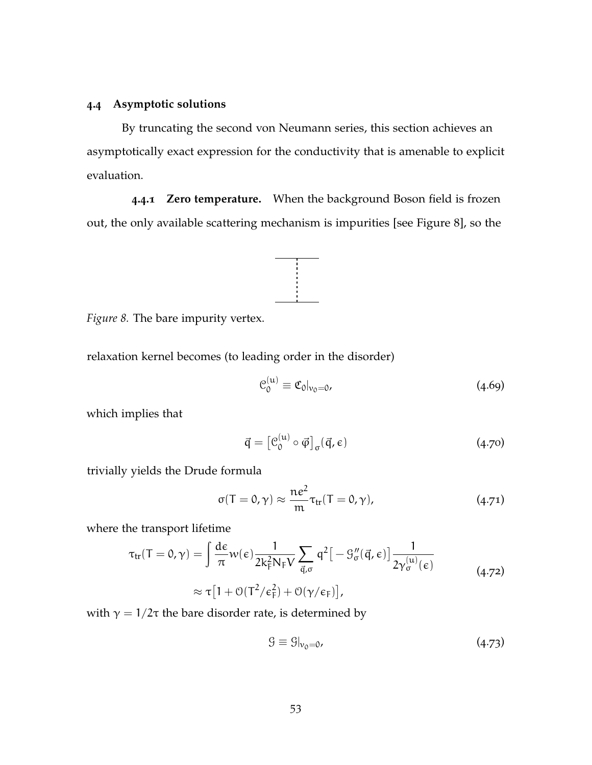### 4.4 Asymptotic solutions

By truncating the second von Neumann series, this section achieves an asymptotically exact expression for the conductivity that is amenable to explicit evaluation.

**4.4.1 Zero temperature.** When the background Boson field is frozen out, the only available scattering mechanism is impurities [see Figure 8], so the

*Figure 8.* The bare impurity vertex.

relaxation kernel becomes (to leading order in the disorder)

$$\mathcal{C}_0^{(u)} \equiv \mathfrak{C}_0|_{v_0=0}, \tag{4.69}$$

which implies that

$$\vec{q} = \left[\mathcal{C}_0^{(u)} \circ \vec{\varphi}\right]_\sigma(\vec{q}, \epsilon) \tag{4.70}$$

trivially yields the Drude formula

$$\sigma(T = 0, \gamma) \approx \frac{ne^2}{m} \tau_{tr}(T = 0, \gamma), \tag{4.71}$$

where the transport lifetime

$$\begin{aligned} \tau_{tr}(T = 0, \gamma) &= \int \frac{d\epsilon}{\pi} w(\epsilon) \frac{1}{2k_F^2 N_F V} \sum_{\vec{q},\sigma} q^2 \left[-\mathcal{G}_\sigma''(\vec{q}, \epsilon)\right] \frac{1}{2\gamma_\sigma^{(u)}(\epsilon)} \\ &\approx \tau\left[1 + \mathcal{O}(T^2/\epsilon_F^2) + \mathcal{O}(\gamma/\epsilon_F)\right], \end{aligned} \tag{4.72}$$

with $\gamma = 1/2\tau$ the bare disorder rate, is determined by

$$\mathcal{G} \equiv \mathcal{G}|_{v_0=0}, \tag{4.73}$$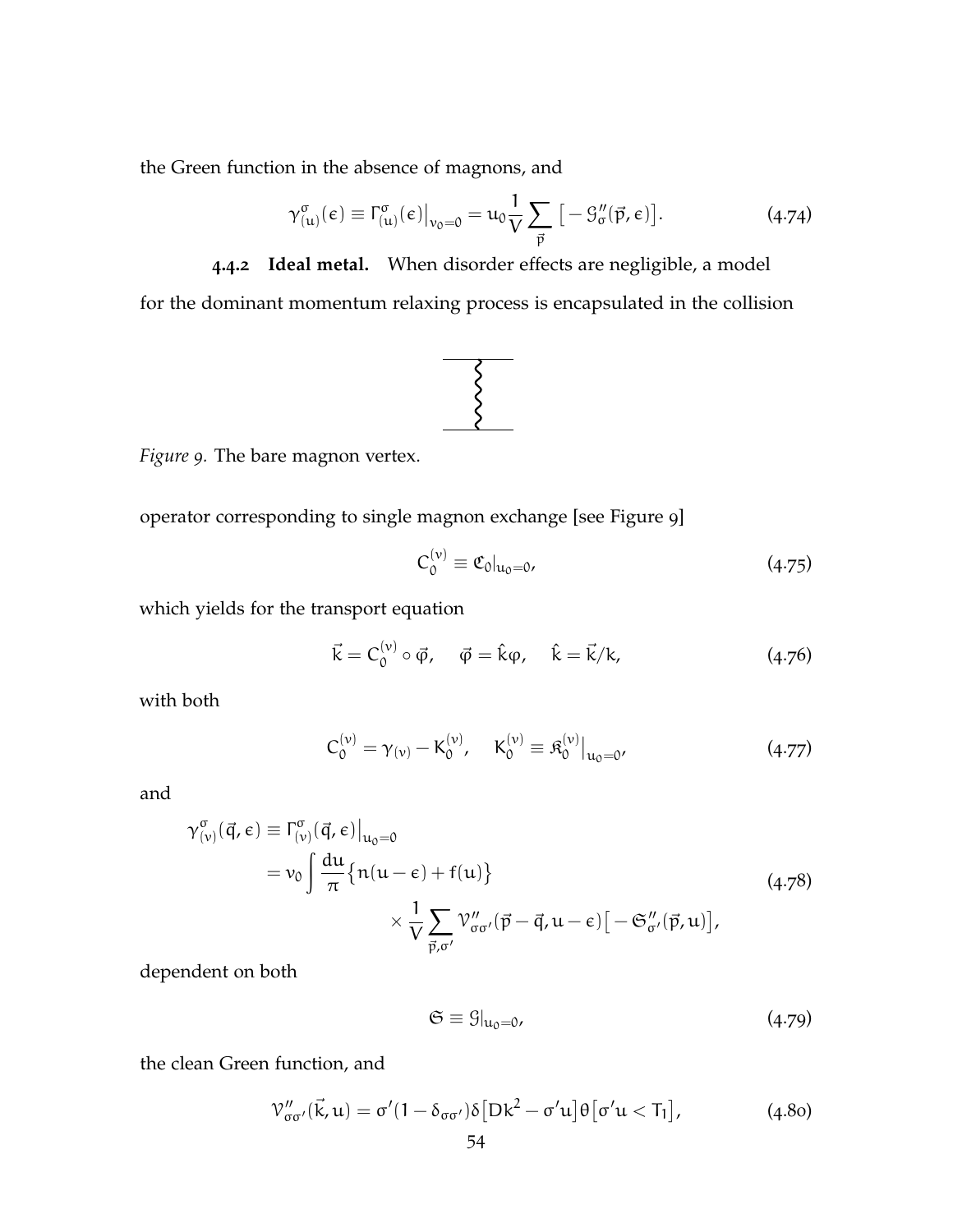the Green function in the absence of magnons, and

$$\gamma^{\sigma}_{(u)}(\epsilon) \equiv \Gamma^{\sigma}_{(u)}(\epsilon)\big|_{v_0=0} = u_0 \frac{1}{V}\sum_{\vec{p}} \big[-\mathcal{G}''_{\sigma}(\vec{p},\epsilon)\big]. \tag{4.74}$$

**4.4.2 Ideal metal.** When disorder effects are negligible, a model for the dominant momentum relaxing process is encapsulated in the collision

*Figure 9.* The bare magnon vertex.

operator corresponding to single magnon exchange [see Figure 9]

$$C_0^{(v)} \equiv \mathfrak{C}_0|_{u_0=0}, \tag{4.75}$$

which yields for the transport equation

$$\vec{k} = C_0^{(v)} \circ \vec{\varphi}, \quad \vec{\varphi} = \hat{k}\varphi, \quad \hat{k} = \vec{k}/k, \tag{4.76}$$

with both

$$C_0^{(v)} = \gamma_{(v)} - K_0^{(v)}, \quad K_0^{(v)} \equiv \mathfrak{K}_0^{(v)}\big|_{u_0=0}, \tag{4.77}$$

and

$$\begin{aligned}
\gamma^{\sigma}_{(v)}(\vec{q},\epsilon) &\equiv \Gamma^{\sigma}_{(v)}(\vec{q},\epsilon)\big|_{u_0=0} \\
&= v_0 \int \frac{du}{\pi}\big\{n(u-\epsilon) + f(u)\big\} \\
&\qquad\qquad \times \frac{1}{V}\sum_{\vec{p},\sigma'} \mathcal{V}''_{\sigma\sigma'}(\vec{p}-\vec{q},u-\epsilon)\big[-\mathfrak{G}''_{\sigma'}(\vec{p},u)\big],
\end{aligned} \tag{4.78}$$

dependent on both

$$\mathfrak{G} \equiv \mathcal{G}|_{u_0=0}, \tag{4.79}$$

the clean Green function, and

$$\mathcal{V}''_{\sigma\sigma'}(\vec{k},u) = \sigma'(1-\delta_{\sigma\sigma'})\delta\big[Dk^2 - \sigma' u\big]\theta\big[\sigma' u < T_1\big], \tag{4.80}$$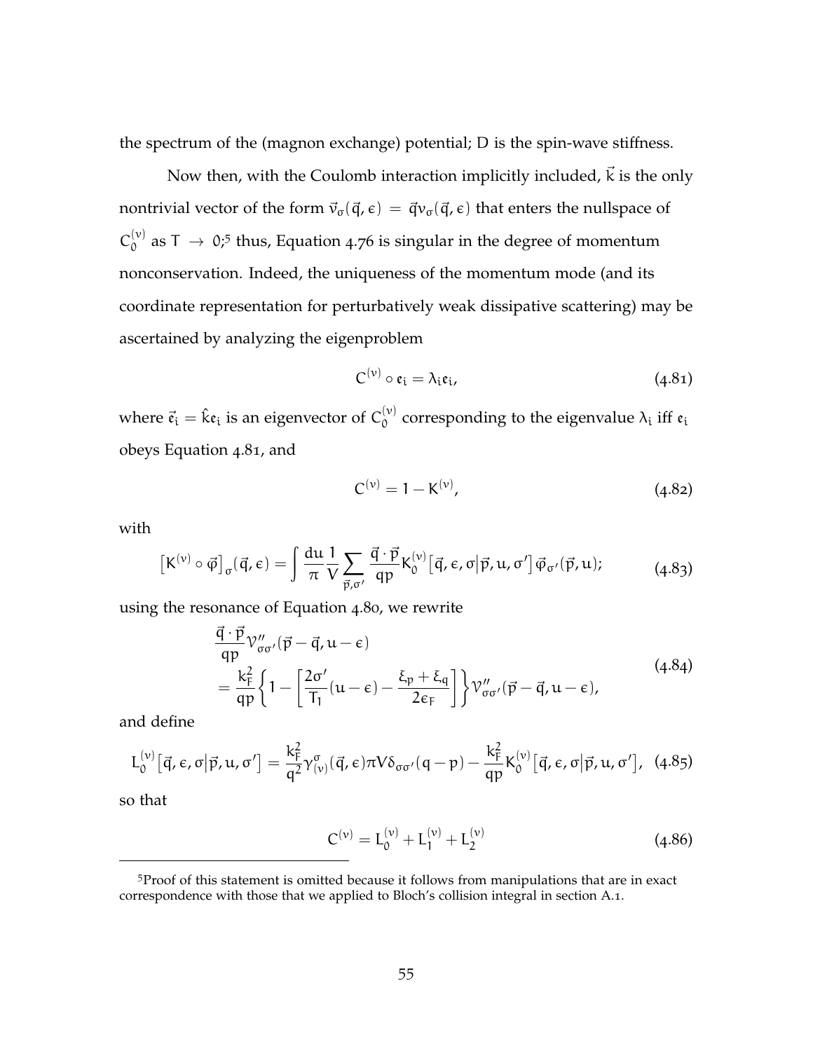the spectrum of the (magnon exchange) potential; D is the spin-wave stiffness.

Now then, with the Coulomb interaction implicitly included, $\vec{k}$ is the only nontrivial vector of the form $\vec{v}_\sigma(\vec{q},\epsilon) = \vec{q}v_\sigma(\vec{q},\epsilon)$ that enters the nullspace of $C_0^{(\nu)}$ as $T \to 0$;[5] thus, Equation 4.76 is singular in the degree of momentum nonconservation. Indeed, the uniqueness of the momentum mode (and its coordinate representation for perturbatively weak dissipative scattering) may be ascertained by analyzing the eigenproblem

$$C^{(\nu)} \circ \mathfrak{e}_i = \lambda_i \mathfrak{e}_i, \tag{4.81}$$

where $\vec{\mathfrak{e}}_i = \hat{k}\mathfrak{e}_i$ is an eigenvector of $C_0^{(\nu)}$ corresponding to the eigenvalue $\lambda_i$ iff $\mathfrak{e}_i$ obeys Equation 4.81, and

$$C^{(\nu)} = 1 - K^{(\nu)}, \tag{4.82}$$

with

$$\left[K^{(\nu)} \circ \vec{\varphi}\right]_\sigma(\vec{q},\epsilon) = \int \frac{du}{\pi} \frac{1}{V} \sum_{\vec{p},\sigma'} \frac{\vec{q}\cdot\vec{p}}{qp} K_0^{(\nu)}\left[\vec{q},\epsilon,\sigma\middle|\vec{p},u,\sigma'\right] \vec{\varphi}_{\sigma'}(\vec{p},u); \tag{4.83}$$

using the resonance of Equation 4.80, we rewrite

$$\begin{aligned} &\frac{\vec{q}\cdot\vec{p}}{qp} \mathcal{V}''_{\sigma\sigma'}(\vec{p}-\vec{q},u-\epsilon) \\ &= \frac{k_F^2}{qp}\left\{1 - \left[\frac{2\sigma'}{T_1}(u-\epsilon) - \frac{\xi_p + \xi_q}{2\epsilon_F}\right]\right\} \mathcal{V}''_{\sigma\sigma'}(\vec{p}-\vec{q},u-\epsilon), \end{aligned} \tag{4.84}$$

and define

$$L_0^{(\nu)}\left[\vec{q},\epsilon,\sigma\middle|\vec{p},u,\sigma'\right] = \frac{k_F^2}{q^2}\gamma^\sigma_{(\nu)}(\vec{q},\epsilon)\pi V \delta_{\sigma\sigma'}(q-p) - \frac{k_F^2}{qp} K_0^{(\nu)}\left[\vec{q},\epsilon,\sigma\middle|\vec{p},u,\sigma'\right], \tag{4.85}$$

so that

$$C^{(\nu)} = L_0^{(\nu)} + L_1^{(\nu)} + L_2^{(\nu)} \tag{4.86}$$

---

[5] Proof of this statement is omitted because it follows from manipulations that are in exact correspondence with those that we applied to Bloch's collision integral in section A.1.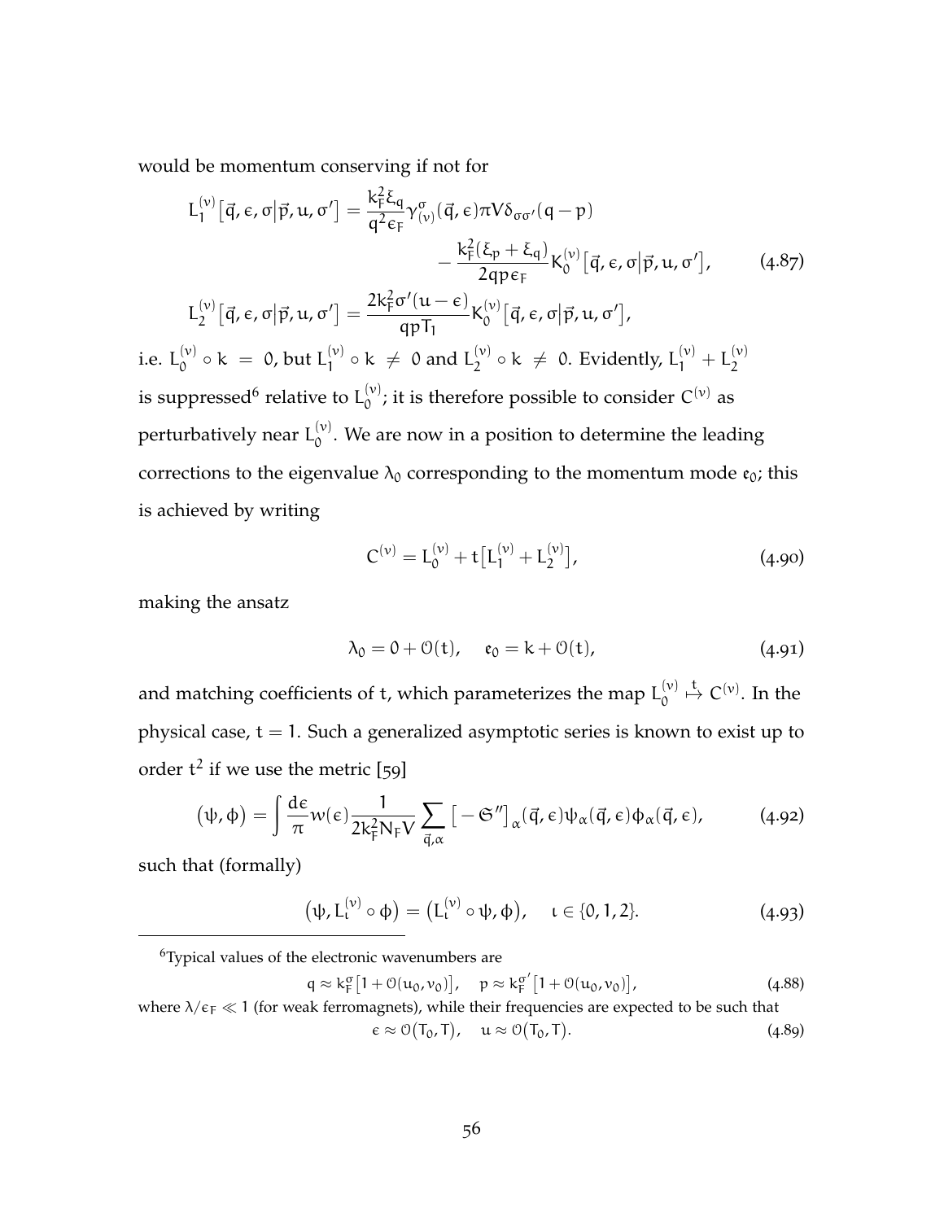would be momentum conserving if not for

$$
\begin{aligned}
L_1^{(\nu)}\big[\vec{q},\epsilon,\sigma\big|\vec{p},u,\sigma'\big] &= \frac{k_F^2\xi_q}{q^2\epsilon_F}\gamma^{\sigma}_{(\nu)}(\vec{q},\epsilon)\pi V\delta_{\sigma\sigma'}(q-p) \\
&\qquad - \frac{k_F^2(\xi_p+\xi_q)}{2qp\epsilon_F}K_0^{(\nu)}\big[\vec{q},\epsilon,\sigma\big|\vec{p},u,\sigma'\big], \qquad (4.87) \\
L_2^{(\nu)}\big[\vec{q},\epsilon,\sigma\big|\vec{p},u,\sigma'\big] &= \frac{2k_F^2\sigma'(u-\epsilon)}{qpT_1}K_0^{(\nu)}\big[\vec{q},\epsilon,\sigma\big|\vec{p},u,\sigma'\big],
\end{aligned}
$$

i.e. $L_0^{(\nu)} \circ k = 0$, but $L_1^{(\nu)} \circ k \neq 0$ and $L_2^{(\nu)} \circ k \neq 0$. Evidently, $L_1^{(\nu)} + L_2^{(\nu)}$ is suppressed[6] relative to $L_0^{(\nu)}$; it is therefore possible to consider $C^{(\nu)}$ as perturbatively near $L_0^{(\nu)}$. We are now in a position to determine the leading corrections to the eigenvalue $\lambda_0$ corresponding to the momentum mode $\mathfrak{e}_0$; this is achieved by writing

$$
C^{(\nu)} = L_0^{(\nu)} + t\big[L_1^{(\nu)} + L_2^{(\nu)}\big], \qquad (4.90)
$$

making the ansatz

$$
\lambda_0 = 0 + \mathcal{O}(t), \quad \mathfrak{e}_0 = k + \mathcal{O}(t), \qquad (4.91)
$$

and matching coefficients of $t$, which parameterizes the map $L_0^{(\nu)} \overset{t}{\mapsto} C^{(\nu)}$. In the physical case, $t = 1$. Such a generalized asymptotic series is known to exist up to order $t^2$ if we use the metric [59]

$$
\big(\psi,\phi\big) = \int \frac{d\epsilon}{\pi} w(\epsilon) \frac{1}{2k_F^2 N_F V} \sum_{\vec{q},\alpha} \big[-\mathfrak{S}''\big]_{\alpha}(\vec{q},\epsilon)\psi_{\alpha}(\vec{q},\epsilon)\phi_{\alpha}(\vec{q},\epsilon), \qquad (4.92)
$$

such that (formally)

$$
\big(\psi, L_\iota^{(\nu)} \circ \phi\big) = \big(L_\iota^{(\nu)} \circ \psi, \phi\big), \quad \iota \in \{0,1,2\}. \qquad (4.93)
$$

---

[6] Typical values of the electronic wavenumbers are

$$
q \approx k_F^{\sigma}\big[1 + \mathcal{O}(u_0, v_0)\big], \quad p \approx k_F^{\sigma'}\big[1 + \mathcal{O}(u_0, v_0)\big], \qquad (4.88)
$$

where $\lambda/\epsilon_F \ll 1$ (for weak ferromagnets), while their frequencies are expected to be such that

$$
\epsilon \approx \mathcal{O}\big(T_0, T\big), \quad u \approx \mathcal{O}\big(T_0, T\big). \qquad (4.89)
$$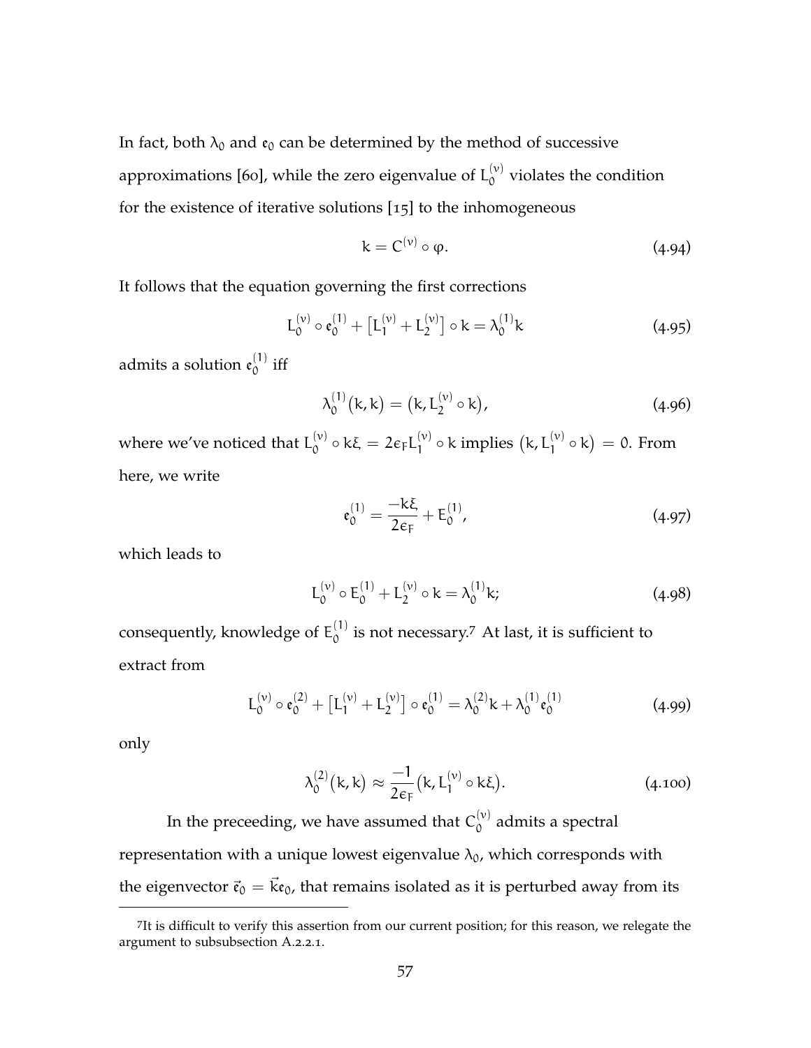In fact, both $\lambda_0$ and $\mathfrak{e}_0$ can be determined by the method of successive approximations [60], while the zero eigenvalue of $L_0^{(\nu)}$ violates the condition for the existence of iterative solutions [15] to the inhomogeneous

$$k = C^{(\nu)} \circ \varphi. \tag{4.94}$$

It follows that the equation governing the first corrections

$$L_0^{(\nu)} \circ \mathfrak{e}_0^{(1)} + \left[L_1^{(\nu)} + L_2^{(\nu)}\right] \circ k = \lambda_0^{(1)} k \tag{4.95}$$

admits a solution $\mathfrak{e}_0^{(1)}$ iff

$$\lambda_0^{(1)}\big(k, k\big) = \big(k, L_2^{(\nu)} \circ k\big), \tag{4.96}$$

where we've noticed that $L_0^{(\nu)} \circ k\xi = 2\epsilon_F L_1^{(\nu)} \circ k$ implies $\big(k, L_1^{(\nu)} \circ k\big) = 0$. From here, we write

$$\mathfrak{e}_0^{(1)} = \frac{-k\xi}{2\epsilon_F} + E_0^{(1)}, \tag{4.97}$$

which leads to

$$L_0^{(\nu)} \circ E_0^{(1)} + L_2^{(\nu)} \circ k = \lambda_0^{(1)} k; \tag{4.98}$$

consequently, knowledge of $E_0^{(1)}$ is not necessary.[7] At last, it is sufficient to extract from

$$L_0^{(\nu)} \circ \mathfrak{e}_0^{(2)} + \left[L_1^{(\nu)} + L_2^{(\nu)}\right] \circ \mathfrak{e}_0^{(1)} = \lambda_0^{(2)} k + \lambda_0^{(1)} \mathfrak{e}_0^{(1)} \tag{4.99}$$

only

$$\lambda_0^{(2)}\big(k, k\big) \approx \frac{-1}{2\epsilon_F}\big(k, L_1^{(\nu)} \circ k\xi\big). \tag{4.100}$$

In the preceeding, we have assumed that $C_0^{(\nu)}$ admits a spectral representation with a unique lowest eigenvalue $\lambda_0$, which corresponds with the eigenvector $\vec{\mathfrak{e}}_0 = \vec{k}\mathfrak{e}_0$, that remains isolated as it is perturbed away from its

---

[7] It is difficult to verify this assertion from our current position; for this reason, we relegate the argument to subsubsection A.2.2.1.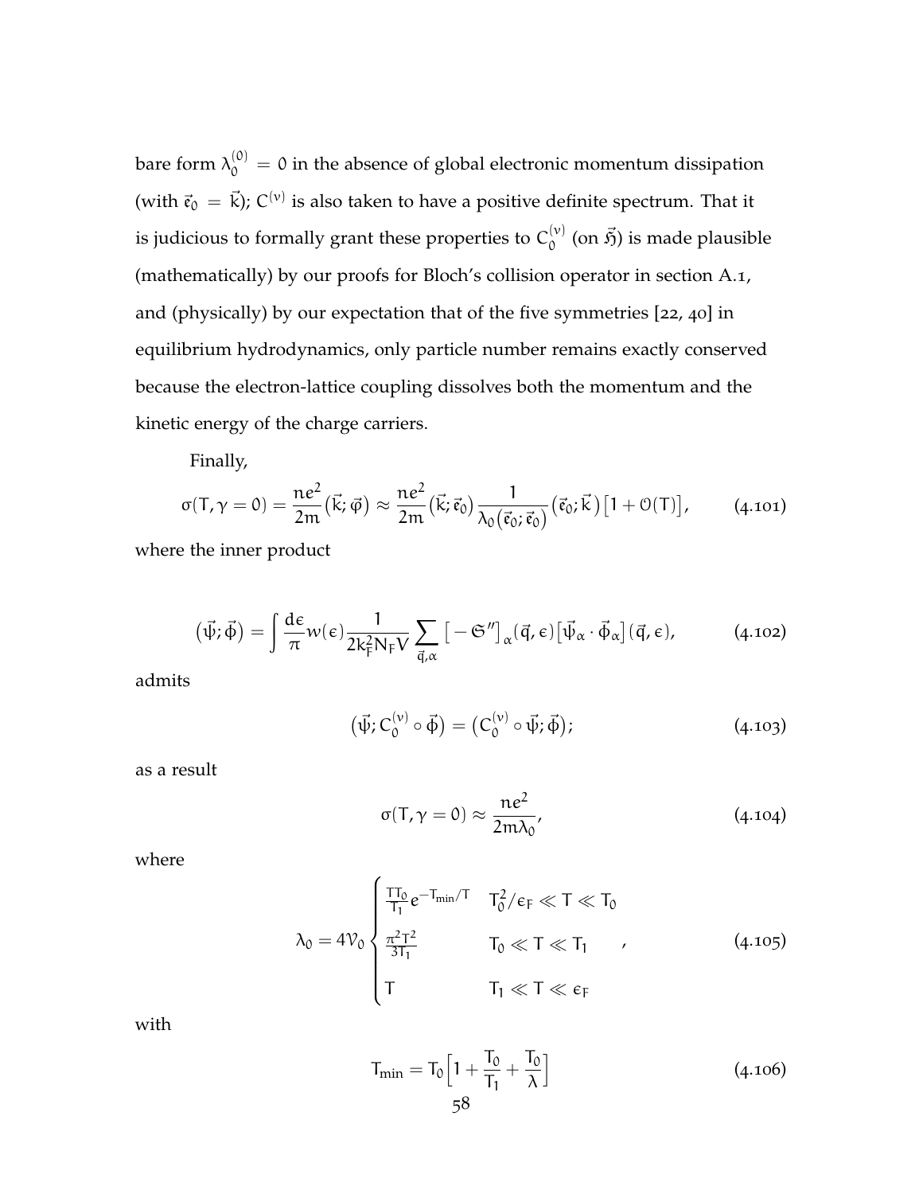bare form $\lambda_0^{(0)} = 0$ in the absence of global electronic momentum dissipation (with $\vec{\mathfrak{e}}_0 = \vec{k}$); $C^{(\nu)}$ is also taken to have a positive definite spectrum. That it is judicious to formally grant these properties to $C_0^{(\nu)}$ (on $\vec{\mathfrak{H}}$) is made plausible (mathematically) by our proofs for Bloch's collision operator in section A.1, and (physically) by our expectation that of the five symmetries [22, 40] in equilibrium hydrodynamics, only particle number remains exactly conserved because the electron-lattice coupling dissolves both the momentum and the kinetic energy of the charge carriers.

Finally,

$$\sigma(T, \gamma = 0) = \frac{ne^2}{2m}\big(\vec{k}; \vec{\varphi}\big) \approx \frac{ne^2}{2m}\big(\vec{k}; \vec{\mathfrak{e}}_0\big)\frac{1}{\lambda_0\big(\vec{\mathfrak{e}}_0; \vec{\mathfrak{e}}_0\big)}\big(\vec{\mathfrak{e}}_0; \vec{k}\big)\big[1 + \mathcal{O}(T)\big], \tag{4.101}$$

where the inner product

$$\big(\vec{\psi}; \vec{\phi}\big) = \int \frac{d\epsilon}{\pi} w(\epsilon) \frac{1}{2k_F^2 N_F V} \sum_{\vec{q},\alpha} \big[-\mathfrak{S}''\big]_\alpha(\vec{q}, \epsilon)\big[\vec{\psi}_\alpha \cdot \vec{\phi}_\alpha\big](\vec{q}, \epsilon), \tag{4.102}$$

admits

$$\big(\vec{\psi}; C_0^{(\nu)} \circ \vec{\phi}\big) = \big(C_0^{(\nu)} \circ \vec{\psi}; \vec{\phi}\big); \tag{4.103}$$

as a result

$$\sigma(T, \gamma = 0) \approx \frac{ne^2}{2m\lambda_0}, \tag{4.104}$$

where

$$\lambda_0 = 4\mathcal{V}_0 \begin{cases} \frac{TT_0}{T_1} e^{-T_{\min}/T} & T_0^2/\epsilon_F \ll T \ll T_0 \\ \frac{\pi^2 T^2}{3T_1} & T_0 \ll T \ll T_1 \\ T & T_1 \ll T \ll \epsilon_F \end{cases}, \tag{4.105}$$

with

$$T_{\min} = T_0\Big[1 + \frac{T_0}{T_1} + \frac{T_0}{\lambda}\Big] \tag{4.106}$$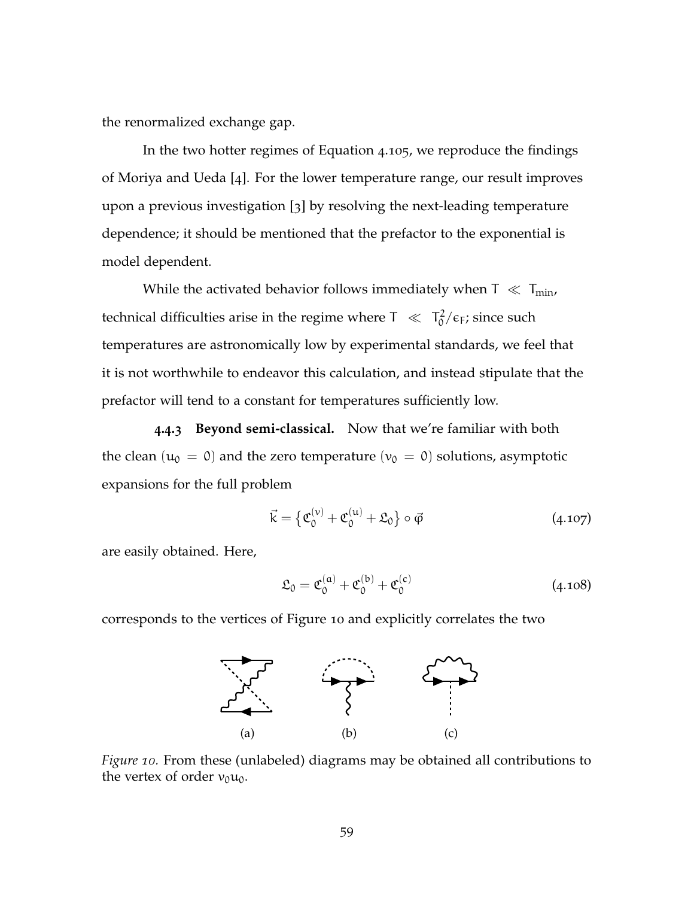the renormalized exchange gap.

In the two hotter regimes of Equation 4.105, we reproduce the findings of Moriya and Ueda [4]. For the lower temperature range, our result improves upon a previous investigation [3] by resolving the next-leading temperature dependence; it should be mentioned that the prefactor to the exponential is model dependent.

While the activated behavior follows immediately when $T \ll T_{min}$, technical difficulties arise in the regime where $T \ll T_0^2/\epsilon_F$; since such temperatures are astronomically low by experimental standards, we feel that it is not worthwhile to endeavor this calculation, and instead stipulate that the prefactor will tend to a constant for temperatures sufficiently low.

**4.4.3 Beyond semi-classical.** Now that we're familiar with both the clean ($u_0 = 0$) and the zero temperature ($v_0 = 0$) solutions, asymptotic expansions for the full problem

$$\vec{k} = \left\{ \mathfrak{C}_0^{(v)} + \mathfrak{C}_0^{(u)} + \mathfrak{L}_0 \right\} \circ \vec{\varphi} \tag{4.107}$$

are easily obtained. Here,

$$\mathfrak{L}_0 = \mathfrak{C}_0^{(a)} + \mathfrak{C}_0^{(b)} + \mathfrak{C}_0^{(c)} \tag{4.108}$$

corresponds to the vertices of Figure 10 and explicitly correlates the two

(a) (b) (c)

*Figure 10.* From these (unlabeled) diagrams may be obtained all contributions to the vertex of order $v_0 u_0$.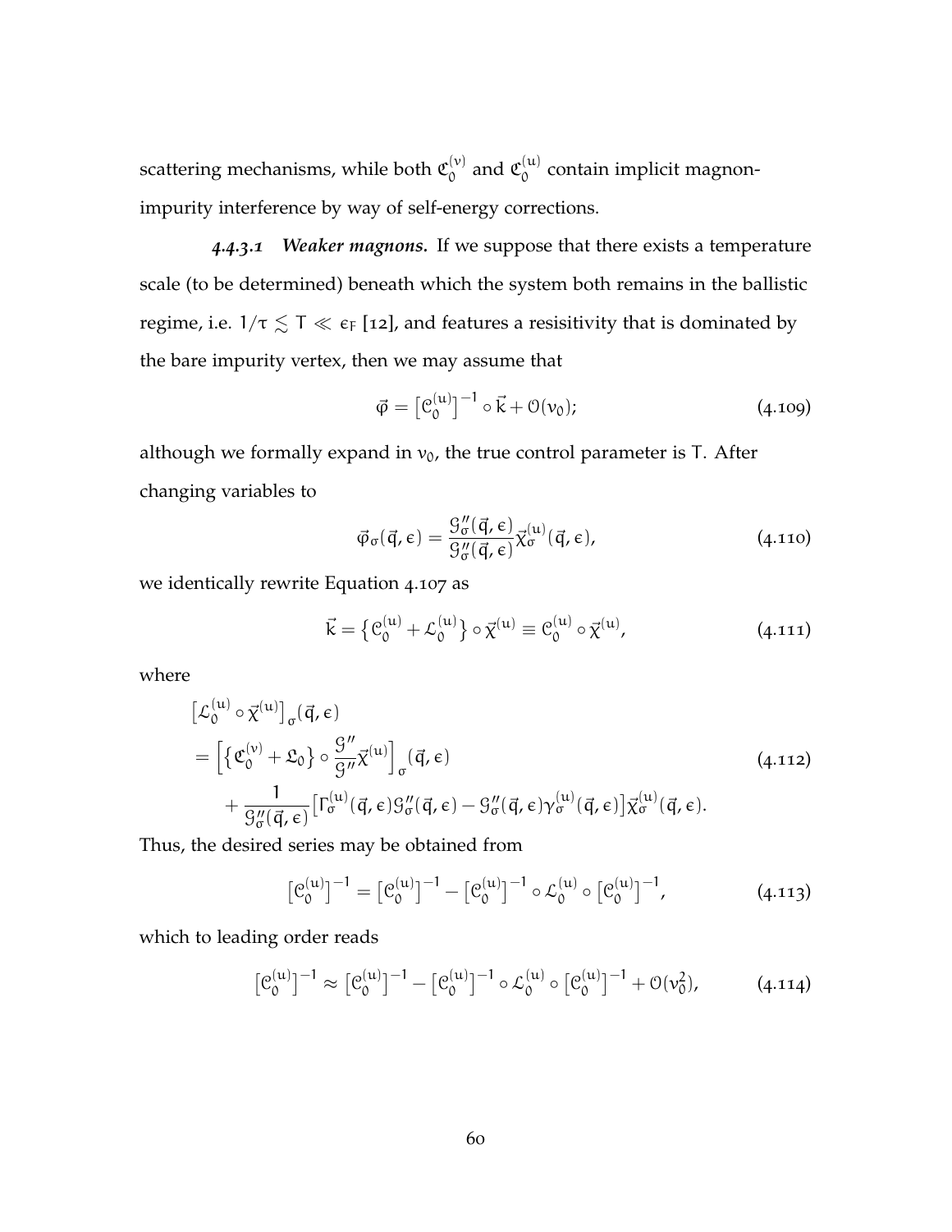scattering mechanisms, while both $\mathfrak{C}_0^{(v)}$ and $\mathfrak{C}_0^{(u)}$ contain implicit magnon-impurity interference by way of self-energy corrections.

*4.4.3.1 Weaker magnons.* If we suppose that there exists a temperature scale (to be determined) beneath which the system both remains in the ballistic regime, i.e. $1/\tau \lesssim T \ll \epsilon_F$ [12], and features a resisitivity that is dominated by the bare impurity vertex, then we may assume that

$$\vec{\varphi} = \left[\mathcal{C}_0^{(u)}\right]^{-1} \circ \vec{k} + \mathcal{O}(v_0); \tag{4.109}$$

although we formally expand in $v_0$, the true control parameter is T. After changing variables to

$$\vec{\varphi}_\sigma(\vec{q}, \epsilon) = \frac{\mathcal{G}''_\sigma(\vec{q}, \epsilon)}{\mathcal{G}''_\sigma(\vec{q}, \epsilon)} \vec{\chi}_\sigma^{(u)}(\vec{q}, \epsilon), \tag{4.110}$$

we identically rewrite Equation 4.107 as

$$\vec{k} = \left\{\mathcal{C}_0^{(u)} + \mathcal{L}_0^{(u)}\right\} \circ \vec{\chi}^{(u)} \equiv \mathcal{C}_0^{(u)} \circ \vec{\chi}^{(u)}, \tag{4.111}$$

where

$$\begin{aligned}
&\left[\mathcal{L}_0^{(u)} \circ \vec{\chi}^{(u)}\right]_\sigma(\vec{q}, \epsilon) \\
&= \left[\left\{\mathfrak{C}_0^{(v)} + \mathfrak{L}_0\right\} \circ \frac{\mathcal{G}''}{\mathcal{G}''} \vec{\chi}^{(u)}\right]_\sigma(\vec{q}, \epsilon) \\
&\quad + \frac{1}{\mathcal{G}''_\sigma(\vec{q}, \epsilon)}\left[\Gamma_\sigma^{(u)}(\vec{q}, \epsilon)\mathcal{G}''_\sigma(\vec{q}, \epsilon) - \mathcal{G}''_\sigma(\vec{q}, \epsilon)\gamma_\sigma^{(u)}(\vec{q}, \epsilon)\right]\vec{\chi}_\sigma^{(u)}(\vec{q}, \epsilon).
\end{aligned} \tag{4.112}$$

Thus, the desired series may be obtained from

$$\left[\mathcal{C}_0^{(u)}\right]^{-1} = \left[\mathcal{C}_0^{(u)}\right]^{-1} - \left[\mathcal{C}_0^{(u)}\right]^{-1} \circ \mathcal{L}_0^{(u)} \circ \left[\mathcal{C}_0^{(u)}\right]^{-1}, \tag{4.113}$$

which to leading order reads

$$\left[\mathcal{C}_0^{(u)}\right]^{-1} \approx \left[\mathcal{C}_0^{(u)}\right]^{-1} - \left[\mathcal{C}_0^{(u)}\right]^{-1} \circ \mathcal{L}_0^{(u)} \circ \left[\mathcal{C}_0^{(u)}\right]^{-1} + \mathcal{O}(v_0^2), \tag{4.114}$$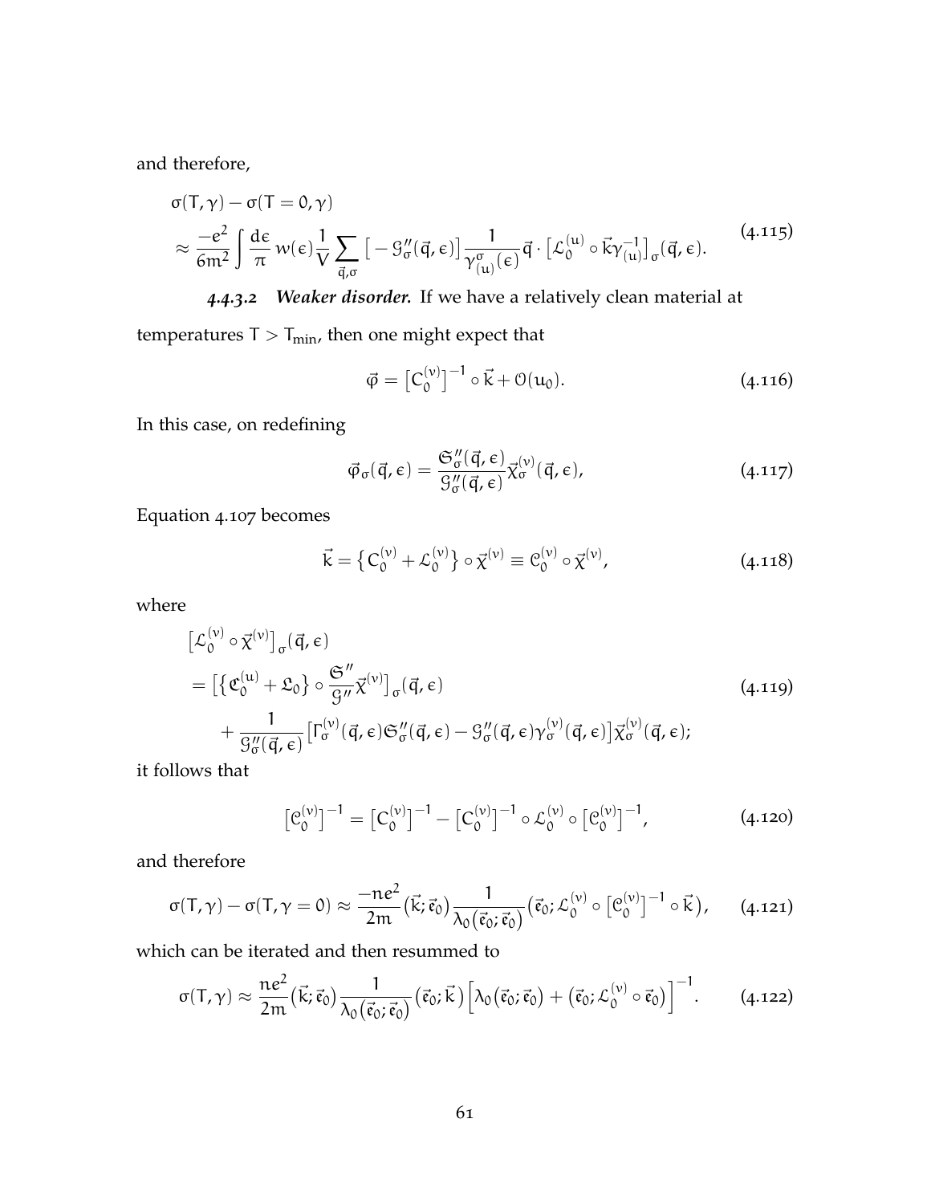and therefore,

$$
\begin{aligned}
&\sigma(T,\gamma) - \sigma(T=0,\gamma) \\
&\approx \frac{-e^2}{6m^2}\int \frac{d\epsilon}{\pi}\, w(\epsilon)\frac{1}{V}\sum_{\vec{q},\sigma}\big[-\mathcal{G}''_\sigma(\vec{q},\epsilon)\big]\frac{1}{\gamma^\sigma_{(u)}(\epsilon)}\vec{q}\cdot\big[\mathcal{L}^{(u)}_0\circ\vec{k}\gamma^{-1}_{(u)}\big]_\sigma(\vec{q},\epsilon).
\end{aligned}
\tag{4.115}
$$

#### *4.4.3.2 Weaker disorder.*

If we have a relatively clean material at temperatures $T > T_{\text{min}}$, then one might expect that

$$
\vec{\varphi} = \big[C^{(v)}_0\big]^{-1}\circ\vec{k} + \mathcal{O}(u_0). \tag{4.116}
$$

In this case, on redefining

$$
\vec{\varphi}_\sigma(\vec{q},\epsilon) = \frac{\mathfrak{S}''_\sigma(\vec{q},\epsilon)}{\mathcal{G}''_\sigma(\vec{q},\epsilon)}\vec{\chi}^{(v)}_\sigma(\vec{q},\epsilon), \tag{4.117}
$$

Equation 4.107 becomes

$$
\vec{k} = \big\{C^{(v)}_0 + \mathcal{L}^{(v)}_0\big\}\circ\vec{\chi}^{(v)} \equiv \mathcal{C}^{(v)}_0\circ\vec{\chi}^{(v)}, \tag{4.118}
$$

where

$$
\begin{aligned}
&\big[\mathcal{L}^{(v)}_0\circ\vec{\chi}^{(v)}\big]_\sigma(\vec{q},\epsilon) \\
&= \Big[\big\{\mathfrak{C}^{(u)}_0 + \mathfrak{L}_0\big\}\circ\frac{\mathfrak{S}''}{\mathcal{G}''}\vec{\chi}^{(v)}\Big]_\sigma(\vec{q},\epsilon) \\
&\quad + \frac{1}{\mathcal{G}''_\sigma(\vec{q},\epsilon)}\big[\Gamma^{(v)}_\sigma(\vec{q},\epsilon)\mathfrak{S}''_\sigma(\vec{q},\epsilon) - \mathcal{G}''_\sigma(\vec{q},\epsilon)\gamma^{(v)}_\sigma(\vec{q},\epsilon)\big]\vec{\chi}^{(v)}_\sigma(\vec{q},\epsilon);
\end{aligned}
\tag{4.119}
$$

it follows that

$$
\big[\mathcal{C}^{(v)}_0\big]^{-1} = \big[C^{(v)}_0\big]^{-1} - \big[C^{(v)}_0\big]^{-1}\circ\mathcal{L}^{(v)}_0\circ\big[\mathcal{C}^{(v)}_0\big]^{-1}, \tag{4.120}
$$

and therefore

$$
\sigma(T,\gamma) - \sigma(T,\gamma=0) \approx \frac{-ne^2}{2m}\big(\vec{k};\vec{e}_0\big)\frac{1}{\lambda_0\big(\vec{e}_0;\vec{e}_0\big)}\big(\vec{e}_0;\mathcal{L}^{(v)}_0\circ\big[\mathcal{C}^{(v)}_0\big]^{-1}\circ\vec{k}\big), \tag{4.121}
$$

which can be iterated and then resummed to

$$
\sigma(T,\gamma) \approx \frac{ne^2}{2m}\big(\vec{k};\vec{e}_0\big)\frac{1}{\lambda_0\big(\vec{e}_0;\vec{e}_0\big)}\big(\vec{e}_0;\vec{k}\big)\Big[\lambda_0\big(\vec{e}_0;\vec{e}_0\big) + \big(\vec{e}_0;\mathcal{L}^{(v)}_0\circ\vec{e}_0\big)\Big]^{-1}. \tag{4.122}
$$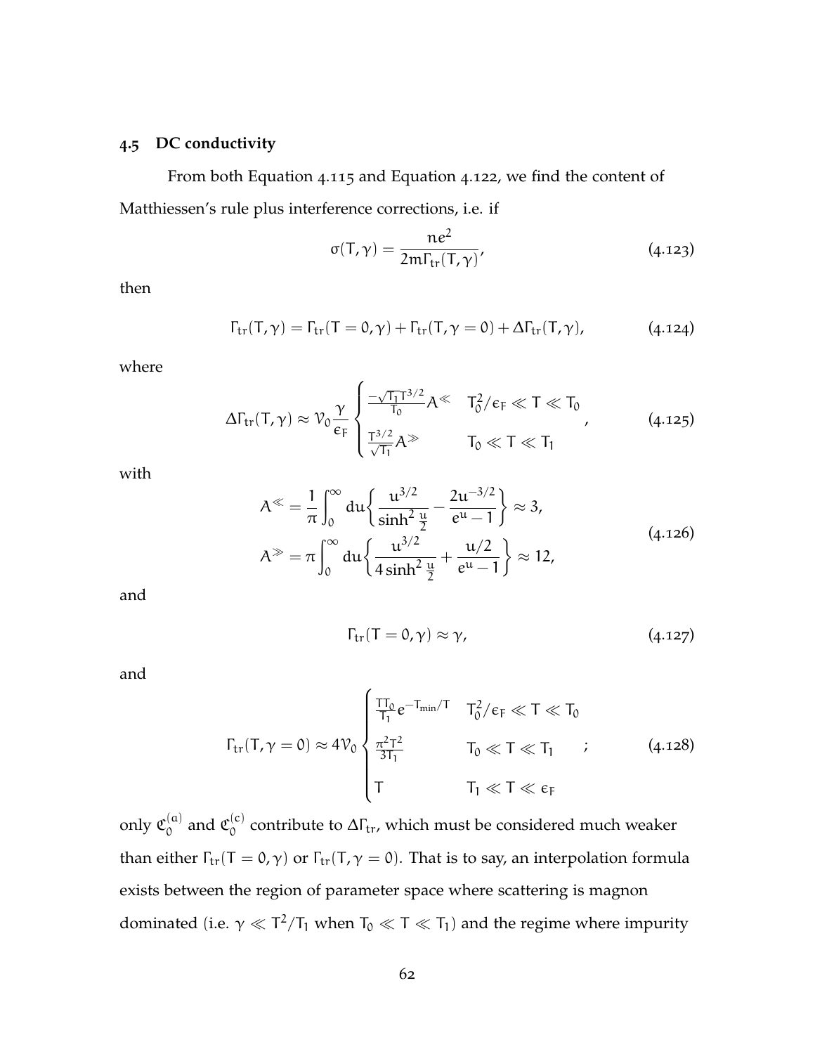## 4.5 DC conductivity

From both Equation 4.115 and Equation 4.122, we find the content of Matthiessen's rule plus interference corrections, i.e. if

$$\sigma(T,\gamma) = \frac{ne^2}{2m\Gamma_{tr}(T,\gamma)}, \tag{4.123}$$

then

$$\Gamma_{tr}(T,\gamma) = \Gamma_{tr}(T=0,\gamma) + \Gamma_{tr}(T,\gamma=0) + \Delta\Gamma_{tr}(T,\gamma), \tag{4.124}$$

where

$$\Delta\Gamma_{tr}(T,\gamma) \approx \mathcal{V}_0 \frac{\gamma}{\epsilon_F} \begin{cases} \frac{-\sqrt{T_1}T^{3/2}}{T_0} A^{\ll} & T_0^2/\epsilon_F \ll T \ll T_0 \\ \frac{T^{3/2}}{\sqrt{T_1}} A^{\gg} & T_0 \ll T \ll T_1 \end{cases}, \tag{4.125}$$

with

$$\begin{aligned} A^{\ll} &= \frac{1}{\pi}\int_0^\infty du \left\{ \frac{u^{3/2}}{\sinh^2 \frac{u}{2}} - \frac{2u^{-3/2}}{e^u - 1} \right\} \approx 3, \\ A^{\gg} &= \pi \int_0^\infty du \left\{ \frac{u^{3/2}}{4\sinh^2 \frac{u}{2}} + \frac{u/2}{e^u - 1} \right\} \approx 12, \end{aligned} \tag{4.126}$$

and

$$\Gamma_{tr}(T=0,\gamma) \approx \gamma, \tag{4.127}$$

and

$$\Gamma_{tr}(T,\gamma=0) \approx 4\mathcal{V}_0 \begin{cases} \frac{TT_0}{T_1} e^{-T_{min}/T} & T_0^2/\epsilon_F \ll T \ll T_0 \\ \frac{\pi^2 T^2}{3T_1} & T_0 \ll T \ll T_1 \\ T & T_1 \ll T \ll \epsilon_F \end{cases}; \tag{4.128}$$

only $\mathfrak{C}_0^{(a)}$ and $\mathfrak{C}_0^{(c)}$ contribute to $\Delta\Gamma_{tr}$, which must be considered much weaker than either $\Gamma_{tr}(T=0,\gamma)$ or $\Gamma_{tr}(T,\gamma=0)$. That is to say, an interpolation formula exists between the region of parameter space where scattering is magnon dominated (i.e. $\gamma \ll T^2/T_1$ when $T_0 \ll T \ll T_1$) and the regime where impurity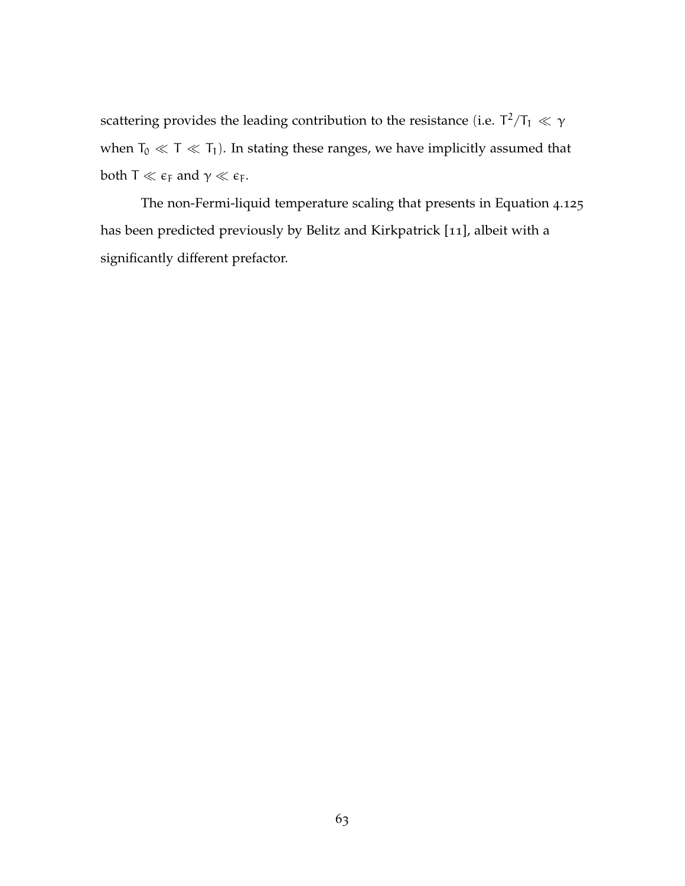scattering provides the leading contribution to the resistance (i.e. $T^2/T_1 \ll \gamma$ when $T_0 \ll T \ll T_1$). In stating these ranges, we have implicitly assumed that both $T \ll \epsilon_F$ and $\gamma \ll \epsilon_F$.

The non-Fermi-liquid temperature scaling that presents in Equation 4.125 has been predicted previously by Belitz and Kirkpatrick [11], albeit with a significantly different prefactor.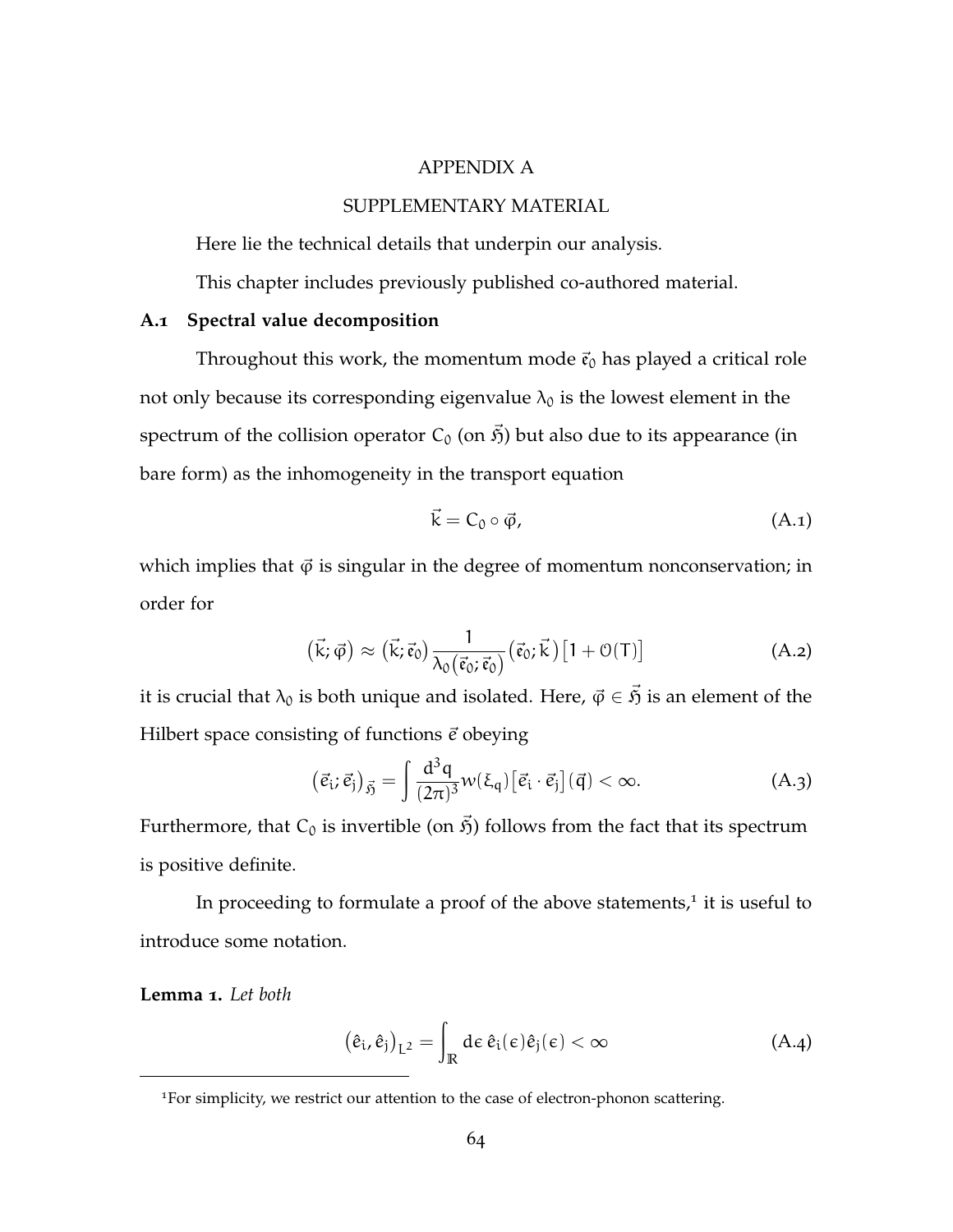# APPENDIX A

# SUPPLEMENTARY MATERIAL

Here lie the technical details that underpin our analysis.

This chapter includes previously published co-authored material.

## A.1 Spectral value decomposition

Throughout this work, the momentum mode $\vec{\mathfrak{e}}_0$ has played a critical role not only because its corresponding eigenvalue $\lambda_0$ is the lowest element in the spectrum of the collision operator $C_0$ (on $\vec{\mathfrak{H}}$) but also due to its appearance (in bare form) as the inhomogeneity in the transport equation

$$\vec{k} = C_0 \circ \vec{\varphi}, \tag{A.1}$$

which implies that $\vec{\varphi}$ is singular in the degree of momentum nonconservation; in order for

$$\left(\vec{k}; \vec{\varphi}\right) \approx \left(\vec{k}; \vec{\mathfrak{e}}_0\right) \frac{1}{\lambda_0\left(\vec{\mathfrak{e}}_0; \vec{\mathfrak{e}}_0\right)} \left(\vec{\mathfrak{e}}_0; \vec{k}\right) \left[1 + \mathcal{O}(T)\right] \tag{A.2}$$

it is crucial that $\lambda_0$ is both unique and isolated. Here, $\vec{\varphi} \in \vec{\mathfrak{H}}$ is an element of the Hilbert space consisting of functions $\vec{e}$ obeying

$$\left(\vec{e}_i; \vec{e}_j\right)_{\vec{\mathfrak{H}}} = \int \frac{d^3q}{(2\pi)^3} w(\xi_q) \left[\vec{e}_i \cdot \vec{e}_j\right](\vec{q}) < \infty. \tag{A.3}$$

Furthermore, that $C_0$ is invertible (on $\vec{\mathfrak{H}}$) follows from the fact that its spectrum is positive definite.

In proceeding to formulate a proof of the above statements,[1] it is useful to introduce some notation.

**Lemma 1.** *Let both*

$$\left(\hat{e}_i, \hat{e}_j\right)_{L^2} = \int_{\mathbb{R}} d\epsilon\, \hat{e}_i(\epsilon) \hat{e}_j(\epsilon) < \infty \tag{A.4}$$

[1] For simplicity, we restrict our attention to the case of electron-phonon scattering.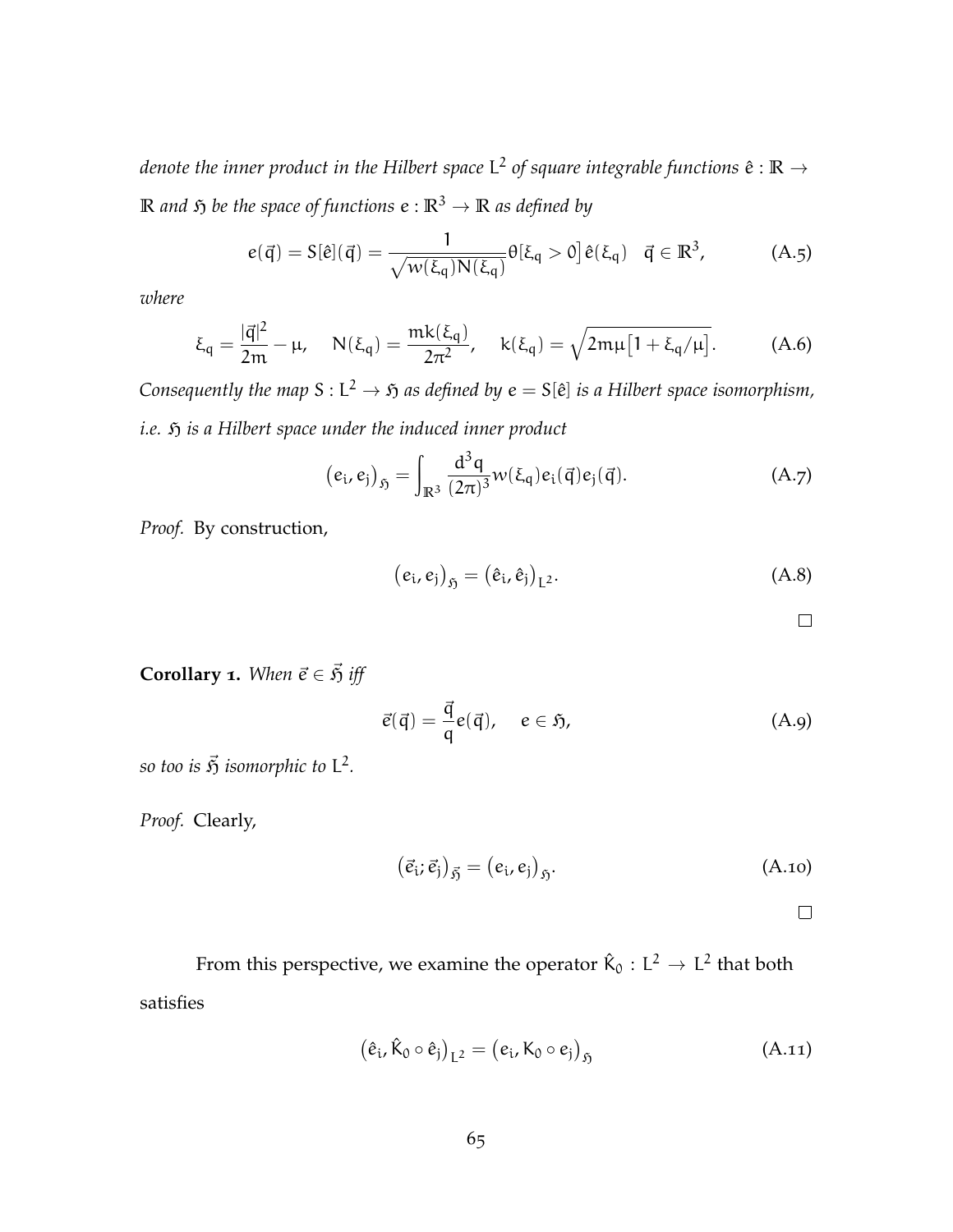*denote the inner product in the Hilbert space $L^2$ of square integrable functions $\hat{e} : \mathbb{R} \to \mathbb{R}$ and $\mathfrak{H}$ be the space of functions $e : \mathbb{R}^3 \to \mathbb{R}$ as defined by*

$$e(\vec{q}) = S[\hat{e}](\vec{q}) = \frac{1}{\sqrt{w(\xi_q)N(\xi_q)}}\theta\big[\xi_q > 0\big]\,\hat{e}(\xi_q) \quad \vec{q} \in \mathbb{R}^3, \tag{A.5}$$

*where*

$$\xi_q = \frac{|\vec{q}|^2}{2m} - \mu, \quad N(\xi_q) = \frac{mk(\xi_q)}{2\pi^2}, \quad k(\xi_q) = \sqrt{2m\mu\big[1 + \xi_q/\mu\big]}. \tag{A.6}$$

*Consequently the map $S : L^2 \to \mathfrak{H}$ as defined by $e = S[\hat{e}]$ is a Hilbert space isomorphism, i.e. $\mathfrak{H}$ is a Hilbert space under the induced inner product*

$$\big(e_i, e_j\big)_{\mathfrak{H}} = \int_{\mathbb{R}^3} \frac{d^3q}{(2\pi)^3} w(\xi_q) e_i(\vec{q}) e_j(\vec{q}). \tag{A.7}$$

*Proof.* By construction,

$$\big(e_i, e_j\big)_{\mathfrak{H}} = \big(\hat{e}_i, \hat{e}_j\big)_{L^2}. \tag{A.8}$$

□

**Corollary 1.** *When $\vec{e} \in \vec{\mathfrak{H}}$ iff*

$$\vec{e}(\vec{q}) = \frac{\vec{q}}{q} e(\vec{q}), \quad e \in \mathfrak{H}, \tag{A.9}$$

*so too is $\vec{\mathfrak{H}}$ isomorphic to $L^2$.*

*Proof.* Clearly,

$$\big(\vec{e}_i ; \vec{e}_j\big)_{\vec{\mathfrak{H}}} = \big(e_i, e_j\big)_{\mathfrak{H}}. \tag{A.10}$$

□

From this perspective, we examine the operator $\hat{K}_0 : L^2 \to L^2$ that both satisfies

$$\big(\hat{e}_i, \hat{K}_0 \circ \hat{e}_j\big)_{L^2} = \big(e_i, K_0 \circ e_j\big)_{\mathfrak{H}} \tag{A.11}$$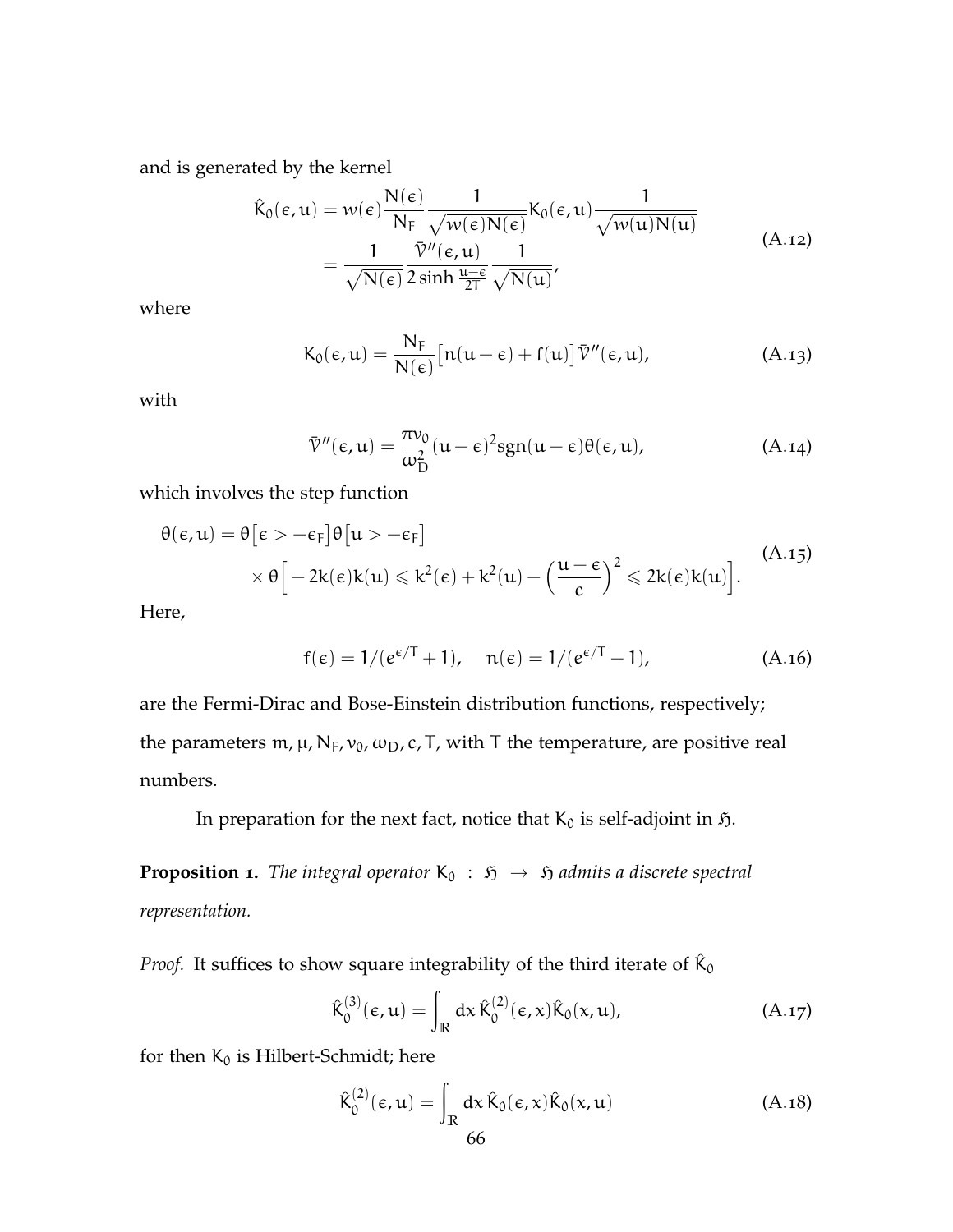and is generated by the kernel

$$\hat{K}_0(\epsilon, u) = w(\epsilon)\frac{N(\epsilon)}{N_F}\frac{1}{\sqrt{w(\epsilon)N(\epsilon)}}K_0(\epsilon, u)\frac{1}{\sqrt{w(u)N(u)}}$$
$$= \frac{1}{\sqrt{N(\epsilon)}}\frac{\bar{\mathcal{V}}''(\epsilon, u)}{2\sinh\frac{u-\epsilon}{2T}}\frac{1}{\sqrt{N(u)}}, \tag{A.12}$$

where

$$K_0(\epsilon, u) = \frac{N_F}{N(\epsilon)}\big[n(u-\epsilon) + f(u)\big]\bar{\mathcal{V}}''(\epsilon, u), \tag{A.13}$$

with

$$\bar{\mathcal{V}}''(\epsilon, u) = \frac{\pi \nu_0}{\omega_D^2}(u-\epsilon)^2 \mathrm{sgn}(u-\epsilon)\theta(\epsilon, u), \tag{A.14}$$

which involves the step function

$$\theta(\epsilon, u) = \theta\big[\epsilon > -\epsilon_F\big]\theta\big[u > -\epsilon_F\big]$$
$$\times\, \theta\Big[-2k(\epsilon)k(u) \leqslant k^2(\epsilon) + k^2(u) - \Big(\frac{u-\epsilon}{c}\Big)^2 \leqslant 2k(\epsilon)k(u)\Big]. \tag{A.15}$$

Here,

$$f(\epsilon) = 1/(e^{\epsilon/T}+1), \quad n(\epsilon) = 1/(e^{\epsilon/T}-1), \tag{A.16}$$

are the Fermi-Dirac and Bose-Einstein distribution functions, respectively; the parameters $m, \mu, N_F, \nu_0, \omega_D, c, T$, with $T$ the temperature, are positive real numbers.

In preparation for the next fact, notice that $K_0$ is self-adjoint in $\mathfrak{H}$.

**Proposition 1.** *The integral operator* $K_0 : \mathfrak{H} \to \mathfrak{H}$ *admits a discrete spectral representation.*

*Proof.* It suffices to show square integrability of the third iterate of $\hat{K}_0$

$$\hat{K}_0^{(3)}(\epsilon, u) = \int_{\mathbb{R}} dx\, \hat{K}_0^{(2)}(\epsilon, x)\hat{K}_0(x, u), \tag{A.17}$$

for then $K_0$ is Hilbert-Schmidt; here

$$\hat{K}_0^{(2)}(\epsilon, u) = \int_{\mathbb{R}} dx\, \hat{K}_0(\epsilon, x)\hat{K}_0(x, u) \tag{A.18}$$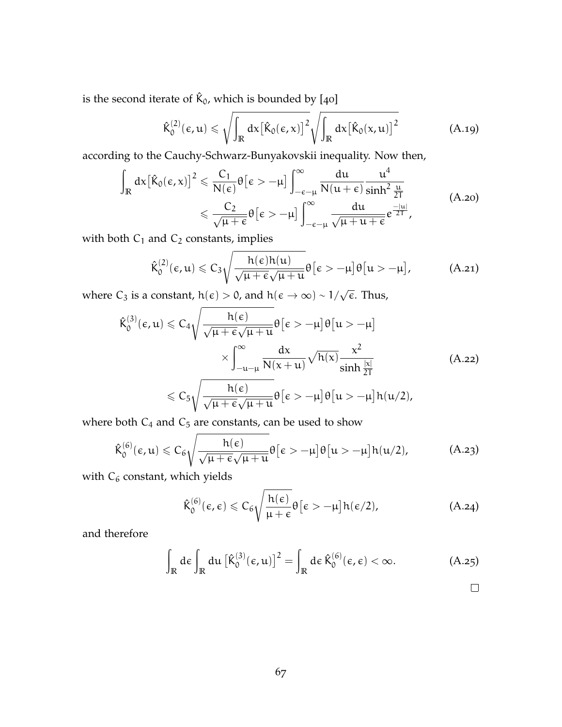is the second iterate of $\hat{K}_0$, which is bounded by [40]

$$\hat{K}_0^{(2)}(\epsilon, u) \leqslant \sqrt{\int_{\mathbb{R}} dx \big[\hat{K}_0(\epsilon, x)\big]^2} \sqrt{\int_{\mathbb{R}} dx \big[\hat{K}_0(x, u)\big]^2} \tag{A.19}$$

according to the Cauchy-Schwarz-Bunyakovskii inequality. Now then,

$$\begin{aligned}\int_{\mathbb{R}} dx \big[\hat{K}_0(\epsilon, x)\big]^2 &\leqslant \frac{C_1}{N(\epsilon)} \theta\big[\epsilon > -\mu\big] \int_{-\epsilon-\mu}^{\infty} \frac{du}{N(u+\epsilon)} \frac{u^4}{\sinh^2 \frac{u}{2T}} \\ &\leqslant \frac{C_2}{\sqrt{\mu+\epsilon}} \theta\big[\epsilon > -\mu\big] \int_{-\epsilon-\mu}^{\infty} \frac{du}{\sqrt{\mu+u+\epsilon}} e^{\frac{-|u|}{2T}},\end{aligned} \tag{A.20}$$

with both $C_1$ and $C_2$ constants, implies

$$\hat{K}_0^{(2)}(\epsilon, u) \leqslant C_3 \sqrt{\frac{h(\epsilon) h(u)}{\sqrt{\mu+\epsilon}\sqrt{\mu+u}}} \theta\big[\epsilon > -\mu\big] \theta\big[u > -\mu\big], \tag{A.21}$$

where $C_3$ is a constant, $h(\epsilon) > 0$, and $h(\epsilon \to \infty) \sim 1/\sqrt{\epsilon}$. Thus,

$$\begin{aligned}\hat{K}_0^{(3)}(\epsilon, u) &\leqslant C_4 \sqrt{\frac{h(\epsilon)}{\sqrt{\mu+\epsilon}\sqrt{\mu+u}}} \theta\big[\epsilon > -\mu\big] \theta\big[u > -\mu\big] \\ &\qquad \times \int_{-u-\mu}^{\infty} \frac{dx}{N(x+u)} \sqrt{h(x)} \frac{x^2}{\sinh \frac{|x|}{2T}} \\ &\leqslant C_5 \sqrt{\frac{h(\epsilon)}{\sqrt{\mu+\epsilon}\sqrt{\mu+u}}} \theta\big[\epsilon > -\mu\big] \theta\big[u > -\mu\big] h(u/2),\end{aligned} \tag{A.22}$$

where both $C_4$ and $C_5$ are constants, can be used to show

$$\hat{K}_0^{(6)}(\epsilon, u) \leqslant C_6 \sqrt{\frac{h(\epsilon)}{\sqrt{\mu+\epsilon}\sqrt{\mu+u}}} \theta\big[\epsilon > -\mu\big] \theta\big[u > -\mu\big] h(u/2), \tag{A.23}$$

with $C_6$ constant, which yields

$$\hat{K}_0^{(6)}(\epsilon, \epsilon) \leqslant C_6 \sqrt{\frac{h(\epsilon)}{\mu+\epsilon}} \theta\big[\epsilon > -\mu\big] h(\epsilon/2), \tag{A.24}$$

and therefore

$$\int_{\mathbb{R}} d\epsilon \int_{\mathbb{R}} du \, \big[\hat{K}_0^{(3)}(\epsilon, u)\big]^2 = \int_{\mathbb{R}} d\epsilon \, \hat{K}_0^{(6)}(\epsilon, \epsilon) < \infty. \tag{A.25}$$

□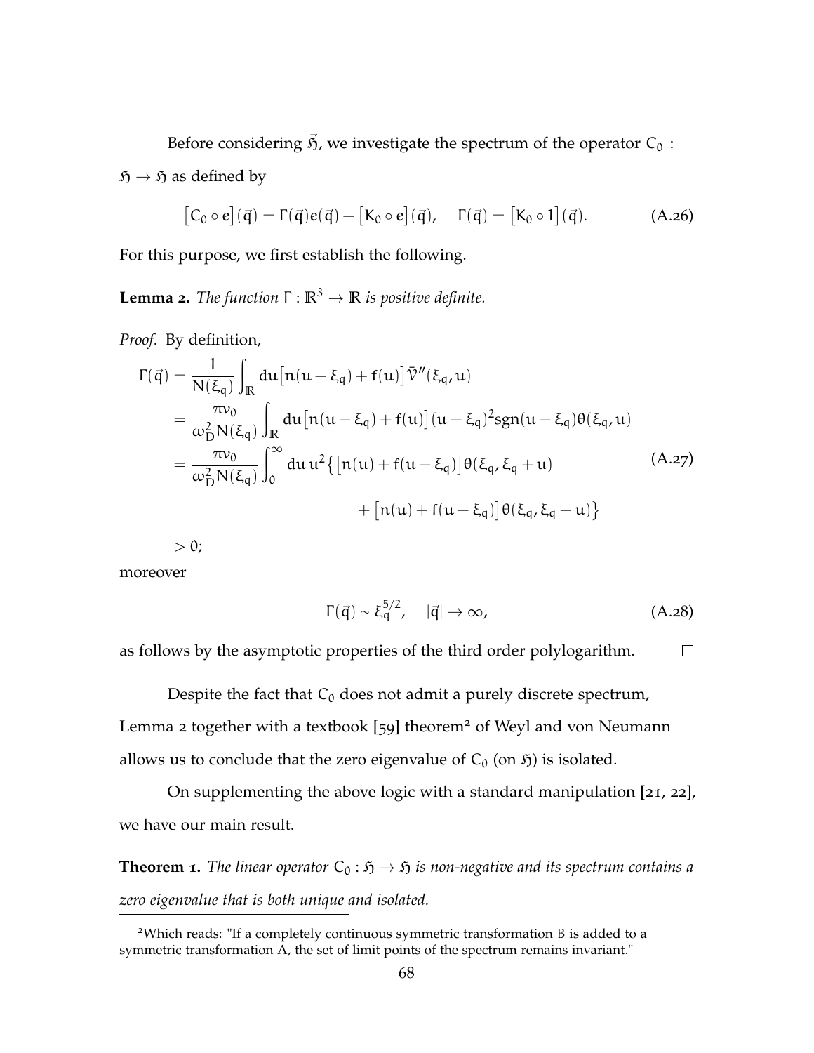Before considering $\vec{\mathfrak{H}}$, we investigate the spectrum of the operator $C_0 : \mathfrak{H} \to \mathfrak{H}$ as defined by

$$\big[C_0 \circ e\big](\vec{q}) = \Gamma(\vec{q})e(\vec{q}) - \big[K_0 \circ e\big](\vec{q}), \quad \Gamma(\vec{q}) = \big[K_0 \circ 1\big](\vec{q}). \tag{A.26}$$

For this purpose, we first establish the following.

**Lemma 2.** *The function $\Gamma : \mathbb{R}^3 \to \mathbb{R}$ is positive definite.*

*Proof.* By definition,

$$\begin{aligned}
\Gamma(\vec{q}) &= \frac{1}{N(\xi_q)} \int_{\mathbb{R}} du \big[n(u - \xi_q) + f(u)\big] \tilde{\mathcal{V}}''(\xi_q, u) \\
&= \frac{\pi v_0}{\omega_D^2 N(\xi_q)} \int_{\mathbb{R}} du \big[n(u - \xi_q) + f(u)\big](u - \xi_q)^2 \mathrm{sgn}(u - \xi_q)\theta(\xi_q, u) \\
&= \frac{\pi v_0}{\omega_D^2 N(\xi_q)} \int_0^\infty du\, u^2 \big\{\big[n(u) + f(u + \xi_q)\big]\theta(\xi_q, \xi_q + u) \\
&\qquad\qquad + \big[n(u) + f(u - \xi_q)\big]\theta(\xi_q, \xi_q - u)\big\}
\end{aligned} \tag{A.27}$$

$> 0$;

moreover

$$\Gamma(\vec{q}) \sim \xi_q^{5/2}, \quad |\vec{q}| \to \infty, \tag{A.28}$$

as follows by the asymptotic properties of the third order polylogarithm. □

Despite the fact that $C_0$ does not admit a purely discrete spectrum, Lemma 2 together with a textbook [59] theorem[2] of Weyl and von Neumann allows us to conclude that the zero eigenvalue of $C_0$ (on $\mathfrak{H}$) is isolated.

On supplementing the above logic with a standard manipulation [21, 22], we have our main result.

**Theorem 1.** *The linear operator $C_0 : \mathfrak{H} \to \mathfrak{H}$ is non-negative and its spectrum contains a zero eigenvalue that is both unique and isolated.*

---

[2]Which reads: "If a completely continuous symmetric transformation B is added to a symmetric transformation A, the set of limit points of the spectrum remains invariant."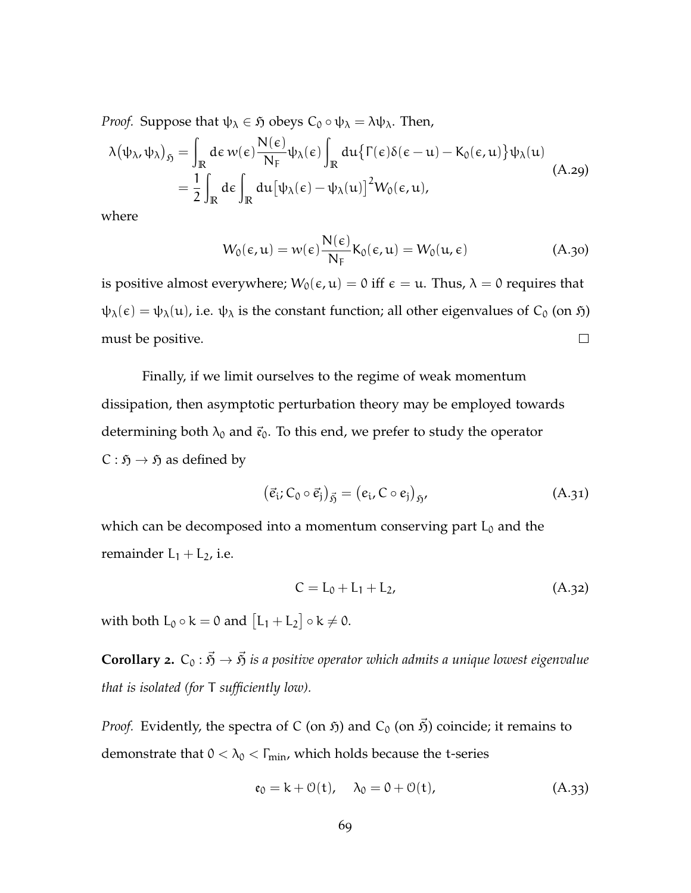*Proof.* Suppose that $\psi_\lambda \in \mathfrak{H}$ obeys $C_0 \circ \psi_\lambda = \lambda \psi_\lambda$. Then,

$$
\begin{aligned}
\lambda\big(\psi_\lambda, \psi_\lambda\big)_{\mathfrak{H}} &= \int_{\mathbb{R}} d\epsilon\, w(\epsilon) \frac{N(\epsilon)}{N_F} \psi_\lambda(\epsilon) \int_{\mathbb{R}} du \big\{\Gamma(\epsilon)\delta(\epsilon - u) - K_0(\epsilon, u)\big\} \psi_\lambda(u) \\
&= \frac{1}{2} \int_{\mathbb{R}} d\epsilon \int_{\mathbb{R}} du \big[\psi_\lambda(\epsilon) - \psi_\lambda(u)\big]^2 W_0(\epsilon, u),
\end{aligned}
\tag{A.29}
$$

where

$$
W_0(\epsilon, u) = w(\epsilon) \frac{N(\epsilon)}{N_F} K_0(\epsilon, u) = W_0(u, \epsilon) \tag{A.30}
$$

is positive almost everywhere; $W_0(\epsilon, u) = 0$ iff $\epsilon = u$. Thus, $\lambda = 0$ requires that $\psi_\lambda(\epsilon) = \psi_\lambda(u)$, i.e. $\psi_\lambda$ is the constant function; all other eigenvalues of $C_0$ (on $\mathfrak{H}$) must be positive. ☐

Finally, if we limit ourselves to the regime of weak momentum dissipation, then asymptotic perturbation theory may be employed towards determining both $\lambda_0$ and $\vec{\mathfrak{e}}_0$. To this end, we prefer to study the operator $C : \mathfrak{H} \to \mathfrak{H}$ as defined by

$$
\big(\vec{e}_i; C_0 \circ \vec{e}_j\big)_{\vec{\mathfrak{H}}} = \big(e_i, C \circ e_j\big)_{\mathfrak{H}}, \tag{A.31}
$$

which can be decomposed into a momentum conserving part $L_0$ and the remainder $L_1 + L_2$, i.e.

$$
C = L_0 + L_1 + L_2, \tag{A.32}
$$

with both $L_0 \circ k = 0$ and $\big[L_1 + L_2\big] \circ k \neq 0$.

**Corollary 2.** *$C_0 : \vec{\mathfrak{H}} \to \vec{\mathfrak{H}}$ is a positive operator which admits a unique lowest eigenvalue that is isolated (for $T$ sufficiently low).*

*Proof.* Evidently, the spectra of $C$ (on $\mathfrak{H}$) and $C_0$ (on $\vec{\mathfrak{H}}$) coincide; it remains to demonstrate that $0 < \lambda_0 < \Gamma_{\text{min}}$, which holds because the $t$-series

$$
\mathfrak{e}_0 = k + \mathcal{O}(t), \quad \lambda_0 = 0 + \mathcal{O}(t), \tag{A.33}
$$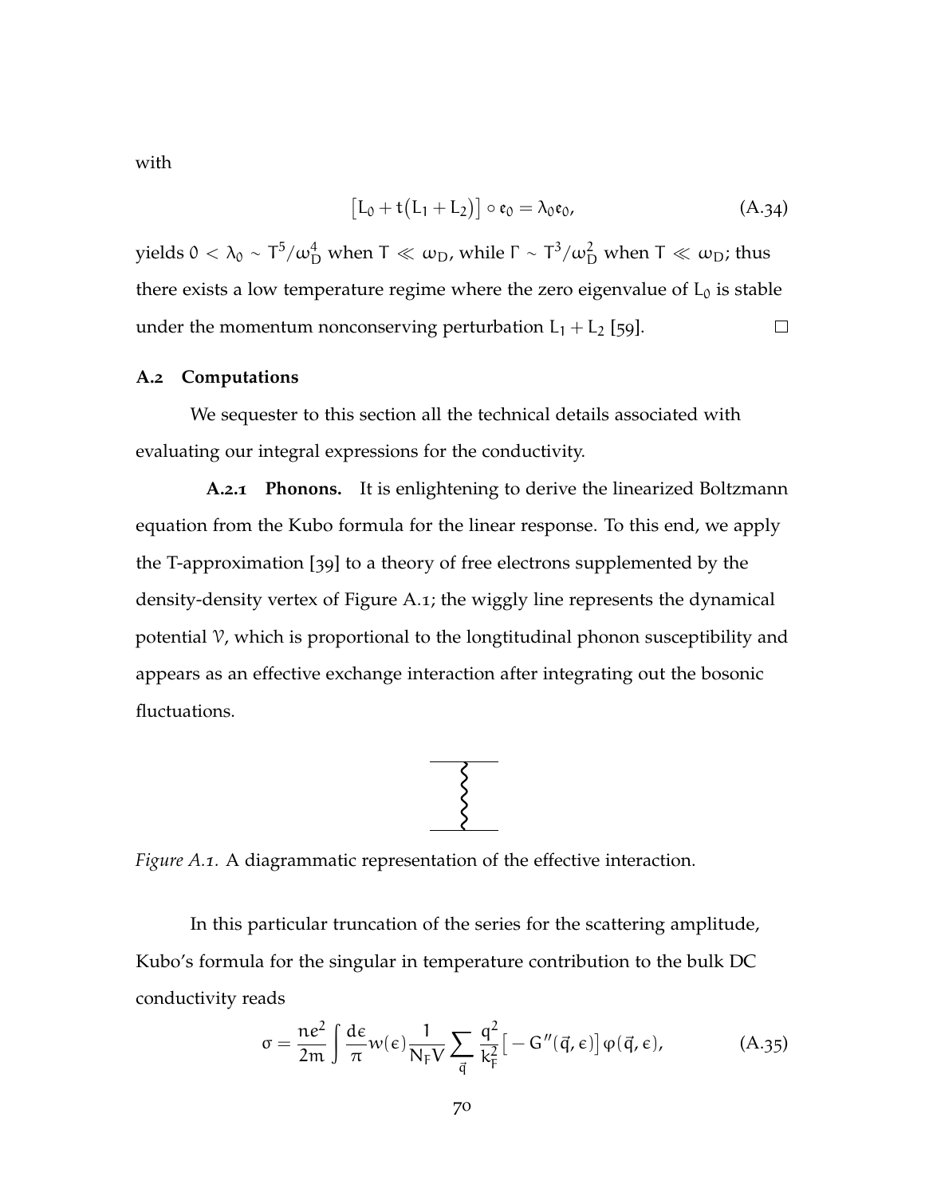with

$$\left[L_0 + t\left(L_1 + L_2\right)\right] \circ \mathfrak{e}_0 = \lambda_0 \mathfrak{e}_0, \tag{A.34}$$

yields $0 < \lambda_0 \sim T^5/\omega_D^4$ when $T \ll \omega_D$, while $\Gamma \sim T^3/\omega_D^2$ when $T \ll \omega_D$; thus there exists a low temperature regime where the zero eigenvalue of $L_0$ is stable under the momentum nonconserving perturbation $L_1 + L_2$ [59]. □

### A.2 Computations

We sequester to this section all the technical details associated with evaluating our integral expressions for the conductivity.

**A.2.1 Phonons.** It is enlightening to derive the linearized Boltzmann equation from the Kubo formula for the linear response. To this end, we apply the T-approximation [39] to a theory of free electrons supplemented by the density-density vertex of Figure A.1; the wiggly line represents the dynamical potential $\mathcal{V}$, which is proportional to the longtitudinal phonon susceptibility and appears as an effective exchange interaction after integrating out the bosonic fluctuations.

*Figure A.1.* A diagrammatic representation of the effective interaction.

In this particular truncation of the series for the scattering amplitude, Kubo's formula for the singular in temperature contribution to the bulk DC conductivity reads

$$\sigma = \frac{ne^2}{2m} \int \frac{d\epsilon}{\pi} w(\epsilon) \frac{1}{N_F V} \sum_{\vec{q}} \frac{q^2}{k_F^2} \left[ -G''(\vec{q}, \epsilon) \right] \varphi(\vec{q}, \epsilon), \tag{A.35}$$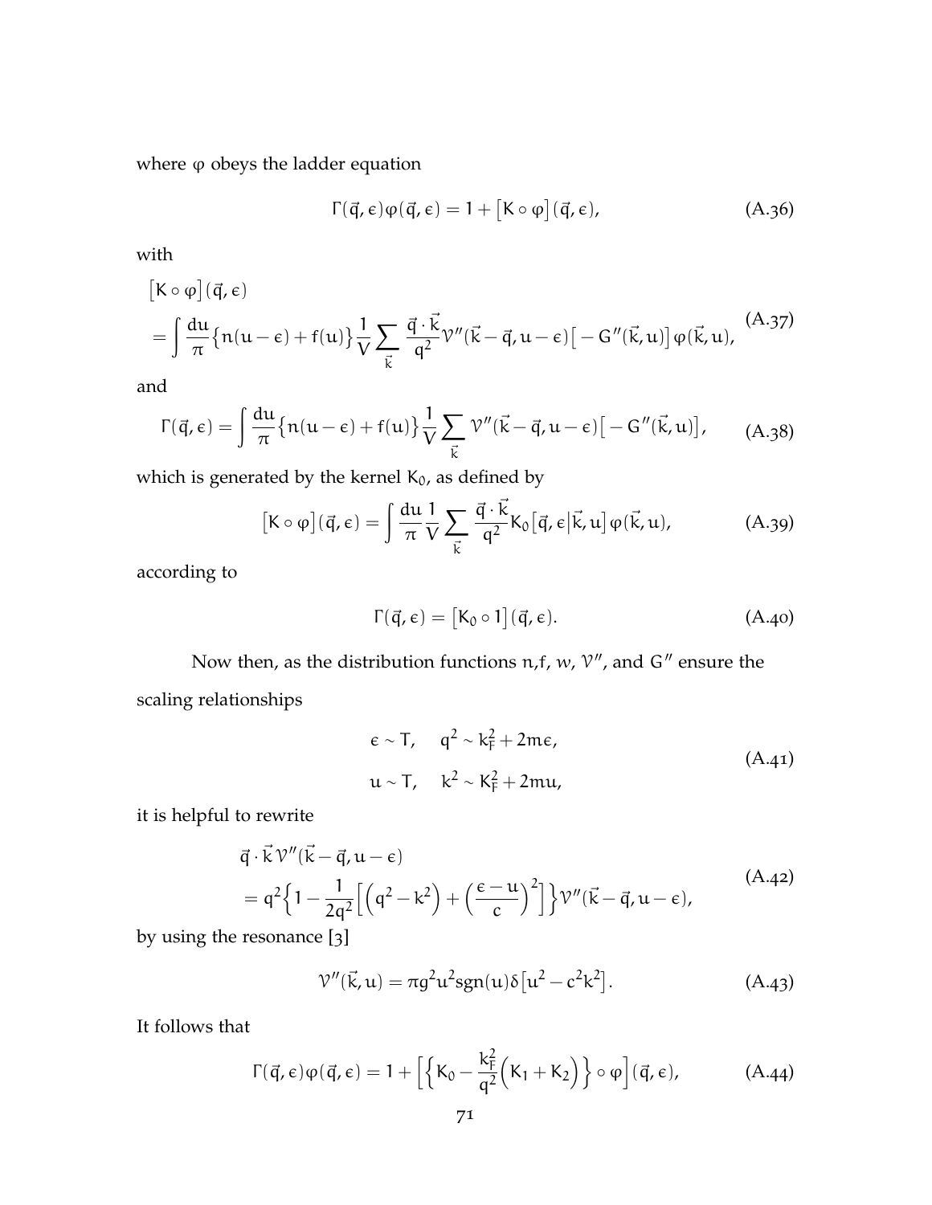where φ obeys the ladder equation

$$\Gamma(\vec{q},\epsilon)\varphi(\vec{q},\epsilon) = 1 + \big[K\circ\varphi\big](\vec{q},\epsilon), \tag{A.36}$$

with

$$\begin{aligned}&\big[K\circ\varphi\big](\vec{q},\epsilon)\\ &= \int\frac{du}{\pi}\big\{n(u-\epsilon)+f(u)\big\}\frac{1}{V}\sum_{\vec{k}}\frac{\vec{q}\cdot\vec{k}}{q^2}\mathcal{V}''(\vec{k}-\vec{q},u-\epsilon)\big[-G''(\vec{k},u)\big]\varphi(\vec{k},u),\end{aligned} \tag{A.37}$$

and

$$\Gamma(\vec{q},\epsilon) = \int\frac{du}{\pi}\big\{n(u-\epsilon)+f(u)\big\}\frac{1}{V}\sum_{\vec{k}}\mathcal{V}''(\vec{k}-\vec{q},u-\epsilon)\big[-G''(\vec{k},u)\big], \tag{A.38}$$

which is generated by the kernel $K_0$, as defined by

$$\big[K\circ\varphi\big](\vec{q},\epsilon) = \int\frac{du}{\pi}\frac{1}{V}\sum_{\vec{k}}\frac{\vec{q}\cdot\vec{k}}{q^2}K_0\big[\vec{q},\epsilon\big|\vec{k},u\big]\varphi(\vec{k},u), \tag{A.39}$$

according to

$$\Gamma(\vec{q},\epsilon) = \big[K_0\circ 1\big](\vec{q},\epsilon). \tag{A.40}$$

Now then, as the distribution functions $n$,$f$, $w$, $\mathcal{V}''$, and $G''$ ensure the scaling relationships

$$\begin{aligned}\epsilon &\sim T, \quad q^2 \sim k_F^2 + 2m\epsilon,\\ u &\sim T, \quad k^2 \sim K_F^2 + 2mu,\end{aligned} \tag{A.41}$$

it is helpful to rewrite

$$\begin{aligned}&\vec{q}\cdot\vec{k}\,\mathcal{V}''(\vec{k}-\vec{q},u-\epsilon)\\ &= q^2\Big\{1-\frac{1}{2q^2}\Big[\Big(q^2-k^2\Big)+\Big(\frac{\epsilon-u}{c}\Big)^2\Big]\Big\}\mathcal{V}''(\vec{k}-\vec{q},u-\epsilon),\end{aligned} \tag{A.42}$$

by using the resonance [3]

$$\mathcal{V}''(\vec{k},u) = \pi g^2u^2\mathrm{sgn}(u)\delta\big[u^2-c^2k^2\big]. \tag{A.43}$$

It follows that

$$\Gamma(\vec{q},\epsilon)\varphi(\vec{q},\epsilon) = 1 + \Big[\Big\{K_0 - \frac{k_F^2}{q^2}\Big(K_1+K_2\Big)\Big\}\circ\varphi\Big](\vec{q},\epsilon), \tag{A.44}$$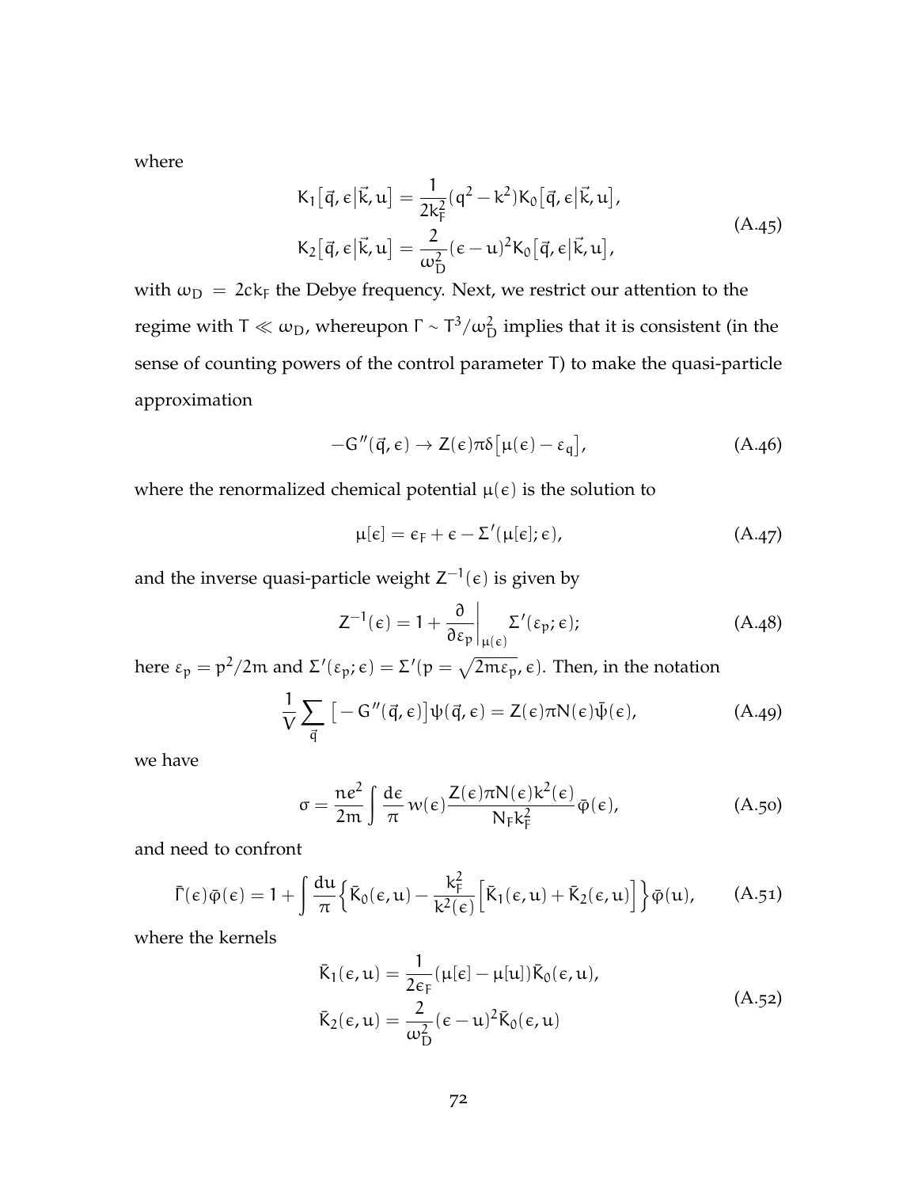where

$$K_1\big[\vec{q},\epsilon\big|\vec{k},u\big] = \frac{1}{2k_F^2}(q^2 - k^2)K_0\big[\vec{q},\epsilon\big|\vec{k},u\big],$$
$$K_2\big[\vec{q},\epsilon\big|\vec{k},u\big] = \frac{2}{\omega_D^2}(\epsilon - u)^2 K_0\big[\vec{q},\epsilon\big|\vec{k},u\big], \tag{A.45}$$

with $\omega_D = 2ck_F$ the Debye frequency. Next, we restrict our attention to the regime with $T \ll \omega_D$, whereupon $\Gamma \sim T^3/\omega_D^2$ implies that it is consistent (in the sense of counting powers of the control parameter T) to make the quasi-particle approximation

$$-G''(\vec{q},\epsilon) \to Z(\epsilon)\pi\delta\big[\mu(\epsilon) - \epsilon_q\big], \tag{A.46}$$

where the renormalized chemical potential $\mu(\epsilon)$ is the solution to

$$\mu[\epsilon] = \epsilon_F + \epsilon - \Sigma'(\mu[\epsilon];\epsilon), \tag{A.47}$$

and the inverse quasi-particle weight $Z^{-1}(\epsilon)$ is given by

$$Z^{-1}(\epsilon) = 1 + \frac{\partial}{\partial \epsilon_p}\bigg|_{\mu(\epsilon)} \Sigma'(\epsilon_p;\epsilon); \tag{A.48}$$

here $\epsilon_p = p^2/2m$ and $\Sigma'(\epsilon_p;\epsilon) = \Sigma'(p = \sqrt{2m\epsilon_p},\epsilon)$. Then, in the notation

$$\frac{1}{V}\sum_{\vec{q}} \big[-G''(\vec{q},\epsilon)\big]\psi(\vec{q},\epsilon) = Z(\epsilon)\pi N(\epsilon)\bar{\psi}(\epsilon), \tag{A.49}$$

we have

$$\sigma = \frac{ne^2}{2m}\int \frac{d\epsilon}{\pi}\, w(\epsilon)\frac{Z(\epsilon)\pi N(\epsilon)k^2(\epsilon)}{N_F k_F^2}\bar{\varphi}(\epsilon), \tag{A.50}$$

and need to confront

$$\bar{\Gamma}(\epsilon)\bar{\varphi}(\epsilon) = 1 + \int \frac{du}{\pi}\Big\{\bar{K}_0(\epsilon,u) - \frac{k_F^2}{k^2(\epsilon)}\Big[\bar{K}_1(\epsilon,u) + \bar{K}_2(\epsilon,u)\Big]\Big\}\bar{\varphi}(u), \tag{A.51}$$

where the kernels

$$\bar{K}_1(\epsilon,u) = \frac{1}{2\epsilon_F}(\mu[\epsilon] - \mu[u])\bar{K}_0(\epsilon,u),$$
$$\bar{K}_2(\epsilon,u) = \frac{2}{\omega_D^2}(\epsilon - u)^2\bar{K}_0(\epsilon,u) \tag{A.52}$$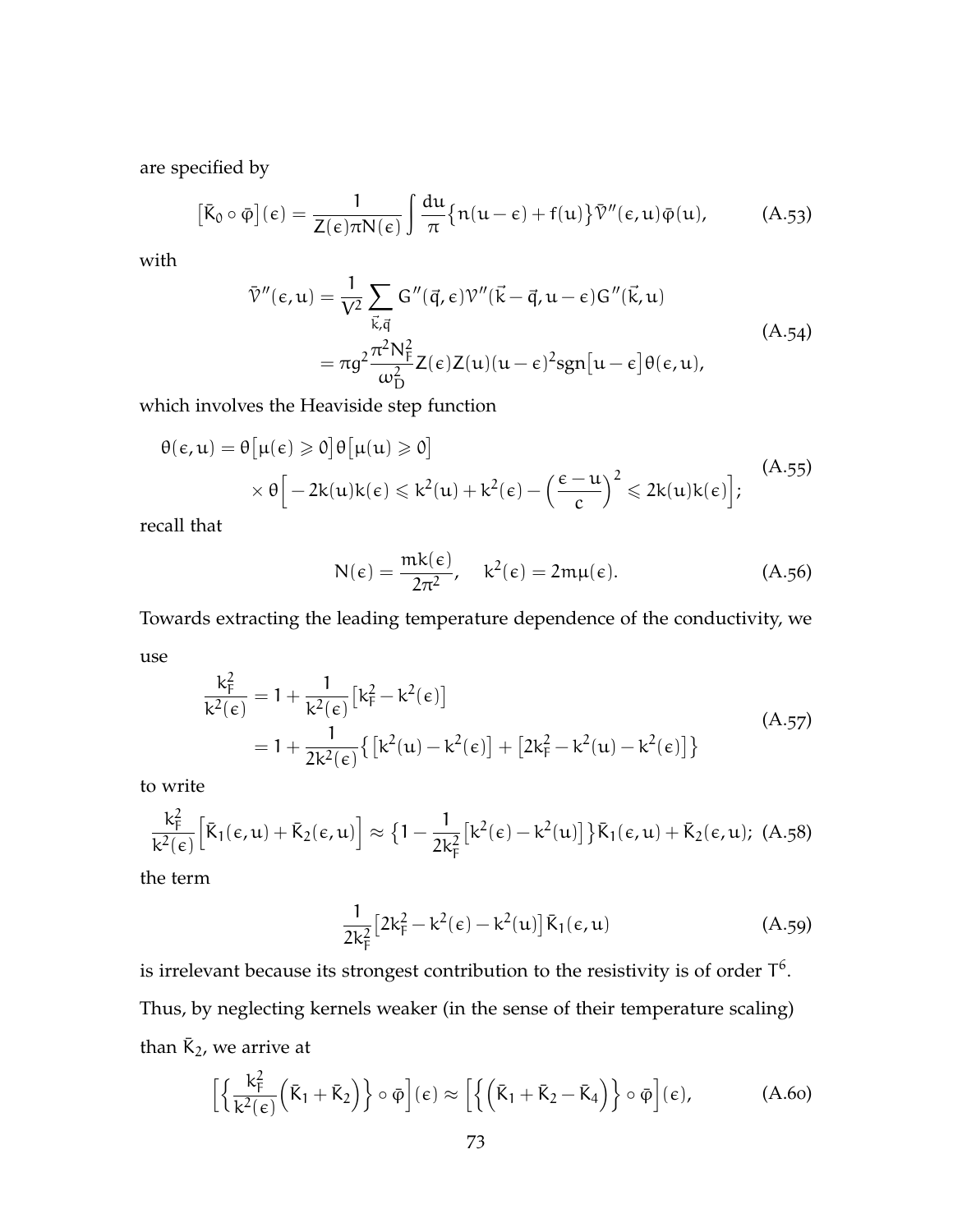are specified by

$$\big[\bar{K}_0 \circ \bar{\varphi}\big](\epsilon) = \frac{1}{Z(\epsilon)\pi N(\epsilon)} \int \frac{du}{\pi} \big\{ n(u-\epsilon) + f(u) \big\} \bar{\mathcal{V}}''(\epsilon, u) \bar{\varphi}(u), \tag{A.53}$$

with

$$\begin{aligned}
\bar{\mathcal{V}}''(\epsilon, u) &= \frac{1}{V^2} \sum_{\vec{k},\vec{q}} G''(\vec{q}, \epsilon) \mathcal{V}''(\vec{k}-\vec{q}, u-\epsilon) G''(\vec{k}, u) \\
&= \pi g^2 \frac{\pi^2 N_F^2}{\omega_D^2} Z(\epsilon) Z(u) (u-\epsilon)^2 \mathrm{sgn}\big[u-\epsilon\big] \theta(\epsilon, u),
\end{aligned} \tag{A.54}$$

which involves the Heaviside step function

$$\begin{aligned}
\theta(\epsilon, u) = \theta\big[\mu(\epsilon) \geqslant 0\big] \theta\big[\mu(u) \geqslant 0\big] \\
\times \theta\Big[ -2k(u)k(\epsilon) \leqslant k^2(u) + k^2(\epsilon) - \Big(\frac{\epsilon - u}{c}\Big)^2 \leqslant 2k(u)k(\epsilon) \Big];
\end{aligned} \tag{A.55}$$

recall that

$$N(\epsilon) = \frac{m k(\epsilon)}{2\pi^2}, \quad k^2(\epsilon) = 2m\mu(\epsilon). \tag{A.56}$$

Towards extracting the leading temperature dependence of the conductivity, we use

$$\begin{aligned}
\frac{k_F^2}{k^2(\epsilon)} &= 1 + \frac{1}{k^2(\epsilon)} \big[k_F^2 - k^2(\epsilon)\big] \\
&= 1 + \frac{1}{2k^2(\epsilon)} \big\{ \big[k^2(u) - k^2(\epsilon)\big] + \big[2k_F^2 - k^2(u) - k^2(\epsilon)\big] \big\}
\end{aligned} \tag{A.57}$$

to write

$$\frac{k_F^2}{k^2(\epsilon)} \Big[\bar{K}_1(\epsilon, u) + \bar{K}_2(\epsilon, u)\Big] \approx \big\{ 1 - \frac{1}{2k_F^2} \big[k^2(\epsilon) - k^2(u)\big] \big\} \bar{K}_1(\epsilon, u) + \bar{K}_2(\epsilon, u); \tag{A.58}$$

the term

$$\frac{1}{2k_F^2} \big[2k_F^2 - k^2(\epsilon) - k^2(u)\big] \bar{K}_1(\epsilon, u) \tag{A.59}$$

is irrelevant because its strongest contribution to the resistivity is of order $T^6$. Thus, by neglecting kernels weaker (in the sense of their temperature scaling) than $\bar{K}_2$, we arrive at

$$\Big[\Big\{ \frac{k_F^2}{k^2(\epsilon)} \Big(\bar{K}_1 + \bar{K}_2\Big) \Big\} \circ \bar{\varphi}\Big](\epsilon) \approx \Big[\Big\{ \Big(\bar{K}_1 + \bar{K}_2 - \bar{K}_4\Big) \Big\} \circ \bar{\varphi}\Big](\epsilon), \tag{A.60}$$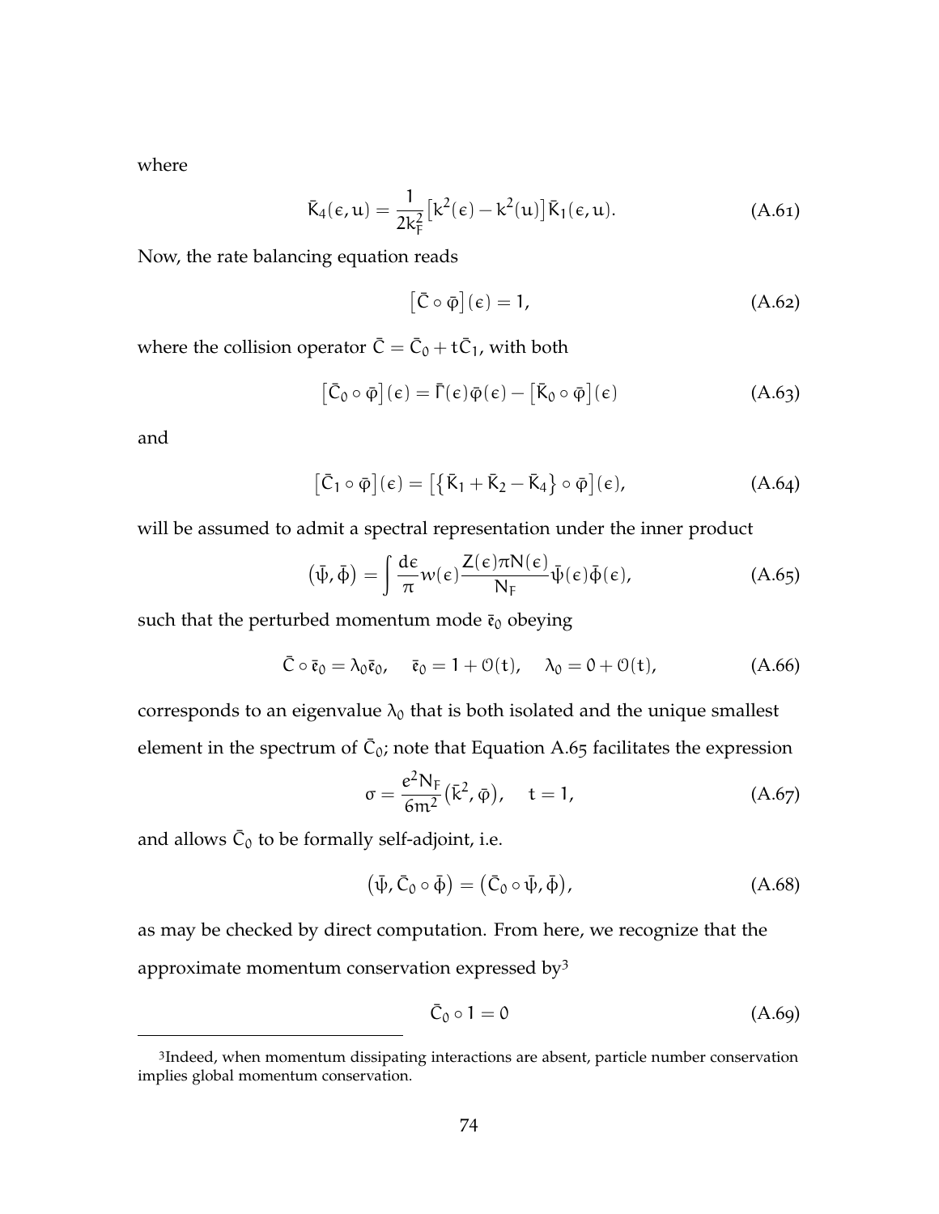where

$$\bar{K}_4(\epsilon, u) = \frac{1}{2k_F^2}\big[k^2(\epsilon) - k^2(u)\big]\bar{K}_1(\epsilon, u). \tag{A.61}$$

Now, the rate balancing equation reads

$$\big[\bar{C} \circ \bar{\varphi}\big](\epsilon) = 1, \tag{A.62}$$

where the collision operator $\bar{C} = \bar{C}_0 + t\bar{C}_1$, with both

$$\big[\bar{C}_0 \circ \bar{\varphi}\big](\epsilon) = \bar{\Gamma}(\epsilon)\bar{\varphi}(\epsilon) - \big[\bar{K}_0 \circ \bar{\varphi}\big](\epsilon) \tag{A.63}$$

and

$$\big[\bar{C}_1 \circ \bar{\varphi}\big](\epsilon) = \big[\big\{\bar{K}_1 + \bar{K}_2 - \bar{K}_4\big\} \circ \bar{\varphi}\big](\epsilon), \tag{A.64}$$

will be assumed to admit a spectral representation under the inner product

$$\big(\bar{\psi}, \bar{\phi}\big) = \int \frac{d\epsilon}{\pi} w(\epsilon) \frac{Z(\epsilon)\pi N(\epsilon)}{N_F} \bar{\psi}(\epsilon)\bar{\phi}(\epsilon), \tag{A.65}$$

such that the perturbed momentum mode $\bar{\mathfrak{e}}_0$ obeying

$$\bar{C} \circ \bar{\mathfrak{e}}_0 = \lambda_0 \bar{\mathfrak{e}}_0, \quad \bar{\mathfrak{e}}_0 = 1 + \mathcal{O}(t), \quad \lambda_0 = 0 + \mathcal{O}(t), \tag{A.66}$$

corresponds to an eigenvalue $\lambda_0$ that is both isolated and the unique smallest element in the spectrum of $\bar{C}_0$; note that Equation A.65 facilitates the expression

$$\sigma = \frac{e^2 N_F}{6m^2}\big(\bar{k}^2, \bar{\varphi}\big), \quad t = 1, \tag{A.67}$$

and allows $\bar{C}_0$ to be formally self-adjoint, i.e.

$$\big(\bar{\psi}, \bar{C}_0 \circ \bar{\phi}\big) = \big(\bar{C}_0 \circ \bar{\psi}, \bar{\phi}\big), \tag{A.68}$$

as may be checked by direct computation. From here, we recognize that the approximate momentum conservation expressed by[3]

$$\bar{C}_0 \circ 1 = 0 \tag{A.69}$$

[3] Indeed, when momentum dissipating interactions are absent, particle number conservation implies global momentum conservation.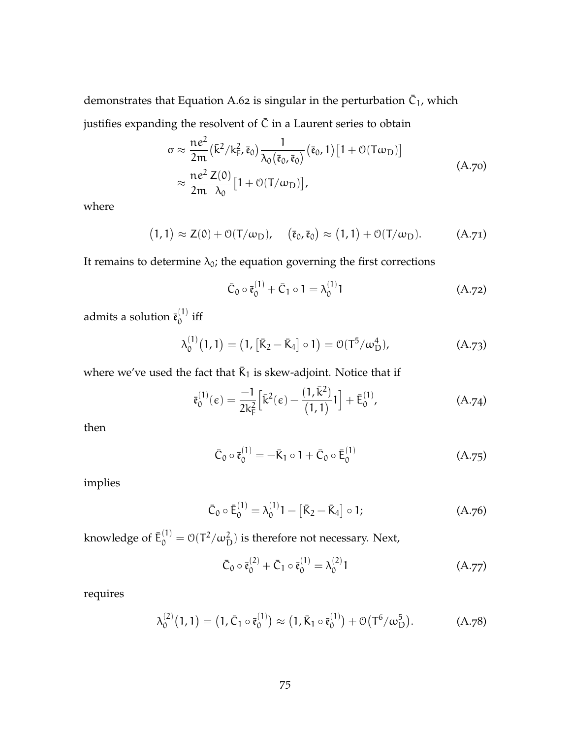demonstrates that Equation A.62 is singular in the perturbation $\bar{C}_1$, which justifies expanding the resolvent of $\bar{C}$ in a Laurent series to obtain

$$
\begin{aligned}
\sigma &\approx \frac{ne^2}{2m}\left(\bar{k}^2/k_F^2, \bar{\mathfrak{e}}_0\right)\frac{1}{\lambda_0\left(\bar{\mathfrak{e}}_0, \bar{\mathfrak{e}}_0\right)}\left(\bar{\mathfrak{e}}_0, 1\right)\left[1 + \mathcal{O}(T\omega_D)\right] \\
&\approx \frac{ne^2}{2m}\frac{Z(0)}{\lambda_0}\left[1 + \mathcal{O}(T/\omega_D)\right],
\end{aligned}
\tag{A.70}
$$

where

$$
\left(1, 1\right) \approx Z(0) + \mathcal{O}(T/\omega_D), \qquad \left(\bar{\mathfrak{e}}_0, \bar{\mathfrak{e}}_0\right) \approx \left(1, 1\right) + \mathcal{O}(T/\omega_D). \tag{A.71}
$$

It remains to determine $\lambda_0$; the equation governing the first corrections

$$
\bar{C}_0 \circ \bar{\mathfrak{e}}_0^{(1)} + \bar{C}_1 \circ 1 = \lambda_0^{(1)} 1 \tag{A.72}
$$

admits a solution $\bar{\mathfrak{e}}_0^{(1)}$ iff

$$
\lambda_0^{(1)}\left(1, 1\right) = \left(1, \left[\bar{K}_2 - \bar{K}_4\right] \circ 1\right) = \mathcal{O}(T^5/\omega_D^4), \tag{A.73}
$$

where we've used the fact that $\bar{K}_1$ is skew-adjoint. Notice that if

$$
\bar{\mathfrak{e}}_0^{(1)}(\epsilon) = \frac{-1}{2k_F^2}\left[\bar{k}^2(\epsilon) - \frac{(1, \bar{k}^2)}{\left(1, 1\right)} 1\right] + \bar{E}_0^{(1)}, \tag{A.74}
$$

then

$$
\bar{C}_0 \circ \bar{\mathfrak{e}}_0^{(1)} = -\bar{K}_1 \circ 1 + \bar{C}_0 \circ \bar{E}_0^{(1)} \tag{A.75}
$$

implies

$$
\bar{C}_0 \circ \bar{E}_0^{(1)} = \lambda_0^{(1)} 1 - \left[\bar{K}_2 - \bar{K}_4\right] \circ 1; \tag{A.76}
$$

knowledge of $\bar{E}_0^{(1)} = \mathcal{O}(T^2/\omega_D^2)$ is therefore not necessary. Next,

$$
\bar{C}_0 \circ \bar{\mathfrak{e}}_0^{(2)} + \bar{C}_1 \circ \bar{\mathfrak{e}}_0^{(1)} = \lambda_0^{(2)} 1 \tag{A.77}
$$

requires

$$
\lambda_0^{(2)}\left(1, 1\right) = \left(1, \bar{C}_1 \circ \bar{\mathfrak{e}}_0^{(1)}\right) \approx \left(1, \bar{K}_1 \circ \bar{\mathfrak{e}}_0^{(1)}\right) + \mathcal{O}\left(T^6/\omega_D^5\right). \tag{A.78}
$$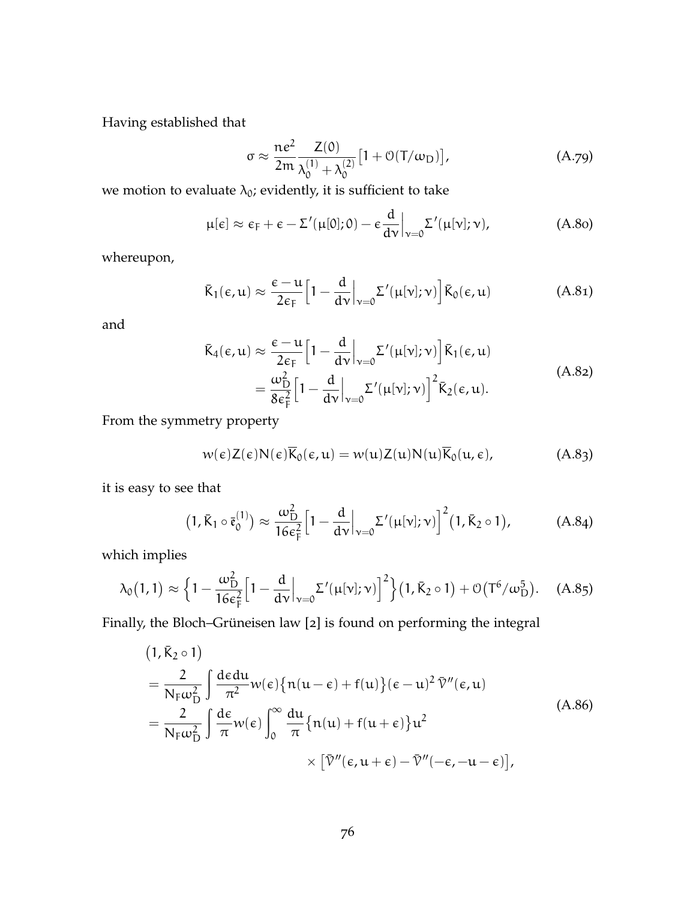Having established that

$$\sigma \approx \frac{ne^2}{2m}\frac{Z(0)}{\lambda_0^{(1)}+\lambda_0^{(2)}}\big[1+\mathcal{O}(T/\omega_D)\big], \tag{A.79}$$

we motion to evaluate $\lambda_0$; evidently, it is sufficient to take

$$\mu[\epsilon] \approx \epsilon_F + \epsilon - \Sigma'(\mu[0];0) - \epsilon\frac{d}{d\nu}\Big|_{\nu=0}\Sigma'(\mu[\nu];\nu), \tag{A.80}$$

whereupon,

$$\bar{K}_1(\epsilon,u) \approx \frac{\epsilon-u}{2\epsilon_F}\Big[1-\frac{d}{d\nu}\Big|_{\nu=0}\Sigma'(\mu[\nu];\nu)\Big]\bar{K}_0(\epsilon,u) \tag{A.81}$$

and

$$\begin{aligned}\bar{K}_4(\epsilon,u) &\approx \frac{\epsilon-u}{2\epsilon_F}\Big[1-\frac{d}{d\nu}\Big|_{\nu=0}\Sigma'(\mu[\nu];\nu)\Big]\bar{K}_1(\epsilon,u) \\ &= \frac{\omega_D^2}{8\epsilon_F^2}\Big[1-\frac{d}{d\nu}\Big|_{\nu=0}\Sigma'(\mu[\nu];\nu)\Big]^2\bar{K}_2(\epsilon,u).\end{aligned} \tag{A.82}$$

From the symmetry property

$$w(\epsilon)Z(\epsilon)N(\epsilon)\overline{K}_0(\epsilon,u) = w(u)Z(u)N(u)\overline{K}_0(u,\epsilon), \tag{A.83}$$

it is easy to see that

$$\big(1,\bar{K}_1\circ\bar{\epsilon}_0^{(1)}\big) \approx \frac{\omega_D^2}{16\epsilon_F^2}\Big[1-\frac{d}{d\nu}\Big|_{\nu=0}\Sigma'(\mu[\nu];\nu)\Big]^2\big(1,\bar{K}_2\circ 1\big), \tag{A.84}$$

which implies

$$\lambda_0\big(1,1\big) \approx \Big\{1-\frac{\omega_D^2}{16\epsilon_F^2}\Big[1-\frac{d}{d\nu}\Big|_{\nu=0}\Sigma'(\mu[\nu];\nu)\Big]^2\Big\}\big(1,\bar{K}_2\circ 1\big) + \mathcal{O}\big(T^6/\omega_D^5\big). \tag{A.85}$$

Finally, the Bloch–Grüneisen law [2] is found on performing the integral

$$\begin{aligned}&\big(1,\bar{K}_2\circ 1\big) \\ &= \frac{2}{N_F\omega_D^2}\int\frac{d\epsilon\, du}{\pi^2}w(\epsilon)\big\{n(u-\epsilon)+f(u)\big\}(\epsilon-u)^2\,\bar{\mathcal{V}}''(\epsilon,u) \\ &= \frac{2}{N_F\omega_D^2}\int\frac{d\epsilon}{\pi}w(\epsilon)\int_0^\infty\frac{du}{\pi}\big\{n(u)+f(u+\epsilon)\big\}u^2 \\ &\qquad\qquad\qquad\qquad \times\big[\bar{\mathcal{V}}''(\epsilon,u+\epsilon)-\bar{\mathcal{V}}''(-\epsilon,-u-\epsilon)\big],\end{aligned} \tag{A.86}$$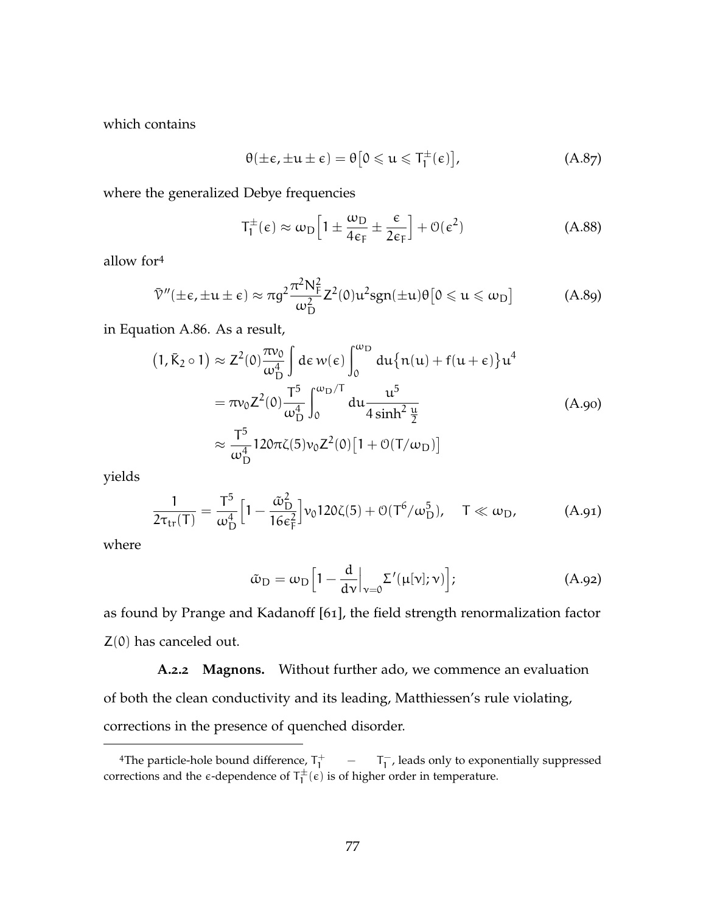which contains

$$\theta(\pm\epsilon, \pm u \pm \epsilon) = \theta\big[0 \leqslant u \leqslant T_1^{\pm}(\epsilon)\big], \tag{A.87}$$

where the generalized Debye frequencies

$$T_1^{\pm}(\epsilon) \approx \omega_D\Big[1 \pm \frac{\omega_D}{4\epsilon_F} \pm \frac{\epsilon}{2\epsilon_F}\Big] + \mathcal{O}(\epsilon^2) \tag{A.88}$$

allow for[4]

$$\bar{\mathcal{V}}''(\pm\epsilon, \pm u \pm \epsilon) \approx \pi g^2 \frac{\pi^2 N_F^2}{\omega_D^2} Z^2(0) u^2 \mathrm{sgn}(\pm u)\theta\big[0 \leqslant u \leqslant \omega_D\big] \tag{A.89}$$

in Equation A.86. As a result,

$$\begin{aligned}
\big(1, \bar{K}_2 \circ 1\big) &\approx Z^2(0)\frac{\pi\nu_0}{\omega_D^4}\int d\epsilon\, w(\epsilon)\int_0^{\omega_D} du\big\{n(u) + f(u+\epsilon)\big\}u^4 \\
&= \pi\nu_0 Z^2(0)\frac{T^5}{\omega_D^4}\int_0^{\omega_D/T} du \frac{u^5}{4\sinh^2\frac{u}{2}} \\
&\approx \frac{T^5}{\omega_D^4}120\pi\zeta(5)\nu_0 Z^2(0)\big[1 + \mathcal{O}(T/\omega_D)\big]
\end{aligned} \tag{A.90}$$

yields

$$\frac{1}{2\tau_{tr}(T)} = \frac{T^5}{\omega_D^4}\Big[1 - \frac{\tilde{\omega}_D^2}{16\epsilon_F^2}\Big]\nu_0 120\zeta(5) + \mathcal{O}(T^6/\omega_D^5), \quad T \ll \omega_D, \tag{A.91}$$

where

$$\tilde{\omega}_D = \omega_D\Big[1 - \frac{d}{d\nu}\Big|_{\nu=0}\Sigma'(\mu[\nu];\nu)\Big]; \tag{A.92}$$

as found by Prange and Kadanoff [61], the field strength renormalization factor $Z(0)$ has canceled out.

**A.2.2 Magnons.** Without further ado, we commence an evaluation of both the clean conductivity and its leading, Matthiessen's rule violating, corrections in the presence of quenched disorder.

---

[4]The particle-hole bound difference, $T_1^+ - T_1^-$, leads only to exponentially suppressed corrections and the $\epsilon$-dependence of $T_1^{\pm}(\epsilon)$ is of higher order in temperature.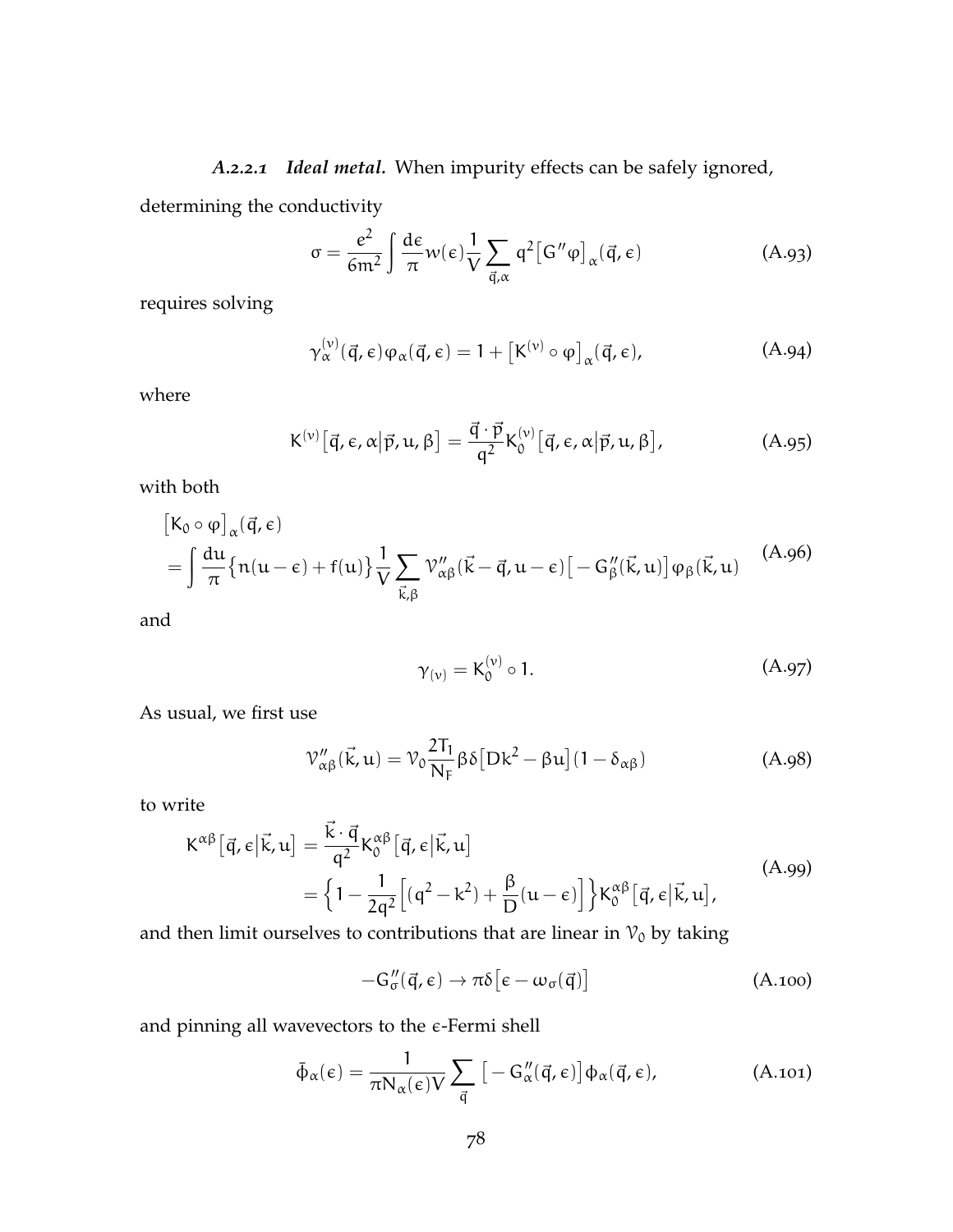*A.2.2.1* ***Ideal metal.*** When impurity effects can be safely ignored, determining the conductivity

$$\sigma = \frac{e^2}{6m^2} \int \frac{d\epsilon}{\pi} w(\epsilon) \frac{1}{V} \sum_{\vec{q},\alpha} q^2 \big[G'' \varphi\big]_\alpha(\vec{q}, \epsilon) \tag{A.93}$$

requires solving

$$\gamma^{(\nu)}_\alpha(\vec{q}, \epsilon)\varphi_\alpha(\vec{q}, \epsilon) = 1 + \big[K^{(\nu)} \circ \varphi\big]_\alpha(\vec{q}, \epsilon), \tag{A.94}$$

where

$$K^{(\nu)}\big[\vec{q}, \epsilon, \alpha\big|\vec{p}, u, \beta\big] = \frac{\vec{q}\cdot\vec{p}}{q^2} K^{(\nu)}_0\big[\vec{q}, \epsilon, \alpha\big|\vec{p}, u, \beta\big], \tag{A.95}$$

with both

$$\begin{aligned}
&\big[K_0 \circ \varphi\big]_\alpha(\vec{q}, \epsilon) \\
&= \int \frac{du}{\pi} \big\{n(u-\epsilon) + f(u)\big\} \frac{1}{V} \sum_{\vec{k},\beta} \mathcal{V}''_{\alpha\beta}(\vec{k}-\vec{q}, u-\epsilon)\big[-G''_\beta(\vec{k}, u)\big]\varphi_\beta(\vec{k}, u)
\end{aligned} \tag{A.96}$$

and

$$\gamma_{(\nu)} = K^{(\nu)}_0 \circ 1. \tag{A.97}$$

As usual, we first use

$$\mathcal{V}''_{\alpha\beta}(\vec{k}, u) = \mathcal{V}_0 \frac{2T_1}{N_F} \beta\delta\big[Dk^2 - \beta u\big](1-\delta_{\alpha\beta}) \tag{A.98}$$

to write

$$\begin{aligned}
K^{\alpha\beta}\big[\vec{q}, \epsilon\big|\vec{k}, u\big] &= \frac{\vec{k}\cdot\vec{q}}{q^2} K^{\alpha\beta}_0\big[\vec{q}, \epsilon\big|\vec{k}, u\big] \\
&= \Big\{1 - \frac{1}{2q^2}\Big[(q^2 - k^2) + \frac{\beta}{D}(u-\epsilon)\Big]\Big\} K^{\alpha\beta}_0\big[\vec{q}, \epsilon\big|\vec{k}, u\big],
\end{aligned} \tag{A.99}$$

and then limit ourselves to contributions that are linear in $\mathcal{V}_0$ by taking

$$-G''_\sigma(\vec{q}, \epsilon) \to \pi\delta\big[\epsilon - \omega_\sigma(\vec{q})\big] \tag{A.100}$$

and pinning all wavevectors to the $\epsilon$-Fermi shell

$$\bar{\phi}_\alpha(\epsilon) = \frac{1}{\pi N_\alpha(\epsilon) V} \sum_{\vec{q}} \big[-G''_\alpha(\vec{q}, \epsilon)\big]\phi_\alpha(\vec{q}, \epsilon), \tag{A.101}$$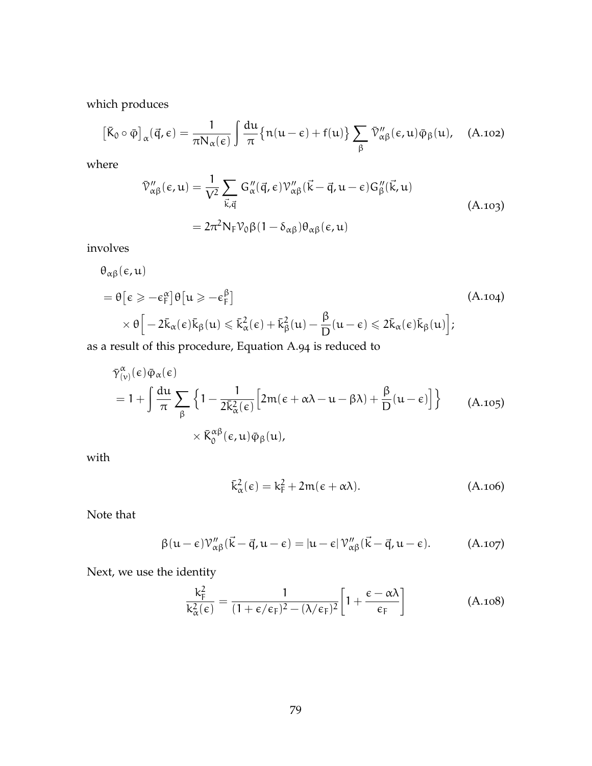which produces

$$\left[\bar{K}_0 \circ \bar{\varphi}\right]_\alpha(\vec{q}, \epsilon) = \frac{1}{\pi N_\alpha(\epsilon)} \int \frac{du}{\pi} \left\{ n(u-\epsilon) + f(u) \right\} \sum_\beta \bar{\mathcal{V}}''_{\alpha\beta}(\epsilon, u) \bar{\varphi}_\beta(u), \quad \text{(A.102)}$$

where

$$\begin{aligned}
\bar{\mathcal{V}}''_{\alpha\beta}(\epsilon, u) &= \frac{1}{V^2} \sum_{\vec{k}, \vec{q}} G''_\alpha(\vec{q}, \epsilon) \mathcal{V}''_{\alpha\beta}(\vec{k} - \vec{q}, u - \epsilon) G''_\beta(\vec{k}, u) \\
&= 2\pi^2 N_F \mathcal{V}_0 \beta (1 - \delta_{\alpha\beta}) \theta_{\alpha\beta}(\epsilon, u)
\end{aligned} \quad \text{(A.103)}$$

involves

$$\begin{aligned}
&\theta_{\alpha\beta}(\epsilon, u) \\
&= \theta\left[\epsilon \geqslant -\epsilon_F^\alpha\right] \theta\left[u \geqslant -\epsilon_F^\beta\right] \\
&\quad \times \theta\left[ -2\bar{k}_\alpha(\epsilon)\bar{k}_\beta(u) \leqslant \bar{k}_\alpha^2(\epsilon) + \bar{k}_\beta^2(u) - \frac{\beta}{D}(u - \epsilon) \leqslant 2\bar{k}_\alpha(\epsilon)\bar{k}_\beta(u) \right];
\end{aligned} \quad \text{(A.104)}$$

as a result of this procedure, Equation A.94 is reduced to

$$\begin{aligned}
&\bar{\gamma}^\alpha_{(\nu)}(\epsilon) \bar{\varphi}_\alpha(\epsilon) \\
&= 1 + \int \frac{du}{\pi} \sum_\beta \left\{ 1 - \frac{1}{2\bar{k}_\alpha^2(\epsilon)} \left[ 2m(\epsilon + \alpha\lambda - u - \beta\lambda) + \frac{\beta}{D}(u - \epsilon) \right] \right\} \\
&\qquad \times \bar{K}_0^{\alpha\beta}(\epsilon, u) \bar{\varphi}_\beta(u),
\end{aligned} \quad \text{(A.105)}$$

with

$$\bar{k}_\alpha^2(\epsilon) = k_F^2 + 2m(\epsilon + \alpha\lambda). \quad \text{(A.106)}$$

Note that

$$\beta(u - \epsilon) \mathcal{V}''_{\alpha\beta}(\vec{k} - \vec{q}, u - \epsilon) = |u - \epsilon| \, \mathcal{V}''_{\alpha\beta}(\vec{k} - \vec{q}, u - \epsilon). \quad \text{(A.107)}$$

Next, we use the identity

$$\frac{k_F^2}{k_\alpha^2(\epsilon)} = \frac{1}{(1 + \epsilon/\epsilon_F)^2 - (\lambda/\epsilon_F)^2} \left[ 1 + \frac{\epsilon - \alpha\lambda}{\epsilon_F} \right] \quad \text{(A.108)}$$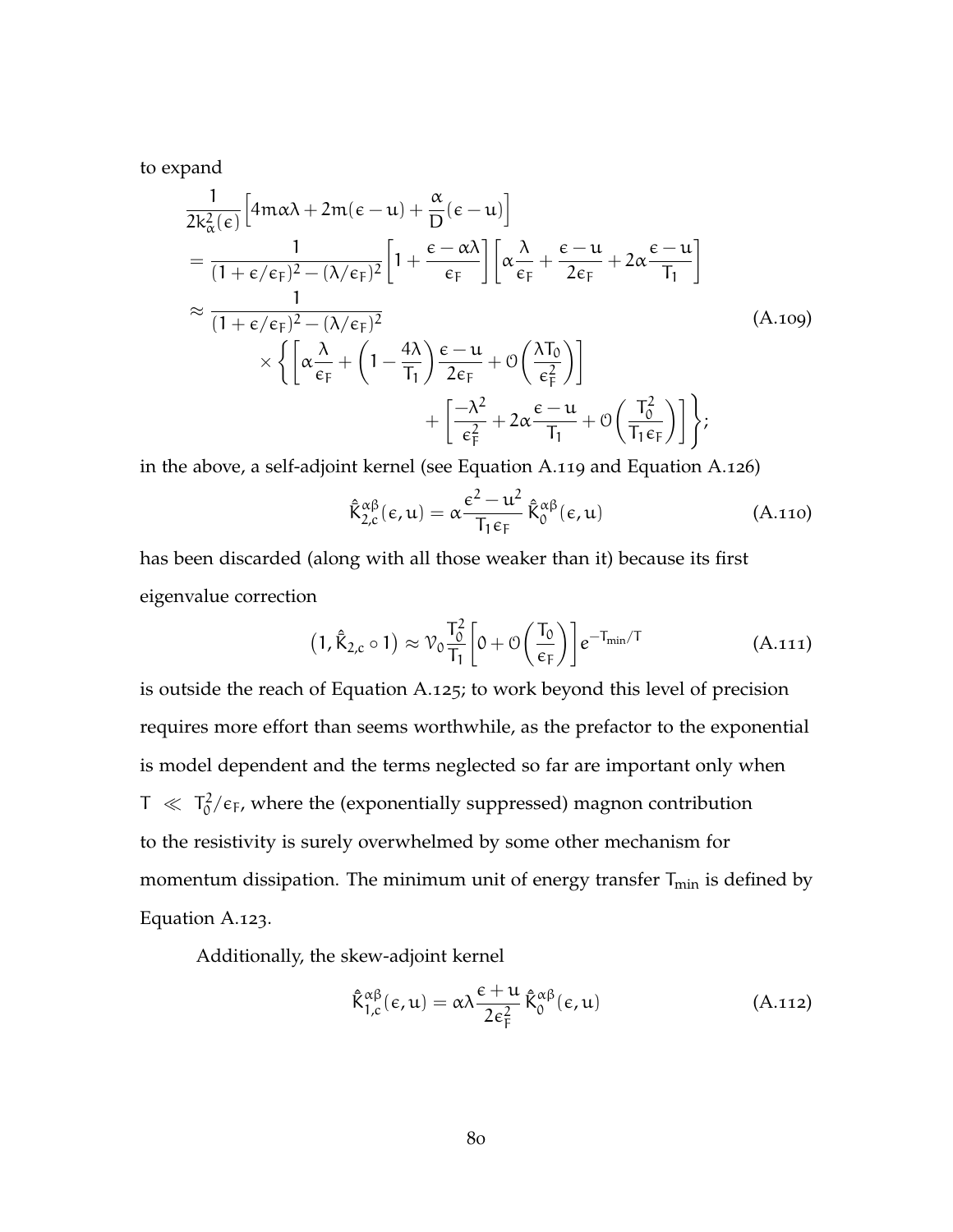to expand

$$
\begin{aligned}
&\frac{1}{2k_\alpha^2(\epsilon)}\Big[4m\alpha\lambda + 2m(\epsilon-u) + \frac{\alpha}{D}(\epsilon-u)\Big] \\
&= \frac{1}{(1+\epsilon/\epsilon_F)^2-(\lambda/\epsilon_F)^2}\left[1+\frac{\epsilon-\alpha\lambda}{\epsilon_F}\right]\left[\alpha\frac{\lambda}{\epsilon_F}+\frac{\epsilon-u}{2\epsilon_F}+2\alpha\frac{\epsilon-u}{T_1}\right] \\
&\approx \frac{1}{(1+\epsilon/\epsilon_F)^2-(\lambda/\epsilon_F)^2} \\
&\qquad \times\left\{\left[\alpha\frac{\lambda}{\epsilon_F}+\left(1-\frac{4\lambda}{T_1}\right)\frac{\epsilon-u}{2\epsilon_F}+\mathcal{O}\left(\frac{\lambda T_0}{\epsilon_F^2}\right)\right]\right. \\
&\qquad\qquad \left.+\left[\frac{-\lambda^2}{\epsilon_F^2}+2\alpha\frac{\epsilon-u}{T_1}+\mathcal{O}\left(\frac{T_0^2}{T_1\epsilon_F}\right)\right]\right\};
\end{aligned}
\tag{A.109}
$$

in the above, a self-adjoint kernel (see Equation A.119 and Equation A.126)

$$
\hat{\hat{K}}_{2,c}^{\alpha\beta}(\epsilon,u) = \alpha\frac{\epsilon^2-u^2}{T_1\epsilon_F}\,\hat{\hat{K}}_0^{\alpha\beta}(\epsilon,u) \tag{A.110}
$$

has been discarded (along with all those weaker than it) because its first eigenvalue correction

$$
\left(1,\hat{\hat{K}}_{2,c}\circ 1\right) \approx \mathcal{V}_0\frac{T_0^2}{T_1}\left[0+\mathcal{O}\left(\frac{T_0}{\epsilon_F}\right)\right]e^{-T_{\min}/T} \tag{A.111}
$$

is outside the reach of Equation A.125; to work beyond this level of precision requires more effort than seems worthwhile, as the prefactor to the exponential is model dependent and the terms neglected so far are important only when $T \ll T_0^2/\epsilon_F$, where the (exponentially suppressed) magnon contribution to the resistivity is surely overwhelmed by some other mechanism for momentum dissipation. The minimum unit of energy transfer $T_{\min}$ is defined by Equation A.123.

Additionally, the skew-adjoint kernel

$$
\hat{\hat{K}}_{1,c}^{\alpha\beta}(\epsilon,u) = \alpha\lambda\frac{\epsilon+u}{2\epsilon_F^2}\,\hat{\hat{K}}_0^{\alpha\beta}(\epsilon,u) \tag{A.112}
$$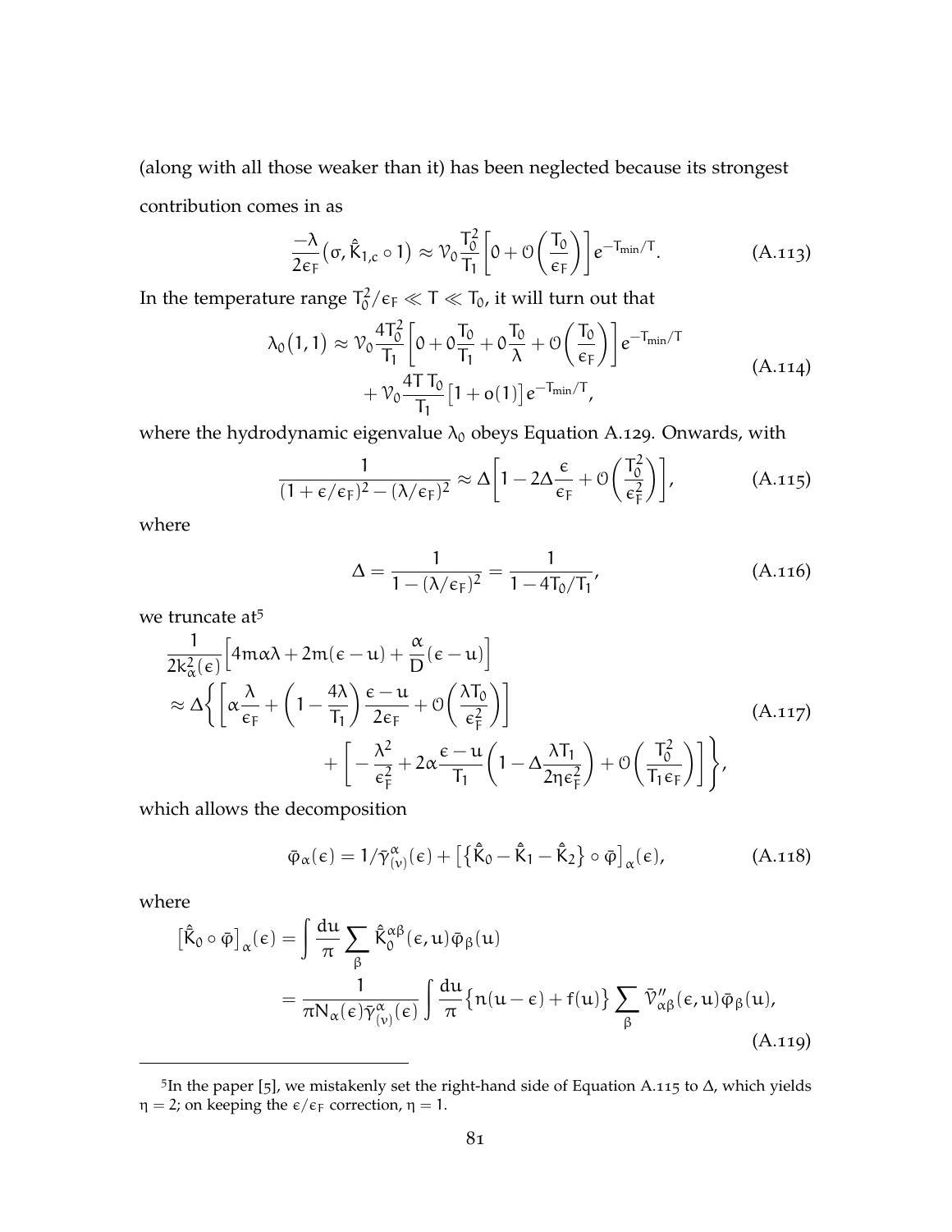(along with all those weaker than it) has been neglected because its strongest contribution comes in as

$$\frac{-\lambda}{2\epsilon_F}\big(\sigma, \hat{\bar{K}}_{1,c} \circ 1\big) \approx \mathcal{V}_0 \frac{T_0^2}{T_1}\left[0 + \mathcal{O}\left(\frac{T_0}{\epsilon_F}\right)\right] e^{-T_{\min}/T}. \tag{A.113}$$

In the temperature range $T_0^2/\epsilon_F \ll T \ll T_0$, it will turn out that

$$\begin{aligned}\lambda_0\big(1,1\big) \approx \mathcal{V}_0 \frac{4T_0^2}{T_1}\left[0 + 0\frac{T_0}{T_1} + 0\frac{T_0}{\lambda} + \mathcal{O}\left(\frac{T_0}{\epsilon_F}\right)\right] e^{-T_{\min}/T} \\ + \mathcal{V}_0 \frac{4T\,T_0}{T_1}\big[1 + o(1)\big] e^{-T_{\min}/T},\end{aligned} \tag{A.114}$$

where the hydrodynamic eigenvalue $\lambda_0$ obeys Equation A.129. Onwards, with

$$\frac{1}{(1+\epsilon/\epsilon_F)^2 - (\lambda/\epsilon_F)^2} \approx \Delta\left[1 - 2\Delta\frac{\epsilon}{\epsilon_F} + \mathcal{O}\left(\frac{T_0^2}{\epsilon_F^2}\right)\right], \tag{A.115}$$

where

$$\Delta = \frac{1}{1-(\lambda/\epsilon_F)^2} = \frac{1}{1-4T_0/T_1}, \tag{A.116}$$

we truncate at[5]

$$\begin{aligned}&\frac{1}{2k_\alpha^2(\epsilon)}\left[4m\alpha\lambda + 2m(\epsilon-u) + \frac{\alpha}{D}(\epsilon-u)\right] \\ &\approx \Delta\Bigg\{\left[\alpha\frac{\lambda}{\epsilon_F} + \left(1-\frac{4\lambda}{T_1}\right)\frac{\epsilon-u}{2\epsilon_F} + \mathcal{O}\left(\frac{\lambda T_0}{\epsilon_F^2}\right)\right] \\ &\qquad + \left[-\frac{\lambda^2}{\epsilon_F^2} + 2\alpha\frac{\epsilon-u}{T_1}\left(1-\Delta\frac{\lambda T_1}{2\eta\epsilon_F^2}\right) + \mathcal{O}\left(\frac{T_0^2}{T_1\epsilon_F}\right)\right]\Bigg\},\end{aligned} \tag{A.117}$$

which allows the decomposition

$$\bar{\varphi}_\alpha(\epsilon) = 1/\bar{\gamma}^\alpha_{(\nu)}(\epsilon) + \big[\big\{\hat{\bar{K}}_0 - \hat{\bar{K}}_1 - \hat{\bar{K}}_2\big\} \circ \bar{\varphi}\big]_\alpha(\epsilon), \tag{A.118}$$

where

$$\begin{aligned}\big[\hat{\bar{K}}_0 \circ \bar{\varphi}\big]_\alpha(\epsilon) &= \int \frac{du}{\pi}\sum_\beta \hat{\bar{K}}_0^{\alpha\beta}(\epsilon,u)\bar{\varphi}_\beta(u) \\ &= \frac{1}{\pi N_\alpha(\epsilon)\bar{\gamma}^\alpha_{(\nu)}(\epsilon)}\int \frac{du}{\pi}\big\{n(u-\epsilon) + f(u)\big\}\sum_\beta \bar{\mathcal{V}}''_{\alpha\beta}(\epsilon,u)\bar{\varphi}_\beta(u),\end{aligned} \tag{A.119}$$

---

[5] In the paper [5], we mistakenly set the right-hand side of Equation A.115 to $\Delta$, which yields $\eta = 2$; on keeping the $\epsilon/\epsilon_F$ correction, $\eta = 1$.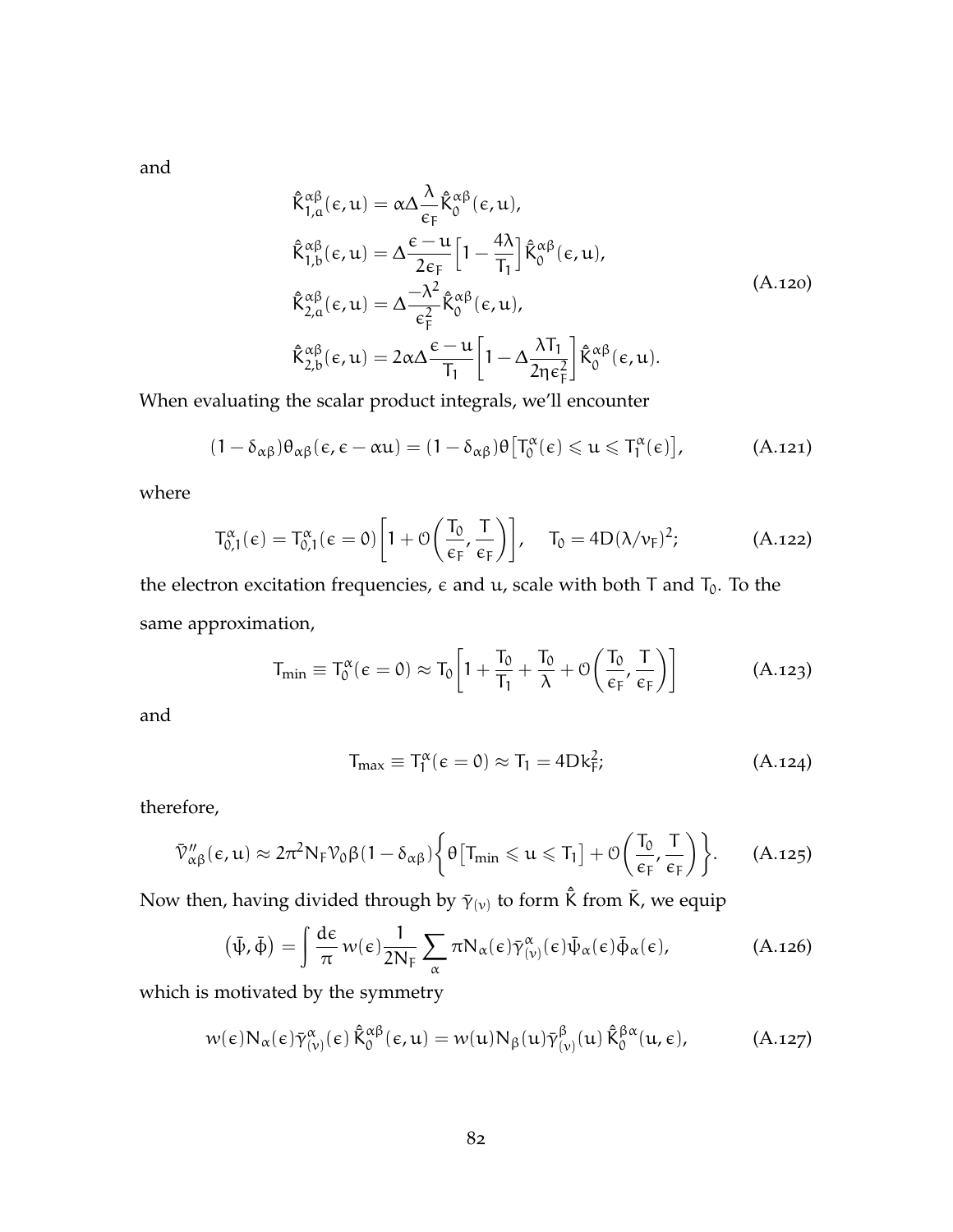and

$$
\begin{aligned}
\hat{K}^{\alpha\beta}_{1,a}(\epsilon, u) &= \alpha\Delta\frac{\lambda}{\epsilon_F}\hat{K}^{\alpha\beta}_0(\epsilon, u),\\
\hat{K}^{\alpha\beta}_{1,b}(\epsilon, u) &= \Delta\frac{\epsilon - u}{2\epsilon_F}\Big[1 - \frac{4\lambda}{T_1}\Big]\hat{K}^{\alpha\beta}_0(\epsilon, u),\\
\hat{K}^{\alpha\beta}_{2,a}(\epsilon, u) &= \Delta\frac{-\lambda^2}{\epsilon_F^2}\hat{K}^{\alpha\beta}_0(\epsilon, u),\\
\hat{K}^{\alpha\beta}_{2,b}(\epsilon, u) &= 2\alpha\Delta\frac{\epsilon - u}{T_1}\left[1 - \Delta\frac{\lambda T_1}{2\eta\epsilon_F^2}\right]\hat{K}^{\alpha\beta}_0(\epsilon, u).
\end{aligned}
\tag{A.120}
$$

When evaluating the scalar product integrals, we'll encounter

$$
(1 - \delta_{\alpha\beta})\theta_{\alpha\beta}(\epsilon, \epsilon - \alpha u) = (1 - \delta_{\alpha\beta})\theta\big[T^\alpha_0(\epsilon) \leqslant u \leqslant T^\alpha_1(\epsilon)\big], \tag{A.121}
$$

where

$$
T^\alpha_{0,1}(\epsilon) = T^\alpha_{0,1}(\epsilon = 0)\left[1 + \mathcal{O}\left(\frac{T_0}{\epsilon_F}, \frac{T}{\epsilon_F}\right)\right], \quad T_0 = 4D(\lambda/v_F)^2; \tag{A.122}
$$

the electron excitation frequencies, $\epsilon$ and $u$, scale with both $T$ and $T_0$. To the same approximation,

$$
T_{\min} \equiv T^\alpha_0(\epsilon = 0) \approx T_0\left[1 + \frac{T_0}{T_1} + \frac{T_0}{\lambda} + \mathcal{O}\left(\frac{T_0}{\epsilon_F}, \frac{T}{\epsilon_F}\right)\right] \tag{A.123}
$$

and

$$
T_{\max} \equiv T^\alpha_1(\epsilon = 0) \approx T_1 = 4Dk_F^2; \tag{A.124}
$$

therefore,

$$
\bar{\mathcal{V}}''_{\alpha\beta}(\epsilon, u) \approx 2\pi^2 N_F \mathcal{V}_0 \beta(1 - \delta_{\alpha\beta})\left\{\theta\big[T_{\min} \leqslant u \leqslant T_1\big] + \mathcal{O}\left(\frac{T_0}{\epsilon_F}, \frac{T}{\epsilon_F}\right)\right\}. \tag{A.125}
$$

Now then, having divided through by $\bar{\gamma}_{(\nu)}$ to form $\hat{\bar{K}}$ from $\bar{K}$, we equip

$$
\big(\bar{\psi}, \bar{\phi}\big) = \int \frac{d\epsilon}{\pi}\, w(\epsilon)\frac{1}{2N_F}\sum_\alpha \pi N_\alpha(\epsilon)\bar{\gamma}^\alpha_{(\nu)}(\epsilon)\bar{\psi}_\alpha(\epsilon)\bar{\phi}_\alpha(\epsilon), \tag{A.126}
$$

which is motivated by the symmetry

$$
w(\epsilon)N_\alpha(\epsilon)\bar{\gamma}^\alpha_{(\nu)}(\epsilon)\,\hat{\bar{K}}^{\alpha\beta}_0(\epsilon, u) = w(u)N_\beta(u)\bar{\gamma}^\beta_{(\nu)}(u)\,\hat{\bar{K}}^{\beta\alpha}_0(u, \epsilon), \tag{A.127}
$$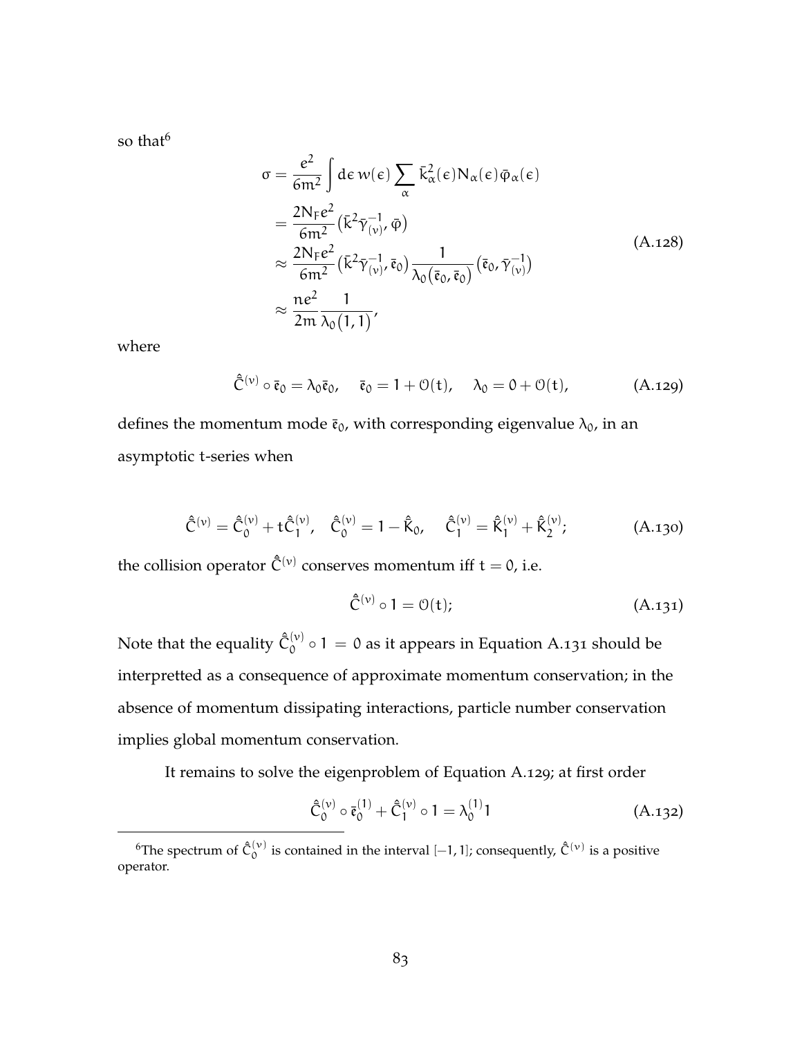so that[6]

$$
\begin{aligned}
\sigma &= \frac{e^2}{6m^2} \int d\epsilon \, w(\epsilon) \sum_{\alpha} \bar{k}_{\alpha}^2(\epsilon) N_{\alpha}(\epsilon) \bar{\varphi}_{\alpha}(\epsilon) \\
&= \frac{2N_F e^2}{6m^2} \big( \bar{k}^2 \bar{\gamma}_{(\nu)}^{-1}, \bar{\varphi} \big) \\
&\approx \frac{2N_F e^2}{6m^2} \big( \bar{k}^2 \bar{\gamma}_{(\nu)}^{-1}, \bar{\mathfrak{e}}_0 \big) \frac{1}{\lambda_0\big(\bar{\mathfrak{e}}_0, \bar{\mathfrak{e}}_0\big)} \big( \bar{\mathfrak{e}}_0, \bar{\gamma}_{(\nu)}^{-1} \big) \\
&\approx \frac{n e^2}{2m} \frac{1}{\lambda_0\big(1, 1\big)},
\end{aligned}
\tag{A.128}
$$

where

$$
\hat{\bar{C}}^{(\nu)} \circ \bar{\mathfrak{e}}_0 = \lambda_0 \bar{\mathfrak{e}}_0, \quad \bar{\mathfrak{e}}_0 = 1 + \mathcal{O}(t), \quad \lambda_0 = 0 + \mathcal{O}(t), \tag{A.129}
$$

defines the momentum mode $\bar{\mathfrak{e}}_0$, with corresponding eigenvalue $\lambda_0$, in an asymptotic t-series when

$$
\hat{\bar{C}}^{(\nu)} = \hat{\bar{C}}_0^{(\nu)} + t \hat{\bar{C}}_1^{(\nu)}, \quad \hat{\bar{C}}_0^{(\nu)} = 1 - \hat{\bar{K}}_0, \quad \hat{\bar{C}}_1^{(\nu)} = \hat{\bar{K}}_1^{(\nu)} + \hat{\bar{K}}_2^{(\nu)}; \tag{A.130}
$$

the collision operator $\hat{\bar{C}}^{(\nu)}$ conserves momentum iff $t = 0$, i.e.

$$
\hat{\bar{C}}^{(\nu)} \circ 1 = \mathcal{O}(t); \tag{A.131}
$$

Note that the equality $\hat{\bar{C}}_0^{(\nu)} \circ 1 = 0$ as it appears in Equation A.131 should be interpretted as a consequence of approximate momentum conservation; in the absence of momentum dissipating interactions, particle number conservation implies global momentum conservation.

It remains to solve the eigenproblem of Equation A.129; at first order

$$
\hat{\bar{C}}_0^{(\nu)} \circ \bar{\mathfrak{e}}_0^{(1)} + \hat{\bar{C}}_1^{(\nu)} \circ 1 = \lambda_0^{(1)} 1 \tag{A.132}
$$

[6] The spectrum of $\hat{\bar{C}}_0^{(\nu)}$ is contained in the interval $[-1, 1]$; consequently, $\hat{\bar{C}}^{(\nu)}$ is a positive operator.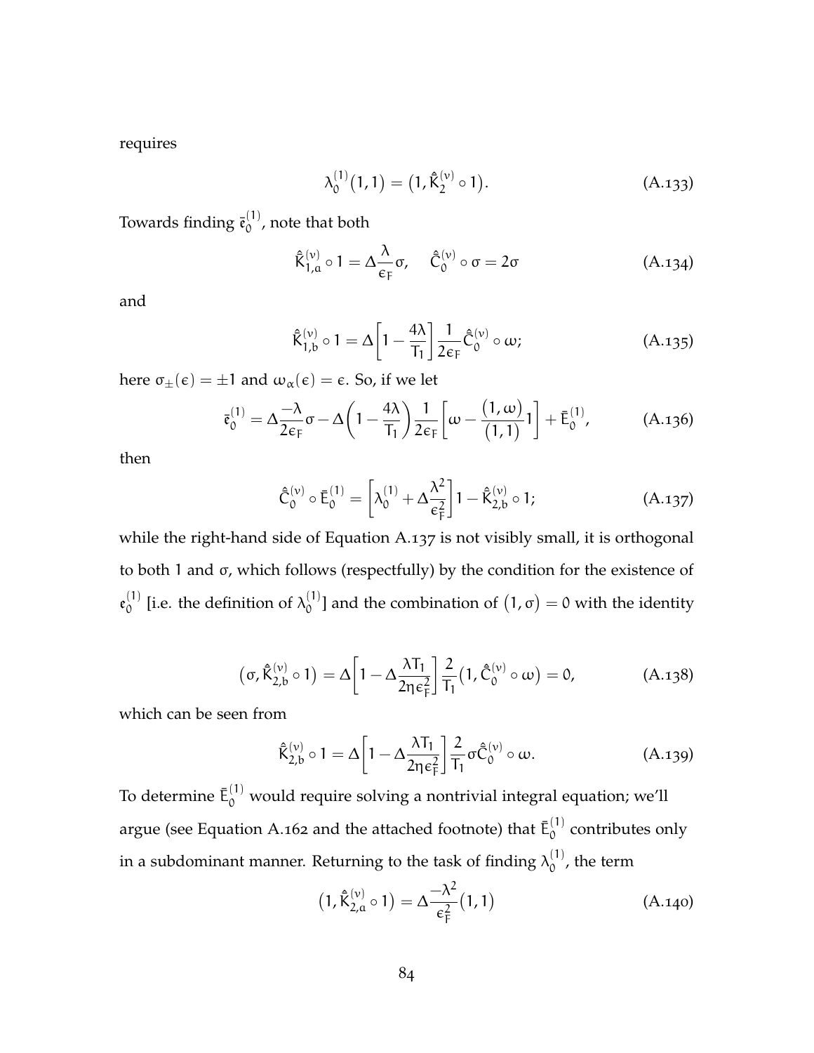requires

$$\lambda_0^{(1)}\big(1,1\big) = \big(1, \hat{\bar{K}}_2^{(\nu)} \circ 1\big). \tag{A.133}$$

Towards finding $\bar{\mathfrak{e}}_0^{(1)}$, note that both

$$\hat{\bar{K}}_{1,a}^{(\nu)} \circ 1 = \Delta \frac{\lambda}{\epsilon_F}\sigma, \quad \hat{\bar{C}}_0^{(\nu)} \circ \sigma = 2\sigma \tag{A.134}$$

and

$$\hat{\bar{K}}_{1,b}^{(\nu)} \circ 1 = \Delta \left[1 - \frac{4\lambda}{T_1}\right] \frac{1}{2\epsilon_F} \hat{\bar{C}}_0^{(\nu)} \circ \omega; \tag{A.135}$$

here $\sigma_\pm(\epsilon) = \pm 1$ and $\omega_\alpha(\epsilon) = \epsilon$. So, if we let

$$\bar{\mathfrak{e}}_0^{(1)} = \Delta \frac{-\lambda}{2\epsilon_F}\sigma - \Delta\left(1 - \frac{4\lambda}{T_1}\right)\frac{1}{2\epsilon_F}\left[\omega - \frac{\big(1,\omega\big)}{\big(1,1\big)}1\right] + \bar{E}_0^{(1)}, \tag{A.136}$$

then

$$\hat{\bar{C}}_0^{(\nu)} \circ \bar{E}_0^{(1)} = \left[\lambda_0^{(1)} + \Delta \frac{\lambda^2}{\epsilon_F^2}\right] 1 - \hat{\bar{K}}_{2,b}^{(\nu)} \circ 1; \tag{A.137}$$

while the right-hand side of Equation A.137 is not visibly small, it is orthogonal to both $1$ and $\sigma$, which follows (respectfully) by the condition for the existence of $\mathfrak{e}_0^{(1)}$ [i.e. the definition of $\lambda_0^{(1)}$] and the combination of $\big(1,\sigma\big) = 0$ with the identity

$$\big(\sigma, \hat{\bar{K}}_{2,b}^{(\nu)} \circ 1\big) = \Delta\left[1 - \Delta\frac{\lambda T_1}{2\eta\epsilon_F^2}\right]\frac{2}{T_1}\big(1, \hat{\bar{C}}_0^{(\nu)} \circ \omega\big) = 0, \tag{A.138}$$

which can be seen from

$$\hat{\bar{K}}_{2,b}^{(\nu)} \circ 1 = \Delta\left[1 - \Delta\frac{\lambda T_1}{2\eta\epsilon_F^2}\right]\frac{2}{T_1}\sigma\hat{\bar{C}}_0^{(\nu)} \circ \omega. \tag{A.139}$$

To determine $\bar{E}_0^{(1)}$ would require solving a nontrivial integral equation; we'll argue (see Equation A.162 and the attached footnote) that $\bar{E}_0^{(1)}$ contributes only in a subdominant manner. Returning to the task of finding $\lambda_0^{(1)}$, the term

$$\big(1, \hat{\bar{K}}_{2,a}^{(\nu)} \circ 1\big) = \Delta\frac{-\lambda^2}{\epsilon_F^2}\big(1,1\big) \tag{A.140}$$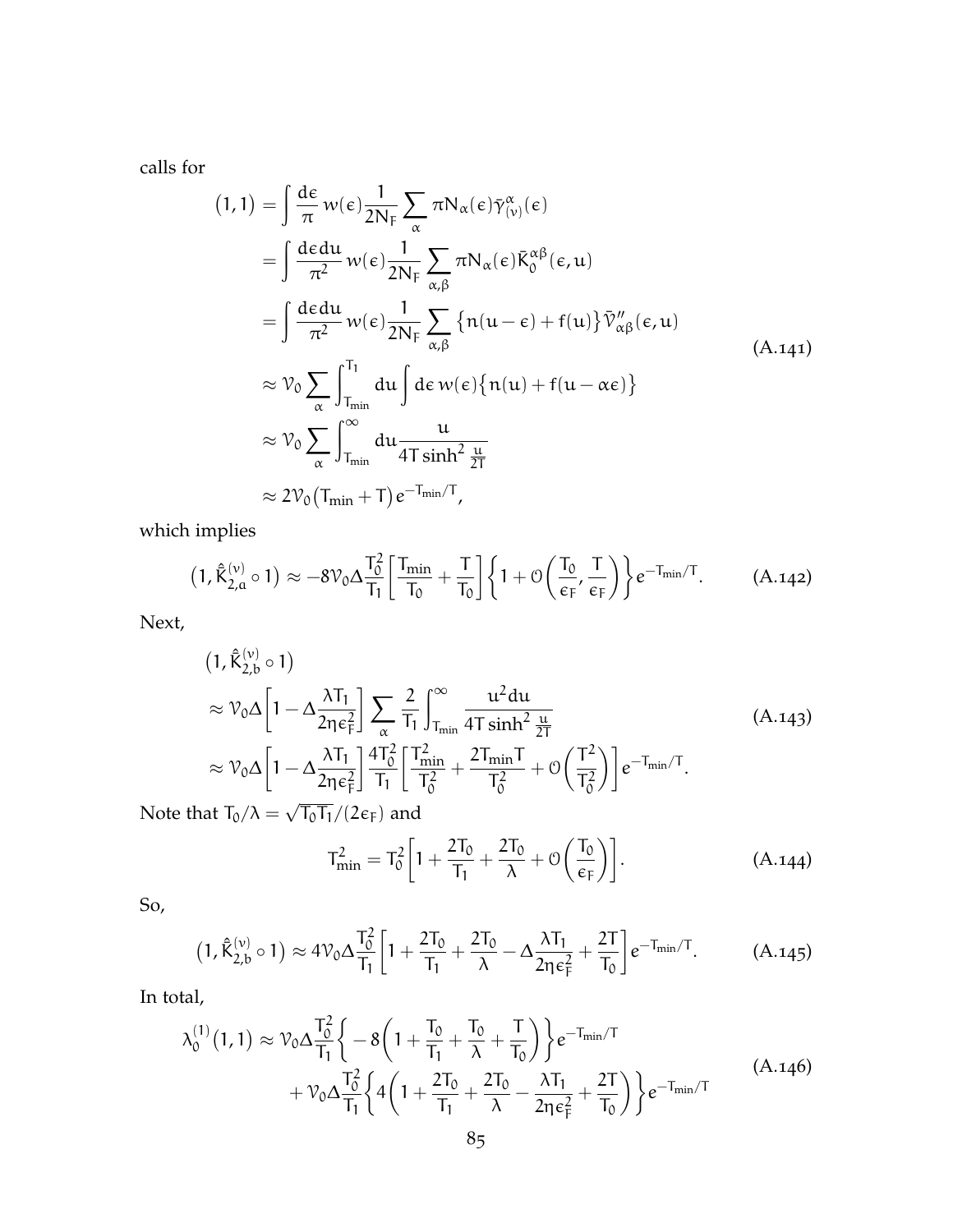calls for

$$
\begin{aligned}
(1,1) &= \int \frac{d\epsilon}{\pi}\, w(\epsilon) \frac{1}{2N_F} \sum_{\alpha} \pi N_\alpha(\epsilon) \bar{\gamma}^{\alpha}_{(\nu)}(\epsilon) \\
&= \int \frac{d\epsilon du}{\pi^2}\, w(\epsilon) \frac{1}{2N_F} \sum_{\alpha,\beta} \pi N_\alpha(\epsilon) \bar{K}_0^{\alpha\beta}(\epsilon, u) \\
&= \int \frac{d\epsilon du}{\pi^2}\, w(\epsilon) \frac{1}{2N_F} \sum_{\alpha,\beta} \big\{ n(u-\epsilon) + f(u) \big\} \bar{\mathcal{V}}''_{\alpha\beta}(\epsilon, u) \\
&\approx \mathcal{V}_0 \sum_{\alpha} \int_{T_{\min}}^{T_1} du \int d\epsilon\, w(\epsilon) \big\{ n(u) + f(u - \alpha\epsilon) \big\} \\
&\approx \mathcal{V}_0 \sum_{\alpha} \int_{T_{\min}}^{\infty} du \frac{u}{4T \sinh^2 \frac{u}{2T}} \\
&\approx 2\mathcal{V}_0 \big( T_{\min} + T \big) e^{-T_{\min}/T},
\end{aligned}
\tag{A.141}
$$

which implies

$$
\big(1, \hat{K}^{(\nu)}_{2,a} \circ 1\big) \approx -8\mathcal{V}_0 \Delta \frac{T_0^2}{T_1} \left[ \frac{T_{\min}}{T_0} + \frac{T}{T_0} \right] \left\{ 1 + \mathcal{O}\left( \frac{T_0}{\epsilon_F}, \frac{T}{\epsilon_F} \right) \right\} e^{-T_{\min}/T}. \tag{A.142}
$$

Next,

$$
\begin{aligned}
&\big(1, \hat{K}^{(\nu)}_{2,b} \circ 1\big) \\
&\approx \mathcal{V}_0 \Delta \left[ 1 - \Delta \frac{\lambda T_1}{2\eta \epsilon_F^2} \right] \sum_{\alpha} \frac{2}{T_1} \int_{T_{\min}}^{\infty} \frac{u^2 du}{4T \sinh^2 \frac{u}{2T}} \\
&\approx \mathcal{V}_0 \Delta \left[ 1 - \Delta \frac{\lambda T_1}{2\eta \epsilon_F^2} \right] \frac{4T_0^2}{T_1} \left[ \frac{T_{\min}^2}{T_0^2} + \frac{2T_{\min} T}{T_0^2} + \mathcal{O}\left( \frac{T^2}{T_0^2} \right) \right] e^{-T_{\min}/T}.
\end{aligned}
\tag{A.143}
$$

Note that $T_0/\lambda = \sqrt{T_0 T_1}/(2\epsilon_F)$ and

$$
T_{\min}^2 = T_0^2 \left[ 1 + \frac{2T_0}{T_1} + \frac{2T_0}{\lambda} + \mathcal{O}\left( \frac{T_0}{\epsilon_F} \right) \right]. \tag{A.144}
$$

So,

$$
\big(1, \hat{K}^{(\nu)}_{2,b} \circ 1\big) \approx 4\mathcal{V}_0 \Delta \frac{T_0^2}{T_1} \left[ 1 + \frac{2T_0}{T_1} + \frac{2T_0}{\lambda} - \Delta \frac{\lambda T_1}{2\eta \epsilon_F^2} + \frac{2T}{T_0} \right] e^{-T_{\min}/T}. \tag{A.145}
$$

In total,

$$
\begin{aligned}
\lambda_0^{(1)}(1,1) \approx\; & \mathcal{V}_0 \Delta \frac{T_0^2}{T_1} \left\{ -8 \left( 1 + \frac{T_0}{T_1} + \frac{T_0}{\lambda} + \frac{T}{T_0} \right) \right\} e^{-T_{\min}/T} \\
&+ \mathcal{V}_0 \Delta \frac{T_0^2}{T_1} \left\{ 4 \left( 1 + \frac{2T_0}{T_1} + \frac{2T_0}{\lambda} - \frac{\lambda T_1}{2\eta \epsilon_F^2} + \frac{2T}{T_0} \right) \right\} e^{-T_{\min}/T}
\end{aligned}
\tag{A.146}
$$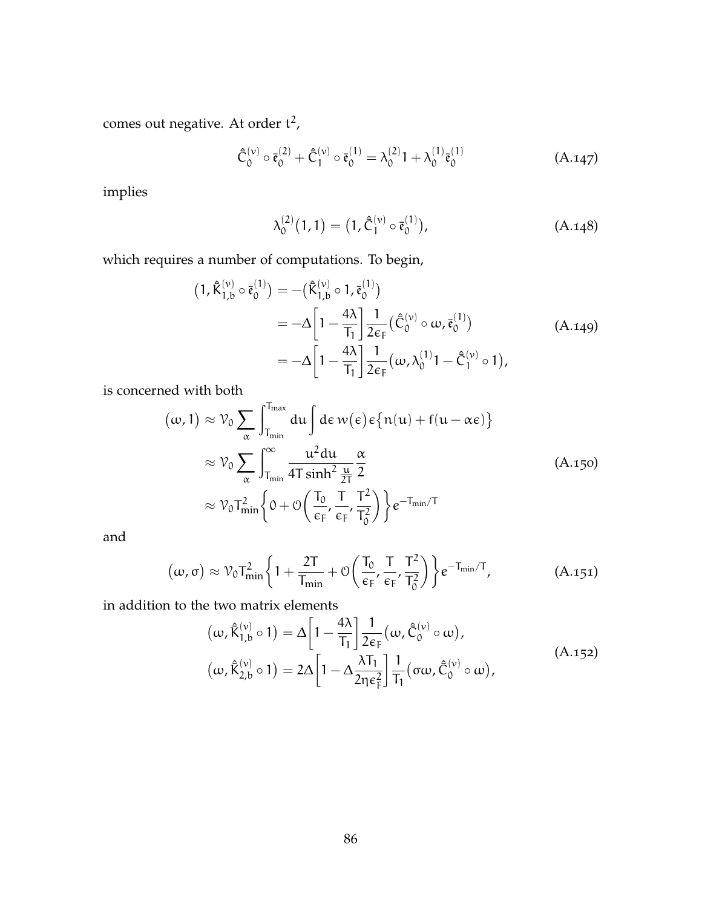comes out negative. At order $t^2$,

$$\hat{\mathsf{C}}_0^{(\nu)} \circ \bar{\mathfrak{e}}_0^{(2)} + \hat{\mathsf{C}}_1^{(\nu)} \circ \bar{\mathfrak{e}}_0^{(1)} = \lambda_0^{(2)} 1 + \lambda_0^{(1)} \bar{\mathfrak{e}}_0^{(1)} \tag{A.147}$$

implies

$$\lambda_0^{(2)}\big(1,1\big) = \big(1, \hat{\mathsf{C}}_1^{(\nu)} \circ \bar{\mathfrak{e}}_0^{(1)}\big), \tag{A.148}$$

which requires a number of computations. To begin,

$$\begin{aligned}
\big(1, \hat{\mathsf{K}}_{1,b}^{(\nu)} \circ \bar{\mathfrak{e}}_0^{(1)}\big) &= -\big(\hat{\mathsf{K}}_{1,b}^{(\nu)} \circ 1, \bar{\mathfrak{e}}_0^{(1)}\big) \\
&= -\Delta\left[1 - \frac{4\lambda}{T_1}\right] \frac{1}{2\epsilon_F} \big(\hat{\mathsf{C}}_0^{(\nu)} \circ \omega, \bar{\mathfrak{e}}_0^{(1)}\big) \\
&= -\Delta\left[1 - \frac{4\lambda}{T_1}\right] \frac{1}{2\epsilon_F} \big(\omega, \lambda_0^{(1)} 1 - \hat{\mathsf{C}}_1^{(\nu)} \circ 1\big),
\end{aligned} \tag{A.149}$$

is concerned with both

$$\begin{aligned}
\big(\omega, 1\big) &\approx \mathcal{V}_0 \sum_\alpha \int_{T_{\min}}^{T_{\max}} du \int d\epsilon\, w\big(\epsilon\big)\epsilon\big\{n(u) + f(u - \alpha\epsilon)\big\} \\
&\approx \mathcal{V}_0 \sum_\alpha \int_{T_{\min}}^{\infty} \frac{u^2 du}{4T \sinh^2 \frac{u}{2T}} \frac{\alpha}{2} \\
&\approx \mathcal{V}_0 T_{\min}^2 \left\{0 + \mathcal{O}\left(\frac{T_0}{\epsilon_F}, \frac{T}{\epsilon_F}, \frac{T^2}{T_0^2}\right)\right\} e^{-T_{\min}/T}
\end{aligned} \tag{A.150}$$

and

$$\big(\omega, \sigma\big) \approx \mathcal{V}_0 T_{\min}^2 \left\{1 + \frac{2T}{T_{\min}} + \mathcal{O}\left(\frac{T_0}{\epsilon_F}, \frac{T}{\epsilon_F}, \frac{T^2}{T_0^2}\right)\right\} e^{-T_{\min}/T}, \tag{A.151}$$

in addition to the two matrix elements

$$\begin{aligned}
\big(\omega, \hat{\mathsf{K}}_{1,b}^{(\nu)} \circ 1\big) &= \Delta\left[1 - \frac{4\lambda}{T_1}\right] \frac{1}{2\epsilon_F} \big(\omega, \hat{\mathsf{C}}_0^{(\nu)} \circ \omega\big), \\
\big(\omega, \hat{\mathsf{K}}_{2,b}^{(\nu)} \circ 1\big) &= 2\Delta\left[1 - \Delta\frac{\lambda T_1}{2\eta\epsilon_F^2}\right] \frac{1}{T_1} \big(\sigma\omega, \hat{\mathsf{C}}_0^{(\nu)} \circ \omega\big),
\end{aligned} \tag{A.152}$$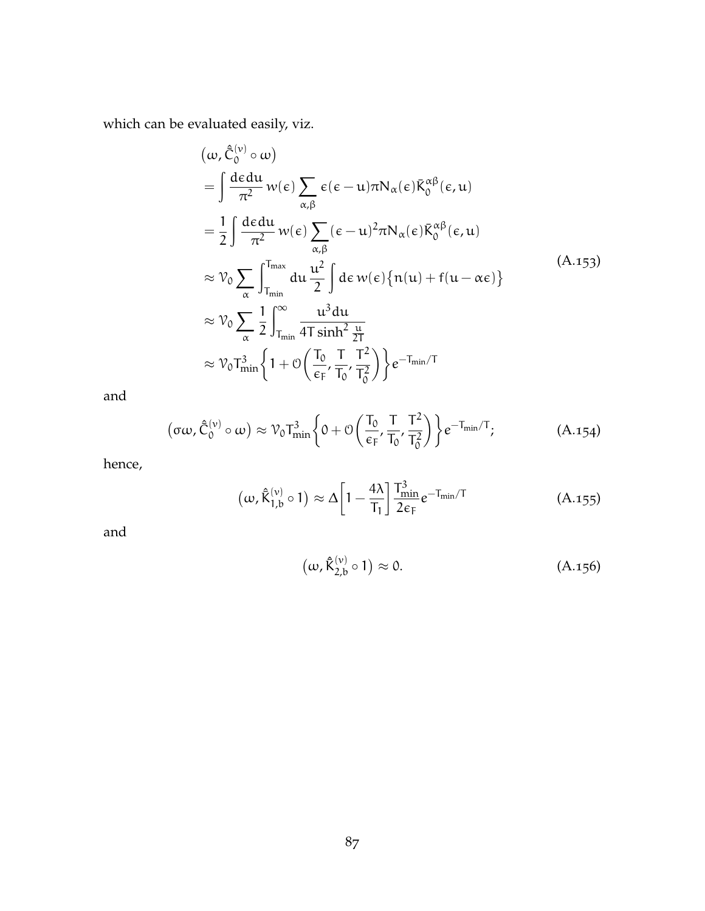which can be evaluated easily, viz.

$$
\begin{aligned}
&\left(\omega, \hat{\bar{C}}_0^{(\nu)} \circ \omega\right) \\
&= \int \frac{d\epsilon\, du}{\pi^2}\, w(\epsilon) \sum_{\alpha,\beta} \epsilon(\epsilon - u)\pi N_\alpha(\epsilon) \bar{K}_0^{\alpha\beta}(\epsilon, u) \\
&= \frac{1}{2} \int \frac{d\epsilon\, du}{\pi^2}\, w(\epsilon) \sum_{\alpha,\beta} (\epsilon - u)^2 \pi N_\alpha(\epsilon) \bar{K}_0^{\alpha\beta}(\epsilon, u) \\
&\approx \mathcal{V}_0 \sum_\alpha \int_{T_{\min}}^{T_{\max}} du\, \frac{u^2}{2} \int d\epsilon\, w(\epsilon) \big\{ n(u) + f(u - \alpha\epsilon) \big\} \\
&\approx \mathcal{V}_0 \sum_\alpha \frac{1}{2} \int_{T_{\min}}^{\infty} \frac{u^3 du}{4T \sinh^2 \frac{u}{2T}} \\
&\approx \mathcal{V}_0 T_{\min}^3 \left\{ 1 + \mathcal{O}\left( \frac{T_0}{\epsilon_F}, \frac{T}{T_0}, \frac{T^2}{T_0^2} \right) \right\} e^{-T_{\min}/T}
\end{aligned}
\tag{A.153}
$$

and

$$
\left(\sigma\omega, \hat{\bar{C}}_0^{(\nu)} \circ \omega\right) \approx \mathcal{V}_0 T_{\min}^3 \left\{ 0 + \mathcal{O}\left( \frac{T_0}{\epsilon_F}, \frac{T}{T_0}, \frac{T^2}{T_0^2} \right) \right\} e^{-T_{\min}/T}; \tag{A.154}
$$

hence,

$$
\left(\omega, \hat{\bar{K}}_{1,b}^{(\nu)} \circ 1\right) \approx \Delta \left[ 1 - \frac{4\lambda}{T_1} \right] \frac{T_{\min}^3}{2\epsilon_F} e^{-T_{\min}/T} \tag{A.155}
$$

and

$$
\left(\omega, \hat{\bar{K}}_{2,b}^{(\nu)} \circ 1\right) \approx 0. \tag{A.156}
$$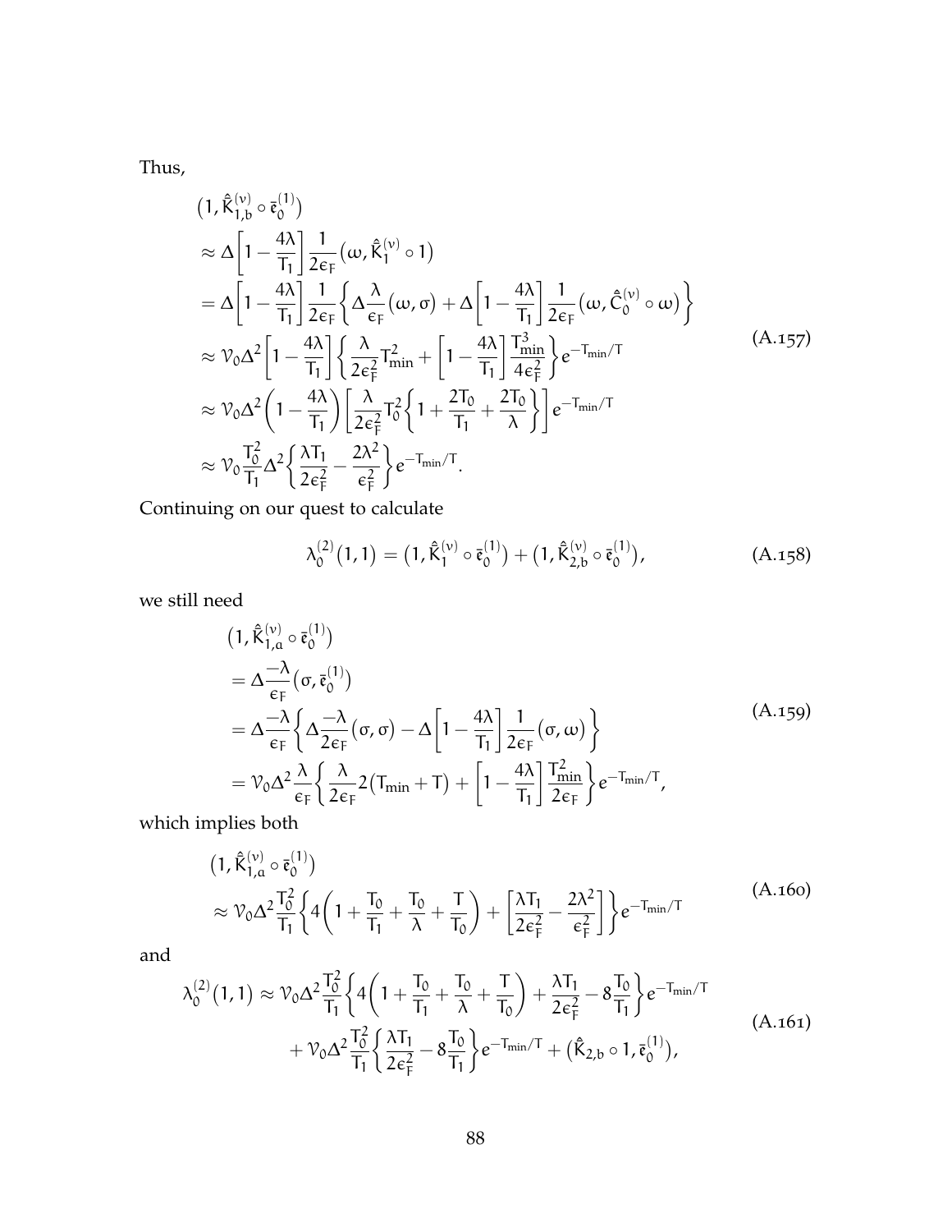Thus,

$$
\begin{aligned}
&\big(1, \hat{\hat{K}}^{(\nu)}_{1,b} \circ \bar{\mathfrak{e}}^{(1)}_0\big) \\
&\approx \Delta\left[1 - \frac{4\lambda}{T_1}\right] \frac{1}{2\epsilon_F}\big(\omega, \hat{\hat{K}}^{(\nu)}_1 \circ 1\big) \\
&= \Delta\left[1 - \frac{4\lambda}{T_1}\right] \frac{1}{2\epsilon_F}\left\{\Delta \frac{\lambda}{\epsilon_F}\big(\omega, \sigma\big) + \Delta\left[1 - \frac{4\lambda}{T_1}\right]\frac{1}{2\epsilon_F}\big(\omega, \hat{\hat{C}}^{(\nu)}_0 \circ \omega\big)\right\} \\
&\approx \mathcal{V}_0 \Delta^2 \left[1 - \frac{4\lambda}{T_1}\right]\left\{\frac{\lambda}{2\epsilon_F^2} T_{\min}^2 + \left[1 - \frac{4\lambda}{T_1}\right]\frac{T_{\min}^3}{4\epsilon_F^2}\right\} e^{-T_{\min}/T} \\
&\approx \mathcal{V}_0 \Delta^2 \left(1 - \frac{4\lambda}{T_1}\right)\left[\frac{\lambda}{2\epsilon_F^2} T_0^2 \left\{1 + \frac{2T_0}{T_1} + \frac{2T_0}{\lambda}\right\}\right] e^{-T_{\min}/T} \\
&\approx \mathcal{V}_0 \frac{T_0^2}{T_1} \Delta^2 \left\{\frac{\lambda T_1}{2\epsilon_F^2} - \frac{2\lambda^2}{\epsilon_F^2}\right\} e^{-T_{\min}/T}.
\end{aligned}
\tag{A.157}
$$

Continuing on our quest to calculate

$$
\lambda^{(2)}_0(1,1) = \big(1, \hat{\hat{K}}^{(\nu)}_1 \circ \bar{\mathfrak{e}}^{(1)}_0\big) + \big(1, \hat{\hat{K}}^{(\nu)}_{2,b} \circ \bar{\mathfrak{e}}^{(1)}_0\big),
\tag{A.158}
$$

we still need

$$
\begin{aligned}
&\big(1, \hat{\hat{K}}^{(\nu)}_{1,a} \circ \bar{\mathfrak{e}}^{(1)}_0\big) \\
&= \Delta \frac{-\lambda}{\epsilon_F}\big(\sigma, \bar{\mathfrak{e}}^{(1)}_0\big) \\
&= \Delta \frac{-\lambda}{\epsilon_F}\left\{\Delta \frac{-\lambda}{2\epsilon_F}\big(\sigma, \sigma\big) - \Delta\left[1 - \frac{4\lambda}{T_1}\right]\frac{1}{2\epsilon_F}\big(\sigma, \omega\big)\right\} \\
&= \mathcal{V}_0 \Delta^2 \frac{\lambda}{\epsilon_F}\left\{\frac{\lambda}{2\epsilon_F} 2\big(T_{\min} + T\big) + \left[1 - \frac{4\lambda}{T_1}\right]\frac{T_{\min}^2}{2\epsilon_F}\right\} e^{-T_{\min}/T},
\end{aligned}
\tag{A.159}
$$

which implies both

$$
\begin{aligned}
&\big(1, \hat{\hat{K}}^{(\nu)}_{1,a} \circ \bar{\mathfrak{e}}^{(1)}_0\big) \\
&\approx \mathcal{V}_0 \Delta^2 \frac{T_0^2}{T_1}\left\{4\left(1 + \frac{T_0}{T_1} + \frac{T_0}{\lambda} + \frac{T}{T_0}\right) + \left[\frac{\lambda T_1}{2\epsilon_F^2} - \frac{2\lambda^2}{\epsilon_F^2}\right]\right\} e^{-T_{\min}/T}
\end{aligned}
\tag{A.160}
$$

and

$$
\begin{aligned}
\lambda^{(2)}_0(1,1) \approx{}& \mathcal{V}_0 \Delta^2 \frac{T_0^2}{T_1}\left\{4\left(1 + \frac{T_0}{T_1} + \frac{T_0}{\lambda} + \frac{T}{T_0}\right) + \frac{\lambda T_1}{2\epsilon_F^2} - 8\frac{T_0}{T_1}\right\} e^{-T_{\min}/T} \\
&+ \mathcal{V}_0 \Delta^2 \frac{T_0^2}{T_1}\left\{\frac{\lambda T_1}{2\epsilon_F^2} - 8\frac{T_0}{T_1}\right\} e^{-T_{\min}/T} + \big(\hat{\hat{K}}_{2,b} \circ 1, \bar{\mathfrak{e}}^{(1)}_0\big),
\end{aligned}
\tag{A.161}
$$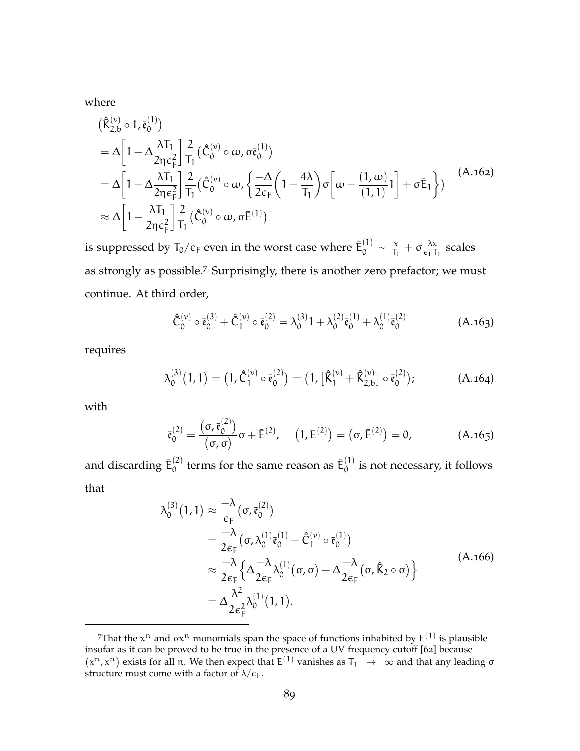where

$$
\begin{aligned}
&\big(\hat{\bar{K}}_{2,b}^{(\nu)} \circ 1, \bar{\mathfrak{e}}_0^{(1)}\big) \\
&= \Delta\left[1 - \Delta\frac{\lambda T_1}{2\eta\epsilon_F^2}\right]\frac{2}{T_1}\big(\hat{\bar{C}}_0^{(\nu)} \circ \omega, \sigma\bar{\mathfrak{e}}_0^{(1)}\big) \\
&= \Delta\left[1 - \Delta\frac{\lambda T_1}{2\eta\epsilon_F^2}\right]\frac{2}{T_1}\big(\hat{\bar{C}}_0^{(\nu)} \circ \omega, \left\{\frac{-\Delta}{2\epsilon_F}\left(1 - \frac{4\lambda}{T_1}\right)\sigma\left[\omega - \frac{(1,\omega)}{(1,1)}1\right] + \sigma\bar{E}_1\right\}\big) \\
&\approx \Delta\left[1 - \frac{\lambda T_1}{2\eta\epsilon_F^2}\right]\frac{2}{T_1}\big(\hat{\bar{C}}_0^{(\nu)} \circ \omega, \sigma\bar{E}^{(1)}\big)
\end{aligned}
\tag{A.162}
$$

is suppressed by $T_0/\epsilon_F$ even in the worst case where $\bar{E}_0^{(1)} \sim \frac{x}{T_1} + \sigma\frac{\lambda x}{\epsilon_F T_1}$ scales as strongly as possible.[7] Surprisingly, there is another zero prefactor; we must continue. At third order,

$$
\hat{\bar{C}}_0^{(\nu)} \circ \bar{\mathfrak{e}}_0^{(3)} + \hat{\bar{C}}_1^{(\nu)} \circ \bar{\mathfrak{e}}_0^{(2)} = \lambda_0^{(3)} 1 + \lambda_0^{(2)}\bar{\mathfrak{e}}_0^{(1)} + \lambda_0^{(1)}\bar{\mathfrak{e}}_0^{(2)} \tag{A.163}
$$

requires

$$
\lambda_0^{(3)}\big(1,1\big) = \big(1, \hat{\bar{C}}_1^{(\nu)} \circ \bar{\mathfrak{e}}_0^{(2)}\big) = \big(1, \big[\hat{\bar{K}}_1^{(\nu)} + \hat{\bar{K}}_{2,b}^{(\nu)}\big] \circ \bar{\mathfrak{e}}_0^{(2)}\big); \tag{A.164}
$$

with

$$
\bar{\mathfrak{e}}_0^{(2)} = \frac{\big(\sigma, \bar{\mathfrak{e}}_0^{(2)}\big)}{\big(\sigma,\sigma\big)}\sigma + \bar{E}^{(2)}, \quad \big(1, E^{(2)}\big) = \big(\sigma, \bar{E}^{(2)}\big) = 0, \tag{A.165}
$$

and discarding $\bar{E}_0^{(2)}$ terms for the same reason as $\bar{E}_0^{(1)}$ is not necessary, it follows that

$$
\begin{aligned}
\lambda_0^{(3)}\big(1,1\big) &\approx \frac{-\lambda}{\epsilon_F}\big(\sigma, \bar{\mathfrak{e}}_0^{(2)}\big) \\
&= \frac{-\lambda}{2\epsilon_F}\big(\sigma, \lambda_0^{(1)}\bar{\mathfrak{e}}_0^{(1)} - \hat{\bar{C}}_1^{(\nu)} \circ \bar{\mathfrak{e}}_0^{(1)}\big) \\
&\approx \frac{-\lambda}{2\epsilon_F}\left\{\Delta\frac{-\lambda}{2\epsilon_F}\lambda_0^{(1)}\big(\sigma,\sigma\big) - \Delta\frac{-\lambda}{2\epsilon_F}\big(\sigma, \hat{\bar{K}}_2 \circ \sigma\big)\right\} \\
&= \Delta\frac{\lambda^2}{2\epsilon_F^2}\lambda_0^{(1)}\big(1,1\big).
\end{aligned}
\tag{A.166}
$$

---

[7] That the $x^n$ and $\sigma x^n$ monomials span the space of functions inhabited by $E^{(1)}$ is plausible insofar as it can be proved to be true in the presence of a UV frequency cutoff [62] because $\big(x^n, x^n\big)$ exists for all $n$. We then expect that $E^{(1)}$ vanishes as $T_1 \to \infty$ and that any leading $\sigma$ structure must come with a factor of $\lambda/\epsilon_F$.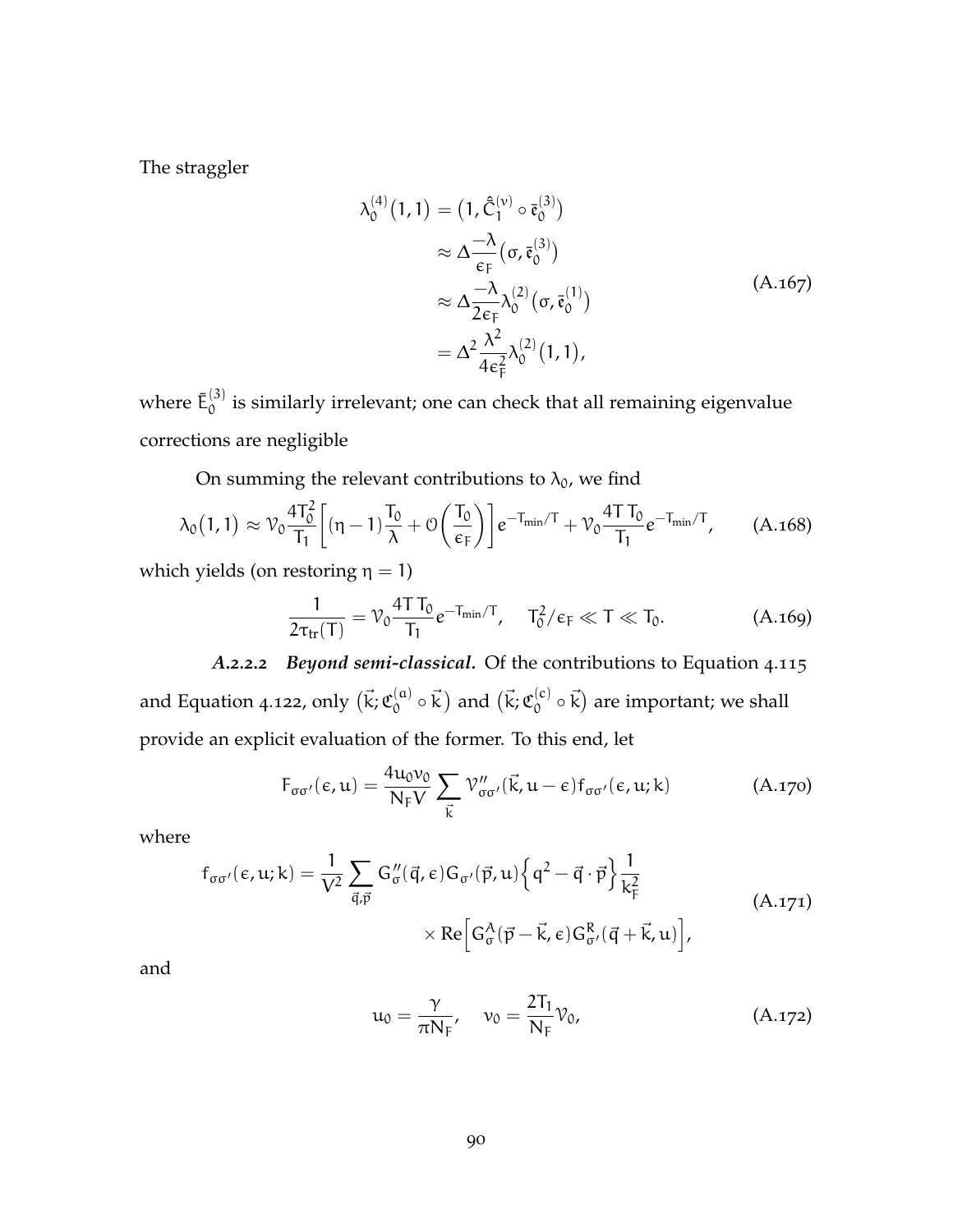The straggler

$$
\begin{aligned}
\lambda_0^{(4)}(1,1) &= \left(1, \hat{\mathcal{C}}_1^{(\nu)} \circ \bar{\mathfrak{e}}_0^{(3)}\right) \\
&\approx \Delta \frac{-\lambda}{\epsilon_F}\left(\sigma, \bar{\mathfrak{e}}_0^{(3)}\right) \\
&\approx \Delta \frac{-\lambda}{2\epsilon_F}\lambda_0^{(2)}\left(\sigma, \bar{\mathfrak{e}}_0^{(1)}\right) \\
&= \Delta^2 \frac{\lambda^2}{4\epsilon_F^2}\lambda_0^{(2)}(1,1),
\end{aligned}
\tag{A.167}
$$

where $\bar{E}_0^{(3)}$ is similarly irrelevant; one can check that all remaining eigenvalue corrections are negligible

On summing the relevant contributions to $\lambda_0$, we find

$$
\lambda_0(1,1) \approx \mathcal{V}_0 \frac{4T_0^2}{T_1}\left[(\eta - 1)\frac{T_0}{\lambda} + \mathcal{O}\left(\frac{T_0}{\epsilon_F}\right)\right] e^{-T_{\text{min}}/T} + \mathcal{V}_0 \frac{4T\,T_0}{T_1} e^{-T_{\text{min}}/T}, \tag{A.168}
$$

which yields (on restoring $\eta = 1$)

$$
\frac{1}{2\tau_{\text{tr}}(T)} = \mathcal{V}_0 \frac{4T\,T_0}{T_1} e^{-T_{\text{min}}/T}, \quad T_0^2/\epsilon_F \ll T \ll T_0. \tag{A.169}
$$

*A.2.2.2* ***Beyond semi-classical.*** Of the contributions to Equation 4.115 and Equation 4.122, only $\left(\vec{k}; \mathfrak{C}_0^{(a)} \circ \vec{k}\right)$ and $\left(\vec{k}; \mathfrak{C}_0^{(c)} \circ \vec{k}\right)$ are important; we shall provide an explicit evaluation of the former. To this end, let

$$
F_{\sigma\sigma'}(\epsilon, u) = \frac{4u_0 v_0}{N_F V} \sum_{\vec{k}} \mathcal{V}''_{\sigma\sigma'}(\vec{k}, u - \epsilon) f_{\sigma\sigma'}(\epsilon, u; k) \tag{A.170}
$$

where

$$
\begin{aligned}
f_{\sigma\sigma'}(\epsilon, u; k) = \frac{1}{V^2} \sum_{\vec{q}, \vec{p}} G''_\sigma(\vec{q}, \epsilon) G_{\sigma'}(\vec{p}, u) \left\{ q^2 - \vec{q} \cdot \vec{p} \right\} \frac{1}{k_F^2} \\
\times \operatorname{Re}\left[ G^A_\sigma(\vec{p} - \vec{k}, \epsilon) G^R_{\sigma'}(\vec{q} + \vec{k}, u) \right],
\end{aligned}
\tag{A.171}
$$

and

$$
u_0 = \frac{\gamma}{\pi N_F}, \quad v_0 = \frac{2T_1}{N_F}\mathcal{V}_0, \tag{A.172}
$$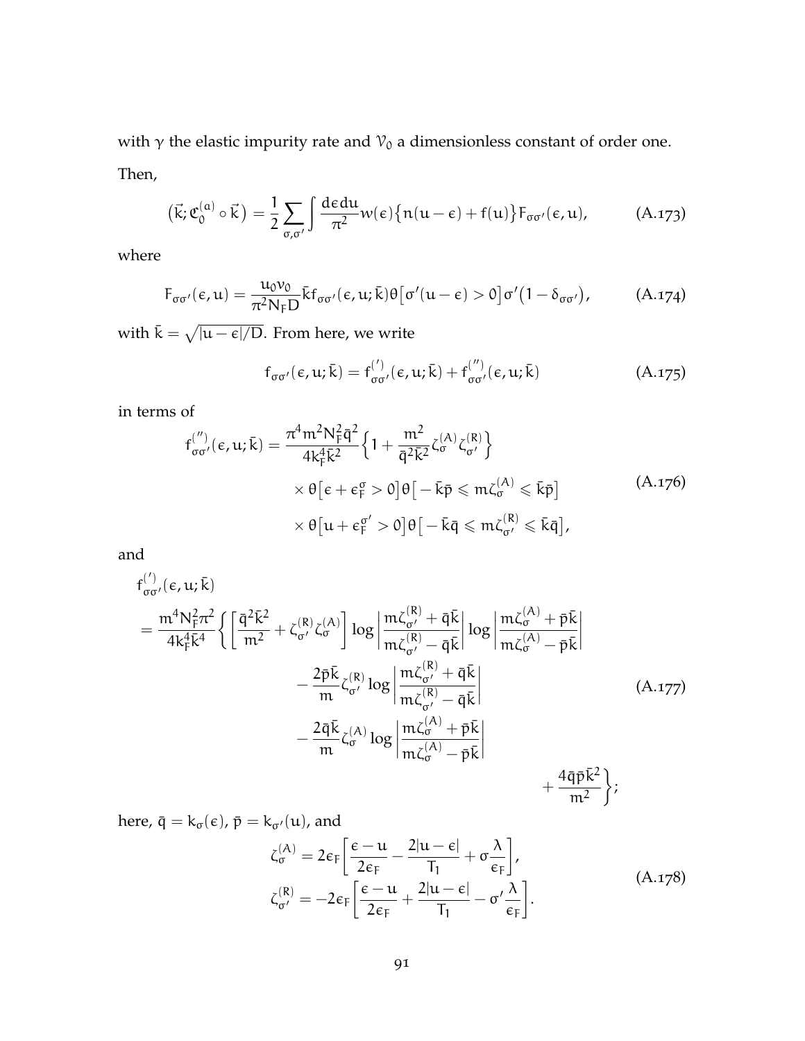with $\gamma$ the elastic impurity rate and $\mathcal{V}_0$ a dimensionless constant of order one. Then,

$$\left(\vec{k}; \mathfrak{C}_0^{(a)} \circ \vec{k}\right) = \frac{1}{2} \sum_{\sigma,\sigma'} \int \frac{d\epsilon du}{\pi^2} w(\epsilon) \big\{ n(u-\epsilon) + f(u) \big\} F_{\sigma\sigma'}(\epsilon, u), \tag{A.173}$$

where

$$F_{\sigma\sigma'}(\epsilon, u) = \frac{u_0 v_0}{\pi^2 N_F D} \bar{k} f_{\sigma\sigma'}(\epsilon, u; \bar{k}) \theta\big[\sigma'(u-\epsilon) > 0\big] \sigma'\big(1 - \delta_{\sigma\sigma'}\big), \tag{A.174}$$

with $\bar{k} = \sqrt{|u-\epsilon|/D}$. From here, we write

$$f_{\sigma\sigma'}(\epsilon, u; \bar{k}) = f^{(')}_{\sigma\sigma'}(\epsilon, u; \bar{k}) + f^{('')}_{\sigma\sigma'}(\epsilon, u; \bar{k}) \tag{A.175}$$

in terms of

$$\begin{aligned} f^{('')}_{\sigma\sigma'}(\epsilon, u; \bar{k}) = \frac{\pi^4 m^2 N_F^2 \bar{q}^2}{4 k_F^4 \bar{k}^2} &\Big\{ 1 + \frac{m^2}{\bar{q}^2 \bar{k}^2} \zeta_\sigma^{(A)} \zeta_{\sigma'}^{(R)} \Big\} \\ &\times \theta\big[\epsilon + \epsilon_F^\sigma > 0\big] \theta\big[-\bar{k}\bar{p} \leqslant m\zeta_\sigma^{(A)} \leqslant \bar{k}\bar{p}\big] \\ &\times \theta\big[u + \epsilon_F^{\sigma'} > 0\big] \theta\big[-\bar{k}\bar{q} \leqslant m\zeta_{\sigma'}^{(R)} \leqslant \bar{k}\bar{q}\big], \end{aligned} \tag{A.176}$$

and

$$\begin{aligned} &f^{(')}_{\sigma\sigma'}(\epsilon, u; \bar{k}) \\ &= \frac{m^4 N_F^2 \pi^2}{4 k_F^4 \bar{k}^4} \Bigg\{ \left[ \frac{\bar{q}^2 \bar{k}^2}{m^2} + \zeta_{\sigma'}^{(R)} \zeta_\sigma^{(A)} \right] \log\left| \frac{m\zeta_{\sigma'}^{(R)} + \bar{q}\bar{k}}{m\zeta_{\sigma'}^{(R)} - \bar{q}\bar{k}} \right| \log\left| \frac{m\zeta_\sigma^{(A)} + \bar{p}\bar{k}}{m\zeta_\sigma^{(A)} - \bar{p}\bar{k}} \right| \\ &\qquad - \frac{2\bar{p}\bar{k}}{m} \zeta_{\sigma'}^{(R)} \log\left| \frac{m\zeta_{\sigma'}^{(R)} + \bar{q}\bar{k}}{m\zeta_{\sigma'}^{(R)} - \bar{q}\bar{k}} \right| \\ &\qquad - \frac{2\bar{q}\bar{k}}{m} \zeta_\sigma^{(A)} \log\left| \frac{m\zeta_\sigma^{(A)} + \bar{p}\bar{k}}{m\zeta_\sigma^{(A)} - \bar{p}\bar{k}} \right| \\ &\qquad + \frac{4\bar{q}\bar{p}\bar{k}^2}{m^2} \Bigg\}; \end{aligned} \tag{A.177}$$

here, $\bar{q} = k_\sigma(\epsilon)$, $\bar{p} = k_{\sigma'}(u)$, and

$$\begin{aligned} \zeta_\sigma^{(A)} &= 2\epsilon_F \left[ \frac{\epsilon - u}{2\epsilon_F} - \frac{2|u-\epsilon|}{T_1} + \sigma \frac{\lambda}{\epsilon_F} \right], \\ \zeta_{\sigma'}^{(R)} &= -2\epsilon_F \left[ \frac{\epsilon - u}{2\epsilon_F} + \frac{2|u-\epsilon|}{T_1} - \sigma' \frac{\lambda}{\epsilon_F} \right]. \end{aligned} \tag{A.178}$$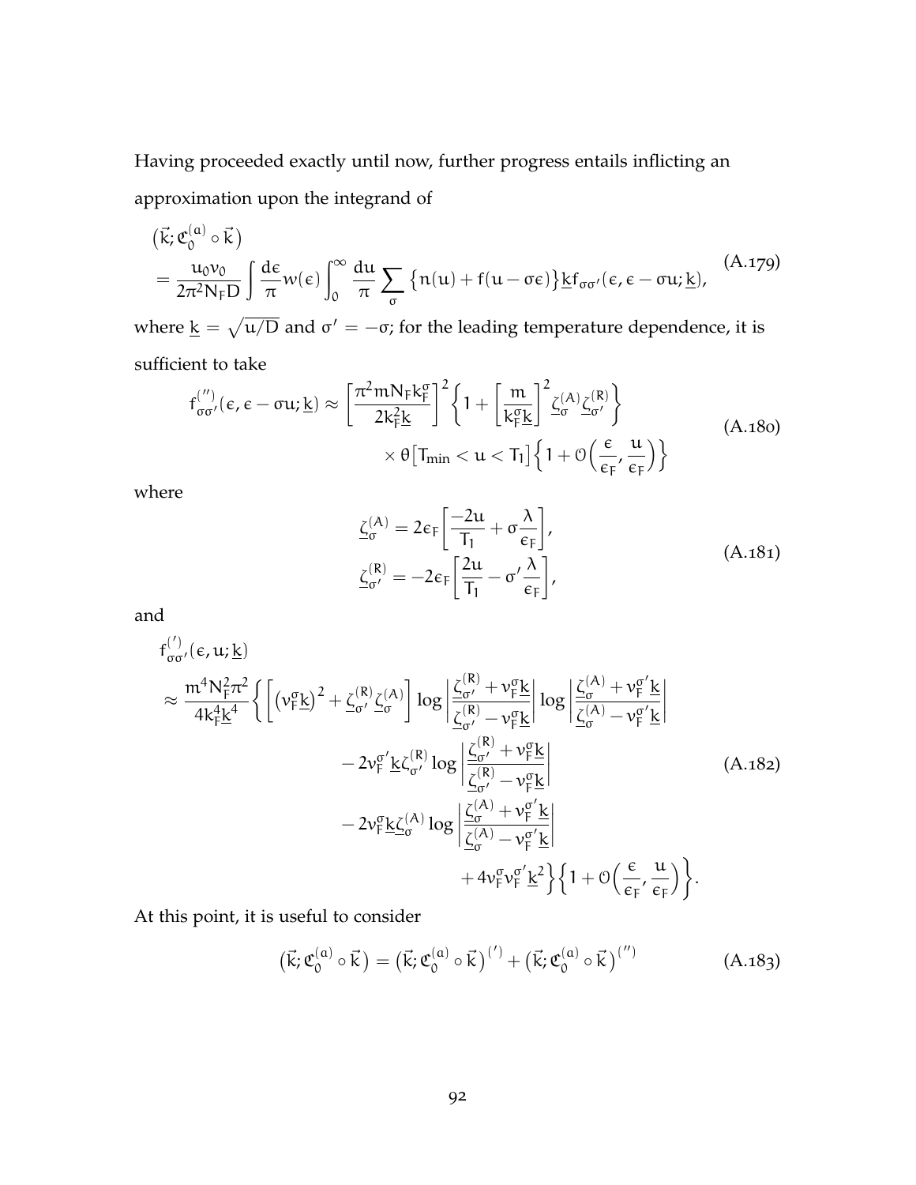Having proceeded exactly until now, further progress entails inflicting an approximation upon the integrand of

$$
\begin{aligned}
&\big(\vec{k};\mathfrak{C}_0^{(a)}\circ\vec{k}\big)\\
&=\frac{u_0 v_0}{2\pi^2 N_F D}\int\frac{d\epsilon}{\pi}w(\epsilon)\int_0^\infty\frac{du}{\pi}\sum_\sigma\big\{n(u)+f(u-\sigma\epsilon)\big\}\underline{k}f_{\sigma\sigma'}(\epsilon,\epsilon-\sigma u;\underline{k}),
\end{aligned}
\tag{A.179}
$$

where $\underline{k}=\sqrt{u/D}$ and $\sigma'=-\sigma$; for the leading temperature dependence, it is sufficient to take

$$
\begin{aligned}
f_{\sigma\sigma'}^{('')}(\epsilon,\epsilon-\sigma u;\underline{k})\approx\left[\frac{\pi^2 m N_F k_F^\sigma}{2k_F^2\underline{k}}\right]^2\left\{1+\left[\frac{m}{k_F^\sigma\underline{k}}\right]^2\underline{\zeta}_\sigma^{(A)}\underline{\zeta}_{\sigma'}^{(R)}\right\}&\\
\times\,\theta\big[T_{\min}<u<T_1\big]\Big\{1+\mathcal{O}\Big(\frac{\epsilon}{\epsilon_F},\frac{u}{\epsilon_F}\Big)\Big\}&
\end{aligned}
\tag{A.180}
$$

where

$$
\begin{aligned}
\underline{\zeta}_\sigma^{(A)}&=2\epsilon_F\left[\frac{-2u}{T_1}+\sigma\frac{\lambda}{\epsilon_F}\right],\\
\underline{\zeta}_{\sigma'}^{(R)}&=-2\epsilon_F\left[\frac{2u}{T_1}-\sigma'\frac{\lambda}{\epsilon_F}\right],
\end{aligned}
\tag{A.181}
$$

and

$$
\begin{aligned}
&f_{\sigma\sigma'}^{(')}(\epsilon,u;\underline{k})\\
&\approx\frac{m^4N_F^2\pi^2}{4k_F^4\underline{k}^4}\Bigg\{\Big[\big(v_F^\sigma\underline{k}\big)^2+\underline{\zeta}_{\sigma'}^{(R)}\underline{\zeta}_\sigma^{(A)}\Big]\log\left|\frac{\underline{\zeta}_{\sigma'}^{(R)}+v_F^\sigma\underline{k}}{\underline{\zeta}_{\sigma'}^{(R)}-v_F^\sigma\underline{k}}\right|\log\left|\frac{\underline{\zeta}_\sigma^{(A)}+v_F^{\sigma'}\underline{k}}{\underline{\zeta}_\sigma^{(A)}-v_F^{\sigma'}\underline{k}}\right|\\
&\qquad-2v_F^{\sigma'}\underline{k}\zeta_{\sigma'}^{(R)}\log\left|\frac{\underline{\zeta}_{\sigma'}^{(R)}+v_F^\sigma\underline{k}}{\underline{\zeta}_{\sigma'}^{(R)}-v_F^\sigma\underline{k}}\right|\\
&\qquad-2v_F^\sigma\underline{k}\underline{\zeta}_\sigma^{(A)}\log\left|\frac{\underline{\zeta}_\sigma^{(A)}+v_F^{\sigma'}\underline{k}}{\underline{\zeta}_\sigma^{(A)}-v_F^{\sigma'}\underline{k}}\right|\\
&\qquad\qquad+4v_F^\sigma v_F^{\sigma'}\underline{k}^2\Bigg\}\Big\{1+\mathcal{O}\Big(\frac{\epsilon}{\epsilon_F},\frac{u}{\epsilon_F}\Big)\Big\}.
\end{aligned}
\tag{A.182}
$$

At this point, it is useful to consider

$$
\big(\vec{k};\mathfrak{C}_0^{(a)}\circ\vec{k}\big)=\big(\vec{k};\mathfrak{C}_0^{(a)}\circ\vec{k}\big)^{(')}+\big(\vec{k};\mathfrak{C}_0^{(a)}\circ\vec{k}\big)^{('')}
\tag{A.183}
$$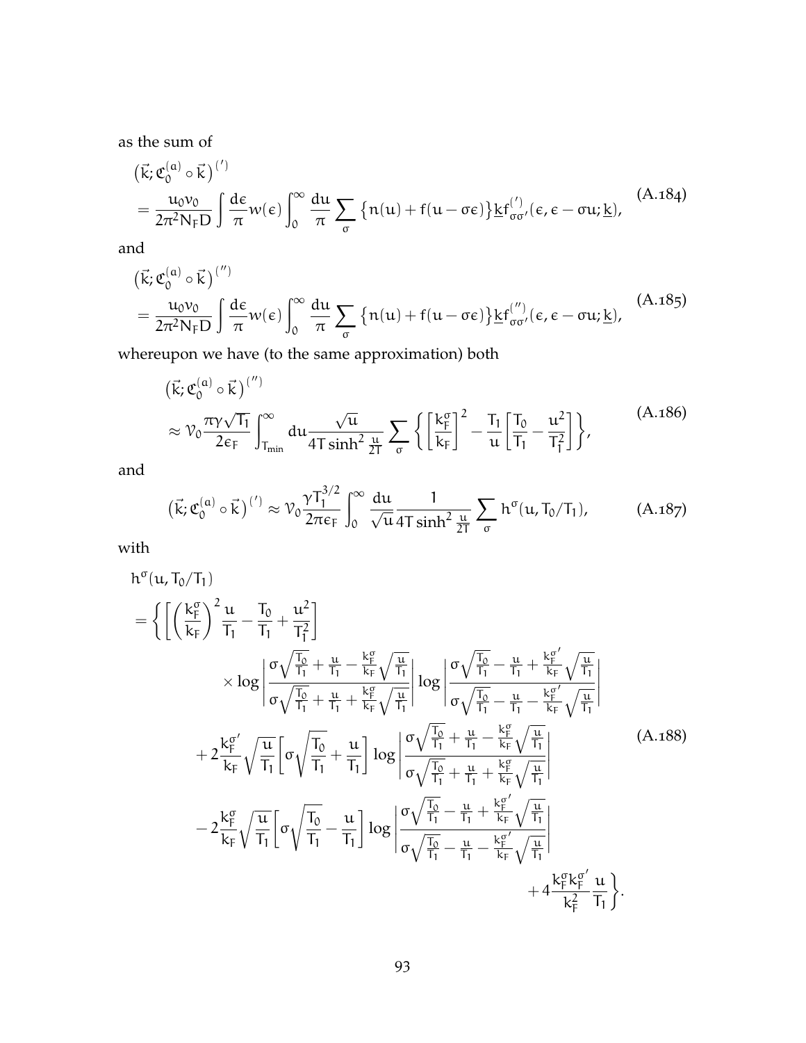as the sum of

$$
\begin{aligned}
&\left(\vec{k};\mathfrak{C}_0^{(a)}\circ\vec{k}\right)^{(\prime)} \\
&= \frac{u_0 v_0}{2\pi^2 N_F D}\int \frac{d\epsilon}{\pi} w(\epsilon)\int_0^\infty \frac{du}{\pi}\sum_\sigma \left\{n(u)+f(u-\sigma\epsilon)\right\}\underline{k}f^{(\prime)}_{\sigma\sigma'}(\epsilon,\epsilon-\sigma u;\underline{k}),
\end{aligned}
\tag{A.184}
$$

and

$$
\begin{aligned}
&\left(\vec{k};\mathfrak{C}_0^{(a)}\circ\vec{k}\right)^{(\prime\prime)} \\
&= \frac{u_0 v_0}{2\pi^2 N_F D}\int \frac{d\epsilon}{\pi} w(\epsilon)\int_0^\infty \frac{du}{\pi}\sum_\sigma \left\{n(u)+f(u-\sigma\epsilon)\right\}\underline{k}f^{(\prime\prime)}_{\sigma\sigma'}(\epsilon,\epsilon-\sigma u;\underline{k}),
\end{aligned}
\tag{A.185}
$$

whereupon we have (to the same approximation) both

$$
\begin{aligned}
&\left(\vec{k};\mathfrak{C}_0^{(a)}\circ\vec{k}\right)^{(\prime\prime)} \\
&\approx \mathcal{V}_0\frac{\pi\gamma\sqrt{T_1}}{2\epsilon_F}\int_{T_{\min}}^\infty du\frac{\sqrt{u}}{4T\sinh^2\frac{u}{2T}}\sum_\sigma\left\{\left[\frac{k_F^\sigma}{k_F}\right]^2-\frac{T_1}{u}\left[\frac{T_0}{T_1}-\frac{u^2}{T_1^2}\right]\right\},
\end{aligned}
\tag{A.186}
$$

and

$$
\left(\vec{k};\mathfrak{C}_0^{(a)}\circ\vec{k}\right)^{(\prime)} \approx \mathcal{V}_0\frac{\gamma T_1^{3/2}}{2\pi\epsilon_F}\int_0^\infty \frac{du}{\sqrt{u}}\frac{1}{4T\sinh^2\frac{u}{2T}}\sum_\sigma h^\sigma(u,T_0/T_1),
\tag{A.187}
$$

with

$$
\begin{aligned}
&h^\sigma(u,T_0/T_1) \\
&=\Bigg\{\left[\left(\frac{k_F^\sigma}{k_F}\right)^2\frac{u}{T_1}-\frac{T_0}{T_1}+\frac{u^2}{T_1^2}\right] \\
&\qquad\times\log\left|\frac{\sigma\sqrt{\frac{T_0}{T_1}}+\frac{u}{T_1}-\frac{k_F^\sigma}{k_F}\sqrt{\frac{u}{T_1}}}{\sigma\sqrt{\frac{T_0}{T_1}}+\frac{u}{T_1}+\frac{k_F^\sigma}{k_F}\sqrt{\frac{u}{T_1}}}\right|\log\left|\frac{\sigma\sqrt{\frac{T_0}{T_1}}-\frac{u}{T_1}+\frac{k_F^{\sigma'}}{k_F}\sqrt{\frac{u}{T_1}}}{\sigma\sqrt{\frac{T_0}{T_1}}-\frac{u}{T_1}-\frac{k_F^{\sigma'}}{k_F}\sqrt{\frac{u}{T_1}}}\right| \\
&\quad+2\frac{k_F^{\sigma'}}{k_F}\sqrt{\frac{u}{T_1}}\left[\sigma\sqrt{\frac{T_0}{T_1}}+\frac{u}{T_1}\right]\log\left|\frac{\sigma\sqrt{\frac{T_0}{T_1}}+\frac{u}{T_1}-\frac{k_F^\sigma}{k_F}\sqrt{\frac{u}{T_1}}}{\sigma\sqrt{\frac{T_0}{T_1}}+\frac{u}{T_1}+\frac{k_F^\sigma}{k_F}\sqrt{\frac{u}{T_1}}}\right| \\
&\quad-2\frac{k_F^\sigma}{k_F}\sqrt{\frac{u}{T_1}}\left[\sigma\sqrt{\frac{T_0}{T_1}}-\frac{u}{T_1}\right]\log\left|\frac{\sigma\sqrt{\frac{T_0}{T_1}}-\frac{u}{T_1}+\frac{k_F^{\sigma'}}{k_F}\sqrt{\frac{u}{T_1}}}{\sigma\sqrt{\frac{T_0}{T_1}}-\frac{u}{T_1}-\frac{k_F^{\sigma'}}{k_F}\sqrt{\frac{u}{T_1}}}\right| \\
&\qquad\qquad+4\frac{k_F^\sigma k_F^{\sigma'}}{k_F^2}\frac{u}{T_1}\Bigg\}.
\end{aligned}
\tag{A.188}
$$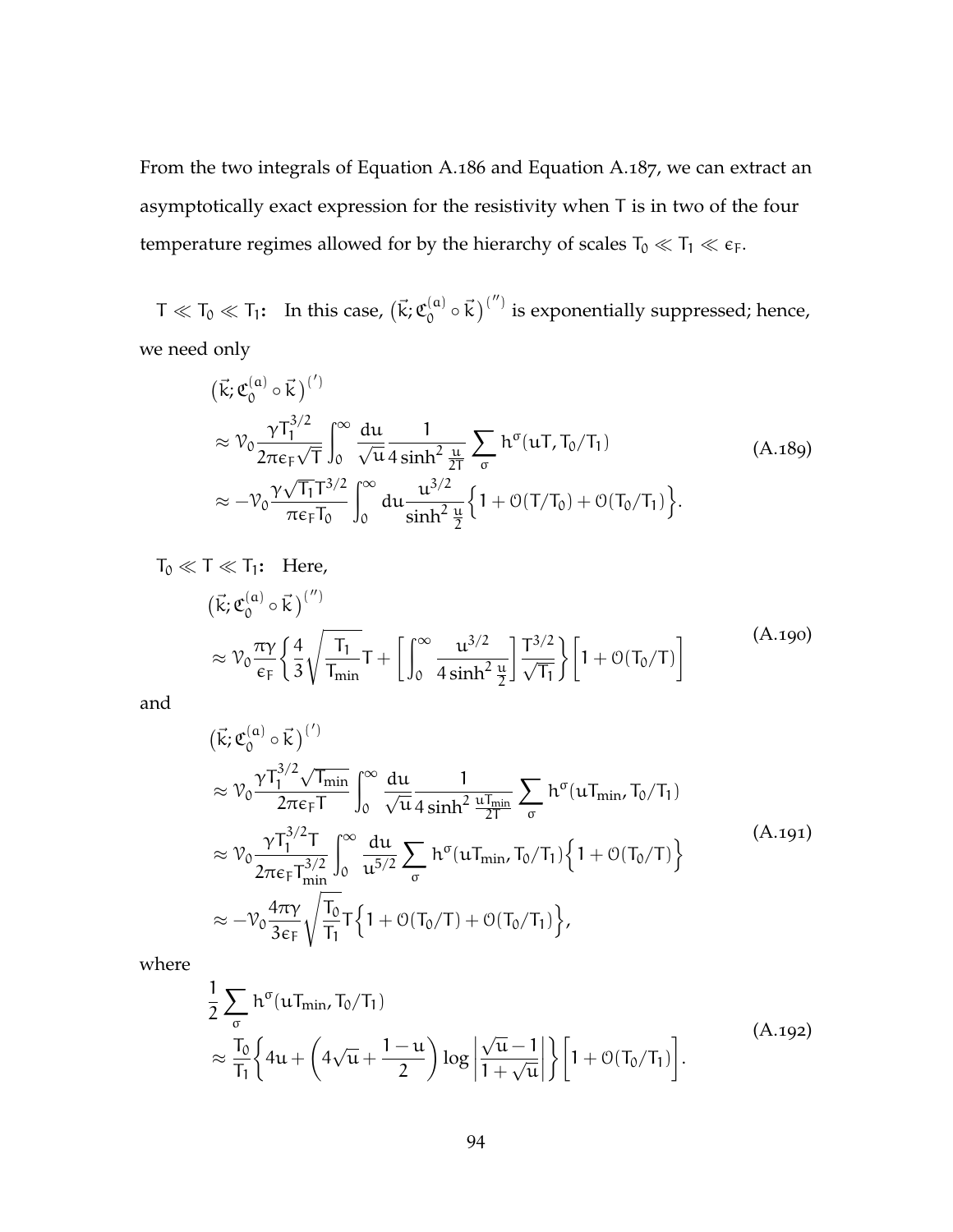From the two integrals of Equation A.186 and Equation A.187, we can extract an asymptotically exact expression for the resistivity when T is in two of the four temperature regimes allowed for by the hierarchy of scales $T_0 \ll T_1 \ll \epsilon_F$.

**$T \ll T_0 \ll T_1$:** In this case, $\left(\vec{k}; \mathfrak{C}_0^{(a)} \circ \vec{k}\right)^{('')}$ is exponentially suppressed; hence, we need only

$$
\begin{aligned}
&\left(\vec{k}; \mathfrak{C}_0^{(a)} \circ \vec{k}\right)^{(')} \\
&\approx \mathcal{V}_0 \frac{\gamma T_1^{3/2}}{2\pi\epsilon_F\sqrt{T}} \int_0^\infty \frac{du}{\sqrt{u}} \frac{1}{4\sinh^2\frac{u}{2T}} \sum_\sigma h^\sigma(uT, T_0/T_1) \\
&\approx -\mathcal{V}_0 \frac{\gamma\sqrt{T_1}T^{3/2}}{\pi\epsilon_F T_0} \int_0^\infty du \frac{u^{3/2}}{\sinh^2\frac{u}{2}} \Big\{1 + \mathcal{O}(T/T_0) + \mathcal{O}(T_0/T_1)\Big\}.
\end{aligned}
\tag{A.189}
$$

**$T_0 \ll T \ll T_1$:** Here,

$$
\begin{aligned}
&\left(\vec{k}; \mathfrak{C}_0^{(a)} \circ \vec{k}\right)^{('')} \\
&\approx \mathcal{V}_0 \frac{\pi\gamma}{\epsilon_F} \left\{ \frac{4}{3}\sqrt{\frac{T_1}{T_{\text{min}}}} T + \left[\int_0^\infty \frac{u^{3/2}}{4\sinh^2\frac{u}{2}}\right] \frac{T^{3/2}}{\sqrt{T_1}} \right\} \Big[1 + \mathcal{O}(T_0/T)\Big]
\end{aligned}
\tag{A.190}
$$

and

$$
\begin{aligned}
&\left(\vec{k}; \mathfrak{C}_0^{(a)} \circ \vec{k}\right)^{(')} \\
&\approx \mathcal{V}_0 \frac{\gamma T_1^{3/2}\sqrt{T_{\text{min}}}}{2\pi\epsilon_F T} \int_0^\infty \frac{du}{\sqrt{u}} \frac{1}{4\sinh^2\frac{uT_{\text{min}}}{2T}} \sum_\sigma h^\sigma(uT_{\text{min}}, T_0/T_1) \\
&\approx \mathcal{V}_0 \frac{\gamma T_1^{3/2} T}{2\pi\epsilon_F T_{\text{min}}^{3/2}} \int_0^\infty \frac{du}{u^{5/2}} \sum_\sigma h^\sigma(uT_{\text{min}}, T_0/T_1) \Big\{1 + \mathcal{O}(T_0/T)\Big\} \\
&\approx -\mathcal{V}_0 \frac{4\pi\gamma}{3\epsilon_F} \sqrt{\frac{T_0}{T_1}} T \Big\{1 + \mathcal{O}(T_0/T) + \mathcal{O}(T_0/T_1)\Big\},
\end{aligned}
\tag{A.191}
$$

where

$$
\begin{aligned}
&\frac{1}{2}\sum_\sigma h^\sigma(uT_{\text{min}}, T_0/T_1) \\
&\approx \frac{T_0}{T_1} \left\{ 4u + \left(4\sqrt{u} + \frac{1-u}{2}\right) \log\left|\frac{\sqrt{u}-1}{1+\sqrt{u}}\right| \right\} \Big[1 + \mathcal{O}(T_0/T_1)\Big].
\end{aligned}
\tag{A.192}
$$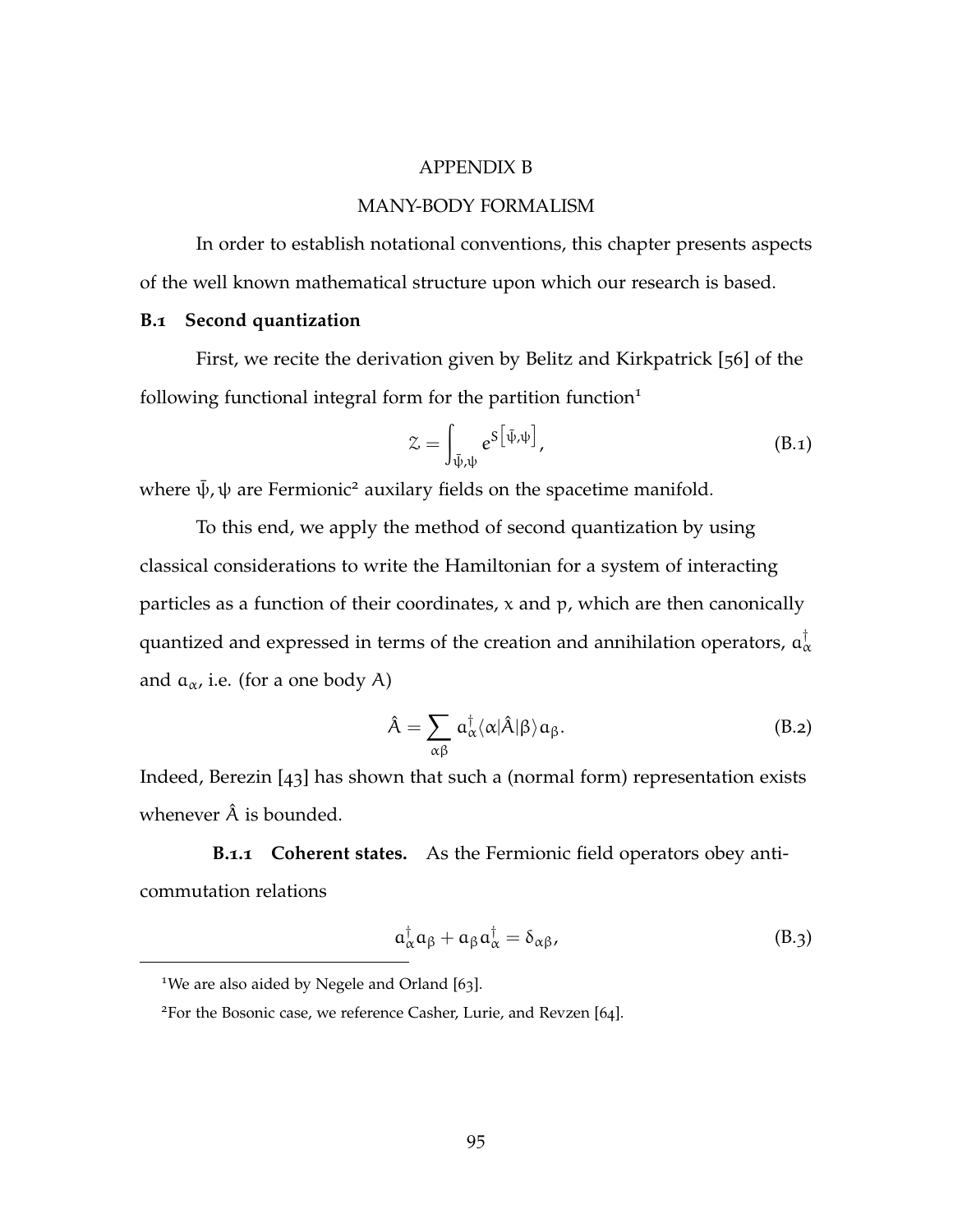# APPENDIX B

# MANY-BODY FORMALISM

In order to establish notational conventions, this chapter presents aspects of the well known mathematical structure upon which our research is based.

## B.1 Second quantization

First, we recite the derivation given by Belitz and Kirkpatrick [56] of the following functional integral form for the partition function[1]

$$\mathcal{Z} = \int_{\bar{\psi},\psi} e^{S\left[\bar{\psi},\psi\right]}, \tag{B.1}$$

where $\bar{\psi}, \psi$ are Fermionic[2] auxilary fields on the spacetime manifold.

To this end, we apply the method of second quantization by using classical considerations to write the Hamiltonian for a system of interacting particles as a function of their coordinates, $x$ and $p$, which are then canonically quantized and expressed in terms of the creation and annihilation operators, $a_\alpha^\dagger$ and $a_\alpha$, i.e. (for a one body $A$)

$$\hat{A} = \sum_{\alpha\beta} a_\alpha^\dagger \langle \alpha | \hat{A} | \beta \rangle a_\beta. \tag{B.2}$$

Indeed, Berezin [43] has shown that such a (normal form) representation exists whenever $\hat{A}$ is bounded.

### B.1.1 Coherent states.

As the Fermionic field operators obey anti-commutation relations

$$a_\alpha^\dagger a_\beta + a_\beta a_\alpha^\dagger = \delta_{\alpha\beta}, \tag{B.3}$$

[1] We are also aided by Negele and Orland [63].

[2] For the Bosonic case, we reference Casher, Lurie, and Revzen [64].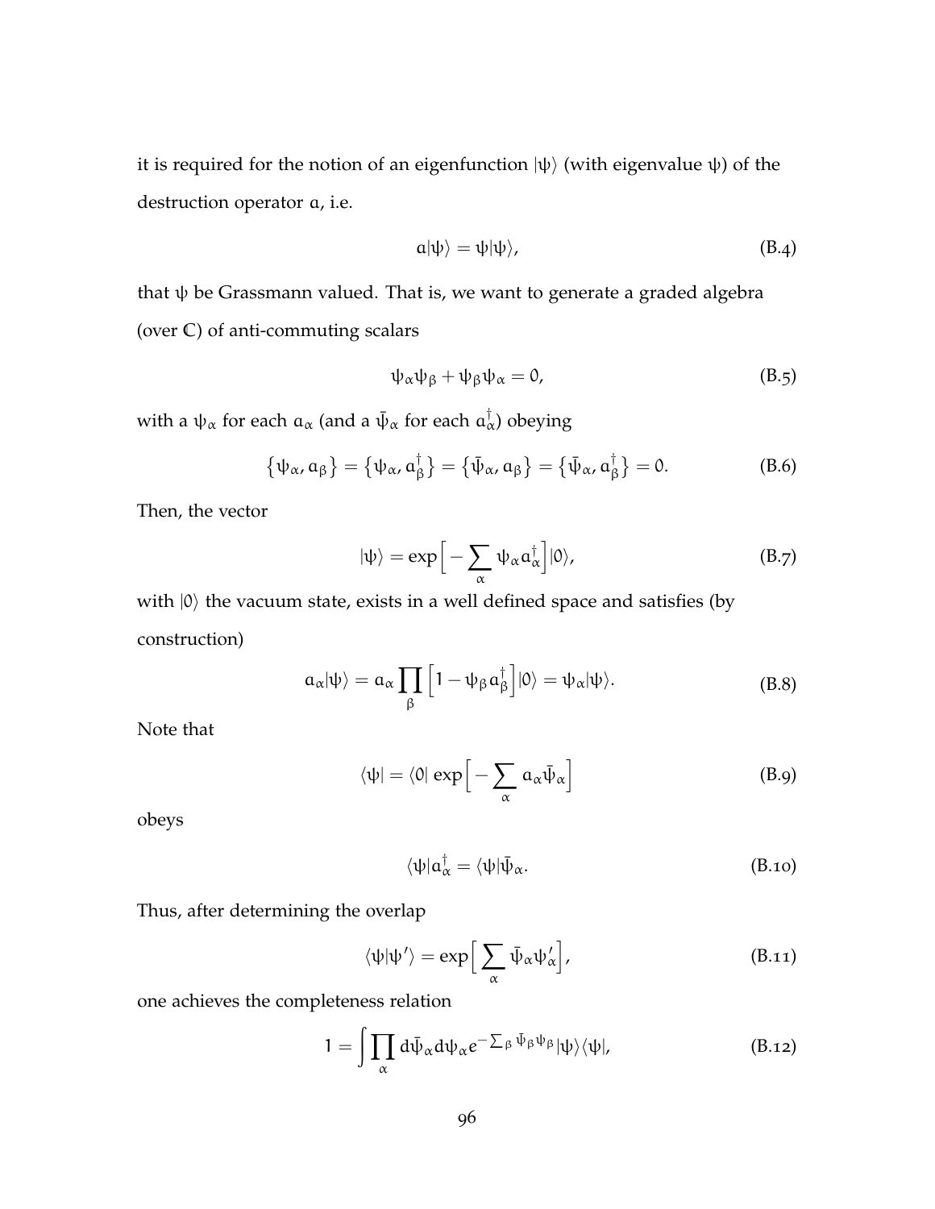it is required for the notion of an eigenfunction $|\psi\rangle$ (with eigenvalue $\psi$) of the destruction operator $a$, i.e.

$$a|\psi\rangle = \psi|\psi\rangle, \tag{B.4}$$

that $\psi$ be Grassmann valued. That is, we want to generate a graded algebra (over $\mathbb{C}$) of anti-commuting scalars

$$\psi_\alpha \psi_\beta + \psi_\beta \psi_\alpha = 0, \tag{B.5}$$

with a $\psi_\alpha$ for each $a_\alpha$ (and a $\bar{\psi}_\alpha$ for each $a^\dagger_\alpha$) obeying

$$\left\{\psi_\alpha, a_\beta\right\} = \left\{\psi_\alpha, a^\dagger_\beta\right\} = \left\{\bar{\psi}_\alpha, a_\beta\right\} = \left\{\bar{\psi}_\alpha, a^\dagger_\beta\right\} = 0. \tag{B.6}$$

Then, the vector

$$|\psi\rangle = \exp\Big[-\sum_\alpha \psi_\alpha a^\dagger_\alpha\Big]|0\rangle, \tag{B.7}$$

with $|0\rangle$ the vacuum state, exists in a well defined space and satisfies (by construction)

$$a_\alpha|\psi\rangle = a_\alpha \prod_\beta \Big[1 - \psi_\beta a^\dagger_\beta\Big]|0\rangle = \psi_\alpha|\psi\rangle. \tag{B.8}$$

Note that

$$\langle\psi| = \langle 0|\,\exp\Big[-\sum_\alpha a_\alpha \bar{\psi}_\alpha\Big] \tag{B.9}$$

obeys

$$\langle\psi|a^\dagger_\alpha = \langle\psi|\bar{\psi}_\alpha. \tag{B.10}$$

Thus, after determining the overlap

$$\langle\psi|\psi'\rangle = \exp\Big[\sum_\alpha \bar{\psi}_\alpha \psi'_\alpha\Big], \tag{B.11}$$

one achieves the completeness relation

$$1 = \int \prod_\alpha d\bar{\psi}_\alpha d\psi_\alpha e^{-\sum_\beta \bar{\psi}_\beta \psi_\beta}|\psi\rangle\langle\psi|, \tag{B.12}$$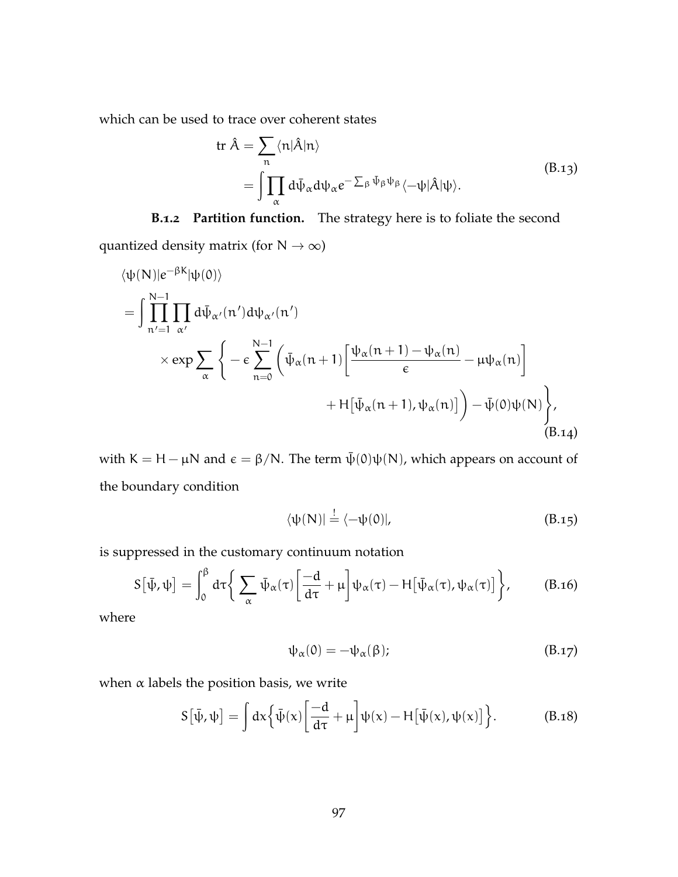which can be used to trace over coherent states

$$
\begin{aligned}
\text{tr } \hat{A} &= \sum_n \langle n|\hat{A}|n\rangle \\
&= \int \prod_\alpha d\bar{\psi}_\alpha d\psi_\alpha e^{-\sum_\beta \bar{\psi}_\beta \psi_\beta} \langle -\psi|\hat{A}|\psi\rangle.
\end{aligned} \tag{B.13}
$$

### B.1.2 Partition function.

The strategy here is to foliate the second quantized density matrix (for $N \to \infty$)

$$
\begin{aligned}
&\langle \psi(N)|e^{-\beta K}|\psi(0)\rangle \\
&= \int \prod_{n'=1}^{N-1} \prod_{\alpha'} d\bar{\psi}_{\alpha'}(n') d\psi_{\alpha'}(n') \\
&\qquad \times \exp \sum_\alpha \Bigg\{ -\epsilon \sum_{n=0}^{N-1} \bigg( \bar{\psi}_\alpha(n+1) \bigg[ \frac{\psi_\alpha(n+1) - \psi_\alpha(n)}{\epsilon} - \mu\psi_\alpha(n) \bigg] \\
&\qquad\qquad + H\big[\bar{\psi}_\alpha(n+1), \psi_\alpha(n)\big] \bigg) - \bar{\psi}(0)\psi(N) \Bigg\},
\end{aligned} \tag{B.14}
$$

with $K = H - \mu N$ and $\epsilon = \beta/N$. The term $\bar{\psi}(0)\psi(N)$, which appears on account of the boundary condition

$$
\langle \psi(N)| \stackrel{!}{=} \langle -\psi(0)|, \tag{B.15}
$$

is suppressed in the customary continuum notation

$$
S\big[\bar{\psi}, \psi\big] = \int_0^\beta d\tau \bigg\{ \sum_\alpha \bar{\psi}_\alpha(\tau) \bigg[ \frac{-d}{d\tau} + \mu \bigg] \psi_\alpha(\tau) - H\big[\bar{\psi}_\alpha(\tau), \psi_\alpha(\tau)\big] \bigg\}, \tag{B.16}
$$

where

$$
\psi_\alpha(0) = -\psi_\alpha(\beta); \tag{B.17}
$$

when $\alpha$ labels the position basis, we write

$$
S\big[\bar{\psi}, \psi\big] = \int dx \bigg\{ \bar{\psi}(x) \bigg[ \frac{-d}{d\tau} + \mu \bigg] \psi(x) - H\big[\bar{\psi}(x), \psi(x)\big] \bigg\}. \tag{B.18}
$$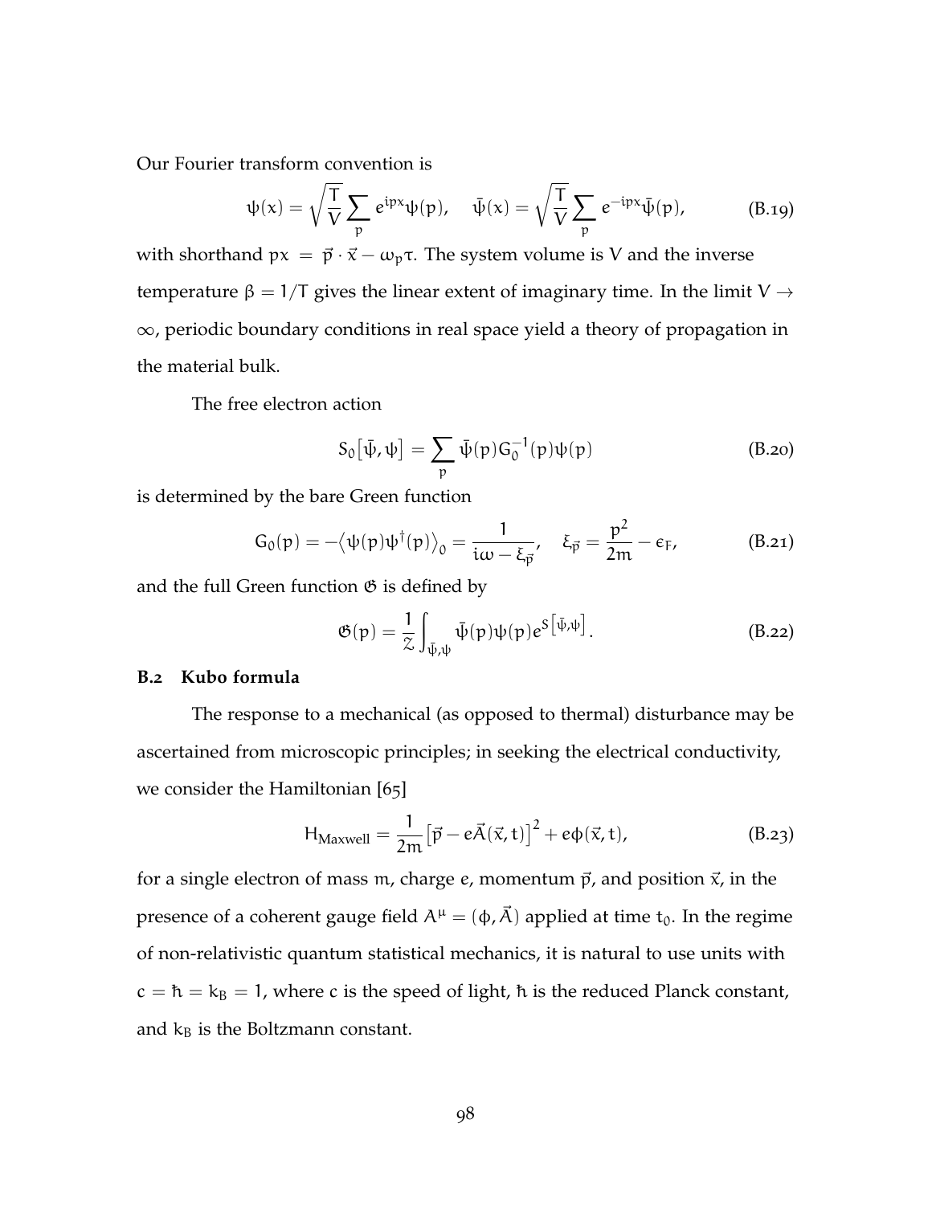Our Fourier transform convention is

$$\psi(x) = \sqrt{\frac{T}{V}} \sum_{p} e^{ipx} \psi(p), \quad \bar{\psi}(x) = \sqrt{\frac{T}{V}} \sum_{p} e^{-ipx} \bar{\psi}(p), \tag{B.19}$$

with shorthand $px = \vec{p} \cdot \vec{x} - \omega_p \tau$. The system volume is V and the inverse temperature $\beta = 1/T$ gives the linear extent of imaginary time. In the limit $V \to \infty$, periodic boundary conditions in real space yield a theory of propagation in the material bulk.

The free electron action

$$S_0\left[\bar{\psi}, \psi\right] = \sum_{p} \bar{\psi}(p) G_0^{-1}(p) \psi(p) \tag{B.20}$$

is determined by the bare Green function

$$G_0(p) = -\left\langle \psi(p) \psi^{\dagger}(p) \right\rangle_0 = \frac{1}{i\omega - \xi_{\vec{p}}}, \quad \xi_{\vec{p}} = \frac{p^2}{2m} - \epsilon_F, \tag{B.21}$$

and the full Green function $\mathfrak{G}$ is defined by

$$\mathfrak{G}(p) = \frac{1}{\mathcal{Z}} \int_{\bar{\psi}, \psi} \bar{\psi}(p) \psi(p) e^{S\left[\bar{\psi}, \psi\right]}. \tag{B.22}$$

## B.2 Kubo formula

The response to a mechanical (as opposed to thermal) disturbance may be ascertained from microscopic principles; in seeking the electrical conductivity, we consider the Hamiltonian [65]

$$H_{\text{Maxwell}} = \frac{1}{2m}\left[\vec{p} - e\vec{A}(\vec{x}, t)\right]^2 + e\phi(\vec{x}, t), \tag{B.23}$$

for a single electron of mass m, charge e, momentum $\vec{p}$, and position $\vec{x}$, in the presence of a coherent gauge field $A^{\mu} = (\phi, \vec{A})$ applied at time $t_0$. In the regime of non-relativistic quantum statistical mechanics, it is natural to use units with $c = \hbar = k_B = 1$, where c is the speed of light, $\hbar$ is the reduced Planck constant, and $k_B$ is the Boltzmann constant.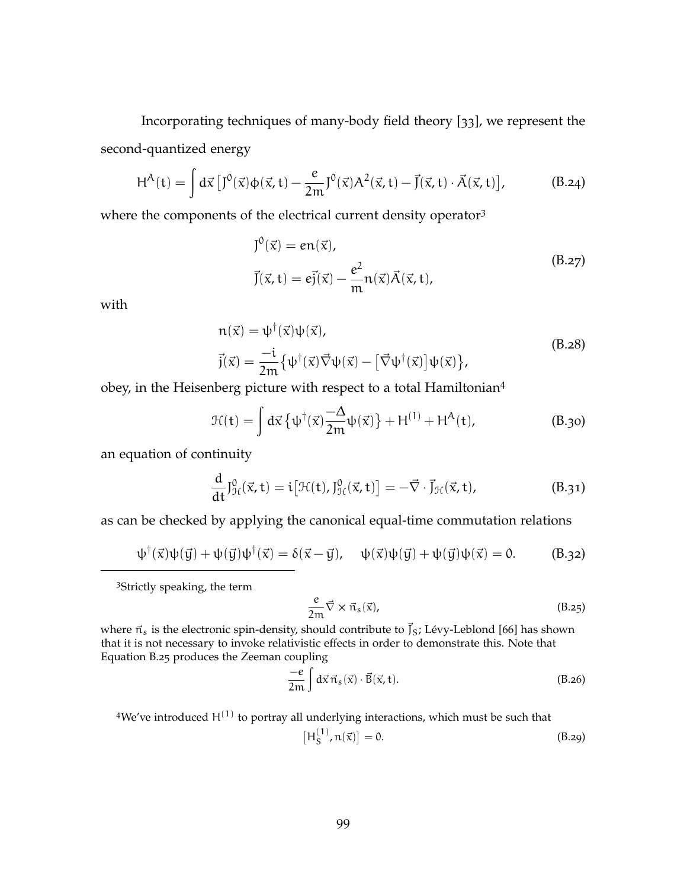Incorporating techniques of many-body field theory [33], we represent the second-quantized energy

$$H^A(t) = \int d\vec{x} \left[ J^0(\vec{x})\phi(\vec{x},t) - \frac{e}{2m} J^0(\vec{x}) A^2(\vec{x},t) - \vec{J}(\vec{x},t)\cdot\vec{A}(\vec{x},t) \right], \tag{B.24}$$

where the components of the electrical current density operator[3]

$$\begin{aligned} J^0(\vec{x}) &= en(\vec{x}), \\ \vec{J}(\vec{x},t) &= e\vec{j}(\vec{x}) - \frac{e^2}{m} n(\vec{x})\vec{A}(\vec{x},t), \end{aligned} \tag{B.27}$$

with

$$\begin{aligned} n(\vec{x}) &= \psi^\dagger(\vec{x})\psi(\vec{x}), \\ \vec{j}(\vec{x}) &= \frac{-i}{2m}\left\{ \psi^\dagger(\vec{x})\vec{\nabla}\psi(\vec{x}) - \left[\vec{\nabla}\psi^\dagger(\vec{x})\right]\psi(\vec{x}) \right\}, \end{aligned} \tag{B.28}$$

obey, in the Heisenberg picture with respect to a total Hamiltonian[4]

$$\mathcal{H}(t) = \int d\vec{x} \left\{ \psi^\dagger(\vec{x}) \frac{-\Delta}{2m} \psi(\vec{x}) \right\} + H^{(1)} + H^A(t), \tag{B.30}$$

an equation of continuity

$$\frac{d}{dt} J^0_{\mathcal{H}}(\vec{x},t) = i\left[\mathcal{H}(t), J^0_{\mathcal{H}}(\vec{x},t)\right] = -\vec{\nabla}\cdot\vec{J}_{\mathcal{H}}(\vec{x},t), \tag{B.31}$$

as can be checked by applying the canonical equal-time commutation relations

$$\psi^\dagger(\vec{x})\psi(\vec{y}) + \psi(\vec{y})\psi^\dagger(\vec{x}) = \delta(\vec{x}-\vec{y}), \quad \psi(\vec{x})\psi(\vec{y}) + \psi(\vec{y})\psi(\vec{x}) = 0. \tag{B.32}$$

---

[3] Strictly speaking, the term

$$\frac{e}{2m}\vec{\nabla}\times\vec{n}_s(\vec{x}), \tag{B.25}$$

where $\vec{n}_s$ is the electronic spin-density, should contribute to $\vec{J}_S$; Lévy-Leblond [66] has shown that it is not necessary to invoke relativistic effects in order to demonstrate this. Note that Equation B.25 produces the Zeeman coupling

$$\frac{-e}{2m}\int d\vec{x}\, \vec{n}_s(\vec{x})\cdot\vec{B}(\vec{x},t). \tag{B.26}$$

[4] We've introduced $H^{(1)}$ to portray all underlying interactions, which must be such that

$$\left[H^{(1)}_S, n(\vec{x})\right] = 0. \tag{B.29}$$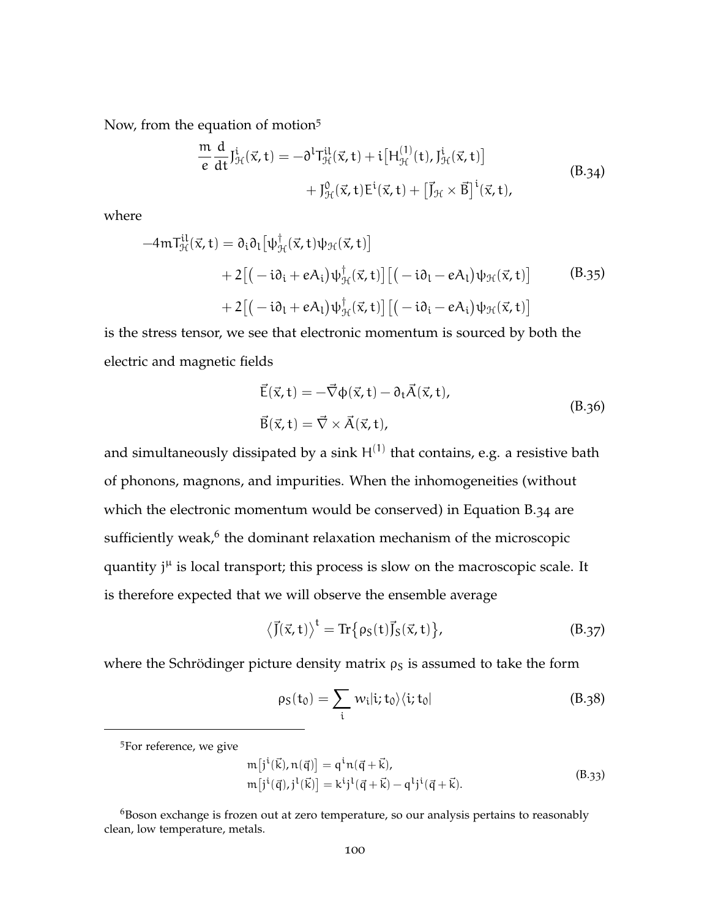Now, from the equation of motion[5]

$$\frac{m}{e}\frac{d}{dt}J^i_{\mathcal{H}}(\vec{x},t) = -\partial^l T^{il}_{\mathcal{H}}(\vec{x},t) + i\big[H^{(1)}_{\mathcal{H}}(t), J^i_{\mathcal{H}}(\vec{x},t)\big] + J^0_{\mathcal{H}}(\vec{x},t)E^i(\vec{x},t) + \big[\vec{J}_{\mathcal{H}} \times \vec{B}\big]^i(\vec{x},t), \tag{B.34}$$

where

$$\begin{aligned}
-4mT^{il}_{\mathcal{H}}(\vec{x},t) = {} & \partial_i\partial_l\big[\psi^\dagger_{\mathcal{H}}(\vec{x},t)\psi_{\mathcal{H}}(\vec{x},t)\big] \\
& + 2\big[\big(-i\partial_i + eA_i\big)\psi^\dagger_{\mathcal{H}}(\vec{x},t)\big]\big[\big(-i\partial_l - eA_l\big)\psi_{\mathcal{H}}(\vec{x},t)\big] \\
& + 2\big[\big(-i\partial_l + eA_l\big)\psi^\dagger_{\mathcal{H}}(\vec{x},t)\big]\big[\big(-i\partial_i - eA_i\big)\psi_{\mathcal{H}}(\vec{x},t)\big]
\end{aligned} \tag{B.35}$$

is the stress tensor, we see that electronic momentum is sourced by both the electric and magnetic fields

$$\begin{aligned}
\vec{E}(\vec{x},t) &= -\vec{\nabla}\phi(\vec{x},t) - \partial_t\vec{A}(\vec{x},t), \\
\vec{B}(\vec{x},t) &= \vec{\nabla} \times \vec{A}(\vec{x},t),
\end{aligned} \tag{B.36}$$

and simultaneously dissipated by a sink $H^{(1)}$ that contains, e.g. a resistive bath of phonons, magnons, and impurities. When the inhomogeneities (without which the electronic momentum would be conserved) in Equation B.34 are sufficiently weak,[6] the dominant relaxation mechanism of the microscopic quantity $j^\mu$ is local transport; this process is slow on the macroscopic scale. It is therefore expected that we will observe the ensemble average

$$\big\langle \vec{J}(\vec{x},t)\big\rangle^t = \mathrm{Tr}\big\{\rho_S(t)\vec{J}_S(\vec{x},t)\big\}, \tag{B.37}$$

where the Schrödinger picture density matrix $\rho_S$ is assumed to take the form

$$\rho_S(t_0) = \sum_i w_i |i;t_0\rangle\langle i;t_0| \tag{B.38}$$

---

[5] For reference, we give

$$\begin{aligned}
m\big[j^i(\vec{k}), n(\vec{q})\big] &= q^i n(\vec{q}+\vec{k}), \\
m\big[j^i(\vec{q}), j^l(\vec{k})\big] &= k^i j^l(\vec{q}+\vec{k}) - q^l j^i(\vec{q}+\vec{k}).
\end{aligned} \tag{B.33}$$

[6] Boson exchange is frozen out at zero temperature, so our analysis pertains to reasonably clean, low temperature, metals.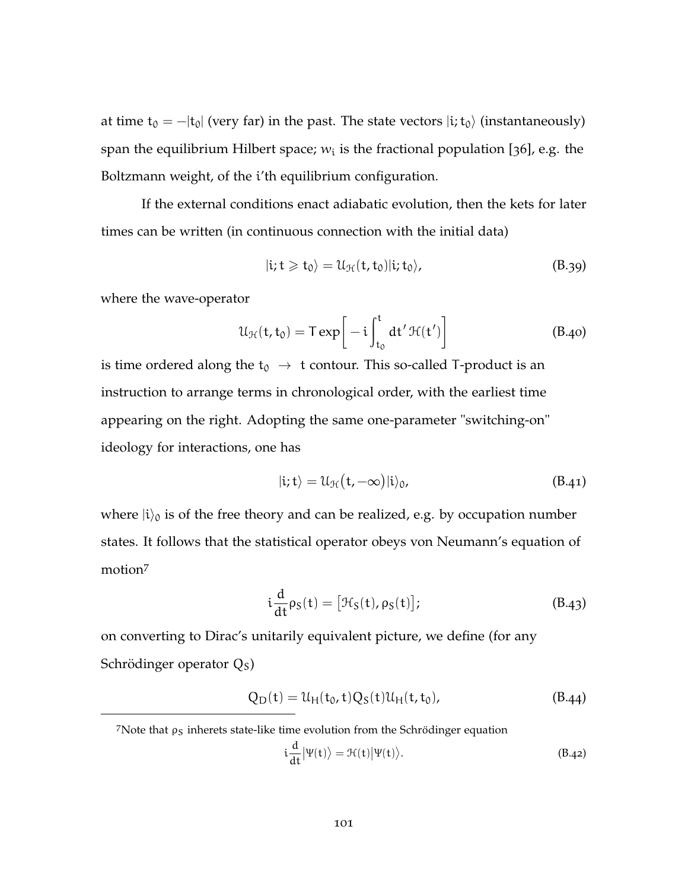at time $t_0 = -|t_0|$ (very far) in the past. The state vectors $|i; t_0\rangle$ (instantaneously) span the equilibrium Hilbert space; $w_i$ is the fractional population [36], e.g. the Boltzmann weight, of the i'th equilibrium configuration.

If the external conditions enact adiabatic evolution, then the kets for later times can be written (in continuous connection with the initial data)

$$|i; t \geqslant t_0\rangle = \mathcal{U}_{\mathcal{H}}(t, t_0)|i; t_0\rangle, \tag{B.39}$$

where the wave-operator

$$\mathcal{U}_{\mathcal{H}}(t, t_0) = \mathrm{T}\exp\left[-i\int_{t_0}^{t} dt'\,\mathcal{H}(t')\right] \tag{B.40}$$

is time ordered along the $t_0 \rightarrow t$ contour. This so-called T-product is an instruction to arrange terms in chronological order, with the earliest time appearing on the right. Adopting the same one-parameter "switching-on" ideology for interactions, one has

$$|i; t\rangle = \mathcal{U}_{\mathcal{H}}\big(t, -\infty\big)|i\rangle_0, \tag{B.41}$$

where $|i\rangle_0$ is of the free theory and can be realized, e.g. by occupation number states. It follows that the statistical operator obeys von Neumann's equation of motion[7]

$$i\frac{d}{dt}\rho_S(t) = \big[\mathcal{H}_S(t), \rho_S(t)\big]; \tag{B.43}$$

on converting to Dirac's unitarily equivalent picture, we define (for any Schrödinger operator $Q_S$)

$$Q_D(t) = \mathcal{U}_H(t_0, t)Q_S(t)\mathcal{U}_H(t, t_0), \tag{B.44}$$

---

[7] Note that $\rho_S$ inherets state-like time evolution from the Schrödinger equation

$$i\frac{d}{dt}\big|\Psi(t)\big\rangle = \mathcal{H}(t)\big|\Psi(t)\big\rangle. \tag{B.42}$$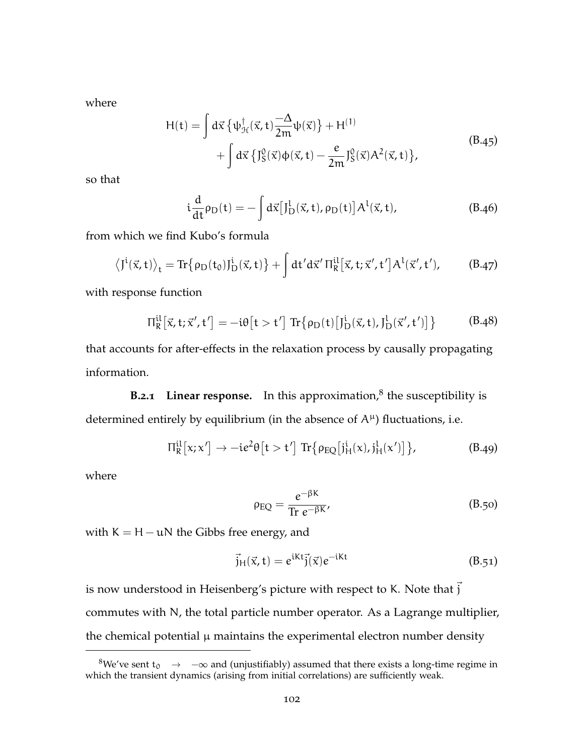where

$$
\begin{aligned}
H(t) = \int d\vec{x} \left\{ \psi^{\dagger}_{\mathcal{H}}(\vec{x}, t) \frac{-\Delta}{2m} \psi(\vec{x}) \right\} + H^{(1)} \\
+ \int d\vec{x} \left\{ J^{0}_{S}(\vec{x}) \phi(\vec{x}, t) - \frac{e}{2m} J^{0}_{S}(\vec{x}) A^{2}(\vec{x}, t) \right\},
\end{aligned}
\tag{B.45}
$$

so that

$$
i \frac{d}{dt} \rho_{D}(t) = -\int d\vec{x} \left[ J^{l}_{D}(\vec{x}, t), \rho_{D}(t) \right] A^{l}(\vec{x}, t),
\tag{B.46}
$$

from which we find Kubo's formula

$$
\left\langle J^{i}(\vec{x}, t) \right\rangle_{t} = \mathrm{Tr}\left\{ \rho_{D}(t_{0}) J^{i}_{D}(\vec{x}, t) \right\} + \int dt' d\vec{x}' \, \Pi^{il}_{R}\left[ \vec{x}, t; \vec{x}', t' \right] A^{l}(\vec{x}', t'),
\tag{B.47}
$$

with response function

$$
\Pi^{il}_{R}\left[ \vec{x}, t; \vec{x}', t' \right] = -i\theta\left[ t > t' \right] \, \mathrm{Tr}\left\{ \rho_{D}(t) \left[ J^{i}_{D}(\vec{x}, t), J^{l}_{D}(\vec{x}', t') \right] \right\}
\tag{B.48}
$$

that accounts for after-effects in the relaxation process by causally propagating information.

### B.2.1 Linear response.

In this approximation,[8] the susceptibility is determined entirely by equilibrium (in the absence of $A^{\mu}$) fluctuations, i.e.

$$
\Pi^{il}_{R}\left[ x; x' \right] \rightarrow -ie^{2}\theta\left[ t > t' \right] \, \mathrm{Tr}\left\{ \rho_{EQ}\left[ j^{i}_{H}(x), j^{l}_{H}(x') \right] \right\},
\tag{B.49}
$$

where

$$
\rho_{EQ} = \frac{e^{-\beta K}}{\mathrm{Tr} \, e^{-\beta K}},
\tag{B.50}
$$

with $K = H - uN$ the Gibbs free energy, and

$$
\vec{j}_{H}(\vec{x}, t) = e^{iKt} \vec{j}(\vec{x}) e^{-iKt}
\tag{B.51}
$$

is now understood in Heisenberg's picture with respect to K. Note that $\vec{j}$ commutes with N, the total particle number operator. As a Lagrange multiplier, the chemical potential $\mu$ maintains the experimental electron number density

---

[8] We've sent $t_{0} \rightarrow -\infty$ and (unjustifiably) assumed that there exists a long-time regime in which the transient dynamics (arising from initial correlations) are sufficiently weak.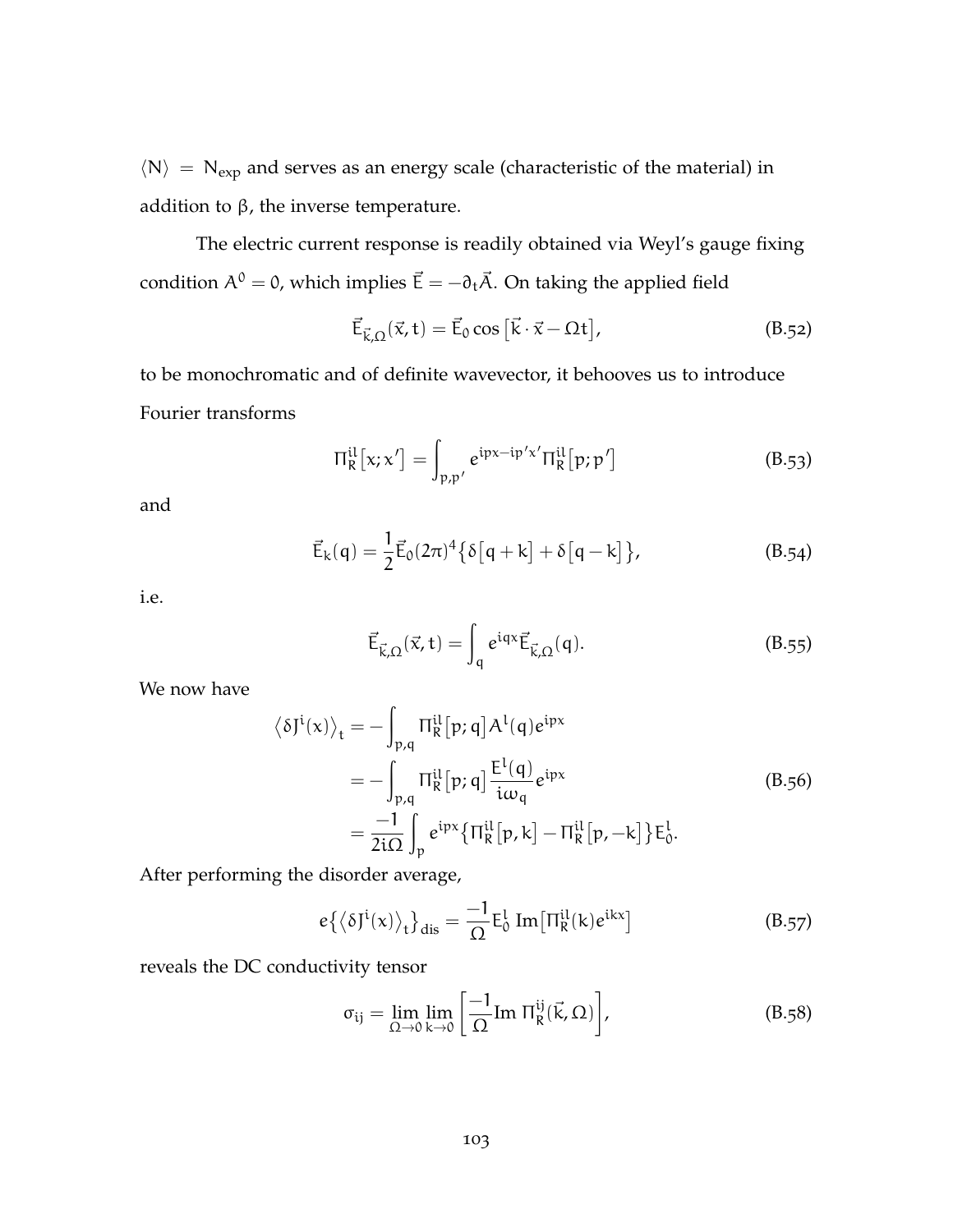$\langle N \rangle = N_{\text{exp}}$ and serves as an energy scale (characteristic of the material) in addition to $\beta$, the inverse temperature.

The electric current response is readily obtained via Weyl's gauge fixing condition $A^0 = 0$, which implies $\vec{E} = -\partial_t \vec{A}$. On taking the applied field

$$\vec{E}_{\vec{k},\Omega}(\vec{x}, t) = \vec{E}_0 \cos\left[\vec{k} \cdot \vec{x} - \Omega t\right], \tag{B.52}$$

to be monochromatic and of definite wavevector, it behooves us to introduce Fourier transforms

$$\Pi_R^{il}\left[x; x'\right] = \int_{p,p'} e^{ipx - ip'x'} \Pi_R^{il}\left[p; p'\right] \tag{B.53}$$

and

$$\vec{E}_k(q) = \frac{1}{2}\vec{E}_0 (2\pi)^4 \left\{\delta\left[q + k\right] + \delta\left[q - k\right]\right\}, \tag{B.54}$$

i.e.

$$\vec{E}_{\vec{k},\Omega}(\vec{x}, t) = \int_q e^{iqx} \vec{E}_{\vec{k},\Omega}(q). \tag{B.55}$$

We now have

$$\begin{aligned}
\left\langle \delta J^i(x) \right\rangle_t &= -\int_{p,q} \Pi_R^{il}\left[p; q\right] A^l(q) e^{ipx} \\
&= -\int_{p,q} \Pi_R^{il}\left[p; q\right] \frac{E^l(q)}{i\omega_q} e^{ipx} \\
&= \frac{-1}{2i\Omega} \int_p e^{ipx} \left\{\Pi_R^{il}\left[p, k\right] - \Pi_R^{il}\left[p, -k\right]\right\} E_0^l.
\end{aligned} \tag{B.56}$$

After performing the disorder average,

$$e\left\{\left\langle \delta J^i(x) \right\rangle_t\right\}_{\text{dis}} = \frac{-1}{\Omega} E_0^l \, \text{Im}\left[\Pi_R^{il}(k) e^{ikx}\right] \tag{B.57}$$

reveals the DC conductivity tensor

$$\sigma_{ij} = \lim_{\Omega \to 0} \lim_{k \to 0} \left[\frac{-1}{\Omega} \text{Im}\, \Pi_R^{ij}(\vec{k}, \Omega)\right], \tag{B.58}$$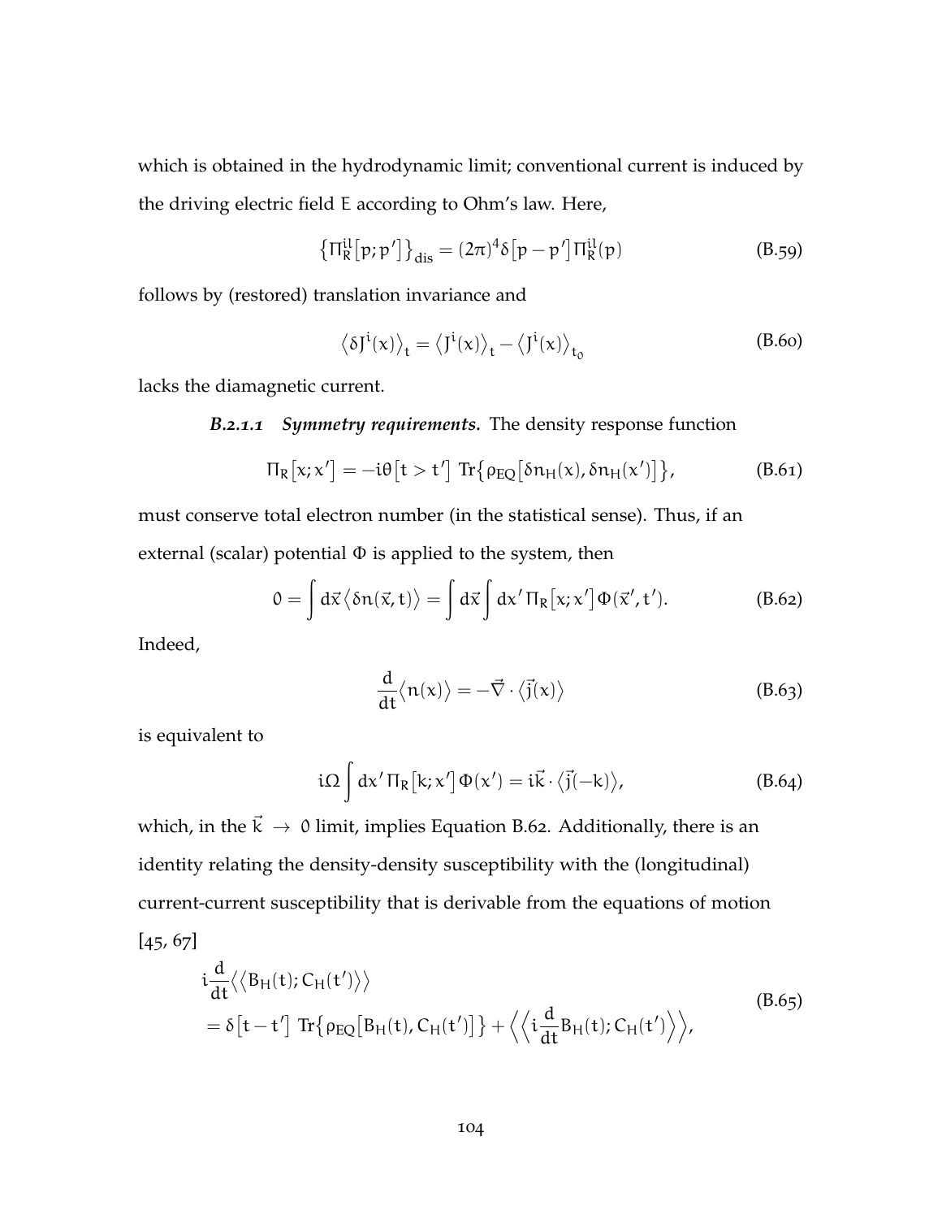which is obtained in the hydrodynamic limit; conventional current is induced by the driving electric field E according to Ohm's law. Here,

$$\left\{\Pi_R^{il}\left[p;p'\right]\right\}_{\text{dis}} = (2\pi)^4\delta\left[p-p'\right]\Pi_R^{il}(p) \tag{B.59}$$

follows by (restored) translation invariance and

$$\left\langle \delta J^i(x)\right\rangle_t = \left\langle J^i(x)\right\rangle_t - \left\langle J^i(x)\right\rangle_{t_0} \tag{B.60}$$

lacks the diamagnetic current.

***B.2.1.1 Symmetry requirements.*** The density response function

$$\Pi_R\left[x;x'\right] = -i\theta\left[t>t'\right]\,\mathrm{Tr}\left\{\rho_{EQ}\left[\delta n_H(x),\delta n_H(x')\right]\right\}, \tag{B.61}$$

must conserve total electron number (in the statistical sense). Thus, if an external (scalar) potential $\Phi$ is applied to the system, then

$$0 = \int d\vec{x}\left\langle \delta n(\vec{x},t)\right\rangle = \int d\vec{x}\int dx'\,\Pi_R\left[x;x'\right]\Phi(\vec{x}',t'). \tag{B.62}$$

Indeed,

$$\frac{d}{dt}\left\langle n(x)\right\rangle = -\vec{\nabla}\cdot\left\langle \vec{j}(x)\right\rangle \tag{B.63}$$

is equivalent to

$$i\Omega\int dx'\,\Pi_R\left[k;x'\right]\Phi(x') = i\vec{k}\cdot\left\langle \vec{j}(-k)\right\rangle, \tag{B.64}$$

which, in the $\vec{k}\to 0$ limit, implies Equation B.62. Additionally, there is an identity relating the density-density susceptibility with the (longitudinal) current-current susceptibility that is derivable from the equations of motion [45, 67]

$$\begin{aligned} &i\frac{d}{dt}\left\langle\left\langle B_H(t);C_H(t')\right\rangle\right\rangle \\ &= \delta\left[t-t'\right]\,\mathrm{Tr}\left\{\rho_{EQ}\left[B_H(t),C_H(t')\right]\right\} + \left\langle\left\langle i\frac{d}{dt}B_H(t);C_H(t')\right\rangle\right\rangle, \end{aligned} \tag{B.65}$$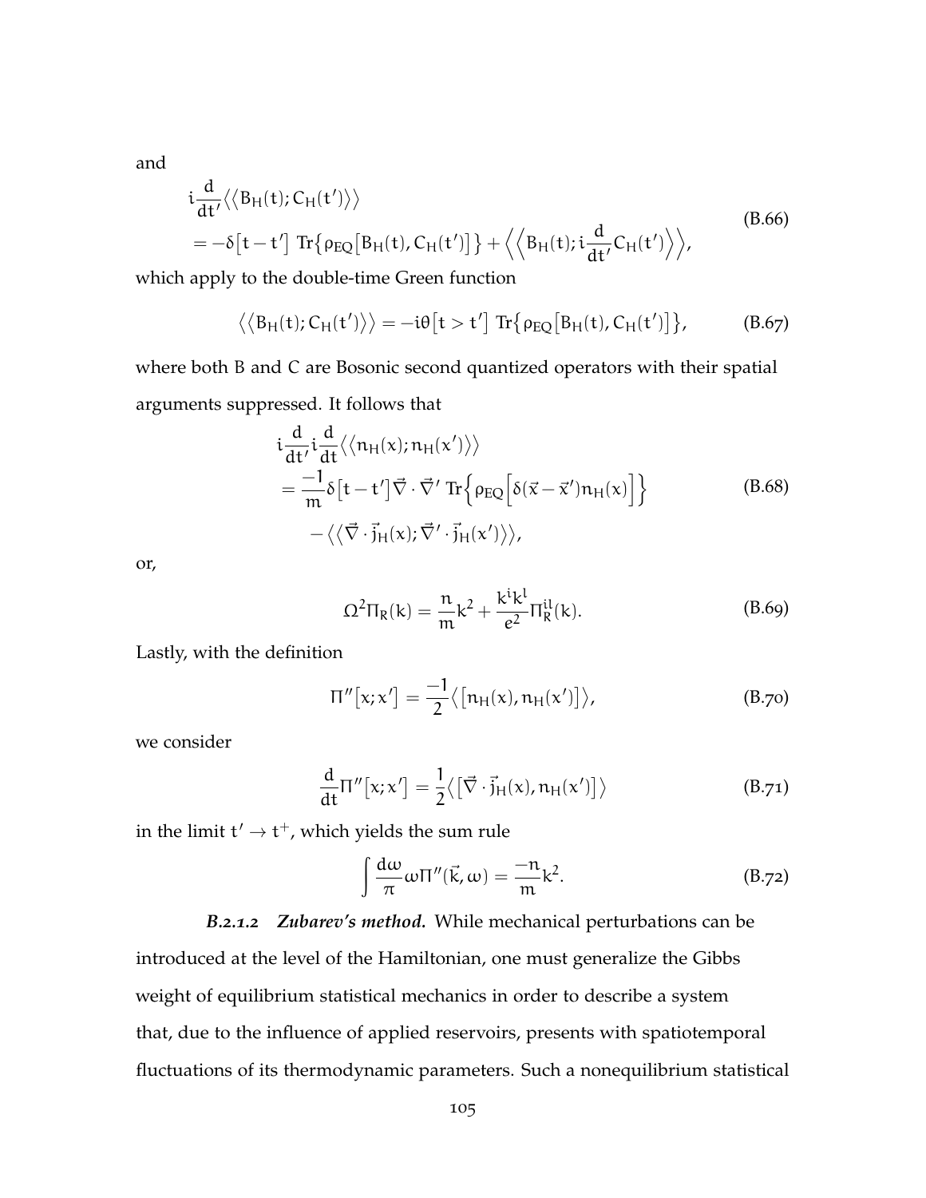and

$$
\begin{aligned}
& i\frac{d}{dt'}\Big\langle\Big\langle B_H(t);C_H(t')\Big\rangle\Big\rangle \\
&= -\delta\big[t-t'\big]\ \mathrm{Tr}\big\{\rho_{EQ}\big[B_H(t),C_H(t')\big]\big\} + \Big\langle\Big\langle B_H(t); i\frac{d}{dt'}C_H(t')\Big\rangle\Big\rangle,
\end{aligned}
\tag{B.66}
$$

which apply to the double-time Green function

$$
\Big\langle\Big\langle B_H(t);C_H(t')\Big\rangle\Big\rangle = -i\theta\big[t>t'\big]\ \mathrm{Tr}\big\{\rho_{EQ}\big[B_H(t),C_H(t')\big]\big\},
\tag{B.67}
$$

where both B and C are Bosonic second quantized operators with their spatial arguments suppressed. It follows that

$$
\begin{aligned}
& i\frac{d}{dt'}i\frac{d}{dt}\Big\langle\Big\langle n_H(x);n_H(x')\Big\rangle\Big\rangle \\
&= \frac{-1}{m}\delta\big[t-t'\big]\vec{\nabla}\cdot\vec{\nabla}'\ \mathrm{Tr}\Big\{\rho_{EQ}\Big[\delta(\vec{x}-\vec{x}')n_H(x)\Big]\Big\} \\
&\quad -\Big\langle\Big\langle \vec{\nabla}\cdot\vec{j}_H(x);\vec{\nabla}'\cdot\vec{j}_H(x')\Big\rangle\Big\rangle,
\end{aligned}
\tag{B.68}
$$

or,

$$
\Omega^2\Pi_R(k) = \frac{n}{m}k^2 + \frac{k^i k^l}{e^2}\Pi_R^{il}(k).
\tag{B.69}
$$

Lastly, with the definition

$$
\Pi''\big[x;x'\big] = \frac{-1}{2}\Big\langle\big[n_H(x),n_H(x')\big]\Big\rangle,
\tag{B.70}
$$

we consider

$$
\frac{d}{dt}\Pi''\big[x;x'\big] = \frac{1}{2}\Big\langle\big[\vec{\nabla}\cdot\vec{j}_H(x),n_H(x')\big]\Big\rangle
\tag{B.71}
$$

in the limit $t' \to t^+$, which yields the sum rule

$$
\int\frac{d\omega}{\pi}\omega\Pi''(\vec{k},\omega) = \frac{-n}{m}k^2.
\tag{B.72}
$$

***B.2.1.2 Zubarev's method.*** While mechanical perturbations can be introduced at the level of the Hamiltonian, one must generalize the Gibbs weight of equilibrium statistical mechanics in order to describe a system that, due to the influence of applied reservoirs, presents with spatiotemporal fluctuations of its thermodynamic parameters. Such a nonequilibrium statistical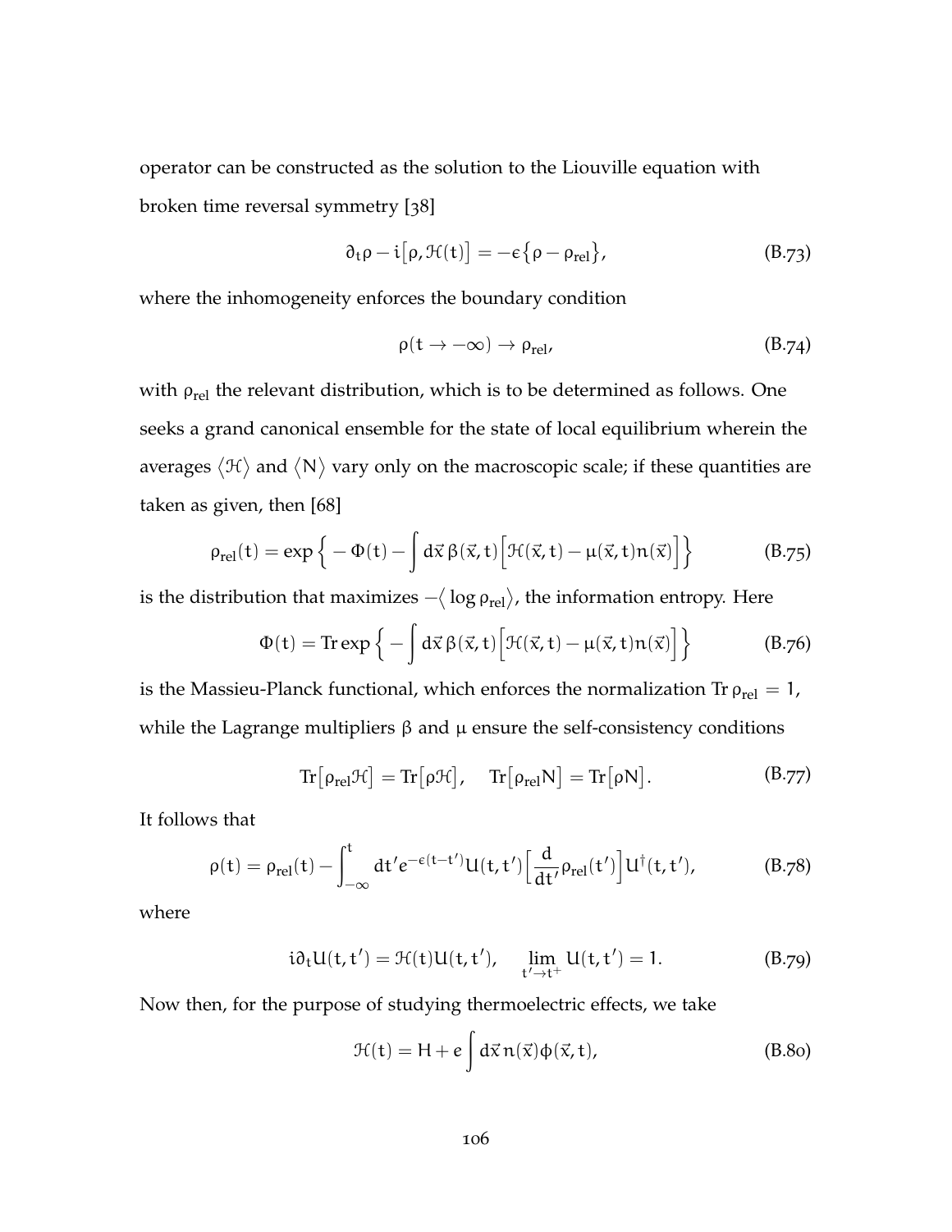operator can be constructed as the solution to the Liouville equation with broken time reversal symmetry [38]

$$\partial_t \rho - i\big[\rho, \mathcal{H}(t)\big] = -\epsilon\big\{\rho - \rho_{\text{rel}}\big\}, \tag{B.73}$$

where the inhomogeneity enforces the boundary condition

$$\rho(t \to -\infty) \to \rho_{\text{rel}}, \tag{B.74}$$

with $\rho_{\text{rel}}$ the relevant distribution, which is to be determined as follows. One seeks a grand canonical ensemble for the state of local equilibrium wherein the averages $\langle \mathcal{H} \rangle$ and $\langle N \rangle$ vary only on the macroscopic scale; if these quantities are taken as given, then [68]

$$\rho_{\text{rel}}(t) = \exp\Big\{ -\Phi(t) - \int d\vec{x}\, \beta(\vec{x}, t)\Big[\mathcal{H}(\vec{x}, t) - \mu(\vec{x}, t) n(\vec{x})\Big]\Big\} \tag{B.75}$$

is the distribution that maximizes $-\big\langle \log \rho_{\text{rel}} \big\rangle$, the information entropy. Here

$$\Phi(t) = \operatorname{Tr} \exp\Big\{ - \int d\vec{x}\, \beta(\vec{x}, t)\Big[\mathcal{H}(\vec{x}, t) - \mu(\vec{x}, t) n(\vec{x})\Big]\Big\} \tag{B.76}$$

is the Massieu-Planck functional, which enforces the normalization $\operatorname{Tr} \rho_{\text{rel}} = 1$, while the Lagrange multipliers $\beta$ and $\mu$ ensure the self-consistency conditions

$$\operatorname{Tr}\big[\rho_{\text{rel}} \mathcal{H}\big] = \operatorname{Tr}\big[\rho \mathcal{H}\big], \quad \operatorname{Tr}\big[\rho_{\text{rel}} N\big] = \operatorname{Tr}\big[\rho N\big]. \tag{B.77}$$

It follows that

$$\rho(t) = \rho_{\text{rel}}(t) - \int_{-\infty}^{t} dt' e^{-\epsilon(t-t')} U(t, t')\Big[\frac{d}{dt'} \rho_{\text{rel}}(t')\Big] U^{\dagger}(t, t'), \tag{B.78}$$

where

$$i\partial_t U(t, t') = \mathcal{H}(t) U(t, t'), \quad \lim_{t' \to t^+} U(t, t') = 1. \tag{B.79}$$

Now then, for the purpose of studying thermoelectric effects, we take

$$\mathcal{H}(t) = H + e \int d\vec{x}\, n(\vec{x}) \phi(\vec{x}, t), \tag{B.80}$$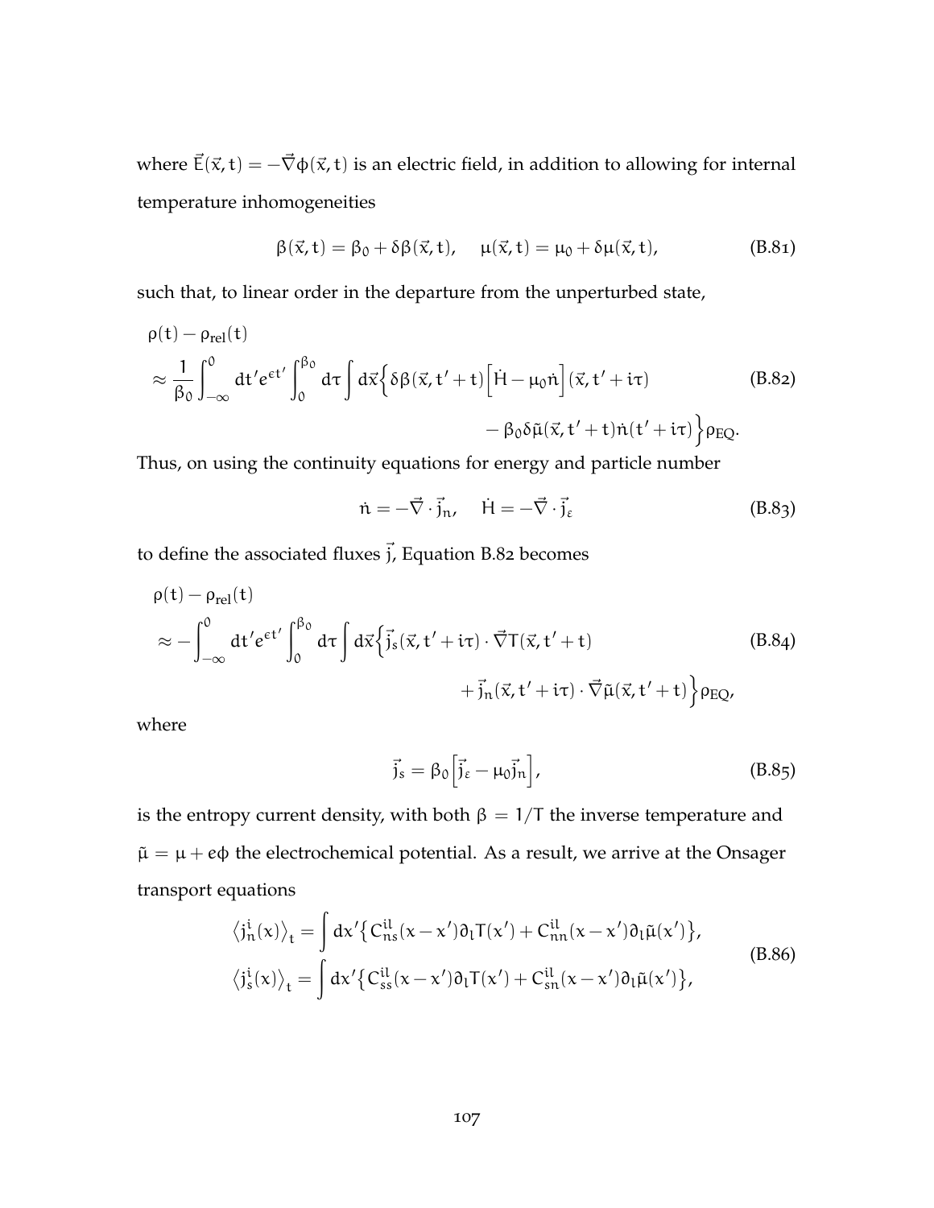where $\vec{E}(\vec{x}, t) = -\vec{\nabla}\phi(\vec{x}, t)$ is an electric field, in addition to allowing for internal temperature inhomogeneities

$$\beta(\vec{x}, t) = \beta_0 + \delta\beta(\vec{x}, t), \quad \mu(\vec{x}, t) = \mu_0 + \delta\mu(\vec{x}, t), \tag{B.81}$$

such that, to linear order in the departure from the unperturbed state,

$$\begin{aligned} &\rho(t) - \rho_{\text{rel}}(t) \\ &\approx \frac{1}{\beta_0} \int_{-\infty}^{0} dt' e^{\epsilon t'} \int_0^{\beta_0} d\tau \int d\vec{x} \Big\{ \delta\beta(\vec{x}, t' + t) \Big[ \dot{H} - \mu_0 \dot{n} \Big] (\vec{x}, t' + i\tau) \\ &\qquad\qquad\qquad\qquad - \beta_0 \delta\tilde{\mu}(\vec{x}, t' + t) \dot{n}(t' + i\tau) \Big\} \rho_{\text{EQ}}. \end{aligned} \tag{B.82}$$

Thus, on using the continuity equations for energy and particle number

$$\dot{n} = -\vec{\nabla} \cdot \vec{j}_n, \quad \dot{H} = -\vec{\nabla} \cdot \vec{j}_\varepsilon \tag{B.83}$$

to define the associated fluxes $\vec{j}$, Equation B.82 becomes

$$\begin{aligned} &\rho(t) - \rho_{\text{rel}}(t) \\ &\approx -\int_{-\infty}^{0} dt' e^{\epsilon t'} \int_0^{\beta_0} d\tau \int d\vec{x} \Big\{ \vec{j}_s(\vec{x}, t' + i\tau) \cdot \vec{\nabla} T(\vec{x}, t' + t) \\ &\qquad\qquad\qquad\qquad + \vec{j}_n(\vec{x}, t' + i\tau) \cdot \vec{\nabla} \tilde{\mu}(\vec{x}, t' + t) \Big\} \rho_{\text{EQ}}, \end{aligned} \tag{B.84}$$

where

$$\vec{j}_s = \beta_0 \Big[ \vec{j}_\varepsilon - \mu_0 \vec{j}_n \Big], \tag{B.85}$$

is the entropy current density, with both $\beta = 1/T$ the inverse temperature and $\tilde{\mu} = \mu + e\phi$ the electrochemical potential. As a result, we arrive at the Onsager transport equations

$$\begin{aligned} \big\langle j_n^i(x) \big\rangle_t &= \int dx' \big\{ C_{ns}^{il}(x - x') \partial_l T(x') + C_{nn}^{il}(x - x') \partial_l \tilde{\mu}(x') \big\}, \\ \big\langle j_s^i(x) \big\rangle_t &= \int dx' \big\{ C_{ss}^{il}(x - x') \partial_l T(x') + C_{sn}^{il}(x - x') \partial_l \tilde{\mu}(x') \big\}, \end{aligned} \tag{B.86}$$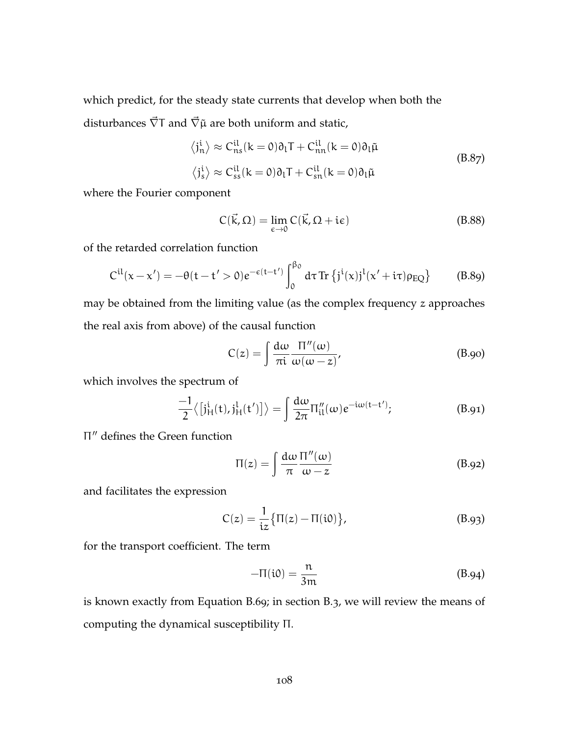which predict, for the steady state currents that develop when both the disturbances $\vec{\nabla}T$ and $\vec{\nabla}\tilde{\mu}$ are both uniform and static,

$$
\begin{aligned}
\langle j_n^i \rangle &\approx C_{ns}^{il}(k=0)\partial_l T + C_{nn}^{il}(k=0)\partial_l \tilde{\mu} \\
\langle j_s^i \rangle &\approx C_{ss}^{il}(k=0)\partial_l T + C_{sn}^{il}(k=0)\partial_l \tilde{\mu}
\end{aligned}
\tag{B.87}
$$

where the Fourier component

$$
C(\vec{k}, \Omega) = \lim_{\epsilon \to 0} C(\vec{k}, \Omega + i\epsilon) \tag{B.88}
$$

of the retarded correlation function

$$
C^{il}(x - x') = -\theta(t - t' > 0)e^{-\epsilon(t-t')} \int_0^{\beta_0} d\tau \, \mathrm{Tr}\left\{ j^i(x) j^l(x' + i\tau) \rho_{EQ} \right\} \tag{B.89}
$$

may be obtained from the limiting value (as the complex frequency $z$ approaches the real axis from above) of the causal function

$$
C(z) = \int \frac{d\omega}{\pi i} \frac{\Pi''(\omega)}{\omega(\omega - z)}, \tag{B.90}
$$

which involves the spectrum of

$$
\frac{-1}{2} \left\langle \left[ j_H^i(t), j_H^l(t') \right] \right\rangle = \int \frac{d\omega}{2\pi} \Pi''_{il}(\omega) e^{-i\omega(t-t')}; \tag{B.91}
$$

$\Pi''$ defines the Green function

$$
\Pi(z) = \int \frac{d\omega}{\pi} \frac{\Pi''(\omega)}{\omega - z} \tag{B.92}
$$

and facilitates the expression

$$
C(z) = \frac{1}{iz} \left\{ \Pi(z) - \Pi(i0) \right\}, \tag{B.93}
$$

for the transport coefficient. The term

$$
-\Pi(i0) = \frac{n}{3m} \tag{B.94}
$$

is known exactly from Equation B.69; in section B.3, we will review the means of computing the dynamical susceptibility $\Pi$.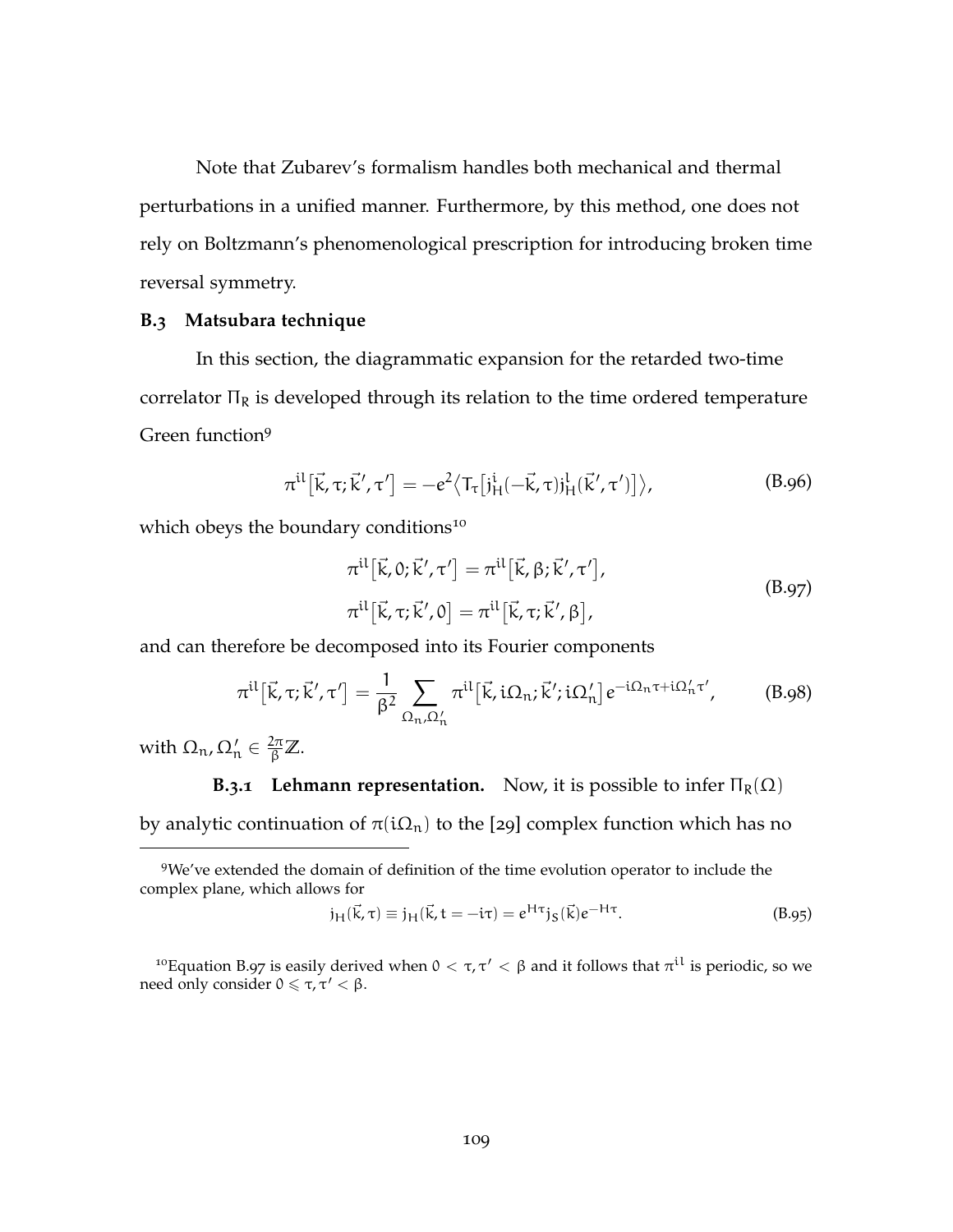Note that Zubarev's formalism handles both mechanical and thermal perturbations in a unified manner. Furthermore, by this method, one does not rely on Boltzmann's phenomenological prescription for introducing broken time reversal symmetry.

### B.3 Matsubara technique

In this section, the diagrammatic expansion for the retarded two-time correlator $\Pi_R$ is developed through its relation to the time ordered temperature Green function[9]

$$\pi^{il}\big[\vec{k}, \tau; \vec{k}', \tau'\big] = -e^2 \big\langle T_\tau\big[j^i_H(-\vec{k}, \tau) j^l_H(\vec{k}', \tau')\big]\big\rangle, \tag{B.96}$$

which obeys the boundary conditions[10]

$$\begin{aligned}
\pi^{il}\big[\vec{k}, 0; \vec{k}', \tau'\big] &= \pi^{il}\big[\vec{k}, \beta; \vec{k}', \tau'\big], \\
\pi^{il}\big[\vec{k}, \tau; \vec{k}', 0\big] &= \pi^{il}\big[\vec{k}, \tau; \vec{k}', \beta\big],
\end{aligned} \tag{B.97}$$

and can therefore be decomposed into its Fourier components

$$\pi^{il}\big[\vec{k}, \tau; \vec{k}', \tau'\big] = \frac{1}{\beta^2} \sum_{\Omega_n, \Omega'_n} \pi^{il}\big[\vec{k}, i\Omega_n; \vec{k}'; i\Omega'_n\big] e^{-i\Omega_n \tau + i\Omega'_n \tau'}, \tag{B.98}$$

with $\Omega_n, \Omega'_n \in \frac{2\pi}{\beta}\mathbb{Z}$.

**B.3.1 Lehmann representation.** Now, it is possible to infer $\Pi_R(\Omega)$ by analytic continuation of $\pi(i\Omega_n)$ to the [29] complex function which has no

---

[9] We've extended the domain of definition of the time evolution operator to include the complex plane, which allows for

$$j_H(\vec{k}, \tau) \equiv j_H(\vec{k}, t = -i\tau) = e^{H\tau} j_S(\vec{k}) e^{-H\tau}. \tag{B.95}$$

[10] Equation B.97 is easily derived when $0 < \tau, \tau' < \beta$ and it follows that $\pi^{il}$ is periodic, so we need only consider $0 \leqslant \tau, \tau' < \beta$.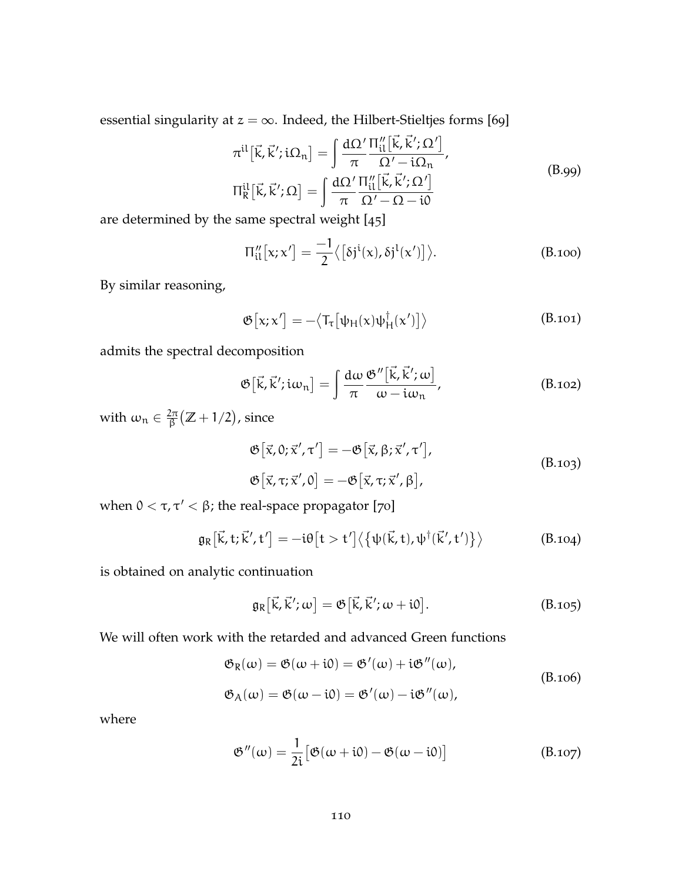essential singularity at $z = \infty$. Indeed, the Hilbert-Stieltjes forms [69]

$$
\begin{aligned}
\pi^{il}\big[\vec{k}, \vec{k}'; i\Omega_n\big] &= \int \frac{d\Omega'}{\pi} \frac{\Pi''_{il}\big[\vec{k}, \vec{k}'; \Omega'\big]}{\Omega' - i\Omega_n}, \\
\Pi^{il}_R\big[\vec{k}, \vec{k}'; \Omega\big] &= \int \frac{d\Omega'}{\pi} \frac{\Pi''_{il}\big[\vec{k}, \vec{k}'; \Omega'\big]}{\Omega' - \Omega - i0}
\end{aligned}
\tag{B.99}
$$

are determined by the same spectral weight [45]

$$
\Pi''_{il}\big[x; x'\big] = \frac{-1}{2} \big\langle \big[\delta j^i(x), \delta j^l(x')\big] \big\rangle. \tag{B.100}
$$

By similar reasoning,

$$
\mathfrak{G}\big[x; x'\big] = -\big\langle T_\tau\big[\psi_H(x)\psi_H^\dagger(x')\big] \big\rangle \tag{B.101}
$$

admits the spectral decomposition

$$
\mathfrak{G}\big[\vec{k}, \vec{k}'; i\omega_n\big] = \int \frac{d\omega}{\pi} \frac{\mathfrak{G}''\big[\vec{k}, \vec{k}'; \omega\big]}{\omega - i\omega_n}, \tag{B.102}
$$

with $\omega_n \in \frac{2\pi}{\beta}\big(\mathbb{Z} + 1/2\big)$, since

$$
\begin{aligned}
\mathfrak{G}\big[\vec{x}, 0; \vec{x}', \tau'\big] &= -\mathfrak{G}\big[\vec{x}, \beta; \vec{x}', \tau'\big], \\
\mathfrak{G}\big[\vec{x}, \tau; \vec{x}', 0\big] &= -\mathfrak{G}\big[\vec{x}, \tau; \vec{x}', \beta\big],
\end{aligned}
\tag{B.103}
$$

when $0 < \tau, \tau' < \beta$; the real-space propagator [70]

$$
\mathfrak{g}_R\big[\vec{k}, t; \vec{k}', t'\big] = -i\theta\big[t > t'\big] \big\langle \big\{\psi(\vec{k}, t), \psi^\dagger(\vec{k}', t')\big\} \big\rangle \tag{B.104}
$$

is obtained on analytic continuation

$$
\mathfrak{g}_R\big[\vec{k}, \vec{k}'; \omega\big] = \mathfrak{G}\big[\vec{k}, \vec{k}'; \omega + i0\big]. \tag{B.105}
$$

We will often work with the retarded and advanced Green functions

$$
\begin{aligned}
\mathfrak{G}_R(\omega) &= \mathfrak{G}(\omega + i0) = \mathfrak{G}'(\omega) + i\mathfrak{G}''(\omega), \\
\mathfrak{G}_A(\omega) &= \mathfrak{G}(\omega - i0) = \mathfrak{G}'(\omega) - i\mathfrak{G}''(\omega),
\end{aligned}
\tag{B.106}
$$

where

$$
\mathfrak{G}''(\omega) = \frac{1}{2i}\big[\mathfrak{G}(\omega + i0) - \mathfrak{G}(\omega - i0)\big] \tag{B.107}
$$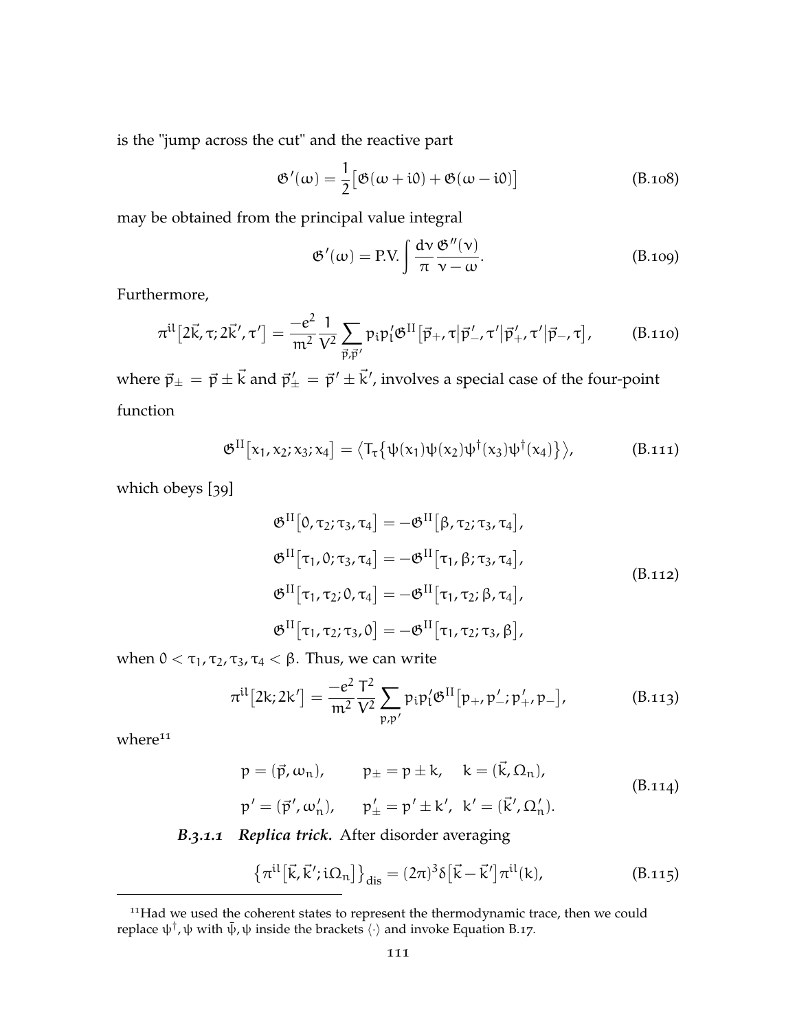is the "jump across the cut" and the reactive part

$$\mathfrak{G}'(\omega) = \frac{1}{2}\big[\mathfrak{G}(\omega + i0) + \mathfrak{G}(\omega - i0)\big] \tag{B.108}$$

may be obtained from the principal value integral

$$\mathfrak{G}'(\omega) = \text{P.V.}\int \frac{d\nu}{\pi}\frac{\mathfrak{G}''(\nu)}{\nu - \omega}. \tag{B.109}$$

Furthermore,

$$\pi^{il}\big[2\vec{k},\tau;2\vec{k}',\tau'\big] = \frac{-e^2}{m^2}\frac{1}{V^2}\sum_{\vec{p},\vec{p}'} p_i p_l' \mathfrak{G}^{II}\big[\vec{p}_+,\tau\big|\vec{p}_-',\tau'\big|\vec{p}_+',\tau'\big|\vec{p}_-,\tau\big], \tag{B.110}$$

where $\vec{p}_\pm = \vec{p} \pm \vec{k}$ and $\vec{p}_\pm' = \vec{p}' \pm \vec{k}'$, involves a special case of the four-point function

$$\mathfrak{G}^{II}\big[x_1,x_2;x_3;x_4\big] = \big\langle T_\tau\big\{\psi(x_1)\psi(x_2)\psi^\dagger(x_3)\psi^\dagger(x_4)\big\}\big\rangle, \tag{B.111}$$

which obeys [39]

$$\begin{aligned}
\mathfrak{G}^{II}\big[0,\tau_2;\tau_3,\tau_4\big] &= -\mathfrak{G}^{II}\big[\beta,\tau_2;\tau_3,\tau_4\big],\\
\mathfrak{G}^{II}\big[\tau_1,0;\tau_3,\tau_4\big] &= -\mathfrak{G}^{II}\big[\tau_1,\beta;\tau_3,\tau_4\big],\\
\mathfrak{G}^{II}\big[\tau_1,\tau_2;0,\tau_4\big] &= -\mathfrak{G}^{II}\big[\tau_1,\tau_2;\beta,\tau_4\big],\\
\mathfrak{G}^{II}\big[\tau_1,\tau_2;\tau_3,0\big] &= -\mathfrak{G}^{II}\big[\tau_1,\tau_2;\tau_3,\beta\big],
\end{aligned} \tag{B.112}$$

when $0 < \tau_1, \tau_2, \tau_3, \tau_4 < \beta$. Thus, we can write

$$\pi^{il}\big[2k;2k'\big] = \frac{-e^2}{m^2}\frac{T^2}{V^2}\sum_{p,p'} p_i p_l' \mathfrak{G}^{II}\big[p_+,p_-';p_+',p_-\big], \tag{B.113}$$

where[11]

$$\begin{aligned}
p &= (\vec{p},\omega_n), \qquad p_\pm = p \pm k, \quad k = (\vec{k},\Omega_n),\\
p' &= (\vec{p}',\omega_n'), \qquad p_\pm' = p' \pm k', \ \ k' = (\vec{k}',\Omega_n').
\end{aligned} \tag{B.114}$$

#### B.3.1.1 *Replica trick.*

After disorder averaging

$$\big\{\pi^{il}\big[\vec{k},\vec{k}';i\Omega_n\big]\big\}_{\text{dis}} = (2\pi)^3\delta\big[\vec{k}-\vec{k}'\big]\pi^{il}(k), \tag{B.115}$$

[11] Had we used the coherent states to represent the thermodynamic trace, then we could replace $\psi^\dagger, \psi$ with $\bar{\psi}, \psi$ inside the brackets $\langle\cdot\rangle$ and invoke Equation B.17.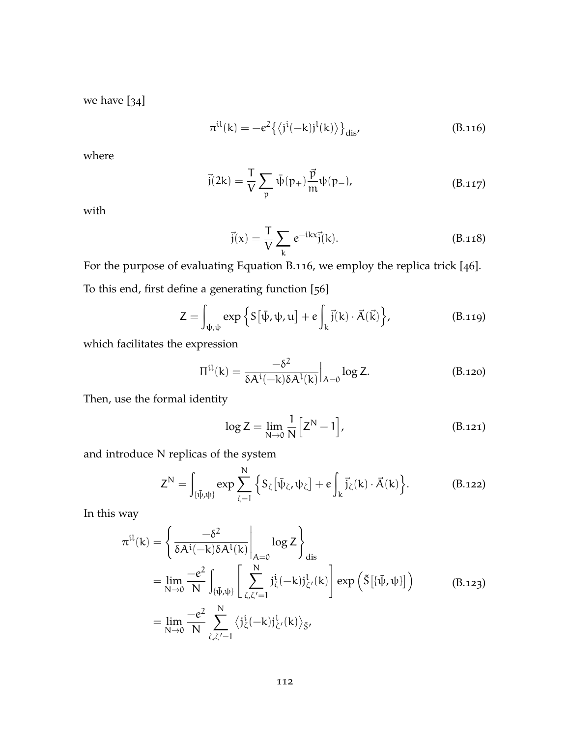we have [34]

$$\pi^{il}(k) = -e^2 \left\{ \left\langle j^i(-k) j^l(k) \right\rangle \right\}_{\text{dis}}, \tag{B.116}$$

where

$$\vec{j}(2k) = \frac{T}{V} \sum_p \bar{\psi}(p_+) \frac{\vec{p}}{m} \psi(p_-), \tag{B.117}$$

with

$$\vec{j}(x) = \frac{T}{V} \sum_k e^{-ikx} \vec{j}(k). \tag{B.118}$$

For the purpose of evaluating Equation B.116, we employ the replica trick [46]. To this end, first define a generating function [56]

$$Z = \int_{\bar{\psi},\psi} \exp\left\{ S\left[\bar{\psi}, \psi, u\right] + e \int_k \vec{j}(k) \cdot \vec{A}(\vec{k}) \right\}, \tag{B.119}$$

which facilitates the expression

$$\Pi^{il}(k) = \frac{-\delta^2}{\delta A^i(-k) \delta A^l(k)} \bigg|_{A=0} \log Z. \tag{B.120}$$

Then, use the formal identity

$$\log Z = \lim_{N \to 0} \frac{1}{N} \left[ Z^N - 1 \right], \tag{B.121}$$

and introduce N replicas of the system

$$Z^N = \int_{\{\bar{\psi},\psi\}} \exp \sum_{\zeta=1}^{N} \left\{ S_\zeta\left[\bar{\psi}_\zeta, \psi_\zeta\right] + e \int_k \vec{j}_\zeta(k) \cdot \vec{A}(k) \right\}. \tag{B.122}$$

In this way

$$\begin{aligned}
\pi^{il}(k) &= \left\{ \frac{-\delta^2}{\delta A^i(-k) \delta A^l(k)} \bigg|_{A=0} \log Z \right\}_{\text{dis}} \\
&= \lim_{N \to 0} \frac{-e^2}{N} \int_{\{\bar{\psi},\psi\}} \left[ \sum_{\zeta,\zeta'=1}^{N} j^i_\zeta(-k) j^l_{\zeta'}(k) \right] \exp\left( \tilde{S}\left[\{\bar{\psi}, \psi\}\right] \right) \\
&= \lim_{N \to 0} \frac{-e^2}{N} \sum_{\zeta,\zeta'=1}^{N} \left\langle j^i_\zeta(-k) j^l_{\zeta'}(k) \right\rangle_{\tilde{S}},
\end{aligned} \tag{B.123}$$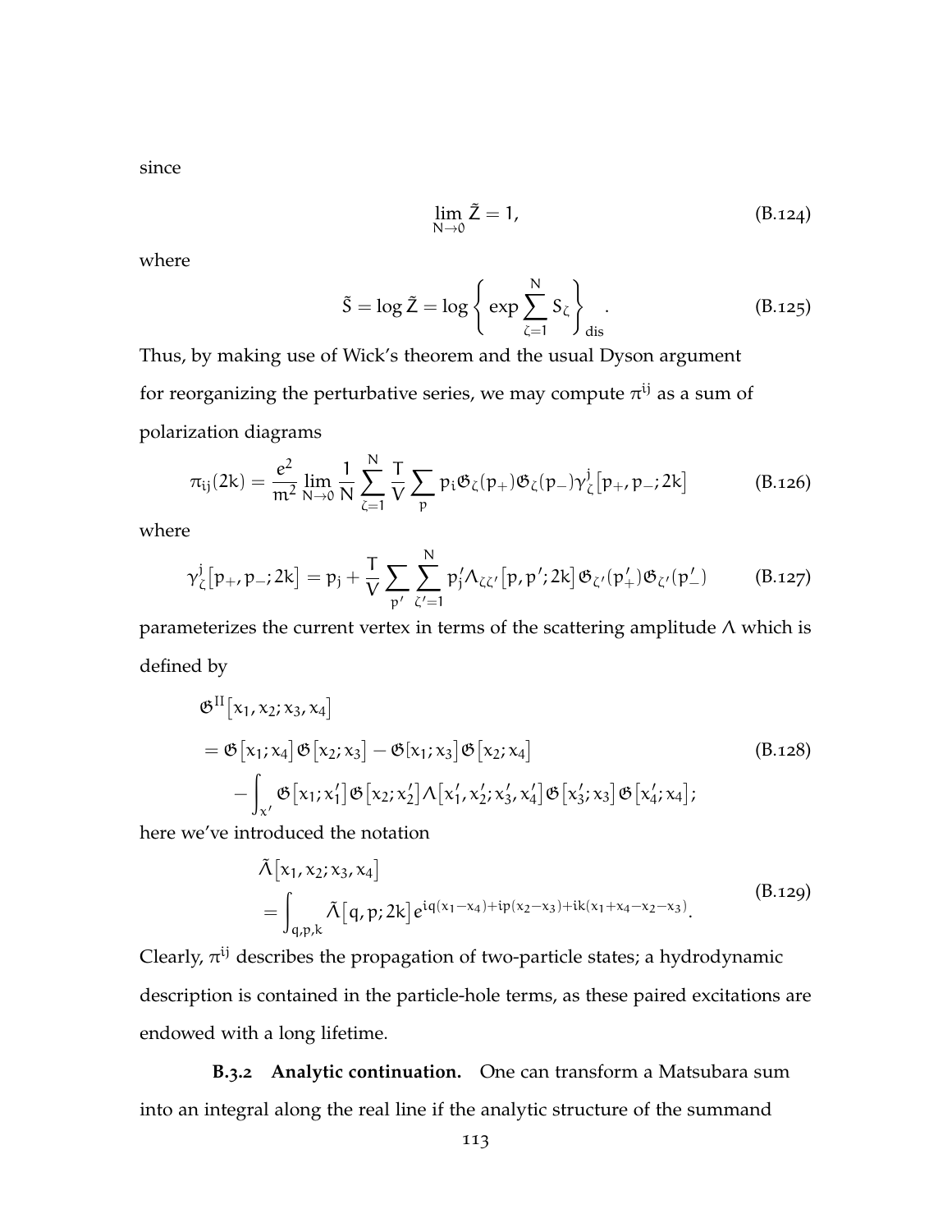since

$$\lim_{N\to 0} \tilde{Z} = 1, \tag{B.124}$$

where

$$\tilde{S} = \log \tilde{Z} = \log \left\{ \exp \sum_{\zeta=1}^{N} S_\zeta \right\}_{\text{dis}}. \tag{B.125}$$

Thus, by making use of Wick's theorem and the usual Dyson argument for reorganizing the perturbative series, we may compute $\pi^{ij}$ as a sum of polarization diagrams

$$\pi_{ij}(2k) = \frac{e^2}{m^2} \lim_{N\to 0} \frac{1}{N} \sum_{\zeta=1}^{N} \frac{T}{V} \sum_{p} p_i \mathfrak{G}_\zeta(p_+) \mathfrak{G}_\zeta(p_-) \gamma_\zeta^j\big[p_+, p_-; 2k\big] \tag{B.126}$$

where

$$\gamma_\zeta^j\big[p_+, p_-; 2k\big] = p_j + \frac{T}{V} \sum_{p'} \sum_{\zeta'=1}^{N} p'_j \Lambda_{\zeta\zeta'}\big[p, p'; 2k\big] \mathfrak{G}_{\zeta'}(p'_+) \mathfrak{G}_{\zeta'}(p'_-) \tag{B.127}$$

parameterizes the current vertex in terms of the scattering amplitude $\Lambda$ which is defined by

$$\begin{aligned} &\mathfrak{G}^{\text{II}}\big[x_1, x_2; x_3, x_4\big] \\ &= \mathfrak{G}\big[x_1; x_4\big] \mathfrak{G}\big[x_2; x_3\big] - \mathfrak{G}[x_1; x_3] \mathfrak{G}\big[x_2; x_4\big] \\ &\quad - \int_{x'} \mathfrak{G}\big[x_1; x'_1\big] \mathfrak{G}\big[x_2; x'_2\big] \Lambda\big[x'_1, x'_2; x'_3, x'_4\big] \mathfrak{G}\big[x'_3; x_3\big] \mathfrak{G}\big[x'_4; x_4\big]; \end{aligned} \tag{B.128}$$

here we've introduced the notation

$$\begin{aligned} &\tilde{\Lambda}\big[x_1, x_2; x_3, x_4\big] \\ &= \int_{q,p,k} \tilde{\Lambda}\big[q, p; 2k\big] e^{iq(x_1 - x_4) + ip(x_2 - x_3) + ik(x_1 + x_4 - x_2 - x_3)}. \end{aligned} \tag{B.129}$$

Clearly, $\pi^{ij}$ describes the propagation of two-particle states; a hydrodynamic description is contained in the particle-hole terms, as these paired excitations are endowed with a long lifetime.

**B.3.2 Analytic continuation.** One can transform a Matsubara sum into an integral along the real line if the analytic structure of the summand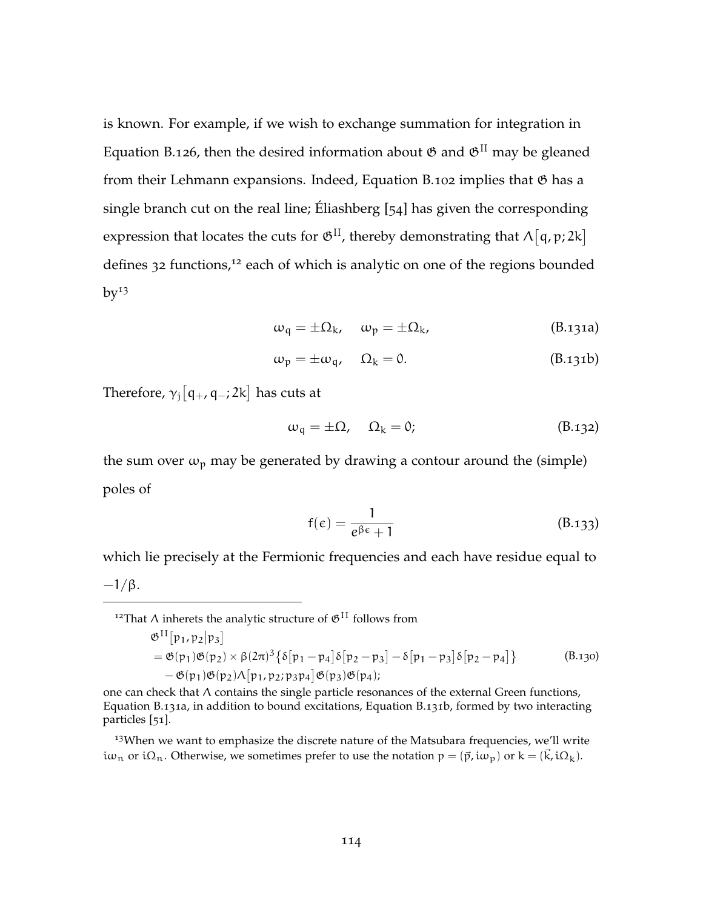is known. For example, if we wish to exchange summation for integration in Equation B.126, then the desired information about $\mathfrak{G}$ and $\mathfrak{G}^{\text{II}}$ may be gleaned from their Lehmann expansions. Indeed, Equation B.102 implies that $\mathfrak{G}$ has a single branch cut on the real line; Éliashberg [54] has given the corresponding expression that locates the cuts for $\mathfrak{G}^{\text{II}}$, thereby demonstrating that $\Lambda\left[q, p; 2k\right]$ defines 32 functions,[12] each of which is analytic on one of the regions bounded by[13]

$$\omega_q = \pm\Omega_k, \quad \omega_p = \pm\Omega_k, \tag{B.131a}$$

$$\omega_p = \pm\omega_q, \quad \Omega_k = 0. \tag{B.131b}$$

Therefore, $\gamma_j\left[q_+, q_-; 2k\right]$ has cuts at

$$\omega_q = \pm\Omega, \quad \Omega_k = 0; \tag{B.132}$$

the sum over $\omega_p$ may be generated by drawing a contour around the (simple) poles of

$$f(\epsilon) = \frac{1}{e^{\beta\epsilon} + 1} \tag{B.133}$$

which lie precisely at the Fermionic frequencies and each have residue equal to $-1/\beta$.

---

[12] That $\Lambda$ inherets the analytic structure of $\mathfrak{G}^{\text{II}}$ follows from

$$\begin{aligned} &\mathfrak{G}^{\text{II}}\left[p_1, p_2 \middle| p_3\right] \\ &= \mathfrak{G}(p_1)\mathfrak{G}(p_2) \times \beta(2\pi)^3\left\{\delta\left[p_1 - p_4\right]\delta\left[p_2 - p_3\right] - \delta\left[p_1 - p_3\right]\delta\left[p_2 - p_4\right]\right\} \\ &\quad - \mathfrak{G}(p_1)\mathfrak{G}(p_2)\Lambda\left[p_1, p_2; p_3 p_4\right]\mathfrak{G}(p_3)\mathfrak{G}(p_4); \end{aligned} \tag{B.130}$$

one can check that $\Lambda$ contains the single particle resonances of the external Green functions, Equation B.131a, in addition to bound excitations, Equation B.131b, formed by two interacting particles [51].

[13] When we want to emphasize the discrete nature of the Matsubara frequencies, we'll write $i\omega_n$ or $i\Omega_n$. Otherwise, we sometimes prefer to use the notation $p = (\vec{p}, i\omega_p)$ or $k = (\vec{k}, i\Omega_k)$.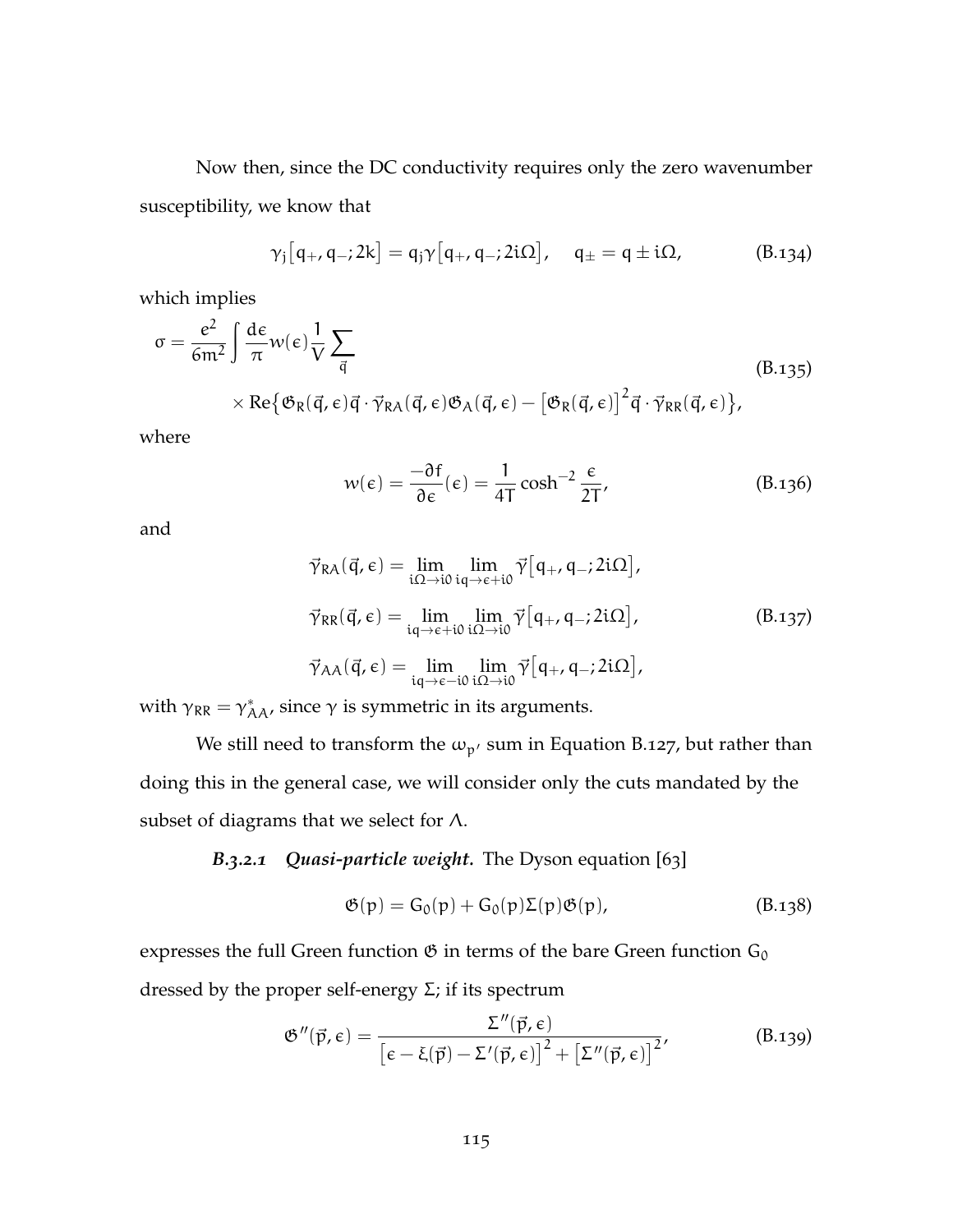Now then, since the DC conductivity requires only the zero wavenumber susceptibility, we know that

$$\gamma_j\big[q_+, q_-; 2k\big] = q_j \gamma\big[q_+, q_-; 2i\Omega\big], \quad q_\pm = q \pm i\Omega, \tag{B.134}$$

which implies

$$\begin{aligned}\sigma = \frac{e^2}{6m^2} \int \frac{d\epsilon}{\pi} w(\epsilon) \frac{1}{V} \sum_{\vec{q}} \\ \times \operatorname{Re}\big\{\mathfrak{G}_R(\vec{q},\epsilon)\vec{q}\cdot\vec{\gamma}_{RA}(\vec{q},\epsilon)\mathfrak{G}_A(\vec{q},\epsilon) - \big[\mathfrak{G}_R(\vec{q},\epsilon)\big]^2 \vec{q}\cdot\vec{\gamma}_{RR}(\vec{q},\epsilon)\big\},\end{aligned} \tag{B.135}$$

where

$$w(\epsilon) = \frac{-\partial f}{\partial \epsilon}(\epsilon) = \frac{1}{4T}\cosh^{-2}\frac{\epsilon}{2T}, \tag{B.136}$$

and

$$\begin{aligned}\vec{\gamma}_{RA}(\vec{q},\epsilon) &= \lim_{i\Omega\to i0}\lim_{iq\to\epsilon+i0} \vec{\gamma}\big[q_+, q_-; 2i\Omega\big], \\ \vec{\gamma}_{RR}(\vec{q},\epsilon) &= \lim_{iq\to\epsilon+i0}\lim_{i\Omega\to i0} \vec{\gamma}\big[q_+, q_-; 2i\Omega\big], \\ \vec{\gamma}_{AA}(\vec{q},\epsilon) &= \lim_{iq\to\epsilon-i0}\lim_{i\Omega\to i0} \vec{\gamma}\big[q_+, q_-; 2i\Omega\big],\end{aligned} \tag{B.137}$$

with $\gamma_{RR} = \gamma^*_{AA}$, since $\gamma$ is symmetric in its arguments.

We still need to transform the $\omega_{p'}$ sum in Equation B.127, but rather than doing this in the general case, we will consider only the cuts mandated by the subset of diagrams that we select for $\Lambda$.

***B.3.2.1 Quasi-particle weight.*** The Dyson equation [63]

$$\mathfrak{G}(p) = G_0(p) + G_0(p)\Sigma(p)\mathfrak{G}(p), \tag{B.138}$$

expresses the full Green function $\mathfrak{G}$ in terms of the bare Green function $G_0$ dressed by the proper self-energy $\Sigma$; if its spectrum

$$\mathfrak{G}''(\vec{p},\epsilon) = \frac{\Sigma''(\vec{p},\epsilon)}{\big[\epsilon - \xi(\vec{p}) - \Sigma'(\vec{p},\epsilon)\big]^2 + \big[\Sigma''(\vec{p},\epsilon)\big]^2}, \tag{B.139}$$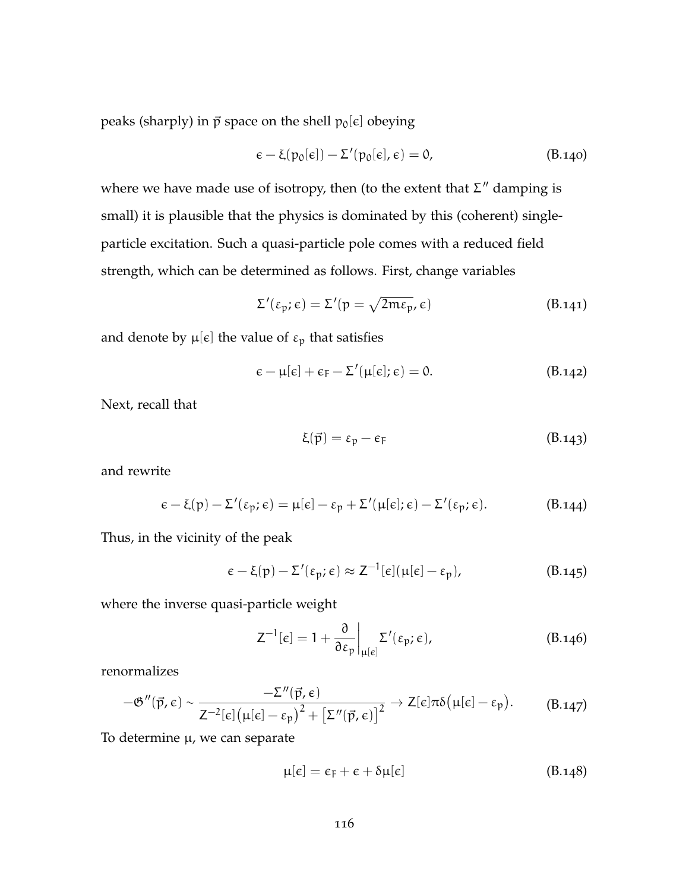peaks (sharply) in $\vec{p}$ space on the shell $p_0[\epsilon]$ obeying

$$\epsilon - \xi(p_0[\epsilon]) - \Sigma'(p_0[\epsilon], \epsilon) = 0, \tag{B.140}$$

where we have made use of isotropy, then (to the extent that $\Sigma''$ damping is small) it is plausible that the physics is dominated by this (coherent) single-particle excitation. Such a quasi-particle pole comes with a reduced field strength, which can be determined as follows. First, change variables

$$\Sigma'(\varepsilon_p; \epsilon) = \Sigma'(p = \sqrt{2m\varepsilon_p}, \epsilon) \tag{B.141}$$

and denote by $\mu[\epsilon]$ the value of $\varepsilon_p$ that satisfies

$$\epsilon - \mu[\epsilon] + \epsilon_F - \Sigma'(\mu[\epsilon]; \epsilon) = 0. \tag{B.142}$$

Next, recall that

$$\xi(\vec{p}) = \varepsilon_p - \epsilon_F \tag{B.143}$$

and rewrite

$$\epsilon - \xi(p) - \Sigma'(\varepsilon_p; \epsilon) = \mu[\epsilon] - \varepsilon_p + \Sigma'(\mu[\epsilon]; \epsilon) - \Sigma'(\varepsilon_p; \epsilon). \tag{B.144}$$

Thus, in the vicinity of the peak

$$\epsilon - \xi(p) - \Sigma'(\varepsilon_p; \epsilon) \approx Z^{-1}[\epsilon](\mu[\epsilon] - \varepsilon_p), \tag{B.145}$$

where the inverse quasi-particle weight

$$Z^{-1}[\epsilon] = 1 + \left.\frac{\partial}{\partial \varepsilon_p}\right|_{\mu[\epsilon]} \Sigma'(\varepsilon_p; \epsilon), \tag{B.146}$$

renormalizes

$$-\mathfrak{G}''(\vec{p}, \epsilon) \sim \frac{-\Sigma''(\vec{p}, \epsilon)}{Z^{-2}[\epsilon]\big(\mu[\epsilon] - \varepsilon_p\big)^2 + \big[\Sigma''(\vec{p}, \epsilon)\big]^2} \to Z[\epsilon]\pi\delta\big(\mu[\epsilon] - \varepsilon_p\big). \tag{B.147}$$

To determine $\mu$, we can separate

$$\mu[\epsilon] = \epsilon_F + \epsilon + \delta\mu[\epsilon] \tag{B.148}$$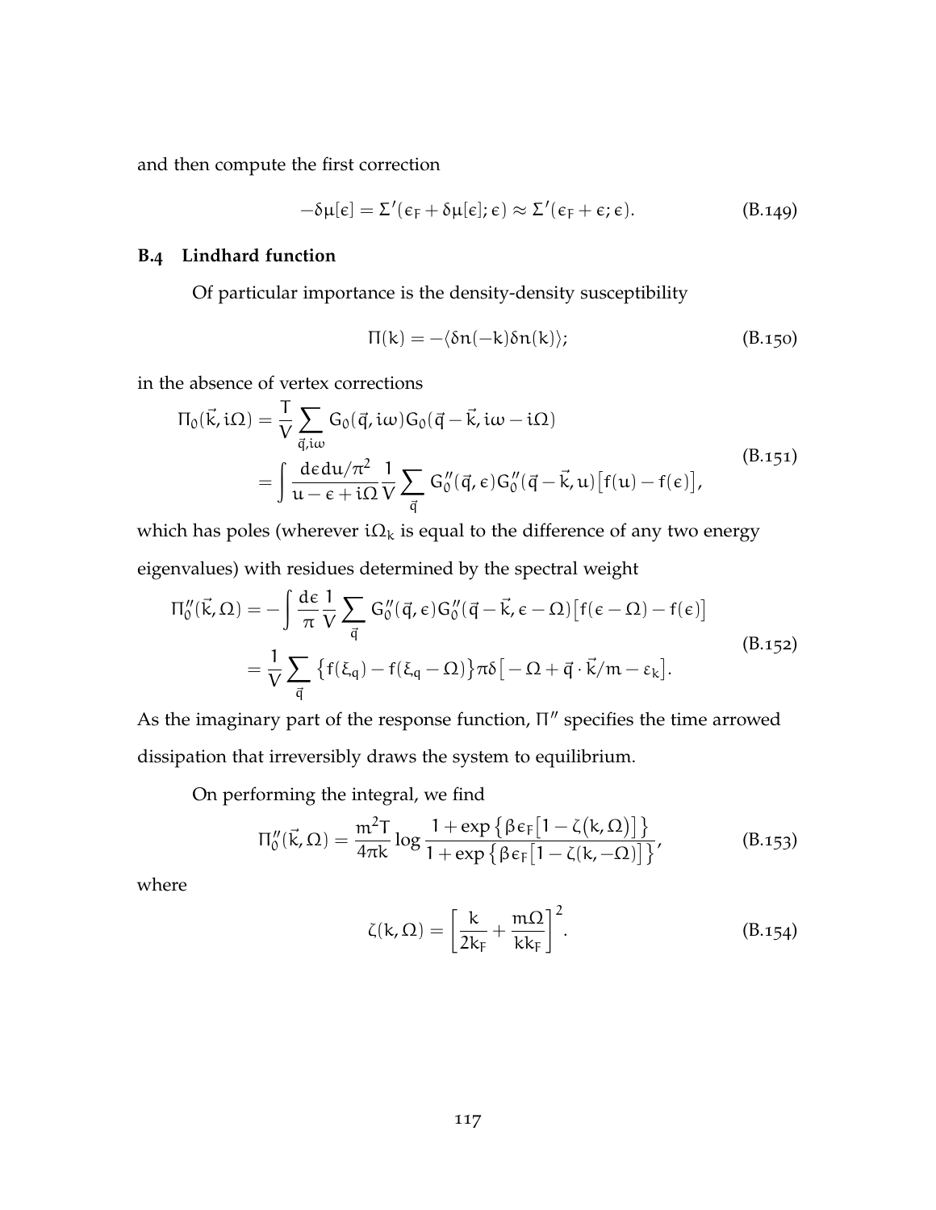and then compute the first correction

$$-\delta\mu[\epsilon] = \Sigma'(\epsilon_F + \delta\mu[\epsilon];\epsilon) \approx \Sigma'(\epsilon_F + \epsilon;\epsilon). \tag{B.149}$$

## B.4 Lindhard function

Of particular importance is the density-density susceptibility

$$\Pi(k) = -\langle \delta n(-k)\delta n(k)\rangle; \tag{B.150}$$

in the absence of vertex corrections

$$\begin{aligned}\Pi_0(\vec{k}, i\Omega) &= \frac{T}{V}\sum_{\vec{q}, i\omega} G_0(\vec{q}, i\omega) G_0(\vec{q}-\vec{k}, i\omega - i\Omega) \\ &= \int \frac{d\epsilon\, du/\pi^2}{u - \epsilon + i\Omega}\frac{1}{V}\sum_{\vec{q}} G_0''(\vec{q},\epsilon) G_0''(\vec{q}-\vec{k}, u)\big[f(u) - f(\epsilon)\big],\end{aligned} \tag{B.151}$$

which has poles (wherever $i\Omega_k$ is equal to the difference of any two energy eigenvalues) with residues determined by the spectral weight

$$\begin{aligned}\Pi_0''(\vec{k},\Omega) &= -\int \frac{d\epsilon}{\pi}\frac{1}{V}\sum_{\vec{q}} G_0''(\vec{q},\epsilon) G_0''(\vec{q}-\vec{k},\epsilon-\Omega)\big[f(\epsilon-\Omega) - f(\epsilon)\big] \\ &= \frac{1}{V}\sum_{\vec{q}} \big\{f(\xi_q) - f(\xi_q - \Omega)\big\}\pi\delta\big[-\Omega + \vec{q}\cdot\vec{k}/m - \varepsilon_k\big].\end{aligned} \tag{B.152}$$

As the imaginary part of the response function, $\Pi''$ specifies the time arrowed dissipation that irreversibly draws the system to equilibrium.

On performing the integral, we find

$$\Pi_0''(\vec{k},\Omega) = \frac{m^2 T}{4\pi k}\log\frac{1+\exp\big\{\beta\epsilon_F\big[1-\zeta(k,\Omega)\big]\big\}}{1+\exp\big\{\beta\epsilon_F\big[1-\zeta(k,-\Omega)\big]\big\}}, \tag{B.153}$$

where

$$\zeta(k,\Omega) = \left[\frac{k}{2k_F} + \frac{m\Omega}{kk_F}\right]^2. \tag{B.154}$$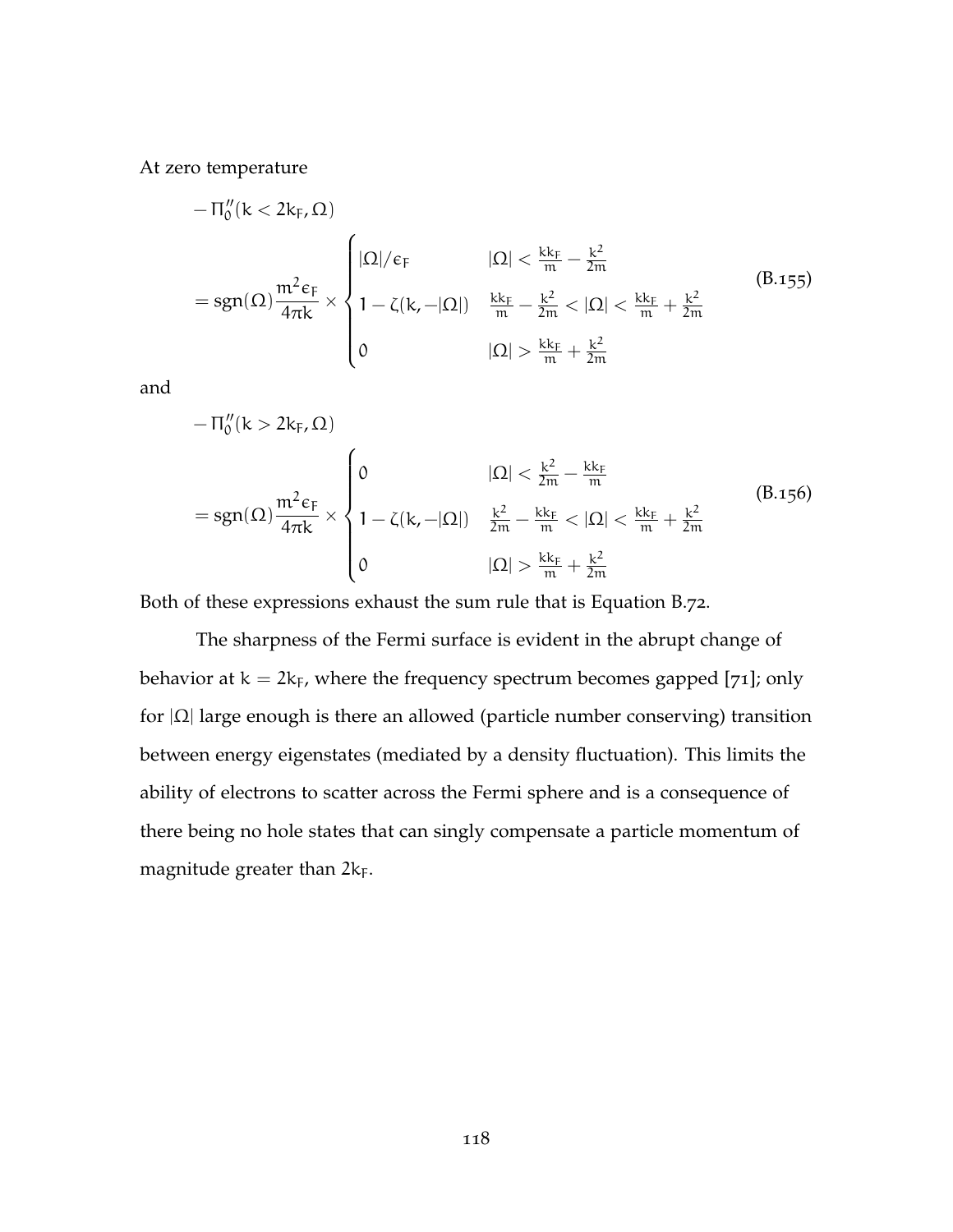At zero temperature

$$
\begin{aligned}
& -\Pi_0''(k < 2k_F, \Omega) \\
& = \operatorname{sgn}(\Omega)\frac{m^2\epsilon_F}{4\pi k} \times \begin{cases} |\Omega|/\epsilon_F & |\Omega| < \frac{kk_F}{m} - \frac{k^2}{2m} \\ 1 - \zeta(k, -|\Omega|) & \frac{kk_F}{m} - \frac{k^2}{2m} < |\Omega| < \frac{kk_F}{m} + \frac{k^2}{2m} \\ 0 & |\Omega| > \frac{kk_F}{m} + \frac{k^2}{2m} \end{cases}
\end{aligned} \tag{B.155}
$$

and

$$
\begin{aligned}
& -\Pi_0''(k > 2k_F, \Omega) \\
& = \operatorname{sgn}(\Omega)\frac{m^2\epsilon_F}{4\pi k} \times \begin{cases} 0 & |\Omega| < \frac{k^2}{2m} - \frac{kk_F}{m} \\ 1 - \zeta(k, -|\Omega|) & \frac{k^2}{2m} - \frac{kk_F}{m} < |\Omega| < \frac{kk_F}{m} + \frac{k^2}{2m} \\ 0 & |\Omega| > \frac{kk_F}{m} + \frac{k^2}{2m} \end{cases}
\end{aligned} \tag{B.156}
$$

Both of these expressions exhaust the sum rule that is Equation B.72.

The sharpness of the Fermi surface is evident in the abrupt change of behavior at $k = 2k_F$, where the frequency spectrum becomes gapped [71]; only for $|\Omega|$ large enough is there an allowed (particle number conserving) transition between energy eigenstates (mediated by a density fluctuation). This limits the ability of electrons to scatter across the Fermi sphere and is a consequence of there being no hole states that can singly compensate a particle momentum of magnitude greater than $2k_F$.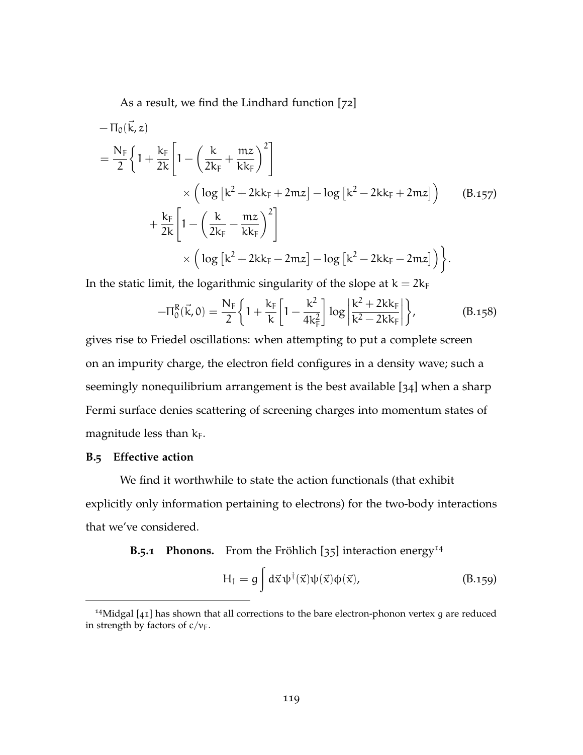As a result, we find the Lindhard function [72]

$$
\begin{aligned}
&-\Pi_0(\vec{k}, z) \\
&= \frac{N_F}{2}\Bigg\{1 + \frac{k_F}{2k}\left[1 - \left(\frac{k}{2k_F} + \frac{mz}{kk_F}\right)^2\right] \\
&\qquad\qquad \times \Big(\log\left[k^2 + 2kk_F + 2mz\right] - \log\left[k^2 - 2kk_F + 2mz\right]\Big) \\
&\qquad + \frac{k_F}{2k}\left[1 - \left(\frac{k}{2k_F} - \frac{mz}{kk_F}\right)^2\right] \\
&\qquad\qquad \times \Big(\log\left[k^2 + 2kk_F - 2mz\right] - \log\left[k^2 - 2kk_F - 2mz\right]\Big)\Bigg\}.
\end{aligned} \tag{B.157}
$$

In the static limit, the logarithmic singularity of the slope at $k = 2k_F$

$$
-\Pi_0^R(\vec{k}, 0) = \frac{N_F}{2}\left\{1 + \frac{k_F}{k}\left[1 - \frac{k^2}{4k_F^2}\right]\log\left|\frac{k^2 + 2kk_F}{k^2 - 2kk_F}\right|\right\}, \tag{B.158}
$$

gives rise to Friedel oscillations: when attempting to put a complete screen on an impurity charge, the electron field configures in a density wave; such a seemingly nonequilibrium arrangement is the best available [34] when a sharp Fermi surface denies scattering of screening charges into momentum states of magnitude less than $k_F$.

## B.5 Effective action

We find it worthwhile to state the action functionals (that exhibit explicitly only information pertaining to electrons) for the two-body interactions that we've considered.

**B.5.1 Phonons.** From the Fröhlich [35] interaction energy[14]

$$
H_1 = g\int d\vec{x}\, \psi^\dagger(\vec{x})\psi(\vec{x})\phi(\vec{x}), \tag{B.159}
$$

[14] Midgal [41] has shown that all corrections to the bare electron-phonon vertex $g$ are reduced in strength by factors of $c/v_F$.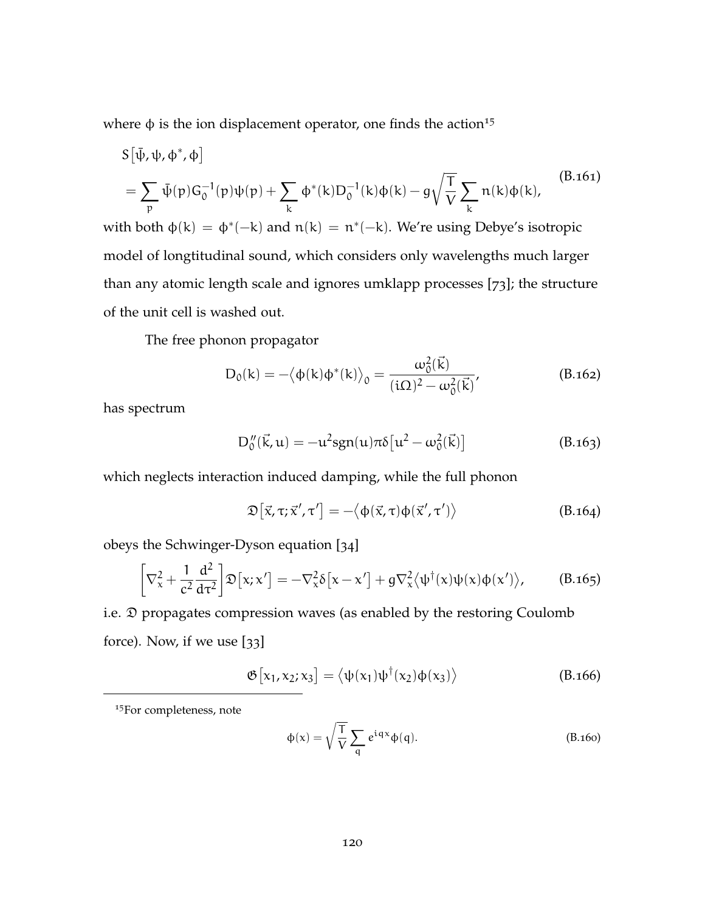where $\phi$ is the ion displacement operator, one finds the action[15]

$$
\begin{aligned}
& S\left[\bar{\psi}, \psi, \phi^*, \phi\right] \\
& = \sum_p \bar{\psi}(p) G_0^{-1}(p) \psi(p) + \sum_k \phi^*(k) D_0^{-1}(k) \phi(k) - g\sqrt{\frac{T}{V}} \sum_k n(k) \phi(k),
\end{aligned}
\tag{B.161}
$$

with both $\phi(k) = \phi^*(-k)$ and $n(k) = n^*(-k)$. We're using Debye's isotropic model of longtitudinal sound, which considers only wavelengths much larger than any atomic length scale and ignores umklapp processes [73]; the structure of the unit cell is washed out.

The free phonon propagator

$$
D_0(k) = -\left\langle \phi(k) \phi^*(k) \right\rangle_0 = \frac{\omega_0^2(\vec{k})}{(i\Omega)^2 - \omega_0^2(\vec{k})},
\tag{B.162}
$$

has spectrum

$$
D_0''(\vec{k}, u) = -u^2 \text{sgn}(u) \pi \delta\left[u^2 - \omega_0^2(\vec{k})\right]
\tag{B.163}
$$

which neglects interaction induced damping, while the full phonon

$$
\mathfrak{D}\left[\vec{x}, \tau; \vec{x}', \tau'\right] = -\left\langle \phi(\vec{x}, \tau) \phi(\vec{x}', \tau') \right\rangle
\tag{B.164}
$$

obeys the Schwinger-Dyson equation [34]

$$
\left[\nabla_x^2 + \frac{1}{c^2} \frac{d^2}{d\tau^2}\right] \mathfrak{D}\left[x; x'\right] = -\nabla_x^2 \delta\left[x - x'\right] + g \nabla_x^2 \left\langle \psi^\dagger(x) \psi(x) \phi(x') \right\rangle,
\tag{B.165}
$$

i.e. $\mathfrak{D}$ propagates compression waves (as enabled by the restoring Coulomb force). Now, if we use [33]

$$
\mathfrak{G}\left[x_1, x_2; x_3\right] = \left\langle \psi(x_1) \psi^\dagger(x_2) \phi(x_3) \right\rangle
\tag{B.166}
$$

[15] For completeness, note

$$
\phi(x) = \sqrt{\frac{T}{V}} \sum_q e^{iqx} \phi(q).
\tag{B.160}
$$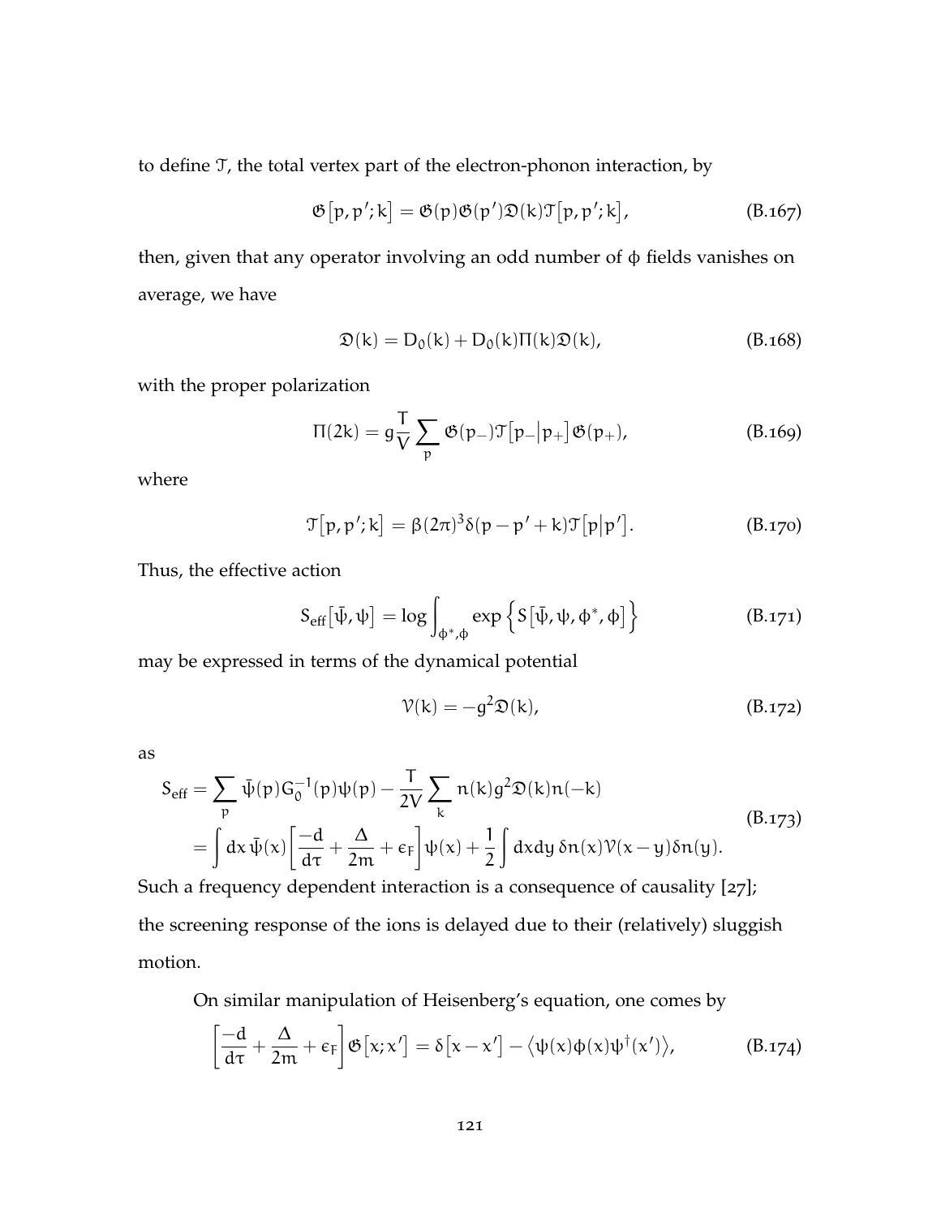to define $\mathcal{T}$, the total vertex part of the electron-phonon interaction, by

$$\mathfrak{G}\big[p, p'; k\big] = \mathfrak{G}(p)\mathfrak{G}(p')\mathfrak{D}(k)\mathcal{T}\big[p, p'; k\big], \tag{B.167}$$

then, given that any operator involving an odd number of $\phi$ fields vanishes on average, we have

$$\mathfrak{D}(k) = D_0(k) + D_0(k)\Pi(k)\mathfrak{D}(k), \tag{B.168}$$

with the proper polarization

$$\Pi(2k) = g\frac{T}{V}\sum_p \mathfrak{G}(p_-)\mathcal{T}\big[p_-\big|p_+\big]\mathfrak{G}(p_+), \tag{B.169}$$

where

$$\mathcal{T}\big[p, p'; k\big] = \beta(2\pi)^3\delta(p - p' + k)\mathcal{T}\big[p\big|p'\big]. \tag{B.170}$$

Thus, the effective action

$$S_{\text{eff}}\big[\bar{\psi}, \psi\big] = \log\int_{\phi^*,\phi} \exp\Big\{S\big[\bar{\psi}, \psi, \phi^*, \phi\big]\Big\} \tag{B.171}$$

may be expressed in terms of the dynamical potential

$$\mathcal{V}(k) = -g^2\mathfrak{D}(k), \tag{B.172}$$

as

$$\begin{aligned} S_{\text{eff}} &= \sum_p \bar{\psi}(p)G_0^{-1}(p)\psi(p) - \frac{T}{2V}\sum_k n(k)g^2\mathfrak{D}(k)n(-k) \\ &= \int dx\,\bar{\psi}(x)\left[\frac{-d}{d\tau} + \frac{\Delta}{2m} + \epsilon_F\right]\psi(x) + \frac{1}{2}\int dxdy\,\delta n(x)\mathcal{V}(x-y)\delta n(y). \end{aligned} \tag{B.173}$$

Such a frequency dependent interaction is a consequence of causality [27]; the screening response of the ions is delayed due to their (relatively) sluggish motion.

On similar manipulation of Heisenberg's equation, one comes by

$$\left[\frac{-d}{d\tau} + \frac{\Delta}{2m} + \epsilon_F\right]\mathfrak{G}\big[x; x'\big] = \delta\big[x - x'\big] - \big\langle\psi(x)\phi(x)\psi^\dagger(x')\big\rangle, \tag{B.174}$$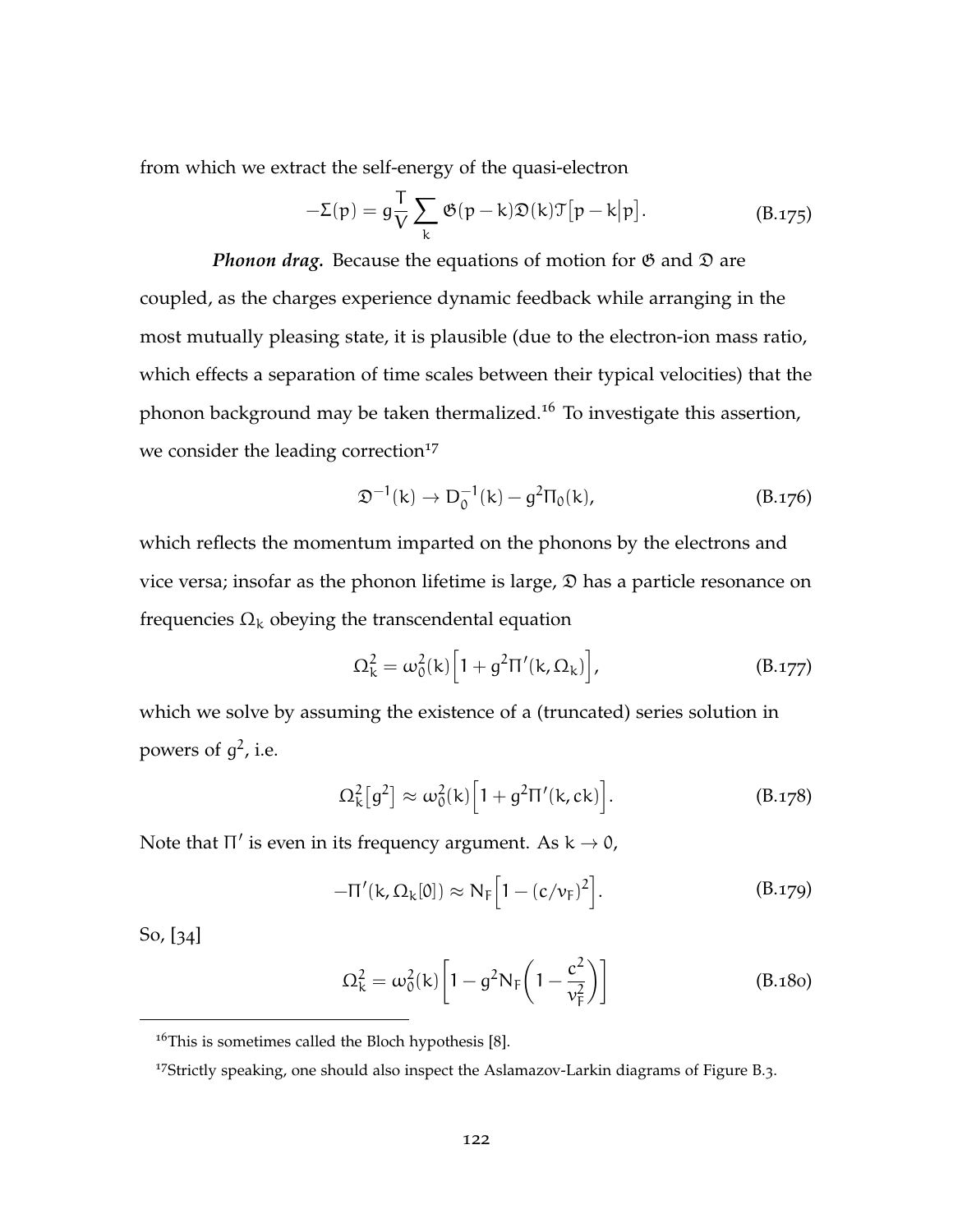from which we extract the self-energy of the quasi-electron

$$-\Sigma(p) = g\frac{T}{V}\sum_{k}\mathfrak{G}(p-k)\mathfrak{D}(k)\mathfrak{T}\big[p-k\big|p\big]. \tag{B.175}$$

***Phonon drag.*** Because the equations of motion for $\mathfrak{G}$ and $\mathfrak{D}$ are coupled, as the charges experience dynamic feedback while arranging in the most mutually pleasing state, it is plausible (due to the electron-ion mass ratio, which effects a separation of time scales between their typical velocities) that the phonon background may be taken thermalized.[16] To investigate this assertion, we consider the leading correction[17]

$$\mathfrak{D}^{-1}(k) \to D_0^{-1}(k) - g^2\Pi_0(k), \tag{B.176}$$

which reflects the momentum imparted on the phonons by the electrons and vice versa; insofar as the phonon lifetime is large, $\mathfrak{D}$ has a particle resonance on frequencies $\Omega_k$ obeying the transcendental equation

$$\Omega_k^2 = \omega_0^2(k)\Big[1 + g^2\Pi'(k,\Omega_k)\Big], \tag{B.177}$$

which we solve by assuming the existence of a (truncated) series solution in powers of $g^2$, i.e.

$$\Omega_k^2\big[g^2\big] \approx \omega_0^2(k)\Big[1 + g^2\Pi'(k,ck)\Big]. \tag{B.178}$$

Note that $\Pi'$ is even in its frequency argument. As $k \to 0$,

$$-\Pi'(k,\Omega_k[0]) \approx N_F\Big[1-(c/v_F)^2\Big]. \tag{B.179}$$

So, [34]

$$\Omega_k^2 = \omega_0^2(k)\left[1 - g^2N_F\left(1-\frac{c^2}{v_F^2}\right)\right] \tag{B.180}$$

---

[16] This is sometimes called the Bloch hypothesis [8].

[17] Strictly speaking, one should also inspect the Aslamazov-Larkin diagrams of Figure B.3.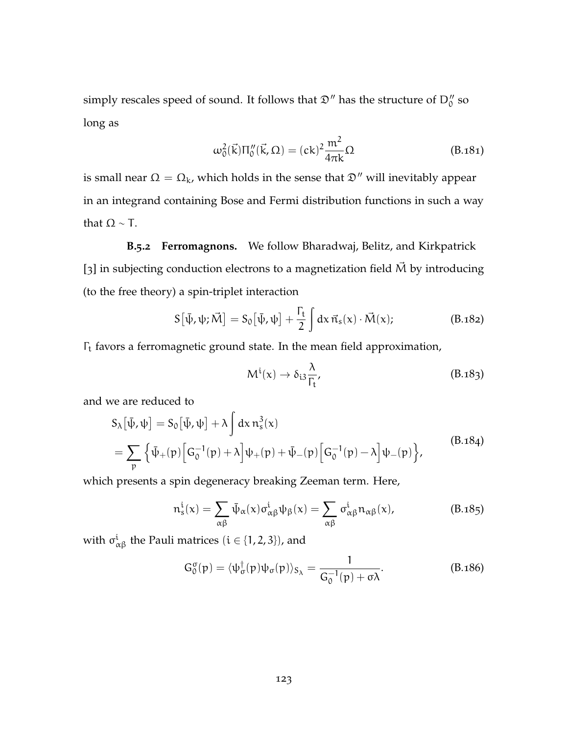simply rescales speed of sound. It follows that $\mathfrak{D}''$ has the structure of $D_0''$ so long as

$$\omega_0^2(\vec{k})\Pi_0''(\vec{k},\Omega) = (ck)^2 \frac{m^2}{4\pi k}\Omega \tag{B.181}$$

is small near $\Omega = \Omega_k$, which holds in the sense that $\mathfrak{D}''$ will inevitably appear in an integrand containing Bose and Fermi distribution functions in such a way that $\Omega \sim T$.

**B.5.2 Ferromagnons.** We follow Bharadwaj, Belitz, and Kirkpatrick [3] in subjecting conduction electrons to a magnetization field $\vec{M}$ by introducing (to the free theory) a spin-triplet interaction

$$S\big[\bar{\psi},\psi;\vec{M}\big] = S_0\big[\bar{\psi},\psi\big] + \frac{\Gamma_t}{2}\int dx\, \vec{n}_s(x)\cdot\vec{M}(x); \tag{B.182}$$

$\Gamma_t$ favors a ferromagnetic ground state. In the mean field approximation,

$$M^i(x) \to \delta_{i3}\frac{\lambda}{\Gamma_t}, \tag{B.183}$$

and we are reduced to

$$\begin{aligned} S_\lambda\big[\bar{\psi},\psi\big] &= S_0\big[\bar{\psi},\psi\big] + \lambda\int dx\, n_s^3(x) \\ &= \sum_p \Big\{\bar{\psi}_+(p)\Big[G_0^{-1}(p)+\lambda\Big]\psi_+(p) + \bar{\psi}_-(p)\Big[G_0^{-1}(p)-\lambda\Big]\psi_-(p)\Big\}, \end{aligned} \tag{B.184}$$

which presents a spin degeneracy breaking Zeeman term. Here,

$$n_s^i(x) = \sum_{\alpha\beta}\bar{\psi}_\alpha(x)\sigma^i_{\alpha\beta}\psi_\beta(x) = \sum_{\alpha\beta}\sigma^i_{\alpha\beta}n_{\alpha\beta}(x), \tag{B.185}$$

with $\sigma^i_{\alpha\beta}$ the Pauli matrices ($i \in \{1,2,3\}$), and

$$G_0^\sigma(p) = \langle\psi_\sigma^\dagger(p)\psi_\sigma(p)\rangle_{S_\lambda} = \frac{1}{G_0^{-1}(p)+\sigma\lambda}. \tag{B.186}$$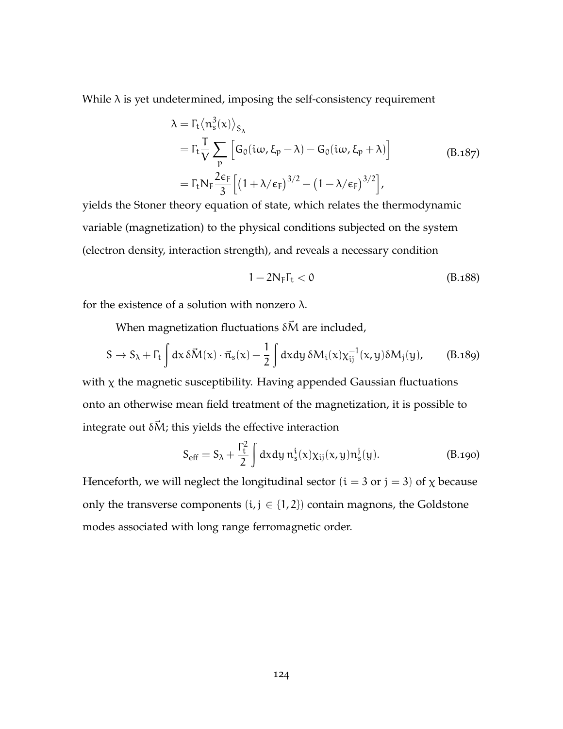While $\lambda$ is yet undetermined, imposing the self-consistency requirement

$$
\begin{aligned}
\lambda &= \Gamma_t \langle n_s^3(x) \rangle_{S_\lambda} \\
&= \Gamma_t \frac{T}{V} \sum_p \Big[ G_0(i\omega, \xi_p - \lambda) - G_0(i\omega, \xi_p + \lambda) \Big] \\
&= \Gamma_t N_F \frac{2\epsilon_F}{3} \Big[ \left(1 + \lambda/\epsilon_F\right)^{3/2} - \left(1 - \lambda/\epsilon_F\right)^{3/2} \Big],
\end{aligned}
\tag{B.187}
$$

yields the Stoner theory equation of state, which relates the thermodynamic variable (magnetization) to the physical conditions subjected on the system (electron density, interaction strength), and reveals a necessary condition

$$
1 - 2N_F \Gamma_t < 0 \tag{B.188}
$$

for the existence of a solution with nonzero $\lambda$.

When magnetization fluctuations $\delta\vec{M}$ are included,

$$
S \to S_\lambda + \Gamma_t \int dx \, \delta\vec{M}(x) \cdot \vec{n}_s(x) - \frac{1}{2} \int dx dy \, \delta M_i(x) \chi_{ij}^{-1}(x, y) \delta M_j(y), \tag{B.189}
$$

with $\chi$ the magnetic susceptibility. Having appended Gaussian fluctuations onto an otherwise mean field treatment of the magnetization, it is possible to integrate out $\delta\vec{M}$; this yields the effective interaction

$$
S_{\text{eff}} = S_\lambda + \frac{\Gamma_t^2}{2} \int dx dy \, n_s^i(x) \chi_{ij}(x, y) n_s^j(y). \tag{B.190}
$$

Henceforth, we will neglect the longitudinal sector ($i = 3$ or $j = 3$) of $\chi$ because only the transverse components ($i, j \in \{1, 2\}$) contain magnons, the Goldstone modes associated with long range ferromagnetic order.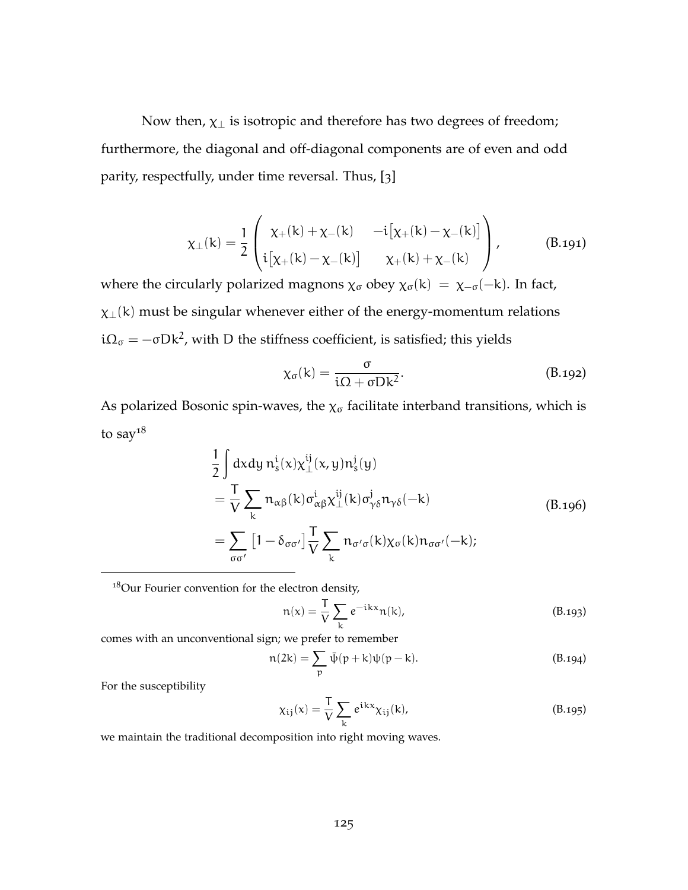Now then, $\chi_\perp$ is isotropic and therefore has two degrees of freedom; furthermore, the diagonal and off-diagonal components are of even and odd parity, respectfully, under time reversal. Thus, [3]

$$\chi_\perp(k) = \frac{1}{2}\begin{pmatrix} \chi_+(k)+\chi_-(k) & -i\big[\chi_+(k)-\chi_-(k)\big] \\ i\big[\chi_+(k)-\chi_-(k)\big] & \chi_+(k)+\chi_-(k) \end{pmatrix}, \tag{B.191}$$

where the circularly polarized magnons $\chi_\sigma$ obey $\chi_\sigma(k) = \chi_{-\sigma}(-k)$. In fact, $\chi_\perp(k)$ must be singular whenever either of the energy-momentum relations $i\Omega_\sigma = -\sigma D k^2$, with D the stiffness coefficient, is satisfied; this yields

$$\chi_\sigma(k) = \frac{\sigma}{i\Omega + \sigma D k^2}. \tag{B.192}$$

As polarized Bosonic spin-waves, the $\chi_\sigma$ facilitate interband transitions, which is to say[18]

$$\begin{aligned} &\frac{1}{2}\int dx dy\, n_s^i(x)\chi_\perp^{ij}(x,y)n_s^j(y) \\ &= \frac{T}{V}\sum_k n_{\alpha\beta}(k)\sigma^i_{\alpha\beta}\chi_\perp^{ij}(k)\sigma^j_{\gamma\delta}n_{\gamma\delta}(-k) \\ &= \sum_{\sigma\sigma'}\big[1-\delta_{\sigma\sigma'}\big]\frac{T}{V}\sum_k n_{\sigma'\sigma}(k)\chi_\sigma(k)n_{\sigma\sigma'}(-k); \end{aligned} \tag{B.196}$$

---

[18] Our Fourier convention for the electron density,

$$n(x) = \frac{T}{V}\sum_k e^{-ikx}n(k), \tag{B.193}$$

comes with an unconventional sign; we prefer to remember

$$n(2k) = \sum_p \bar{\psi}(p+k)\psi(p-k). \tag{B.194}$$

For the susceptibility

$$\chi_{ij}(x) = \frac{T}{V}\sum_k e^{ikx}\chi_{ij}(k), \tag{B.195}$$

we maintain the traditional decomposition into right moving waves.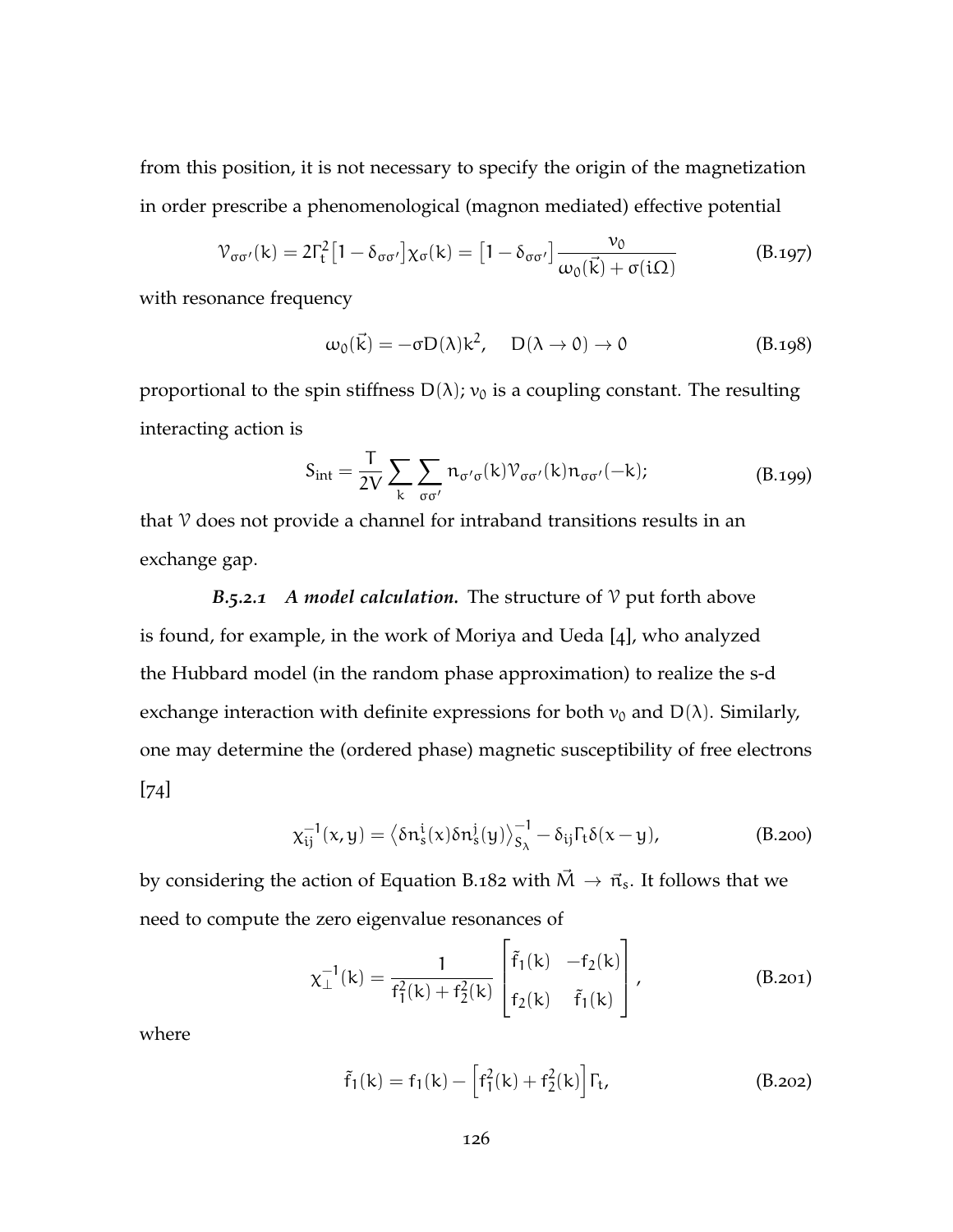from this position, it is not necessary to specify the origin of the magnetization in order prescribe a phenomenological (magnon mediated) effective potential

$$\mathcal{V}_{\sigma\sigma'}(k) = 2\Gamma_t^2\big[1 - \delta_{\sigma\sigma'}\big]\chi_\sigma(k) = \big[1 - \delta_{\sigma\sigma'}\big]\frac{\nu_0}{\omega_0(\vec{k}) + \sigma(i\Omega)} \tag{B.197}$$

with resonance frequency

$$\omega_0(\vec{k}) = -\sigma D(\lambda)k^2, \quad D(\lambda \to 0) \to 0 \tag{B.198}$$

proportional to the spin stiffness $D(\lambda)$; $\nu_0$ is a coupling constant. The resulting interacting action is

$$S_{\text{int}} = \frac{T}{2V}\sum_k \sum_{\sigma\sigma'} n_{\sigma'\sigma}(k)\mathcal{V}_{\sigma\sigma'}(k)n_{\sigma\sigma'}(-k); \tag{B.199}$$

that $\mathcal{V}$ does not provide a channel for intraband transitions results in an exchange gap.

***B.5.2.1 A model calculation.*** The structure of $\mathcal{V}$ put forth above is found, for example, in the work of Moriya and Ueda [4], who analyzed the Hubbard model (in the random phase approximation) to realize the s-d exchange interaction with definite expressions for both $\nu_0$ and $D(\lambda)$. Similarly, one may determine the (ordered phase) magnetic susceptibility of free electrons [74]

$$\chi_{ij}^{-1}(x, y) = \big\langle \delta n_s^i(x)\delta n_s^j(y)\big\rangle_{S_\lambda}^{-1} - \delta_{ij}\Gamma_t\delta(x - y), \tag{B.200}$$

by considering the action of Equation B.182 with $\vec{M} \to \vec{n}_s$. It follows that we need to compute the zero eigenvalue resonances of

$$\chi_\perp^{-1}(k) = \frac{1}{f_1^2(k) + f_2^2(k)}\begin{bmatrix} \tilde{f}_1(k) & -f_2(k) \\ f_2(k) & \tilde{f}_1(k) \end{bmatrix}, \tag{B.201}$$

where

$$\tilde{f}_1(k) = f_1(k) - \Big[f_1^2(k) + f_2^2(k)\Big]\Gamma_t, \tag{B.202}$$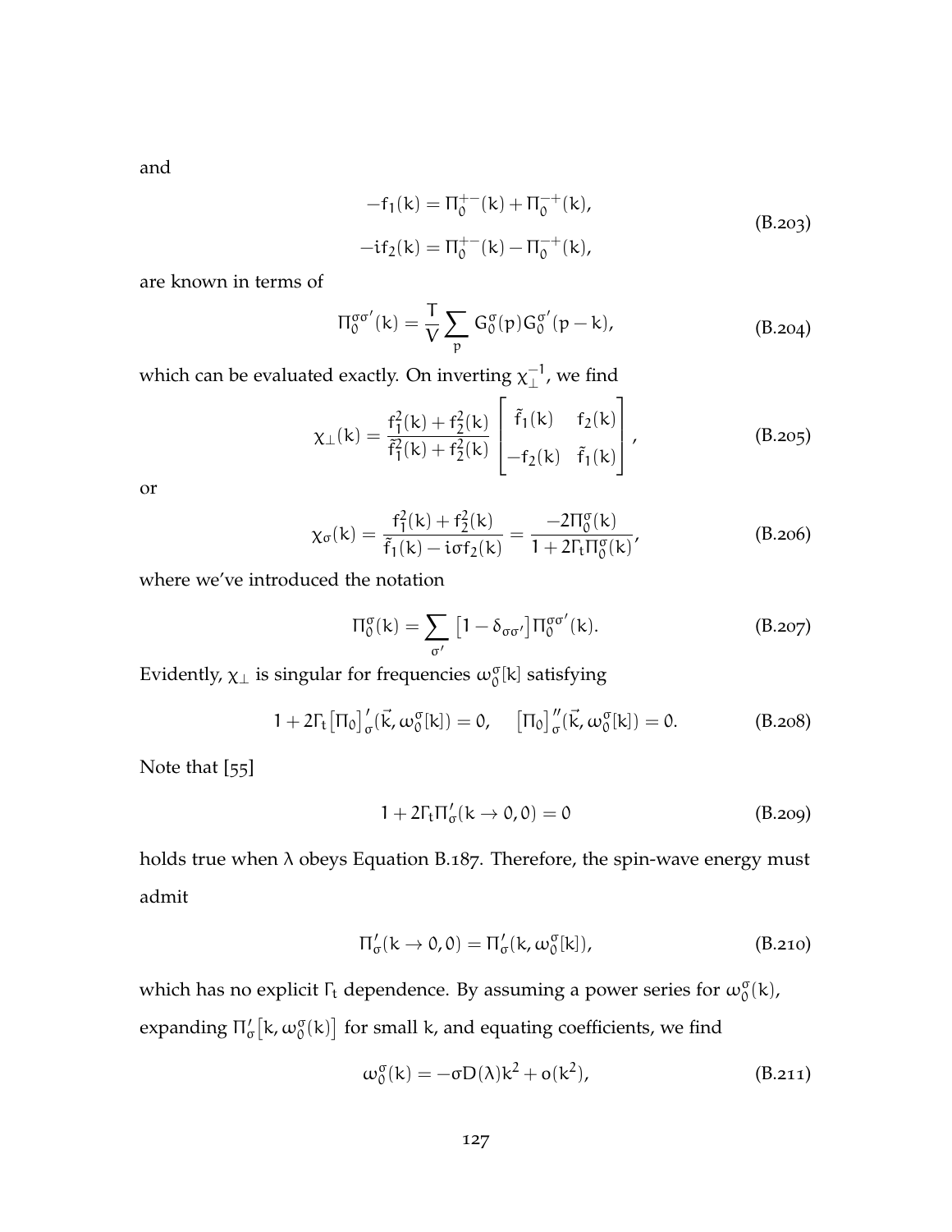and

$$
\begin{aligned}
-f_1(k) &= \Pi_0^{+-}(k) + \Pi_0^{-+}(k), \\
-if_2(k) &= \Pi_0^{+-}(k) - \Pi_0^{-+}(k),
\end{aligned}
\tag{B.203}
$$

are known in terms of

$$
\Pi_0^{\sigma\sigma'}(k) = \frac{T}{V} \sum_p G_0^\sigma(p) G_0^{\sigma'}(p-k), \tag{B.204}
$$

which can be evaluated exactly. On inverting $\chi_\perp^{-1}$, we find

$$
\chi_\perp(k) = \frac{f_1^2(k) + f_2^2(k)}{\tilde{f}_1^2(k) + f_2^2(k)} \begin{bmatrix} \tilde{f}_1(k) & f_2(k) \\ -f_2(k) & \tilde{f}_1(k) \end{bmatrix}, \tag{B.205}
$$

or

$$
\chi_\sigma(k) = \frac{f_1^2(k) + f_2^2(k)}{\tilde{f}_1(k) - i\sigma f_2(k)} = \frac{-2\Pi_0^\sigma(k)}{1 + 2\Gamma_t \Pi_0^\sigma(k)}, \tag{B.206}
$$

where we've introduced the notation

$$
\Pi_0^\sigma(k) = \sum_{\sigma'} \left[1 - \delta_{\sigma\sigma'}\right] \Pi_0^{\sigma\sigma'}(k). \tag{B.207}
$$

Evidently, $\chi_\perp$ is singular for frequencies $\omega_0^\sigma[k]$ satisfying

$$
1 + 2\Gamma_t \left[\Pi_0\right]_\sigma'(\vec{k}, \omega_0^\sigma[k]) = 0, \quad \left[\Pi_0\right]_\sigma''(\vec{k}, \omega_0^\sigma[k]) = 0. \tag{B.208}
$$

Note that [55]

$$
1 + 2\Gamma_t \Pi_\sigma'(k \to 0, 0) = 0 \tag{B.209}
$$

holds true when $\lambda$ obeys Equation B.187. Therefore, the spin-wave energy must admit

$$
\Pi_\sigma'(k \to 0, 0) = \Pi_\sigma'(k, \omega_0^\sigma[k]), \tag{B.210}
$$

which has no explicit $\Gamma_t$ dependence. By assuming a power series for $\omega_0^\sigma(k)$, expanding $\Pi_\sigma'\left[k, \omega_0^\sigma(k)\right]$ for small $k$, and equating coefficients, we find

$$
\omega_0^\sigma(k) = -\sigma D(\lambda) k^2 + o(k^2), \tag{B.211}
$$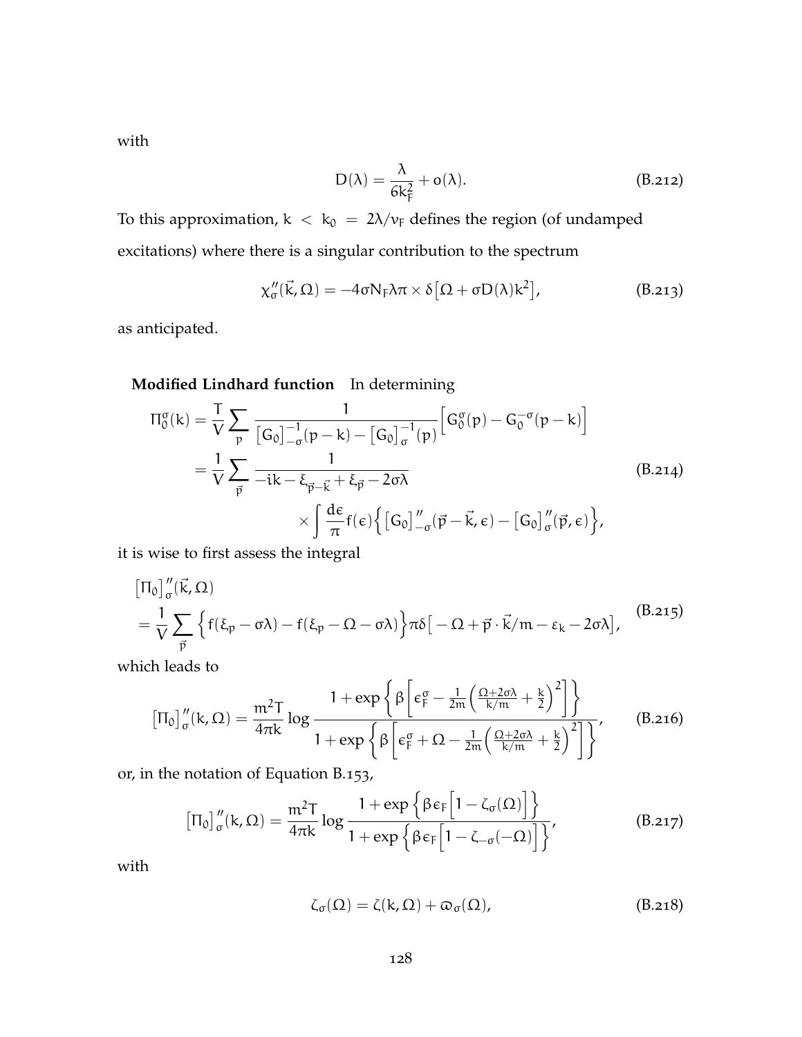with

$$
D(\lambda) = \frac{\lambda}{6k_F^2} + o(\lambda). \tag{B.212}
$$

To this approximation, $k < k_0 = 2\lambda/v_F$ defines the region (of undamped excitations) where there is a singular contribution to the spectrum

$$
\chi''_\sigma(\vec{k}, \Omega) = -4\sigma N_F \lambda \pi \times \delta\big[\Omega + \sigma D(\lambda) k^2\big], \tag{B.213}
$$

as anticipated.

**Modified Lindhard function** In determining

$$
\begin{aligned}
\Pi_0^\sigma(k) &= \frac{T}{V}\sum_p \frac{1}{\big[G_0\big]^{-1}_{-\sigma}(p-k) - \big[G_0\big]^{-1}_{\sigma}(p)}\Big[G_0^\sigma(p) - G_0^{-\sigma}(p-k)\Big] \\
&= \frac{1}{V}\sum_{\vec{p}} \frac{1}{-ik - \xi_{\vec{p}-\vec{k}} + \xi_{\vec{p}} - 2\sigma\lambda} \\
&\qquad\qquad \times \int \frac{d\epsilon}{\pi} f(\epsilon)\Big\{\big[G_0\big]''_{-\sigma}(\vec{p}-\vec{k}, \epsilon) - \big[G_0\big]''_{\sigma}(\vec{p}, \epsilon)\Big\},
\end{aligned} \tag{B.214}
$$

it is wise to first assess the integral

$$
\begin{aligned}
&\big[\Pi_0\big]''_\sigma(\vec{k}, \Omega) \\
&= \frac{1}{V}\sum_{\vec{p}} \Big\{f(\xi_p - \sigma\lambda) - f(\xi_p - \Omega - \sigma\lambda)\Big\}\pi\delta\big[-\Omega + \vec{p}\cdot\vec{k}/m - \varepsilon_k - 2\sigma\lambda\big],
\end{aligned} \tag{B.215}
$$

which leads to

$$
\big[\Pi_0\big]''_\sigma(k, \Omega) = \frac{m^2 T}{4\pi k}\log\frac{1 + \exp\left\{\beta\left[\epsilon_F^\sigma - \frac{1}{2m}\left(\frac{\Omega + 2\sigma\lambda}{k/m} + \frac{k}{2}\right)^2\right]\right\}}{1 + \exp\left\{\beta\left[\epsilon_F^\sigma + \Omega - \frac{1}{2m}\left(\frac{\Omega + 2\sigma\lambda}{k/m} + \frac{k}{2}\right)^2\right]\right\}}, \tag{B.216}
$$

or, in the notation of Equation B.153,

$$
\big[\Pi_0\big]''_\sigma(k, \Omega) = \frac{m^2 T}{4\pi k}\log\frac{1 + \exp\Big\{\beta\epsilon_F\Big[1 - \zeta_\sigma(\Omega)\Big]\Big\}}{1 + \exp\Big\{\beta\epsilon_F\Big[1 - \zeta_{-\sigma}(-\Omega)\Big]\Big\}}, \tag{B.217}
$$

with

$$
\zeta_\sigma(\Omega) = \zeta(k, \Omega) + \varpi_\sigma(\Omega), \tag{B.218}
$$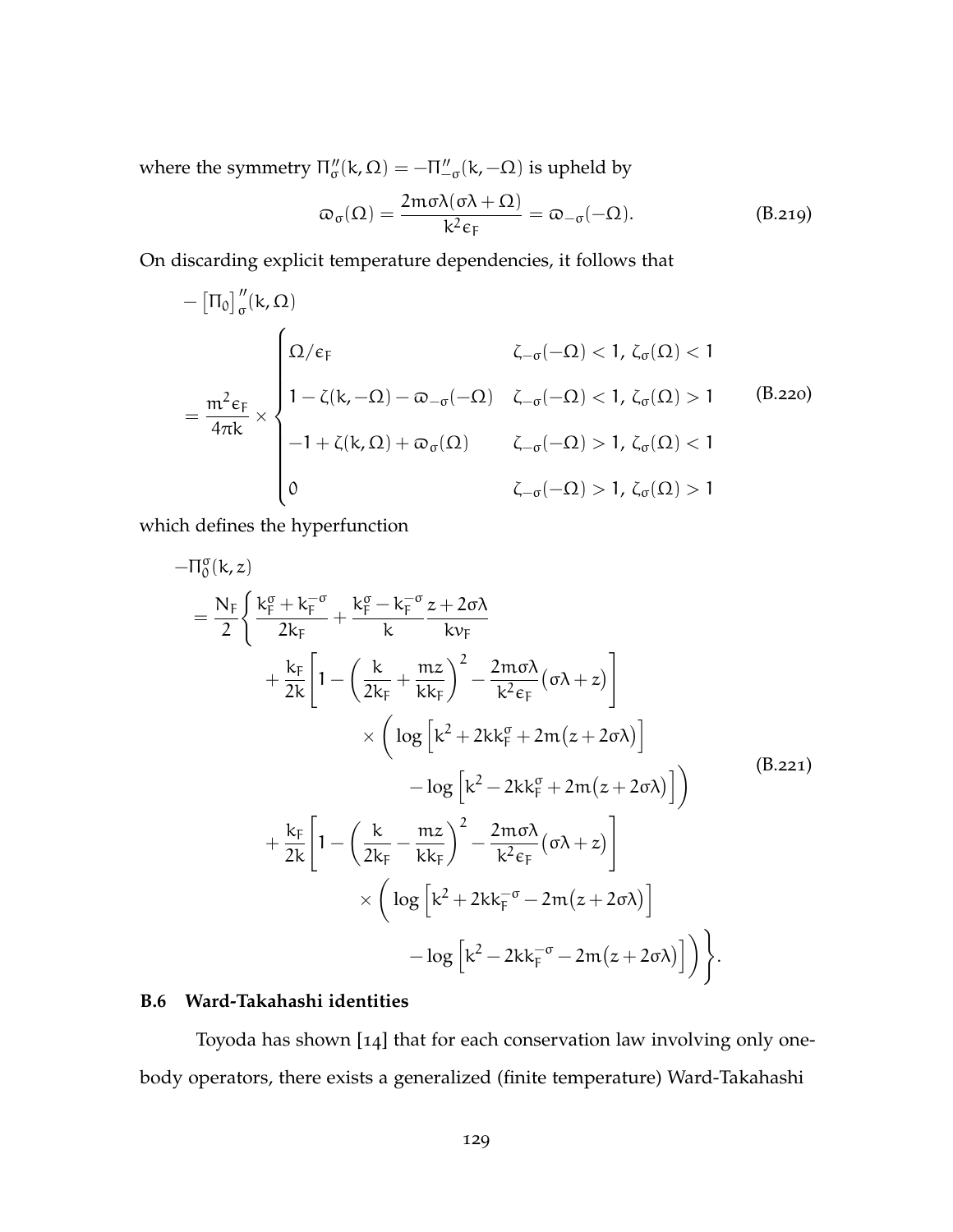where the symmetry $\Pi''_\sigma(k,\Omega) = -\Pi''_{-\sigma}(k,-\Omega)$ is upheld by

$$\varpi_\sigma(\Omega) = \frac{2m\sigma\lambda(\sigma\lambda+\Omega)}{k^2\epsilon_F} = \varpi_{-\sigma}(-\Omega). \tag{B.219}$$

On discarding explicit temperature dependencies, it follows that

$$\begin{aligned}
&-\left[\Pi_0\right]''_\sigma(k,\Omega) \\
&= \frac{m^2\epsilon_F}{4\pi k} \times \begin{cases}
\Omega/\epsilon_F & \zeta_{-\sigma}(-\Omega) < 1,\ \zeta_\sigma(\Omega) < 1 \\
1 - \zeta(k,-\Omega) - \varpi_{-\sigma}(-\Omega) & \zeta_{-\sigma}(-\Omega) < 1,\ \zeta_\sigma(\Omega) > 1 \\
-1 + \zeta(k,\Omega) + \varpi_\sigma(\Omega) & \zeta_{-\sigma}(-\Omega) > 1,\ \zeta_\sigma(\Omega) < 1 \\
0 & \zeta_{-\sigma}(-\Omega) > 1,\ \zeta_\sigma(\Omega) > 1
\end{cases}
\end{aligned} \tag{B.220}$$

which defines the hyperfunction

$$\begin{aligned}
&-\Pi_0^\sigma(k,z) \\
&= \frac{N_F}{2}\Bigg\{ \frac{k_F^\sigma + k_F^{-\sigma}}{2k_F} + \frac{k_F^\sigma - k_F^{-\sigma}}{k}\frac{z+2\sigma\lambda}{kv_F} \\
&\quad + \frac{k_F}{2k}\left[1 - \left(\frac{k}{2k_F} + \frac{mz}{kk_F}\right)^2 - \frac{2m\sigma\lambda}{k^2\epsilon_F}\big(\sigma\lambda+z\big)\right] \\
&\qquad\quad \times \Bigg( \log\left[k^2 + 2kk_F^\sigma + 2m\big(z+2\sigma\lambda\big)\right] \\
&\qquad\qquad - \log\left[k^2 - 2kk_F^\sigma + 2m\big(z+2\sigma\lambda\big)\right]\Bigg) \\
&\quad + \frac{k_F}{2k}\left[1 - \left(\frac{k}{2k_F} - \frac{mz}{kk_F}\right)^2 - \frac{2m\sigma\lambda}{k^2\epsilon_F}\big(\sigma\lambda+z\big)\right] \\
&\qquad\quad \times \Bigg( \log\left[k^2 + 2kk_F^{-\sigma} - 2m\big(z+2\sigma\lambda\big)\right] \\
&\qquad\qquad - \log\left[k^2 - 2kk_F^{-\sigma} - 2m\big(z+2\sigma\lambda\big)\right]\Bigg)\Bigg\}.
\end{aligned} \tag{B.221}$$

### B.6 Ward-Takahashi identities

Toyoda has shown [14] that for each conservation law involving only one-body operators, there exists a generalized (finite temperature) Ward-Takahashi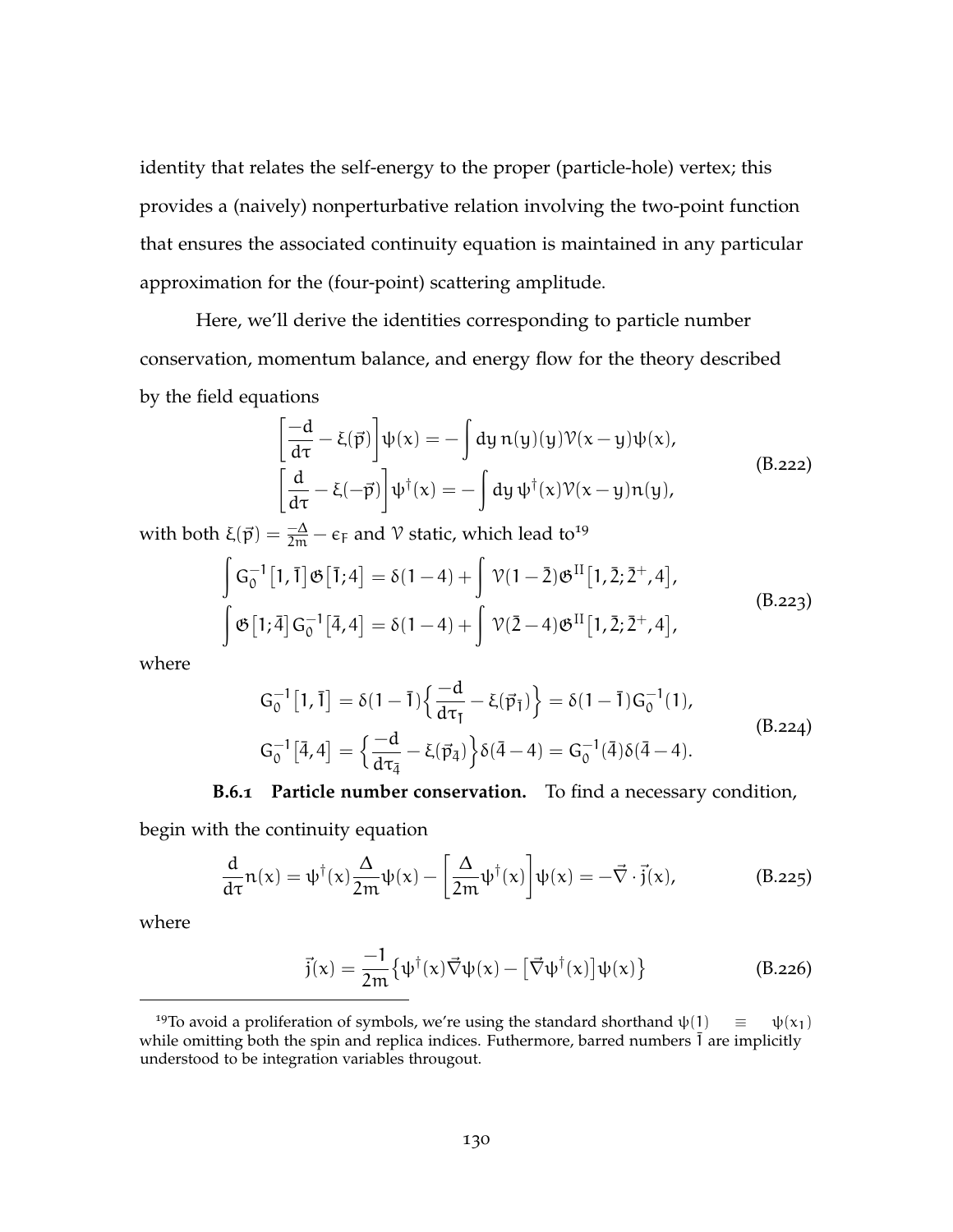identity that relates the self-energy to the proper (particle-hole) vertex; this provides a (naively) nonperturbative relation involving the two-point function that ensures the associated continuity equation is maintained in any particular approximation for the (four-point) scattering amplitude.

Here, we'll derive the identities corresponding to particle number conservation, momentum balance, and energy flow for the theory described by the field equations

$$\begin{aligned}
\left[\frac{-d}{d\tau} - \xi(\vec{p})\right]\psi(x) &= -\int dy\, n(y)(y)\mathcal{V}(x-y)\psi(x), \\
\left[\frac{d}{d\tau} - \xi(-\vec{p})\right]\psi^{\dagger}(x) &= -\int dy\, \psi^{\dagger}(x)\mathcal{V}(x-y)n(y),
\end{aligned} \tag{B.222}$$

with both $\xi(\vec{p}) = \frac{-\Delta}{2m} - \epsilon_F$ and $\mathcal{V}$ static, which lead to[19]

$$\begin{aligned}
\int G_0^{-1}\big[1,\bar{1}\big]\mathfrak{G}\big[\bar{1};4\big] &= \delta(1-4) + \int \mathcal{V}(1-\bar{2})\mathfrak{G}^{\text{II}}\big[1,\bar{2};\bar{2}^{+},4\big], \\
\int \mathfrak{G}\big[1;\bar{4}\big]G_0^{-1}\big[\bar{4},4\big] &= \delta(1-4) + \int \mathcal{V}(\bar{2}-4)\mathfrak{G}^{\text{II}}\big[1,\bar{2};\bar{2}^{+},4\big],
\end{aligned} \tag{B.223}$$

where

$$\begin{aligned}
G_0^{-1}\big[1,\bar{1}\big] &= \delta(1-\bar{1})\Big\{\frac{-d}{d\tau_{\bar{1}}} - \xi(\vec{p}_{\bar{1}})\Big\} = \delta(1-\bar{1})G_0^{-1}(1), \\
G_0^{-1}\big[\bar{4},4\big] &= \Big\{\frac{-d}{d\tau_{\bar{4}}} - \xi(\vec{p}_{\bar{4}})\Big\}\delta(\bar{4}-4) = G_0^{-1}(\bar{4})\delta(\bar{4}-4).
\end{aligned} \tag{B.224}$$

**B.6.1 Particle number conservation.** To find a necessary condition, begin with the continuity equation

$$\frac{d}{d\tau}n(x) = \psi^{\dagger}(x)\frac{\Delta}{2m}\psi(x) - \left[\frac{\Delta}{2m}\psi^{\dagger}(x)\right]\psi(x) = -\vec{\nabla}\cdot\vec{j}(x), \tag{B.225}$$

where

$$\vec{j}(x) = \frac{-1}{2m}\big\{\psi^{\dagger}(x)\vec{\nabla}\psi(x) - \big[\vec{\nabla}\psi^{\dagger}(x)\big]\psi(x)\big\} \tag{B.226}$$

[19] To avoid a proliferation of symbols, we're using the standard shorthand $\psi(1) \equiv \psi(x_1)$ while omitting both the spin and replica indices. Futhermore, barred numbers $\bar{1}$ are implicitly understood to be integration variables througout.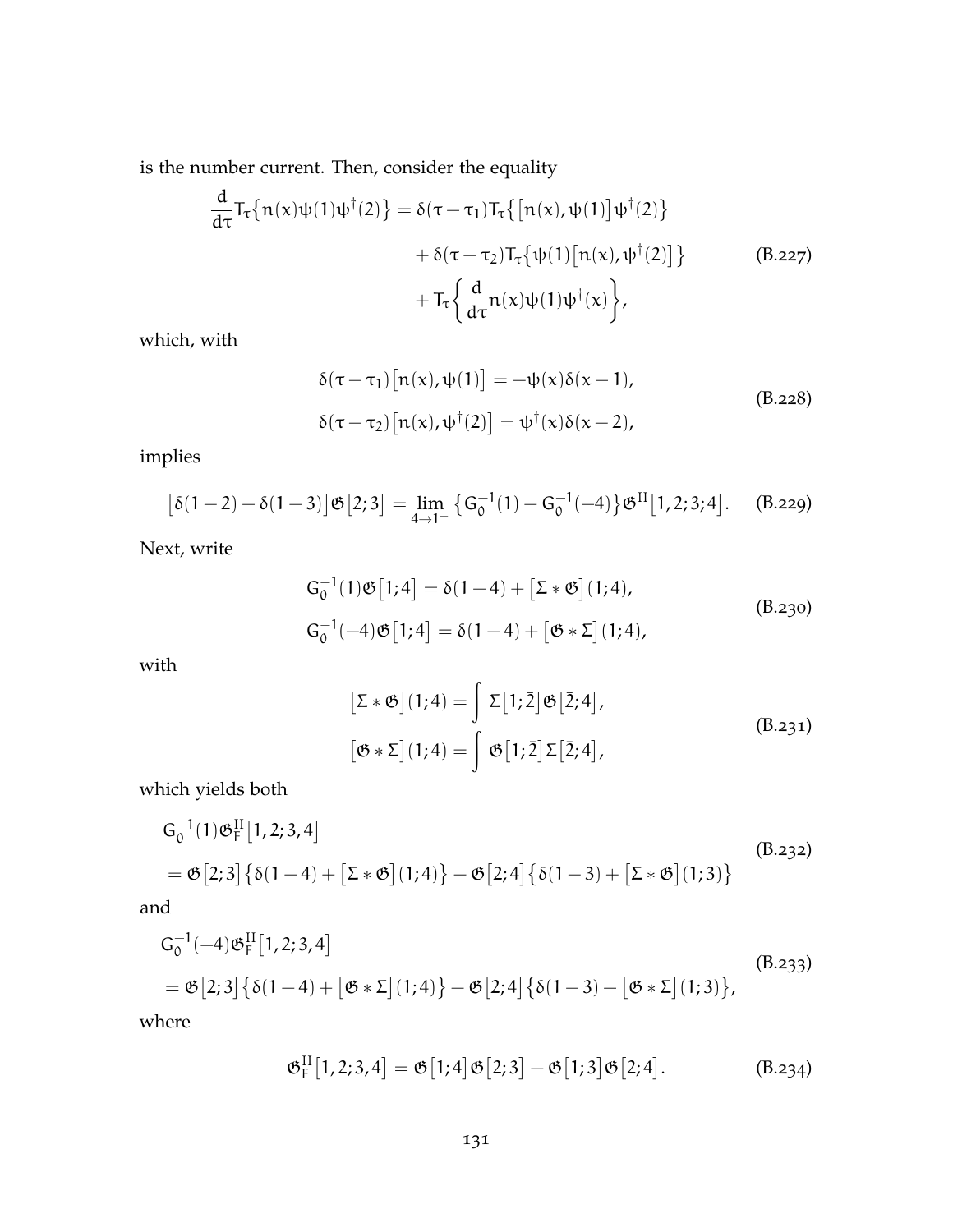is the number current. Then, consider the equality

$$
\begin{aligned}
\frac{d}{d\tau} T_\tau\big\{n(x)\psi(1)\psi^\dagger(2)\big\} = \delta(\tau-\tau_1) T_\tau\big\{\big[n(x),\psi(1)\big]\psi^\dagger(2)\big\} \\
+ \delta(\tau-\tau_2) T_\tau\big\{\psi(1)\big[n(x),\psi^\dagger(2)\big]\big\} \\
+ T_\tau\bigg\{\frac{d}{d\tau} n(x)\psi(1)\psi^\dagger(x)\bigg\},
\end{aligned}
\tag{B.227}
$$

which, with

$$
\begin{aligned}
\delta(\tau-\tau_1)\big[n(x),\psi(1)\big] &= -\psi(x)\delta(x-1), \\
\delta(\tau-\tau_2)\big[n(x),\psi^\dagger(2)\big] &= \psi^\dagger(x)\delta(x-2),
\end{aligned}
\tag{B.228}
$$

implies

$$
\big[\delta(1-2)-\delta(1-3)\big]\mathfrak{G}\big[2;3\big] = \lim_{4\to 1^+}\big\{G_0^{-1}(1)-G_0^{-1}(-4)\big\}\mathfrak{G}^{\mathrm{II}}\big[1,2;3;4\big]. \tag{B.229}
$$

Next, write

$$
\begin{aligned}
G_0^{-1}(1)\mathfrak{G}\big[1;4\big] &= \delta(1-4) + \big[\Sigma * \mathfrak{G}\big](1;4), \\
G_0^{-1}(-4)\mathfrak{G}\big[1;4\big] &= \delta(1-4) + \big[\mathfrak{G} * \Sigma\big](1;4),
\end{aligned}
\tag{B.230}
$$

with

$$
\begin{aligned}
\big[\Sigma * \mathfrak{G}\big](1;4) &= \int \Sigma\big[1;\bar{2}\big]\mathfrak{G}\big[\bar{2};4\big], \\
\big[\mathfrak{G} * \Sigma\big](1;4) &= \int \mathfrak{G}\big[1;\bar{2}\big]\Sigma\big[\bar{2};4\big],
\end{aligned}
\tag{B.231}
$$

which yields both

$$
\begin{aligned}
&G_0^{-1}(1)\mathfrak{G}_F^{\mathrm{II}}\big[1,2;3,4\big] \\
&= \mathfrak{G}\big[2;3\big]\big\{\delta(1-4) + \big[\Sigma * \mathfrak{G}\big](1;4)\big\} - \mathfrak{G}\big[2;4\big]\big\{\delta(1-3) + \big[\Sigma * \mathfrak{G}\big](1;3)\big\}
\end{aligned}
\tag{B.232}
$$

and

$$
\begin{aligned}
&G_0^{-1}(-4)\mathfrak{G}_F^{\mathrm{II}}\big[1,2;3,4\big] \\
&= \mathfrak{G}\big[2;3\big]\big\{\delta(1-4) + \big[\mathfrak{G} * \Sigma\big](1;4)\big\} - \mathfrak{G}\big[2;4\big]\big\{\delta(1-3) + \big[\mathfrak{G} * \Sigma\big](1;3)\big\},
\end{aligned}
\tag{B.233}
$$

where

$$
\mathfrak{G}_F^{\mathrm{II}}\big[1,2;3,4\big] = \mathfrak{G}\big[1;4\big]\mathfrak{G}\big[2;3\big] - \mathfrak{G}\big[1;3\big]\mathfrak{G}\big[2;4\big]. \tag{B.234}
$$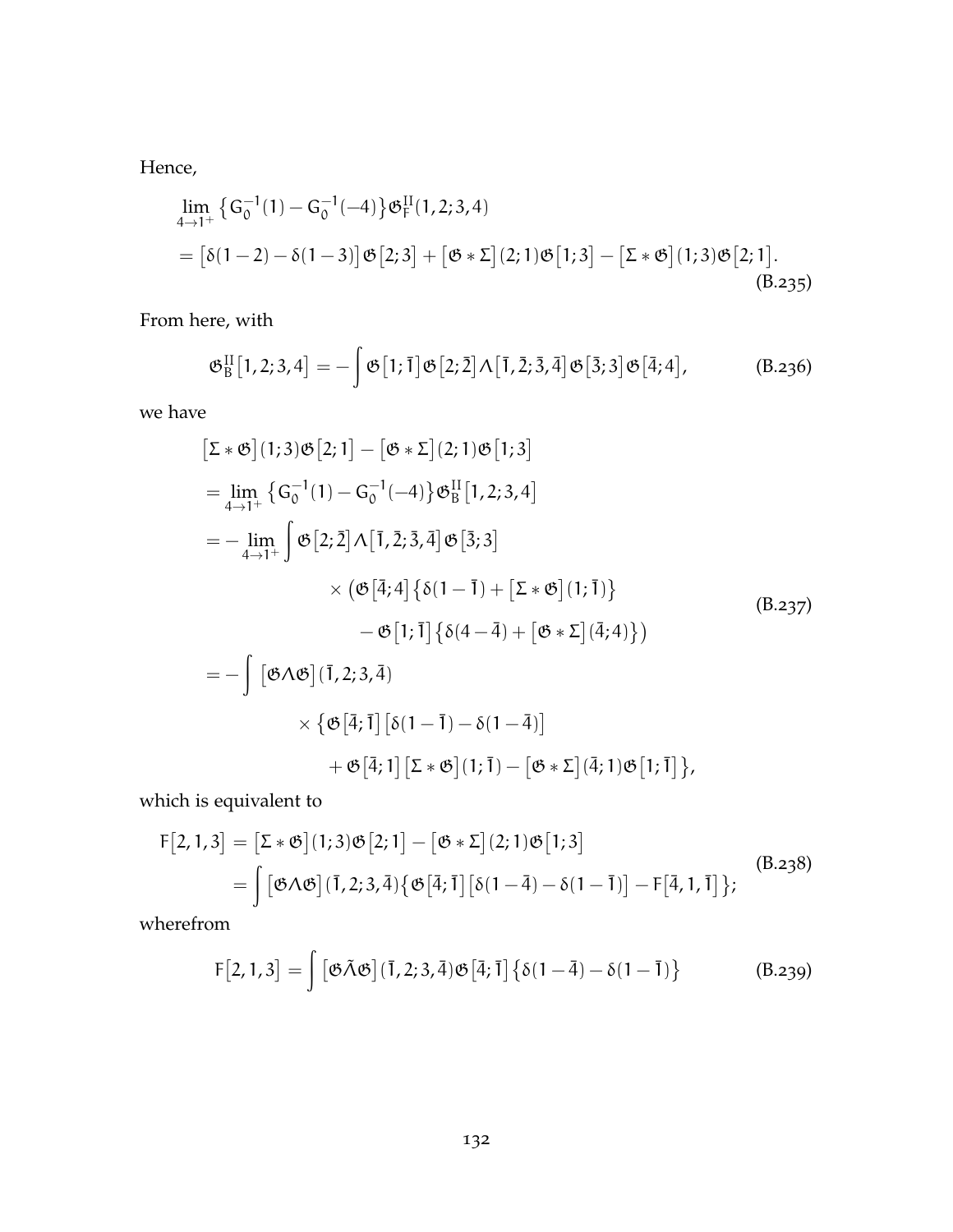Hence,

$$\lim_{4\to 1^+} \big\{ G_0^{-1}(1) - G_0^{-1}(-4) \big\} \mathfrak{G}_F^{II}(1,2;3,4)$$
$$= \big[\delta(1-2) - \delta(1-3)\big] \mathfrak{G}\big[2;3\big] + \big[\mathfrak{G} * \Sigma\big](2;1)\mathfrak{G}\big[1;3\big] - \big[\Sigma * \mathfrak{G}\big](1;3)\mathfrak{G}\big[2;1\big]. \tag{B.235}$$

From here, with

$$\mathfrak{G}_B^{II}\big[1,2;3,4\big] = -\int \mathfrak{G}\big[1;\bar{1}\big]\mathfrak{G}\big[2;\bar{2}\big]\Lambda\big[\bar{1},\bar{2};\bar{3},\bar{4}\big]\mathfrak{G}\big[\bar{3};3\big]\mathfrak{G}\big[\bar{4};4\big], \tag{B.236}$$

we have

$$\begin{aligned}
&\big[\Sigma * \mathfrak{G}\big](1;3)\mathfrak{G}\big[2;1\big] - \big[\mathfrak{G} * \Sigma\big](2;1)\mathfrak{G}\big[1;3\big] \\
&= \lim_{4\to 1^+} \big\{ G_0^{-1}(1) - G_0^{-1}(-4) \big\} \mathfrak{G}_B^{II}\big[1,2;3,4\big] \\
&= -\lim_{4\to 1^+} \int \mathfrak{G}\big[2;\bar{2}\big]\Lambda\big[\bar{1},\bar{2};\bar{3},\bar{4}\big]\mathfrak{G}\big[\bar{3};3\big] \\
&\qquad\qquad \times \Big(\mathfrak{G}\big[\bar{4};4\big]\big\{\delta(1-\bar{1}) + \big[\Sigma * \mathfrak{G}\big](1;\bar{1})\big\} \\
&\qquad\qquad\qquad - \mathfrak{G}\big[1;\bar{1}\big]\big\{\delta(4-\bar{4}) + \big[\mathfrak{G} * \Sigma\big](\bar{4};4)\big\}\Big) \\
&= -\int \big[\mathfrak{G}\Lambda\mathfrak{G}\big](\bar{1},2;3,\bar{4}) \\
&\qquad\qquad \times \big\{\mathfrak{G}\big[\bar{4};\bar{1}\big]\big[\delta(1-\bar{1}) - \delta(1-\bar{4})\big] \\
&\qquad\qquad\qquad + \mathfrak{G}\big[\bar{4};1\big]\big[\Sigma * \mathfrak{G}\big](1;\bar{1}) - \big[\mathfrak{G} * \Sigma\big](\bar{4};1)\mathfrak{G}\big[1;\bar{1}\big]\big\},
\end{aligned} \tag{B.237}$$

which is equivalent to

$$\begin{aligned}
F\big[2,1,3\big] &= \big[\Sigma * \mathfrak{G}\big](1;3)\mathfrak{G}\big[2;1\big] - \big[\mathfrak{G} * \Sigma\big](2;1)\mathfrak{G}\big[1;3\big] \\
&= \int \big[\mathfrak{G}\Lambda\mathfrak{G}\big](\bar{1},2;3,\bar{4})\big\{\mathfrak{G}\big[\bar{4};\bar{1}\big]\big[\delta(1-\bar{4}) - \delta(1-\bar{1})\big] - F\big[\bar{4},1,\bar{1}\big]\big\};
\end{aligned} \tag{B.238}$$

wherefrom

$$F\big[2,1,3\big] = \int \big[\mathfrak{G}\tilde{\Lambda}\mathfrak{G}\big](\bar{1},2;3,\bar{4})\mathfrak{G}\big[\bar{4};\bar{1}\big]\big\{\delta(1-\bar{4}) - \delta(1-\bar{1})\big\} \tag{B.239}$$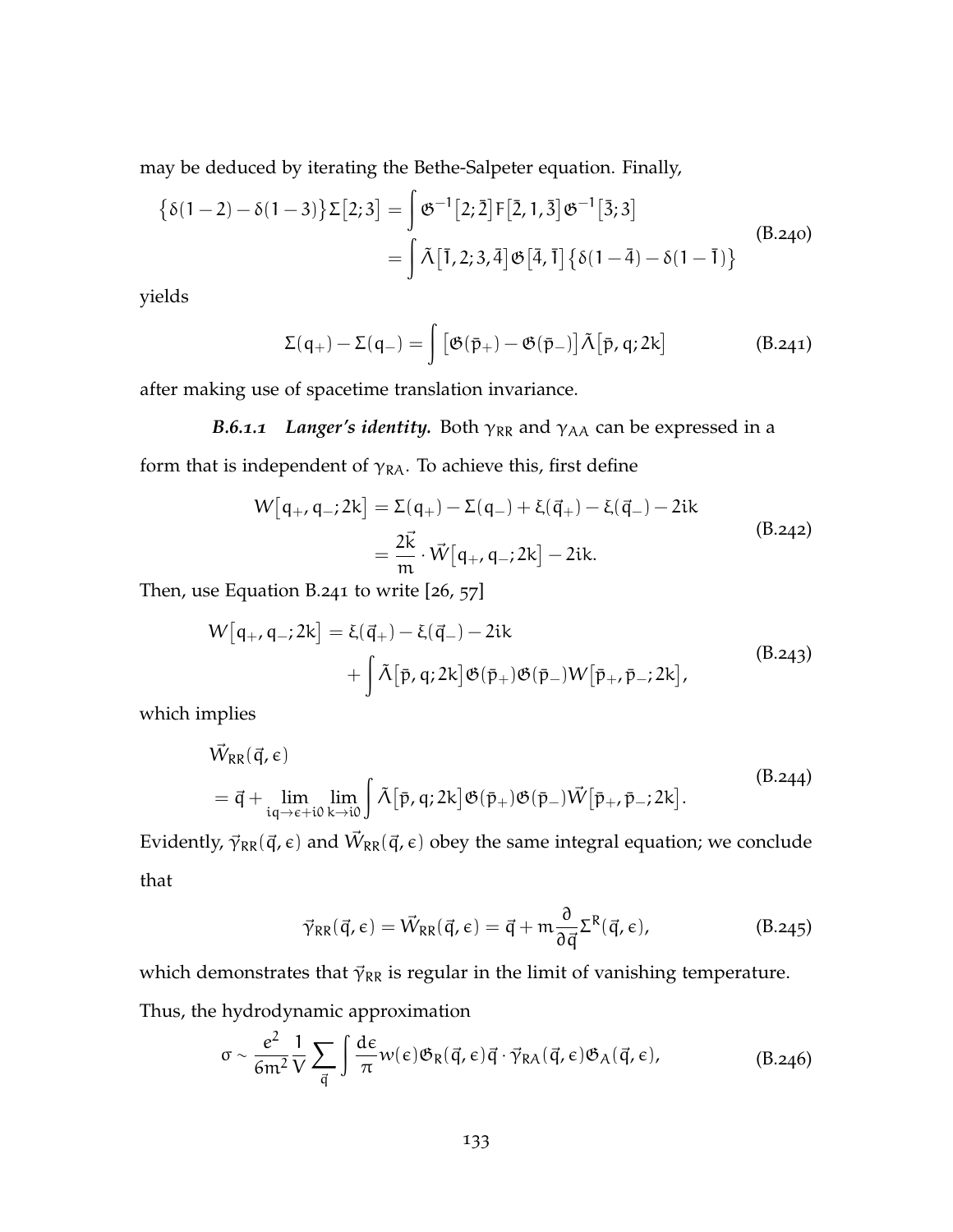may be deduced by iterating the Bethe-Salpeter equation. Finally,

$$\begin{aligned}\left\{\delta(1-2)-\delta(1-3)\right\}\Sigma\left[2;3\right] &= \int \mathfrak{G}^{-1}\left[2;\bar{2}\right]F\left[\bar{2},1,\bar{3}\right]\mathfrak{G}^{-1}\left[\bar{3};3\right] \\ &= \int \tilde{\Lambda}\left[\bar{1},2;3,\bar{4}\right]\mathfrak{G}\left[\bar{4},\bar{1}\right]\left\{\delta(1-\bar{4})-\delta(1-\bar{1})\right\}\end{aligned} \tag{B.240}$$

yields

$$\Sigma(q_+)-\Sigma(q_-) = \int \left[\mathfrak{G}(\bar{p}_+)-\mathfrak{G}(\bar{p}_-)\right]\tilde{\Lambda}\left[\bar{p},q;2k\right] \tag{B.241}$$

after making use of spacetime translation invariance.

***B.6.1.1 Langer's identity.*** Both $\gamma_{RR}$ and $\gamma_{AA}$ can be expressed in a form that is independent of $\gamma_{RA}$. To achieve this, first define

$$\begin{aligned}W\left[q_+,q_-;2k\right] &= \Sigma(q_+)-\Sigma(q_-)+\xi(\vec{q}_+)-\xi(\vec{q}_-)-2ik \\ &= \frac{2\vec{k}}{m}\cdot\vec{W}\left[q_+,q_-;2k\right]-2ik.\end{aligned} \tag{B.242}$$

Then, use Equation B.241 to write [26, 57]

$$\begin{aligned}W\left[q_+,q_-;2k\right] &= \xi(\vec{q}_+)-\xi(\vec{q}_-)-2ik \\ &\quad + \int \tilde{\Lambda}\left[\bar{p},q;2k\right]\mathfrak{G}(\bar{p}_+)\mathfrak{G}(\bar{p}_-)W\left[\bar{p}_+,\bar{p}_-;2k\right],\end{aligned} \tag{B.243}$$

which implies

$$\begin{aligned}&\vec{W}_{RR}(\vec{q},\epsilon) \\ &= \vec{q} + \lim_{iq\to\epsilon+i0}\lim_{k\to i0}\int \tilde{\Lambda}\left[\bar{p},q;2k\right]\mathfrak{G}(\bar{p}_+)\mathfrak{G}(\bar{p}_-)\vec{W}\left[\bar{p}_+,\bar{p}_-;2k\right].\end{aligned} \tag{B.244}$$

Evidently, $\vec{\gamma}_{RR}(\vec{q},\epsilon)$ and $\vec{W}_{RR}(\vec{q},\epsilon)$ obey the same integral equation; we conclude that

$$\vec{\gamma}_{RR}(\vec{q},\epsilon) = \vec{W}_{RR}(\vec{q},\epsilon) = \vec{q} + m\frac{\partial}{\partial\vec{q}}\Sigma^R(\vec{q},\epsilon), \tag{B.245}$$

which demonstrates that $\vec{\gamma}_{RR}$ is regular in the limit of vanishing temperature. Thus, the hydrodynamic approximation

$$\sigma \sim \frac{e^2}{6m^2}\frac{1}{V}\sum_{\vec{q}}\int\frac{d\epsilon}{\pi}w(\epsilon)\mathfrak{G}_R(\vec{q},\epsilon)\vec{q}\cdot\vec{\gamma}_{RA}(\vec{q},\epsilon)\mathfrak{G}_A(\vec{q},\epsilon), \tag{B.246}$$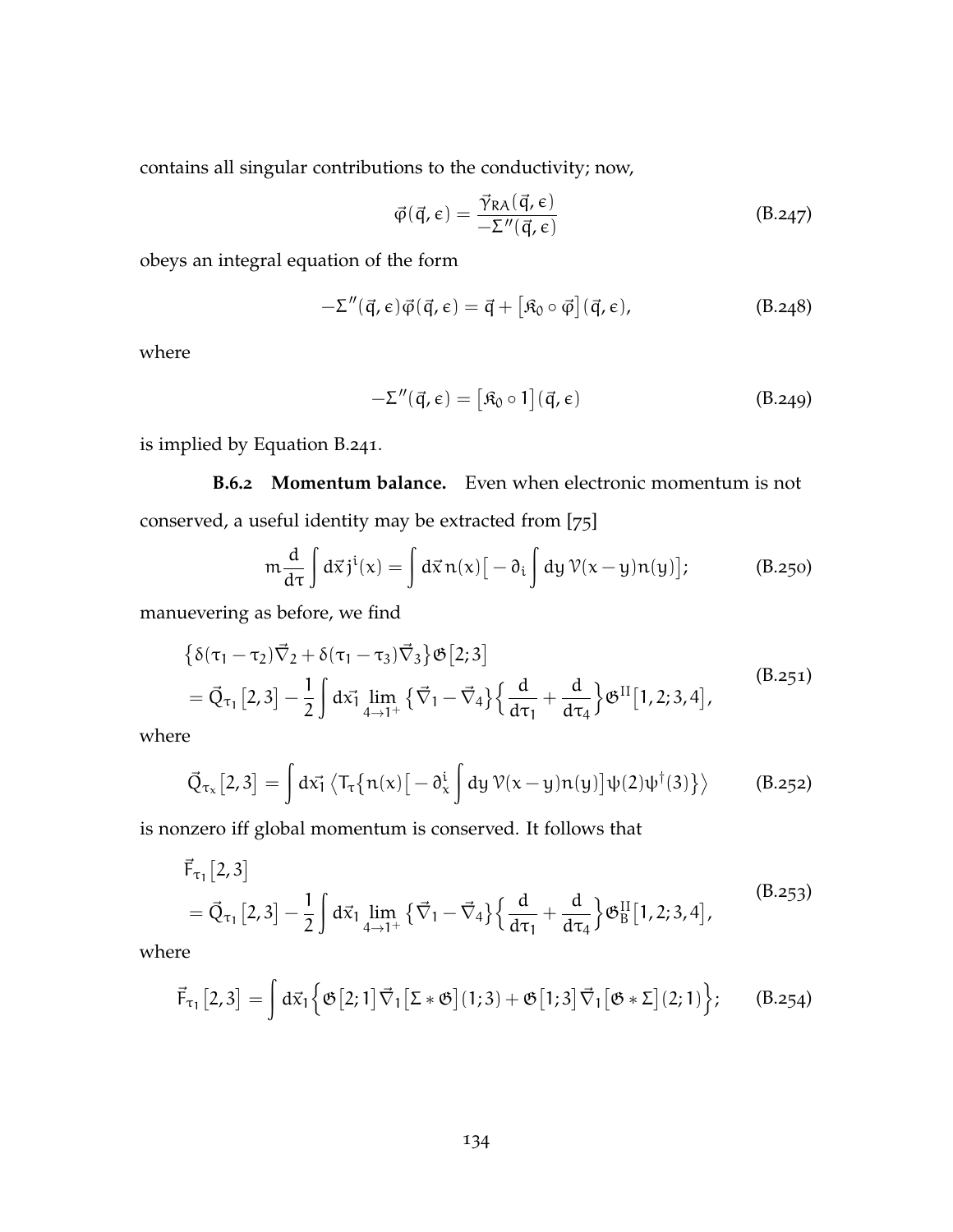contains all singular contributions to the conductivity; now,

$$\vec{\varphi}(\vec{q},\epsilon) = \frac{\vec{\gamma}_{RA}(\vec{q},\epsilon)}{-\Sigma''(\vec{q},\epsilon)} \tag{B.247}$$

obeys an integral equation of the form

$$-\Sigma''(\vec{q},\epsilon)\vec{\varphi}(\vec{q},\epsilon) = \vec{q} + \big[\mathfrak{K}_0 \circ \vec{\varphi}\big](\vec{q},\epsilon), \tag{B.248}$$

where

$$-\Sigma''(\vec{q},\epsilon) = \big[\mathfrak{K}_0 \circ 1\big](\vec{q},\epsilon) \tag{B.249}$$

is implied by Equation B.241.

### B.6.2 Momentum balance.

Even when electronic momentum is not conserved, a useful identity may be extracted from [75]

$$m\frac{d}{d\tau}\int d\vec{x}\, j^i(x) = \int d\vec{x}\, n(x)\big[-\partial_i \int dy\, \mathcal{V}(x-y)n(y)\big]; \tag{B.250}$$

manuevering as before, we find

$$\begin{aligned}
&\big\{\delta(\tau_1-\tau_2)\vec{\nabla}_2 + \delta(\tau_1-\tau_3)\vec{\nabla}_3\big\}\mathfrak{G}\big[2;3\big] \\
&= \vec{Q}_{\tau_1}\big[2,3\big] - \frac{1}{2}\int d\vec{x_1} \lim_{4\to 1^+}\big\{\vec{\nabla}_1 - \vec{\nabla}_4\big\}\Big\{\frac{d}{d\tau_1} + \frac{d}{d\tau_4}\Big\}\mathfrak{G}^{\text{II}}\big[1,2;3,4\big],
\end{aligned} \tag{B.251}$$

where

$$\vec{Q}_{\tau_x}\big[2,3\big] = \int d\vec{x_1}\,\big\langle T_\tau\big\{n(x)\big[-\partial^i_x \int dy\, \mathcal{V}(x-y)n(y)\big]\psi(2)\psi^\dagger(3)\big\}\big\rangle \tag{B.252}$$

is nonzero iff global momentum is conserved. It follows that

$$\begin{aligned}
&\vec{F}_{\tau_1}\big[2,3\big] \\
&= \vec{Q}_{\tau_1}\big[2,3\big] - \frac{1}{2}\int d\vec{x}_1 \lim_{4\to 1^+}\big\{\vec{\nabla}_1 - \vec{\nabla}_4\big\}\Big\{\frac{d}{d\tau_1} + \frac{d}{d\tau_4}\Big\}\mathfrak{G}^{\text{II}}_B\big[1,2;3,4\big],
\end{aligned} \tag{B.253}$$

where

$$\vec{F}_{\tau_1}\big[2,3\big] = \int d\vec{x}_1 \Big\{\mathfrak{G}\big[2;1\big]\vec{\nabla}_1\big[\Sigma * \mathfrak{G}\big](1;3) + \mathfrak{G}\big[1;3\big]\vec{\nabla}_1\big[\mathfrak{G} * \Sigma\big](2;1)\Big\}; \tag{B.254}$$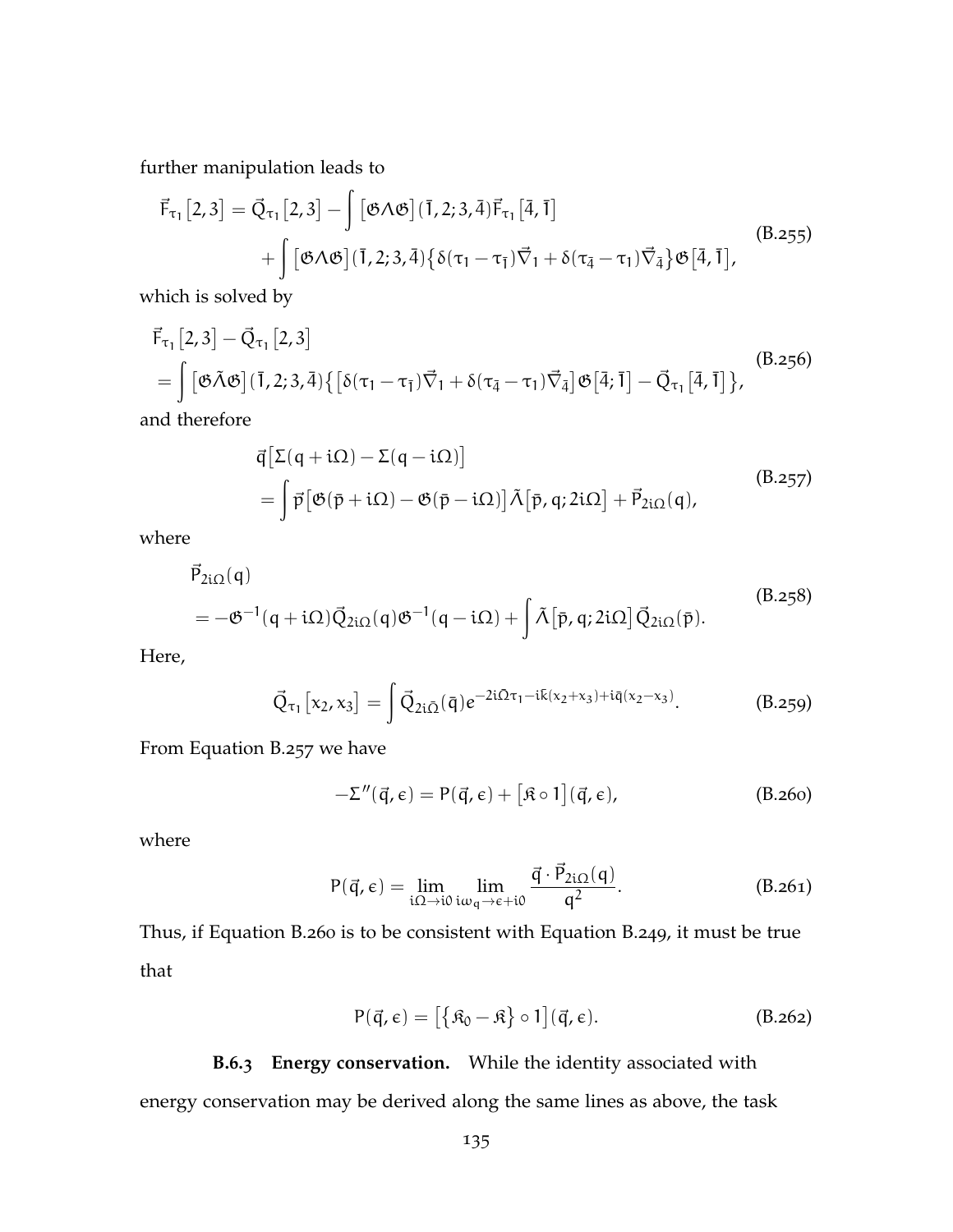further manipulation leads to

$$
\begin{aligned}
\vec{F}_{\tau_1}\left[2,3\right] = \vec{Q}_{\tau_1}\left[2,3\right] - \int \left[\mathfrak{G}\Lambda\mathfrak{G}\right](\bar{1},2;3,\bar{4})\vec{F}_{\tau_1}\left[\bar{4},\bar{1}\right] \\
+ \int \left[\mathfrak{G}\Lambda\mathfrak{G}\right](\bar{1},2;3,\bar{4})\left\{\delta(\tau_1 - \tau_{\bar{1}})\vec{\nabla}_1 + \delta(\tau_{\bar{4}} - \tau_1)\vec{\nabla}_{\bar{4}}\right\}\mathfrak{G}\left[\bar{4},\bar{1}\right],
\end{aligned}
\tag{B.255}
$$

which is solved by

$$
\begin{aligned}
&\vec{F}_{\tau_1}\left[2,3\right] - \vec{Q}_{\tau_1}\left[2,3\right] \\
&= \int \left[\mathfrak{G}\tilde{\Lambda}\mathfrak{G}\right](\bar{1},2;3,\bar{4})\left\{\left[\delta(\tau_1 - \tau_{\bar{1}})\vec{\nabla}_1 + \delta(\tau_{\bar{4}} - \tau_1)\vec{\nabla}_{\bar{4}}\right]\mathfrak{G}\left[\bar{4};\bar{1}\right] - \vec{Q}_{\tau_1}\left[\bar{4},\bar{1}\right]\right\},
\end{aligned}
\tag{B.256}
$$

and therefore

$$
\begin{aligned}
&\vec{q}\left[\Sigma(q + i\Omega) - \Sigma(q - i\Omega)\right] \\
&= \int \vec{p}\left[\mathfrak{G}(\bar{p} + i\Omega) - \mathfrak{G}(\bar{p} - i\Omega)\right]\tilde{\Lambda}\left[\bar{p},q;2i\Omega\right] + \vec{P}_{2i\Omega}(q),
\end{aligned}
\tag{B.257}
$$

where

$$
\begin{aligned}
&\vec{P}_{2i\Omega}(q) \\
&= -\mathfrak{G}^{-1}(q + i\Omega)\vec{Q}_{2i\Omega}(q)\mathfrak{G}^{-1}(q - i\Omega) + \int \tilde{\Lambda}\left[\bar{p},q;2i\Omega\right]\vec{Q}_{2i\Omega}(\bar{p}).
\end{aligned}
\tag{B.258}
$$

Here,

$$
\vec{Q}_{\tau_1}\left[x_2,x_3\right] = \int \vec{Q}_{2i\bar{\Omega}}(\bar{q})e^{-2i\bar{\Omega}\tau_1 - i\bar{k}(x_2+x_3) + i\bar{q}(x_2-x_3)}.
\tag{B.259}
$$

From Equation B.257 we have

$$
-\Sigma''(\vec{q},\epsilon) = P(\vec{q},\epsilon) + \left[\mathfrak{K}\circ 1\right](\vec{q},\epsilon),
\tag{B.260}
$$

where

$$
P(\vec{q},\epsilon) = \lim_{i\Omega\to i0}\lim_{i\omega_q\to\epsilon+i0}\frac{\vec{q}\cdot\vec{P}_{2i\Omega}(q)}{q^2}.
\tag{B.261}
$$

Thus, if Equation B.260 is to be consistent with Equation B.249, it must be true that

$$
P(\vec{q},\epsilon) = \left[\left\{\mathfrak{K}_0 - \mathfrak{K}\right\}\circ 1\right](\vec{q},\epsilon).
\tag{B.262}
$$

### B.6.3 Energy conservation.

While the identity associated with energy conservation may be derived along the same lines as above, the task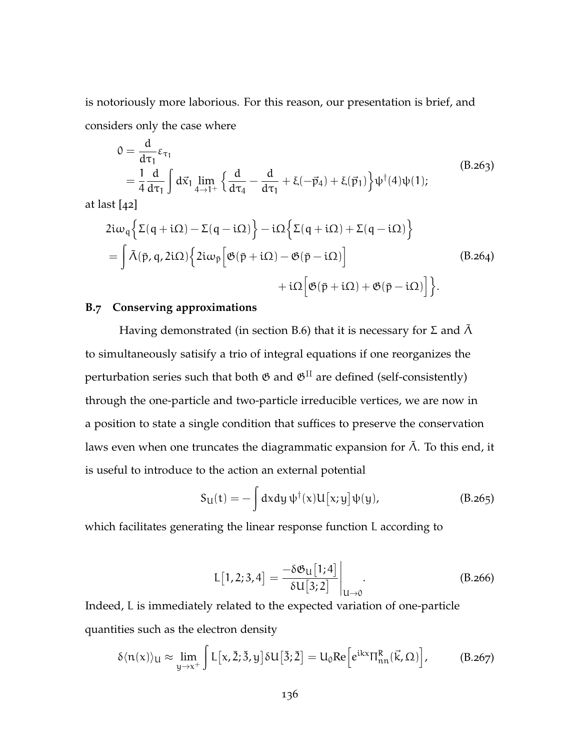is notoriously more laborious. For this reason, our presentation is brief, and considers only the case where

$$
\begin{aligned}
0 &= \frac{d}{d\tau_1}\varepsilon_{\tau_1} \\
&= \frac{1}{4}\frac{d}{d\tau_1}\int d\vec{x}_1 \lim_{4\to 1^+}\left\{\frac{d}{d\tau_4} - \frac{d}{d\tau_1} + \xi(-\vec{p}_4) + \xi(\vec{p}_1)\right\}\psi^\dagger(4)\psi(1);
\end{aligned}
\tag{B.263}
$$

at last [42]

$$
\begin{aligned}
&2i\omega_q\Big\{\Sigma(q+i\Omega) - \Sigma(q-i\Omega)\Big\} - i\Omega\Big\{\Sigma(q+i\Omega) + \Sigma(q-i\Omega)\Big\} \\
&= \int \tilde{\Lambda}(\bar{p}, q, 2i\Omega)\Big\{2i\omega_{\bar{p}}\Big[\mathfrak{G}(\bar{p}+i\Omega) - \mathfrak{G}(\bar{p}-i\Omega)\Big] \\
&\qquad\qquad\qquad\qquad + i\Omega\Big[\mathfrak{G}(\bar{p}+i\Omega) + \mathfrak{G}(\bar{p}-i\Omega)\Big]\Big\}.
\end{aligned}
\tag{B.264}
$$

## B.7 Conserving approximations

Having demonstrated (in section B.6) that it is necessary for $\Sigma$ and $\tilde{\Lambda}$ to simultaneously satisify a trio of integral equations if one reorganizes the perturbation series such that both $\mathfrak{G}$ and $\mathfrak{G}^{II}$ are defined (self-consistently) through the one-particle and two-particle irreducible vertices, we are now in a position to state a single condition that suffices to preserve the conservation laws even when one truncates the diagrammatic expansion for $\tilde{\Lambda}$. To this end, it is useful to introduce to the action an external potential

$$
S_U(t) = -\int dx dy\, \psi^\dagger(x) U\big[x; y\big]\psi(y),
\tag{B.265}
$$

which facilitates generating the linear response function L according to

$$
L\big[1,2;3,4\big] = \frac{-\delta\mathfrak{G}_U\big[1;4\big]}{\delta U\big[3;2\big]}\Bigg|_{U\to 0}.
\tag{B.266}
$$

Indeed, L is immediately related to the expected variation of one-particle quantities such as the electron density

$$
\delta\langle n(x)\rangle_U \approx \lim_{y\to x^+}\int L\big[x,\bar{2};\bar{3},y\big]\delta U\big[\bar{3};\bar{2}\big] = U_0 \mathrm{Re}\Big[e^{ikx}\Pi^R_{nn}(\vec{k},\Omega)\Big],
\tag{B.267}
$$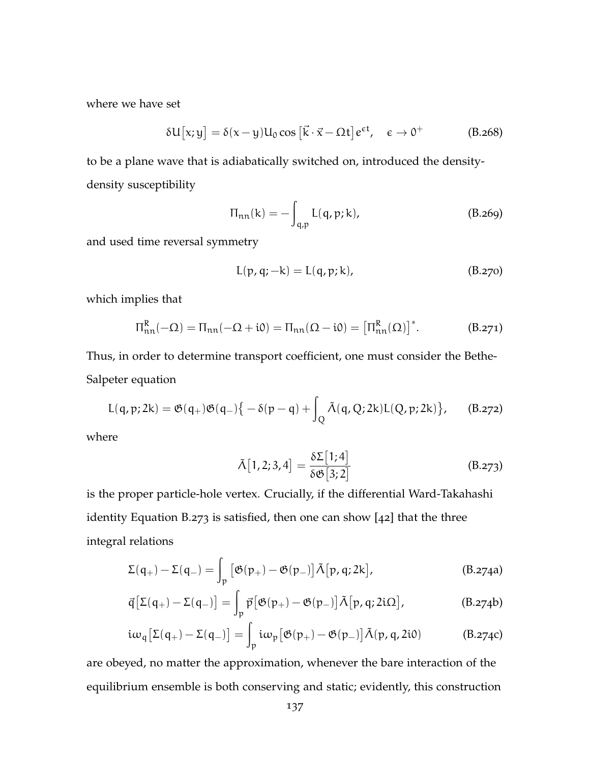where we have set

$$\delta U\left[x;y\right] = \delta(x-y)U_0 \cos\left[\vec{k}\cdot\vec{x} - \Omega t\right]e^{\epsilon t}, \quad \epsilon \to 0^+ \tag{B.268}$$

to be a plane wave that is adiabatically switched on, introduced the density-density susceptibility

$$\Pi_{nn}(k) = -\int_{q,p} L(q,p;k), \tag{B.269}$$

and used time reversal symmetry

$$L(p,q;-k) = L(q,p;k), \tag{B.270}$$

which implies that

$$\Pi^R_{nn}(-\Omega) = \Pi_{nn}(-\Omega + i0) = \Pi_{nn}(\Omega - i0) = \left[\Pi^R_{nn}(\Omega)\right]^*. \tag{B.271}$$

Thus, in order to determine transport coefficient, one must consider the Bethe-Salpeter equation

$$L(q,p;2k) = \mathfrak{G}(q_+)\mathfrak{G}(q_-)\left\{-\delta(p-q) + \int_Q \tilde{\Lambda}(q,Q;2k)L(Q,p;2k)\right\}, \tag{B.272}$$

where

$$\tilde{\Lambda}\left[1,2;3,4\right] = \frac{\delta\Sigma\left[1;4\right]}{\delta\mathfrak{G}\left[3;2\right]} \tag{B.273}$$

is the proper particle-hole vertex. Crucially, if the differential Ward-Takahashi identity Equation B.273 is satisfied, then one can show [42] that the three integral relations

$$\Sigma(q_+) - \Sigma(q_-) = \int_p \left[\mathfrak{G}(p_+) - \mathfrak{G}(p_-)\right]\tilde{\Lambda}\left[p,q;2k\right], \tag{B.274a}$$

$$\vec{q}\left[\Sigma(q_+) - \Sigma(q_-)\right] = \int_p \vec{p}\left[\mathfrak{G}(p_+) - \mathfrak{G}(p_-)\right]\tilde{\Lambda}\left[p,q;2i\Omega\right], \tag{B.274b}$$

$$i\omega_q\left[\Sigma(q_+) - \Sigma(q_-)\right] = \int_p i\omega_p\left[\mathfrak{G}(p_+) - \mathfrak{G}(p_-)\right]\tilde{\Lambda}(p,q,2i0) \tag{B.274c}$$

are obeyed, no matter the approximation, whenever the bare interaction of the equilibrium ensemble is both conserving and static; evidently, this construction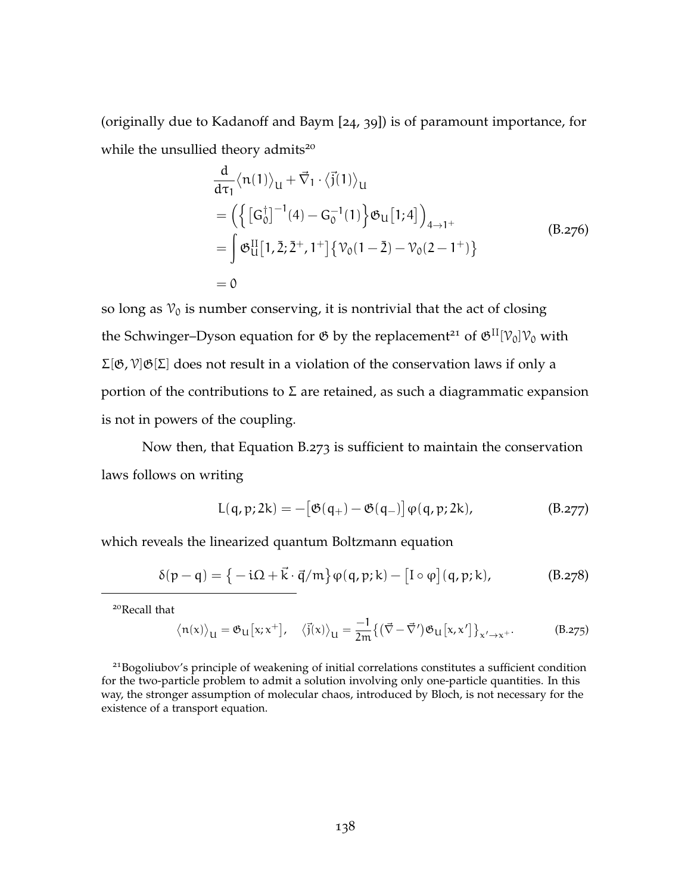(originally due to Kadanoff and Baym [24, 39]) is of paramount importance, for while the unsullied theory admits[20]

$$
\begin{aligned}
&\frac{d}{d\tau_1}\langle n(1)\rangle_U + \vec{\nabla}_1 \cdot \langle \vec{j}(1)\rangle_U \\
&= \Big( \Big\{ \big[G_0^\dagger\big]^{-1}(4) - G_0^{-1}(1) \Big\} \mathfrak{G}_U\big[1;4\big] \Big)_{4\to 1^+} \\
&= \int \mathfrak{G}_U^{II}\big[1,\bar{2};\bar{2}^+,1^+\big] \big\{ \mathcal{V}_0(1-\bar{2}) - \mathcal{V}_0(2-1^+) \big\} \\
&= 0
\end{aligned}
\tag{B.276}
$$

so long as $\mathcal{V}_0$ is number conserving, it is nontrivial that the act of closing the Schwinger–Dyson equation for $\mathfrak{G}$ by the replacement[21] of $\mathfrak{G}^{II}[\mathcal{V}_0]\mathcal{V}_0$ with $\Sigma[\mathfrak{G},\mathcal{V}]\mathfrak{G}[\Sigma]$ does not result in a violation of the conservation laws if only a portion of the contributions to $\Sigma$ are retained, as such a diagrammatic expansion is not in powers of the coupling.

Now then, that Equation B.273 is sufficient to maintain the conservation laws follows on writing

$$
L(q,p;2k) = -\big[\mathfrak{G}(q_+) - \mathfrak{G}(q_-)\big]\,\varphi(q,p;2k),
\tag{B.277}
$$

which reveals the linearized quantum Boltzmann equation

$$
\delta(p-q) = \big\{ -i\Omega + \vec{k}\cdot\vec{q}/m \big\}\varphi(q,p;k) - \big[I \circ \varphi\big](q,p;k),
\tag{B.278}
$$

[20] Recall that

$$
\langle n(x)\rangle_U = \mathfrak{G}_U\big[x;x^+\big], \quad \langle \vec{j}(x)\rangle_U = \frac{-1}{2m}\big\{(\vec{\nabla} - \vec{\nabla}')\mathfrak{G}_U\big[x,x'\big]\big\}_{x'\to x^+}.
\tag{B.275}
$$

[21] Bogoliubov's principle of weakening of initial correlations constitutes a sufficient condition for the two-particle problem to admit a solution involving only one-particle quantities. In this way, the stronger assumption of molecular chaos, introduced by Bloch, is not necessary for the existence of a transport equation.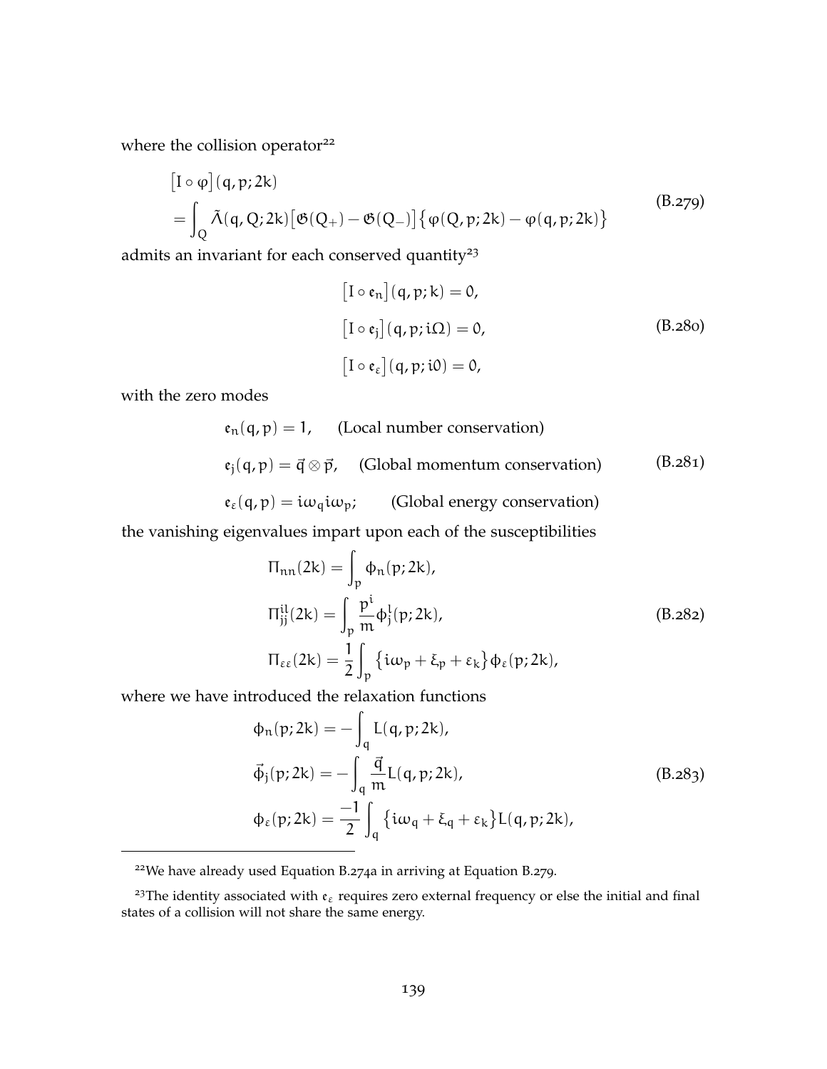where the collision operator[22]

$$
\begin{aligned}
&\big[I \circ \varphi\big](q, p; 2k) \\
&= \int_Q \tilde{\Lambda}(q, Q; 2k)\big[\mathfrak{G}(Q_+) - \mathfrak{G}(Q_-)\big]\big\{\varphi(Q, p; 2k) - \varphi(q, p; 2k)\big\}
\end{aligned}
\tag{B.279}
$$

admits an invariant for each conserved quantity[23]

$$
\begin{aligned}
\big[I \circ \mathfrak{e}_n\big](q, p; k) &= 0, \\
\big[I \circ \mathfrak{e}_j\big](q, p; i\Omega) &= 0, \\
\big[I \circ \mathfrak{e}_\varepsilon\big](q, p; i0) &= 0,
\end{aligned}
\tag{B.280}
$$

with the zero modes

$$
\begin{aligned}
&\mathfrak{e}_n(q, p) = 1, \qquad \text{(Local number conservation)} \\
&\mathfrak{e}_j(q, p) = \vec{q} \otimes \vec{p}, \quad \text{(Global momentum conservation)} \\
&\mathfrak{e}_\varepsilon(q, p) = i\omega_q i\omega_p; \qquad \text{(Global energy conservation)}
\end{aligned}
\tag{B.281}
$$

the vanishing eigenvalues impart upon each of the susceptibilities

$$
\begin{aligned}
\Pi_{nn}(2k) &= \int_p \phi_n(p; 2k), \\
\Pi_{jj}^{il}(2k) &= \int_p \frac{p^i}{m} \phi_j^l(p; 2k), \\
\Pi_{\varepsilon\varepsilon}(2k) &= \frac{1}{2}\int_p \big\{i\omega_p + \xi_p + \varepsilon_k\big\}\phi_\varepsilon(p; 2k),
\end{aligned}
\tag{B.282}
$$

where we have introduced the relaxation functions

$$
\begin{aligned}
\phi_n(p; 2k) &= -\int_q L(q, p; 2k), \\
\vec{\phi}_j(p; 2k) &= -\int_q \frac{\vec{q}}{m} L(q, p; 2k), \\
\phi_\varepsilon(p; 2k) &= \frac{-1}{2}\int_q \big\{i\omega_q + \xi_q + \varepsilon_k\big\} L(q, p; 2k),
\end{aligned}
\tag{B.283}
$$

[22] We have already used Equation B.274a in arriving at Equation B.279.

[23] The identity associated with $\mathfrak{e}_\varepsilon$ requires zero external frequency or else the initial and final states of a collision will not share the same energy.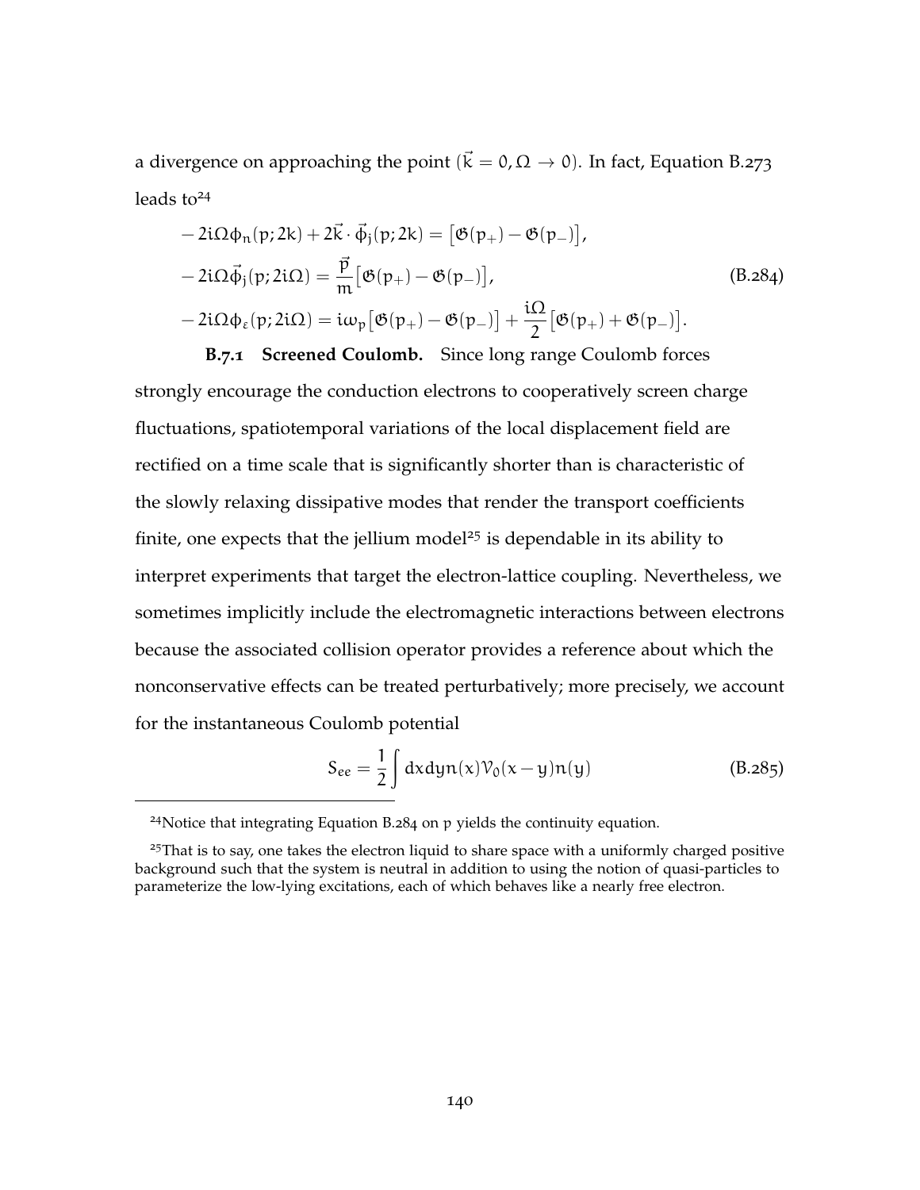a divergence on approaching the point ($\vec{k} = 0, \Omega \to 0$). In fact, Equation B.273 leads to[24]

$$
\begin{aligned}
&-2i\Omega\phi_n(p;2k) + 2\vec{k}\cdot\vec{\phi}_j(p;2k) = \big[\mathfrak{G}(p_+) - \mathfrak{G}(p_-)\big],\\
&-2i\Omega\vec{\phi}_j(p;2i\Omega) = \frac{\vec{p}}{m}\big[\mathfrak{G}(p_+) - \mathfrak{G}(p_-)\big],\\
&-2i\Omega\phi_\varepsilon(p;2i\Omega) = i\omega_p\big[\mathfrak{G}(p_+) - \mathfrak{G}(p_-)\big] + \frac{i\Omega}{2}\big[\mathfrak{G}(p_+) + \mathfrak{G}(p_-)\big].
\end{aligned}
\tag{B.284}
$$

**B.7.1 Screened Coulomb.** Since long range Coulomb forces strongly encourage the conduction electrons to cooperatively screen charge fluctuations, spatiotemporal variations of the local displacement field are rectified on a time scale that is significantly shorter than is characteristic of the slowly relaxing dissipative modes that render the transport coefficients finite, one expects that the jellium model[25] is dependable in its ability to interpret experiments that target the electron-lattice coupling. Nevertheless, we sometimes implicitly include the electromagnetic interactions between electrons because the associated collision operator provides a reference about which the nonconservative effects can be treated perturbatively; more precisely, we account for the instantaneous Coulomb potential

$$
S_{ee} = \frac{1}{2}\int dx dy n(x)\mathcal{V}_0(x-y)n(y) \tag{B.285}
$$

---

[24] Notice that integrating Equation B.284 on p yields the continuity equation.

[25] That is to say, one takes the electron liquid to share space with a uniformly charged positive background such that the system is neutral in addition to using the notion of quasi-particles to parameterize the low-lying excitations, each of which behaves like a nearly free electron.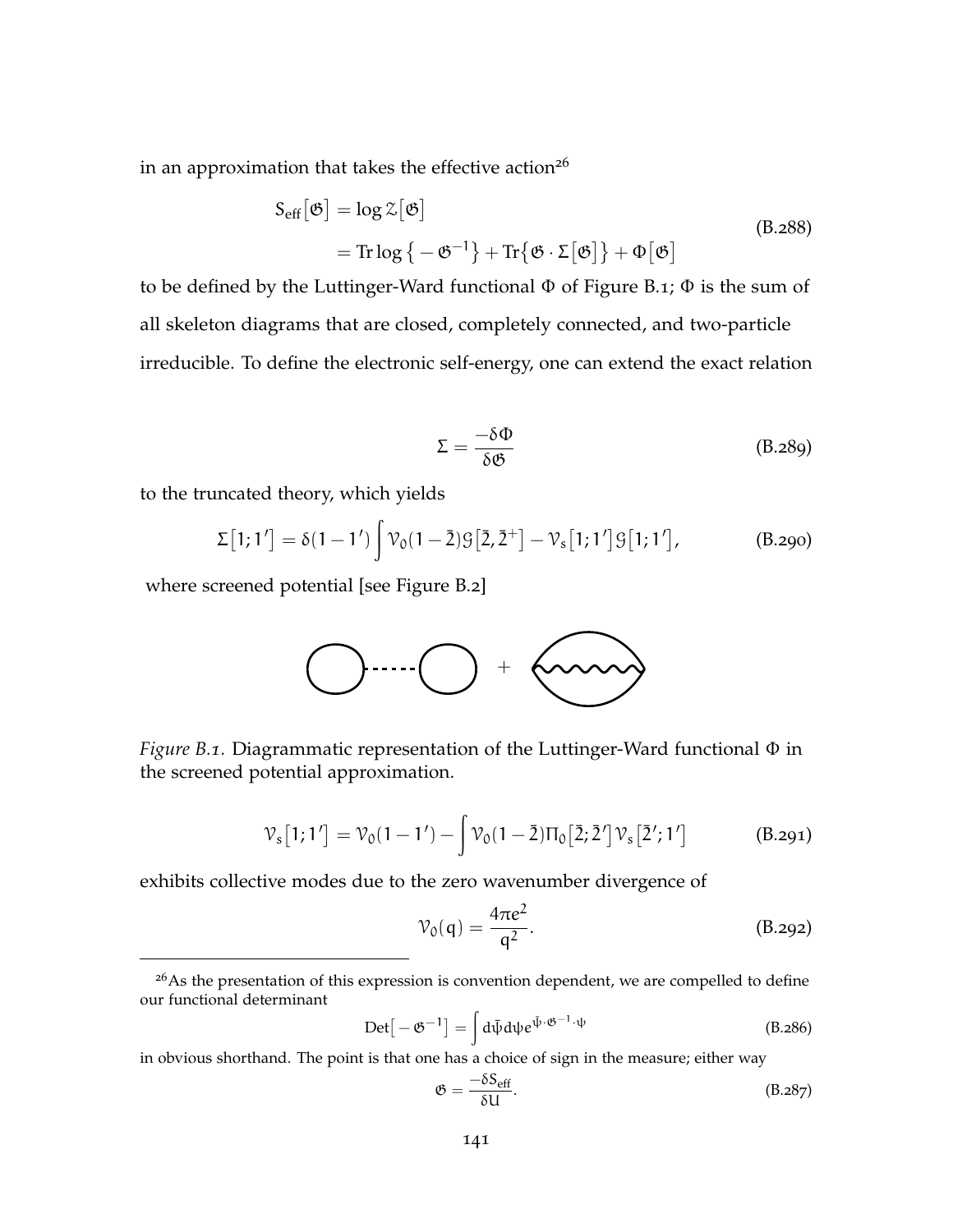in an approximation that takes the effective action[26]

$$
\begin{aligned}
S_{\text{eff}}\big[\mathfrak{G}\big] &= \log \mathcal{Z}\big[\mathfrak{G}\big] \\
&= \operatorname{Tr}\log\big\{-\mathfrak{G}^{-1}\big\} + \operatorname{Tr}\big\{\mathfrak{G}\cdot\Sigma\big[\mathfrak{G}\big]\big\} + \Phi\big[\mathfrak{G}\big]
\end{aligned}
\tag{B.288}
$$

to be defined by the Luttinger-Ward functional $\Phi$ of Figure B.1; $\Phi$ is the sum of all skeleton diagrams that are closed, completely connected, and two-particle irreducible. To define the electronic self-energy, one can extend the exact relation

$$
\Sigma = \frac{-\delta\Phi}{\delta\mathfrak{G}}
\tag{B.289}
$$

to the truncated theory, which yields

$$
\Sigma\big[1;1'\big] = \delta(1-1')\int \mathcal{V}_0(1-\bar{2})\mathcal{G}\big[\bar{2},\bar{2}^{+}\big] - \mathcal{V}_s\big[1;1'\big]\mathcal{G}\big[1;1'\big],
\tag{B.290}
$$

where screened potential [see Figure B.2]

*Figure B.1.* Diagrammatic representation of the Luttinger-Ward functional $\Phi$ in the screened potential approximation.

$$
\mathcal{V}_s\big[1;1'\big] = \mathcal{V}_0(1-1') - \int \mathcal{V}_0(1-\bar{2})\Pi_0\big[\bar{2};\bar{2}'\big]\mathcal{V}_s\big[\bar{2}';1'\big]
\tag{B.291}
$$

exhibits collective modes due to the zero wavenumber divergence of

$$
\mathcal{V}_0(q) = \frac{4\pi e^2}{q^2}.
\tag{B.292}
$$

[26] As the presentation of this expression is convention dependent, we are compelled to define our functional determinant

$$
\operatorname{Det}\big[-\mathfrak{G}^{-1}\big] = \int d\bar{\psi}d\psi e^{\bar{\psi}\cdot\mathfrak{G}^{-1}\cdot\psi}
\tag{B.286}
$$

in obvious shorthand. The point is that one has a choice of sign in the measure; either way

$$
\mathfrak{G} = \frac{-\delta S_{\text{eff}}}{\delta U}.
\tag{B.287}
$$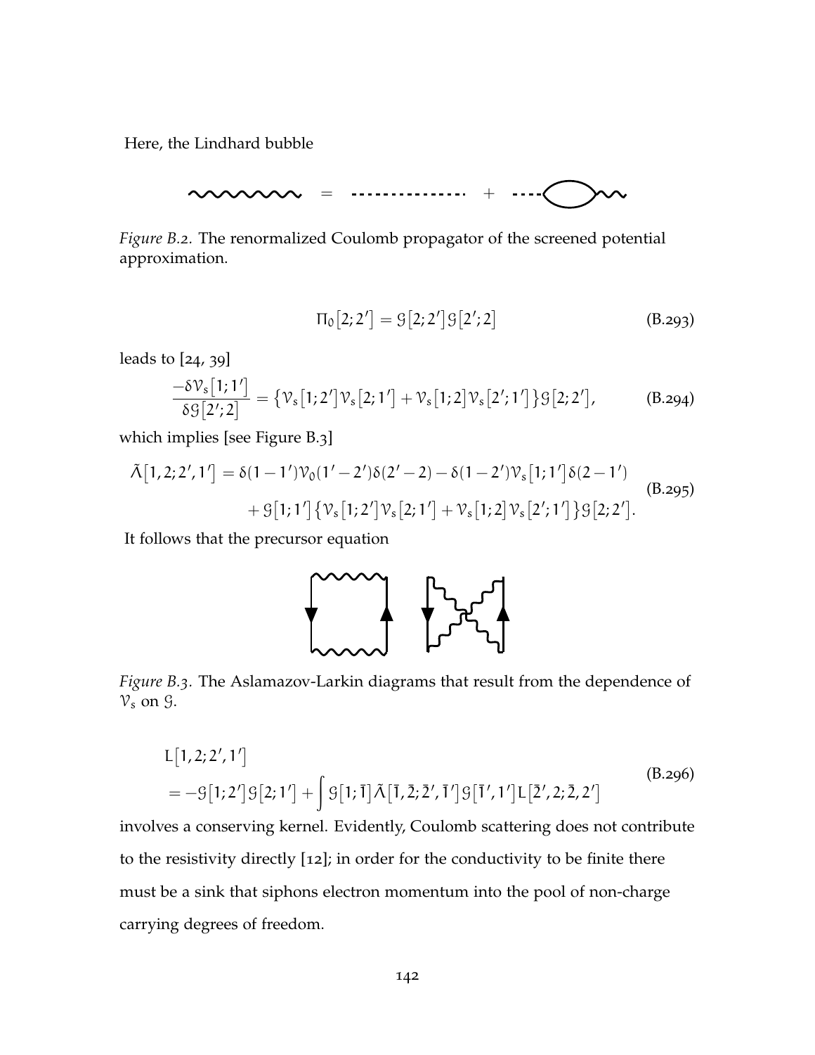Here, the Lindhard bubble

*Figure B.2.* The renormalized Coulomb propagator of the screened potential approximation.

$$\Pi_0[2;2'] = \mathcal{G}[2;2']\mathcal{G}[2';2] \tag{B.293}$$

leads to [24, 39]

$$\frac{-\delta\mathcal{V}_s[1;1']}{\delta\mathcal{G}[2';2]} = \{\mathcal{V}_s[1;2']\mathcal{V}_s[2;1'] + \mathcal{V}_s[1;2]\mathcal{V}_s[2';1']\}\mathcal{G}[2;2'], \tag{B.294}$$

which implies [see Figure B.3]

$$\begin{aligned}\tilde{\Lambda}[1,2;2',1'] = \delta(1-1')\mathcal{V}_0(1'-2')\delta(2'-2) - \delta(1-2')\mathcal{V}_s[1;1']\delta(2-1') \\ + \mathcal{G}[1;1']\{\mathcal{V}_s[1;2']\mathcal{V}_s[2;1'] + \mathcal{V}_s[1;2]\mathcal{V}_s[2';1']\}\mathcal{G}[2;2'].\end{aligned} \tag{B.295}$$

It follows that the precursor equation

*Figure B.3.* The Aslamazov-Larkin diagrams that result from the dependence of $\mathcal{V}_s$ on $\mathcal{G}$.

$$\begin{aligned}&L[1,2;2',1'] \\ &= -\mathcal{G}[1;2']\mathcal{G}[2;1'] + \int \mathcal{G}[1;\bar{1}]\tilde{\Lambda}[\bar{1},\bar{2};\bar{2}',\bar{1}']\mathcal{G}[\bar{1}',1']L[\bar{2}',2;\bar{2},2']\end{aligned} \tag{B.296}$$

involves a conserving kernel. Evidently, Coulomb scattering does not contribute to the resistivity directly [12]; in order for the conductivity to be finite there must be a sink that siphons electron momentum into the pool of non-charge carrying degrees of freedom.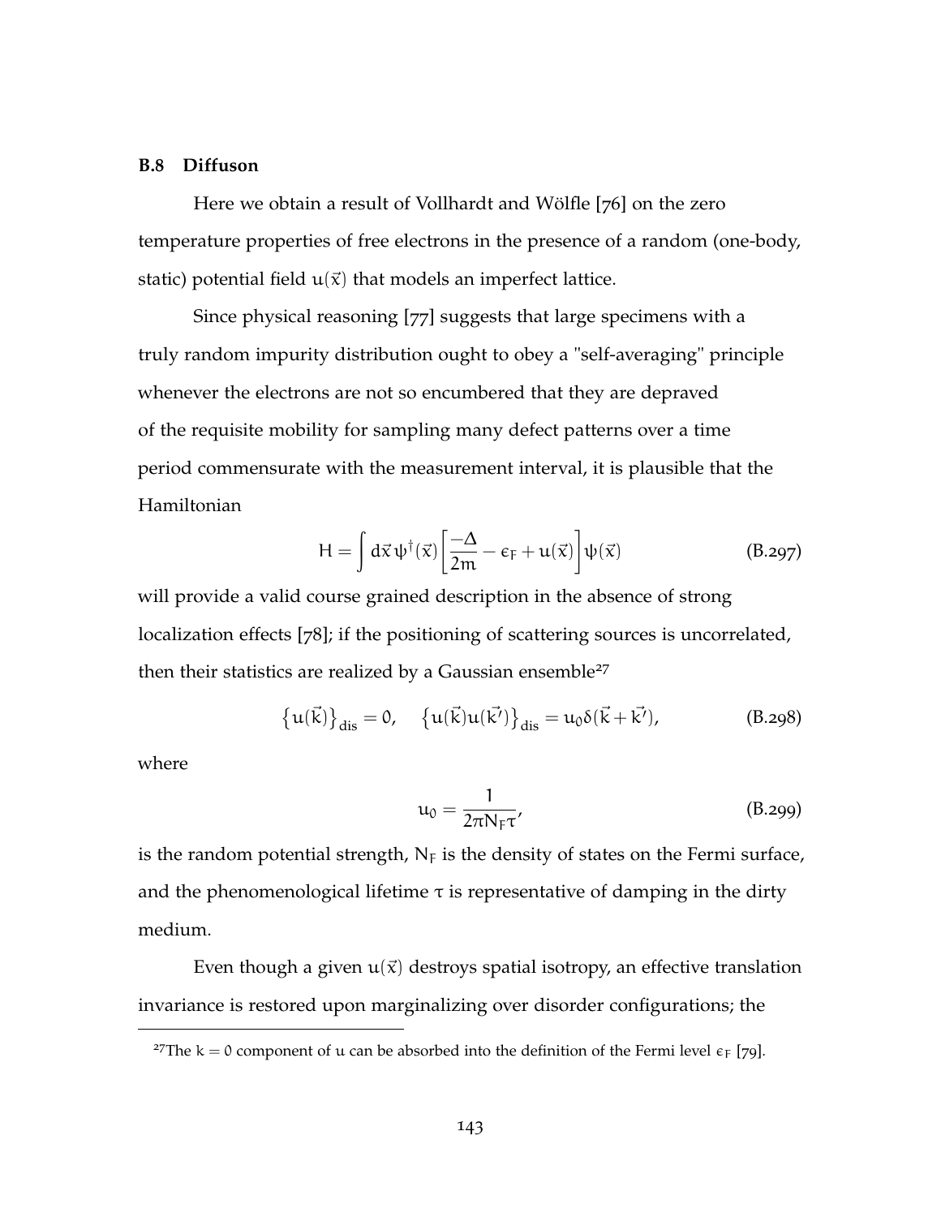### B.8 Diffuson

Here we obtain a result of Vollhardt and Wölfle [76] on the zero temperature properties of free electrons in the presence of a random (one-body, static) potential field $u(\vec{x})$ that models an imperfect lattice.

Since physical reasoning [77] suggests that large specimens with a truly random impurity distribution ought to obey a "self-averaging" principle whenever the electrons are not so encumbered that they are depraved of the requisite mobility for sampling many defect patterns over a time period commensurate with the measurement interval, it is plausible that the Hamiltonian

$$H = \int d\vec{x}\, \psi^{\dagger}(\vec{x}) \left[ \frac{-\Delta}{2m} - \epsilon_F + u(\vec{x}) \right] \psi(\vec{x}) \tag{B.297}$$

will provide a valid course grained description in the absence of strong localization effects [78]; if the positioning of scattering sources is uncorrelated, then their statistics are realized by a Gaussian ensemble[27]

$$\left\{ u(\vec{k}) \right\}_{\text{dis}} = 0, \quad \left\{ u(\vec{k}) u(\vec{k'}) \right\}_{\text{dis}} = u_0 \delta(\vec{k} + \vec{k'}), \tag{B.298}$$

where

$$u_0 = \frac{1}{2\pi N_F \tau}, \tag{B.299}$$

is the random potential strength, $N_F$ is the density of states on the Fermi surface, and the phenomenological lifetime $\tau$ is representative of damping in the dirty medium.

Even though a given $u(\vec{x})$ destroys spatial isotropy, an effective translation invariance is restored upon marginalizing over disorder configurations; the

[27] The $k = 0$ component of $u$ can be absorbed into the definition of the Fermi level $\epsilon_F$ [79].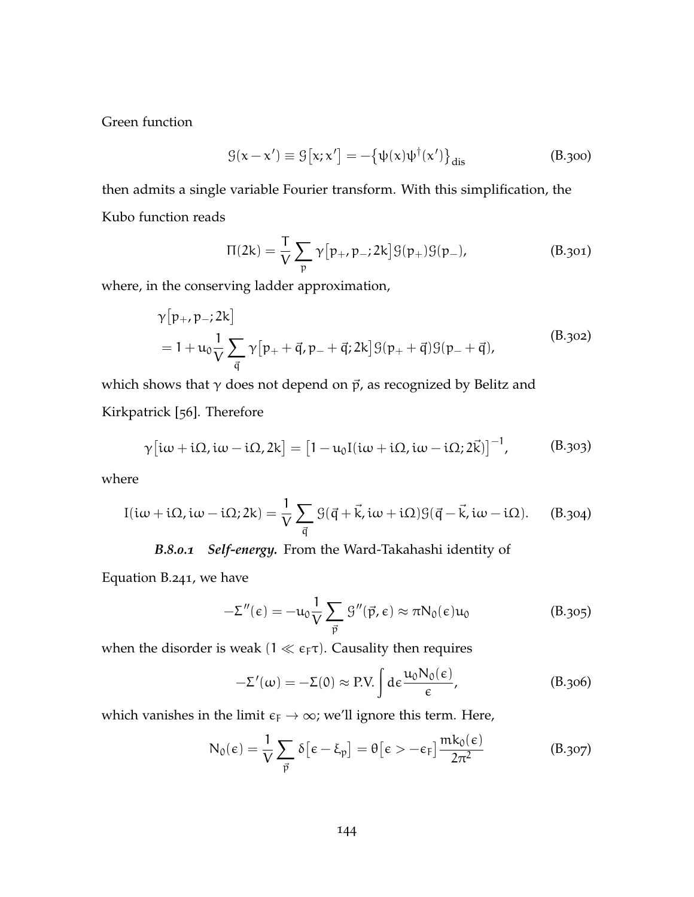Green function

$$\mathcal{G}(x - x') \equiv \mathcal{G}[x; x'] = -\{\psi(x)\psi^\dagger(x')\}_{\text{dis}} \tag{B.300}$$

then admits a single variable Fourier transform. With this simplification, the Kubo function reads

$$\Pi(2k) = \frac{T}{V}\sum_{p} \gamma[p_+, p_-; 2k]\mathcal{G}(p_+)\mathcal{G}(p_-), \tag{B.301}$$

where, in the conserving ladder approximation,

$$\begin{aligned} &\gamma[p_+, p_-; 2k] \\ &= 1 + u_0 \frac{1}{V}\sum_{\vec{q}} \gamma[p_+ + \vec{q}, p_- + \vec{q}; 2k]\mathcal{G}(p_+ + \vec{q})\mathcal{G}(p_- + \vec{q}), \end{aligned} \tag{B.302}$$

which shows that $\gamma$ does not depend on $\vec{p}$, as recognized by Belitz and Kirkpatrick [56]. Therefore

$$\gamma[i\omega + i\Omega, i\omega - i\Omega, 2k] = [1 - u_0 I(i\omega + i\Omega, i\omega - i\Omega; 2\vec{k})]^{-1}, \tag{B.303}$$

where

$$I(i\omega + i\Omega, i\omega - i\Omega; 2k) = \frac{1}{V}\sum_{\vec{q}} \mathcal{G}(\vec{q} + \vec{k}, i\omega + i\Omega)\mathcal{G}(\vec{q} - \vec{k}, i\omega - i\Omega). \tag{B.304}$$

***B.8.0.1 Self-energy.*** From the Ward-Takahashi identity of Equation B.241, we have

$$-\Sigma''(\epsilon) = -u_0 \frac{1}{V}\sum_{\vec{p}} \mathcal{G}''(\vec{p}, \epsilon) \approx \pi N_0(\epsilon) u_0 \tag{B.305}$$

when the disorder is weak ($1 \ll \epsilon_F \tau$). Causality then requires

$$-\Sigma'(\omega) = -\Sigma(0) \approx \text{P.V.}\int d\epsilon \frac{u_0 N_0(\epsilon)}{\epsilon}, \tag{B.306}$$

which vanishes in the limit $\epsilon_F \to \infty$; we'll ignore this term. Here,

$$N_0(\epsilon) = \frac{1}{V}\sum_{\vec{p}} \delta[\epsilon - \xi_p] = \theta[\epsilon > -\epsilon_F]\frac{m k_0(\epsilon)}{2\pi^2} \tag{B.307}$$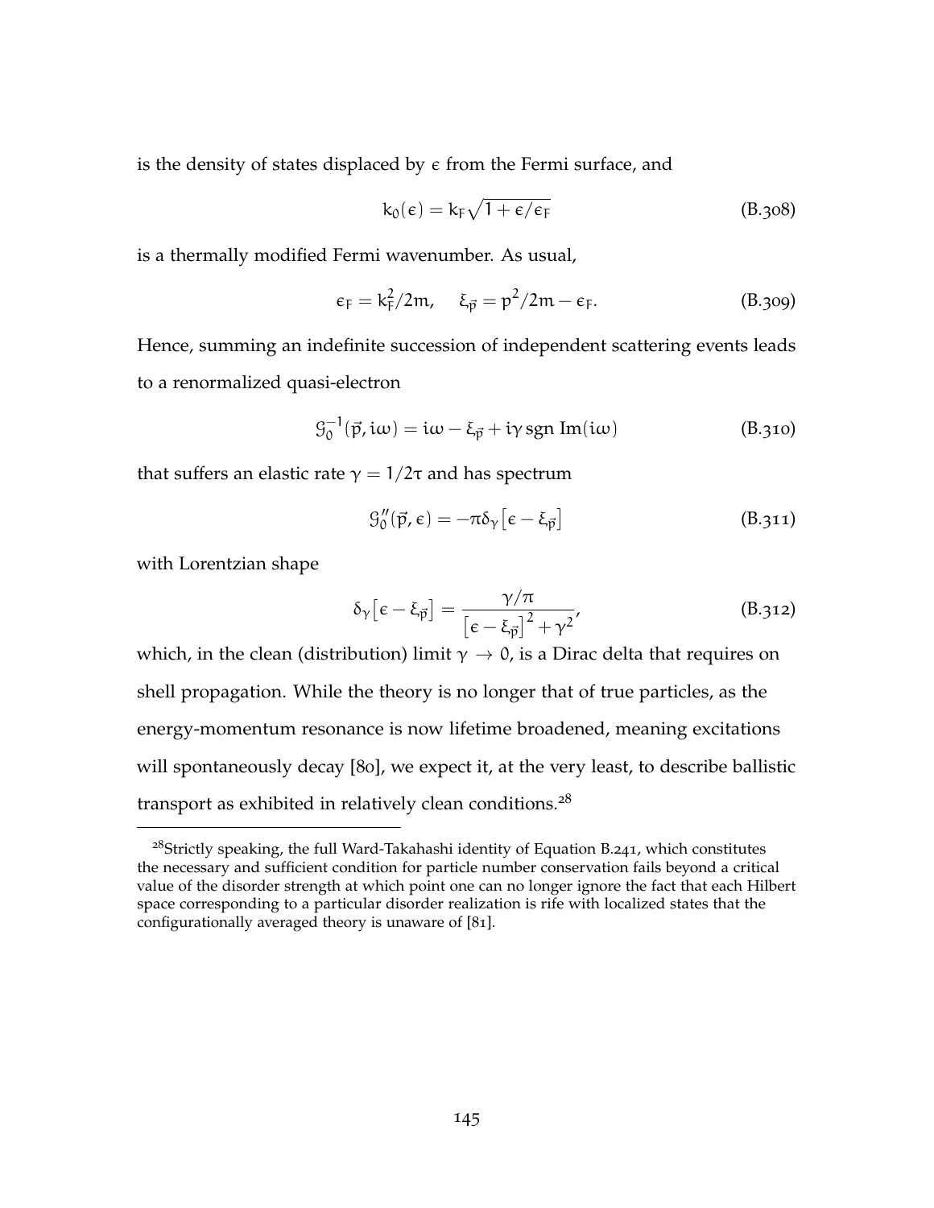is the density of states displaced by $\epsilon$ from the Fermi surface, and

$$k_0(\epsilon) = k_F\sqrt{1+\epsilon/\epsilon_F} \tag{B.308}$$

is a thermally modified Fermi wavenumber. As usual,

$$\epsilon_F = k_F^2/2m, \quad \xi_{\vec{p}} = p^2/2m - \epsilon_F. \tag{B.309}$$

Hence, summing an indefinite succession of independent scattering events leads to a renormalized quasi-electron

$$\mathcal{G}_0^{-1}(\vec{p}, i\omega) = i\omega - \xi_{\vec{p}} + i\gamma \,\mathrm{sgn}\, \mathrm{Im}(i\omega) \tag{B.310}$$

that suffers an elastic rate $\gamma = 1/2\tau$ and has spectrum

$$\mathcal{G}_0''(\vec{p}, \epsilon) = -\pi\delta_\gamma\big[\epsilon - \xi_{\vec{p}}\big] \tag{B.311}$$

with Lorentzian shape

$$\delta_\gamma\big[\epsilon - \xi_{\vec{p}}\big] = \frac{\gamma/\pi}{\big[\epsilon - \xi_{\vec{p}}\big]^2 + \gamma^2}, \tag{B.312}$$

which, in the clean (distribution) limit $\gamma \to 0$, is a Dirac delta that requires on shell propagation. While the theory is no longer that of true particles, as the energy-momentum resonance is now lifetime broadened, meaning excitations will spontaneously decay [80], we expect it, at the very least, to describe ballistic transport as exhibited in relatively clean conditions.[28]

[28]Strictly speaking, the full Ward-Takahashi identity of Equation B.241, which constitutes the necessary and sufficient condition for particle number conservation fails beyond a critical value of the disorder strength at which point one can no longer ignore the fact that each Hilbert space corresponding to a particular disorder realization is rife with localized states that the configurationally averaged theory is unaware of [81].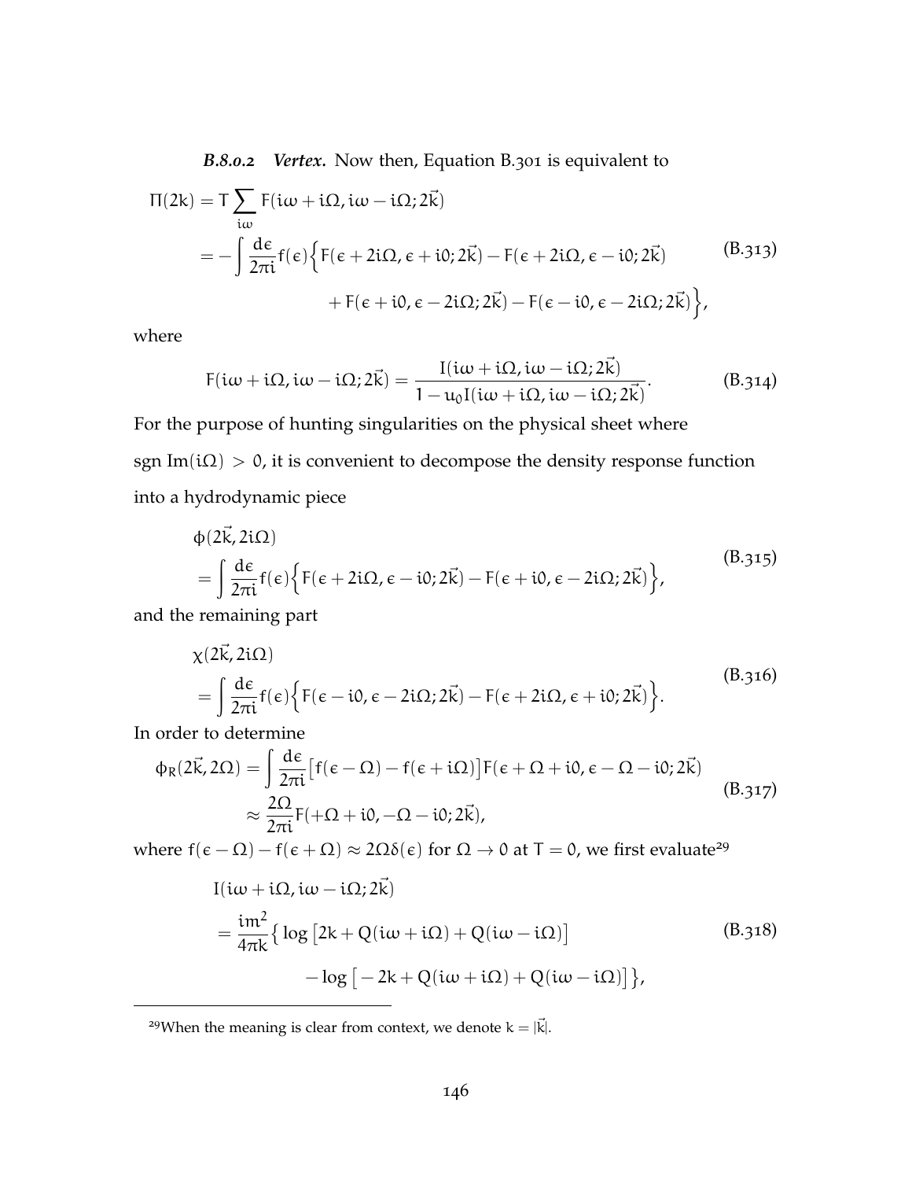***B.8.0.2 Vertex.*** Now then, Equation B.301 is equivalent to

$$
\begin{aligned}
\Pi(2k) &= T\sum_{i\omega} F(i\omega + i\Omega, i\omega - i\Omega; 2\vec{k}) \\
&= -\int \frac{d\epsilon}{2\pi i} f(\epsilon)\Big\{F(\epsilon + 2i\Omega, \epsilon + i0; 2\vec{k}) - F(\epsilon + 2i\Omega, \epsilon - i0; 2\vec{k}) \\
&\qquad + F(\epsilon + i0, \epsilon - 2i\Omega; 2\vec{k}) - F(\epsilon - i0, \epsilon - 2i\Omega; 2\vec{k})\Big\},
\end{aligned}
\tag{B.313}
$$

where

$$
F(i\omega + i\Omega, i\omega - i\Omega; 2\vec{k}) = \frac{I(i\omega + i\Omega, i\omega - i\Omega; 2\vec{k})}{1 - u_0 I(i\omega + i\Omega, i\omega - i\Omega; 2\vec{k})}. \tag{B.314}
$$

For the purpose of hunting singularities on the physical sheet where $\text{sgn Im}(i\Omega) > 0$, it is convenient to decompose the density response function into a hydrodynamic piece

$$
\begin{aligned}
&\phi(2\vec{k}, 2i\Omega) \\
&= \int \frac{d\epsilon}{2\pi i} f(\epsilon)\Big\{F(\epsilon + 2i\Omega, \epsilon - i0; 2\vec{k}) - F(\epsilon + i0, \epsilon - 2i\Omega; 2\vec{k})\Big\},
\end{aligned}
\tag{B.315}
$$

and the remaining part

$$
\begin{aligned}
&\chi(2\vec{k}, 2i\Omega) \\
&= \int \frac{d\epsilon}{2\pi i} f(\epsilon)\Big\{F(\epsilon - i0, \epsilon - 2i\Omega; 2\vec{k}) - F(\epsilon + 2i\Omega, \epsilon + i0; 2\vec{k})\Big\}.
\end{aligned}
\tag{B.316}
$$

In order to determine

$$
\begin{aligned}
\phi_R(2\vec{k}, 2\Omega) &= \int \frac{d\epsilon}{2\pi i}\big[f(\epsilon - \Omega) - f(\epsilon + i\Omega)\big] F(\epsilon + \Omega + i0, \epsilon - \Omega - i0; 2\vec{k}) \\
&\approx \frac{2\Omega}{2\pi i} F(+\Omega + i0, -\Omega - i0; 2\vec{k}),
\end{aligned}
\tag{B.317}
$$

where $f(\epsilon - \Omega) - f(\epsilon + \Omega) \approx 2\Omega\delta(\epsilon)$ for $\Omega \to 0$ at $T = 0$, we first evaluate[29]

$$
\begin{aligned}
&I(i\omega + i\Omega, i\omega - i\Omega; 2\vec{k}) \\
&= \frac{im^2}{4\pi k}\big\{\log\big[2k + Q(i\omega + i\Omega) + Q(i\omega - i\Omega)\big] \\
&\qquad - \log\big[-2k + Q(i\omega + i\Omega) + Q(i\omega - i\Omega)\big]\big\},
\end{aligned}
\tag{B.318}
$$

[29] When the meaning is clear from context, we denote $k = |\vec{k}|$.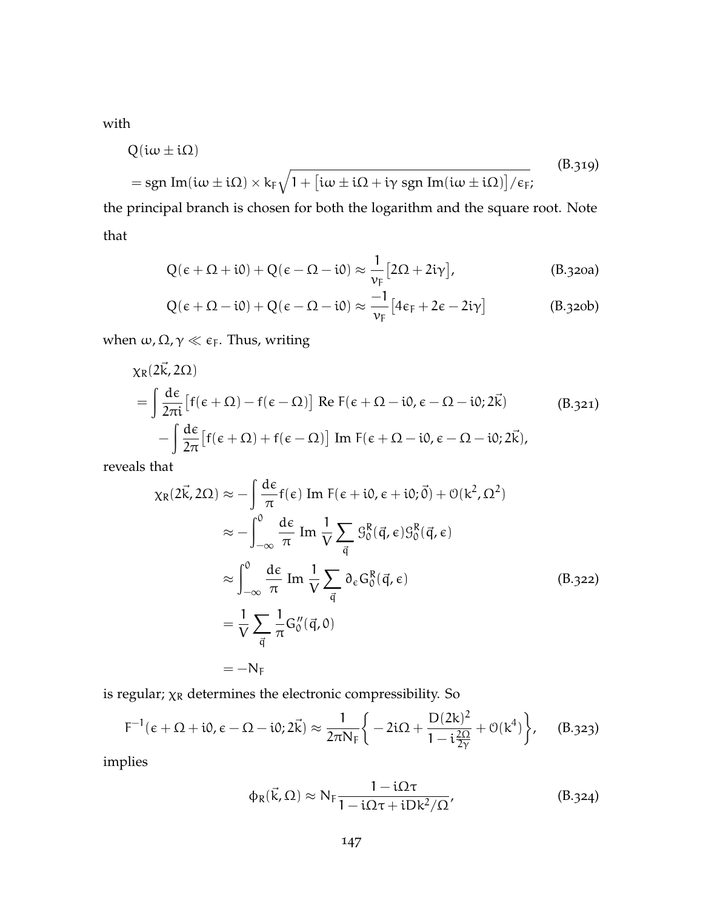with

$$
\begin{aligned}
&Q(i\omega \pm i\Omega) \\
&= \operatorname{sgn} \operatorname{Im}(i\omega \pm i\Omega) \times k_F \sqrt{1 + \big[i\omega \pm i\Omega + i\gamma \operatorname{sgn} \operatorname{Im}(i\omega \pm i\Omega)\big]/\epsilon_F};
\end{aligned}
\tag{B.319}
$$

the principal branch is chosen for both the logarithm and the square root. Note that

$$
Q(\epsilon + \Omega + i0) + Q(\epsilon - \Omega - i0) \approx \frac{1}{v_F}\big[2\Omega + 2i\gamma\big], \tag{B.320a}
$$

$$
Q(\epsilon + \Omega - i0) + Q(\epsilon - \Omega - i0) \approx \frac{-1}{v_F}\big[4\epsilon_F + 2\epsilon - 2i\gamma\big] \tag{B.320b}
$$

when $\omega, \Omega, \gamma \ll \epsilon_F$. Thus, writing

$$
\begin{aligned}
&\chi_R(2\vec{k}, 2\Omega) \\
&= \int \frac{d\epsilon}{2\pi i}\big[f(\epsilon + \Omega) - f(\epsilon - \Omega)\big] \operatorname{Re} F(\epsilon + \Omega - i0, \epsilon - \Omega - i0; 2\vec{k}) \\
&\quad - \int \frac{d\epsilon}{2\pi}\big[f(\epsilon + \Omega) + f(\epsilon - \Omega)\big] \operatorname{Im} F(\epsilon + \Omega - i0, \epsilon - \Omega - i0; 2\vec{k}),
\end{aligned}
\tag{B.321}
$$

reveals that

$$
\begin{aligned}
\chi_R(2\vec{k}, 2\Omega) &\approx -\int \frac{d\epsilon}{\pi} f(\epsilon) \operatorname{Im} F(\epsilon + i0, \epsilon + i0; \vec{0}) + \mathcal{O}(k^2, \Omega^2) \\
&\approx -\int_{-\infty}^{0} \frac{d\epsilon}{\pi} \operatorname{Im} \frac{1}{V}\sum_{\vec{q}} \mathcal{G}_0^R(\vec{q}, \epsilon)\mathcal{G}_0^R(\vec{q}, \epsilon) \\
&\approx \int_{-\infty}^{0} \frac{d\epsilon}{\pi} \operatorname{Im} \frac{1}{V}\sum_{\vec{q}} \partial_\epsilon G_0^R(\vec{q}, \epsilon) \\
&= \frac{1}{V}\sum_{\vec{q}} \frac{1}{\pi} G_0''(\vec{q}, 0) \\
&= -N_F
\end{aligned}
\tag{B.322}
$$

is regular; $\chi_R$ determines the electronic compressibility. So

$$
F^{-1}(\epsilon + \Omega + i0, \epsilon - \Omega - i0; 2\vec{k}) \approx \frac{1}{2\pi N_F}\bigg\{-2i\Omega + \frac{D(2k)^2}{1 - i\frac{2\Omega}{2\gamma}} + \mathcal{O}(k^4)\bigg\}, \tag{B.323}
$$

implies

$$
\phi_R(\vec{k}, \Omega) \approx N_F \frac{1 - i\Omega\tau}{1 - i\Omega\tau + iDk^2/\Omega}, \tag{B.324}
$$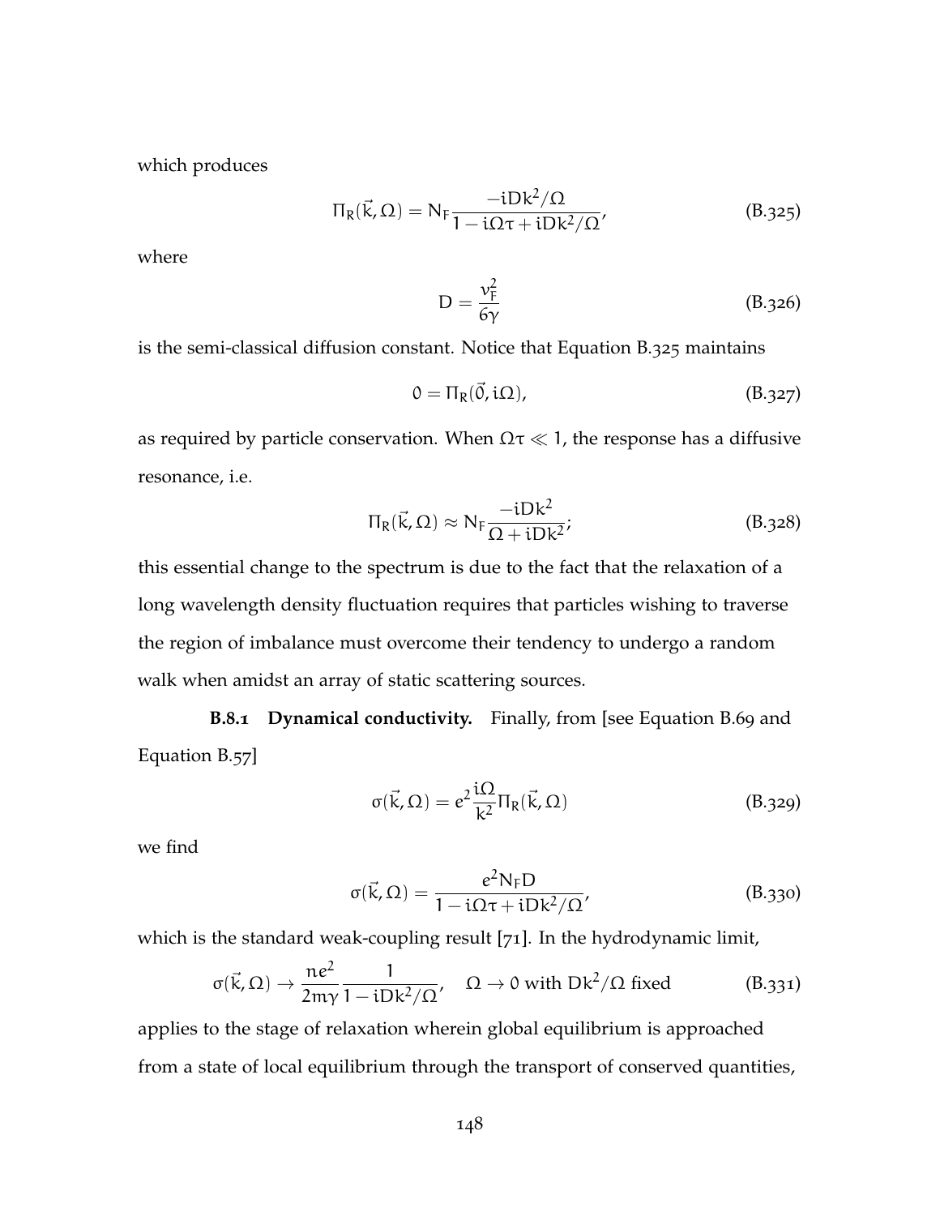which produces

$$\Pi_R(\vec{k}, \Omega) = N_F \frac{-iDk^2/\Omega}{1 - i\Omega\tau + iDk^2/\Omega}, \tag{B.325}$$

where

$$D = \frac{v_F^2}{6\gamma} \tag{B.326}$$

is the semi-classical diffusion constant. Notice that Equation B.325 maintains

$$0 = \Pi_R(\vec{0}, i\Omega), \tag{B.327}$$

as required by particle conservation. When $\Omega\tau \ll 1$, the response has a diffusive resonance, i.e.

$$\Pi_R(\vec{k}, \Omega) \approx N_F \frac{-iDk^2}{\Omega + iDk^2}; \tag{B.328}$$

this essential change to the spectrum is due to the fact that the relaxation of a long wavelength density fluctuation requires that particles wishing to traverse the region of imbalance must overcome their tendency to undergo a random walk when amidst an array of static scattering sources.

**B.8.1 Dynamical conductivity.** Finally, from [see Equation B.69 and Equation B.57]

$$\sigma(\vec{k}, \Omega) = e^2 \frac{i\Omega}{k^2} \Pi_R(\vec{k}, \Omega) \tag{B.329}$$

we find

$$\sigma(\vec{k}, \Omega) = \frac{e^2 N_F D}{1 - i\Omega\tau + iDk^2/\Omega}, \tag{B.330}$$

which is the standard weak-coupling result [71]. In the hydrodynamic limit,

$$\sigma(\vec{k}, \Omega) \to \frac{ne^2}{2m\gamma} \frac{1}{1 - iDk^2/\Omega}, \quad \Omega \to 0 \text{ with } Dk^2/\Omega \text{ fixed} \tag{B.331}$$

applies to the stage of relaxation wherein global equilibrium is approached from a state of local equilibrium through the transport of conserved quantities,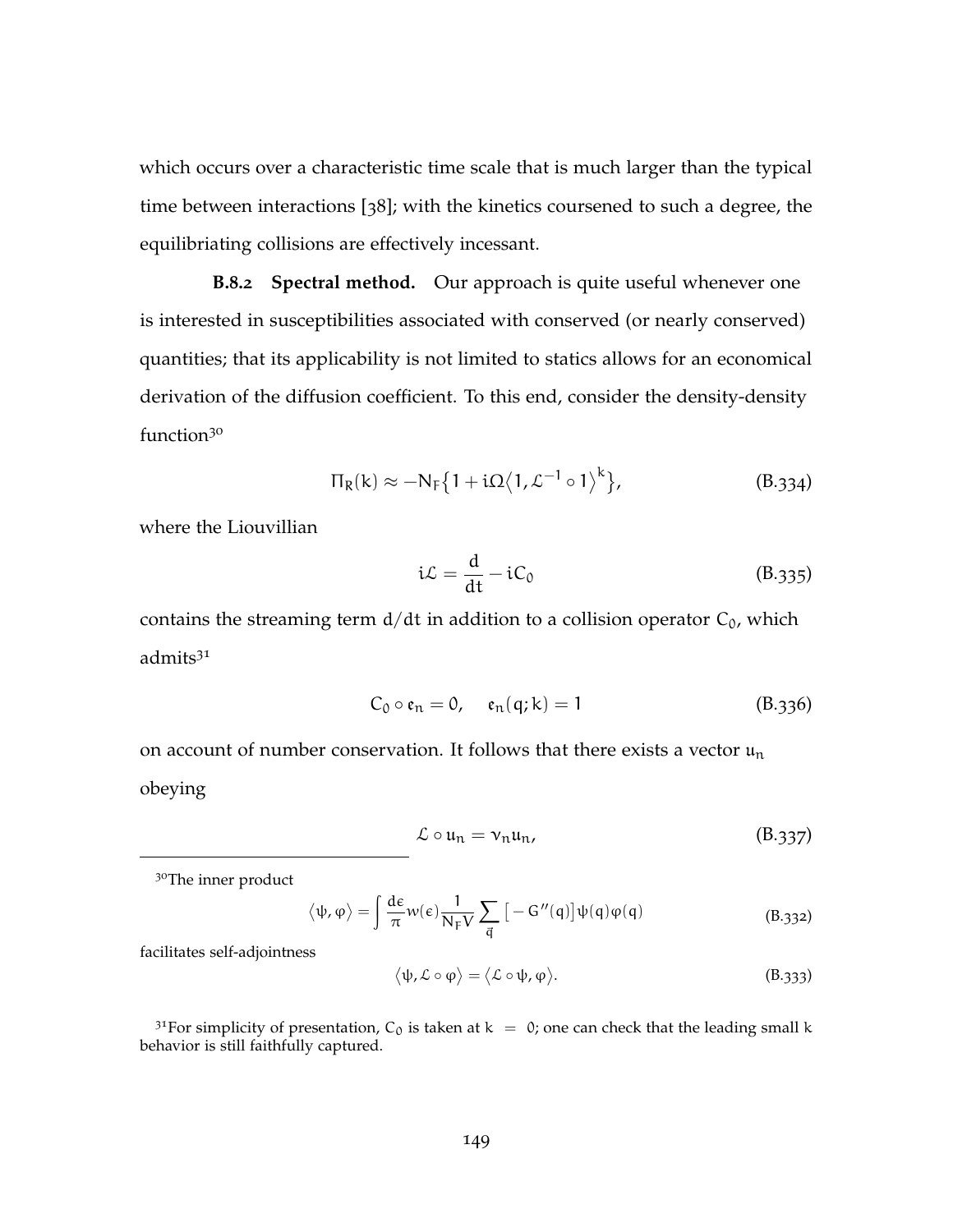which occurs over a characteristic time scale that is much larger than the typical time between interactions [38]; with the kinetics coursened to such a degree, the equilibriating collisions are effectively incessant.

**B.8.2 Spectral method.** Our approach is quite useful whenever one is interested in susceptibilities associated with conserved (or nearly conserved) quantities; that its applicability is not limited to statics allows for an economical derivation of the diffusion coefficient. To this end, consider the density-density function[30]

$$\Pi_R(k) \approx -N_F\{1 + i\Omega\langle 1, \mathcal{L}^{-1} \circ 1\rangle^k\}, \tag{B.334}$$

where the Liouvillian

$$i\mathcal{L} = \frac{d}{dt} - iC_0 \tag{B.335}$$

contains the streaming term $d/dt$ in addition to a collision operator $C_0$, which admits[31]

$$C_0 \circ \mathfrak{e}_n = 0, \quad \mathfrak{e}_n(q;k) = 1 \tag{B.336}$$

on account of number conservation. It follows that there exists a vector $u_n$ obeying

$$\mathcal{L} \circ u_n = \nu_n u_n, \tag{B.337}$$

---

[30]The inner product

$$\langle \psi, \varphi \rangle = \int \frac{d\epsilon}{\pi} w(\epsilon) \frac{1}{N_F V} \sum_{\vec{q}} \big[-G''(q)\big] \psi(q)\varphi(q) \tag{B.332}$$

facilitates self-adjointness

$$\langle \psi, \mathcal{L} \circ \varphi \rangle = \langle \mathcal{L} \circ \psi, \varphi \rangle. \tag{B.333}$$

[31]For simplicity of presentation, $C_0$ is taken at $k = 0$; one can check that the leading small $k$ behavior is still faithfully captured.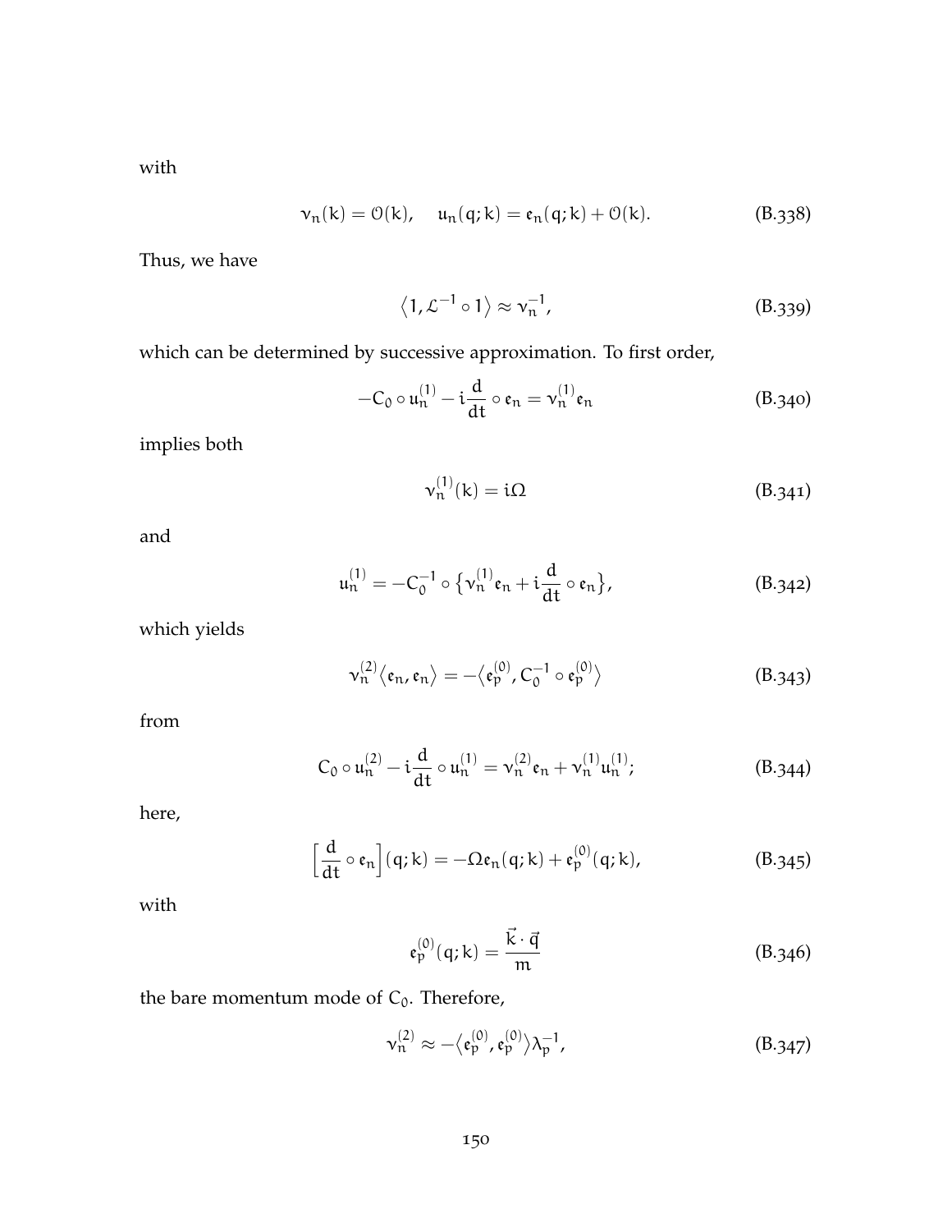with

$$\nu_n(k) = \mathcal{O}(k), \quad u_n(q;k) = \mathfrak{e}_n(q;k) + \mathcal{O}(k). \tag{B.338}$$

Thus, we have

$$\left\langle 1, \mathcal{L}^{-1} \circ 1 \right\rangle \approx \nu_n^{-1}, \tag{B.339}$$

which can be determined by successive approximation. To first order,

$$-C_0 \circ u_n^{(1)} - i\frac{d}{dt} \circ \mathfrak{e}_n = \nu_n^{(1)} \mathfrak{e}_n \tag{B.340}$$

implies both

$$\nu_n^{(1)}(k) = i\Omega \tag{B.341}$$

and

$$u_n^{(1)} = -C_0^{-1} \circ \left\{ \nu_n^{(1)} \mathfrak{e}_n + i\frac{d}{dt} \circ \mathfrak{e}_n \right\}, \tag{B.342}$$

which yields

$$\nu_n^{(2)} \left\langle \mathfrak{e}_n, \mathfrak{e}_n \right\rangle = -\left\langle \mathfrak{e}_p^{(0)}, C_0^{-1} \circ \mathfrak{e}_p^{(0)} \right\rangle \tag{B.343}$$

from

$$C_0 \circ u_n^{(2)} - i\frac{d}{dt} \circ u_n^{(1)} = \nu_n^{(2)} \mathfrak{e}_n + \nu_n^{(1)} u_n^{(1)}; \tag{B.344}$$

here,

$$\left[ \frac{d}{dt} \circ \mathfrak{e}_n \right](q;k) = -\Omega \mathfrak{e}_n(q;k) + \mathfrak{e}_p^{(0)}(q;k), \tag{B.345}$$

with

$$\mathfrak{e}_p^{(0)}(q;k) = \frac{\vec{k} \cdot \vec{q}}{m} \tag{B.346}$$

the bare momentum mode of $C_0$. Therefore,

$$\nu_n^{(2)} \approx -\left\langle \mathfrak{e}_p^{(0)}, \mathfrak{e}_p^{(0)} \right\rangle \lambda_p^{-1}, \tag{B.347}$$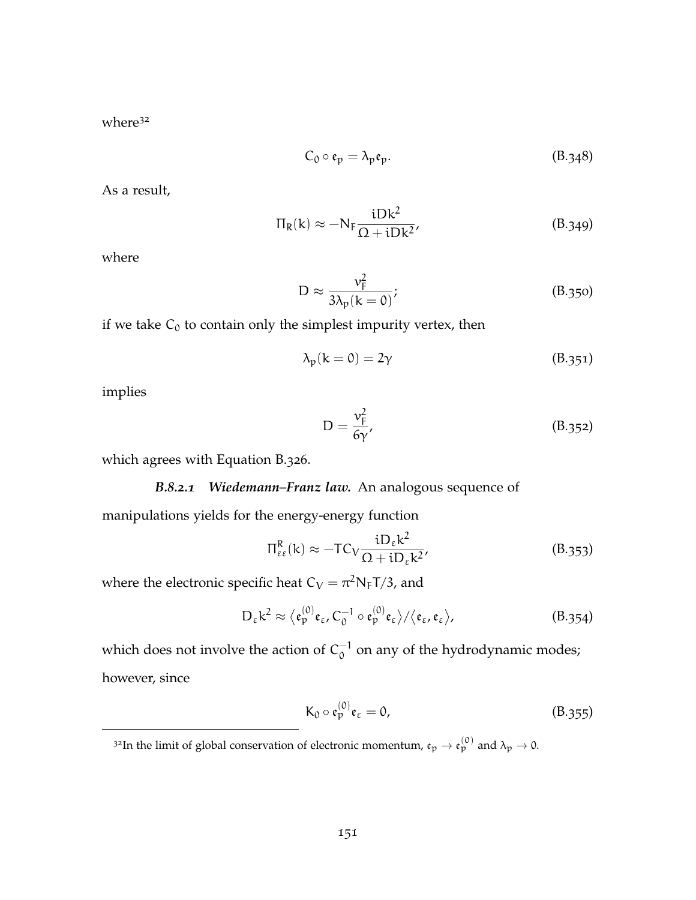where[32]

$$C_0 \circ \mathfrak{e}_p = \lambda_p \mathfrak{e}_p. \tag{B.348}$$

As a result,

$$\Pi_R(k) \approx -N_F \frac{iDk^2}{\Omega + iDk^2}, \tag{B.349}$$

where

$$D \approx \frac{v_F^2}{3\lambda_p(k=0)}; \tag{B.350}$$

if we take $C_0$ to contain only the simplest impurity vertex, then

$$\lambda_p(k=0) = 2\gamma \tag{B.351}$$

implies

$$D = \frac{v_F^2}{6\gamma}, \tag{B.352}$$

which agrees with Equation B.326.

#### *B.8.2.1 Wiedemann–Franz law.*

An analogous sequence of manipulations yields for the energy-energy function

$$\Pi^R_{\varepsilon\varepsilon}(k) \approx -TC_V \frac{iD_\varepsilon k^2}{\Omega + iD_\varepsilon k^2}, \tag{B.353}$$

where the electronic specific heat $C_V = \pi^2 N_F T/3$, and

$$D_\varepsilon k^2 \approx \left\langle \mathfrak{e}_p^{(0)} \mathfrak{e}_\varepsilon, C_0^{-1} \circ \mathfrak{e}_p^{(0)} \mathfrak{e}_\varepsilon \right\rangle / \left\langle \mathfrak{e}_\varepsilon, \mathfrak{e}_\varepsilon \right\rangle, \tag{B.354}$$

which does not involve the action of $C_0^{-1}$ on any of the hydrodynamic modes; however, since

$$K_0 \circ \mathfrak{e}_p^{(0)} \mathfrak{e}_\varepsilon = 0, \tag{B.355}$$

[32] In the limit of global conservation of electronic momentum, $\mathfrak{e}_p \to \mathfrak{e}_p^{(0)}$ and $\lambda_p \to 0$.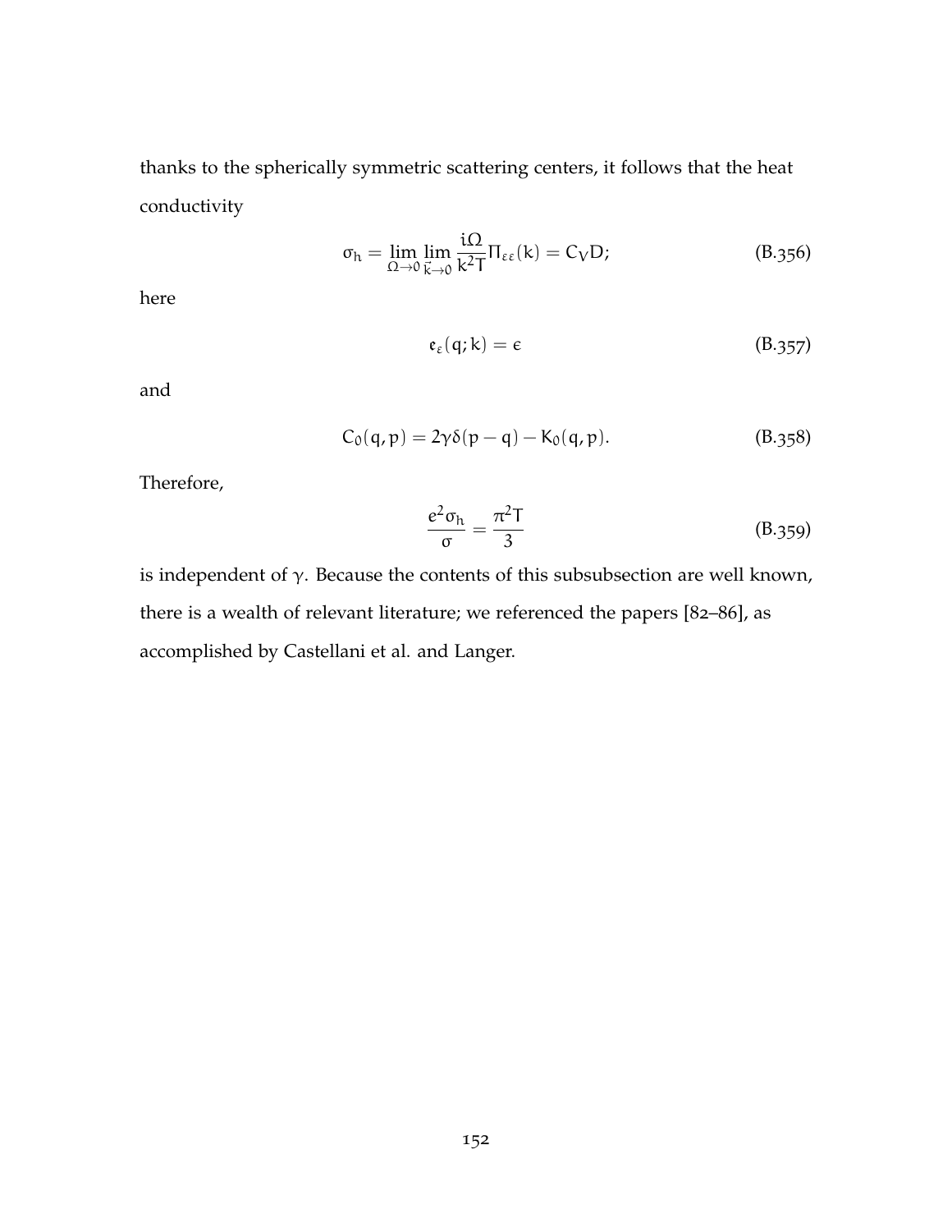thanks to the spherically symmetric scattering centers, it follows that the heat conductivity

$$\sigma_h = \lim_{\Omega \to 0} \lim_{\vec{k} \to 0} \frac{i\Omega}{k^2 T} \Pi_{\varepsilon\varepsilon}(k) = C_V D; \tag{B.356}$$

here

$$\mathfrak{e}_{\varepsilon}(q;k) = \epsilon \tag{B.357}$$

and

$$C_0(q,p) = 2\gamma\delta(p-q) - K_0(q,p). \tag{B.358}$$

Therefore,

$$\frac{e^2 \sigma_h}{\sigma} = \frac{\pi^2 T}{3} \tag{B.359}$$

is independent of $\gamma$. Because the contents of this subsubsection are well known, there is a wealth of relevant literature; we referenced the papers [82–86], as accomplished by Castellani et al. and Langer.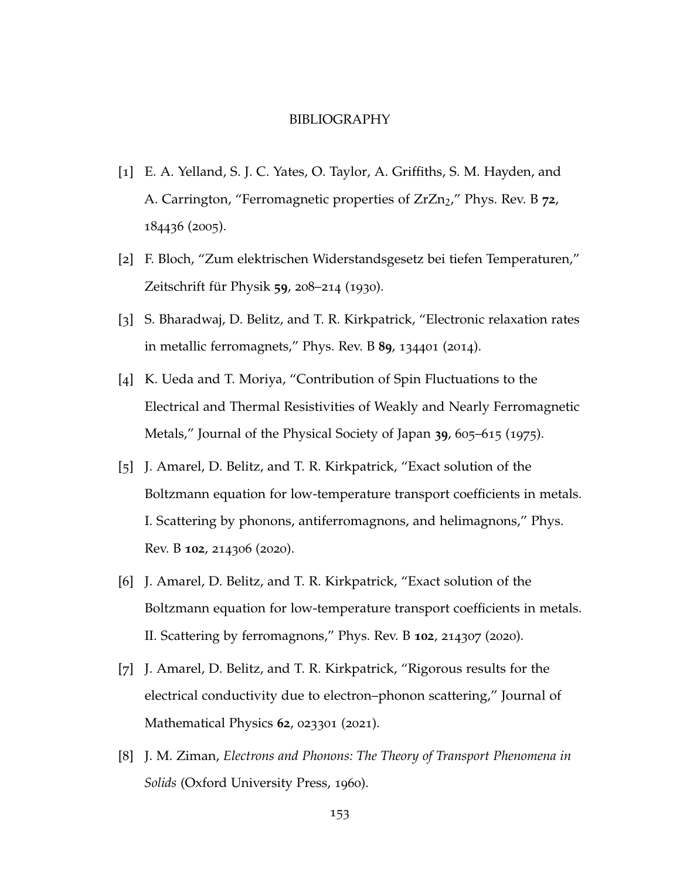# BIBLIOGRAPHY

[1] E. A. Yelland, S. J. C. Yates, O. Taylor, A. Griffiths, S. M. Hayden, and A. Carrington, "Ferromagnetic properties of $ZrZn_2$," Phys. Rev. B **72**, 184436 (2005).

[2] F. Bloch, "Zum elektrischen Widerstandsgesetz bei tiefen Temperaturen," Zeitschrift für Physik **59**, 208–214 (1930).

[3] S. Bharadwaj, D. Belitz, and T. R. Kirkpatrick, "Electronic relaxation rates in metallic ferromagnets," Phys. Rev. B **89**, 134401 (2014).

[4] K. Ueda and T. Moriya, "Contribution of Spin Fluctuations to the Electrical and Thermal Resistivities of Weakly and Nearly Ferromagnetic Metals," Journal of the Physical Society of Japan **39**, 605–615 (1975).

[5] J. Amarel, D. Belitz, and T. R. Kirkpatrick, "Exact solution of the Boltzmann equation for low-temperature transport coefficients in metals. I. Scattering by phonons, antiferromagnons, and helimagnons," Phys. Rev. B **102**, 214306 (2020).

[6] J. Amarel, D. Belitz, and T. R. Kirkpatrick, "Exact solution of the Boltzmann equation for low-temperature transport coefficients in metals. II. Scattering by ferromagnons," Phys. Rev. B **102**, 214307 (2020).

[7] J. Amarel, D. Belitz, and T. R. Kirkpatrick, "Rigorous results for the electrical conductivity due to electron–phonon scattering," Journal of Mathematical Physics **62**, 023301 (2021).

[8] J. M. Ziman, *Electrons and Phonons: The Theory of Transport Phenomena in Solids* (Oxford University Press, 1960).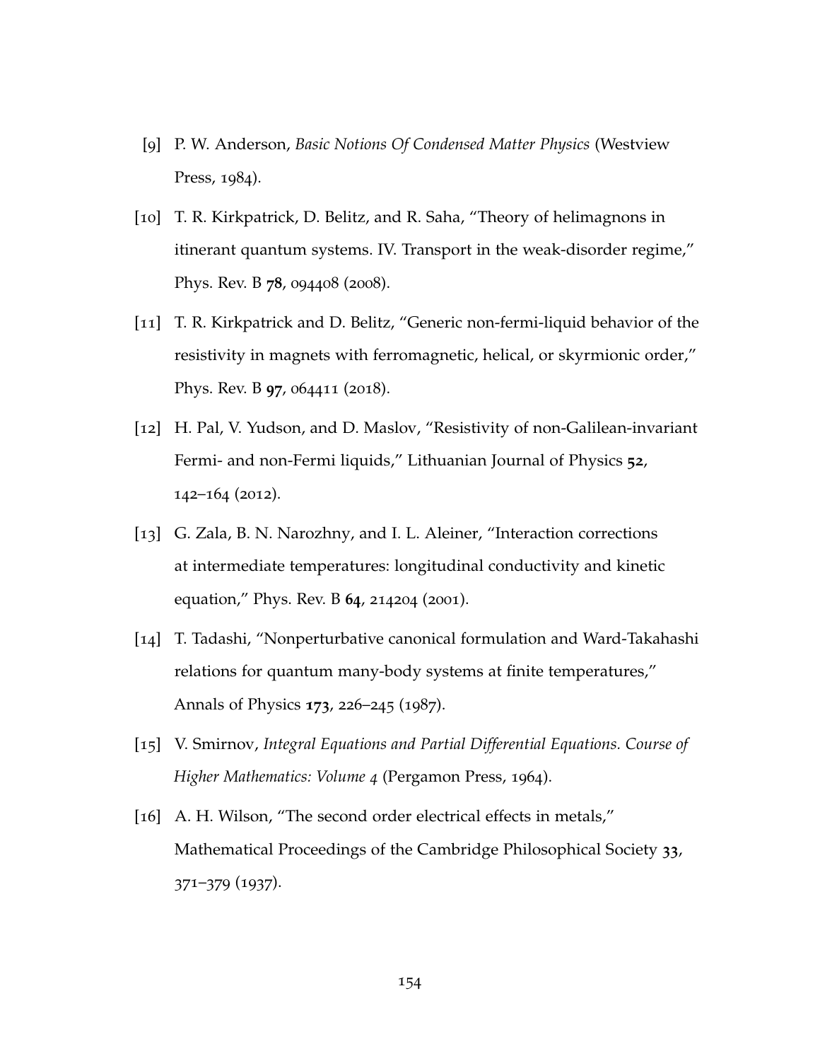[9] P. W. Anderson, *Basic Notions Of Condensed Matter Physics* (Westview Press, 1984).

[10] T. R. Kirkpatrick, D. Belitz, and R. Saha, "Theory of helimagnons in itinerant quantum systems. IV. Transport in the weak-disorder regime," Phys. Rev. B **78**, 094408 (2008).

[11] T. R. Kirkpatrick and D. Belitz, "Generic non-fermi-liquid behavior of the resistivity in magnets with ferromagnetic, helical, or skyrmionic order," Phys. Rev. B **97**, 064411 (2018).

[12] H. Pal, V. Yudson, and D. Maslov, "Resistivity of non-Galilean-invariant Fermi- and non-Fermi liquids," Lithuanian Journal of Physics **52**, 142–164 (2012).

[13] G. Zala, B. N. Narozhny, and I. L. Aleiner, "Interaction corrections at intermediate temperatures: longitudinal conductivity and kinetic equation," Phys. Rev. B **64**, 214204 (2001).

[14] T. Tadashi, "Nonperturbative canonical formulation and Ward-Takahashi relations for quantum many-body systems at finite temperatures," Annals of Physics **173**, 226–245 (1987).

[15] V. Smirnov, *Integral Equations and Partial Differential Equations. Course of Higher Mathematics: Volume 4* (Pergamon Press, 1964).

[16] A. H. Wilson, "The second order electrical effects in metals," Mathematical Proceedings of the Cambridge Philosophical Society **33**, 371–379 (1937).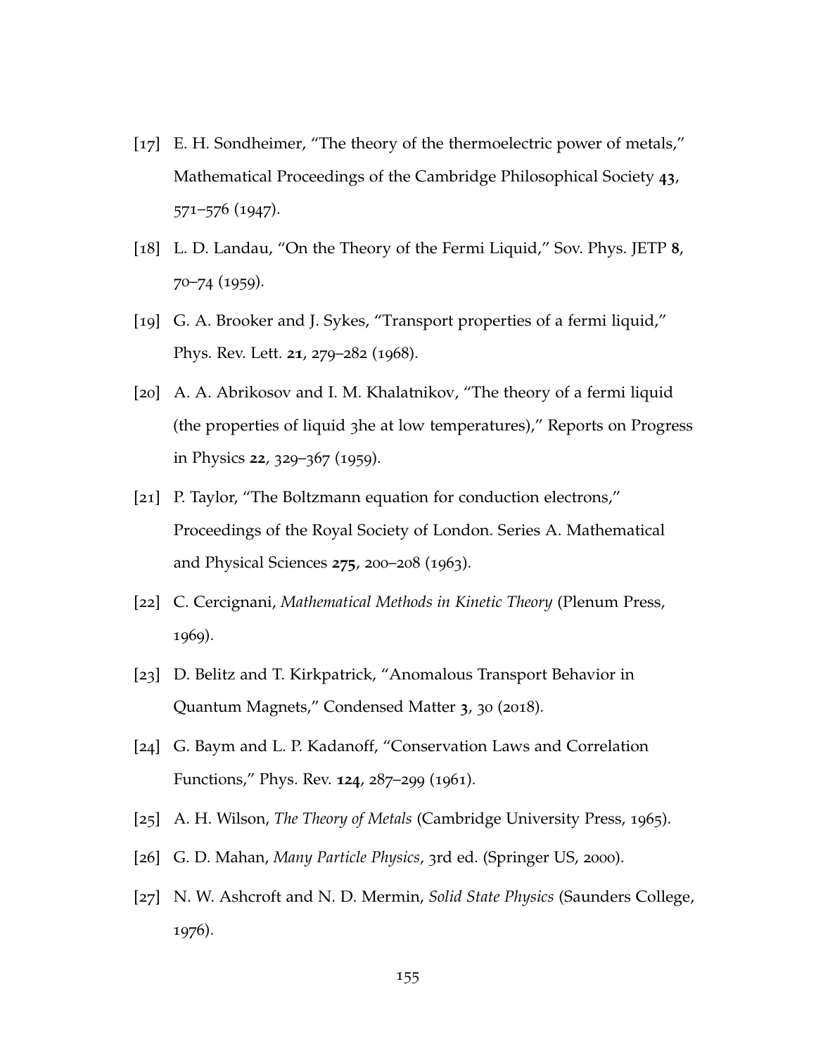[17] E. H. Sondheimer, "The theory of the thermoelectric power of metals," Mathematical Proceedings of the Cambridge Philosophical Society **43**, 571–576 (1947).

[18] L. D. Landau, "On the Theory of the Fermi Liquid," Sov. Phys. JETP **8**, 70–74 (1959).

[19] G. A. Brooker and J. Sykes, "Transport properties of a fermi liquid," Phys. Rev. Lett. **21**, 279–282 (1968).

[20] A. A. Abrikosov and I. M. Khalatnikov, "The theory of a fermi liquid (the properties of liquid 3he at low temperatures)," Reports on Progress in Physics **22**, 329–367 (1959).

[21] P. Taylor, "The Boltzmann equation for conduction electrons," Proceedings of the Royal Society of London. Series A. Mathematical and Physical Sciences **275**, 200–208 (1963).

[22] C. Cercignani, *Mathematical Methods in Kinetic Theory* (Plenum Press, 1969).

[23] D. Belitz and T. Kirkpatrick, "Anomalous Transport Behavior in Quantum Magnets," Condensed Matter **3**, 30 (2018).

[24] G. Baym and L. P. Kadanoff, "Conservation Laws and Correlation Functions," Phys. Rev. **124**, 287–299 (1961).

[25] A. H. Wilson, *The Theory of Metals* (Cambridge University Press, 1965).

[26] G. D. Mahan, *Many Particle Physics*, 3rd ed. (Springer US, 2000).

[27] N. W. Ashcroft and N. D. Mermin, *Solid State Physics* (Saunders College, 1976).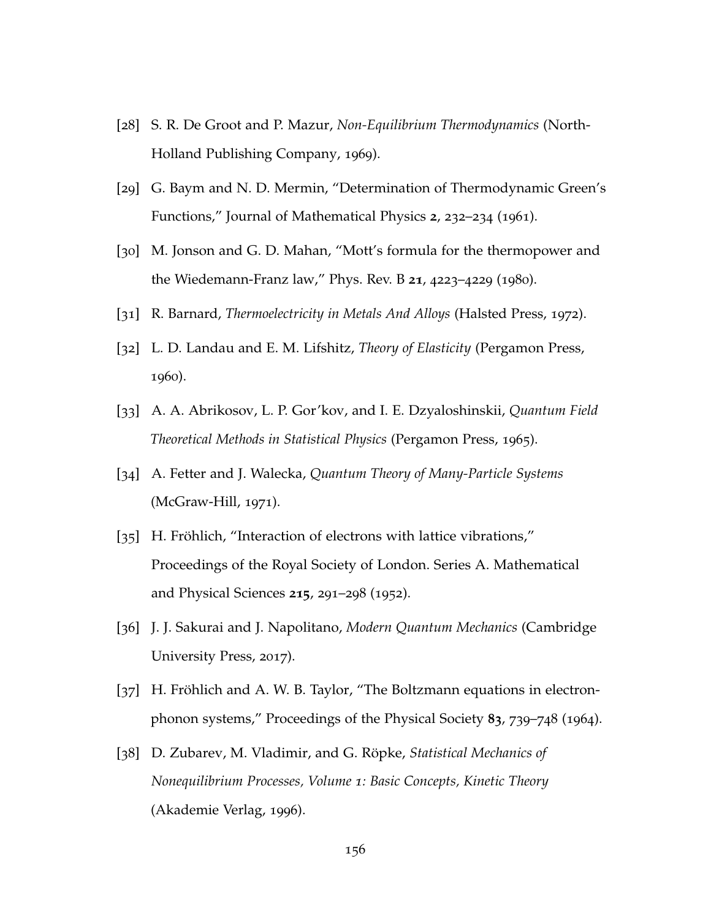[28] S. R. De Groot and P. Mazur, *Non-Equilibrium Thermodynamics* (North-Holland Publishing Company, 1969).

[29] G. Baym and N. D. Mermin, "Determination of Thermodynamic Green's Functions," Journal of Mathematical Physics **2**, 232–234 (1961).

[30] M. Jonson and G. D. Mahan, "Mott's formula for the thermopower and the Wiedemann-Franz law," Phys. Rev. B **21**, 4223–4229 (1980).

[31] R. Barnard, *Thermoelectricity in Metals And Alloys* (Halsted Press, 1972).

[32] L. D. Landau and E. M. Lifshitz, *Theory of Elasticity* (Pergamon Press, 1960).

[33] A. A. Abrikosov, L. P. Gor'kov, and I. E. Dzyaloshinskii, *Quantum Field Theoretical Methods in Statistical Physics* (Pergamon Press, 1965).

[34] A. Fetter and J. Walecka, *Quantum Theory of Many-Particle Systems* (McGraw-Hill, 1971).

[35] H. Fröhlich, "Interaction of electrons with lattice vibrations," Proceedings of the Royal Society of London. Series A. Mathematical and Physical Sciences **215**, 291–298 (1952).

[36] J. J. Sakurai and J. Napolitano, *Modern Quantum Mechanics* (Cambridge University Press, 2017).

[37] H. Fröhlich and A. W. B. Taylor, "The Boltzmann equations in electron-phonon systems," Proceedings of the Physical Society **83**, 739–748 (1964).

[38] D. Zubarev, M. Vladimir, and G. Röpke, *Statistical Mechanics of Nonequilibrium Processes, Volume 1: Basic Concepts, Kinetic Theory* (Akademie Verlag, 1996).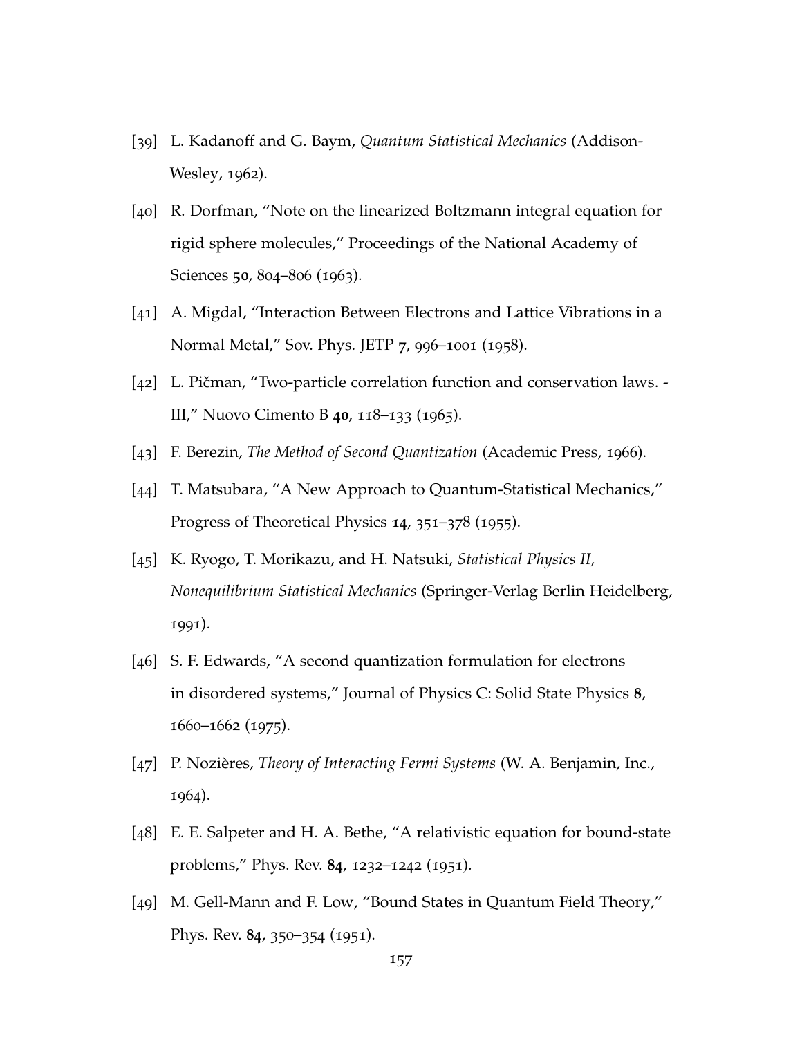[39] L. Kadanoff and G. Baym, *Quantum Statistical Mechanics* (Addison-Wesley, 1962).

[40] R. Dorfman, "Note on the linearized Boltzmann integral equation for rigid sphere molecules," Proceedings of the National Academy of Sciences **50**, 804–806 (1963).

[41] A. Migdal, "Interaction Between Electrons and Lattice Vibrations in a Normal Metal," Sov. Phys. JETP **7**, 996–1001 (1958).

[42] L. Pičman, "Two-particle correlation function and conservation laws. - III," Nuovo Cimento B **40**, 118–133 (1965).

[43] F. Berezin, *The Method of Second Quantization* (Academic Press, 1966).

[44] T. Matsubara, "A New Approach to Quantum-Statistical Mechanics," Progress of Theoretical Physics **14**, 351–378 (1955).

[45] K. Ryogo, T. Morikazu, and H. Natsuki, *Statistical Physics II, Nonequilibrium Statistical Mechanics* (Springer-Verlag Berlin Heidelberg, 1991).

[46] S. F. Edwards, "A second quantization formulation for electrons in disordered systems," Journal of Physics C: Solid State Physics **8**, 1660–1662 (1975).

[47] P. Nozières, *Theory of Interacting Fermi Systems* (W. A. Benjamin, Inc., 1964).

[48] E. E. Salpeter and H. A. Bethe, "A relativistic equation for bound-state problems," Phys. Rev. **84**, 1232–1242 (1951).

[49] M. Gell-Mann and F. Low, "Bound States in Quantum Field Theory," Phys. Rev. **84**, 350–354 (1951).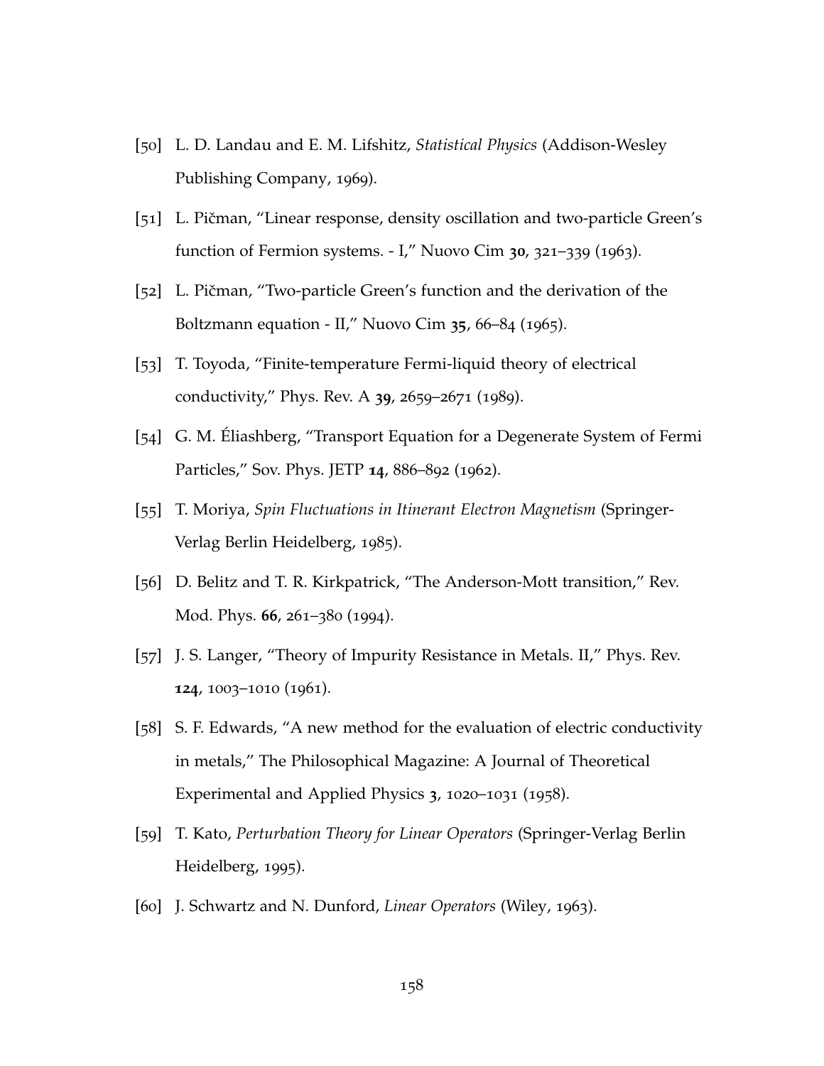[50] L. D. Landau and E. M. Lifshitz, *Statistical Physics* (Addison-Wesley Publishing Company, 1969).

[51] L. Pičman, "Linear response, density oscillation and two-particle Green's function of Fermion systems. - I," Nuovo Cim **30**, 321–339 (1963).

[52] L. Pičman, "Two-particle Green's function and the derivation of the Boltzmann equation - II," Nuovo Cim **35**, 66–84 (1965).

[53] T. Toyoda, "Finite-temperature Fermi-liquid theory of electrical conductivity," Phys. Rev. A **39**, 2659–2671 (1989).

[54] G. M. Éliashberg, "Transport Equation for a Degenerate System of Fermi Particles," Sov. Phys. JETP **14**, 886–892 (1962).

[55] T. Moriya, *Spin Fluctuations in Itinerant Electron Magnetism* (Springer-Verlag Berlin Heidelberg, 1985).

[56] D. Belitz and T. R. Kirkpatrick, "The Anderson-Mott transition," Rev. Mod. Phys. **66**, 261–380 (1994).

[57] J. S. Langer, "Theory of Impurity Resistance in Metals. II," Phys. Rev. **124**, 1003–1010 (1961).

[58] S. F. Edwards, "A new method for the evaluation of electric conductivity in metals," The Philosophical Magazine: A Journal of Theoretical Experimental and Applied Physics **3**, 1020–1031 (1958).

[59] T. Kato, *Perturbation Theory for Linear Operators* (Springer-Verlag Berlin Heidelberg, 1995).

[60] J. Schwartz and N. Dunford, *Linear Operators* (Wiley, 1963).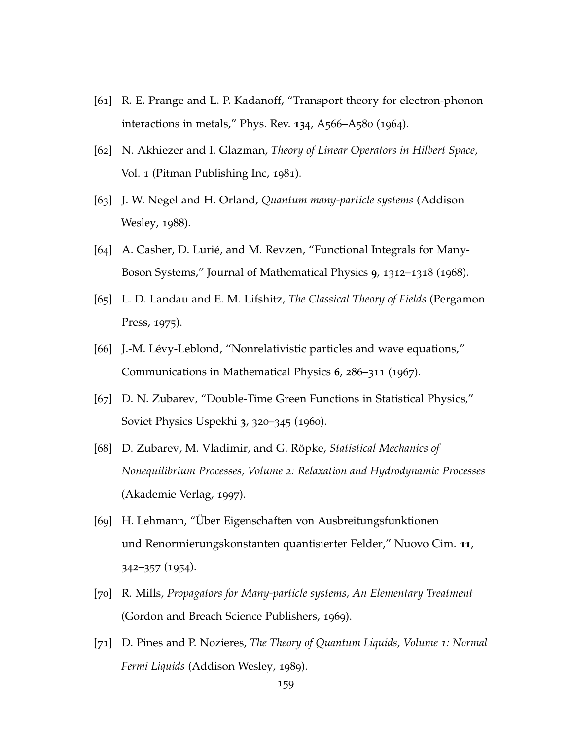[61] R. E. Prange and L. P. Kadanoff, "Transport theory for electron-phonon interactions in metals," Phys. Rev. **134**, A566–A580 (1964).

[62] N. Akhiezer and I. Glazman, *Theory of Linear Operators in Hilbert Space*, Vol. 1 (Pitman Publishing Inc, 1981).

[63] J. W. Negel and H. Orland, *Quantum many-particle systems* (Addison Wesley, 1988).

[64] A. Casher, D. Lurié, and M. Revzen, "Functional Integrals for Many-Boson Systems," Journal of Mathematical Physics **9**, 1312–1318 (1968).

[65] L. D. Landau and E. M. Lifshitz, *The Classical Theory of Fields* (Pergamon Press, 1975).

[66] J.-M. Lévy-Leblond, "Nonrelativistic particles and wave equations," Communications in Mathematical Physics **6**, 286–311 (1967).

[67] D. N. Zubarev, "Double-Time Green Functions in Statistical Physics," Soviet Physics Uspekhi **3**, 320–345 (1960).

[68] D. Zubarev, M. Vladimir, and G. Röpke, *Statistical Mechanics of Nonequilibrium Processes, Volume 2: Relaxation and Hydrodynamic Processes* (Akademie Verlag, 1997).

[69] H. Lehmann, "Über Eigenschaften von Ausbreitungsfunktionen und Renormierungskonstanten quantisierter Felder," Nuovo Cim. **11**, 342–357 (1954).

[70] R. Mills, *Propagators for Many-particle systems, An Elementary Treatment* (Gordon and Breach Science Publishers, 1969).

[71] D. Pines and P. Nozieres, *The Theory of Quantum Liquids, Volume 1: Normal Fermi Liquids* (Addison Wesley, 1989).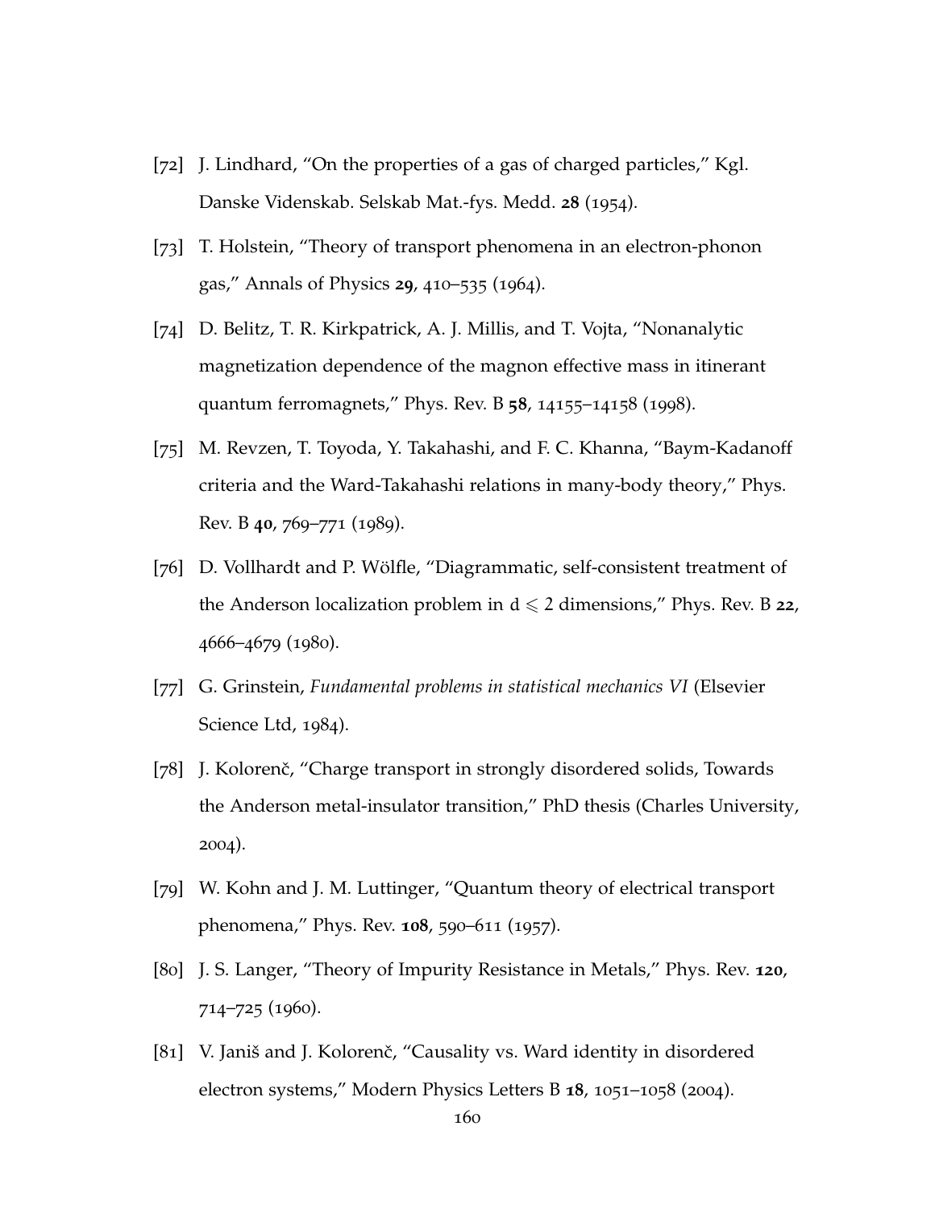[72] J. Lindhard, “On the properties of a gas of charged particles,” Kgl. Danske Videnskab. Selskab Mat.-fys. Medd. **28** (1954).

[73] T. Holstein, “Theory of transport phenomena in an electron-phonon gas,” Annals of Physics **29**, 410–535 (1964).

[74] D. Belitz, T. R. Kirkpatrick, A. J. Millis, and T. Vojta, “Nonanalytic magnetization dependence of the magnon effective mass in itinerant quantum ferromagnets,” Phys. Rev. B **58**, 14155–14158 (1998).

[75] M. Revzen, T. Toyoda, Y. Takahashi, and F. C. Khanna, “Baym-Kadanoff criteria and the Ward-Takahashi relations in many-body theory,” Phys. Rev. B **40**, 769–771 (1989).

[76] D. Vollhardt and P. Wölfle, “Diagrammatic, self-consistent treatment of the Anderson localization problem in $d \leqslant 2$ dimensions,” Phys. Rev. B **22**, 4666–4679 (1980).

[77] G. Grinstein, *Fundamental problems in statistical mechanics VI* (Elsevier Science Ltd, 1984).

[78] J. Kolorenč, “Charge transport in strongly disordered solids, Towards the Anderson metal-insulator transition,” PhD thesis (Charles University, 2004).

[79] W. Kohn and J. M. Luttinger, “Quantum theory of electrical transport phenomena,” Phys. Rev. **108**, 590–611 (1957).

[80] J. S. Langer, “Theory of Impurity Resistance in Metals,” Phys. Rev. **120**, 714–725 (1960).

[81] V. Janiš and J. Kolorenč, “Causality vs. Ward identity in disordered electron systems,” Modern Physics Letters B **18**, 1051–1058 (2004).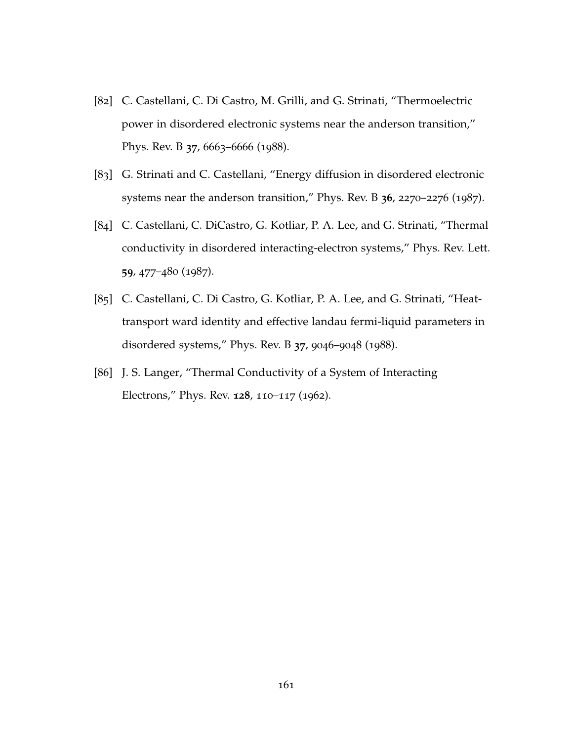[82] C. Castellani, C. Di Castro, M. Grilli, and G. Strinati, "Thermoelectric power in disordered electronic systems near the anderson transition," Phys. Rev. B **37**, 6663–6666 (1988).

[83] G. Strinati and C. Castellani, "Energy diffusion in disordered electronic systems near the anderson transition," Phys. Rev. B **36**, 2270–2276 (1987).

[84] C. Castellani, C. DiCastro, G. Kotliar, P. A. Lee, and G. Strinati, "Thermal conductivity in disordered interacting-electron systems," Phys. Rev. Lett. **59**, 477–480 (1987).

[85] C. Castellani, C. Di Castro, G. Kotliar, P. A. Lee, and G. Strinati, "Heat-transport ward identity and effective landau fermi-liquid parameters in disordered systems," Phys. Rev. B **37**, 9046–9048 (1988).

[86] J. S. Langer, "Thermal Conductivity of a System of Interacting Electrons," Phys. Rev. **128**, 110–117 (1962).